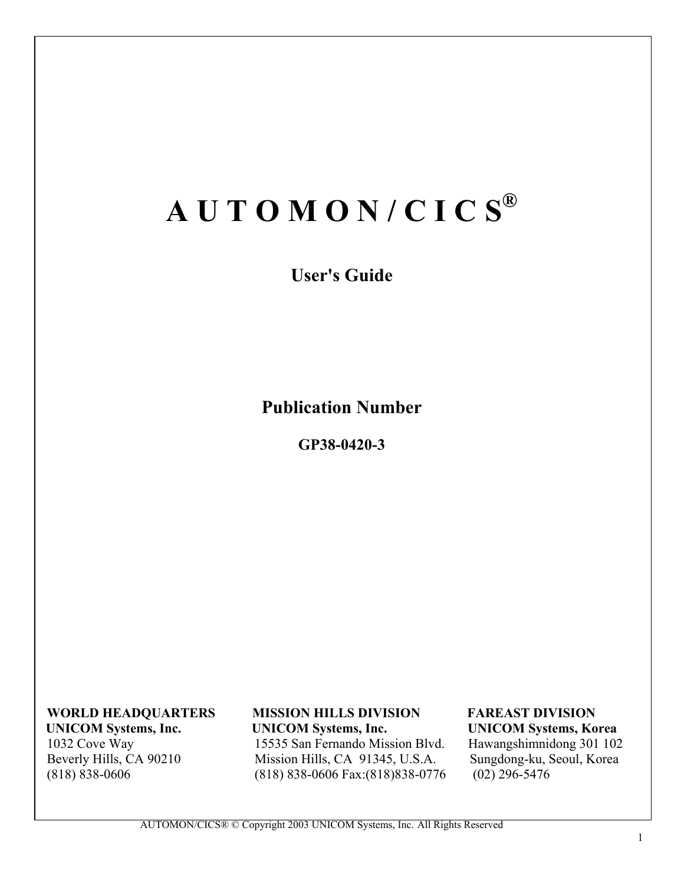# A U T O M O N / C I C S®

## User's Guide

## Publication Number

**GP38-0420-3**

| WORLD HEADQUARTERS | MISSION HILLS DIVISION | FAREAST DIVISION |
|---|---|---|
| **UNICOM Systems, Inc.** | **UNICOM Systems, Inc.** | **UNICOM Systems, Korea** |
| 1032 Cove Way | 15535 San Fernando Mission Blvd. | Hawangshimnidong 301 102 |
| Beverly Hills, CA 90210 | Mission Hills, CA 91345, U.S.A. | Sungdong-ku, Seoul, Korea |
| (818) 838-0606 | (818) 838-0606 Fax:(818)838-0776 | (02) 296-5476 |

AUTOMON/CICS® © Copyright 2003 UNICOM Systems, Inc. All Rights Reserved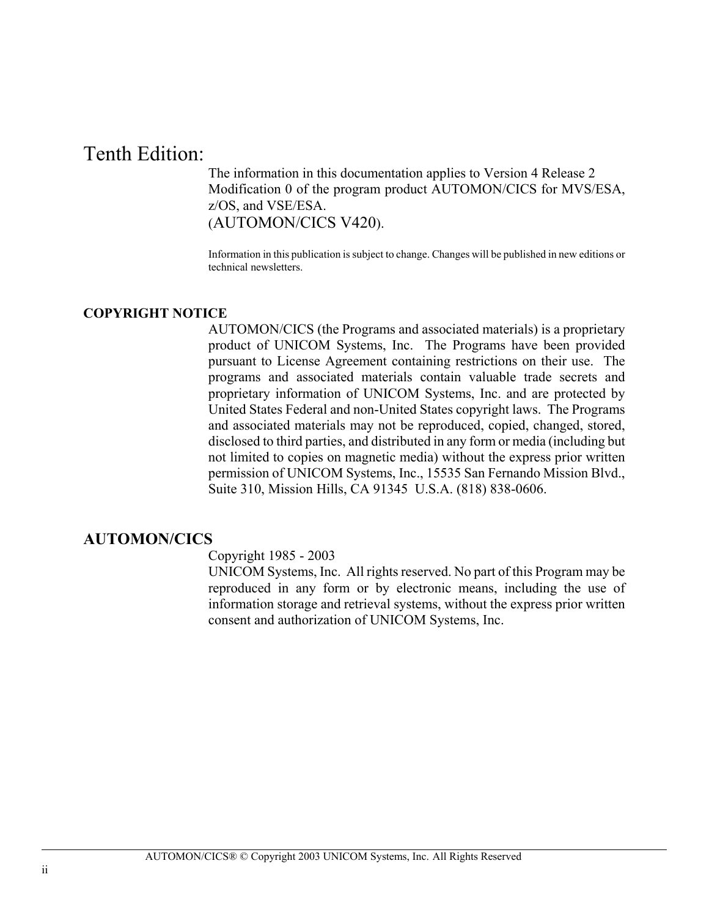# Tenth Edition:

The information in this documentation applies to Version 4 Release 2 Modification 0 of the program product AUTOMON/CICS for MVS/ESA, z/OS, and VSE/ESA.
(AUTOMON/CICS V420).

Information in this publication is subject to change. Changes will be published in new editions or technical newsletters.

**COPYRIGHT NOTICE**

AUTOMON/CICS (the Programs and associated materials) is a proprietary product of UNICOM Systems, Inc. The Programs have been provided pursuant to License Agreement containing restrictions on their use. The programs and associated materials contain valuable trade secrets and proprietary information of UNICOM Systems, Inc. and are protected by United States Federal and non-United States copyright laws. The Programs and associated materials may not be reproduced, copied, changed, stored, disclosed to third parties, and distributed in any form or media (including but not limited to copies on magnetic media) without the express prior written permission of UNICOM Systems, Inc., 15535 San Fernando Mission Blvd., Suite 310, Mission Hills, CA 91345 U.S.A. (818) 838-0606.

## AUTOMON/CICS

Copyright 1985 - 2003
UNICOM Systems, Inc. All rights reserved. No part of this Program may be reproduced in any form or by electronic means, including the use of information storage and retrieval systems, without the express prior written consent and authorization of UNICOM Systems, Inc.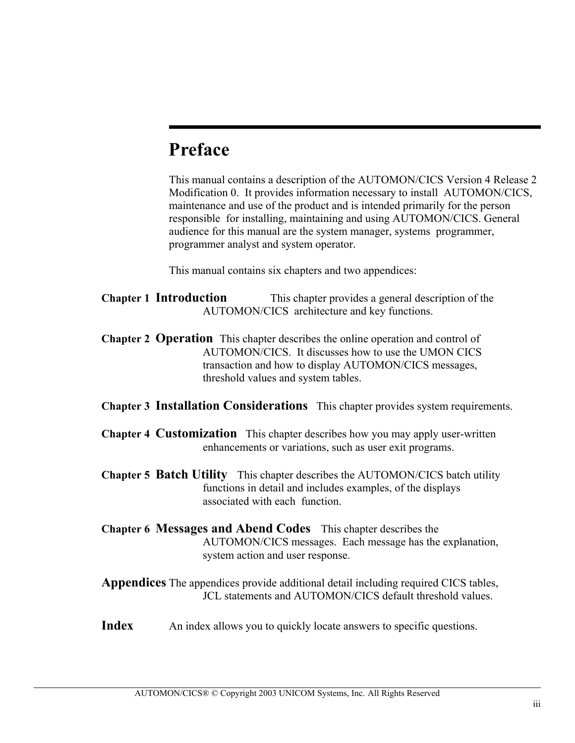# Preface

This manual contains a description of the AUTOMON/CICS Version 4 Release 2 Modification 0. It provides information necessary to install AUTOMON/CICS, maintenance and use of the product and is intended primarily for the person responsible for installing, maintaining and using AUTOMON/CICS. General audience for this manual are the system manager, systems programmer, programmer analyst and system operator.

This manual contains six chapters and two appendices:

**Chapter 1 Introduction** This chapter provides a general description of the AUTOMON/CICS architecture and key functions.

**Chapter 2 Operation** This chapter describes the online operation and control of AUTOMON/CICS. It discusses how to use the UMON CICS transaction and how to display AUTOMON/CICS messages, threshold values and system tables.

**Chapter 3 Installation Considerations** This chapter provides system requirements.

**Chapter 4 Customization** This chapter describes how you may apply user-written enhancements or variations, such as user exit programs.

**Chapter 5 Batch Utility** This chapter describes the AUTOMON/CICS batch utility functions in detail and includes examples, of the displays associated with each function.

**Chapter 6 Messages and Abend Codes** This chapter describes the AUTOMON/CICS messages. Each message has the explanation, system action and user response.

**Appendices** The appendices provide additional detail including required CICS tables, JCL statements and AUTOMON/CICS default threshold values.

**Index** An index allows you to quickly locate answers to specific questions.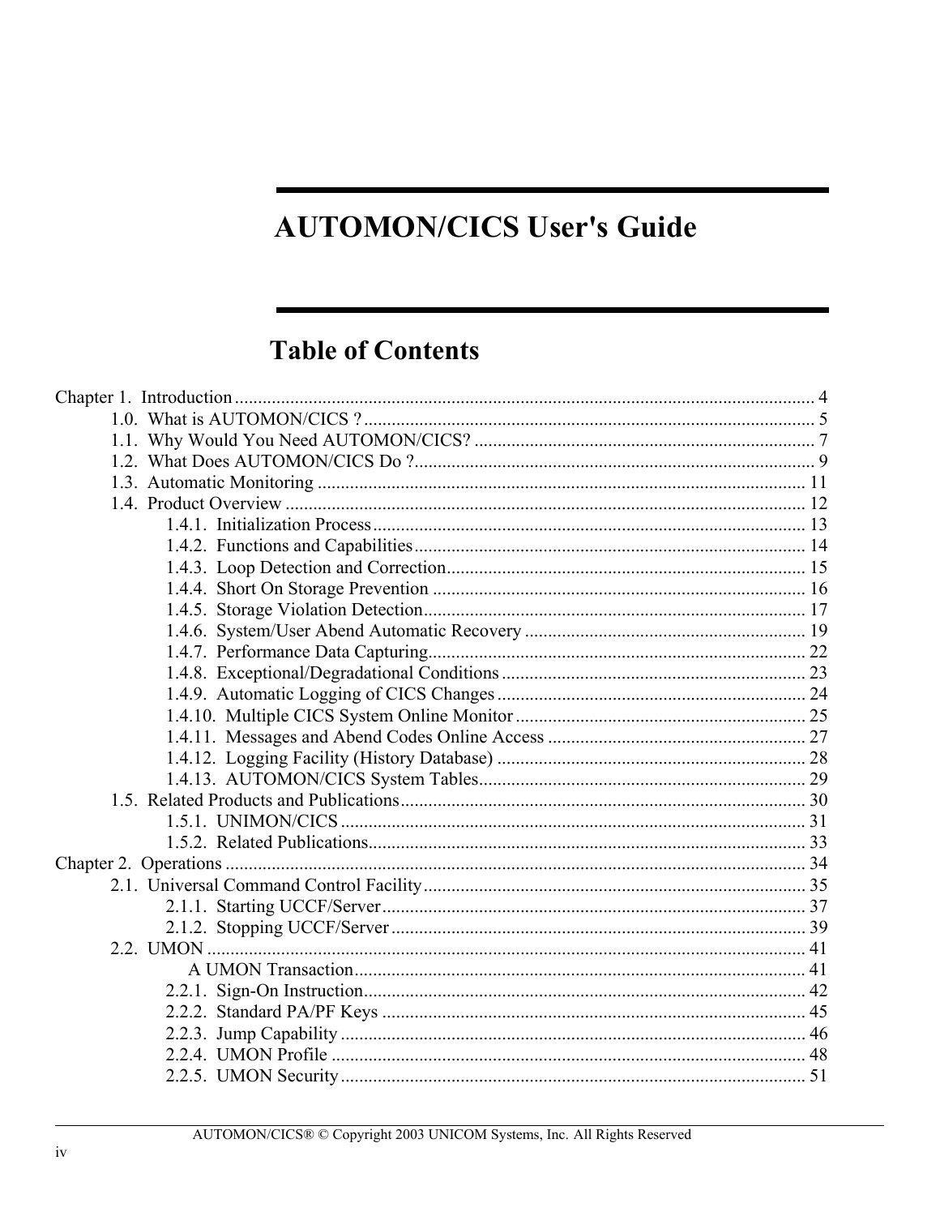# AUTOMON/CICS User's Guide

## Table of Contents

Chapter 1. Introduction ........................................................................................................................ 4
- 1.0. What is AUTOMON/CICS ? ................................................................................................ 5
- 1.1. Why Would You Need AUTOMON/CICS? ......................................................................... 7
- 1.2. What Does AUTOMON/CICS Do ?...................................................................................... 9
- 1.3. Automatic Monitoring ......................................................................................................... 11
- 1.4. Product Overview ................................................................................................................ 12
  - 1.4.1. Initialization Process............................................................................................. 13
  - 1.4.2. Functions and Capabilities.................................................................................... 14
  - 1.4.3. Loop Detection and Correction............................................................................. 15
  - 1.4.4. Short On Storage Prevention ................................................................................ 16
  - 1.4.5. Storage Violation Detection.................................................................................. 17
  - 1.4.6. System/User Abend Automatic Recovery ............................................................ 19
  - 1.4.7. Performance Data Capturing................................................................................. 22
  - 1.4.8. Exceptional/Degradational Conditions ................................................................. 23
  - 1.4.9. Automatic Logging of CICS Changes .................................................................. 24
  - 1.4.10. Multiple CICS System Online Monitor .............................................................. 25
  - 1.4.11. Messages and Abend Codes Online Access ....................................................... 27
  - 1.4.12. Logging Facility (History Database) .................................................................. 28
  - 1.4.13. AUTOMON/CICS System Tables...................................................................... 29
- 1.5. Related Products and Publications....................................................................................... 30
  - 1.5.1. UNIMON/CICS .................................................................................................... 31
  - 1.5.2. Related Publications.............................................................................................. 33

Chapter 2. Operations ......................................................................................................................... 34
- 2.1. Universal Command Control Facility.................................................................................. 35
  - 2.1.1. Starting UCCF/Server........................................................................................... 37
  - 2.1.2. Stopping UCCF/Server ......................................................................................... 39
- 2.2. UMON ................................................................................................................................. 41
  - A UMON Transaction................................................................................................. 41
  - 2.2.1. Sign-On Instruction............................................................................................... 42
  - 2.2.2. Standard PA/PF Keys ........................................................................................... 45
  - 2.2.3. Jump Capability .................................................................................................... 46
  - 2.2.4. UMON Profile ...................................................................................................... 48
  - 2.2.5. UMON Security.................................................................................................... 51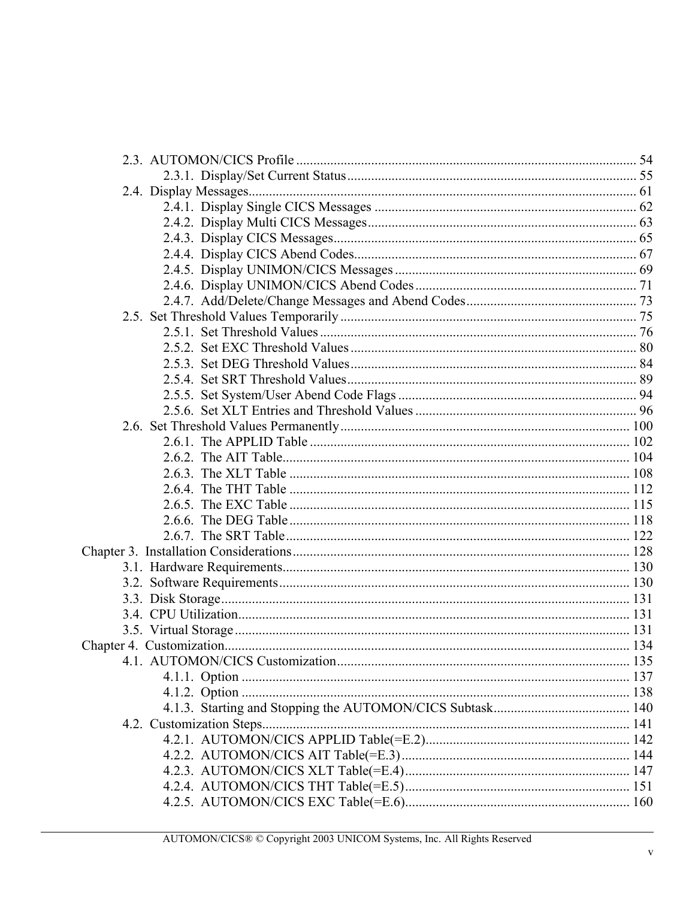2.3. AUTOMON/CICS Profile .................................................................................................. 54
    2.3.1. Display/Set Current Status .................................................................................... 55
2.4. Display Messages ................................................................................................................ 61
    2.4.1. Display Single CICS Messages ............................................................................ 62
    2.4.2. Display Multi CICS Messages .............................................................................. 63
    2.4.3. Display CICS Messages ........................................................................................ 65
    2.4.4. Display CICS Abend Codes .................................................................................. 67
    2.4.5. Display UNIMON/CICS Messages ...................................................................... 69
    2.4.6. Display UNIMON/CICS Abend Codes ................................................................ 71
    2.4.7. Add/Delete/Change Messages and Abend Codes ................................................. 73
2.5. Set Threshold Values Temporarily ...................................................................................... 75
    2.5.1. Set Threshold Values ............................................................................................ 76
    2.5.2. Set EXC Threshold Values ................................................................................... 80
    2.5.3. Set DEG Threshold Values ................................................................................... 84
    2.5.4. Set SRT Threshold Values .................................................................................... 89
    2.5.5. Set System/User Abend Code Flags ..................................................................... 94
    2.5.6. Set XLT Entries and Threshold Values ................................................................ 96
2.6. Set Threshold Values Permanently .................................................................................... 100
    2.6.1. The APPLID Table ............................................................................................. 102
    2.6.2. The AIT Table ..................................................................................................... 104
    2.6.3. The XLT Table .................................................................................................... 108
    2.6.4. The THT Table .................................................................................................... 112
    2.6.5. The EXC Table .................................................................................................... 115
    2.6.6. The DEG Table ................................................................................................... 118
    2.6.7. The SRT Table .................................................................................................... 122

Chapter 3. Installation Considerations ................................................................................................. 128
3.1. Hardware Requirements ..................................................................................................... 130
3.2. Software Requirements ...................................................................................................... 130
3.3. Disk Storage ....................................................................................................................... 131
3.4. CPU Utilization .................................................................................................................. 131
3.5. Virtual Storage ................................................................................................................... 131

Chapter 4. Customization ..................................................................................................................... 134
4.1. AUTOMON/CICS Customization ..................................................................................... 135
    4.1.1. Option ................................................................................................................. 137
    4.1.2. Option ................................................................................................................. 138
    4.1.3. Starting and Stopping the AUTOMON/CICS Subtask ........................................ 140
4.2. Customization Steps ........................................................................................................... 141
    4.2.1. AUTOMON/CICS APPLID Table(=E.2) ............................................................ 142
    4.2.2. AUTOMON/CICS AIT Table(=E.3) ................................................................... 144
    4.2.3. AUTOMON/CICS XLT Table(=E.4) .................................................................. 147
    4.2.4. AUTOMON/CICS THT Table(=E.5) .................................................................. 151
    4.2.5. AUTOMON/CICS EXC Table(=E.6) .................................................................. 160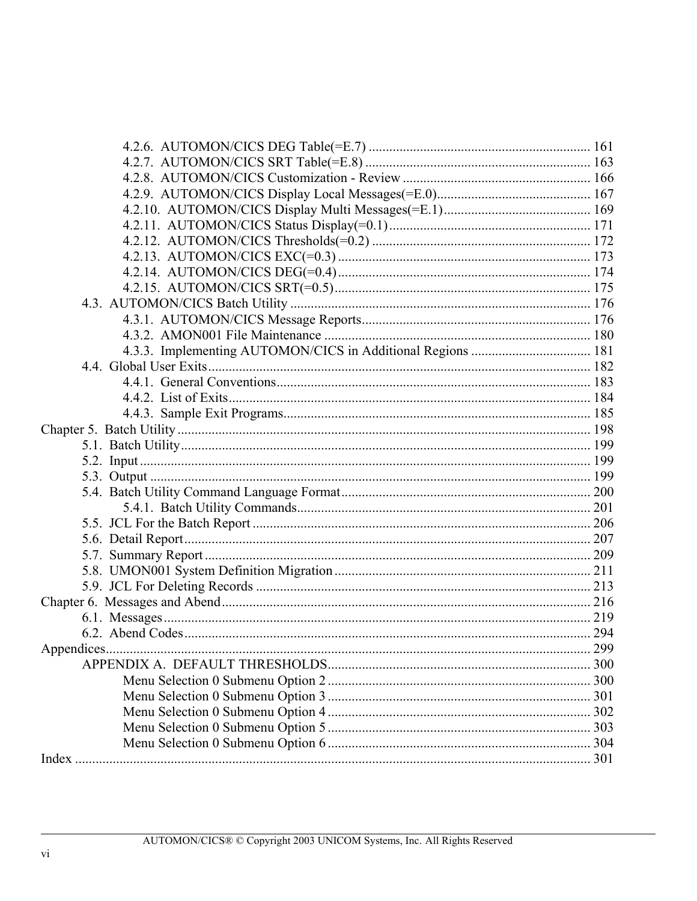- 4.2.6. AUTOMON/CICS DEG Table(=E.7) ................................................................ 161
- 4.2.7. AUTOMON/CICS SRT Table(=E.8) ................................................................ 163
- 4.2.8. AUTOMON/CICS Customization - Review ...................................................... 166
- 4.2.9. AUTOMON/CICS Display Local Messages(=E.0)............................................ 167
- 4.2.10. AUTOMON/CICS Display Multi Messages(=E.1).......................................... 169
- 4.2.11. AUTOMON/CICS Status Display(=0.1).......................................................... 171
- 4.2.12. AUTOMON/CICS Thresholds(=0.2) ............................................................... 172
- 4.2.13. AUTOMON/CICS EXC(=0.3) ......................................................................... 173
- 4.2.14. AUTOMON/CICS DEG(=0.4).......................................................................... 174
- 4.2.15. AUTOMON/CICS SRT(=0.5)........................................................................... 175

4.3. AUTOMON/CICS Batch Utility ......................................................................................... 176

- 4.3.1. AUTOMON/CICS Message Reports.................................................................. 176
- 4.3.2. AMON001 File Maintenance ............................................................................. 180
- 4.3.3. Implementing AUTOMON/CICS in Additional Regions .................................. 181

4.4. Global User Exits................................................................................................................ 182

- 4.4.1. General Conventions........................................................................................... 183
- 4.4.2. List of Exits......................................................................................................... 184
- 4.4.3. Sample Exit Programs......................................................................................... 185

Chapter 5. Batch Utility ........................................................................................................................ 198

- 5.1. Batch Utility.......................................................................................................................... 199
- 5.2. Input ...................................................................................................................................... 199
- 5.3. Output .................................................................................................................................... 199
- 5.4. Batch Utility Command Language Format............................................................................ 200
  - 5.4.1. Batch Utility Commands..................................................................................... 201
- 5.5. JCL For the Batch Report ...................................................................................................... 206
- 5.6. Detail Report.......................................................................................................................... 207
- 5.7. Summary Report .................................................................................................................... 209
- 5.8. UMON001 System Definition Migration ............................................................................. 211
- 5.9. JCL For Deleting Records ..................................................................................................... 213

Chapter 6. Messages and Abend............................................................................................................. 216

- 6.1. Messages ............................................................................................................................... 219
- 6.2. Abend Codes.......................................................................................................................... 294

Appendices.............................................................................................................................................. 299

APPENDIX A. DEFAULT THRESHOLDS.............................................................................. 300

- Menu Selection 0 Submenu Option 2 ............................................................................. 300
- Menu Selection 0 Submenu Option 3 ............................................................................. 301
- Menu Selection 0 Submenu Option 4 ............................................................................. 302
- Menu Selection 0 Submenu Option 5 ............................................................................. 303
- Menu Selection 0 Submenu Option 6 ............................................................................. 304

Index ....................................................................................................................................................... 301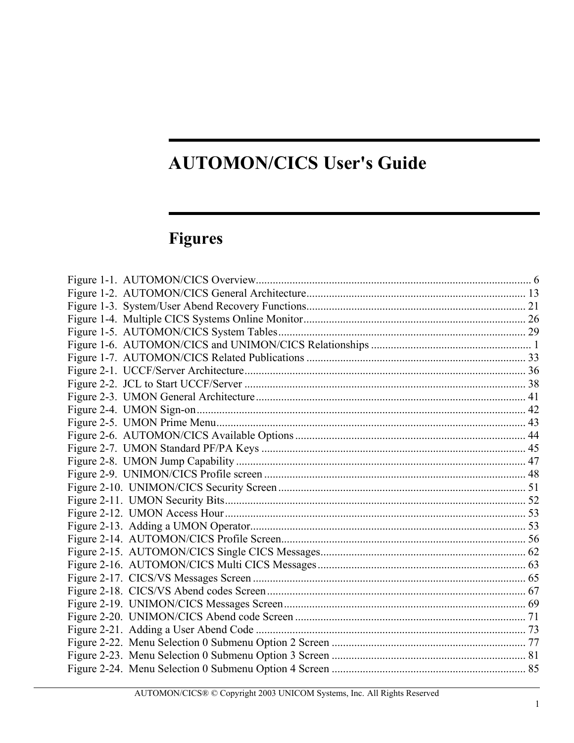# AUTOMON/CICS User's Guide

## Figures

Figure 1-1. AUTOMON/CICS Overview................................................................................................ 6
Figure 1-2. AUTOMON/CICS General Architecture............................................................................. 13
Figure 1-3. System/User Abend Recovery Functions............................................................................. 21
Figure 1-4. Multiple CICS Systems Online Monitor.............................................................................. 26
Figure 1-5. AUTOMON/CICS System Tables....................................................................................... 29
Figure 1-6. AUTOMON/CICS and UNIMON/CICS Relationships ......................................................... 1
Figure 1-7. AUTOMON/CICS Related Publications ............................................................................. 33
Figure 2-1. UCCF/Server Architecture................................................................................................... 36
Figure 2-2. JCL to Start UCCF/Server ................................................................................................... 38
Figure 2-3. UMON General Architecture............................................................................................... 41
Figure 2-4. UMON Sign-on..................................................................................................................... 42
Figure 2-5. UMON Prime Menu............................................................................................................. 43
Figure 2-6. AUTOMON/CICS Available Options................................................................................. 44
Figure 2-7. UMON Standard PF/PA Keys ............................................................................................. 45
Figure 2-8. UMON Jump Capability ...................................................................................................... 47
Figure 2-9. UNIMON/CICS Profile screen ............................................................................................ 48
Figure 2-10. UNIMON/CICS Security Screen ....................................................................................... 51
Figure 2-11. UMON Security Bits.......................................................................................................... 52
Figure 2-12. UMON Access Hour........................................................................................................... 53
Figure 2-13. Adding a UMON Operator................................................................................................. 53
Figure 2-14. AUTOMON/CICS Profile Screen...................................................................................... 56
Figure 2-15. AUTOMON/CICS Single CICS Messages......................................................................... 62
Figure 2-16. AUTOMON/CICS Multi CICS Messages.......................................................................... 63
Figure 2-17. CICS/VS Messages Screen ................................................................................................ 65
Figure 2-18. CICS/VS Abend codes Screen........................................................................................... 67
Figure 2-19. UNIMON/CICS Messages Screen..................................................................................... 69
Figure 2-20. UNIMON/CICS Abend code Screen ................................................................................. 71
Figure 2-21. Adding a User Abend Code ............................................................................................... 73
Figure 2-22. Menu Selection 0 Submenu Option 2 Screen .................................................................... 77
Figure 2-23. Menu Selection 0 Submenu Option 3 Screen .................................................................... 81
Figure 2-24. Menu Selection 0 Submenu Option 4 Screen .................................................................... 85

AUTOMON/CICS® © Copyright 2003 UNICOM Systems, Inc. All Rights Reserved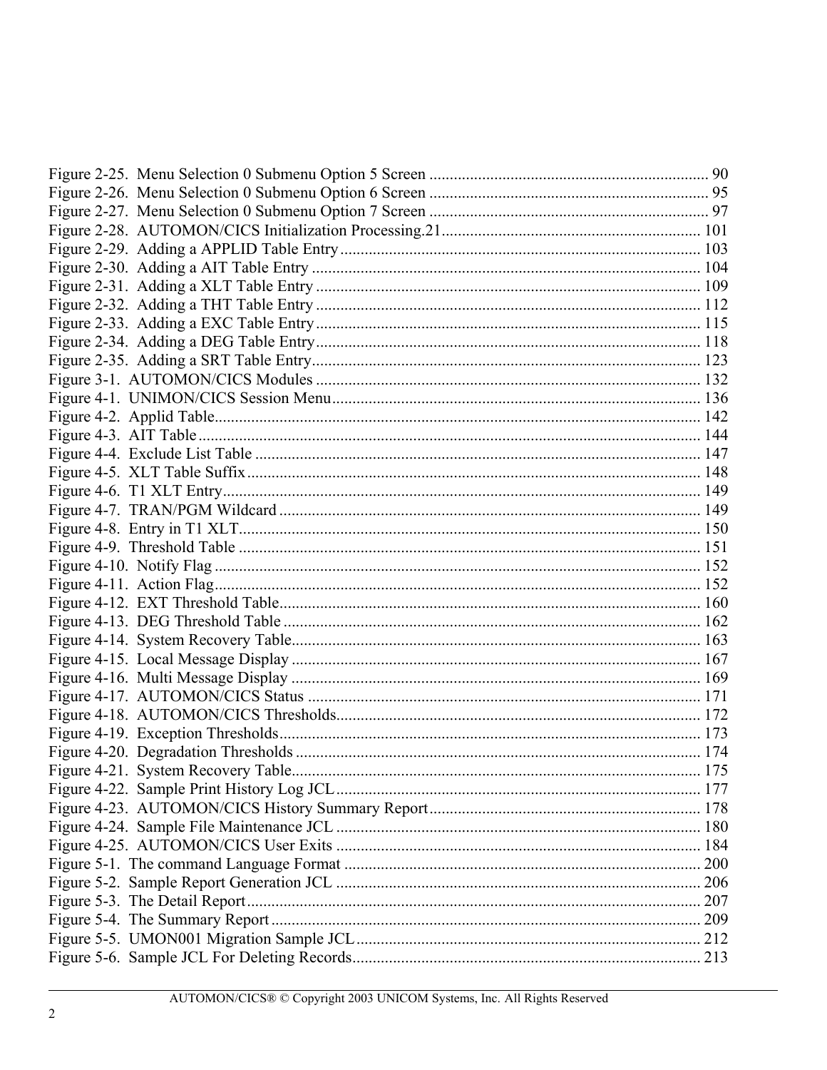Figure 2-25. Menu Selection 0 Submenu Option 5 Screen ..................................................................... 90
Figure 2-26. Menu Selection 0 Submenu Option 6 Screen ..................................................................... 95
Figure 2-27. Menu Selection 0 Submenu Option 7 Screen ..................................................................... 97
Figure 2-28. AUTOMON/CICS Initialization Processing.21................................................................ 101
Figure 2-29. Adding a APPLID Table Entry........................................................................................ 103
Figure 2-30. Adding a AIT Table Entry ............................................................................................... 104
Figure 2-31. Adding a XLT Table Entry .............................................................................................. 109
Figure 2-32. Adding a THT Table Entry .............................................................................................. 112
Figure 2-33. Adding a EXC Table Entry .............................................................................................. 115
Figure 2-34. Adding a DEG Table Entry .............................................................................................. 118
Figure 2-35. Adding a SRT Table Entry............................................................................................... 123
Figure 3-1. AUTOMON/CICS Modules .............................................................................................. 132
Figure 4-1. UNIMON/CICS Session Menu.......................................................................................... 136
Figure 4-2. Applid Table....................................................................................................................... 142
Figure 4-3. AIT Table ........................................................................................................................... 144
Figure 4-4. Exclude List Table ............................................................................................................. 147
Figure 4-5. XLT Table Suffix ................................................................................................................ 148
Figure 4-6. T1 XLT Entry..................................................................................................................... 149
Figure 4-7. TRAN/PGM Wildcard ....................................................................................................... 149
Figure 4-8. Entry in T1 XLT................................................................................................................. 150
Figure 4-9. Threshold Table ................................................................................................................. 151
Figure 4-10. Notify Flag ....................................................................................................................... 152
Figure 4-11. Action Flag....................................................................................................................... 152
Figure 4-12. EXT Threshold Table....................................................................................................... 160
Figure 4-13. DEG Threshold Table ...................................................................................................... 162
Figure 4-14. System Recovery Table.................................................................................................... 163
Figure 4-15. Local Message Display .................................................................................................... 167
Figure 4-16. Multi Message Display .................................................................................................... 169
Figure 4-17. AUTOMON/CICS Status ................................................................................................ 171
Figure 4-18. AUTOMON/CICS Thresholds......................................................................................... 172
Figure 4-19. Exception Thresholds....................................................................................................... 173
Figure 4-20. Degradation Thresholds ................................................................................................... 174
Figure 4-21. System Recovery Table.................................................................................................... 175
Figure 4-22. Sample Print History Log JCL ........................................................................................ 177
Figure 4-23. AUTOMON/CICS History Summary Report.................................................................. 178
Figure 4-24. Sample File Maintenance JCL ......................................................................................... 180
Figure 4-25. AUTOMON/CICS User Exits .......................................................................................... 184
Figure 5-1. The command Language Format ....................................................................................... 200
Figure 5-2. Sample Report Generation JCL .......................................................................................... 206
Figure 5-3. The Detail Report................................................................................................................ 207
Figure 5-4. The Summary Report .......................................................................................................... 209
Figure 5-5. UMON001 Migration Sample JCL .................................................................................... 212
Figure 5-6. Sample JCL For Deleting Records..................................................................................... 213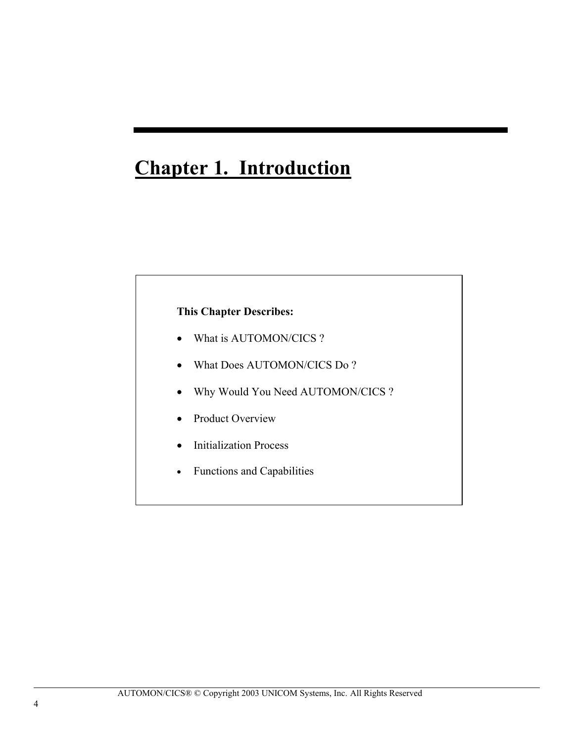# Chapter 1. Introduction

**This Chapter Describes:**

- What is AUTOMON/CICS ?
- What Does AUTOMON/CICS Do ?
- Why Would You Need AUTOMON/CICS ?
- Product Overview
- Initialization Process
- Functions and Capabilities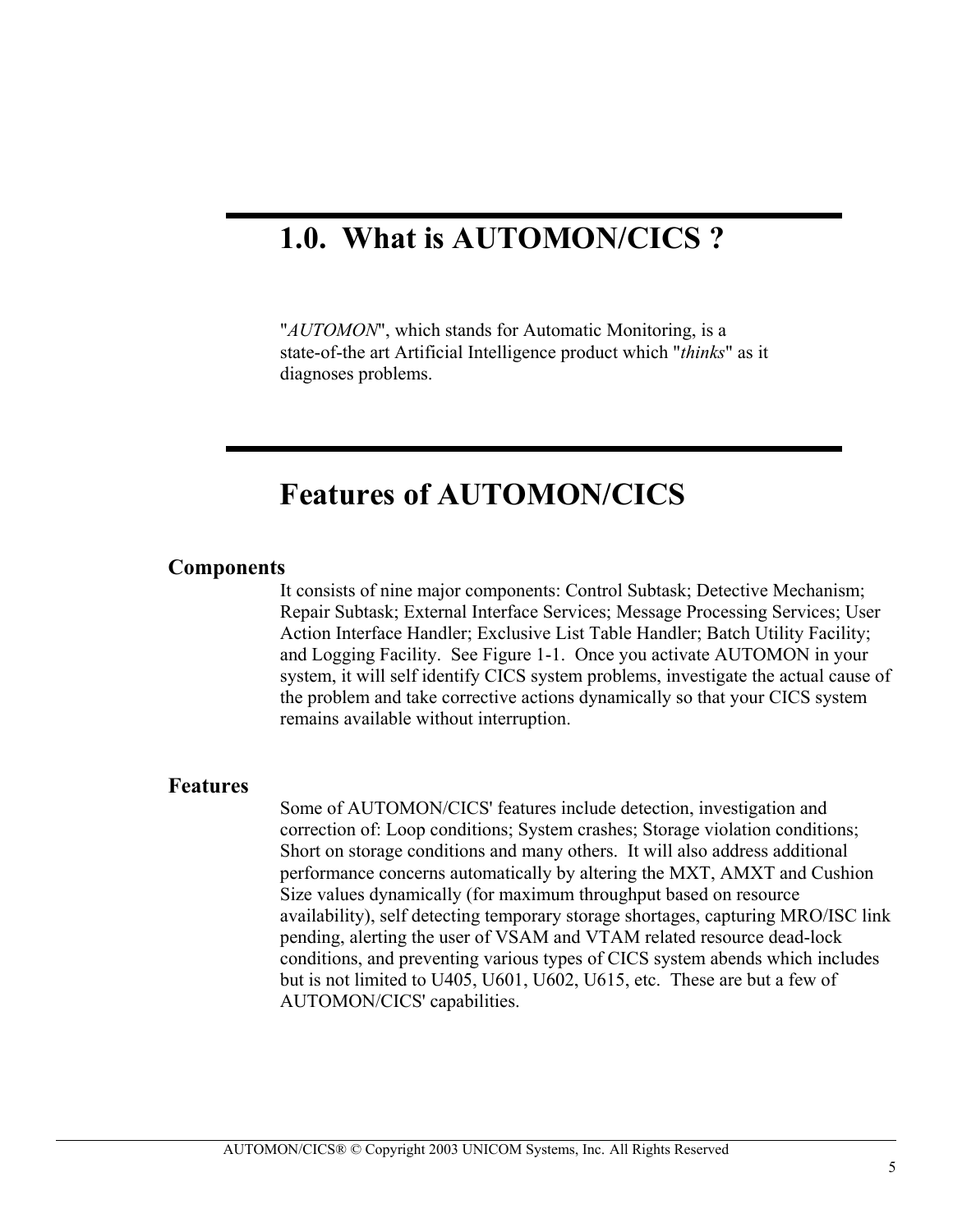# 1.0. What is AUTOMON/CICS ?

"*AUTOMON*", which stands for Automatic Monitoring, is a state-of-the art Artificial Intelligence product which "*thinks*" as it diagnoses problems.

# Features of AUTOMON/CICS

### Components

It consists of nine major components: Control Subtask; Detective Mechanism; Repair Subtask; External Interface Services; Message Processing Services; User Action Interface Handler; Exclusive List Table Handler; Batch Utility Facility; and Logging Facility. See Figure 1-1. Once you activate AUTOMON in your system, it will self identify CICS system problems, investigate the actual cause of the problem and take corrective actions dynamically so that your CICS system remains available without interruption.

### Features

Some of AUTOMON/CICS' features include detection, investigation and correction of: Loop conditions; System crashes; Storage violation conditions; Short on storage conditions and many others. It will also address additional performance concerns automatically by altering the MXT, AMXT and Cushion Size values dynamically (for maximum throughput based on resource availability), self detecting temporary storage shortages, capturing MRO/ISC link pending, alerting the user of VSAM and VTAM related resource dead-lock conditions, and preventing various types of CICS system abends which includes but is not limited to U405, U601, U602, U615, etc. These are but a few of AUTOMON/CICS' capabilities.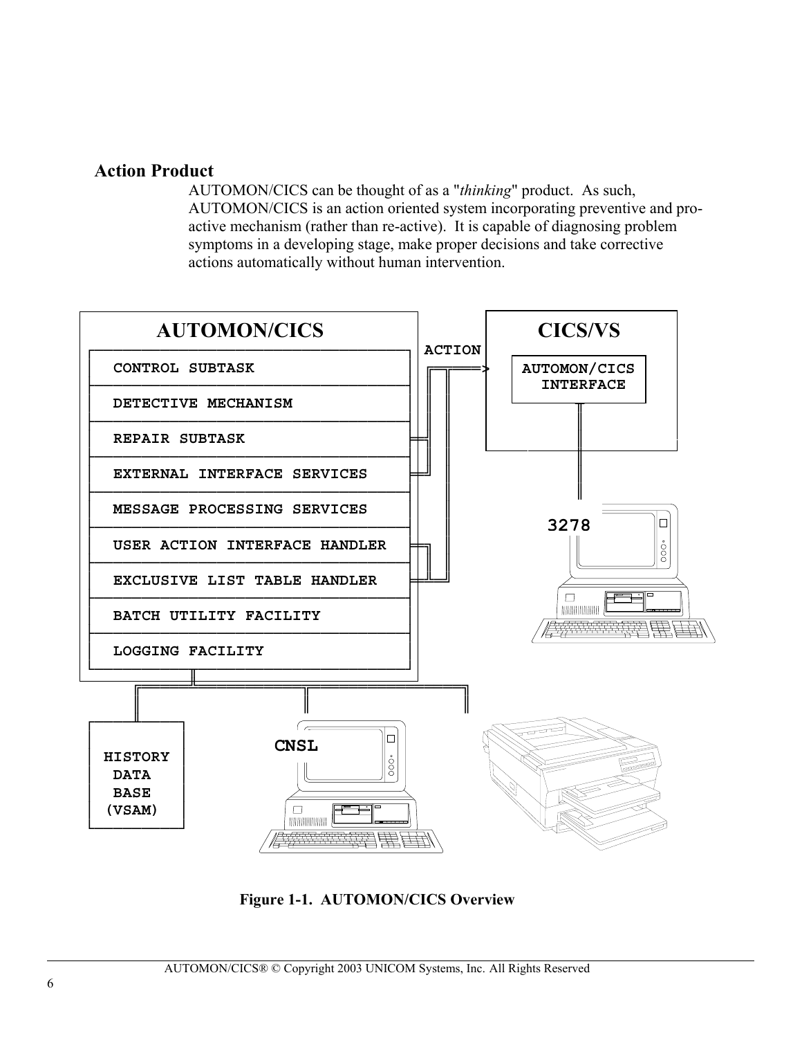## Action Product

AUTOMON/CICS can be thought of as a "*thinking*" product. As such, AUTOMON/CICS is an action oriented system incorporating preventive and pro-active mechanism (rather than re-active). It is capable of diagnosing problem symptoms in a developing stage, make proper decisions and take corrective actions automatically without human intervention.

**Figure 1-1. AUTOMON/CICS Overview**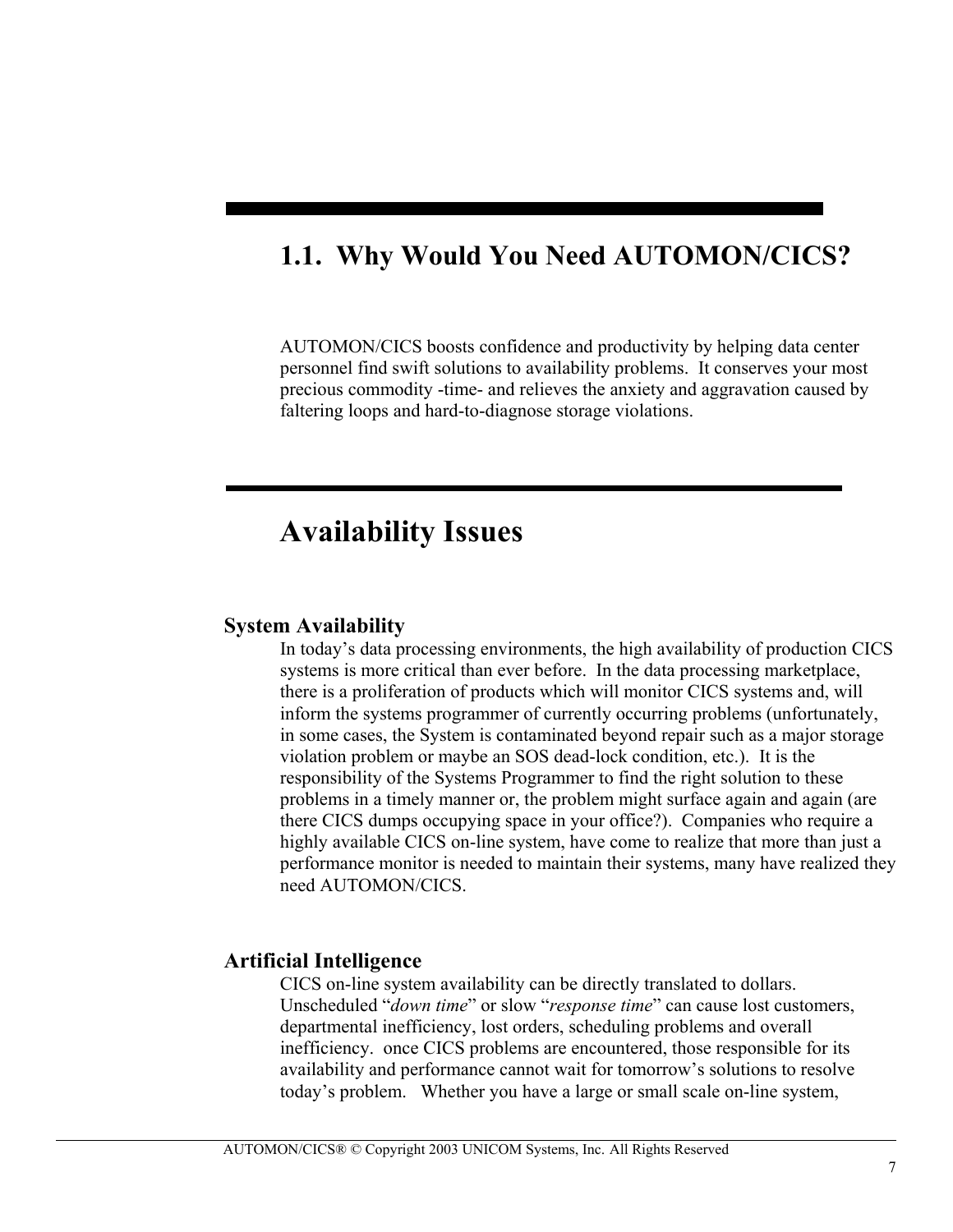## 1.1. Why Would You Need AUTOMON/CICS?

AUTOMON/CICS boosts confidence and productivity by helping data center personnel find swift solutions to availability problems. It conserves your most precious commodity -time- and relieves the anxiety and aggravation caused by faltering loops and hard-to-diagnose storage violations.

## Availability Issues

### System Availability

In today's data processing environments, the high availability of production CICS systems is more critical than ever before. In the data processing marketplace, there is a proliferation of products which will monitor CICS systems and, will inform the systems programmer of currently occurring problems (unfortunately, in some cases, the System is contaminated beyond repair such as a major storage violation problem or maybe an SOS dead-lock condition, etc.). It is the responsibility of the Systems Programmer to find the right solution to these problems in a timely manner or, the problem might surface again and again (are there CICS dumps occupying space in your office?). Companies who require a highly available CICS on-line system, have come to realize that more than just a performance monitor is needed to maintain their systems, many have realized they need AUTOMON/CICS.

### Artificial Intelligence

CICS on-line system availability can be directly translated to dollars. Unscheduled "*down time*" or slow "*response time*" can cause lost customers, departmental inefficiency, lost orders, scheduling problems and overall inefficiency. once CICS problems are encountered, those responsible for its availability and performance cannot wait for tomorrow's solutions to resolve today's problem. Whether you have a large or small scale on-line system,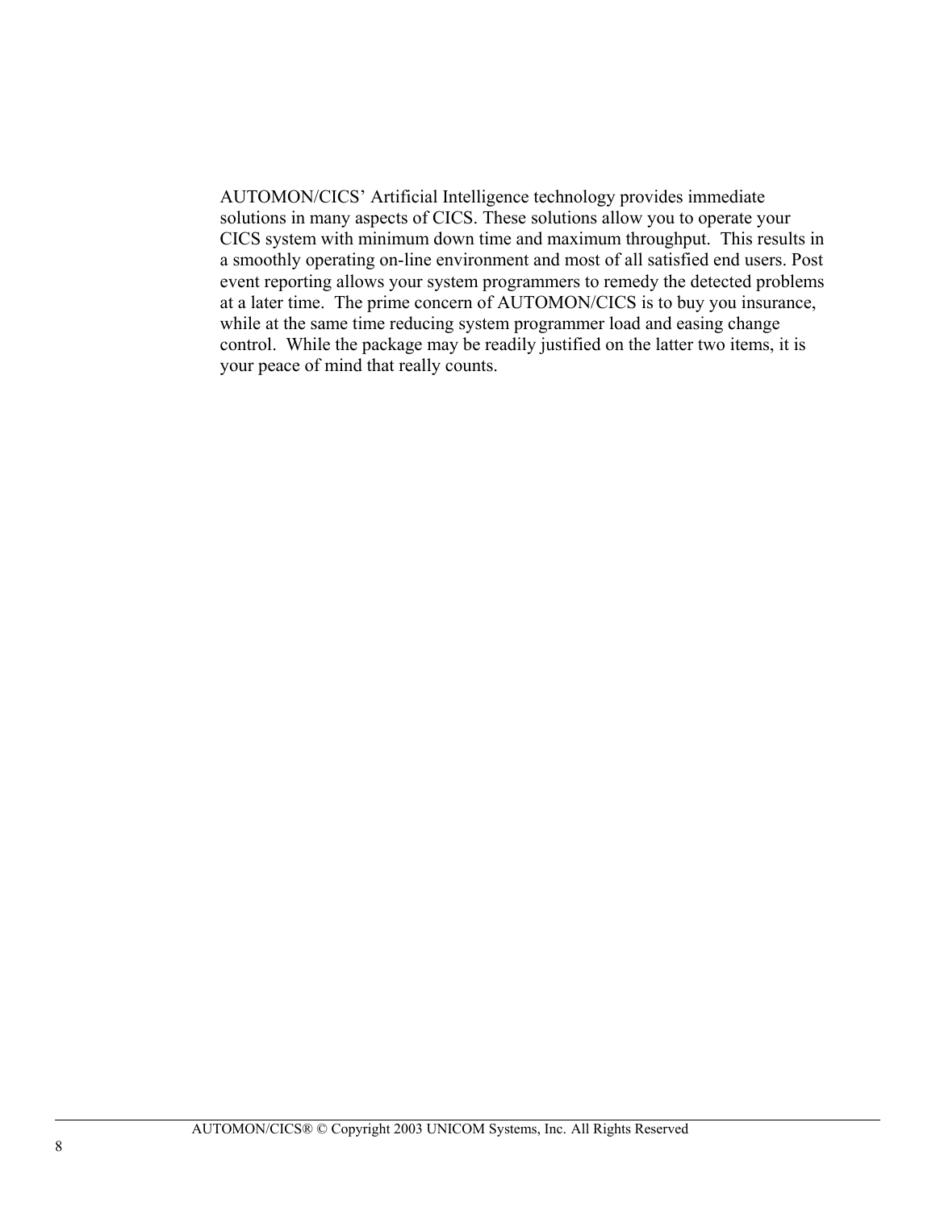AUTOMON/CICS' Artificial Intelligence technology provides immediate solutions in many aspects of CICS. These solutions allow you to operate your CICS system with minimum down time and maximum throughput. This results in a smoothly operating on-line environment and most of all satisfied end users. Post event reporting allows your system programmers to remedy the detected problems at a later time. The prime concern of AUTOMON/CICS is to buy you insurance, while at the same time reducing system programmer load and easing change control. While the package may be readily justified on the latter two items, it is your peace of mind that really counts.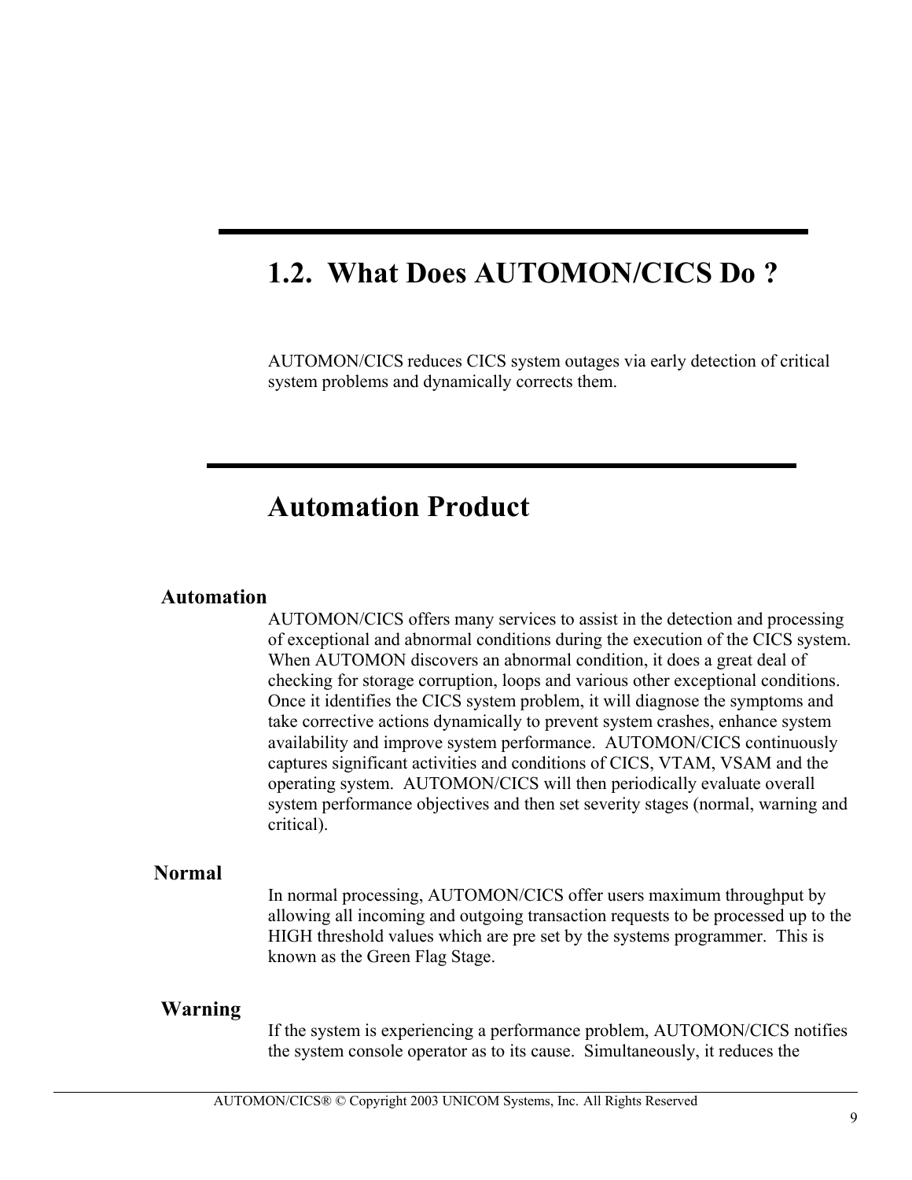## 1.2. What Does AUTOMON/CICS Do ?

AUTOMON/CICS reduces CICS system outages via early detection of critical system problems and dynamically corrects them.

## Automation Product

**Automation**

AUTOMON/CICS offers many services to assist in the detection and processing of exceptional and abnormal conditions during the execution of the CICS system. When AUTOMON discovers an abnormal condition, it does a great deal of checking for storage corruption, loops and various other exceptional conditions. Once it identifies the CICS system problem, it will diagnose the symptoms and take corrective actions dynamically to prevent system crashes, enhance system availability and improve system performance. AUTOMON/CICS continuously captures significant activities and conditions of CICS, VTAM, VSAM and the operating system. AUTOMON/CICS will then periodically evaluate overall system performance objectives and then set severity stages (normal, warning and critical).

**Normal**

In normal processing, AUTOMON/CICS offer users maximum throughput by allowing all incoming and outgoing transaction requests to be processed up to the HIGH threshold values which are pre set by the systems programmer. This is known as the Green Flag Stage.

**Warning**

If the system is experiencing a performance problem, AUTOMON/CICS notifies the system console operator as to its cause. Simultaneously, it reduces the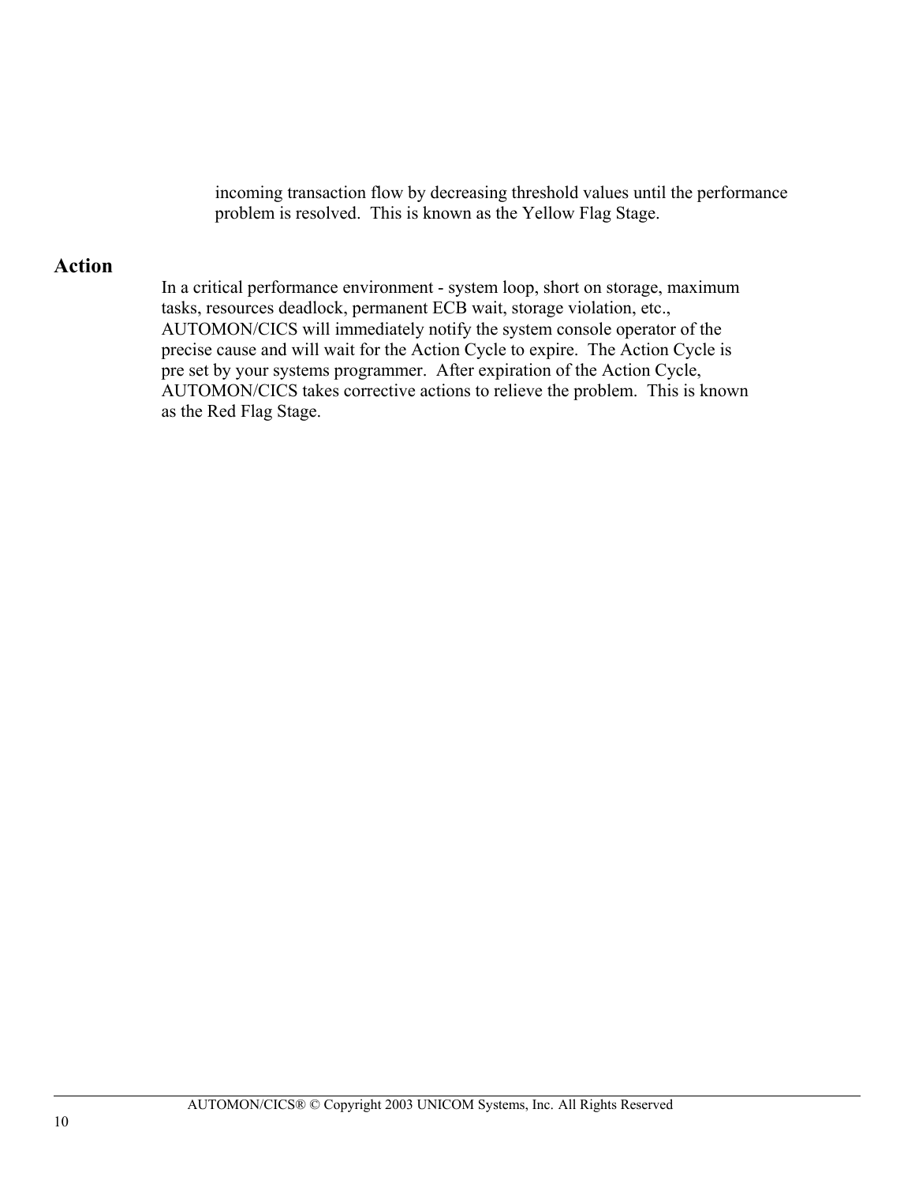incoming transaction flow by decreasing threshold values until the performance problem is resolved. This is known as the Yellow Flag Stage.

## Action

In a critical performance environment - system loop, short on storage, maximum tasks, resources deadlock, permanent ECB wait, storage violation, etc., AUTOMON/CICS will immediately notify the system console operator of the precise cause and will wait for the Action Cycle to expire. The Action Cycle is pre set by your systems programmer. After expiration of the Action Cycle, AUTOMON/CICS takes corrective actions to relieve the problem. This is known as the Red Flag Stage.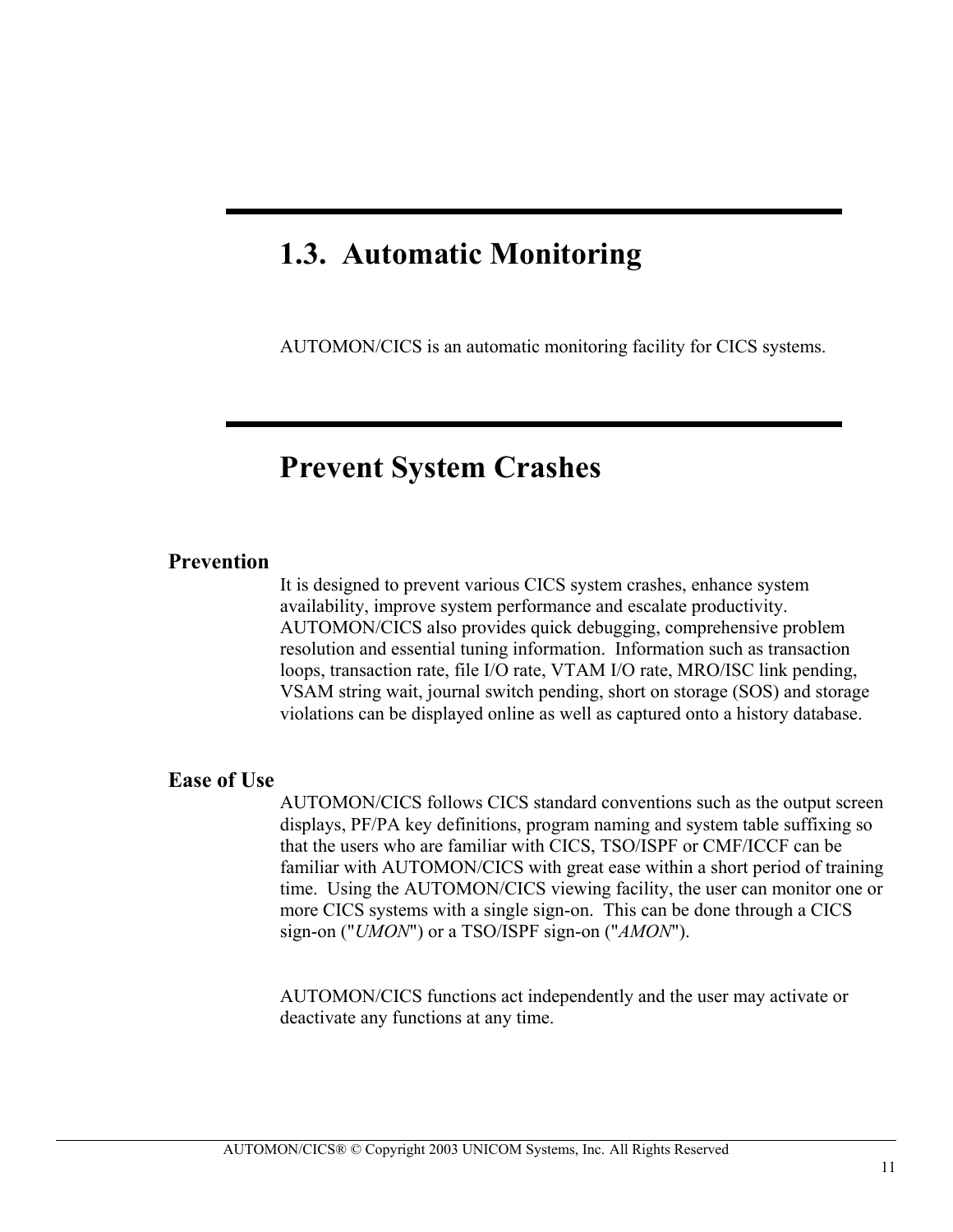# 1.3. Automatic Monitoring

AUTOMON/CICS is an automatic monitoring facility for CICS systems.

# Prevent System Crashes

### Prevention

It is designed to prevent various CICS system crashes, enhance system availability, improve system performance and escalate productivity. AUTOMON/CICS also provides quick debugging, comprehensive problem resolution and essential tuning information. Information such as transaction loops, transaction rate, file I/O rate, VTAM I/O rate, MRO/ISC link pending, VSAM string wait, journal switch pending, short on storage (SOS) and storage violations can be displayed online as well as captured onto a history database.

### Ease of Use

AUTOMON/CICS follows CICS standard conventions such as the output screen displays, PF/PA key definitions, program naming and system table suffixing so that the users who are familiar with CICS, TSO/ISPF or CMF/ICCF can be familiar with AUTOMON/CICS with great ease within a short period of training time. Using the AUTOMON/CICS viewing facility, the user can monitor one or more CICS systems with a single sign-on. This can be done through a CICS sign-on ("*UMON*") or a TSO/ISPF sign-on ("*AMON*").

AUTOMON/CICS functions act independently and the user may activate or deactivate any functions at any time.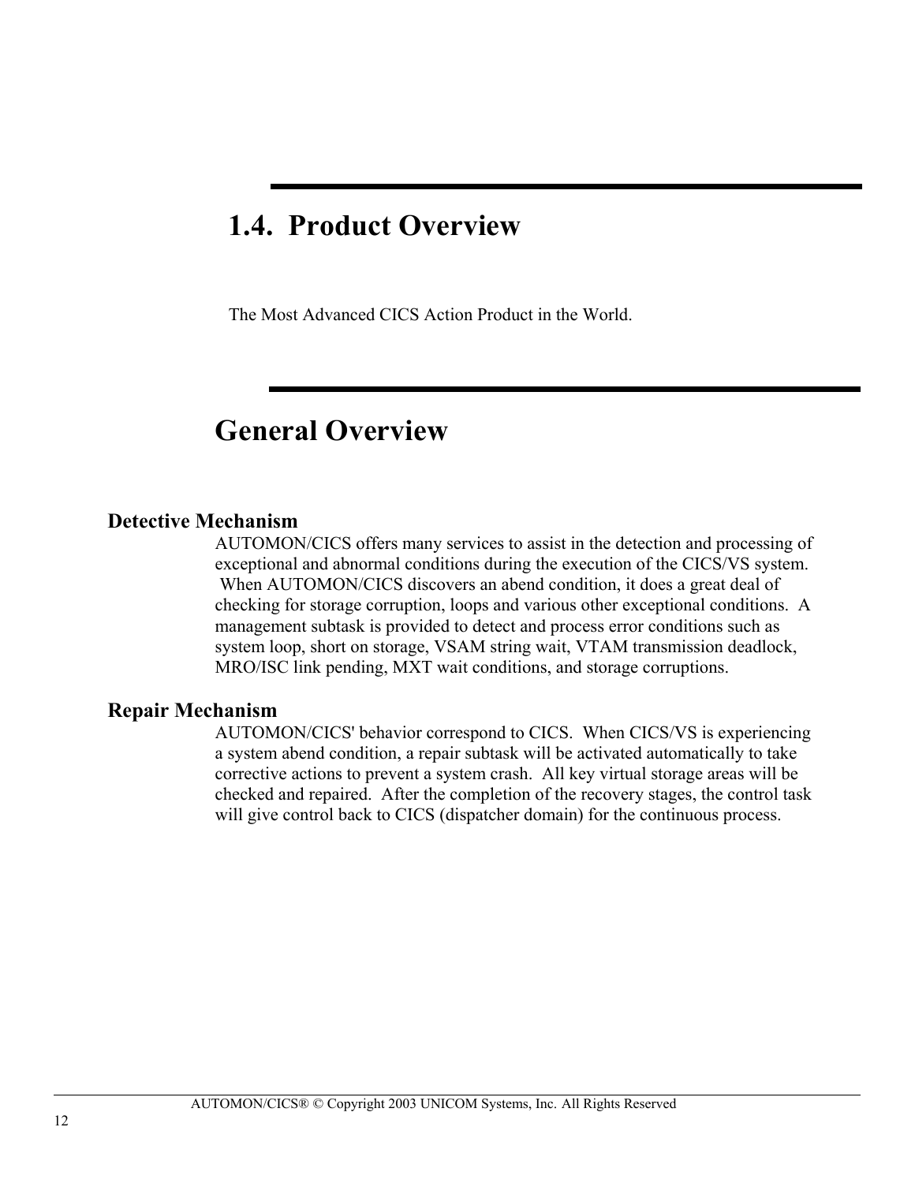# 1.4. Product Overview

The Most Advanced CICS Action Product in the World.

## General Overview

### Detective Mechanism

AUTOMON/CICS offers many services to assist in the detection and processing of exceptional and abnormal conditions during the execution of the CICS/VS system. When AUTOMON/CICS discovers an abend condition, it does a great deal of checking for storage corruption, loops and various other exceptional conditions. A management subtask is provided to detect and process error conditions such as system loop, short on storage, VSAM string wait, VTAM transmission deadlock, MRO/ISC link pending, MXT wait conditions, and storage corruptions.

### Repair Mechanism

AUTOMON/CICS' behavior correspond to CICS. When CICS/VS is experiencing a system abend condition, a repair subtask will be activated automatically to take corrective actions to prevent a system crash. All key virtual storage areas will be checked and repaired. After the completion of the recovery stages, the control task will give control back to CICS (dispatcher domain) for the continuous process.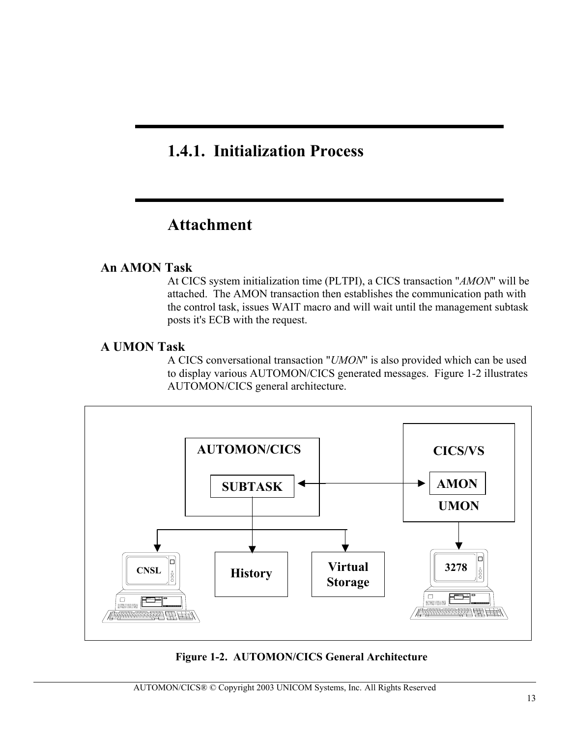## 1.4.1. Initialization Process

## Attachment

### An AMON Task

At CICS system initialization time (PLTPI), a CICS transaction "*AMON*" will be attached. The AMON transaction then establishes the communication path with the control task, issues WAIT macro and will wait until the management subtask posts it's ECB with the request.

### A UMON Task

A CICS conversational transaction "*UMON*" is also provided which can be used to display various AUTOMON/CICS generated messages. Figure 1-2 illustrates AUTOMON/CICS general architecture.

AUTOMON/CICS

SUBTASK

CICS/VS

AMON

UMON

CNSL

History

Virtual Storage

3278

**Figure 1-2. AUTOMON/CICS General Architecture**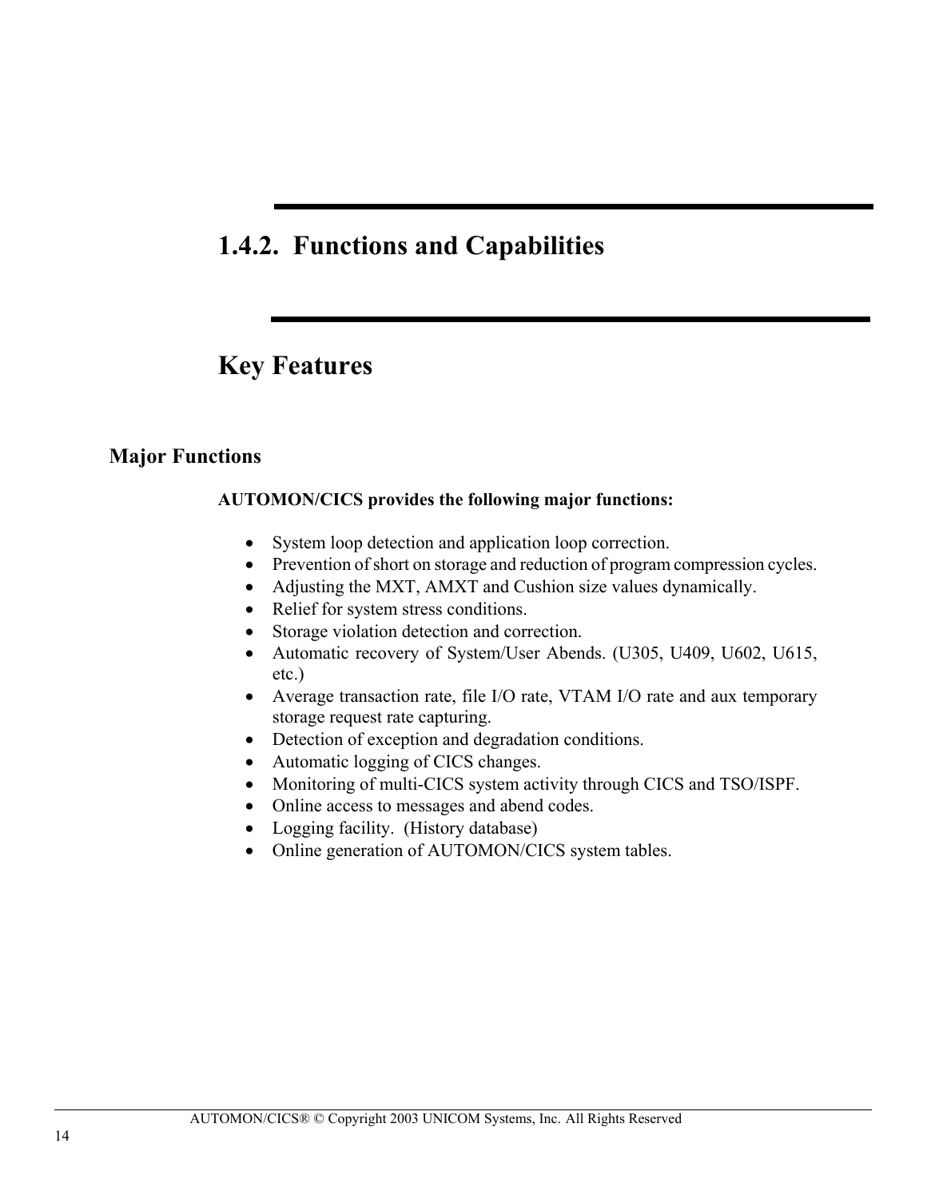## 1.4.2. Functions and Capabilities

## Key Features

### Major Functions

**AUTOMON/CICS provides the following major functions:**

- System loop detection and application loop correction.
- Prevention of short on storage and reduction of program compression cycles.
- Adjusting the MXT, AMXT and Cushion size values dynamically.
- Relief for system stress conditions.
- Storage violation detection and correction.
- Automatic recovery of System/User Abends. (U305, U409, U602, U615, etc.)
- Average transaction rate, file I/O rate, VTAM I/O rate and aux temporary storage request rate capturing.
- Detection of exception and degradation conditions.
- Automatic logging of CICS changes.
- Monitoring of multi-CICS system activity through CICS and TSO/ISPF.
- Online access to messages and abend codes.
- Logging facility. (History database)
- Online generation of AUTOMON/CICS system tables.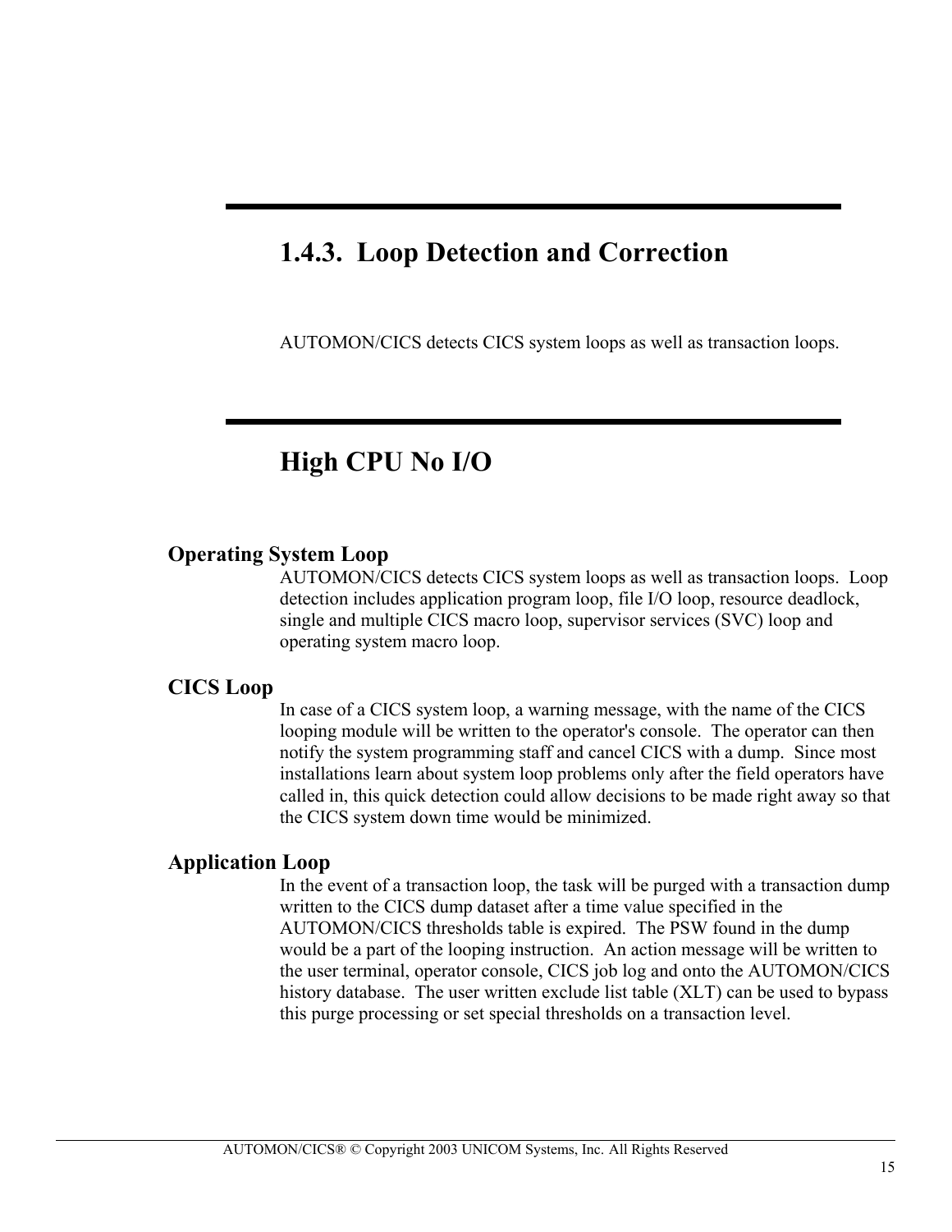## 1.4.3. Loop Detection and Correction

AUTOMON/CICS detects CICS system loops as well as transaction loops.

## High CPU No I/O

### Operating System Loop

AUTOMON/CICS detects CICS system loops as well as transaction loops. Loop detection includes application program loop, file I/O loop, resource deadlock, single and multiple CICS macro loop, supervisor services (SVC) loop and operating system macro loop.

### CICS Loop

In case of a CICS system loop, a warning message, with the name of the CICS looping module will be written to the operator's console. The operator can then notify the system programming staff and cancel CICS with a dump. Since most installations learn about system loop problems only after the field operators have called in, this quick detection could allow decisions to be made right away so that the CICS system down time would be minimized.

### Application Loop

In the event of a transaction loop, the task will be purged with a transaction dump written to the CICS dump dataset after a time value specified in the AUTOMON/CICS thresholds table is expired. The PSW found in the dump would be a part of the looping instruction. An action message will be written to the user terminal, operator console, CICS job log and onto the AUTOMON/CICS history database. The user written exclude list table (XLT) can be used to bypass this purge processing or set special thresholds on a transaction level.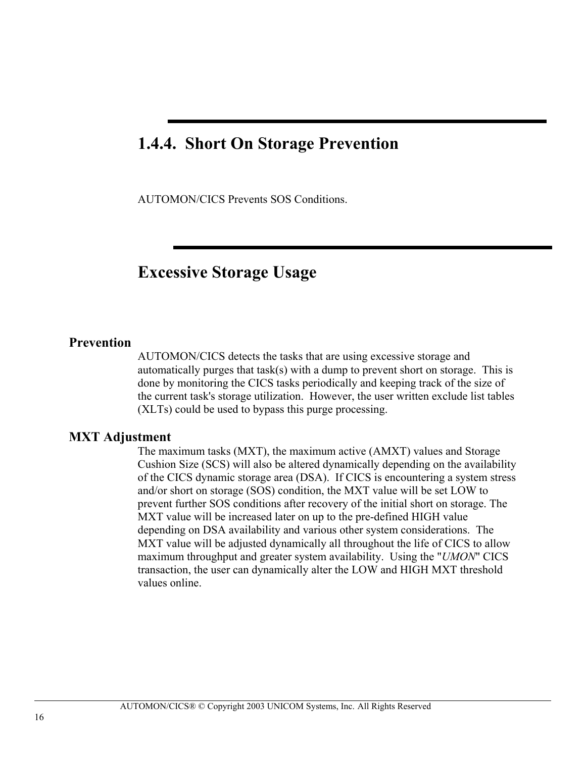## 1.4.4. Short On Storage Prevention

AUTOMON/CICS Prevents SOS Conditions.

## Excessive Storage Usage

### Prevention

AUTOMON/CICS detects the tasks that are using excessive storage and automatically purges that task(s) with a dump to prevent short on storage. This is done by monitoring the CICS tasks periodically and keeping track of the size of the current task's storage utilization. However, the user written exclude list tables (XLTs) could be used to bypass this purge processing.

### MXT Adjustment

The maximum tasks (MXT), the maximum active (AMXT) values and Storage Cushion Size (SCS) will also be altered dynamically depending on the availability of the CICS dynamic storage area (DSA). If CICS is encountering a system stress and/or short on storage (SOS) condition, the MXT value will be set LOW to prevent further SOS conditions after recovery of the initial short on storage. The MXT value will be increased later on up to the pre-defined HIGH value depending on DSA availability and various other system considerations. The MXT value will be adjusted dynamically all throughout the life of CICS to allow maximum throughput and greater system availability. Using the "*UMON*" CICS transaction, the user can dynamically alter the LOW and HIGH MXT threshold values online.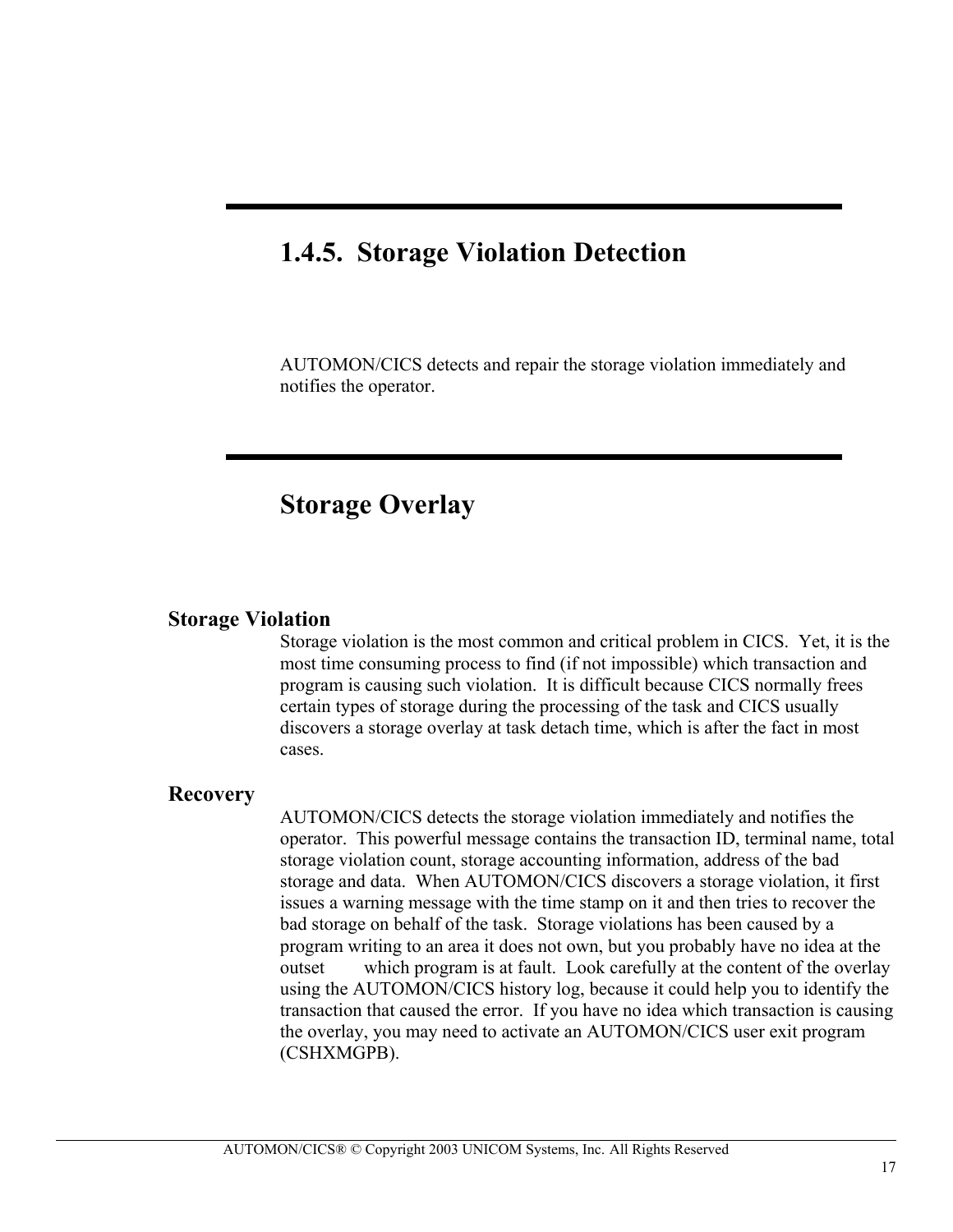## 1.4.5. Storage Violation Detection

AUTOMON/CICS detects and repair the storage violation immediately and notifies the operator.

## Storage Overlay

### Storage Violation

Storage violation is the most common and critical problem in CICS. Yet, it is the most time consuming process to find (if not impossible) which transaction and program is causing such violation. It is difficult because CICS normally frees certain types of storage during the processing of the task and CICS usually discovers a storage overlay at task detach time, which is after the fact in most cases.

### Recovery

AUTOMON/CICS detects the storage violation immediately and notifies the operator. This powerful message contains the transaction ID, terminal name, total storage violation count, storage accounting information, address of the bad storage and data. When AUTOMON/CICS discovers a storage violation, it first issues a warning message with the time stamp on it and then tries to recover the bad storage on behalf of the task. Storage violations has been caused by a program writing to an area it does not own, but you probably have no idea at the outset which program is at fault. Look carefully at the content of the overlay using the AUTOMON/CICS history log, because it could help you to identify the transaction that caused the error. If you have no idea which transaction is causing the overlay, you may need to activate an AUTOMON/CICS user exit program (CSHXMGPB).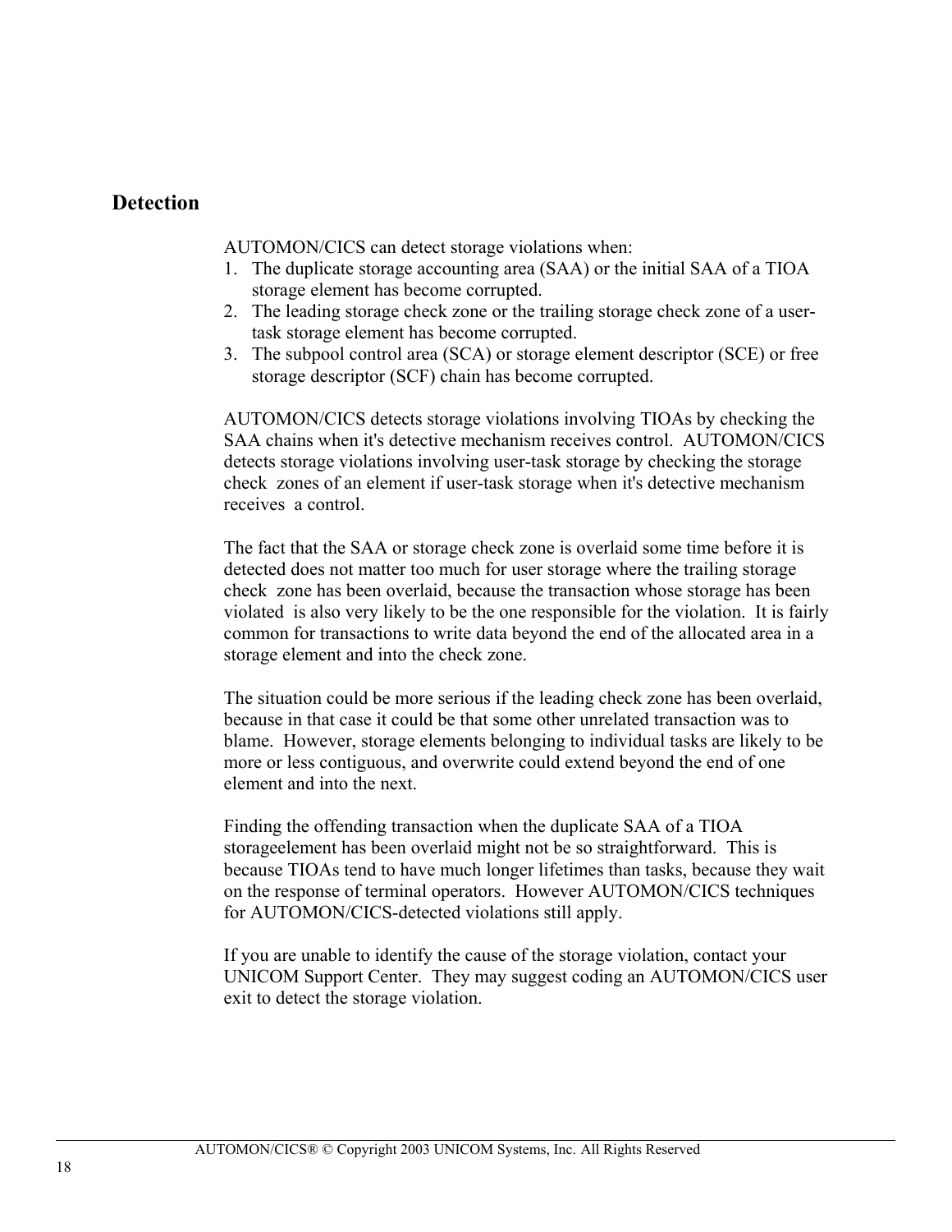## Detection

AUTOMON/CICS can detect storage violations when:

1. The duplicate storage accounting area (SAA) or the initial SAA of a TIOA storage element has become corrupted.
2. The leading storage check zone or the trailing storage check zone of a user-task storage element has become corrupted.
3. The subpool control area (SCA) or storage element descriptor (SCE) or free storage descriptor (SCF) chain has become corrupted.

AUTOMON/CICS detects storage violations involving TIOAs by checking the SAA chains when it's detective mechanism receives control. AUTOMON/CICS detects storage violations involving user-task storage by checking the storage check zones of an element if user-task storage when it's detective mechanism receives a control.

The fact that the SAA or storage check zone is overlaid some time before it is detected does not matter too much for user storage where the trailing storage check zone has been overlaid, because the transaction whose storage has been violated is also very likely to be the one responsible for the violation. It is fairly common for transactions to write data beyond the end of the allocated area in a storage element and into the check zone.

The situation could be more serious if the leading check zone has been overlaid, because in that case it could be that some other unrelated transaction was to blame. However, storage elements belonging to individual tasks are likely to be more or less contiguous, and overwrite could extend beyond the end of one element and into the next.

Finding the offending transaction when the duplicate SAA of a TIOA storageelement has been overlaid might not be so straightforward. This is because TIOAs tend to have much longer lifetimes than tasks, because they wait on the response of terminal operators. However AUTOMON/CICS techniques for AUTOMON/CICS-detected violations still apply.

If you are unable to identify the cause of the storage violation, contact your UNICOM Support Center. They may suggest coding an AUTOMON/CICS user exit to detect the storage violation.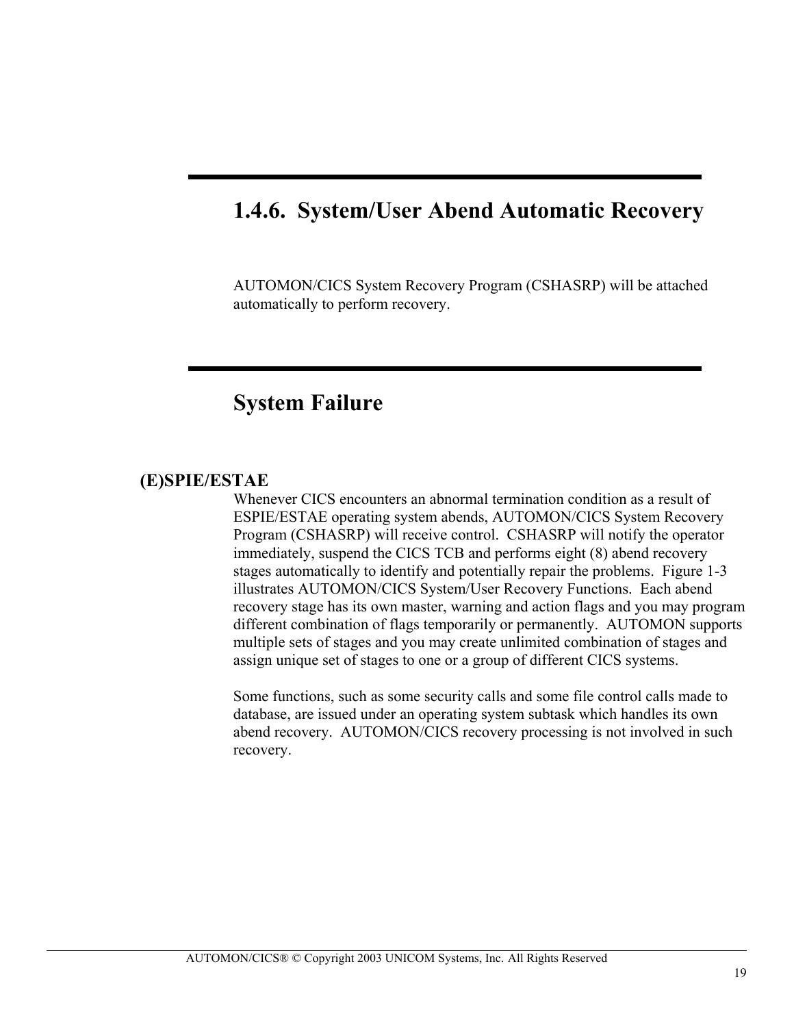## 1.4.6. System/User Abend Automatic Recovery

AUTOMON/CICS System Recovery Program (CSHASRP) will be attached automatically to perform recovery.

## System Failure

**(E)SPIE/ESTAE**

Whenever CICS encounters an abnormal termination condition as a result of ESPIE/ESTAE operating system abends, AUTOMON/CICS System Recovery Program (CSHASRP) will receive control. CSHASRP will notify the operator immediately, suspend the CICS TCB and performs eight (8) abend recovery stages automatically to identify and potentially repair the problems. Figure 1-3 illustrates AUTOMON/CICS System/User Recovery Functions. Each abend recovery stage has its own master, warning and action flags and you may program different combination of flags temporarily or permanently. AUTOMON supports multiple sets of stages and you may create unlimited combination of stages and assign unique set of stages to one or a group of different CICS systems.

Some functions, such as some security calls and some file control calls made to database, are issued under an operating system subtask which handles its own abend recovery. AUTOMON/CICS recovery processing is not involved in such recovery.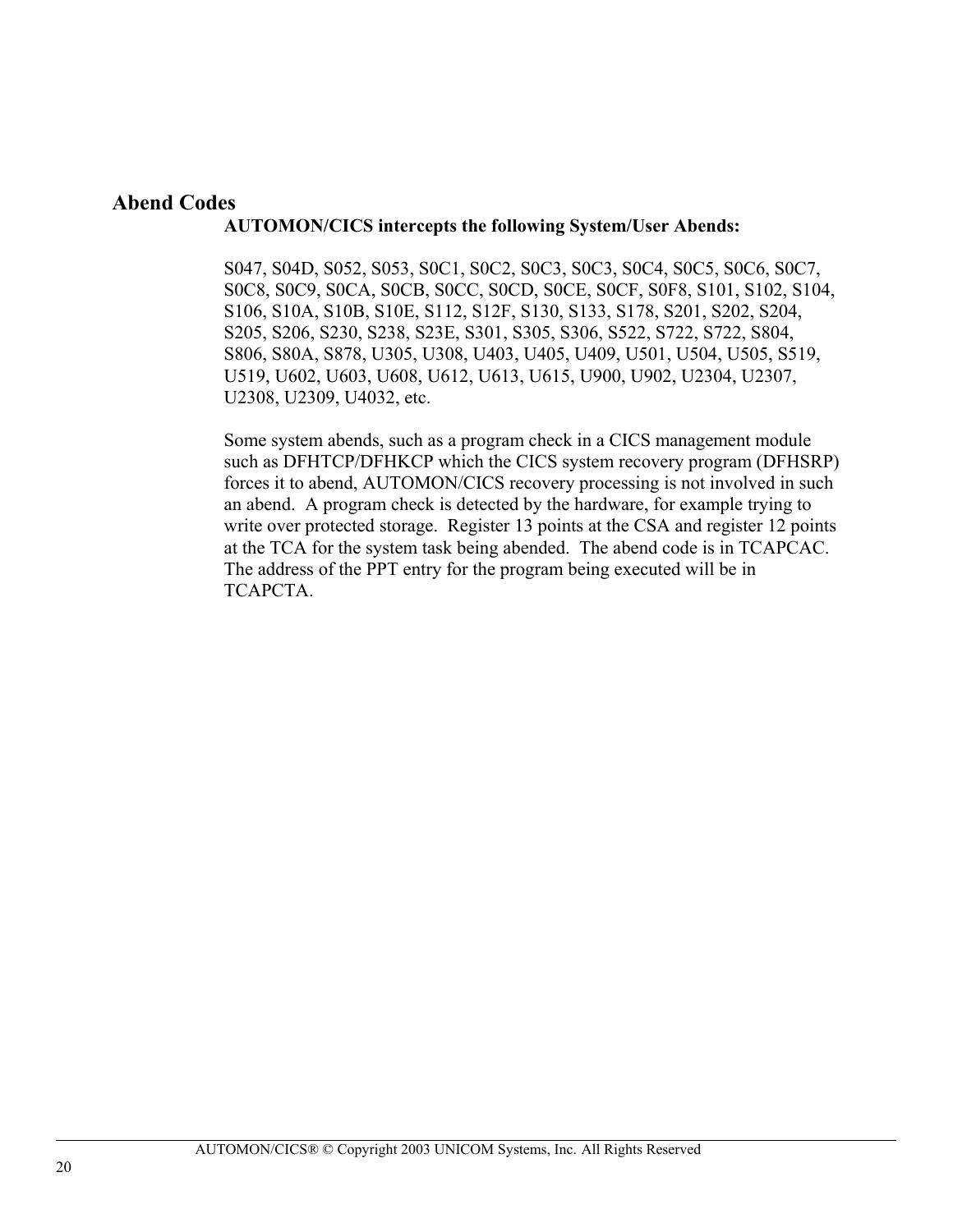## Abend Codes

**AUTOMON/CICS intercepts the following System/User Abends:**

S047, S04D, S052, S053, S0C1, S0C2, S0C3, S0C3, S0C4, S0C5, S0C6, S0C7, S0C8, S0C9, S0CA, S0CB, S0CC, S0CD, S0CE, S0CF, S0F8, S101, S102, S104, S106, S10A, S10B, S10E, S112, S12F, S130, S133, S178, S201, S202, S204, S205, S206, S230, S238, S23E, S301, S305, S306, S522, S722, S722, S804, S806, S80A, S878, U305, U308, U403, U405, U409, U501, U504, U505, S519, U519, U602, U603, U608, U612, U613, U615, U900, U902, U2304, U2307, U2308, U2309, U4032, etc.

Some system abends, such as a program check in a CICS management module such as DFHTCP/DFHKCP which the CICS system recovery program (DFHSRP) forces it to abend, AUTOMON/CICS recovery processing is not involved in such an abend. A program check is detected by the hardware, for example trying to write over protected storage. Register 13 points at the CSA and register 12 points at the TCA for the system task being abended. The abend code is in TCAPCAC. The address of the PPT entry for the program being executed will be in TCAPCTA.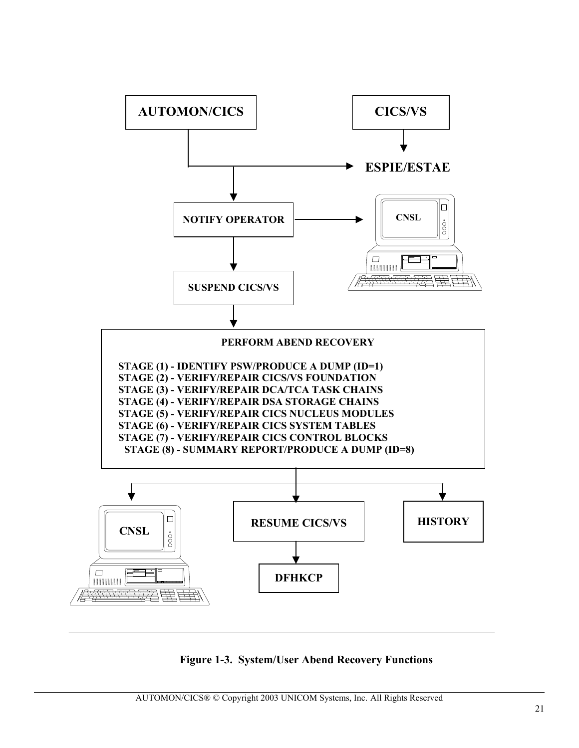AUTOMON/CICS

CICS/VS

ESPIE/ESTAE

NOTIFY OPERATOR

CNSL

SUSPEND CICS/VS

PERFORM ABEND RECOVERY

STAGE (1) - IDENTIFY PSW/PRODUCE A DUMP (ID=1)
STAGE (2) - VERIFY/REPAIR CICS/VS FOUNDATION
STAGE (3) - VERIFY/REPAIR DCA/TCA TASK CHAINS
STAGE (4) - VERIFY/REPAIR DSA STORAGE CHAINS
STAGE (5) - VERIFY/REPAIR CICS NUCLEUS MODULES
STAGE (6) - VERIFY/REPAIR CICS SYSTEM TABLES
STAGE (7) - VERIFY/REPAIR CICS CONTROL BLOCKS
STAGE (8) - SUMMARY REPORT/PRODUCE A DUMP (ID=8)

CNSL

RESUME CICS/VS

HISTORY

DFHKCP

**Figure 1-3. System/User Abend Recovery Functions**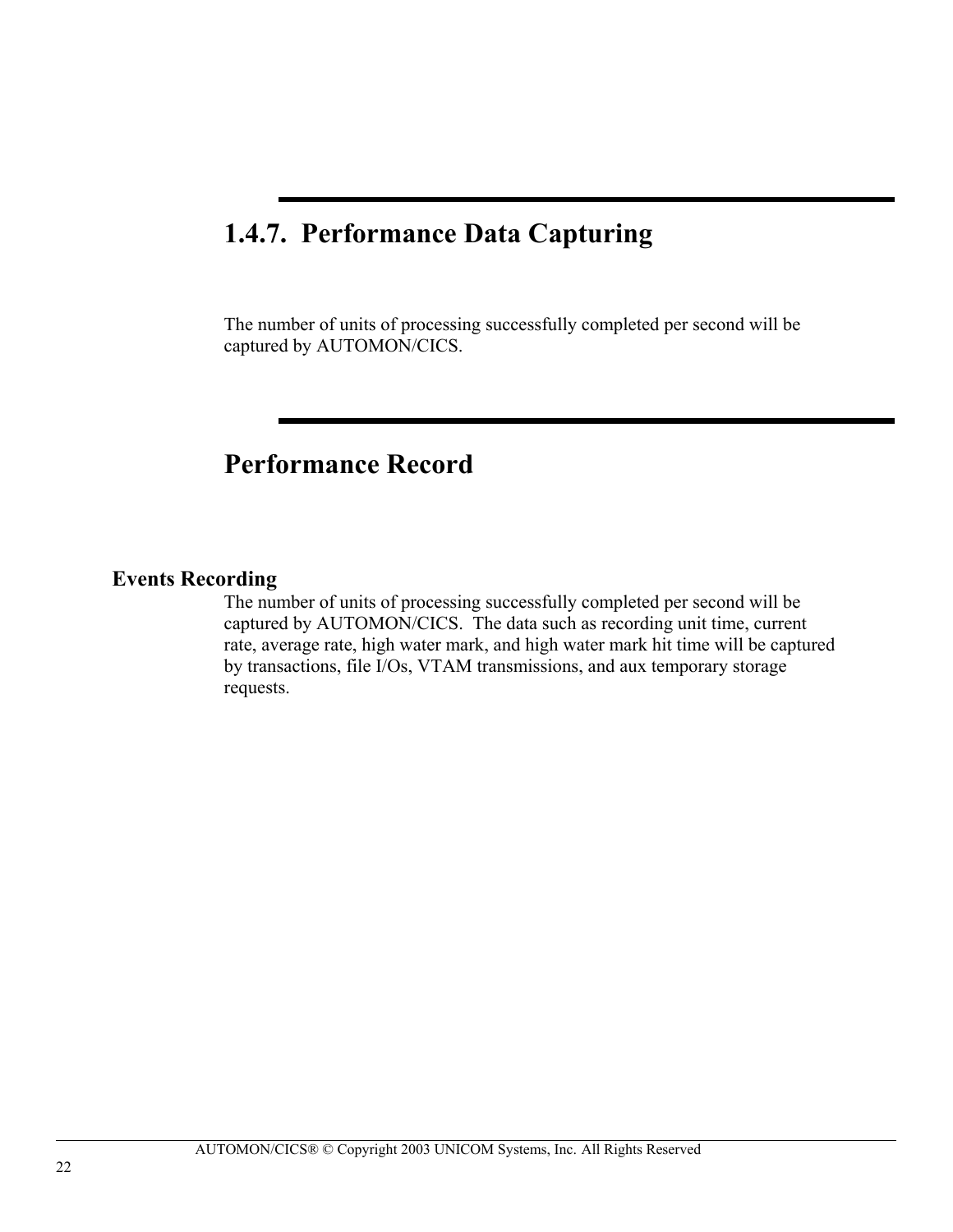## 1.4.7. Performance Data Capturing

The number of units of processing successfully completed per second will be captured by AUTOMON/CICS.

## Performance Record

**Events Recording**

The number of units of processing successfully completed per second will be captured by AUTOMON/CICS. The data such as recording unit time, current rate, average rate, high water mark, and high water mark hit time will be captured by transactions, file I/Os, VTAM transmissions, and aux temporary storage requests.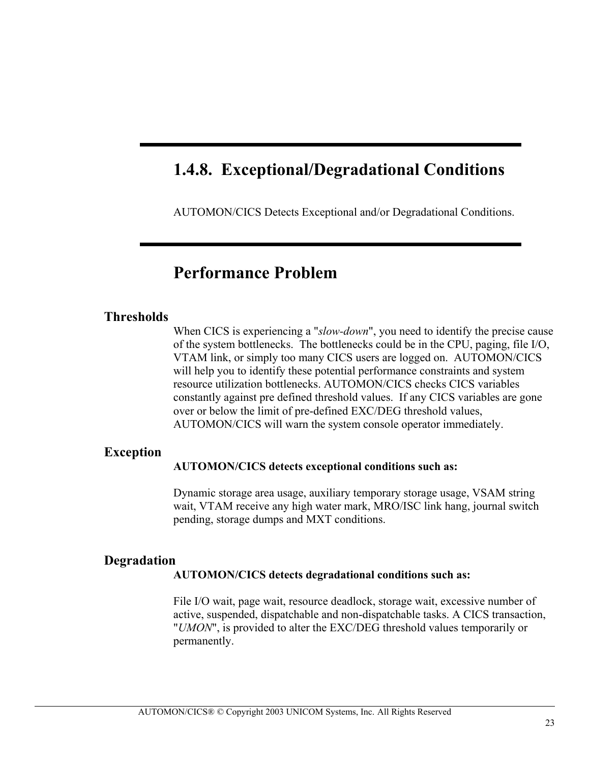# 1.4.8. Exceptional/Degradational Conditions

AUTOMON/CICS Detects Exceptional and/or Degradational Conditions.

# Performance Problem

### Thresholds

When CICS is experiencing a "*slow-down*", you need to identify the precise cause of the system bottlenecks. The bottlenecks could be in the CPU, paging, file I/O, VTAM link, or simply too many CICS users are logged on. AUTOMON/CICS will help you to identify these potential performance constraints and system resource utilization bottlenecks. AUTOMON/CICS checks CICS variables constantly against pre defined threshold values. If any CICS variables are gone over or below the limit of pre-defined EXC/DEG threshold values, AUTOMON/CICS will warn the system console operator immediately.

### Exception

**AUTOMON/CICS detects exceptional conditions such as:**

Dynamic storage area usage, auxiliary temporary storage usage, VSAM string wait, VTAM receive any high water mark, MRO/ISC link hang, journal switch pending, storage dumps and MXT conditions.

### Degradation

**AUTOMON/CICS detects degradational conditions such as:**

File I/O wait, page wait, resource deadlock, storage wait, excessive number of active, suspended, dispatchable and non-dispatchable tasks. A CICS transaction, "*UMON*", is provided to alter the EXC/DEG threshold values temporarily or permanently.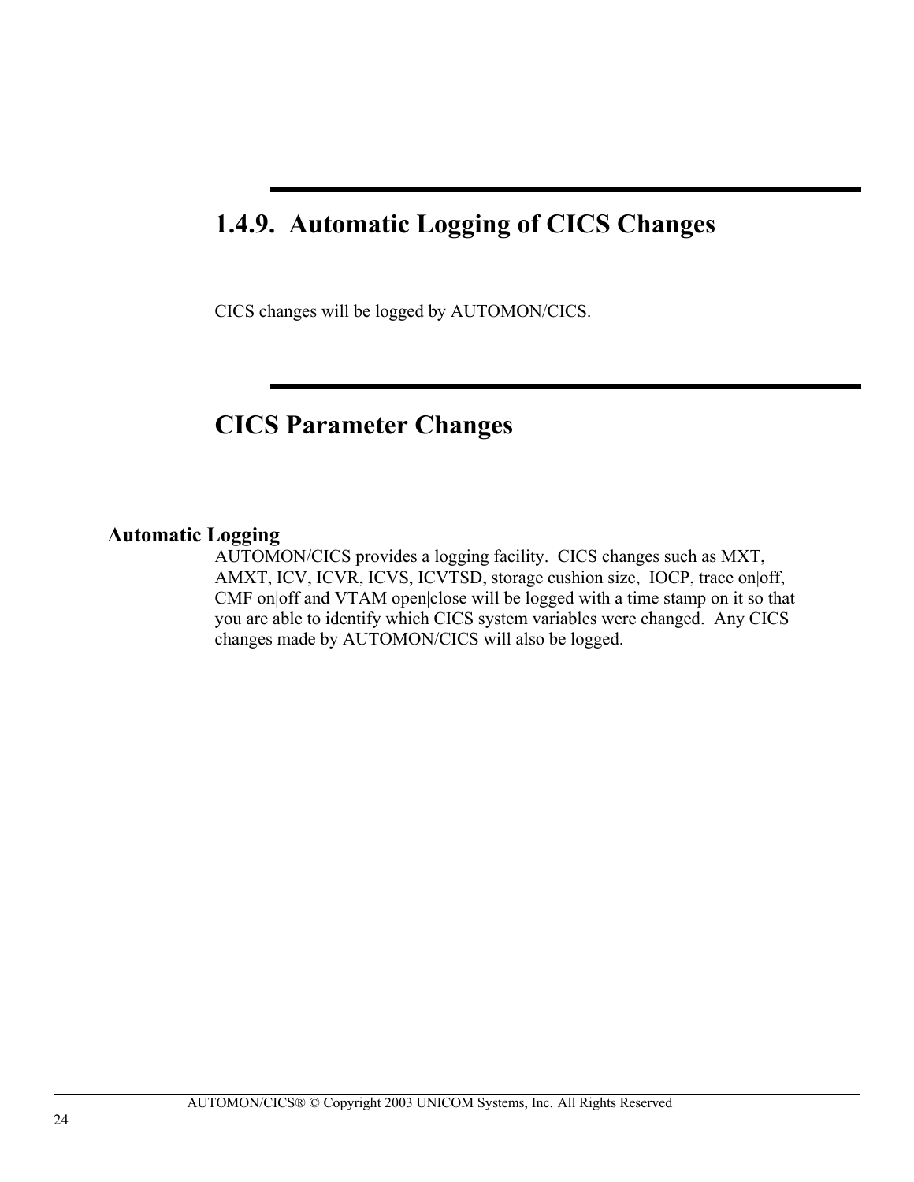## 1.4.9. Automatic Logging of CICS Changes

CICS changes will be logged by AUTOMON/CICS.

## CICS Parameter Changes

### Automatic Logging

AUTOMON/CICS provides a logging facility. CICS changes such as MXT, AMXT, ICV, ICVR, ICVS, ICVTSD, storage cushion size, IOCP, trace on|off, CMF on|off and VTAM open|close will be logged with a time stamp on it so that you are able to identify which CICS system variables were changed. Any CICS changes made by AUTOMON/CICS will also be logged.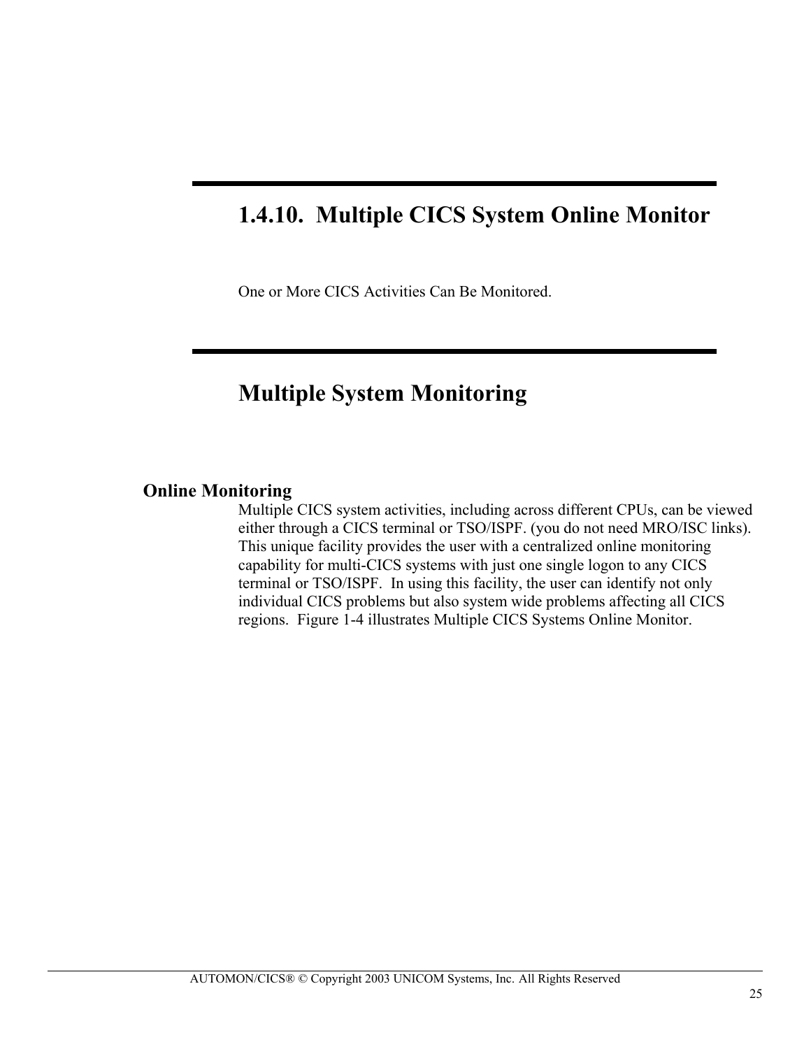## 1.4.10. Multiple CICS System Online Monitor

One or More CICS Activities Can Be Monitored.

## Multiple System Monitoring

**Online Monitoring**

Multiple CICS system activities, including across different CPUs, can be viewed either through a CICS terminal or TSO/ISPF. (you do not need MRO/ISC links). This unique facility provides the user with a centralized online monitoring capability for multi-CICS systems with just one single logon to any CICS terminal or TSO/ISPF. In using this facility, the user can identify not only individual CICS problems but also system wide problems affecting all CICS regions. Figure 1-4 illustrates Multiple CICS Systems Online Monitor.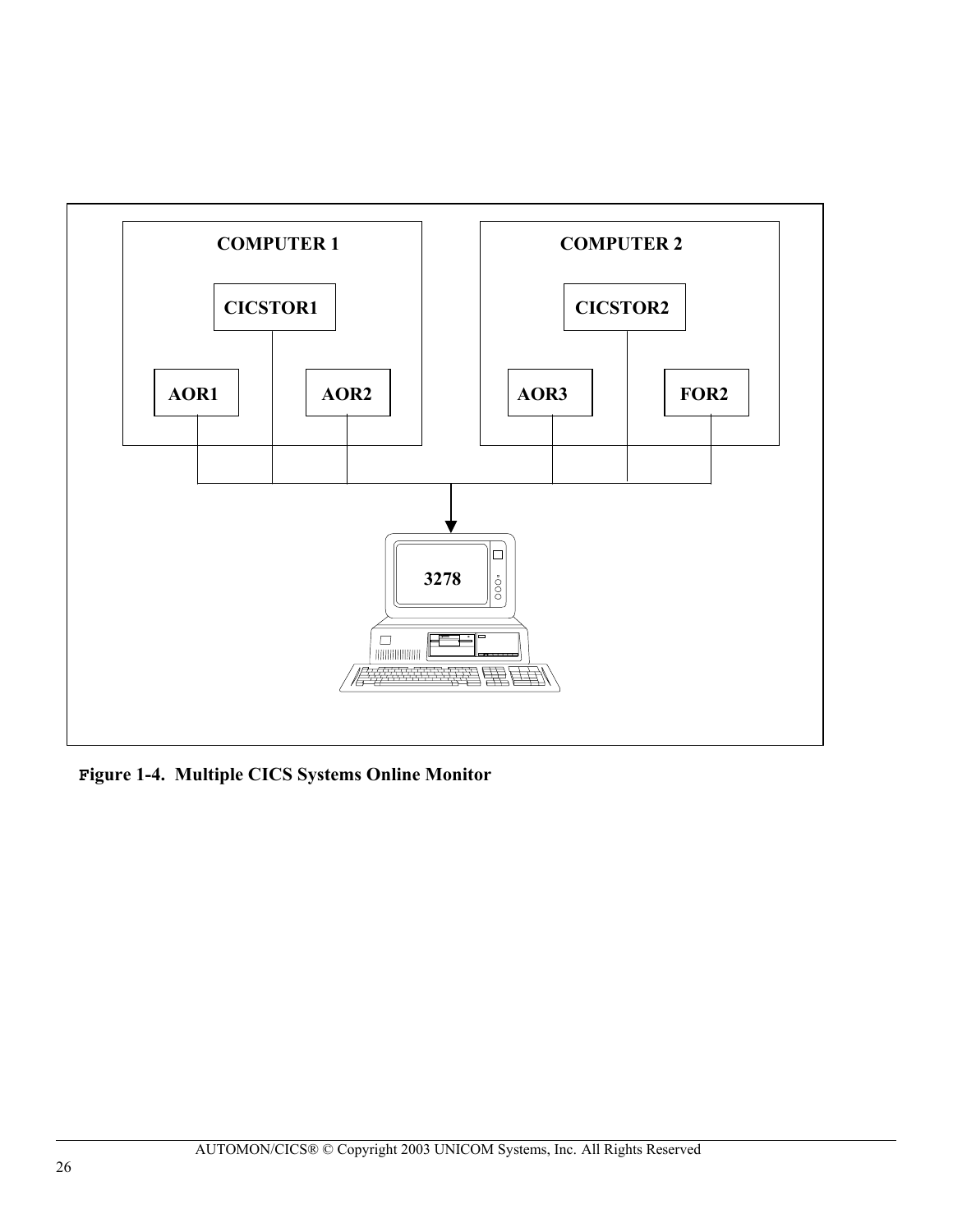**Figure 1-4. Multiple CICS Systems Online Monitor**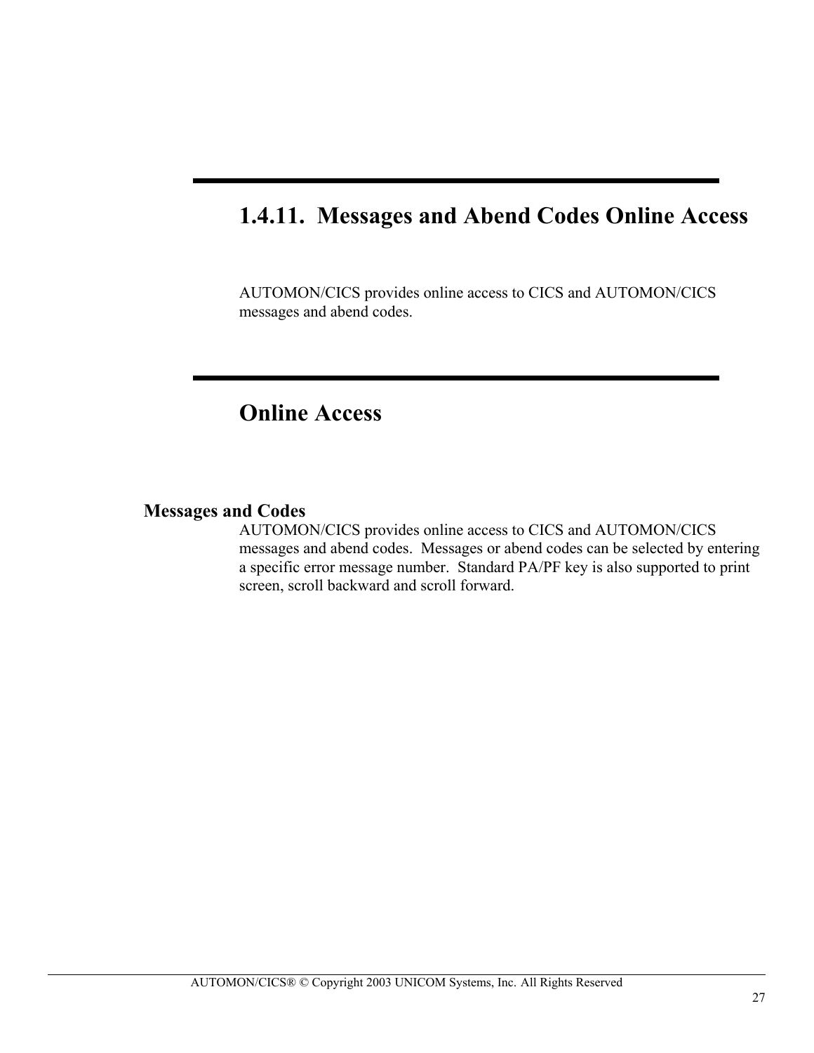# 1.4.11. Messages and Abend Codes Online Access

AUTOMON/CICS provides online access to CICS and AUTOMON/CICS messages and abend codes.

## Online Access

### Messages and Codes

AUTOMON/CICS provides online access to CICS and AUTOMON/CICS messages and abend codes. Messages or abend codes can be selected by entering a specific error message number. Standard PA/PF key is also supported to print screen, scroll backward and scroll forward.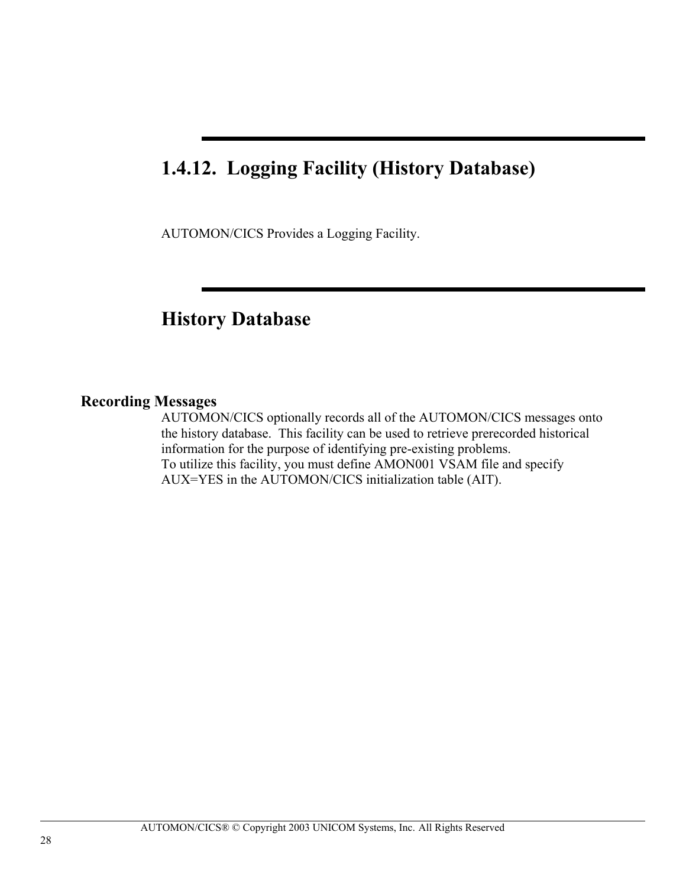## 1.4.12. Logging Facility (History Database)

AUTOMON/CICS Provides a Logging Facility.

## History Database

### Recording Messages

AUTOMON/CICS optionally records all of the AUTOMON/CICS messages onto the history database. This facility can be used to retrieve prerecorded historical information for the purpose of identifying pre-existing problems.
To utilize this facility, you must define AMON001 VSAM file and specify AUX=YES in the AUTOMON/CICS initialization table (AIT).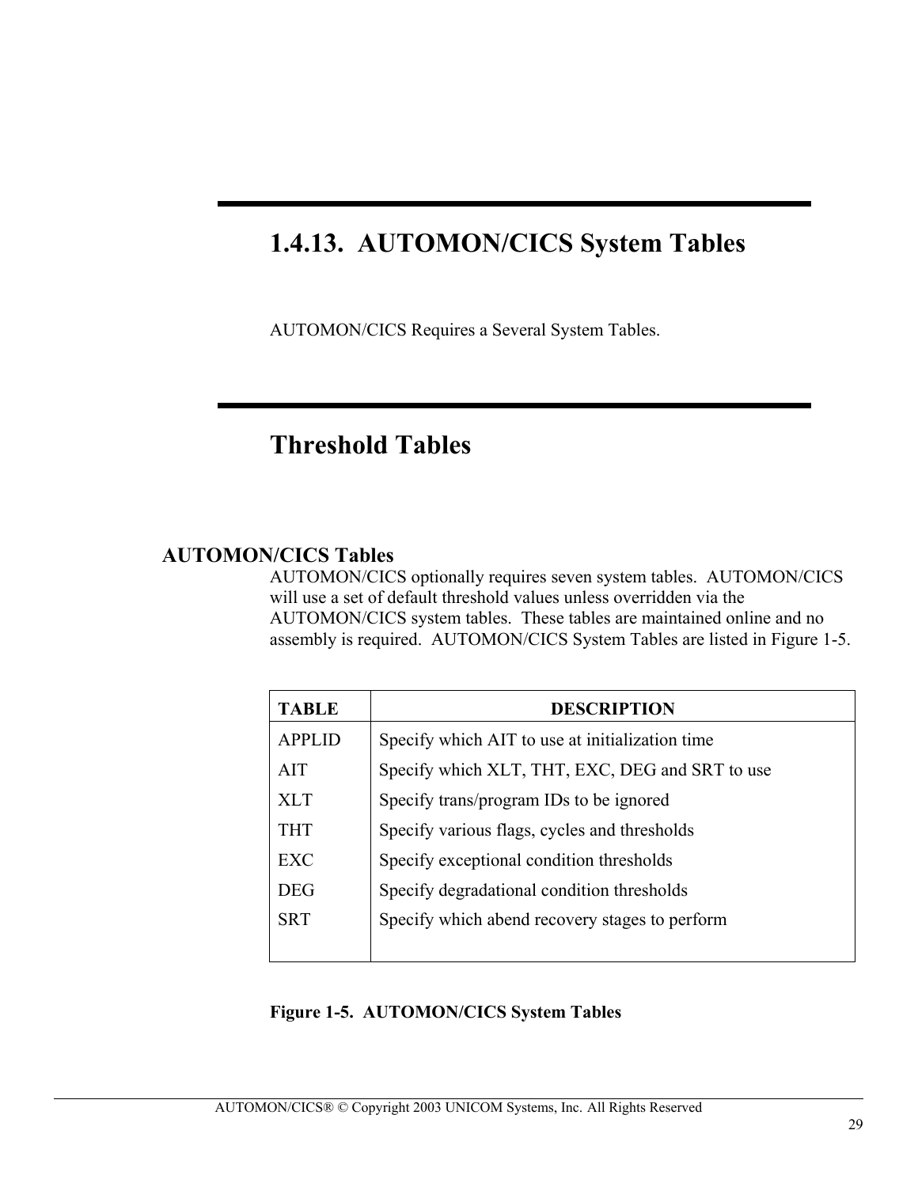## 1.4.13. AUTOMON/CICS System Tables

AUTOMON/CICS Requires a Several System Tables.

## Threshold Tables

### AUTOMON/CICS Tables

AUTOMON/CICS optionally requires seven system tables. AUTOMON/CICS will use a set of default threshold values unless overridden via the AUTOMON/CICS system tables. These tables are maintained online and no assembly is required. AUTOMON/CICS System Tables are listed in Figure 1-5.

| TABLE | DESCRIPTION |
|---|---|
| APPLID | Specify which AIT to use at initialization time |
| AIT | Specify which XLT, THT, EXC, DEG and SRT to use |
| XLT | Specify trans/program IDs to be ignored |
| THT | Specify various flags, cycles and thresholds |
| EXC | Specify exceptional condition thresholds |
| DEG | Specify degradational condition thresholds |
| SRT | Specify which abend recovery stages to perform |

**Figure 1-5. AUTOMON/CICS System Tables**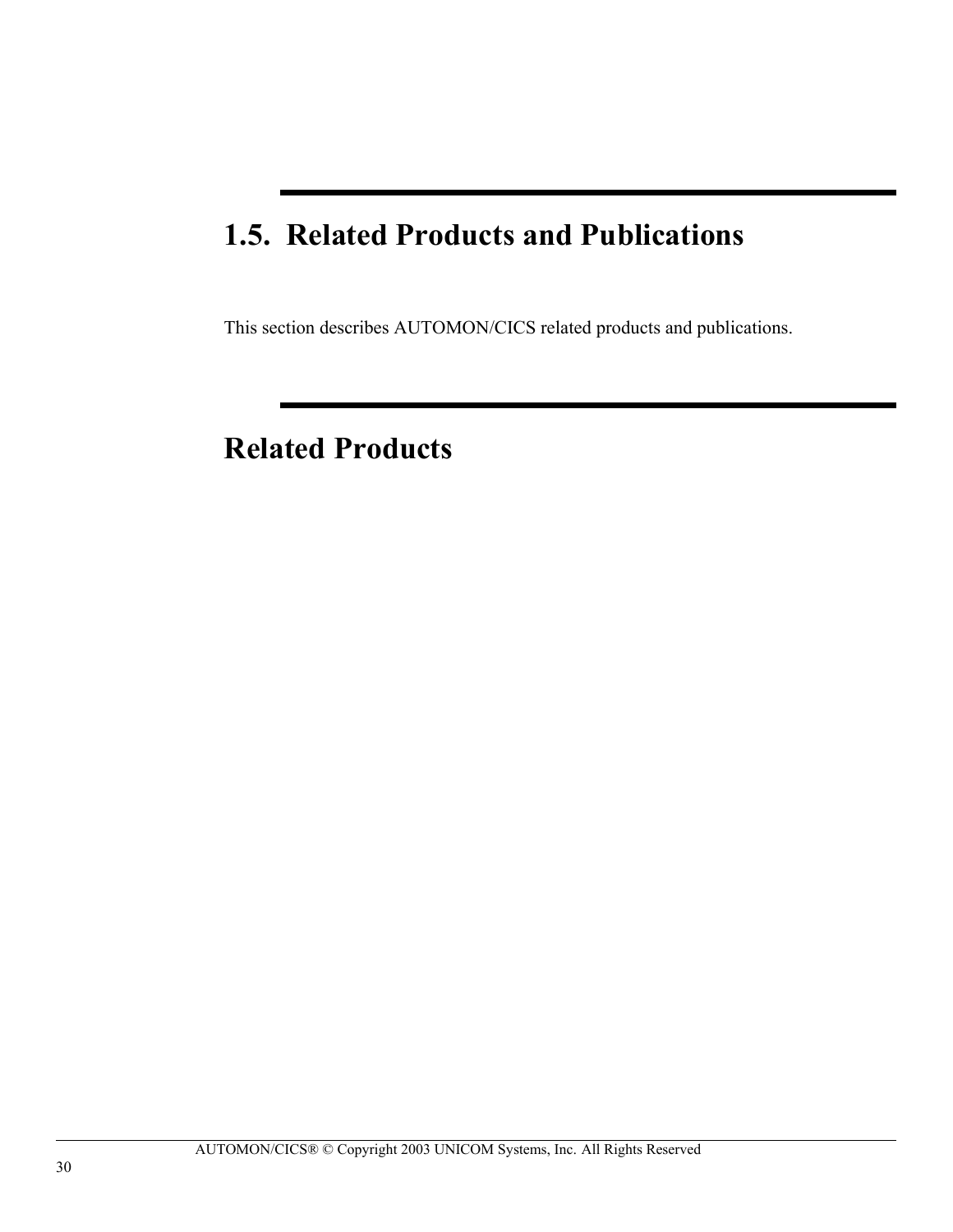# 1.5. Related Products and Publications

This section describes AUTOMON/CICS related products and publications.

## Related Products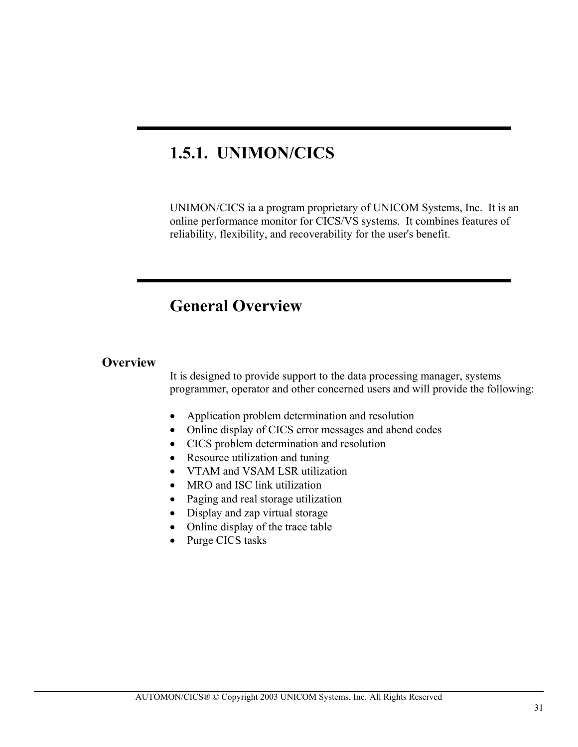# 1.5.1. UNIMON/CICS

UNIMON/CICS ia a program proprietary of UNICOM Systems, Inc. It is an online performance monitor for CICS/VS systems. It combines features of reliability, flexibility, and recoverability for the user's benefit.

# General Overview

### Overview

It is designed to provide support to the data processing manager, systems programmer, operator and other concerned users and will provide the following:

- Application problem determination and resolution
- Online display of CICS error messages and abend codes
- CICS problem determination and resolution
- Resource utilization and tuning
- VTAM and VSAM LSR utilization
- MRO and ISC link utilization
- Paging and real storage utilization
- Display and zap virtual storage
- Online display of the trace table
- Purge CICS tasks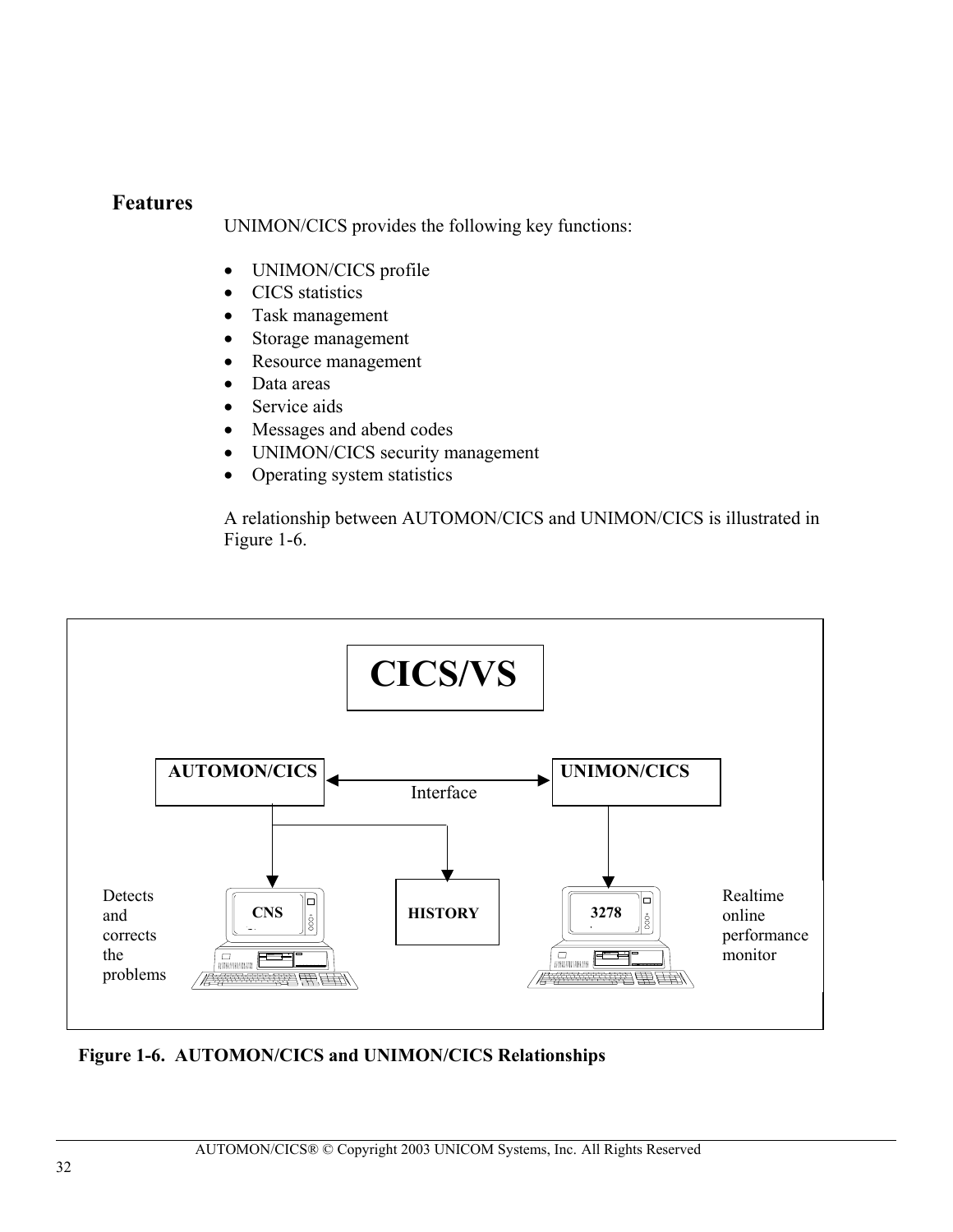## Features

UNIMON/CICS provides the following key functions:

- UNIMON/CICS profile
- CICS statistics
- Task management
- Storage management
- Resource management
- Data areas
- Service aids
- Messages and abend codes
- UNIMON/CICS security management
- Operating system statistics

A relationship between AUTOMON/CICS and UNIMON/CICS is illustrated in Figure 1-6.

CICS/VS

AUTOMON/CICS

Interface

UNIMON/CICS

Detects and corrects the problems

CNS

HISTORY

3278

Realtime online performance monitor

**Figure 1-6. AUTOMON/CICS and UNIMON/CICS Relationships**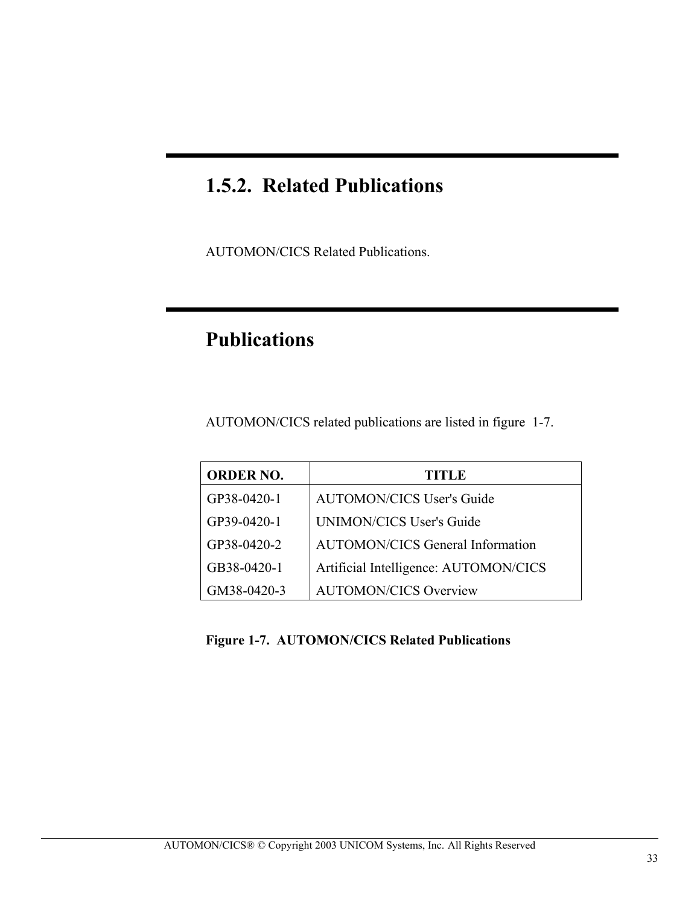## 1.5.2. Related Publications

AUTOMON/CICS Related Publications.

## Publications

AUTOMON/CICS related publications are listed in figure 1-7.

| ORDER NO. | TITLE |
|---|---|
| GP38-0420-1 | AUTOMON/CICS User's Guide |
| GP39-0420-1 | UNIMON/CICS User's Guide |
| GP38-0420-2 | AUTOMON/CICS General Information |
| GB38-0420-1 | Artificial Intelligence: AUTOMON/CICS |
| GM38-0420-3 | AUTOMON/CICS Overview |

**Figure 1-7. AUTOMON/CICS Related Publications**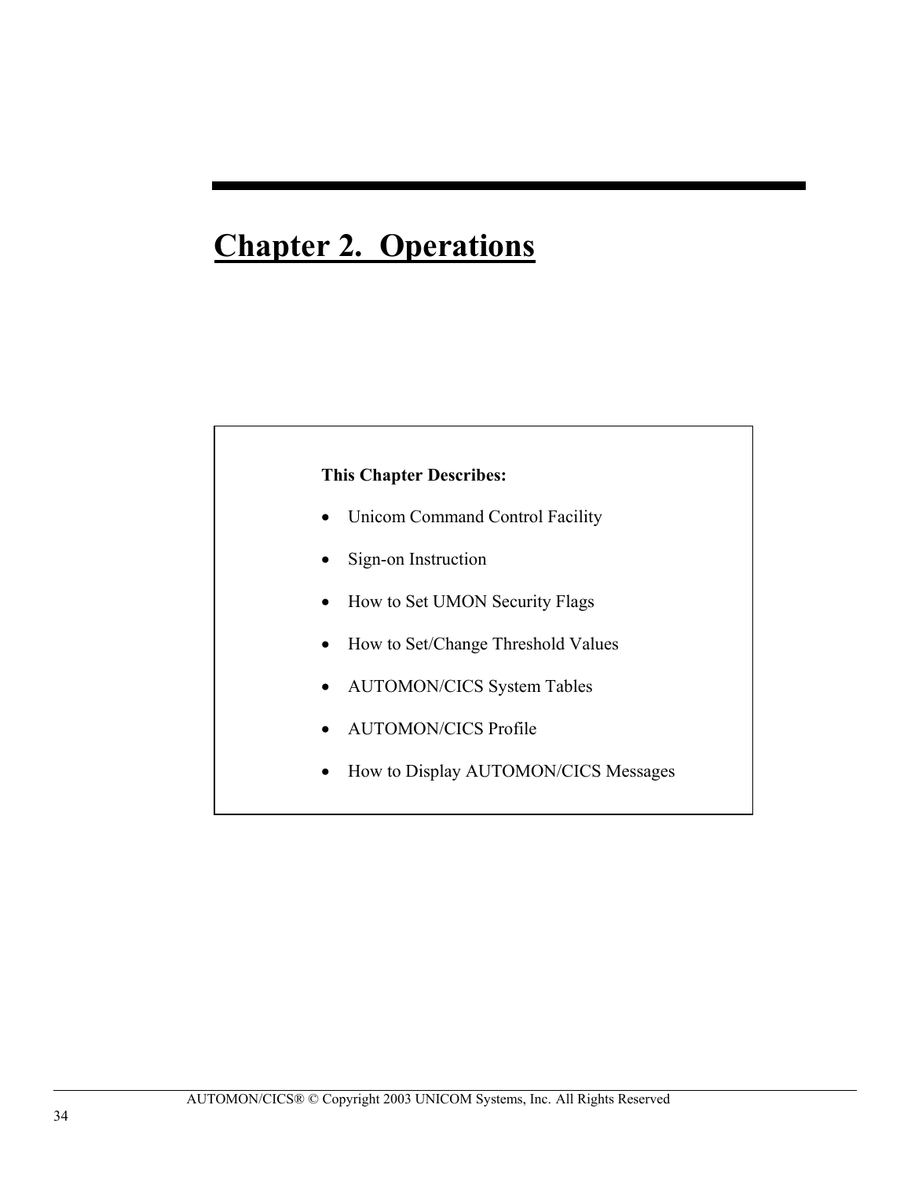# Chapter 2. Operations

**This Chapter Describes:**

- Unicom Command Control Facility
- Sign-on Instruction
- How to Set UMON Security Flags
- How to Set/Change Threshold Values
- AUTOMON/CICS System Tables
- AUTOMON/CICS Profile
- How to Display AUTOMON/CICS Messages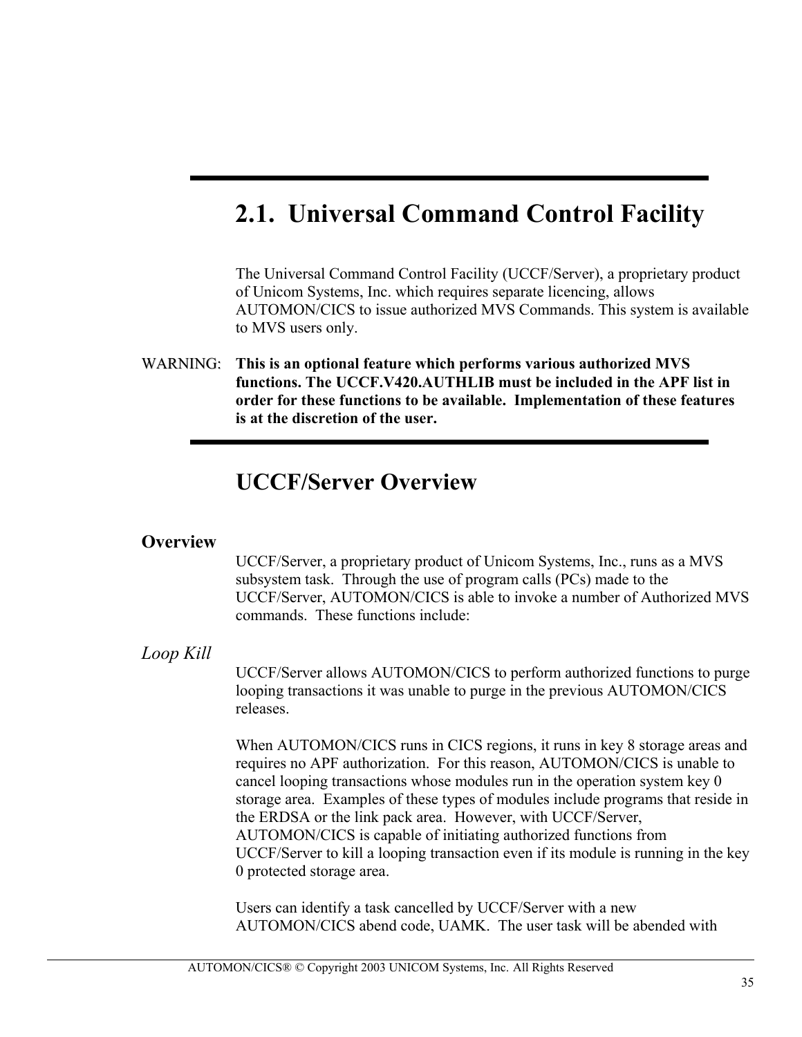# 2.1. Universal Command Control Facility

The Universal Command Control Facility (UCCF/Server), a proprietary product of Unicom Systems, Inc. which requires separate licencing, allows AUTOMON/CICS to issue authorized MVS Commands. This system is available to MVS users only.

WARNING: **This is an optional feature which performs various authorized MVS functions. The UCCF.V420.AUTHLIB must be included in the APF list in order for these functions to be available. Implementation of these features is at the discretion of the user.**

## UCCF/Server Overview

### Overview

UCCF/Server, a proprietary product of Unicom Systems, Inc., runs as a MVS subsystem task. Through the use of program calls (PCs) made to the UCCF/Server, AUTOMON/CICS is able to invoke a number of Authorized MVS commands. These functions include:

#### *Loop Kill*

UCCF/Server allows AUTOMON/CICS to perform authorized functions to purge looping transactions it was unable to purge in the previous AUTOMON/CICS releases.

When AUTOMON/CICS runs in CICS regions, it runs in key 8 storage areas and requires no APF authorization. For this reason, AUTOMON/CICS is unable to cancel looping transactions whose modules run in the operation system key 0 storage area. Examples of these types of modules include programs that reside in the ERDSA or the link pack area. However, with UCCF/Server, AUTOMON/CICS is capable of initiating authorized functions from UCCF/Server to kill a looping transaction even if its module is running in the key 0 protected storage area.

Users can identify a task cancelled by UCCF/Server with a new AUTOMON/CICS abend code, UAMK. The user task will be abended with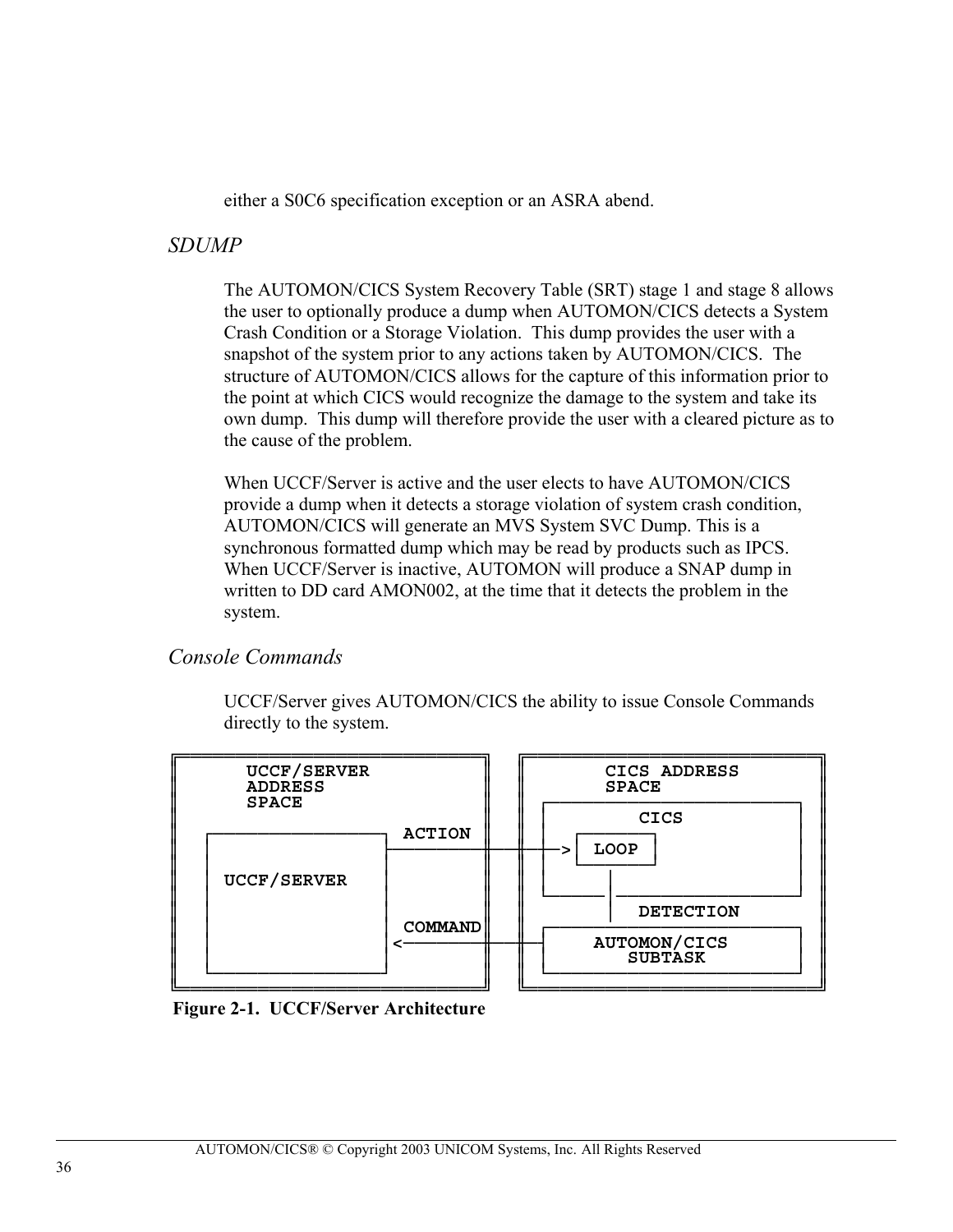either a S0C6 specification exception or an ASRA abend.

### *SDUMP*

The AUTOMON/CICS System Recovery Table (SRT) stage 1 and stage 8 allows the user to optionally produce a dump when AUTOMON/CICS detects a System Crash Condition or a Storage Violation. This dump provides the user with a snapshot of the system prior to any actions taken by AUTOMON/CICS. The structure of AUTOMON/CICS allows for the capture of this information prior to the point at which CICS would recognize the damage to the system and take its own dump. This dump will therefore provide the user with a cleared picture as to the cause of the problem.

When UCCF/Server is active and the user elects to have AUTOMON/CICS provide a dump when it detects a storage violation of system crash condition, AUTOMON/CICS will generate an MVS System SVC Dump. This is a synchronous formatted dump which may be read by products such as IPCS. When UCCF/Server is inactive, AUTOMON will produce a SNAP dump in written to DD card AMON002, at the time that it detects the problem in the system.

### *Console Commands*

UCCF/Server gives AUTOMON/CICS the ability to issue Console Commands directly to the system.

```
╔═══════════════════════════════╗   ╔═════════════════════════════╗
║     UCCF/SERVER               ║   ║     CICS ADDRESS            ║
║     ADDRESS                   ║   ║     SPACE                   ║
║     SPACE                     ║   ║ ┌─────────────────────────┐ ║
║                               ║   ║ │         CICS            │ ║
║  ┌─────────────────┐  ACTION  ║   ║ │                         │ ║
║  │                 │──────────╫───╫─┼─> │ LOOP │              │ ║
║  │ UCCF/SERVER     │          ║   ║ │                         │ ║
║  │                 │          ║   ║ └──────┬──────────────────┘ ║
║  │                 │          ║   ║        │  DETECTION         ║
║  │                 │ COMMAND  ║   ║ ┌─────────────────────────┐ ║
║  │                 │<─────────╫───╫─│    AUTOMON/CICS         │ ║
║  │                 │          ║   ║ │       SUBTASK           │ ║
║  └─────────────────┘          ║   ║ └─────────────────────────┘ ║
╚═══════════════════════════════╝   ╚═════════════════════════════╝
```

**Figure 2-1. UCCF/Server Architecture**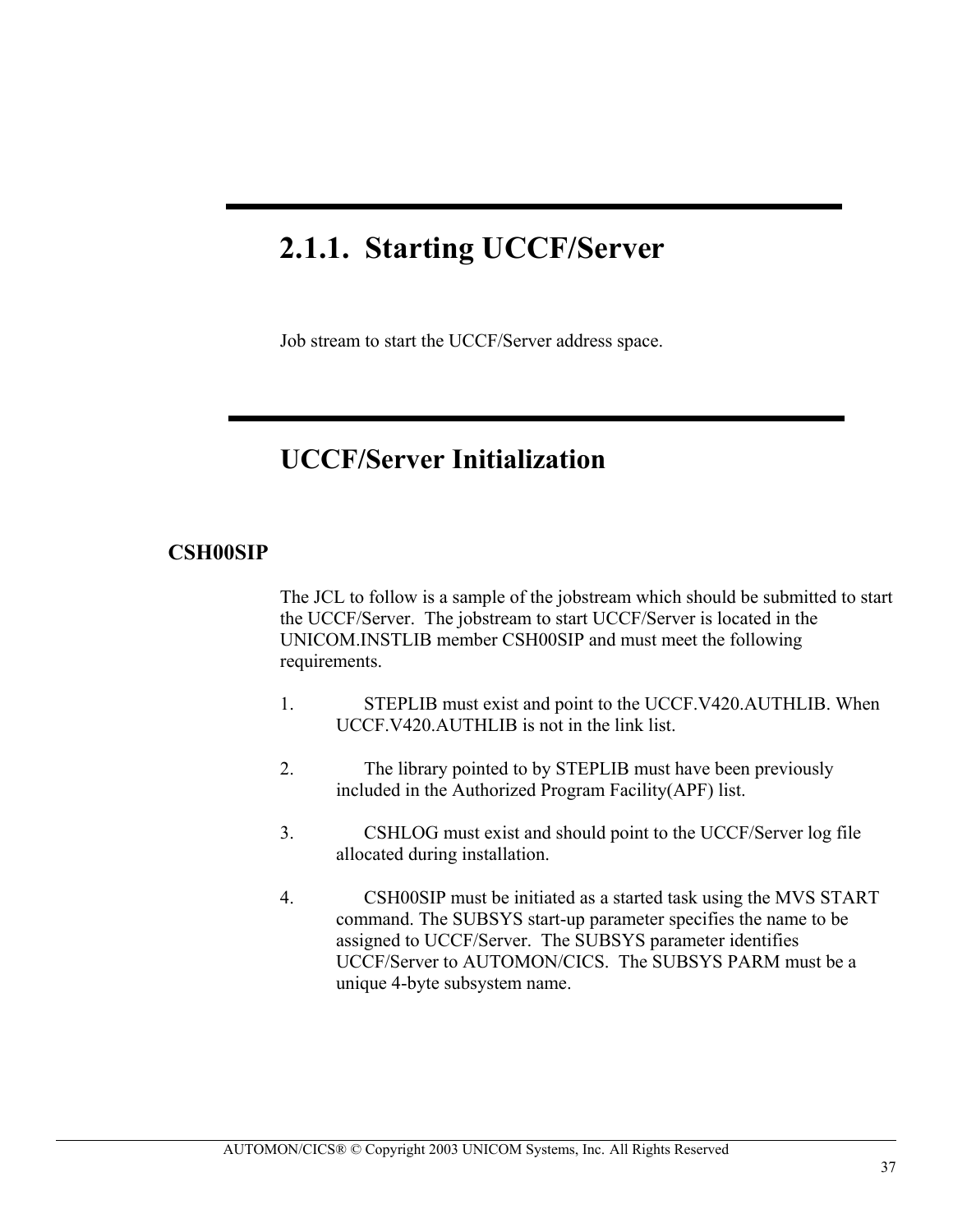## 2.1.1. Starting UCCF/Server

Job stream to start the UCCF/Server address space.

## UCCF/Server Initialization

### CSH00SIP

The JCL to follow is a sample of the jobstream which should be submitted to start the UCCF/Server. The jobstream to start UCCF/Server is located in the UNICOM.INSTLIB member CSH00SIP and must meet the following requirements.

1. STEPLIB must exist and point to the UCCF.V420.AUTHLIB. When UCCF.V420.AUTHLIB is not in the link list.

2. The library pointed to by STEPLIB must have been previously included in the Authorized Program Facility(APF) list.

3. CSHLOG must exist and should point to the UCCF/Server log file allocated during installation.

4. CSH00SIP must be initiated as a started task using the MVS START command. The SUBSYS start-up parameter specifies the name to be assigned to UCCF/Server. The SUBSYS parameter identifies UCCF/Server to AUTOMON/CICS. The SUBSYS PARM must be a unique 4-byte subsystem name.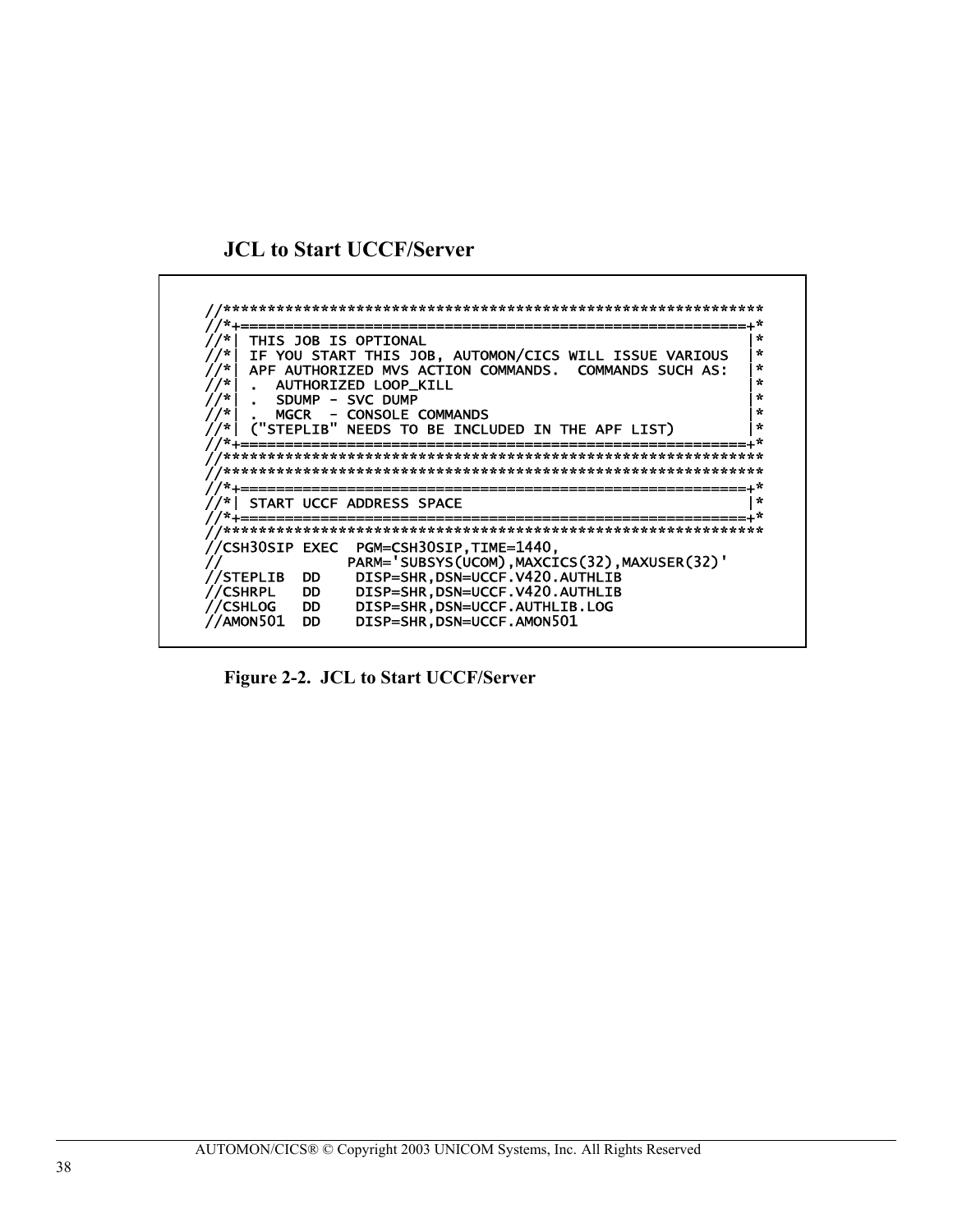## JCL to Start UCCF/Server

```
//**************************************************************
//*+==========================================================+*
//*| THIS JOB IS OPTIONAL                                     |*
//*| IF YOU START THIS JOB, AUTOMON/CICS WILL ISSUE VARIOUS   |*
//*| APF AUTHORIZED MVS ACTION COMMANDS.  COMMANDS SUCH AS:   |*
//*| .  AUTHORIZED LOOP_KILL                                  |*
//*| .  SDUMP - SVC DUMP                                      |*
//*| .  MGCR  - CONSOLE COMMANDS                              |*
//*| ("STEPLIB" NEEDS TO BE INCLUDED IN THE APF LIST)         |*
//*+==========================================================+*
//**************************************************************
//**************************************************************
//*+==========================================================+*
//*| START UCCF ADDRESS SPACE                                 |*
//*+==========================================================+*
//**************************************************************
//CSH30SIP EXEC  PGM=CSH30SIP,TIME=1440,
//             PARM='SUBSYS(UCOM),MAXCICS(32),MAXUSER(32)'
//STEPLIB  DD    DISP=SHR,DSN=UCCF.V420.AUTHLIB
//CSHRPL   DD    DISP=SHR,DSN=UCCF.V420.AUTHLIB
//CSHLOG   DD    DISP=SHR,DSN=UCCF.AUTHLIB.LOG
//AMON501  DD    DISP=SHR,DSN=UCCF.AMON501
```

**Figure 2-2. JCL to Start UCCF/Server**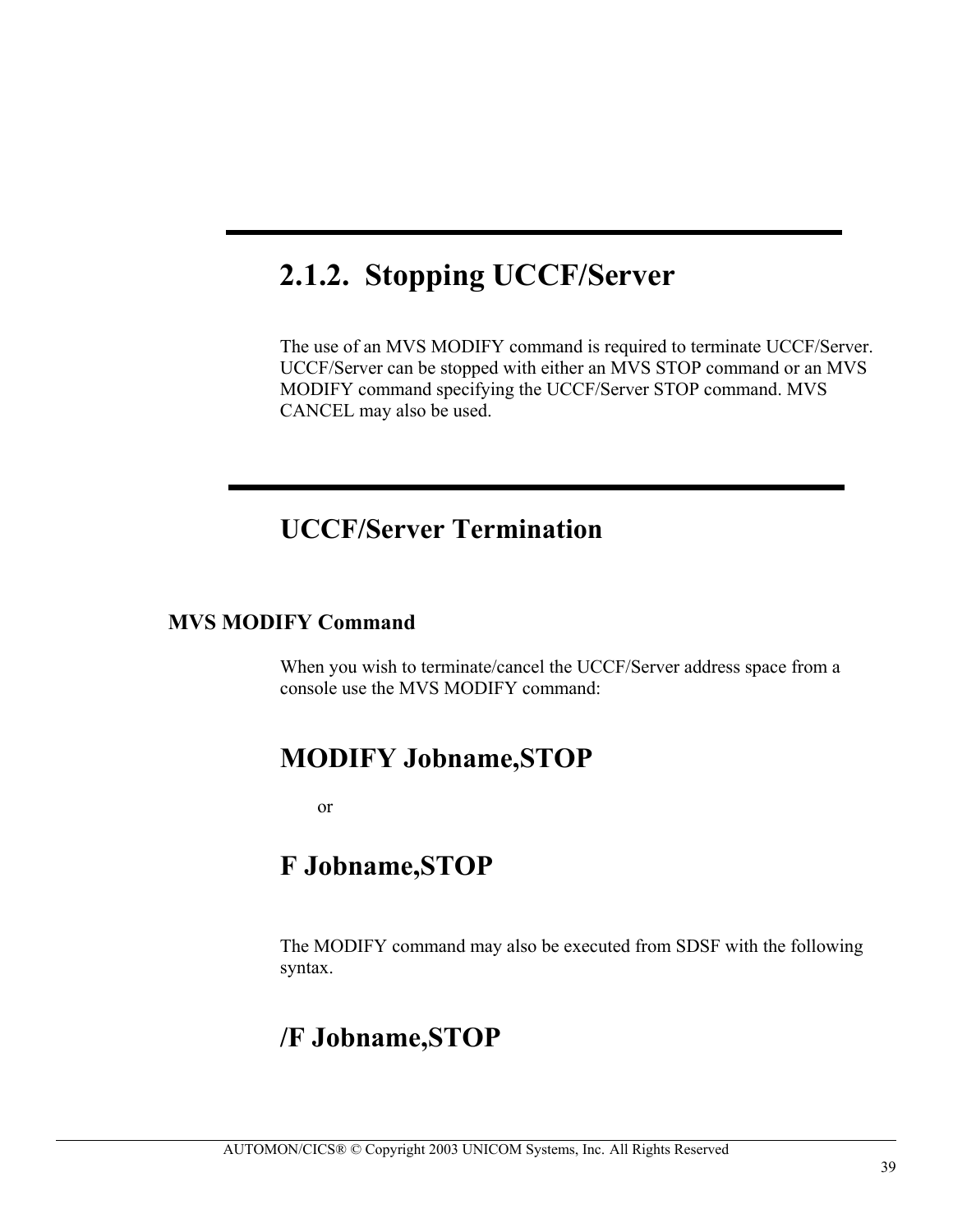## 2.1.2. Stopping UCCF/Server

The use of an MVS MODIFY command is required to terminate UCCF/Server. UCCF/Server can be stopped with either an MVS STOP command or an MVS MODIFY command specifying the UCCF/Server STOP command. MVS CANCEL may also be used.

## UCCF/Server Termination

### MVS MODIFY Command

When you wish to terminate/cancel the UCCF/Server address space from a console use the MVS MODIFY command:

**MODIFY Jobname,STOP**

or

**F Jobname,STOP**

The MODIFY command may also be executed from SDSF with the following syntax.

**/F Jobname,STOP**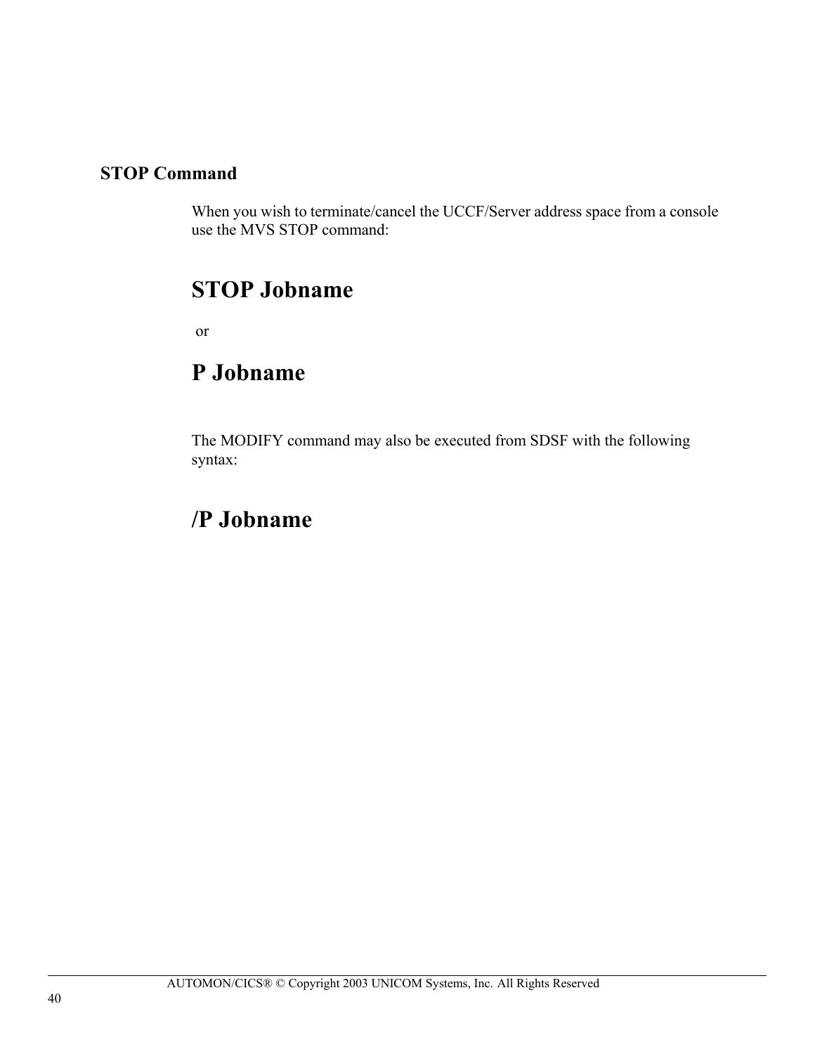## STOP Command

When you wish to terminate/cancel the UCCF/Server address space from a console use the MVS STOP command:

# STOP Jobname

or

# P Jobname

The MODIFY command may also be executed from SDSF with the following syntax:

# /P Jobname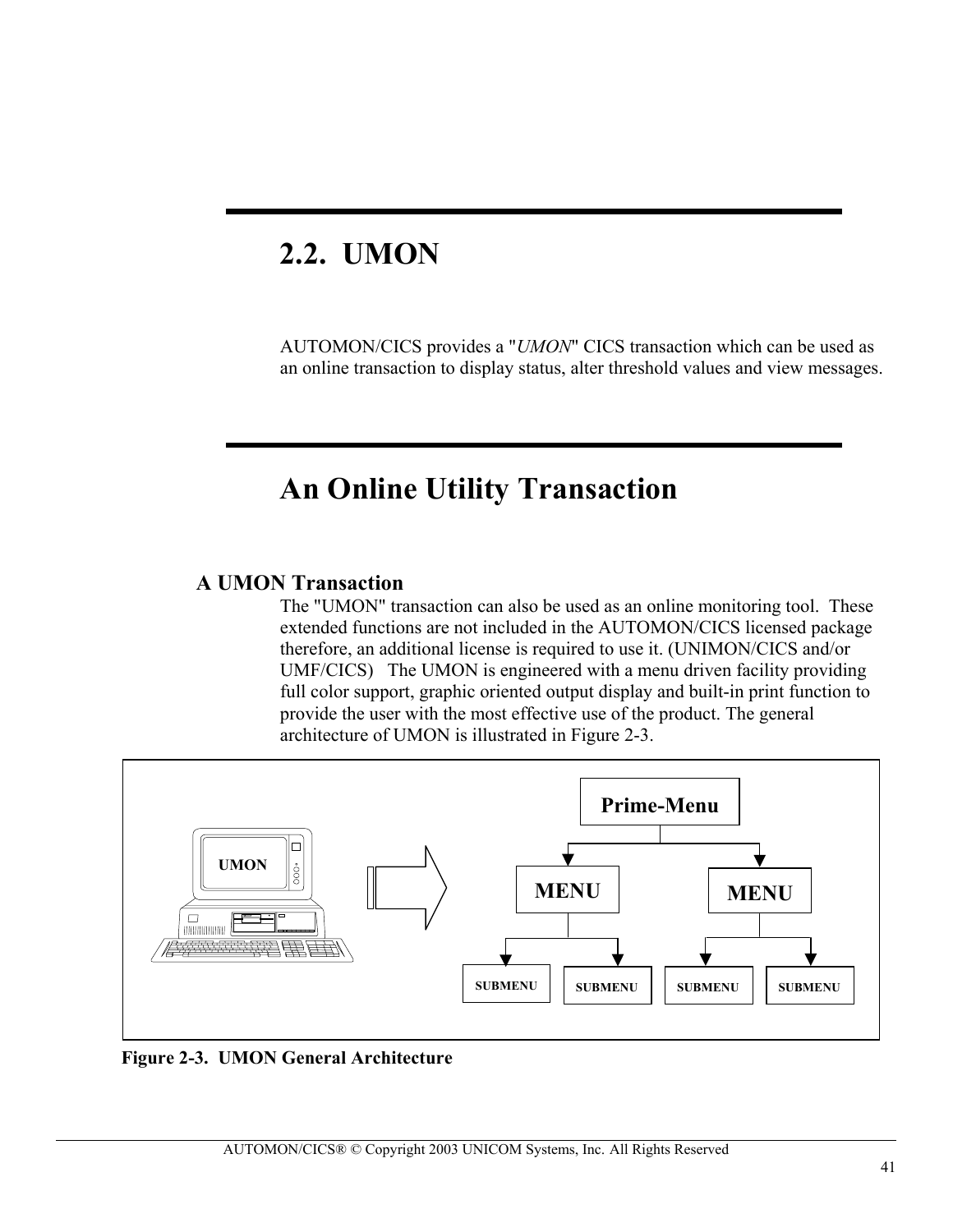## 2.2. UMON

AUTOMON/CICS provides a "*UMON*" CICS transaction which can be used as an online transaction to display status, alter threshold values and view messages.

## An Online Utility Transaction

### A UMON Transaction

The "UMON" transaction can also be used as an online monitoring tool. These extended functions are not included in the AUTOMON/CICS licensed package therefore, an additional license is required to use it. (UNIMON/CICS and/or UMF/CICS) The UMON is engineered with a menu driven facility providing full color support, graphic oriented output display and built-in print function to provide the user with the most effective use of the product. The general architecture of UMON is illustrated in Figure 2-3.

**Figure 2-3. UMON General Architecture**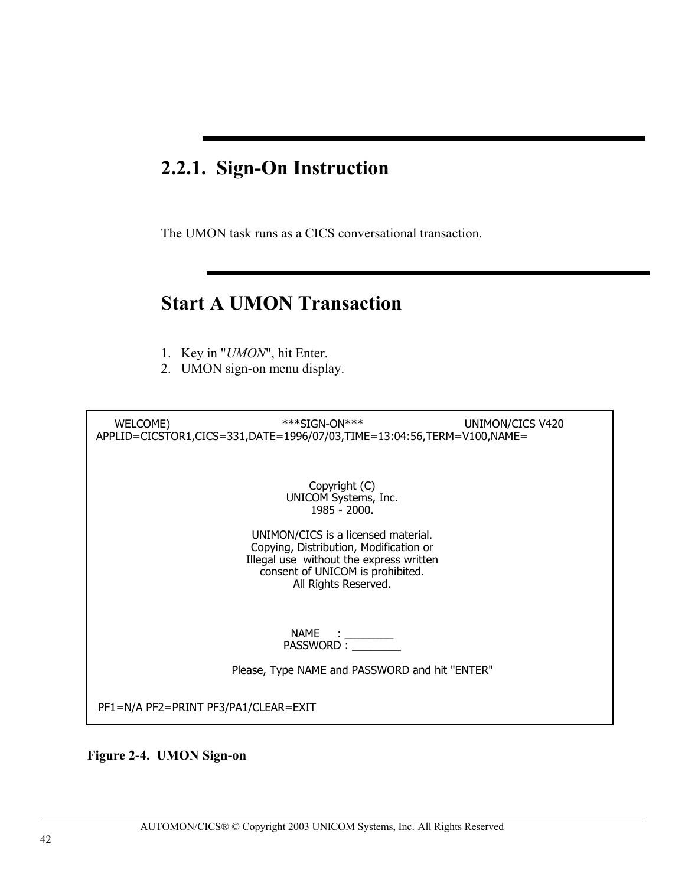## 2.2.1. Sign-On Instruction

The UMON task runs as a CICS conversational transaction.

## Start A UMON Transaction

1. Key in "*UMON*", hit Enter.
2. UMON sign-on menu display.

```
      WELCOME)                         ***SIGN-ON***                        UNIMON/CICS V420
  APPLID=CICSTOR1,CICS=331,DATE=1996/07/03,TIME=13:04:56,TERM=V100,NAME=



                                       Copyright (C)
                                    UNICOM Systems, Inc.
                                        1985 - 2000.

                                UNIMON/CICS is a licensed material.
                               Copying, Distribution, Modification or
                              Illegal use  without the express written
                                  consent of UNICOM is prohibited.
                                       All Rights Reserved.



                                     NAME     : ________
                                    PASSWORD : ________

                          Please, Type NAME and PASSWORD and hit "ENTER"


  PF1=N/A PF2=PRINT PF3/PA1/CLEAR=EXIT
```

**Figure 2-4. UMON Sign-on**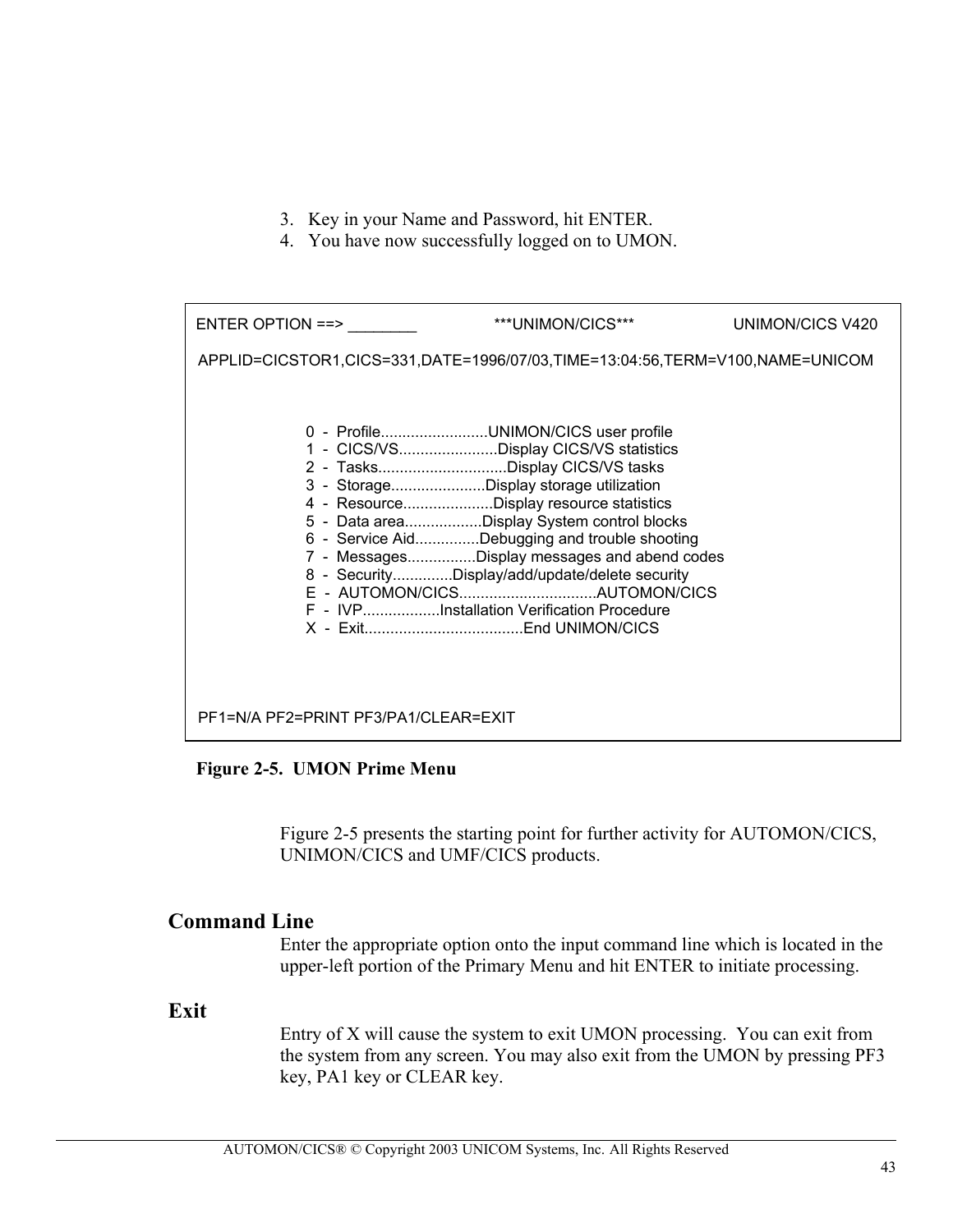3. Key in your Name and Password, hit ENTER.
4. You have now successfully logged on to UMON.

```
ENTER OPTION ==> ________          ***UNIMON/CICS***              UNIMON/CICS V420

APPLID=CICSTOR1,CICS=331,DATE=1996/07/03,TIME=13:04:56,TERM=V100,NAME=UNICOM



            0  -  Profile.........................UNIMON/CICS user profile
            1  -  CICS/VS.......................Display CICS/VS statistics
            2  -  Tasks.............................Display CICS/VS tasks
            3  -  Storage......................Display storage utilization
            4  -  Resource.....................Display resource statistics
            5  -  Data area..................Display System control blocks
            6  -  Service Aid...............Debugging and trouble shooting
            7  -  Messages................Display messages and abend codes
            8  -  Security..............Display/add/update/delete security
            E  -  AUTOMON/CICS...............................AUTOMON/CICS
            F  -  IVP..................Installation Verification Procedure
            X  -  Exit....................................End UNIMON/CICS



PF1=N/A PF2=PRINT PF3/PA1/CLEAR=EXIT
```

**Figure 2-5. UMON Prime Menu**

Figure 2-5 presents the starting point for further activity for AUTOMON/CICS, UNIMON/CICS and UMF/CICS products.

## Command Line

Enter the appropriate option onto the input command line which is located in the upper-left portion of the Primary Menu and hit ENTER to initiate processing.

## Exit

Entry of X will cause the system to exit UMON processing. You can exit from the system from any screen. You may also exit from the UMON by pressing PF3 key, PA1 key or CLEAR key.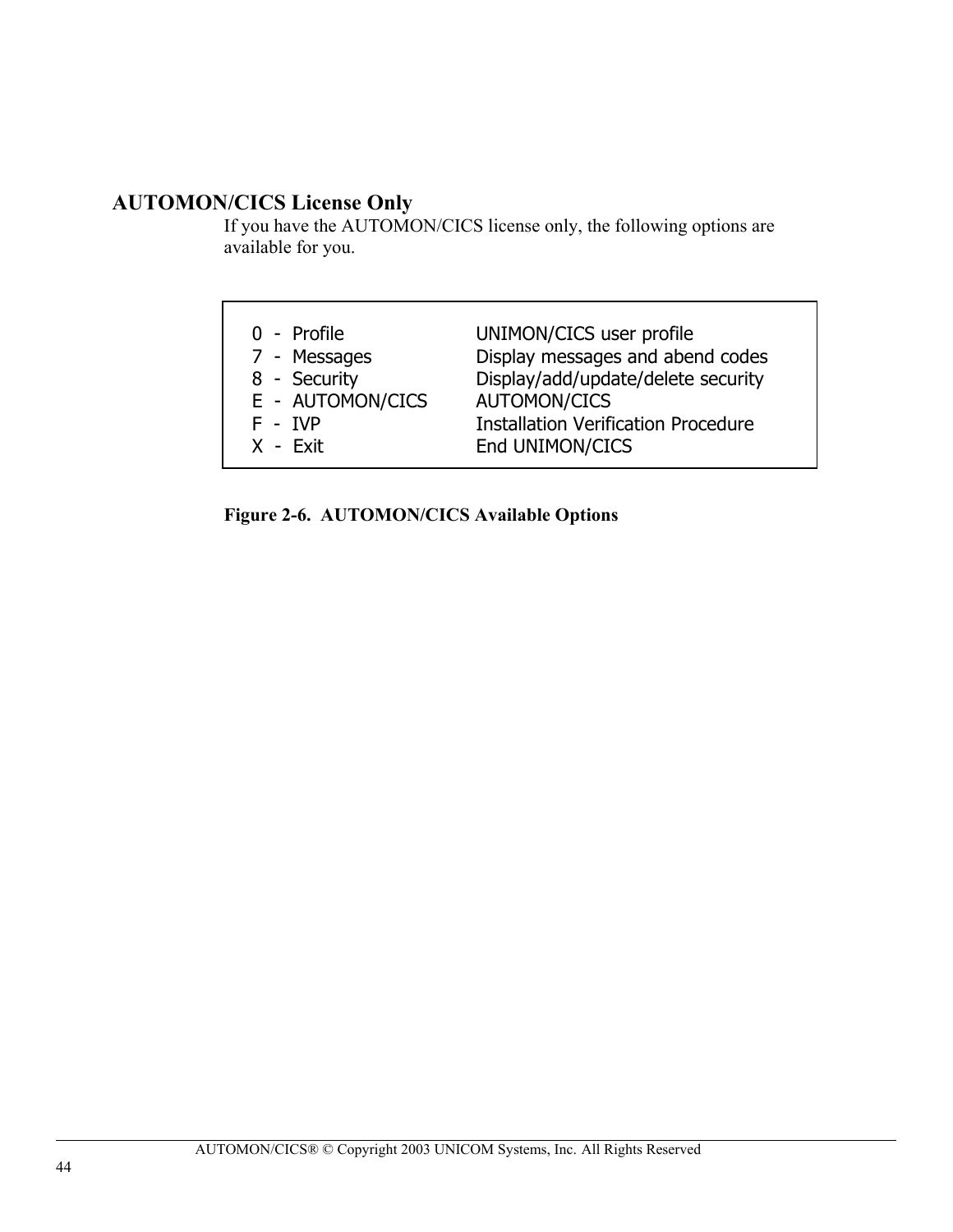## AUTOMON/CICS License Only

If you have the AUTOMON/CICS license only, the following options are available for you.

```
0  -  Profile              UNIMON/CICS user profile
7  -  Messages             Display messages and abend codes
8  -  Security             Display/add/update/delete security
E  -  AUTOMON/CICS         AUTOMON/CICS
F  -  IVP                  Installation Verification Procedure
X  -  Exit                 End UNIMON/CICS
```

**Figure 2-6. AUTOMON/CICS Available Options**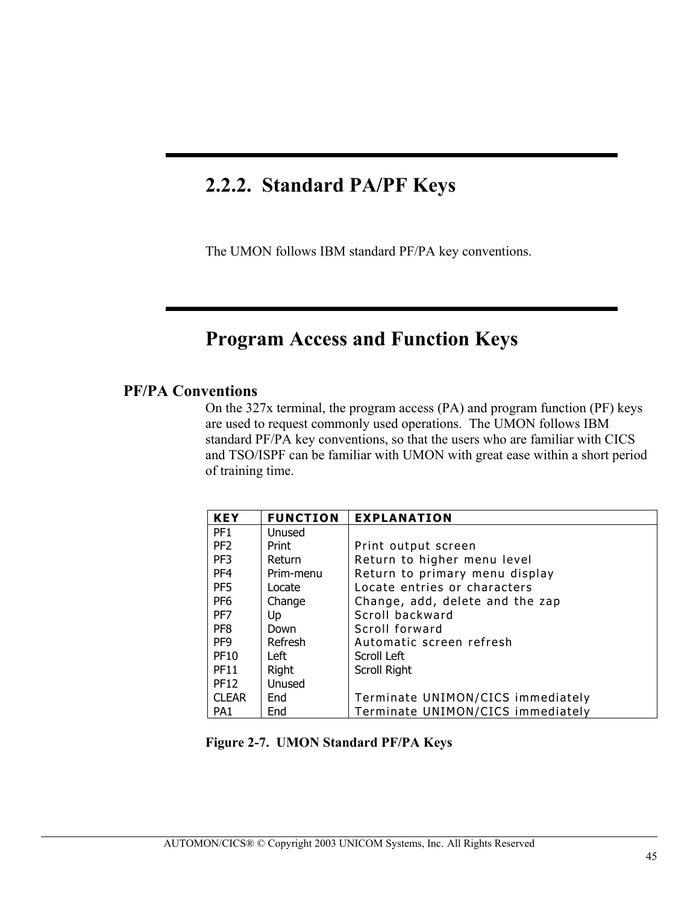## 2.2.2. Standard PA/PF Keys

The UMON follows IBM standard PF/PA key conventions.

## Program Access and Function Keys

### PF/PA Conventions

On the 327x terminal, the program access (PA) and program function (PF) keys are used to request commonly used operations. The UMON follows IBM standard PF/PA key conventions, so that the users who are familiar with CICS and TSO/ISPF can be familiar with UMON with great ease within a short period of training time.

| KEY | FUNCTION | EXPLANATION |
|---|---|---|
| PF1 | Unused | |
| PF2 | Print | Print output screen |
| PF3 | Return | Return to higher menu level |
| PF4 | Prim-menu | Return to primary menu display |
| PF5 | Locate | Locate entries or characters |
| PF6 | Change | Change, add, delete and the zap |
| PF7 | Up | Scroll backward |
| PF8 | Down | Scroll forward |
| PF9 | Refresh | Automatic screen refresh |
| PF10 | Left | Scroll Left |
| PF11 | Right | Scroll Right |
| PF12 | Unused | |
| CLEAR | End | Terminate UNIMON/CICS immediately |
| PA1 | End | Terminate UNIMON/CICS immediately |

**Figure 2-7. UMON Standard PF/PA Keys**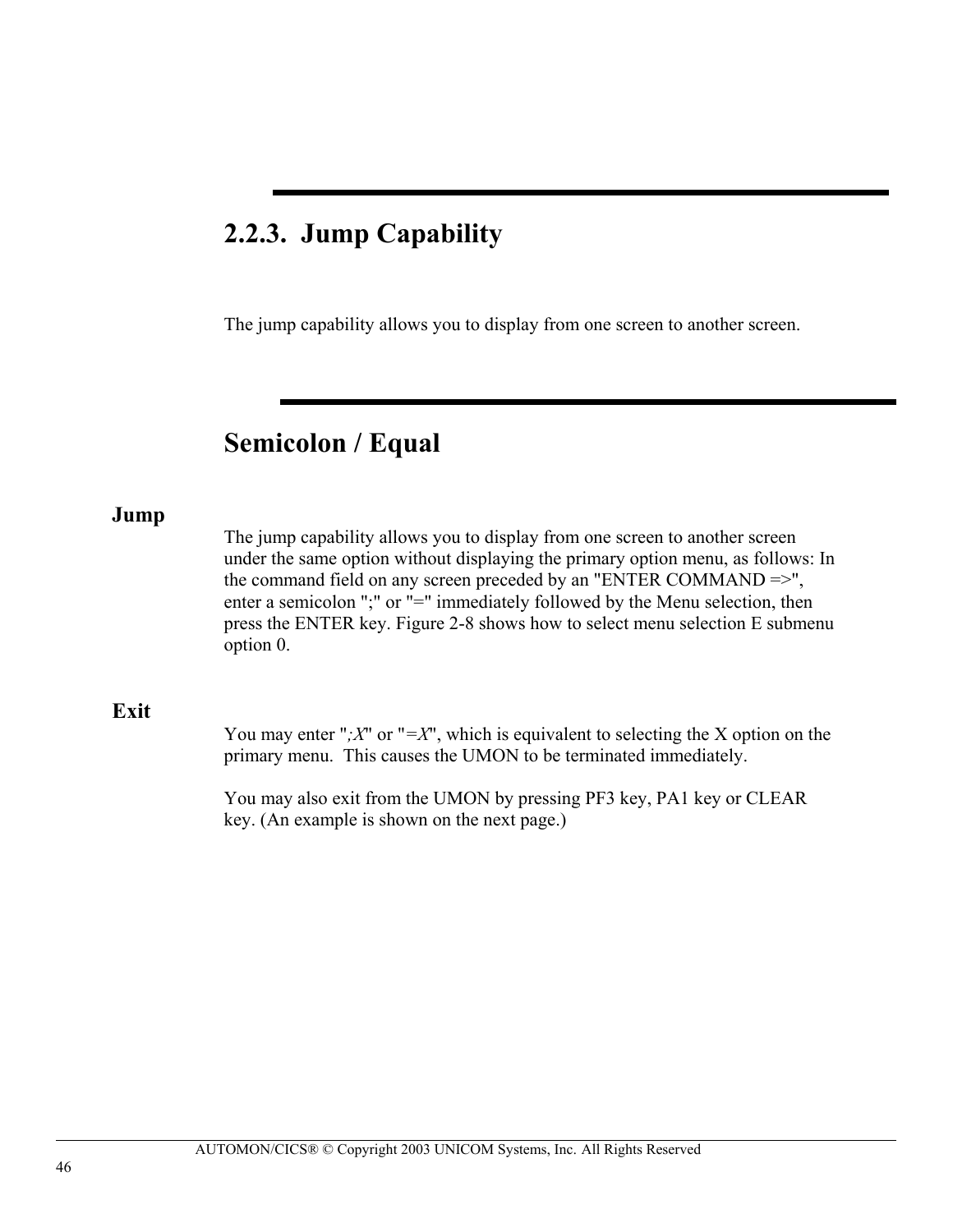## 2.2.3. Jump Capability

The jump capability allows you to display from one screen to another screen.

## Semicolon / Equal

**Jump**

The jump capability allows you to display from one screen to another screen under the same option without displaying the primary option menu, as follows: In the command field on any screen preceded by an "ENTER COMMAND =>", enter a semicolon ";" or "=" immediately followed by the Menu selection, then press the ENTER key. Figure 2-8 shows how to select menu selection E submenu option 0.

**Exit**

You may enter "*;X*" or "*=X*", which is equivalent to selecting the X option on the primary menu. This causes the UMON to be terminated immediately.

You may also exit from the UMON by pressing PF3 key, PA1 key or CLEAR key. (An example is shown on the next page.)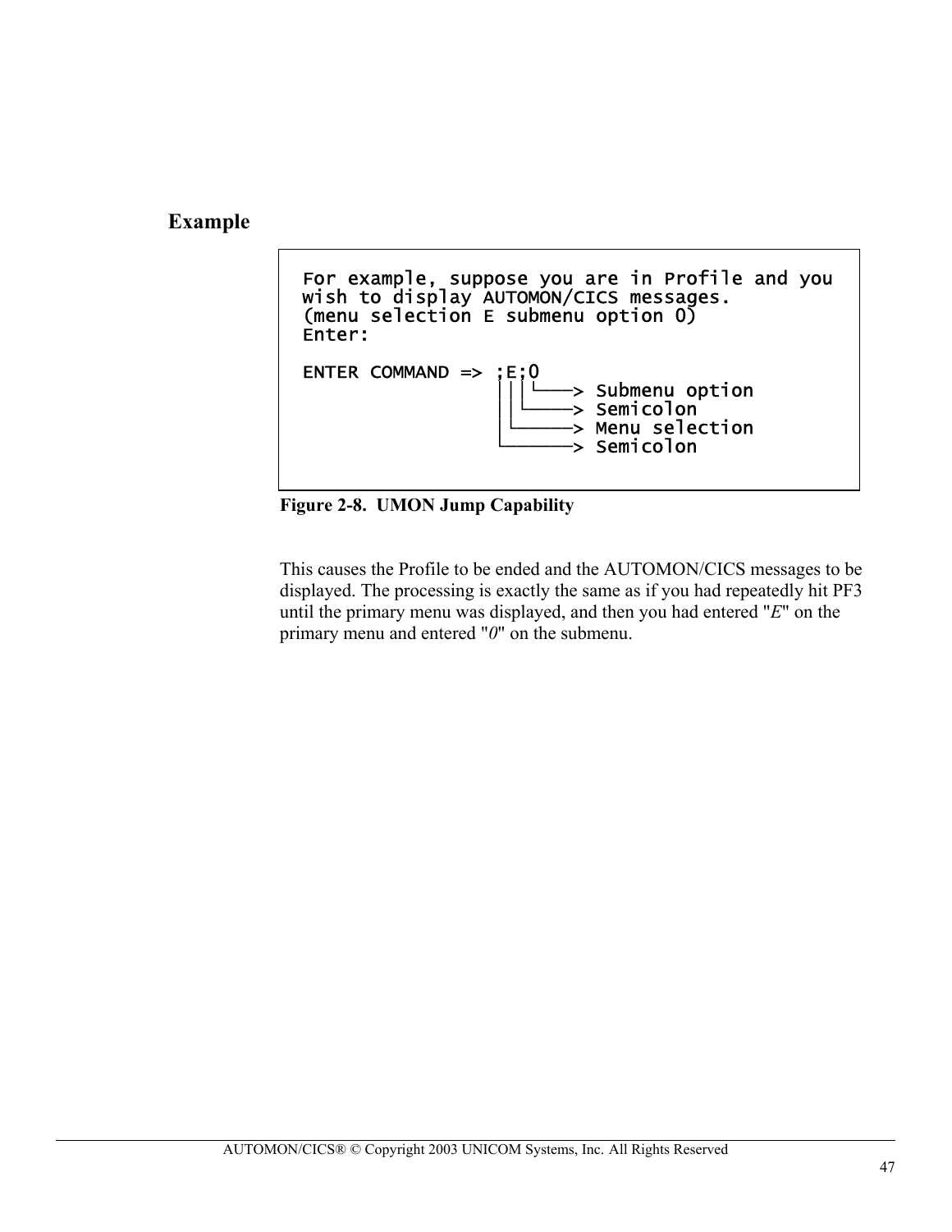## Example

```
For example, suppose you are in Profile and you
wish to display AUTOMON/CICS messages.
(menu selection E submenu option 0)
Enter:

ENTER COMMAND => ;E;0
                 ||||
                 |||└───> Submenu option
                 ||└────> Semicolon
                 |└─────> Menu selection
                 └──────> Semicolon
```

**Figure 2-8. UMON Jump Capability**

This causes the Profile to be ended and the AUTOMON/CICS messages to be displayed. The processing is exactly the same as if you had repeatedly hit PF3 until the primary menu was displayed, and then you had entered "*E*" on the primary menu and entered "*0*" on the submenu.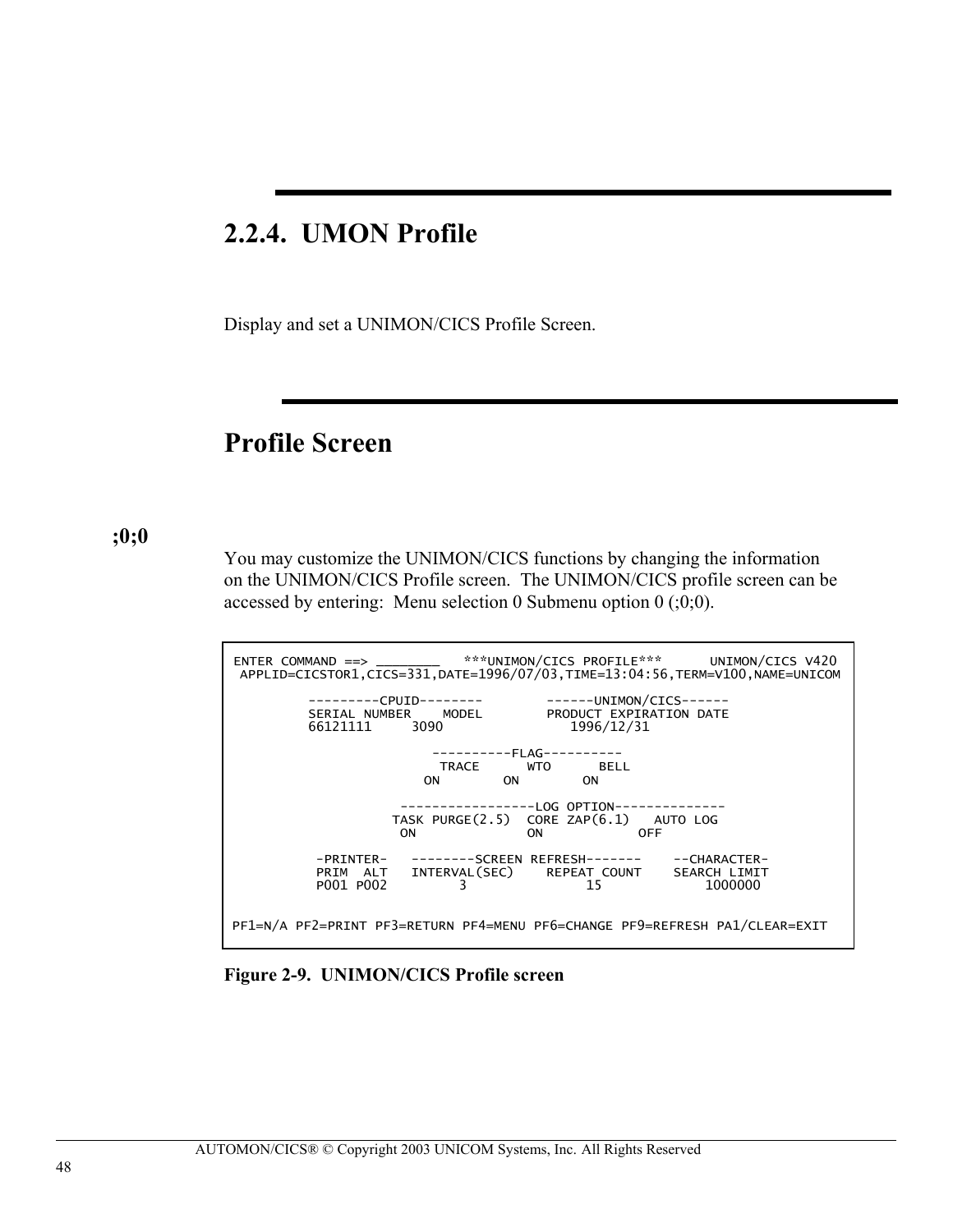## 2.2.4. UMON Profile

Display and set a UNIMON/CICS Profile Screen.

## Profile Screen

**;0;0**

You may customize the UNIMON/CICS functions by changing the information on the UNIMON/CICS Profile screen. The UNIMON/CICS profile screen can be accessed by entering: Menu selection 0 Submenu option 0 (;0;0).

```
ENTER COMMAND ==> ________   ***UNIMON/CICS PROFILE***      UNIMON/CICS V420
 APPLID=CICSTOR1,CICS=331,DATE=1996/07/03,TIME=13:04:56,TERM=V100,NAME=UNICOM

         ---------CPUID--------        ------UNIMON/CICS------
         SERIAL NUMBER    MODEL        PRODUCT EXPIRATION DATE
         66121111     3090                1996/12/31

                         ----------FLAG----------
                           TRACE      WTO      BELL
                          ON        ON        ON

                     -----------------LOG OPTION--------------
                    TASK PURGE(2.5)  CORE ZAP(6.1)   AUTO LOG
                     ON               ON            OFF

          -PRINTER-   --------SCREEN REFRESH-------    --CHARACTER-
          PRIM  ALT   INTERVAL(SEC)    REPEAT COUNT    SEARCH LIMIT
          P001 P002         3               15            1000000


PF1=N/A PF2=PRINT PF3=RETURN PF4=MENU PF6=CHANGE PF9=REFRESH PA1/CLEAR=EXIT
```

**Figure 2-9. UNIMON/CICS Profile screen**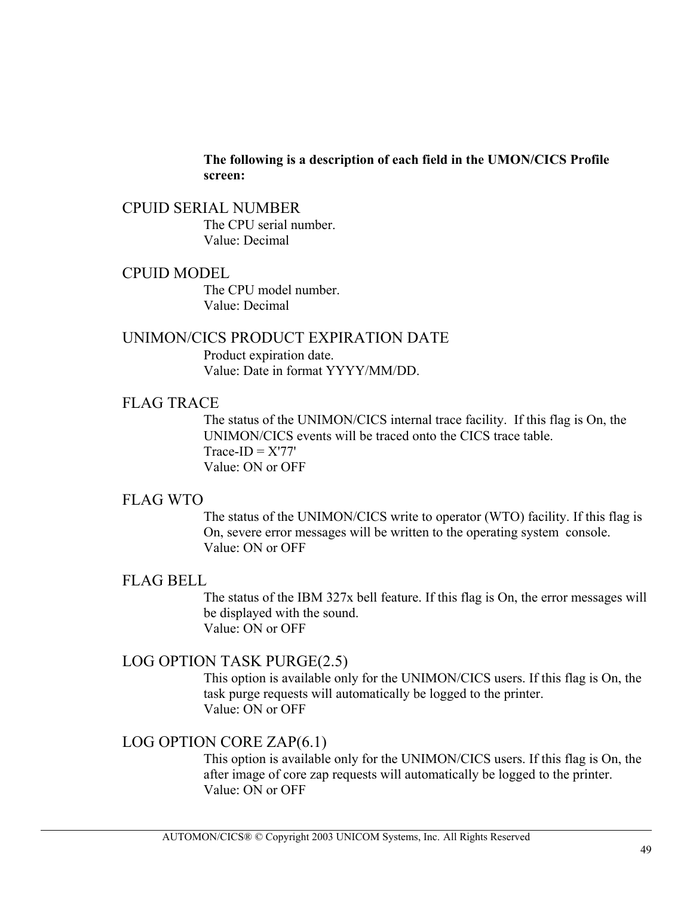**The following is a description of each field in the UMON/CICS Profile screen:**

CPUID SERIAL NUMBER

The CPU serial number.
Value: Decimal

CPUID MODEL

The CPU model number.
Value: Decimal

UNIMON/CICS PRODUCT EXPIRATION DATE

Product expiration date.
Value: Date in format YYYY/MM/DD.

FLAG TRACE

The status of the UNIMON/CICS internal trace facility. If this flag is On, the UNIMON/CICS events will be traced onto the CICS trace table.
Trace-ID = X'77'
Value: ON or OFF

FLAG WTO

The status of the UNIMON/CICS write to operator (WTO) facility. If this flag is On, severe error messages will be written to the operating system console.
Value: ON or OFF

FLAG BELL

The status of the IBM 327x bell feature. If this flag is On, the error messages will be displayed with the sound.
Value: ON or OFF

LOG OPTION TASK PURGE(2.5)

This option is available only for the UNIMON/CICS users. If this flag is On, the task purge requests will automatically be logged to the printer.
Value: ON or OFF

LOG OPTION CORE ZAP(6.1)

This option is available only for the UNIMON/CICS users. If this flag is On, the after image of core zap requests will automatically be logged to the printer.
Value: ON or OFF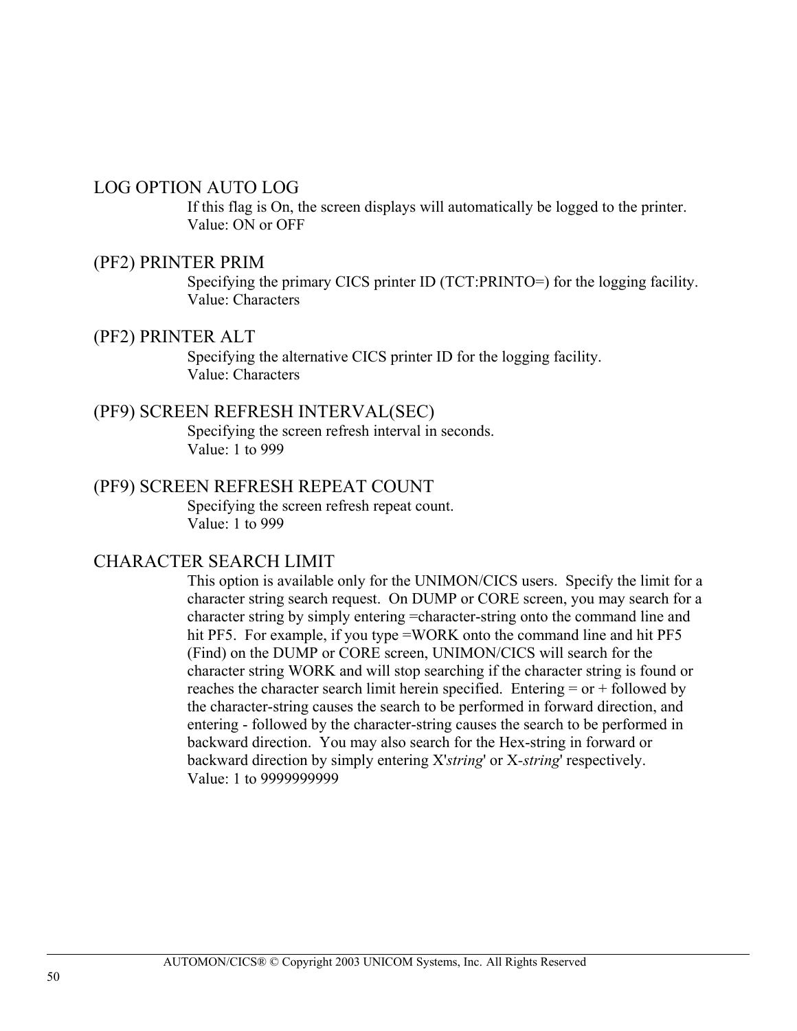### LOG OPTION AUTO LOG

If this flag is On, the screen displays will automatically be logged to the printer.
Value: ON or OFF

### (PF2) PRINTER PRIM

Specifying the primary CICS printer ID (TCT:PRINTO=) for the logging facility.
Value: Characters

### (PF2) PRINTER ALT

Specifying the alternative CICS printer ID for the logging facility.
Value: Characters

### (PF9) SCREEN REFRESH INTERVAL(SEC)

Specifying the screen refresh interval in seconds.
Value: 1 to 999

### (PF9) SCREEN REFRESH REPEAT COUNT

Specifying the screen refresh repeat count.
Value: 1 to 999

### CHARACTER SEARCH LIMIT

This option is available only for the UNIMON/CICS users. Specify the limit for a character string search request. On DUMP or CORE screen, you may search for a character string by simply entering =character-string onto the command line and hit PF5. For example, if you type =WORK onto the command line and hit PF5 (Find) on the DUMP or CORE screen, UNIMON/CICS will search for the character string WORK and will stop searching if the character string is found or reaches the character search limit herein specified. Entering = or + followed by the character-string causes the search to be performed in forward direction, and entering - followed by the character-string causes the search to be performed in backward direction. You may also search for the Hex-string in forward or backward direction by simply entering X'*string*' or X-*string*' respectively.
Value: 1 to 9999999999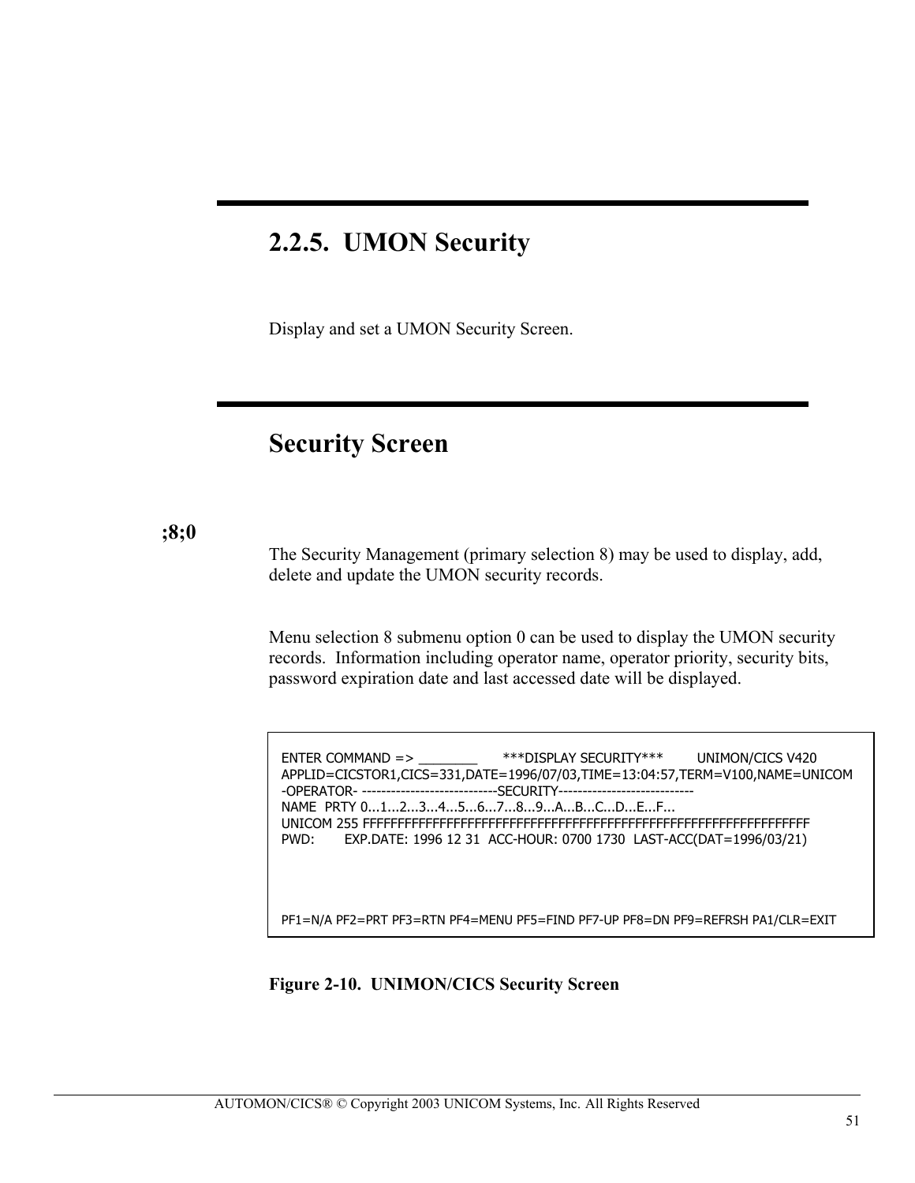## 2.2.5. UMON Security

Display and set a UMON Security Screen.

## Security Screen

**;8;0**

The Security Management (primary selection 8) may be used to display, add, delete and update the UMON security records.

Menu selection 8 submenu option 0 can be used to display the UMON security records. Information including operator name, operator priority, security bits, password expiration date and last accessed date will be displayed.

```
ENTER COMMAND => ________       ***DISPLAY SECURITY***        UNIMON/CICS V420
APPLID=CICSTOR1,CICS=331,DATE=1996/07/03,TIME=13:04:57,TERM=V100,NAME=UNICOM
-OPERATOR- ----------------------------SECURITY----------------------------
NAME  PRTY 0...1...2...3...4...5...6...7...8...9...A...B...C...D...E...F...
UNICOM 255 FFFFFFFFFFFFFFFFFFFFFFFFFFFFFFFFFFFFFFFFFFFFFFFFFFFFFFFFFFFFFFFF
PWD:       EXP.DATE: 1996 12 31  ACC-HOUR: 0700 1730  LAST-ACC(DAT=1996/03/21)




PF1=N/A PF2=PRT PF3=RTN PF4=MENU PF5=FIND PF7-UP PF8=DN PF9=REFRSH PA1/CLR=EXIT
```

**Figure 2-10. UNIMON/CICS Security Screen**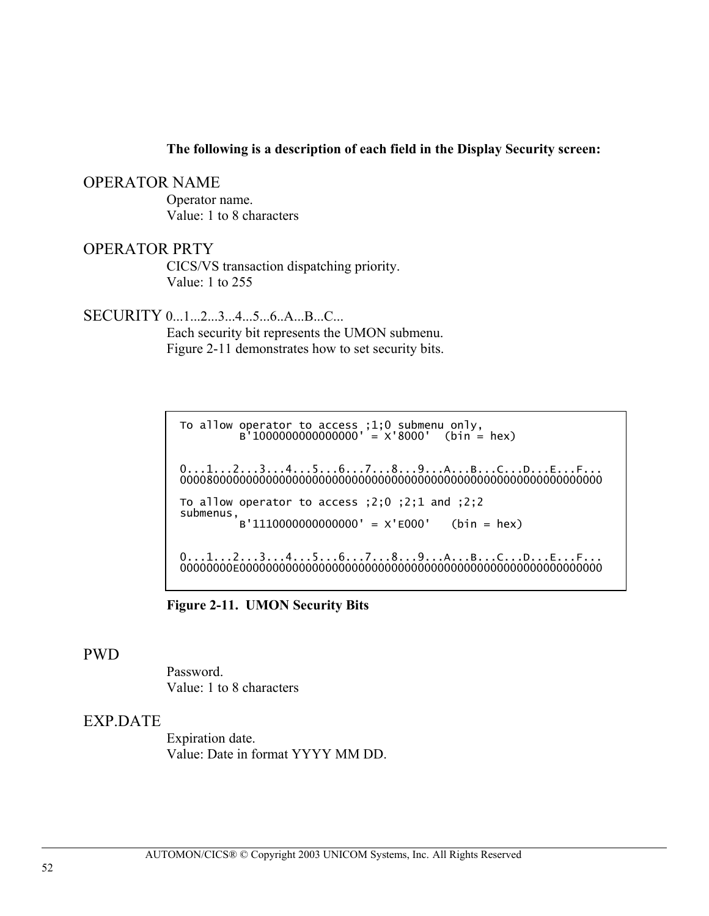**The following is a description of each field in the Display Security screen:**

OPERATOR NAME

Operator name.
Value: 1 to 8 characters

OPERATOR PRTY

CICS/VS transaction dispatching priority.
Value: 1 to 255

SECURITY 0...1...2...3...4...5...6..A...B...C...

Each security bit represents the UMON submenu.
Figure 2-11 demonstrates how to set security bits.

```
To allow operator to access ;1;0 submenu only,
         B'1000000000000000' = X'8000'  (bin = hex)


0...1...2...3...4...5...6...7...8...9...A...B...C...D...E...F...
0000800000000000000000000000000000000000000000000000000000000000

To allow operator to access ;2;0 ;2;1 and ;2;2
submenus,
         B'1110000000000000' = X'E000'   (bin = hex)


0...1...2...3...4...5...6...7...8...9...A...B...C...D...E...F...
00000000E0000000000000000000000000000000000000000000000000000000
```

**Figure 2-11. UMON Security Bits**

PWD

Password.
Value: 1 to 8 characters

EXP.DATE

Expiration date.
Value: Date in format YYYY MM DD.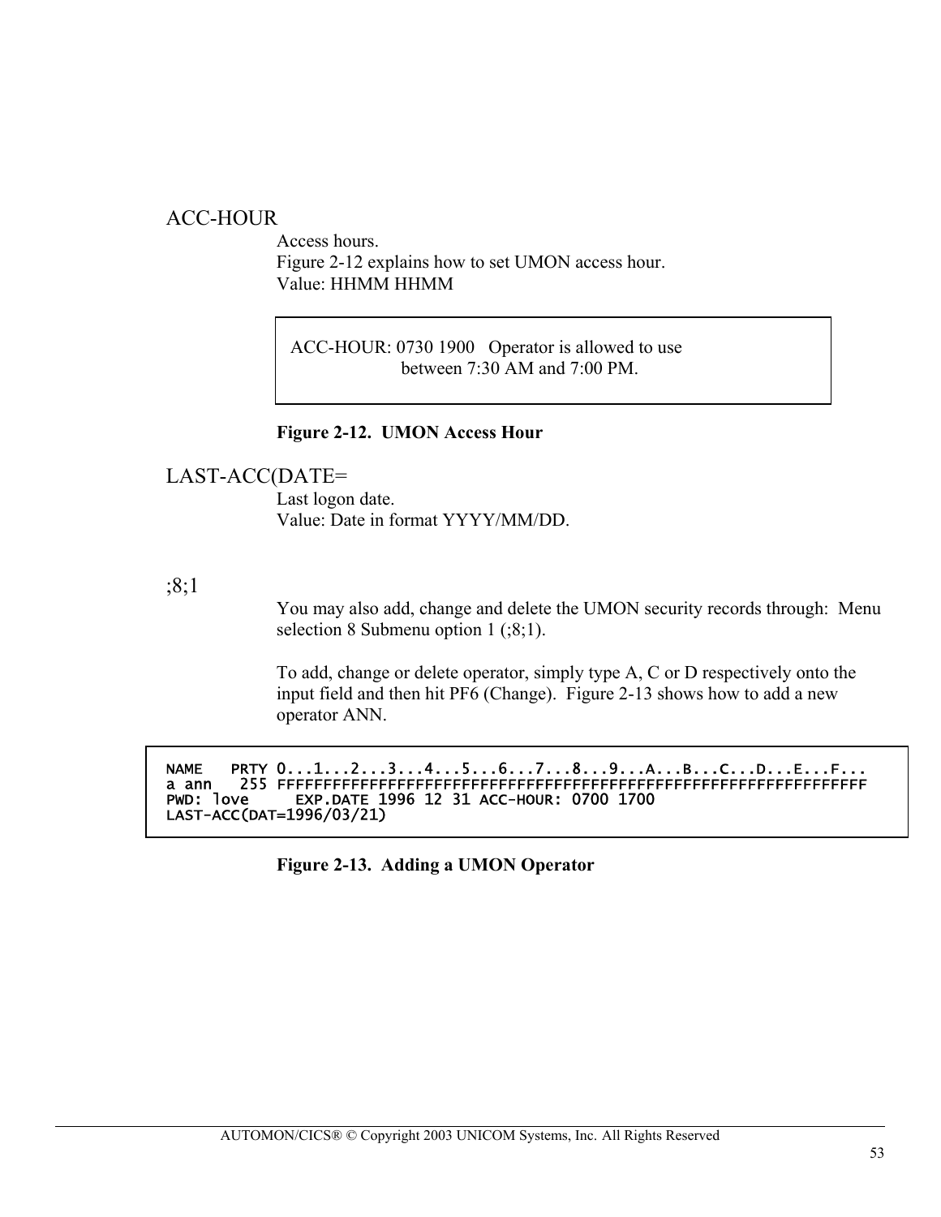## ACC-HOUR

Access hours.
Figure 2-12 explains how to set UMON access hour.
Value: HHMM HHMM

```
ACC-HOUR: 0730 1900   Operator is allowed to use
                 between 7:30 AM and 7:00 PM.
```

**Figure 2-12. UMON Access Hour**

## LAST-ACC(DATE=

Last logon date.
Value: Date in format YYYY/MM/DD.

## ;8;1

You may also add, change and delete the UMON security records through: Menu selection 8 Submenu option 1 (;8;1).

To add, change or delete operator, simply type A, C or D respectively onto the input field and then hit PF6 (Change). Figure 2-13 shows how to add a new operator ANN.

```
NAME   PRTY 0...1...2...3...4...5...6...7...8...9...A...B...C...D...E...F...
a ann   255 FFFFFFFFFFFFFFFFFFFFFFFFFFFFFFFFFFFFFFFFFFFFFFFFFFFFFFFFFFFFFFFF
PWD: love     EXP.DATE 1996 12 31 ACC-HOUR: 0700 1700
LAST-ACC(DAT=1996/03/21)
```

**Figure 2-13. Adding a UMON Operator**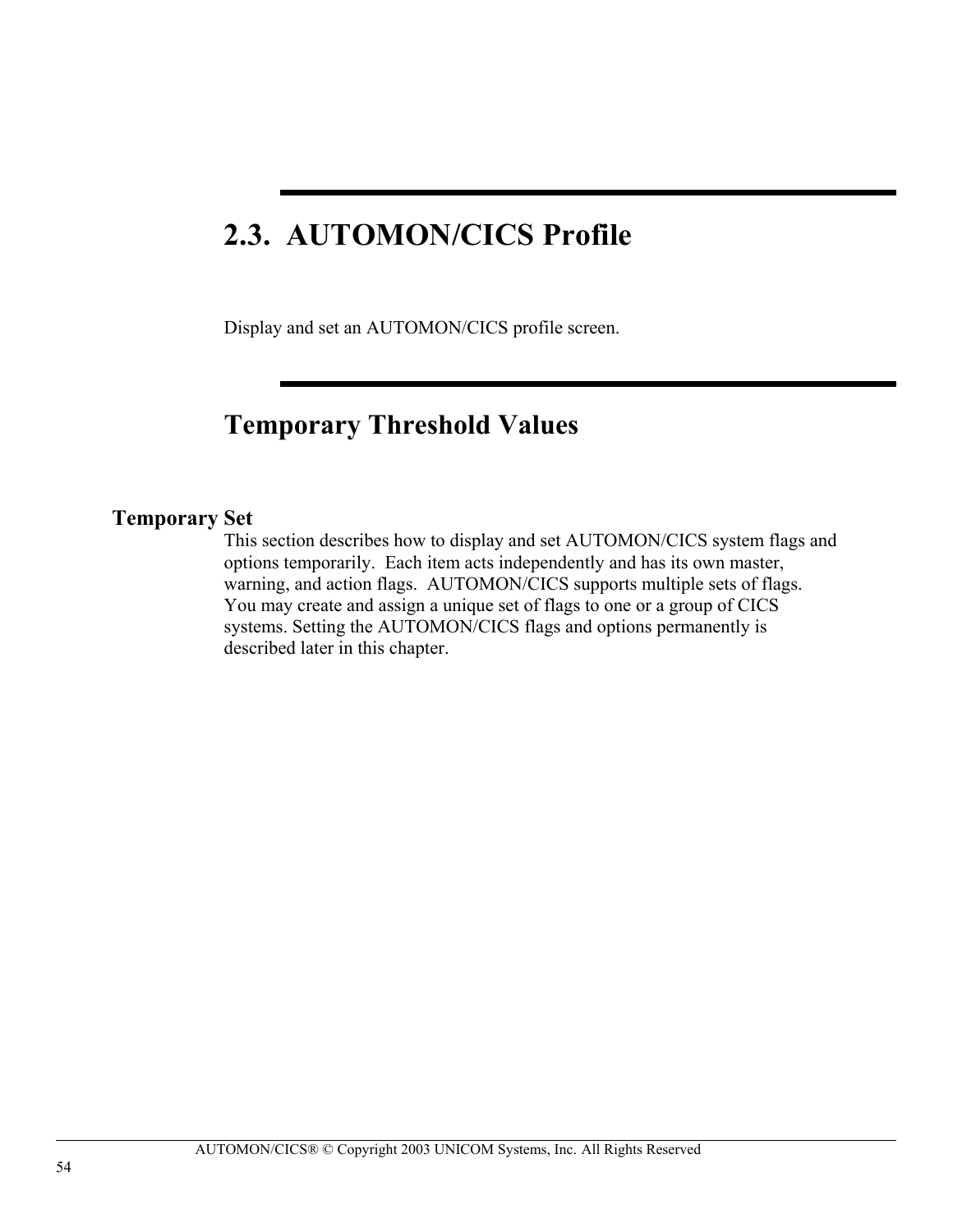## 2.3. AUTOMON/CICS Profile

Display and set an AUTOMON/CICS profile screen.

## Temporary Threshold Values

### Temporary Set

This section describes how to display and set AUTOMON/CICS system flags and options temporarily. Each item acts independently and has its own master, warning, and action flags. AUTOMON/CICS supports multiple sets of flags. You may create and assign a unique set of flags to one or a group of CICS systems. Setting the AUTOMON/CICS flags and options permanently is described later in this chapter.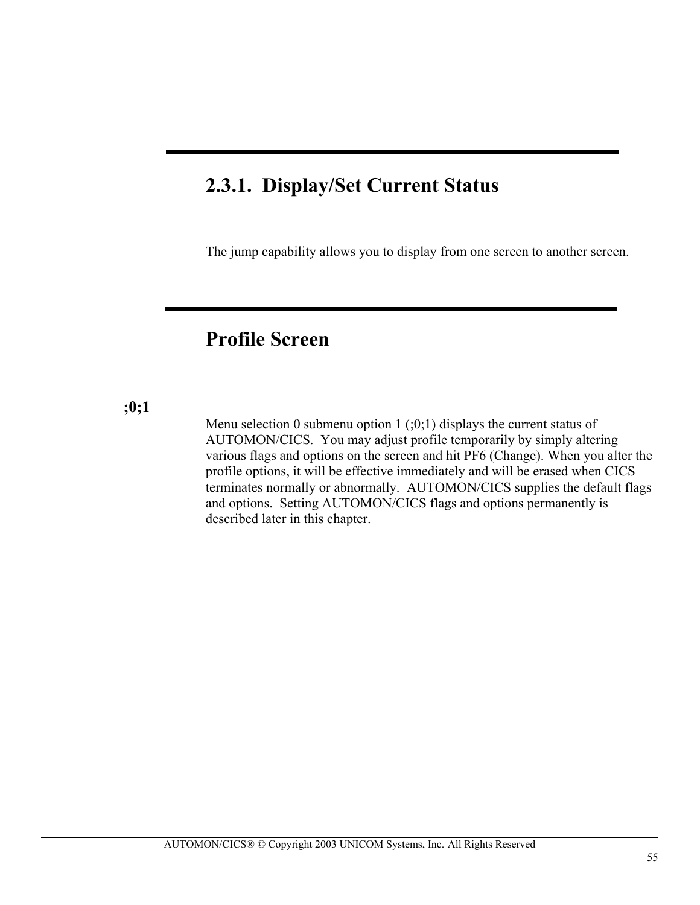## 2.3.1. Display/Set Current Status

The jump capability allows you to display from one screen to another screen.

## Profile Screen

**;0;1**

Menu selection 0 submenu option 1 (;0;1) displays the current status of AUTOMON/CICS. You may adjust profile temporarily by simply altering various flags and options on the screen and hit PF6 (Change). When you alter the profile options, it will be effective immediately and will be erased when CICS terminates normally or abnormally. AUTOMON/CICS supplies the default flags and options. Setting AUTOMON/CICS flags and options permanently is described later in this chapter.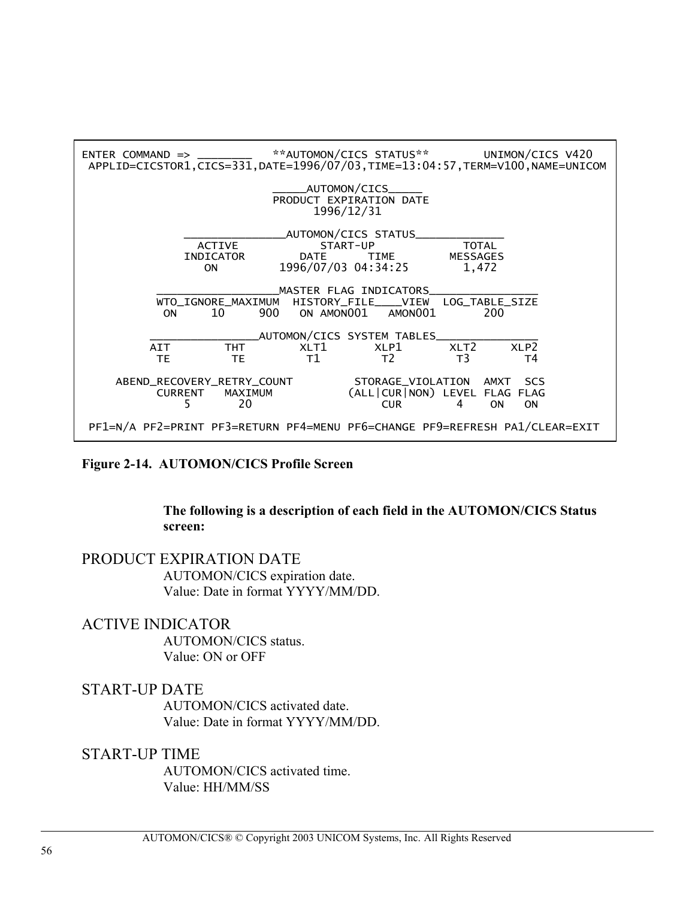```
ENTER COMMAND => ________   **AUTOMON/CICS STATUS**        UNIMON/CICS V420
 APPLID=CICSTOR1,CICS=331,DATE=1996/07/03,TIME=13:04:57,TERM=V100,NAME=UNICOM

                            _____AUTOMON/CICS_____
                            PRODUCT EXPIRATION DATE
                                  1996/12/31

               _______________AUTOMON/CICS STATUS_____________
                 ACTIVE            START-UP              TOTAL
               INDICATOR         DATE      TIME        MESSAGES
                  ON         1996/07/03 04:34:25         1,472

           __________________MASTER FLAG INDICATORS________________
           WTO_IGNORE_MAXIMUM  HISTORY_FILE____VIEW  LOG_TABLE_SIZE
            ON     10     900   ON AMON001   AMON001        200

          ________________AUTOMON/CICS SYSTEM TABLES_______________
          AIT        THT        XLT1       XLP1       XLT2      XLP2
          TE          TE         T1         T2         T3         T4

     ABEND_RECOVERY_RETRY_COUNT         STORAGE_VIOLATION  AMXT  SCS
           CURRENT   MAXIMUM           (ALL|CUR|NON) LEVEL FLAG FLAG
              5        20                   CUR        4    ON   ON

 PF1=N/A PF2=PRINT PF3=RETURN PF4=MENU PF6=CHANGE PF9=REFRESH PA1/CLEAR=EXIT
```

**Figure 2-14. AUTOMON/CICS Profile Screen**

**The following is a description of each field in the AUTOMON/CICS Status screen:**

PRODUCT EXPIRATION DATE

AUTOMON/CICS expiration date.
Value: Date in format YYYY/MM/DD.

ACTIVE INDICATOR

AUTOMON/CICS status.
Value: ON or OFF

START-UP DATE

AUTOMON/CICS activated date.
Value: Date in format YYYY/MM/DD.

START-UP TIME

AUTOMON/CICS activated time.
Value: HH/MM/SS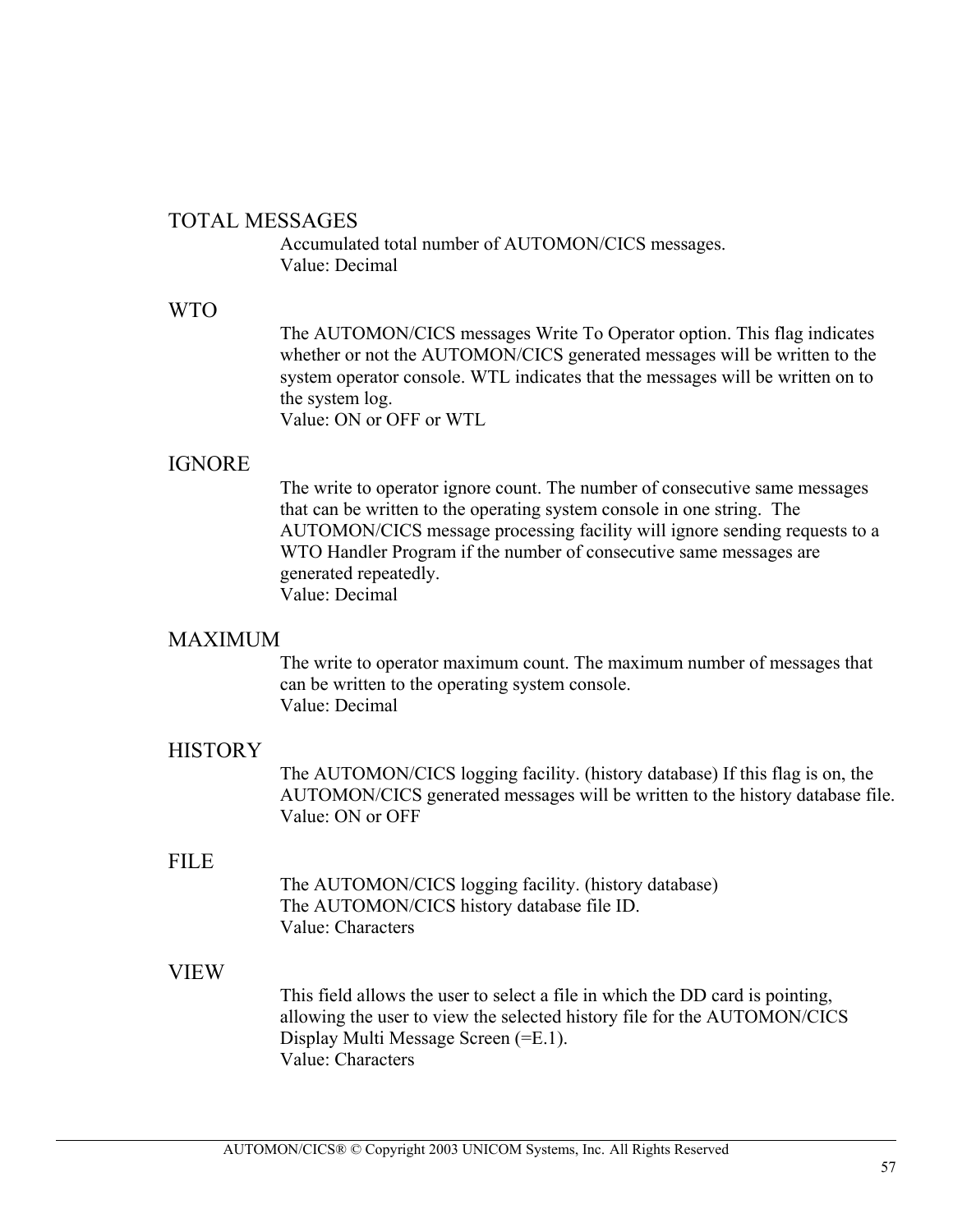### TOTAL MESSAGES

Accumulated total number of AUTOMON/CICS messages.
Value: Decimal

### WTO

The AUTOMON/CICS messages Write To Operator option. This flag indicates whether or not the AUTOMON/CICS generated messages will be written to the system operator console. WTL indicates that the messages will be written on to the system log.
Value: ON or OFF or WTL

### IGNORE

The write to operator ignore count. The number of consecutive same messages that can be written to the operating system console in one string. The AUTOMON/CICS message processing facility will ignore sending requests to a WTO Handler Program if the number of consecutive same messages are generated repeatedly.
Value: Decimal

### MAXIMUM

The write to operator maximum count. The maximum number of messages that can be written to the operating system console.
Value: Decimal

### HISTORY

The AUTOMON/CICS logging facility. (history database) If this flag is on, the AUTOMON/CICS generated messages will be written to the history database file.
Value: ON or OFF

### FILE

The AUTOMON/CICS logging facility. (history database)
The AUTOMON/CICS history database file ID.
Value: Characters

### VIEW

This field allows the user to select a file in which the DD card is pointing, allowing the user to view the selected history file for the AUTOMON/CICS Display Multi Message Screen (=E.1).
Value: Characters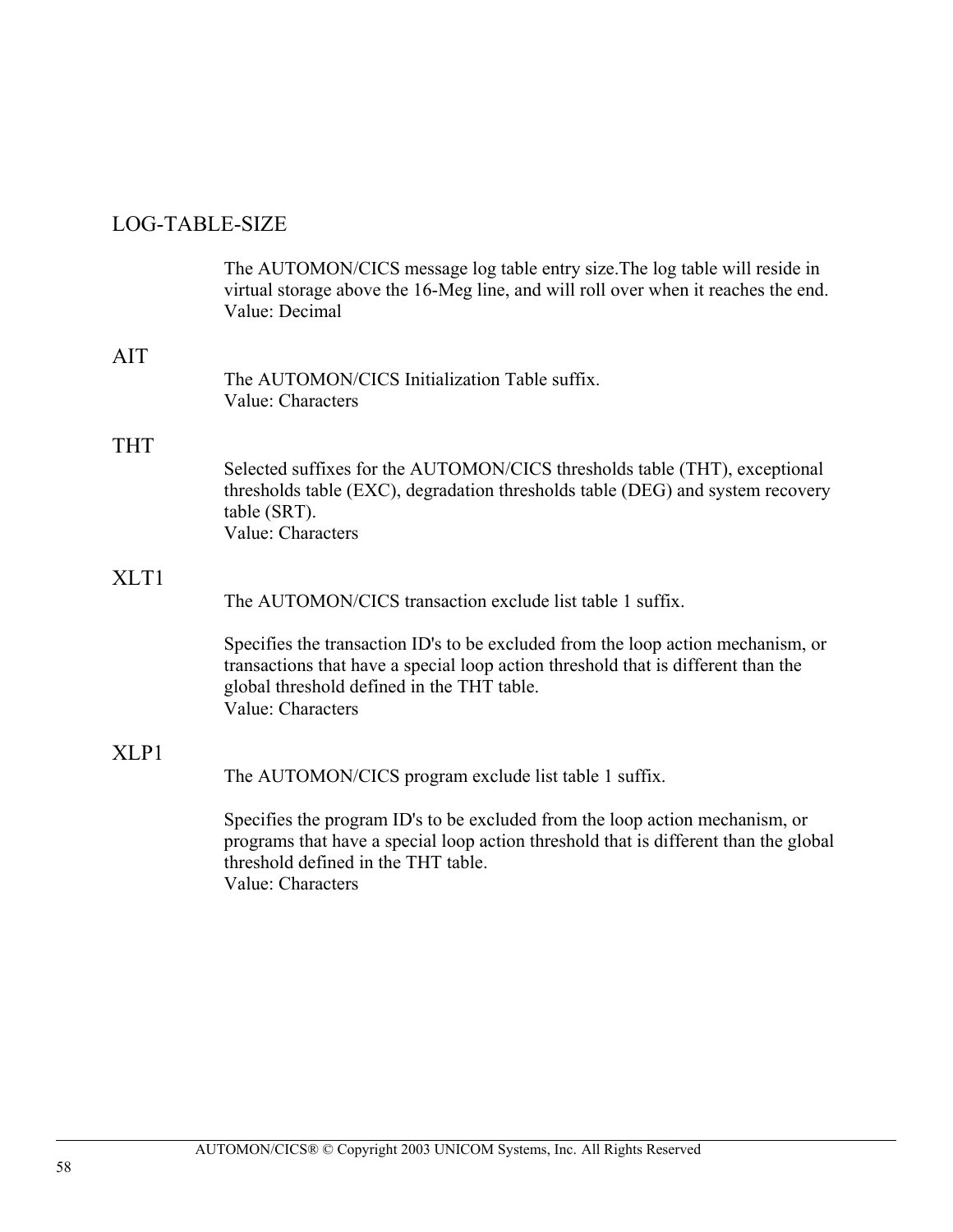## LOG-TABLE-SIZE

The AUTOMON/CICS message log table entry size.The log table will reside in virtual storage above the 16-Meg line, and will roll over when it reaches the end.
Value: Decimal

## AIT

The AUTOMON/CICS Initialization Table suffix.
Value: Characters

## THT

Selected suffixes for the AUTOMON/CICS thresholds table (THT), exceptional thresholds table (EXC), degradation thresholds table (DEG) and system recovery table (SRT).
Value: Characters

## XLT1

The AUTOMON/CICS transaction exclude list table 1 suffix.

Specifies the transaction ID's to be excluded from the loop action mechanism, or transactions that have a special loop action threshold that is different than the global threshold defined in the THT table.
Value: Characters

## XLP1

The AUTOMON/CICS program exclude list table 1 suffix.

Specifies the program ID's to be excluded from the loop action mechanism, or programs that have a special loop action threshold that is different than the global threshold defined in the THT table.
Value: Characters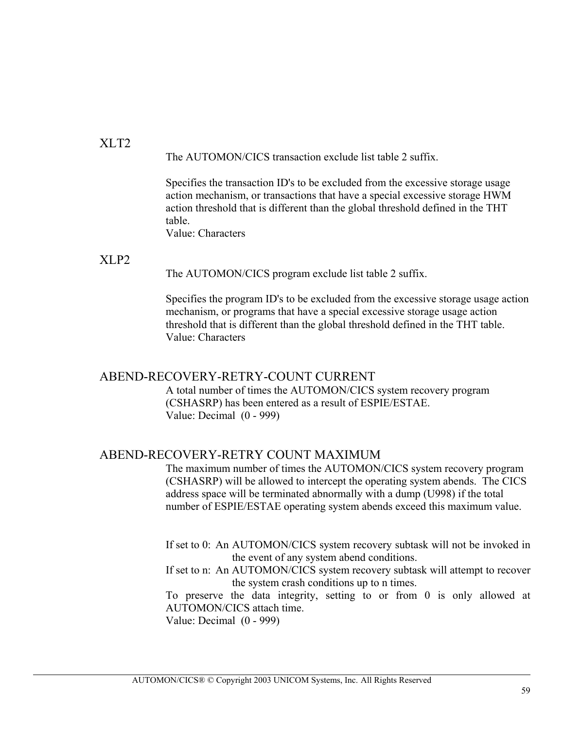### XLT2

The AUTOMON/CICS transaction exclude list table 2 suffix.

Specifies the transaction ID's to be excluded from the excessive storage usage action mechanism, or transactions that have a special excessive storage HWM action threshold that is different than the global threshold defined in the THT table.
Value: Characters

### XLP2

The AUTOMON/CICS program exclude list table 2 suffix.

Specifies the program ID's to be excluded from the excessive storage usage action mechanism, or programs that have a special excessive storage usage action threshold that is different than the global threshold defined in the THT table.
Value: Characters

### ABEND-RECOVERY-RETRY-COUNT CURRENT

A total number of times the AUTOMON/CICS system recovery program (CSHASRP) has been entered as a result of ESPIE/ESTAE.
Value: Decimal (0 - 999)

### ABEND-RECOVERY-RETRY COUNT MAXIMUM

The maximum number of times the AUTOMON/CICS system recovery program (CSHASRP) will be allowed to intercept the operating system abends. The CICS address space will be terminated abnormally with a dump (U998) if the total number of ESPIE/ESTAE operating system abends exceed this maximum value.

If set to 0: An AUTOMON/CICS system recovery subtask will not be invoked in the event of any system abend conditions.
If set to n: An AUTOMON/CICS system recovery subtask will attempt to recover the system crash conditions up to n times.
To preserve the data integrity, setting to or from 0 is only allowed at AUTOMON/CICS attach time.
Value: Decimal (0 - 999)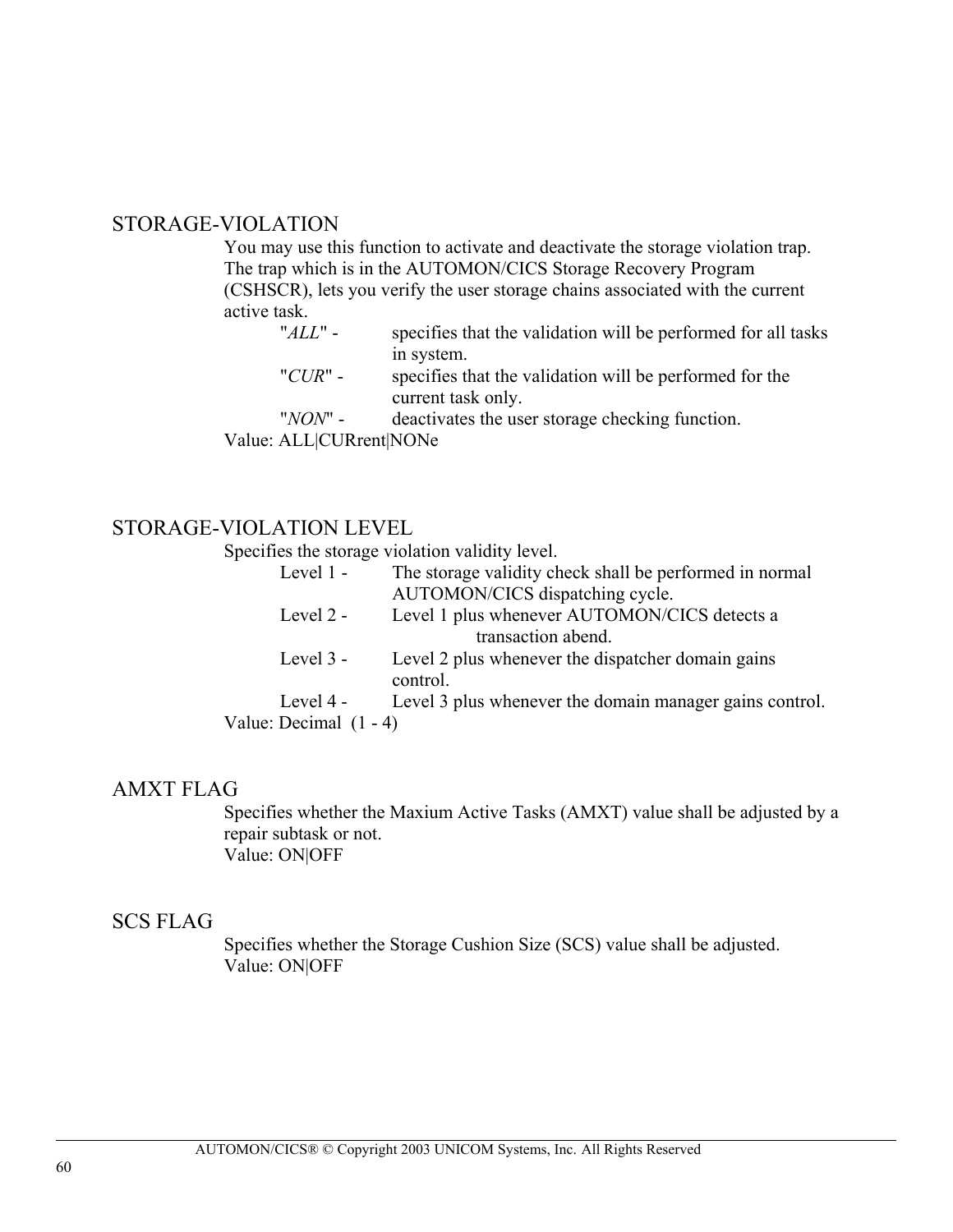## STORAGE-VIOLATION

You may use this function to activate and deactivate the storage violation trap. The trap which is in the AUTOMON/CICS Storage Recovery Program (CSHSCR), lets you verify the user storage chains associated with the current active task.

- "*ALL*" - specifies that the validation will be performed for all tasks in system.
- "*CUR*" - specifies that the validation will be performed for the current task only.
- "*NON*" - deactivates the user storage checking function.

Value: ALL|CURrent|NONe

## STORAGE-VIOLATION LEVEL

Specifies the storage violation validity level.

- Level 1 - The storage validity check shall be performed in normal AUTOMON/CICS dispatching cycle.
- Level 2 - Level 1 plus whenever AUTOMON/CICS detects a transaction abend.
- Level 3 - Level 2 plus whenever the dispatcher domain gains control.
- Level 4 - Level 3 plus whenever the domain manager gains control.

Value: Decimal (1 - 4)

## AMXT FLAG

Specifies whether the Maxium Active Tasks (AMXT) value shall be adjusted by a repair subtask or not.

Value: ON|OFF

## SCS FLAG

Specifies whether the Storage Cushion Size (SCS) value shall be adjusted.

Value: ON|OFF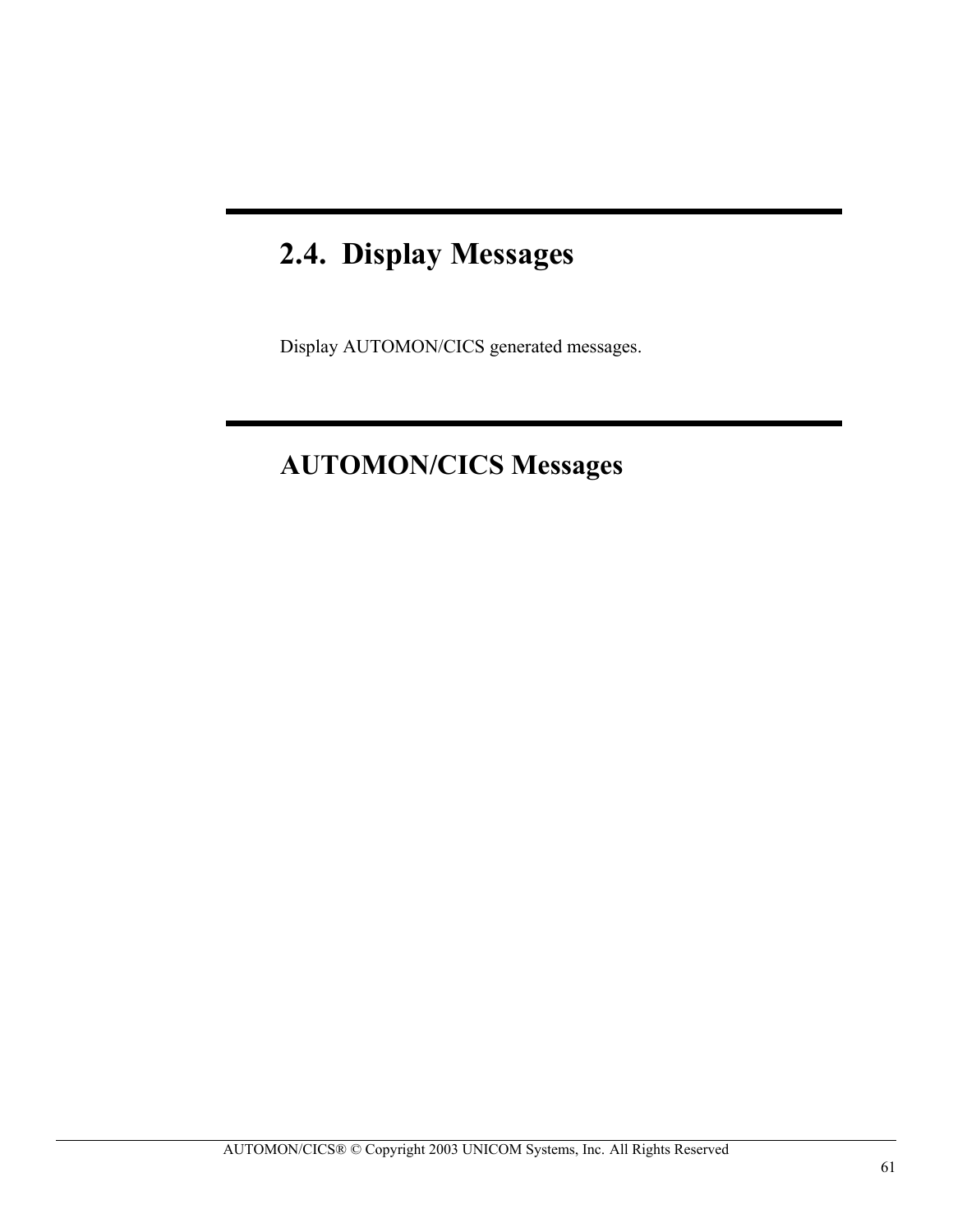## 2.4. Display Messages

Display AUTOMON/CICS generated messages.

## AUTOMON/CICS Messages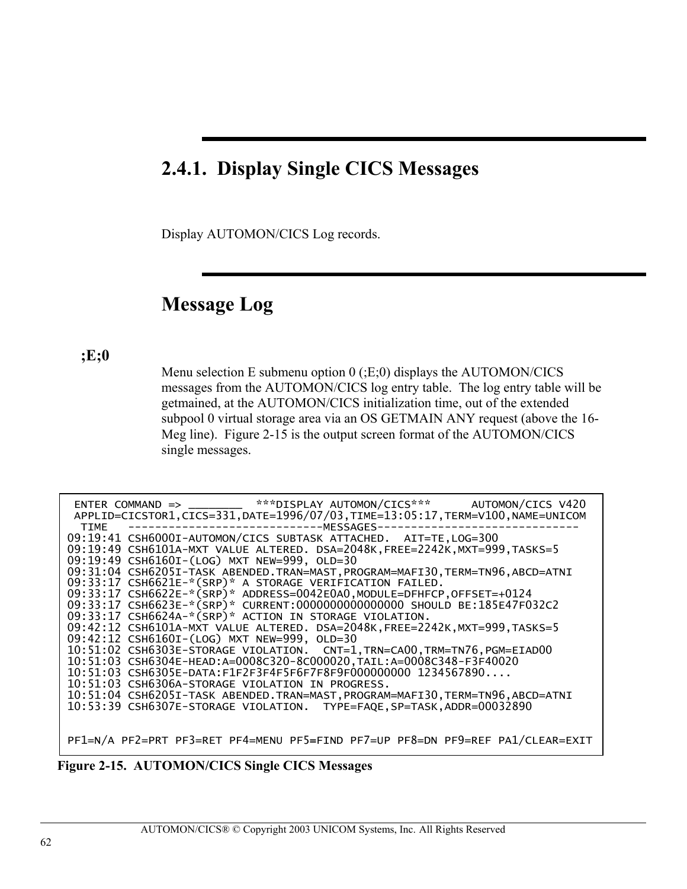## 2.4.1. Display Single CICS Messages

Display AUTOMON/CICS Log records.

## Message Log

**;E;0**

Menu selection E submenu option 0 (;E;0) displays the AUTOMON/CICS messages from the AUTOMON/CICS log entry table. The log entry table will be getmained, at the AUTOMON/CICS initialization time, out of the extended subpool 0 virtual storage area via an OS GETMAIN ANY request (above the 16-Meg line). Figure 2-15 is the output screen format of the AUTOMON/CICS single messages.

```
 ENTER COMMAND => ________  ***DISPLAY AUTOMON/CICS***      AUTOMON/CICS V420
 APPLID=CICSTOR1,CICS=331,DATE=1996/07/03,TIME=13:05:17,TERM=V100,NAME=UNICOM
  TIME   ----------------------------MESSAGES-----------------------------
09:19:41 CSH6000I-AUTOMON/CICS SUBTASK ATTACHED.  AIT=TE,LOG=300
09:19:49 CSH6101A-MXT VALUE ALTERED. DSA=2048K,FREE=2242K,MXT=999,TASKS=5
09:19:49 CSH6160I-(LOG) MXT NEW=999, OLD=30
09:31:04 CSH6205I-TASK ABENDED.TRAN=MAST,PROGRAM=MAFI30,TERM=TN96,ABCD=ATNI
09:33:17 CSH6621E-*(SRP)* A STORAGE VERIFICATION FAILED.
09:33:17 CSH6622E-*(SRP)* ADDRESS=0042E0A0,MODULE=DFHFCP,OFFSET=+0124
09:33:17 CSH6623E-*(SRP)* CURRENT:0000000000000000 SHOULD BE:185E47F032C2
09:33:17 CSH6624A-*(SRP)* ACTION IN STORAGE VIOLATION.
09:42:12 CSH6101A-MXT VALUE ALTERED. DSA=2048K,FREE=2242K,MXT=999,TASKS=5
09:42:12 CSH6160I-(LOG) MXT NEW=999, OLD=30
10:51:02 CSH6303E-STORAGE VIOLATION.  CNT=1,TRN=CA00,TRM=TN76,PGM=EIAD00
10:51:03 CSH6304E-HEAD:A=0008C320-8C000020,TAIL:A=0008C348-F3F40020
10:51:03 CSH6305E-DATA:F1F2F3F4F5F6F7F8F9F000000000 1234567890....
10:51:03 CSH6306A-STORAGE VIOLATION IN PROGRESS.
10:51:04 CSH6205I-TASK ABENDED.TRAN=MAST,PROGRAM=MAFI30,TERM=TN96,ABCD=ATNI
10:53:39 CSH6307E-STORAGE VIOLATION.  TYPE=FAQE,SP=TASK,ADDR=00032890


PF1=N/A PF2=PRT PF3=RET PF4=MENU PF5=FIND PF7=UP PF8=DN PF9=REF PA1/CLEAR=EXIT
```

**Figure 2-15. AUTOMON/CICS Single CICS Messages**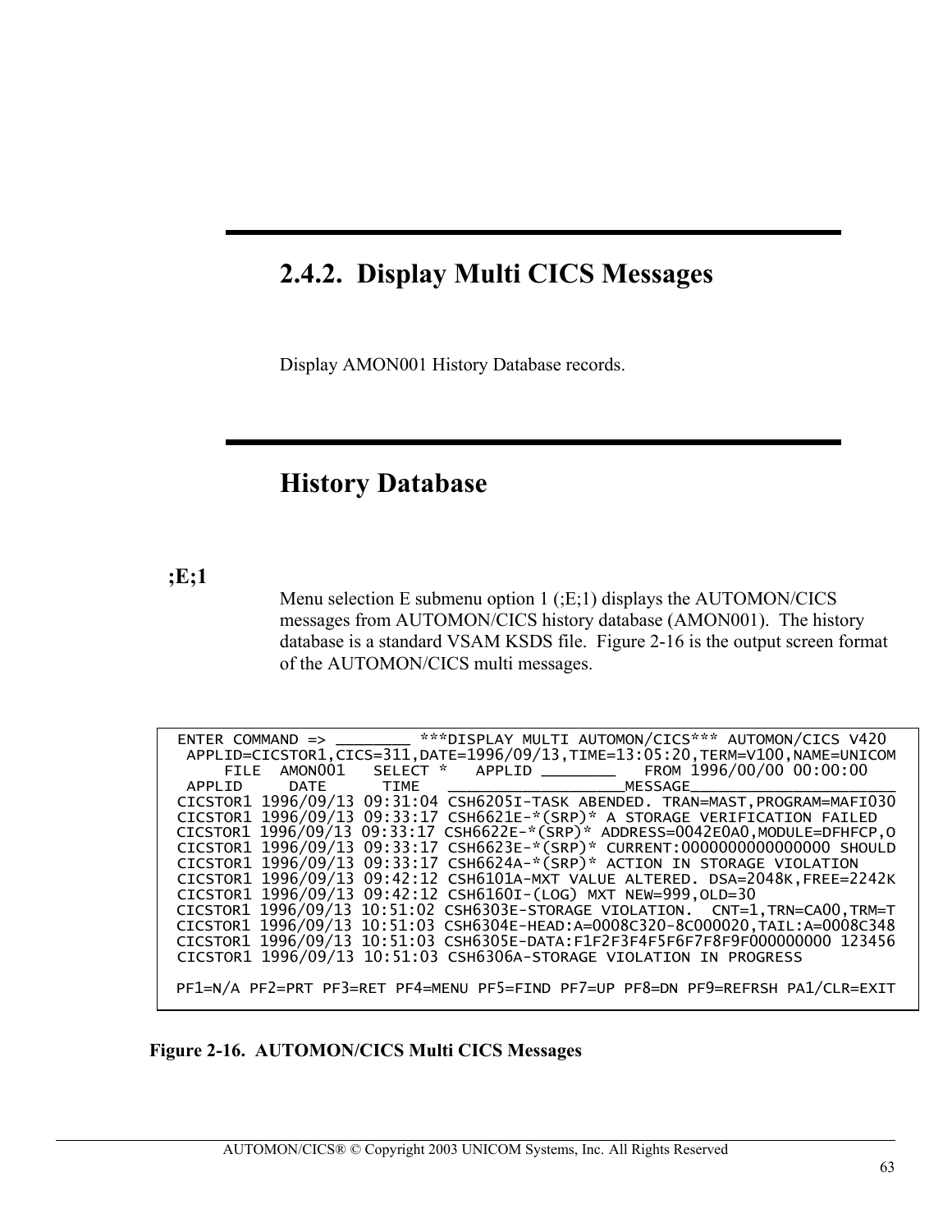## 2.4.2. Display Multi CICS Messages

Display AMON001 History Database records.

## History Database

**;E;1**

Menu selection E submenu option 1 (;E;1) displays the AUTOMON/CICS messages from AUTOMON/CICS history database (AMON001). The history database is a standard VSAM KSDS file. Figure 2-16 is the output screen format of the AUTOMON/CICS multi messages.

```
ENTER COMMAND => ________ ***DISPLAY MULTI AUTOMON/CICS*** AUTOMON/CICS V420
 APPLID=CICSTOR1,CICS=311,DATE=1996/09/13,TIME=13:05:20,TERM=V100,NAME=UNICOM
    FILE  AMON001   SELECT *   APPLID ________   FROM 1996/00/00 00:00:00
 APPLID     DATE      TIME    ___________________MESSAGE______________________
CICSTOR1 1996/09/13 09:31:04 CSH6205I-TASK ABENDED. TRAN=MAST,PROGRAM=MAFI030
CICSTOR1 1996/09/13 09:33:17 CSH6621E-*(SRP)* A STORAGE VERIFICATION FAILED
CICSTOR1 1996/09/13 09:33:17 CSH6622E-*(SRP)* ADDRESS=0042E0A0,MODULE=DFHFCP,O
CICSTOR1 1996/09/13 09:33:17 CSH6623E-*(SRP)* CURRENT:0000000000000000 SHOULD
CICSTOR1 1996/09/13 09:33:17 CSH6624A-*(SRP)* ACTION IN STORAGE VIOLATION
CICSTOR1 1996/09/13 09:42:12 CSH6101A-MXT VALUE ALTERED. DSA=2048K,FREE=2242K
CICSTOR1 1996/09/13 09:42:12 CSH6160I-(LOG) MXT NEW=999,OLD=30
CICSTOR1 1996/09/13 10:51:02 CSH6303E-STORAGE VIOLATION.  CNT=1,TRN=CA00,TRM=T
CICSTOR1 1996/09/13 10:51:03 CSH6304E-HEAD:A=0008C320-8C000020,TAIL:A=0008C348
CICSTOR1 1996/09/13 10:51:03 CSH6305E-DATA:F1F2F3F4F5F6F7F8F9F000000000 123456
CICSTOR1 1996/09/13 10:51:03 CSH6306A-STORAGE VIOLATION IN PROGRESS

PF1=N/A PF2=PRT PF3=RET PF4=MENU PF5=FIND PF7=UP PF8=DN PF9=REFRSH PA1/CLR=EXIT
```

**Figure 2-16. AUTOMON/CICS Multi CICS Messages**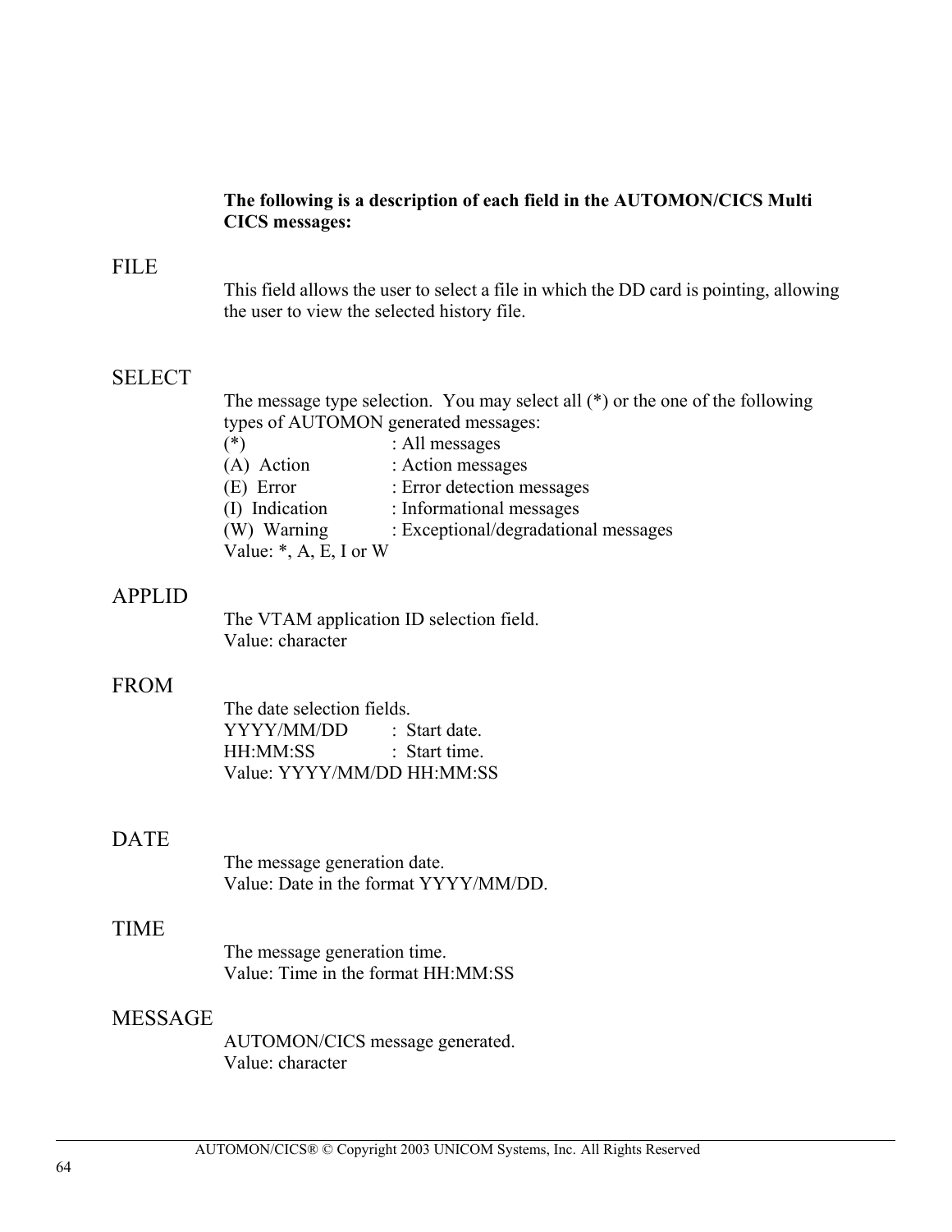**The following is a description of each field in the AUTOMON/CICS Multi CICS messages:**

## FILE

This field allows the user to select a file in which the DD card is pointing, allowing the user to view the selected history file.

## SELECT

The message type selection. You may select all (*) or the one of the following types of AUTOMON generated messages:

(*) : All messages
(A) Action : Action messages
(E) Error : Error detection messages
(I) Indication : Informational messages
(W) Warning : Exceptional/degradational messages
Value: *, A, E, I or W

## APPLID

The VTAM application ID selection field.
Value: character

## FROM

The date selection fields.
YYYY/MM/DD : Start date.
HH:MM:SS : Start time.
Value: YYYY/MM/DD HH:MM:SS

## DATE

The message generation date.
Value: Date in the format YYYY/MM/DD.

## TIME

The message generation time.
Value: Time in the format HH:MM:SS

## MESSAGE

AUTOMON/CICS message generated.
Value: character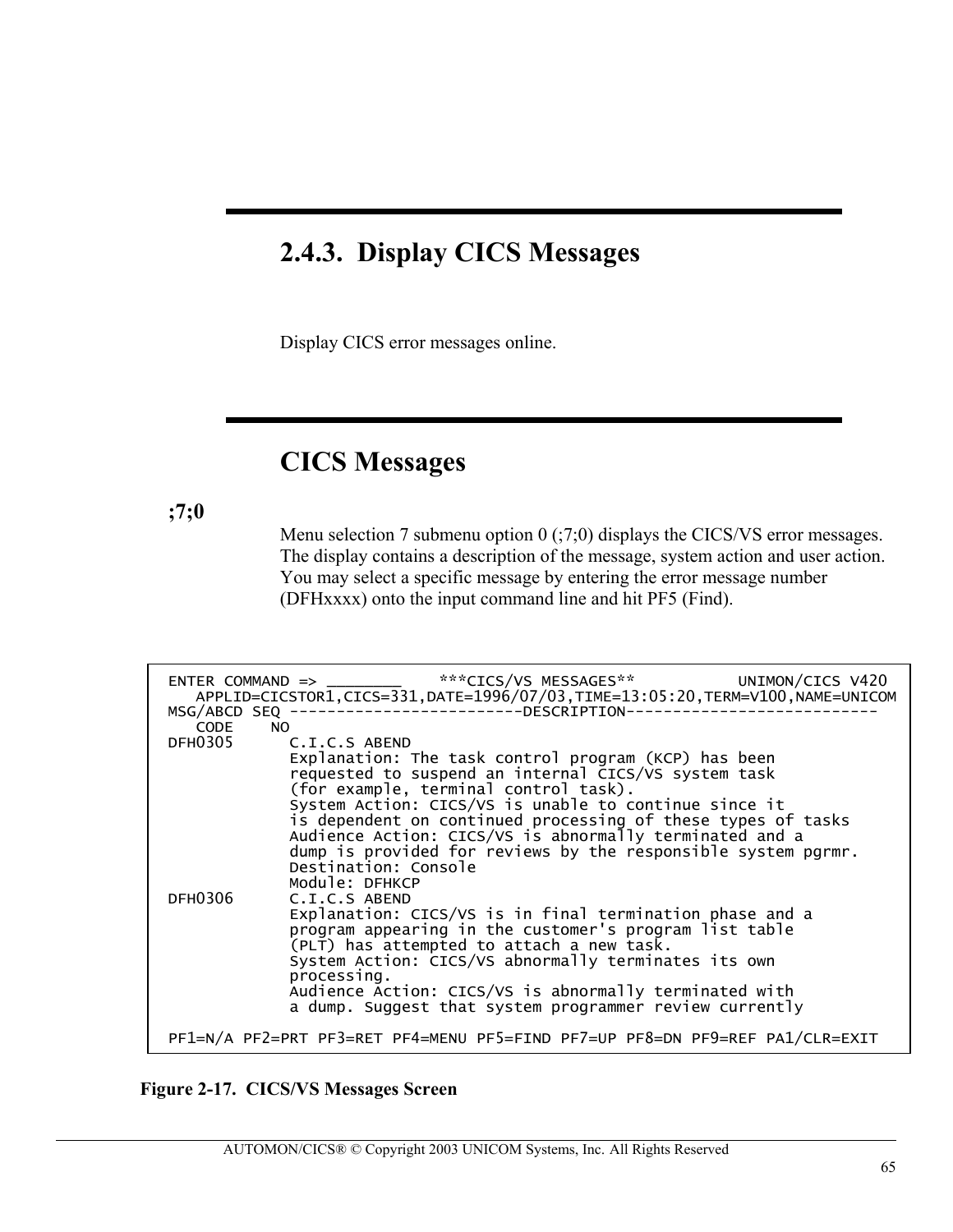## 2.4.3. Display CICS Messages

Display CICS error messages online.

## CICS Messages

**;7;0**

Menu selection 7 submenu option 0 (;7;0) displays the CICS/VS error messages. The display contains a description of the message, system action and user action. You may select a specific message by entering the error message number (DFHxxxx) onto the input command line and hit PF5 (Find).

```
ENTER COMMAND => ________    ***CICS/VS MESSAGES**          UNIMON/CICS V420
   APPLID=CICSTOR1,CICS=331,DATE=1996/07/03,TIME=13:05:20,TERM=V100,NAME=UNICOM
MSG/ABCD SEQ ------------------------DESCRIPTION---------------------------
   CODE    NO
DFH0305       C.I.C.S ABEND
              Explanation: The task control program (KCP) has been
              requested to suspend an internal CICS/VS system task
              (for example, terminal control task).
              System Action: CICS/VS is unable to continue since it
              is dependent on continued processing of these types of tasks
              Audience Action: CICS/VS is abnormally terminated and a
              dump is provided for reviews by the responsible system pgrmr.
              Destination: Console
              Module: DFHKCP
DFH0306       C.I.C.S ABEND
              Explanation: CICS/VS is in final termination phase and a
              program appearing in the customer's program list table
              (PLT) has attempted to attach a new task.
              System Action: CICS/VS abnormally terminates its own
              processing.
              Audience Action: CICS/VS is abnormally terminated with
              a dump. Suggest that system programmer review currently

PF1=N/A PF2=PRT PF3=RET PF4=MENU PF5=FIND PF7=UP PF8=DN PF9=REF PA1/CLR=EXIT
```

**Figure 2-17. CICS/VS Messages Screen**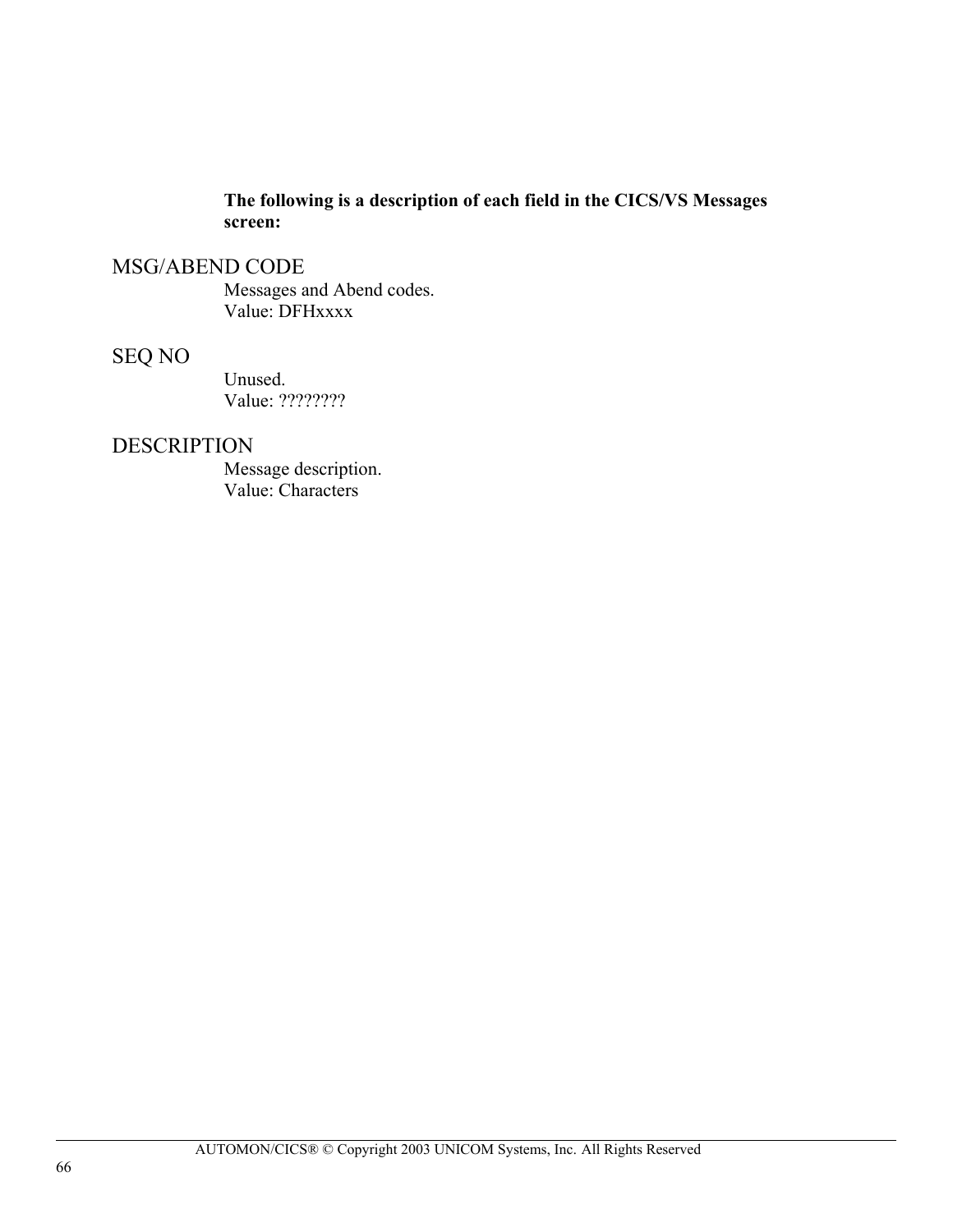**The following is a description of each field in the CICS/VS Messages screen:**

## MSG/ABEND CODE

Messages and Abend codes.
Value: DFHxxxx

## SEQ NO

Unused.
Value: ????????

## DESCRIPTION

Message description.
Value: Characters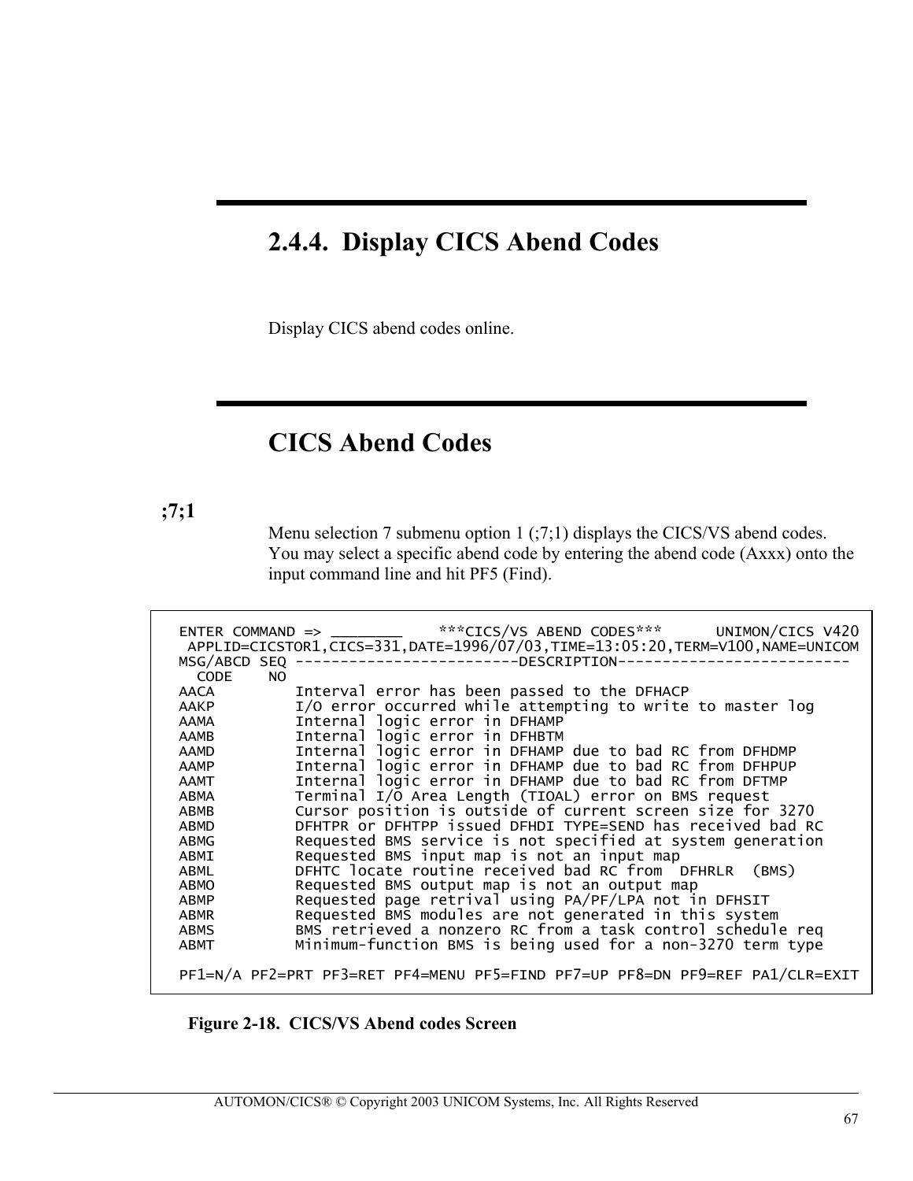## 2.4.4. Display CICS Abend Codes

Display CICS abend codes online.

## CICS Abend Codes

**;7;1**

Menu selection 7 submenu option 1 (;7;1) displays the CICS/VS abend codes. You may select a specific abend code by entering the abend code (Axxx) onto the input command line and hit PF5 (Find).

```
ENTER COMMAND => ________    ***CICS/VS ABEND CODES***      UNIMON/CICS V420
 APPLID=CICSTOR1,CICS=331,DATE=1996/07/03,TIME=13:05:20,TERM=V100,NAME=UNICOM
MSG/ABCD SEQ ------------------------DESCRIPTION-------------------------
  CODE    NO
AACA         Interval error has been passed to the DFHACP
AAKP         I/O error occurred while attempting to write to master log
AAMA         Internal logic error in DFHAMP
AAMB         Internal logic error in DFHBTM
AAMD         Internal logic error in DFHAMP due to bad RC from DFHDMP
AAMP         Internal logic error in DFHAMP due to bad RC from DFHPUP
AAMT         Internal logic error in DFHAMP due to bad RC from DFTMP
ABMA         Terminal I/O Area Length (TIOAL) error on BMS request
ABMB         Cursor position is outside of current screen size for 3270
ABMD         DFHTPR or DFHTPP issued DFHDI TYPE=SEND has received bad RC
ABMG         Requested BMS service is not specified at system generation
ABMI         Requested BMS input map is not an input map
ABML         DFHTC locate routine received bad RC from  DFHRLR  (BMS)
ABMO         Requested BMS output map is not an output map
ABMP         Requested page retrival using PA/PF/LPA not in DFHSIT
ABMR         Requested BMS modules are not generated in this system
ABMS         BMS retrieved a nonzero RC from a task control schedule req
ABMT         Minimum-function BMS is being used for a non-3270 term type

PF1=N/A PF2=PRT PF3=RET PF4=MENU PF5=FIND PF7=UP PF8=DN PF9=REF PA1/CLR=EXIT
```

**Figure 2-18. CICS/VS Abend codes Screen**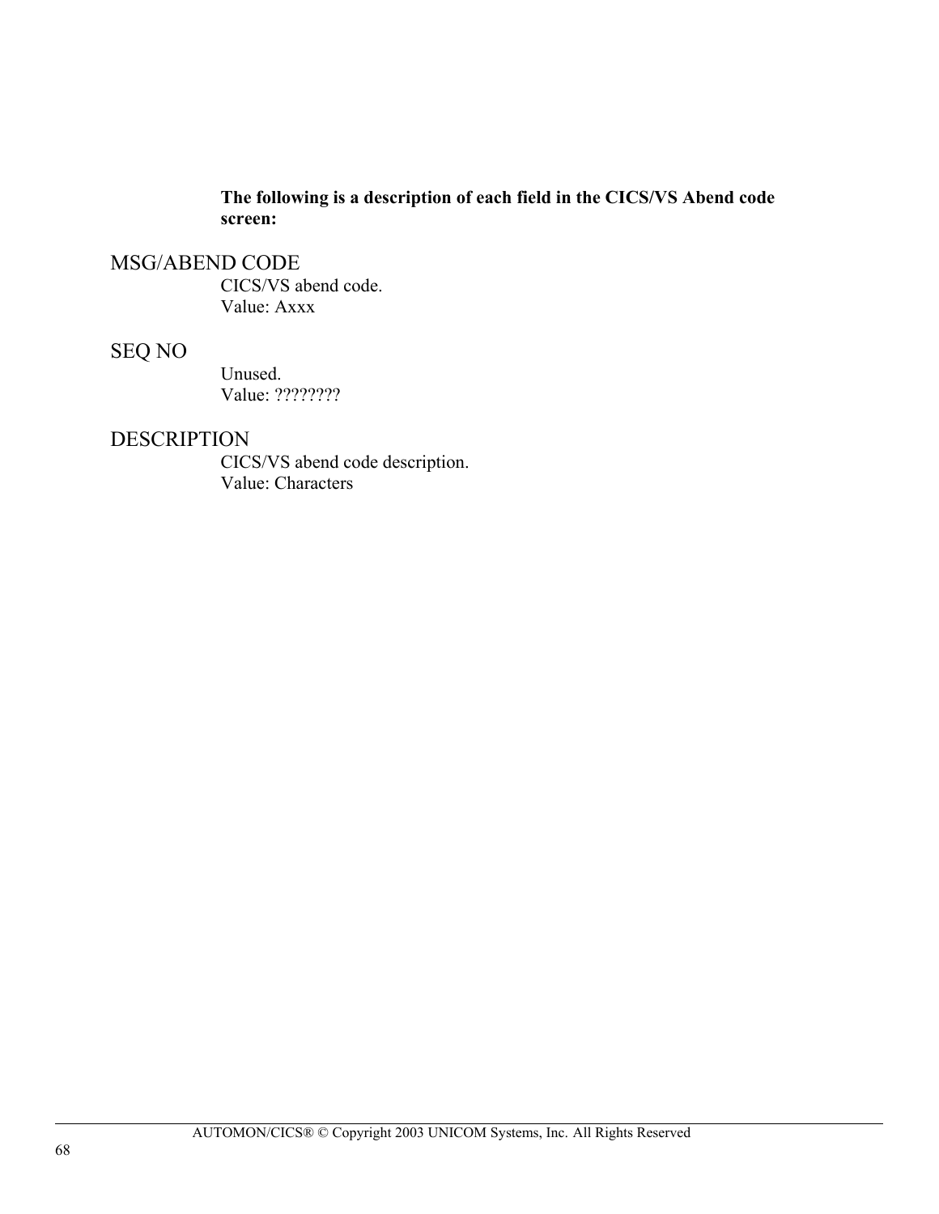**The following is a description of each field in the CICS/VS Abend code screen:**

### MSG/ABEND CODE

CICS/VS abend code.
Value: Axxx

### SEQ NO

Unused.
Value: ????????

### DESCRIPTION

CICS/VS abend code description.
Value: Characters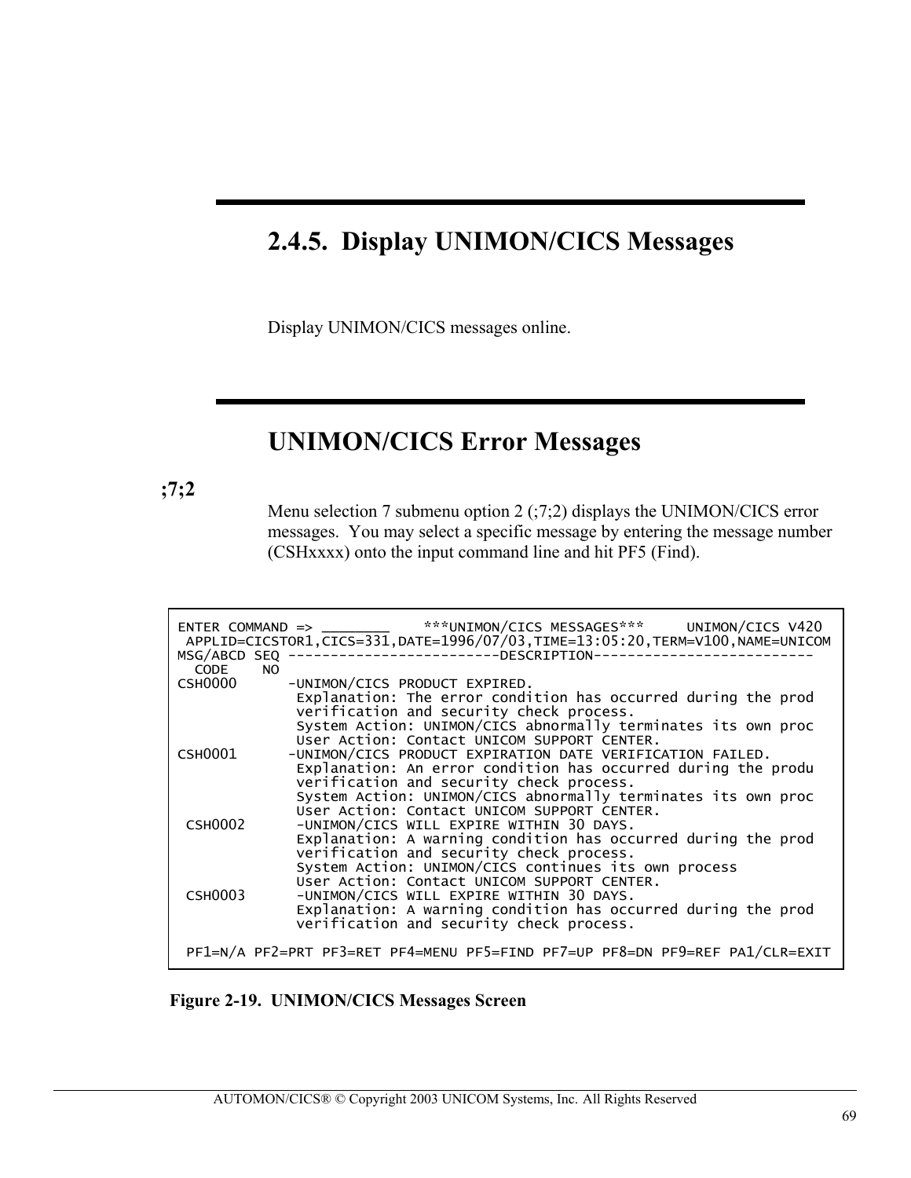## 2.4.5. Display UNIMON/CICS Messages

Display UNIMON/CICS messages online.

## UNIMON/CICS Error Messages

**;7;2**

Menu selection 7 submenu option 2 (;7;2) displays the UNIMON/CICS error messages. You may select a specific message by entering the message number (CSHxxxx) onto the input command line and hit PF5 (Find).

```
ENTER COMMAND => ________     ***UNIMON/CICS MESSAGES***     UNIMON/CICS V420
 APPLID=CICSTOR1,CICS=331,DATE=1996/07/03,TIME=13:05:20,TERM=V100,NAME=UNICOM
MSG/ABCD SEQ -------------------------DESCRIPTION--------------------------
  CODE    NO
CSH0000       -UNIMON/CICS PRODUCT EXPIRED.
               Explanation: The error condition has occurred during the prod
               verification and security check process.
               System Action: UNIMON/CICS abnormally terminates its own proc
               User Action: Contact UNICOM SUPPORT CENTER.
CSH0001       -UNIMON/CICS PRODUCT EXPIRATION DATE VERIFICATION FAILED.
               Explanation: An error condition has occurred during the produ
               verification and security check process.
               System Action: UNIMON/CICS abnormally terminates its own proc
               User Action: Contact UNICOM SUPPORT CENTER.
 CSH0002      -UNIMON/CICS WILL EXPIRE WITHIN 30 DAYS.
               Explanation: A warning condition has occurred during the prod
               verification and security check process.
               System Action: UNIMON/CICS continues its own process
               User Action: Contact UNICOM SUPPORT CENTER.
 CSH0003      -UNIMON/CICS WILL EXPIRE WITHIN 30 DAYS.
               Explanation: A warning condition has occurred during the prod
               verification and security check process.

 PF1=N/A PF2=PRT PF3=RET PF4=MENU PF5=FIND PF7=UP PF8=DN PF9=REF PA1/CLR=EXIT
```

**Figure 2-19. UNIMON/CICS Messages Screen**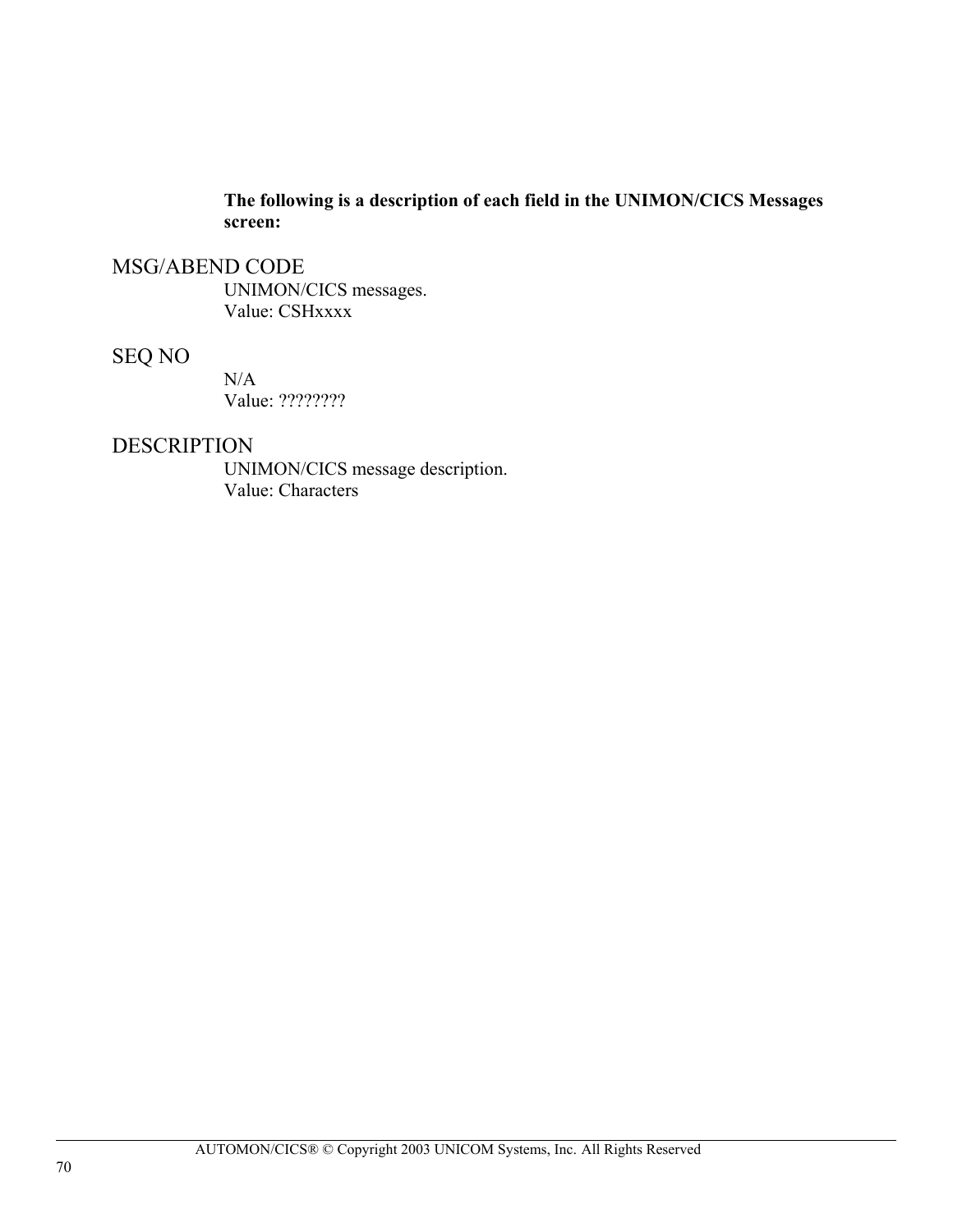**The following is a description of each field in the UNIMON/CICS Messages screen:**

## MSG/ABEND CODE

UNIMON/CICS messages.
Value: CSHxxxx

## SEQ NO

N/A
Value: ????????

## DESCRIPTION

UNIMON/CICS message description.
Value: Characters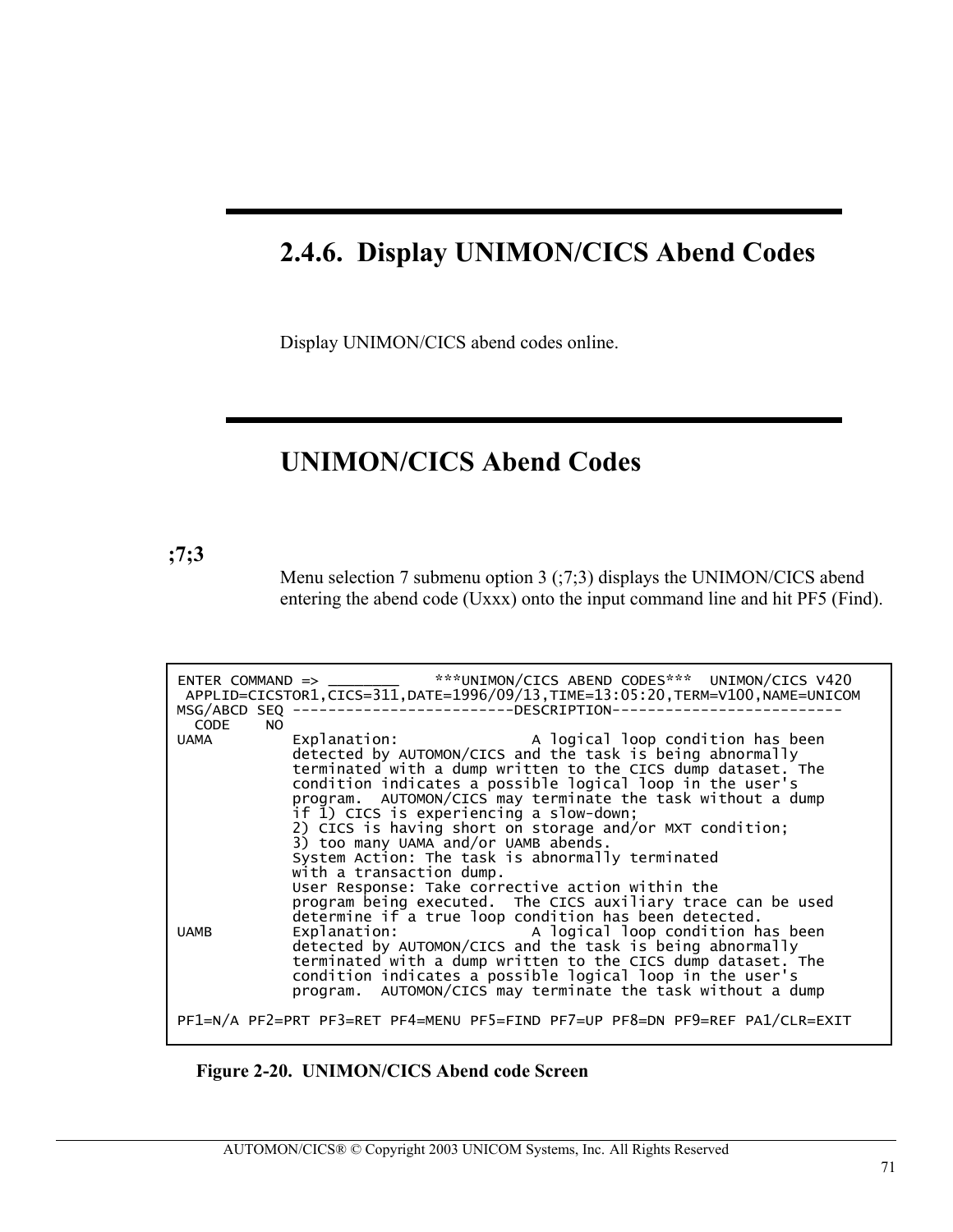## 2.4.6. Display UNIMON/CICS Abend Codes

Display UNIMON/CICS abend codes online.

## UNIMON/CICS Abend Codes

**;7;3**

Menu selection 7 submenu option 3 (;7;3) displays the UNIMON/CICS abend entering the abend code (Uxxx) onto the input command line and hit PF5 (Find).

```
ENTER COMMAND => ________     ***UNIMON/CICS ABEND CODES***  UNIMON/CICS V420
 APPLID=CICSTOR1,CICS=311,DATE=1996/09/13,TIME=13:05:20,TERM=V100,NAME=UNICOM
MSG/ABCD SEQ -------------------------DESCRIPTION--------------------------
  CODE    NO
UAMA          Explanation:              A logical loop condition has been
              detected by AUTOMON/CICS and the task is being abnormally
              terminated with a dump written to the CICS dump dataset. The
              condition indicates a possible logical loop in the user's
              program.  AUTOMON/CICS may terminate the task without a dump
              if 1) CICS is experiencing a slow-down;
              2) CICS is having short on storage and/or MXT condition;
              3) too many UAMA and/or UAMB abends.
              System Action: The task is abnormally terminated
              with a transaction dump.
              User Response: Take corrective action within the
              program being executed.  The CICS auxiliary trace can be used
              determine if a true loop condition has been detected.
UAMB          Explanation:              A logical loop condition has been
              detected by AUTOMON/CICS and the task is being abnormally
              terminated with a dump written to the CICS dump dataset. The
              condition indicates a possible logical loop in the user's
              program.  AUTOMON/CICS may terminate the task without a dump

PF1=N/A PF2=PRT PF3=RET PF4=MENU PF5=FIND PF7=UP PF8=DN PF9=REF PA1/CLR=EXIT
```

**Figure 2-20. UNIMON/CICS Abend code Screen**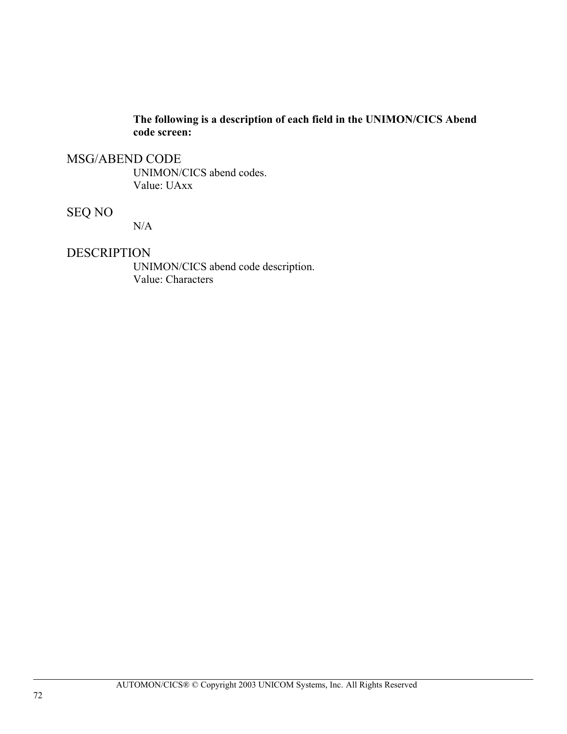**The following is a description of each field in the UNIMON/CICS Abend code screen:**

## MSG/ABEND CODE

UNIMON/CICS abend codes.
Value: UAxx

## SEQ NO

N/A

## DESCRIPTION

UNIMON/CICS abend code description.
Value: Characters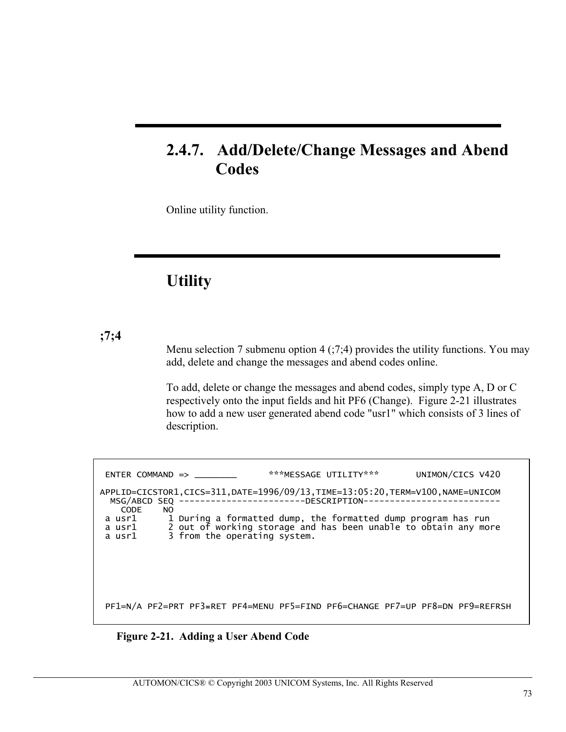## 2.4.7. Add/Delete/Change Messages and Abend Codes

Online utility function.

## Utility

**;7;4**

Menu selection 7 submenu option 4 (;7;4) provides the utility functions. You may add, delete and change the messages and abend codes online.

To add, delete or change the messages and abend codes, simply type A, D or C respectively onto the input fields and hit PF6 (Change). Figure 2-21 illustrates how to add a new user generated abend code "usr1" which consists of 3 lines of description.

```
 ENTER COMMAND => ________      ***MESSAGE UTILITY***       UNIMON/CICS V420

APPLID=CICSTOR1,CICS=311,DATE=1996/09/13,TIME=13:05:20,TERM=V100,NAME=UNICOM
  MSG/ABCD SEQ -----------------------DESCRIPTION-------------------------
    CODE    NO
 a usr1      1 During a formatted dump, the formatted dump program has run
 a usr1      2 out of working storage and has been unable to obtain any more
 a usr1      3 from the operating system.







 PF1=N/A PF2=PRT PF3=RET PF4=MENU PF5=FIND PF6=CHANGE PF7=UP PF8=DN PF9=REFRSH
```

**Figure 2-21. Adding a User Abend Code**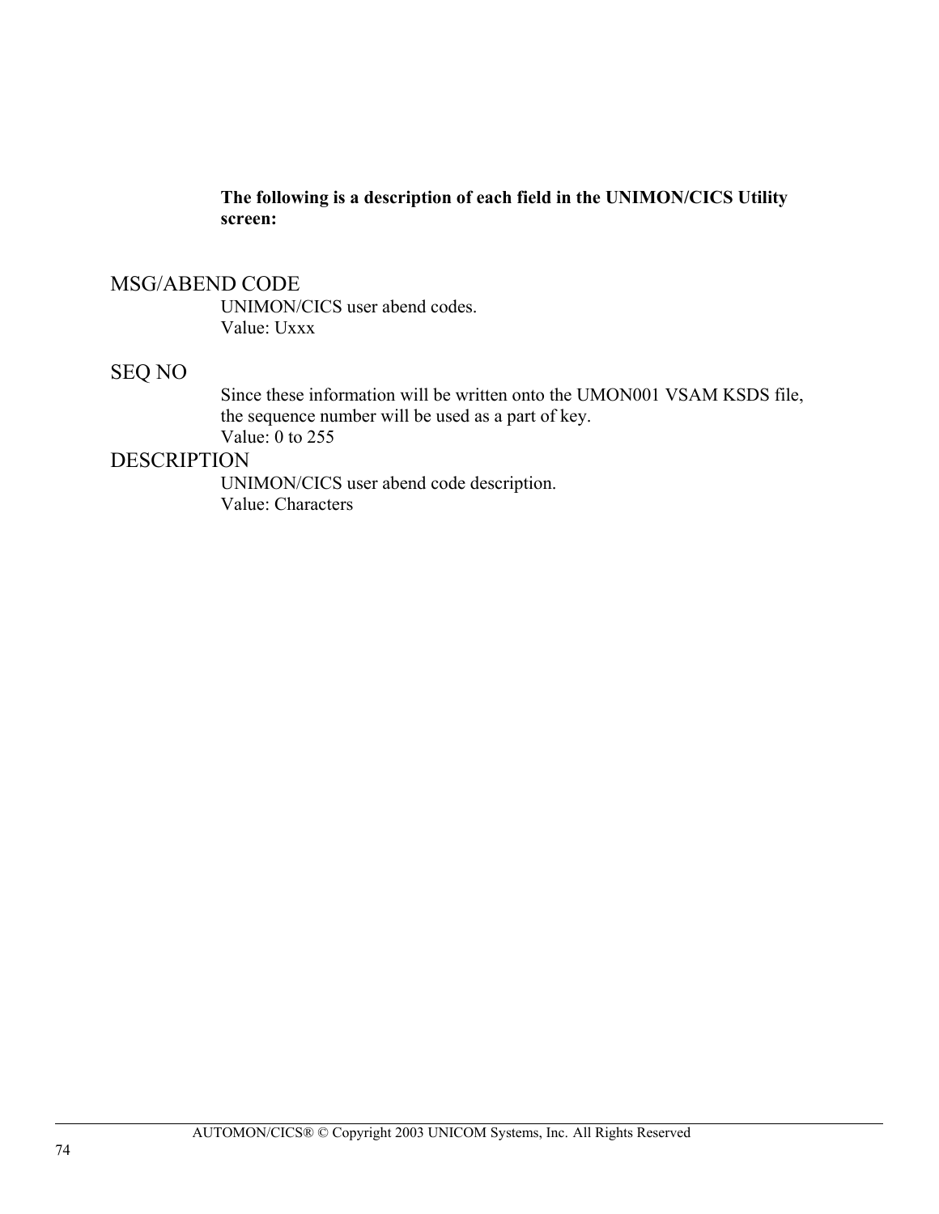**The following is a description of each field in the UNIMON/CICS Utility screen:**

### MSG/ABEND CODE

UNIMON/CICS user abend codes.
Value: Uxxx

### SEQ NO

Since these information will be written onto the UMON001 VSAM KSDS file, the sequence number will be used as a part of key.
Value: 0 to 255

### DESCRIPTION

UNIMON/CICS user abend code description.
Value: Characters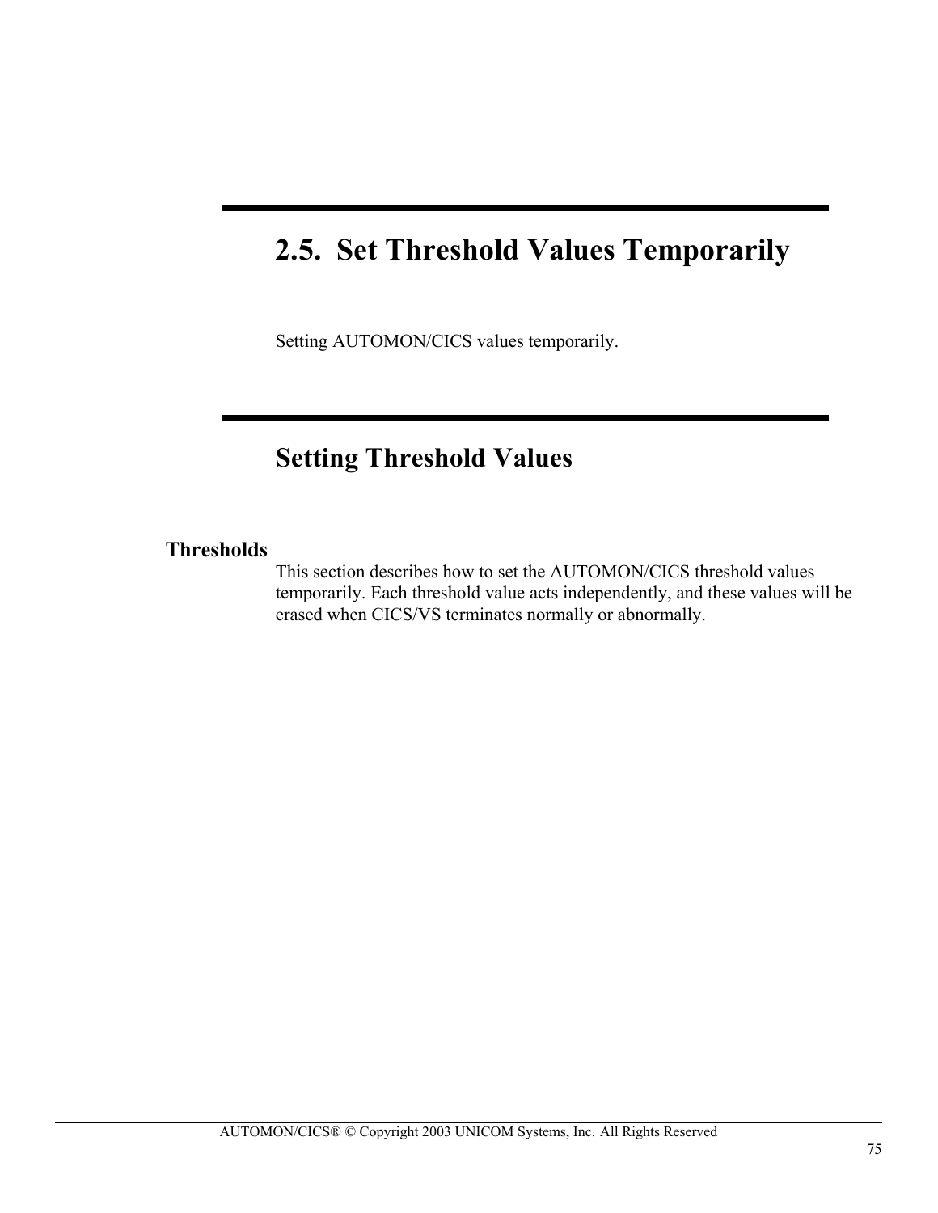# 2.5. Set Threshold Values Temporarily

Setting AUTOMON/CICS values temporarily.

## Setting Threshold Values

**Thresholds**

This section describes how to set the AUTOMON/CICS threshold values temporarily. Each threshold value acts independently, and these values will be erased when CICS/VS terminates normally or abnormally.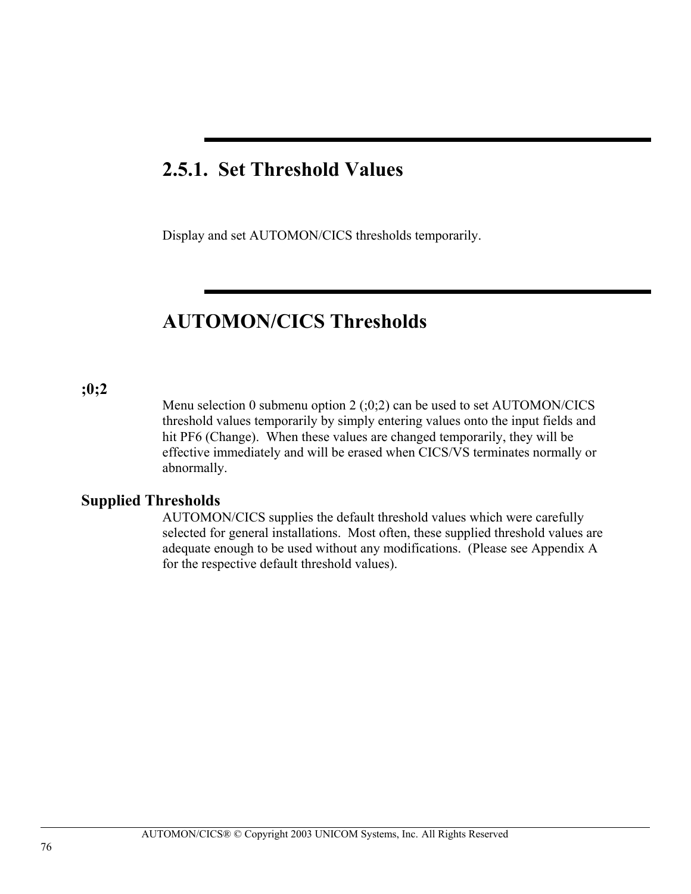## 2.5.1. Set Threshold Values

Display and set AUTOMON/CICS thresholds temporarily.

## AUTOMON/CICS Thresholds

**;0;2**

Menu selection 0 submenu option 2 (;0;2) can be used to set AUTOMON/CICS threshold values temporarily by simply entering values onto the input fields and hit PF6 (Change). When these values are changed temporarily, they will be effective immediately and will be erased when CICS/VS terminates normally or abnormally.

**Supplied Thresholds**

AUTOMON/CICS supplies the default threshold values which were carefully selected for general installations. Most often, these supplied threshold values are adequate enough to be used without any modifications. (Please see Appendix A for the respective default threshold values).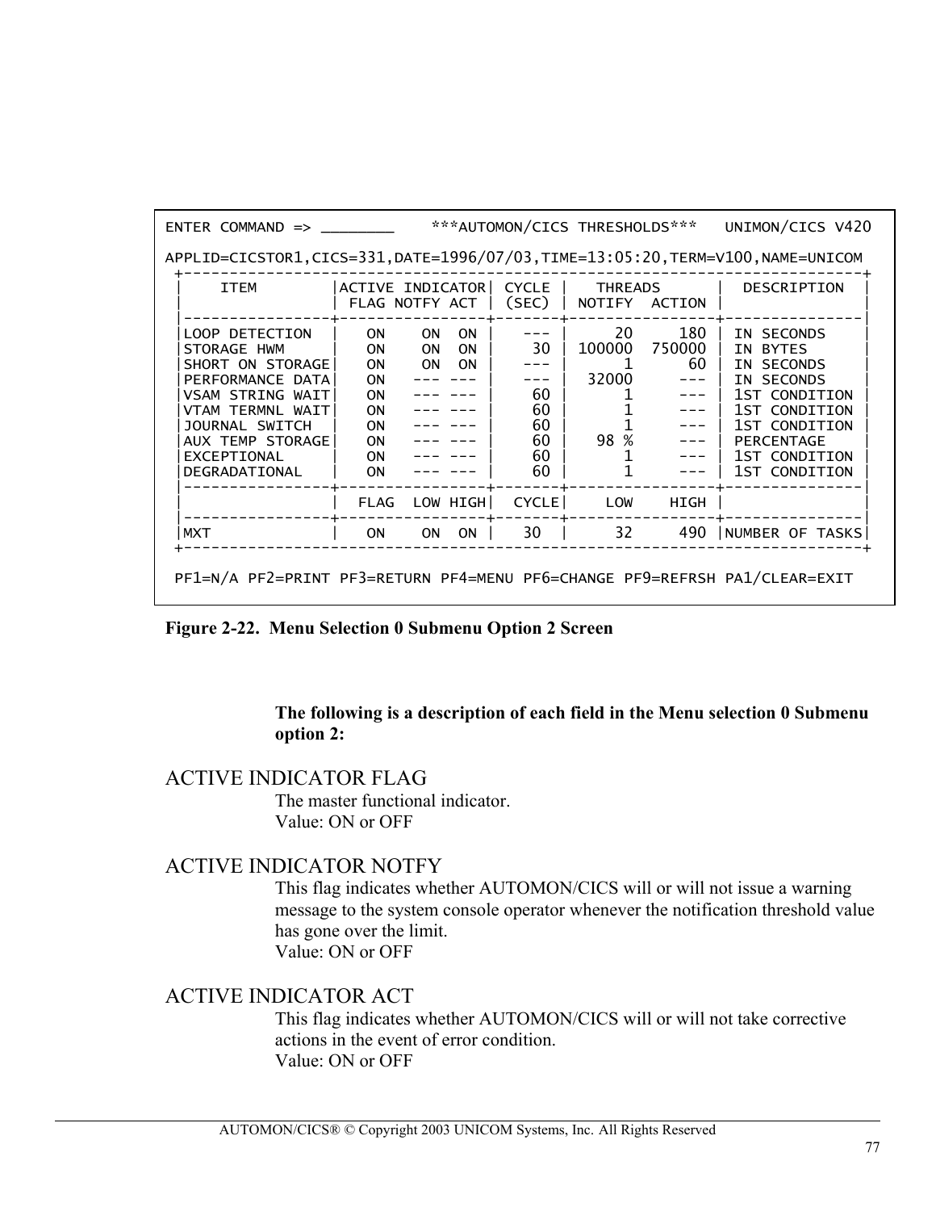```
ENTER COMMAND => ________    ***AUTOMON/CICS THRESHOLDS***   UNIMON/CICS V420

APPLID=CICSTOR1,CICS=331,DATE=1996/07/03,TIME=13:05:20,TERM=V100,NAME=UNICOM
 +--------------------------------------------------------------------------+
 |     ITEM       |ACTIVE INDICATOR| CYCLE |    THREADS      |  DESCRIPTION  |
 |                | FLAG NOTFY ACT | (SEC) | NOTIFY  ACTION  |               |
 |----------------+----------------+-------+-----------------+---------------|
 |LOOP DETECTION  |   ON    ON  ON |   --- |     20     180  | IN SECONDS    |
 |STORAGE HWM     |   ON    ON  ON |    30 | 100000  750000  | IN BYTES      |
 |SHORT ON STORAGE|   ON    ON  ON |   --- |      1      60  | IN SECONDS    |
 |PERFORMANCE DATA|   ON   --- --- |   --- |  32000     ---  | IN SECONDS    |
 |VSAM STRING WAIT|   ON   --- --- |    60 |      1     ---  | 1ST CONDITION |
 |VTAM TERMNL WAIT|   ON   --- --- |    60 |      1     ---  | 1ST CONDITION |
 |JOURNAL SWITCH  |   ON   --- --- |    60 |      1     ---  | 1ST CONDITION |
 |AUX TEMP STORAGE|   ON   --- --- |    60 |   98 %     ---  | PERCENTAGE    |
 |EXCEPTIONAL     |   ON   --- --- |    60 |      1     ---  | 1ST CONDITION |
 |DEGRADATIONAL   |   ON   --- --- |    60 |      1     ---  | 1ST CONDITION |
 |----------------+----------------+-------+-----------------+---------------|
 |                | FLAG  LOW HIGH | CYCLE |    LOW    HIGH  |               |
 |----------------+----------------+-------+-----------------+---------------|
 |MXT             |   ON    ON  ON |   30  |     32     490  |NUMBER OF TASKS|
 +--------------------------------------------------------------------------+

 PF1=N/A PF2=PRINT PF3=RETURN PF4=MENU PF6=CHANGE PF9=REFRSH PA1/CLEAR=EXIT
```

**Figure 2-22. Menu Selection 0 Submenu Option 2 Screen**

**The following is a description of each field in the Menu selection 0 Submenu option 2:**

## ACTIVE INDICATOR FLAG

The master functional indicator.
Value: ON or OFF

## ACTIVE INDICATOR NOTFY

This flag indicates whether AUTOMON/CICS will or will not issue a warning message to the system console operator whenever the notification threshold value has gone over the limit.
Value: ON or OFF

## ACTIVE INDICATOR ACT

This flag indicates whether AUTOMON/CICS will or will not take corrective actions in the event of error condition.
Value: ON or OFF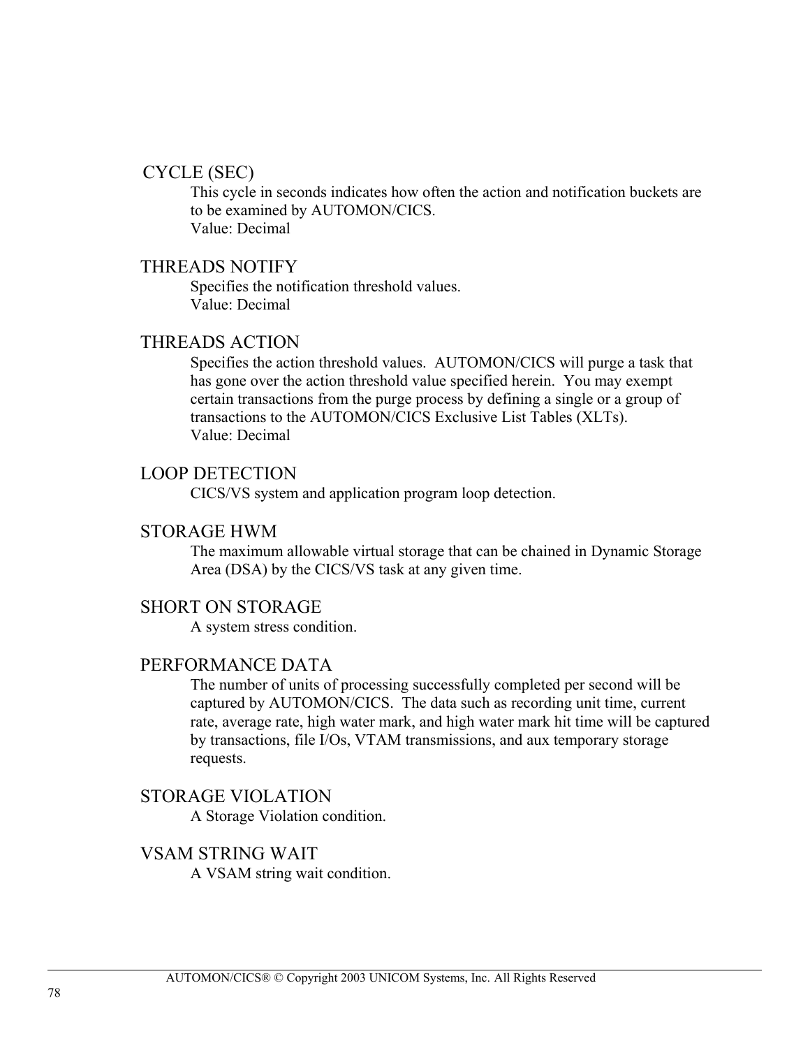### CYCLE (SEC)

This cycle in seconds indicates how often the action and notification buckets are to be examined by AUTOMON/CICS.
Value: Decimal

### THREADS NOTIFY

Specifies the notification threshold values.
Value: Decimal

### THREADS ACTION

Specifies the action threshold values. AUTOMON/CICS will purge a task that has gone over the action threshold value specified herein. You may exempt certain transactions from the purge process by defining a single or a group of transactions to the AUTOMON/CICS Exclusive List Tables (XLTs).
Value: Decimal

### LOOP DETECTION

CICS/VS system and application program loop detection.

### STORAGE HWM

The maximum allowable virtual storage that can be chained in Dynamic Storage Area (DSA) by the CICS/VS task at any given time.

### SHORT ON STORAGE

A system stress condition.

### PERFORMANCE DATA

The number of units of processing successfully completed per second will be captured by AUTOMON/CICS. The data such as recording unit time, current rate, average rate, high water mark, and high water mark hit time will be captured by transactions, file I/Os, VTAM transmissions, and aux temporary storage requests.

### STORAGE VIOLATION

A Storage Violation condition.

### VSAM STRING WAIT

A VSAM string wait condition.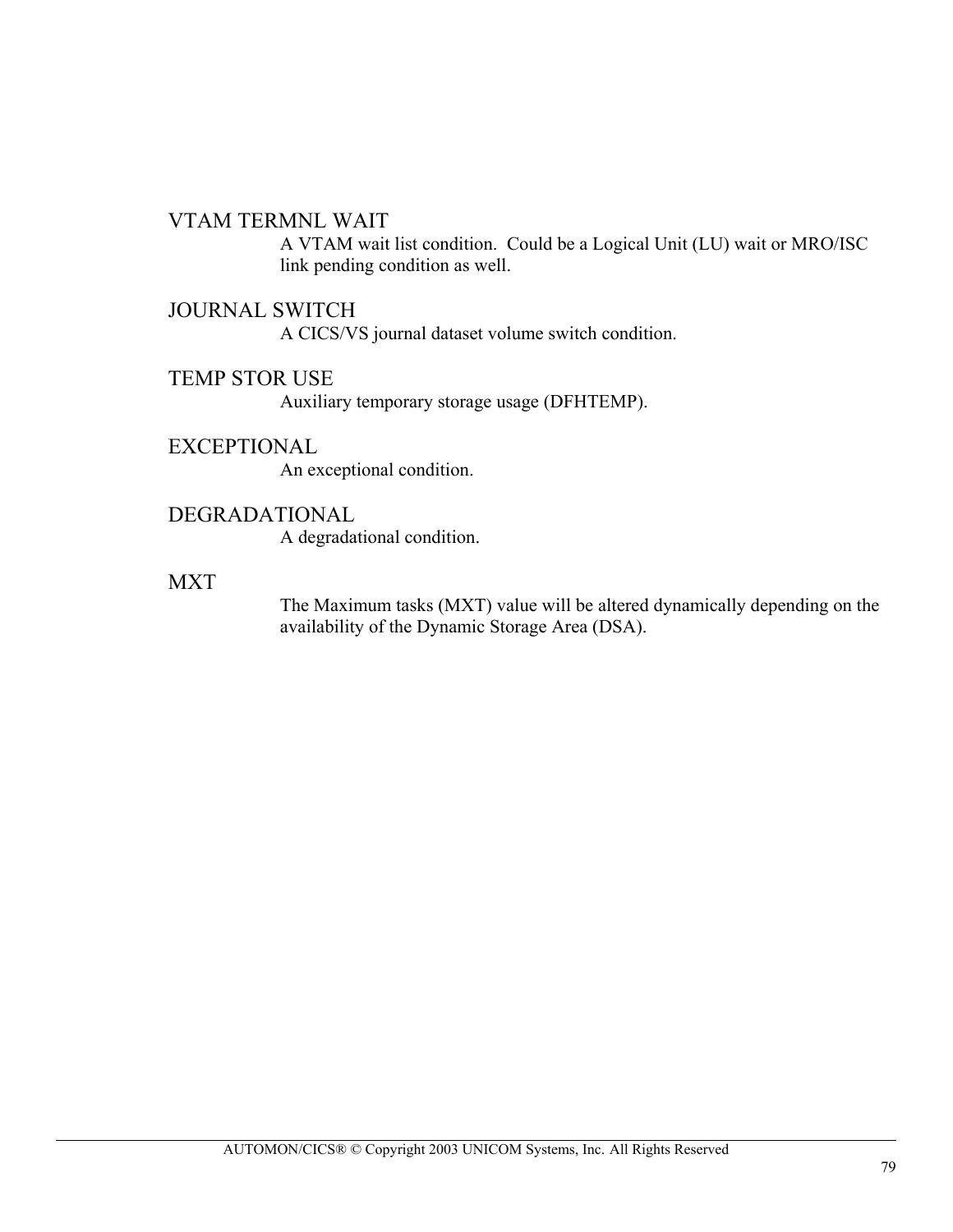VTAM TERMNL WAIT

A VTAM wait list condition. Could be a Logical Unit (LU) wait or MRO/ISC link pending condition as well.

JOURNAL SWITCH

A CICS/VS journal dataset volume switch condition.

TEMP STOR USE

Auxiliary temporary storage usage (DFHTEMP).

EXCEPTIONAL

An exceptional condition.

DEGRADATIONAL

A degradational condition.

MXT

The Maximum tasks (MXT) value will be altered dynamically depending on the availability of the Dynamic Storage Area (DSA).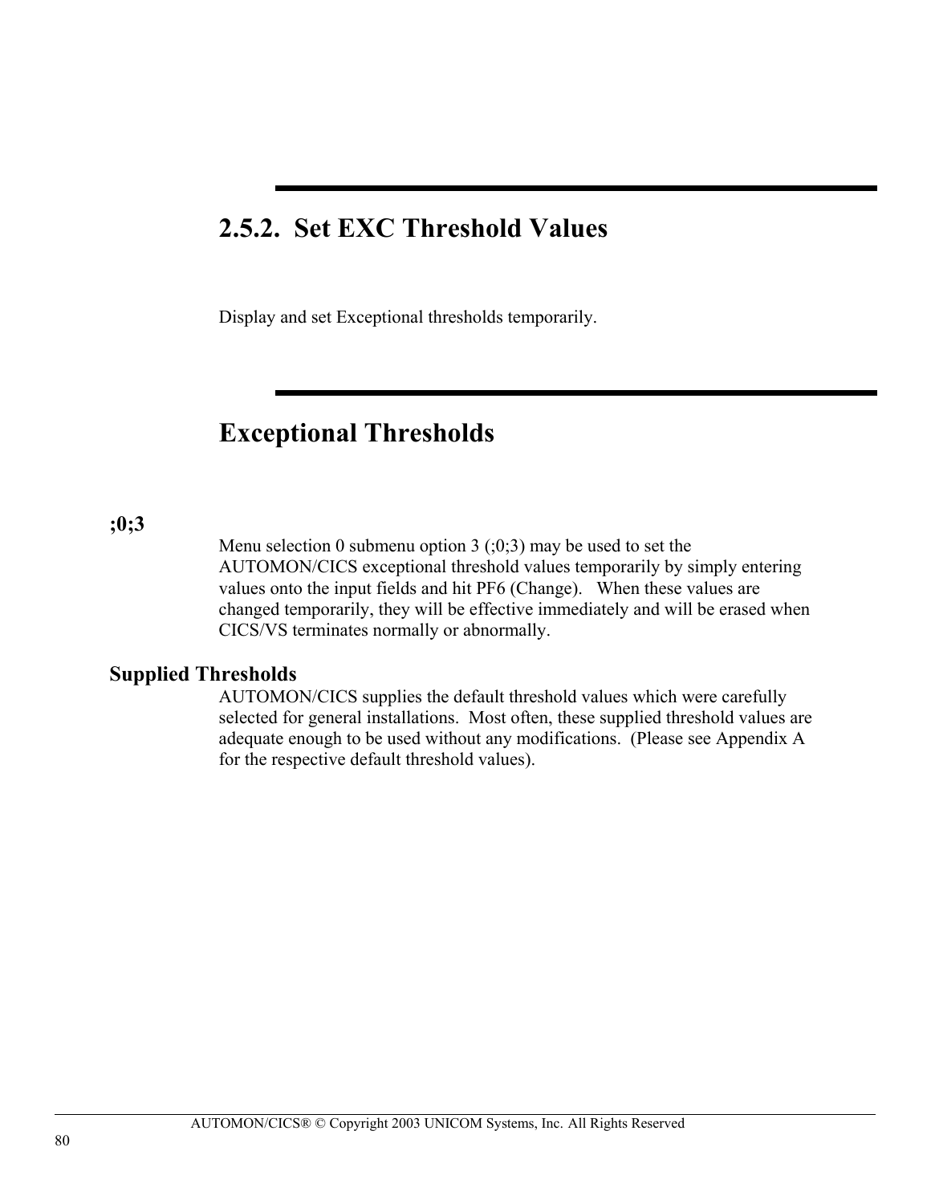## 2.5.2. Set EXC Threshold Values

Display and set Exceptional thresholds temporarily.

## Exceptional Thresholds

**;0;3**

Menu selection 0 submenu option 3 (;0;3) may be used to set the AUTOMON/CICS exceptional threshold values temporarily by simply entering values onto the input fields and hit PF6 (Change). When these values are changed temporarily, they will be effective immediately and will be erased when CICS/VS terminates normally or abnormally.

**Supplied Thresholds**

AUTOMON/CICS supplies the default threshold values which were carefully selected for general installations. Most often, these supplied threshold values are adequate enough to be used without any modifications. (Please see Appendix A for the respective default threshold values).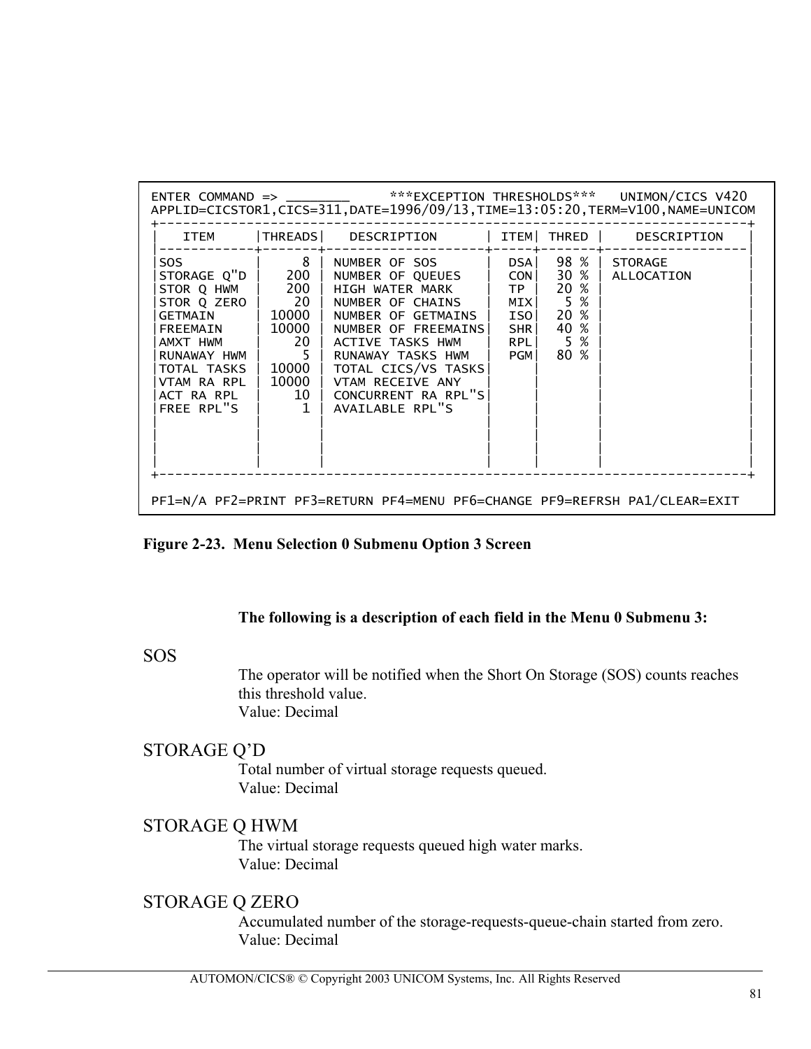```
ENTER COMMAND => ________      ***EXCEPTION THRESHOLDS***   UNIMON/CICS V420
APPLID=CICSTOR1,CICS=311,DATE=1996/09/13,TIME=13:05:20,TERM=V100,NAME=UNICOM
+--------------------------------------------------------------------------+
|    ITEM     |THREADS|    DESCRIPTION      | ITEM| THRED |    DESCRIPTION   |
|------------+-------+--------------------+-----+-------+------------------|
|SOS         |     8 | NUMBER OF SOS       |  DSA|  98 % | STORAGE          |
|STORAGE Q"D |   200 | NUMBER OF QUEUES    |  CON|  30 % | ALLOCATION       |
|STOR Q HWM  |   200 | HIGH WATER MARK     |  TP |  20 % |                  |
|STOR Q ZERO |    20 | NUMBER OF CHAINS    |  MIX|   5 % |                  |
|GETMAIN     | 10000 | NUMBER OF GETMAINS  |  ISO|  20 % |                  |
|FREEMAIN    | 10000 | NUMBER OF FREEMAINS|  SHR|  40 % |                  |
|AMXT HWM    |    20 | ACTIVE TASKS HWM    |  RPL|   5 % |                  |
|RUNAWAY HWM |     5 | RUNAWAY TASKS HWM   |  PGM|  80 % |                  |
|TOTAL TASKS | 10000 | TOTAL CICS/VS TASKS|     |       |                  |
|VTAM RA RPL | 10000 | VTAM RECEIVE ANY    |     |       |                  |
|ACT RA RPL  |    10 | CONCURRENT RA RPL"S|     |       |                  |
|FREE RPL"S  |     1 | AVAILABLE RPL"S     |     |       |                  |
|            |       |                     |     |       |                  |
|            |       |                     |     |       |                  |
|            |       |                     |     |       |                  |
|            |       |                     |     |       |                  |
+--------------------------------------------------------------------------+

PF1=N/A PF2=PRINT PF3=RETURN PF4=MENU PF6=CHANGE PF9=REFRSH PA1/CLEAR=EXIT
```

**Figure 2-23. Menu Selection 0 Submenu Option 3 Screen**

**The following is a description of each field in the Menu 0 Submenu 3:**

### SOS

The operator will be notified when the Short On Storage (SOS) counts reaches this threshold value.
Value: Decimal

### STORAGE Q'D

Total number of virtual storage requests queued.
Value: Decimal

### STORAGE Q HWM

The virtual storage requests queued high water marks.
Value: Decimal

### STORAGE Q ZERO

Accumulated number of the storage-requests-queue-chain started from zero.
Value: Decimal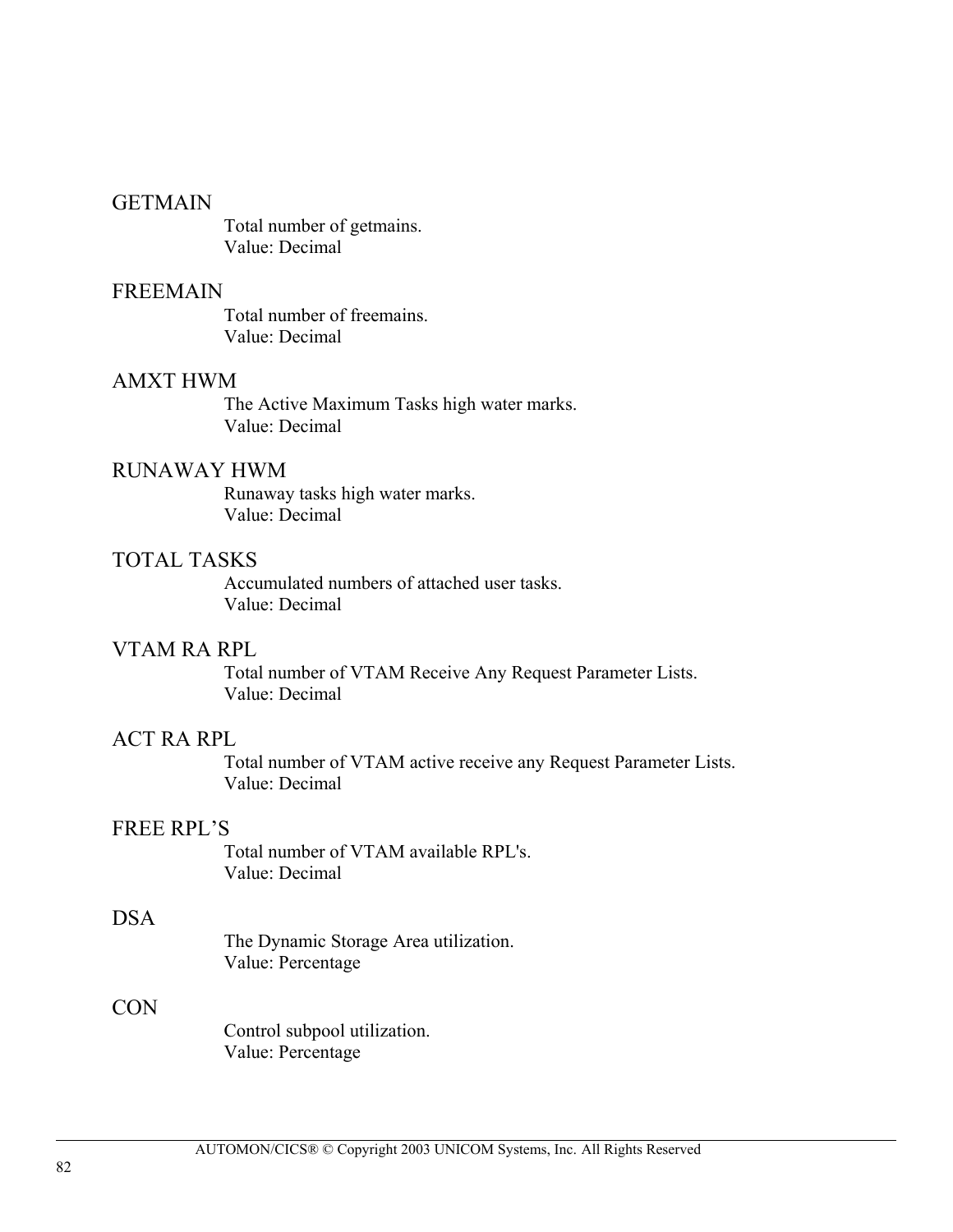GETMAIN

Total number of getmains.
Value: Decimal

FREEMAIN

Total number of freemains.
Value: Decimal

AMXT HWM

The Active Maximum Tasks high water marks.
Value: Decimal

RUNAWAY HWM

Runaway tasks high water marks.
Value: Decimal

TOTAL TASKS

Accumulated numbers of attached user tasks.
Value: Decimal

VTAM RA RPL

Total number of VTAM Receive Any Request Parameter Lists.
Value: Decimal

ACT RA RPL

Total number of VTAM active receive any Request Parameter Lists.
Value: Decimal

FREE RPL'S

Total number of VTAM available RPL's.
Value: Decimal

DSA

The Dynamic Storage Area utilization.
Value: Percentage

CON

Control subpool utilization.
Value: Percentage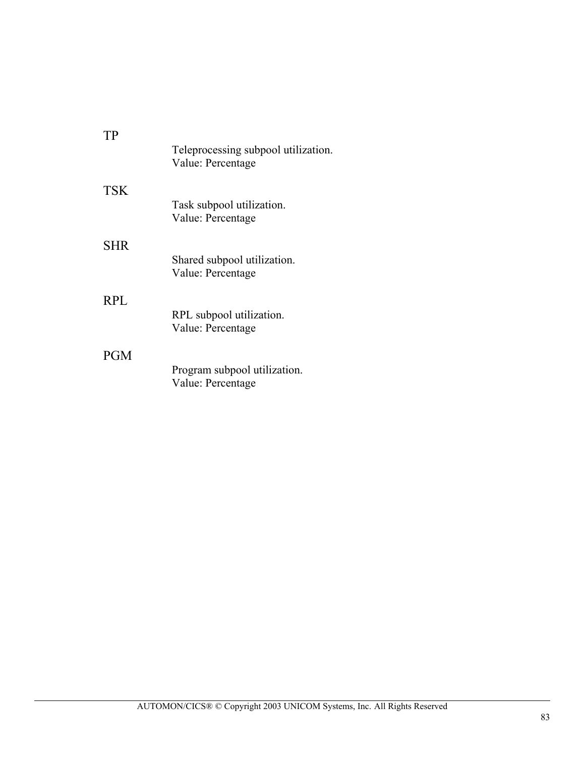TP

Teleprocessing subpool utilization.
Value: Percentage

TSK

Task subpool utilization.
Value: Percentage

SHR

Shared subpool utilization.
Value: Percentage

RPL

RPL subpool utilization.
Value: Percentage

PGM

Program subpool utilization.
Value: Percentage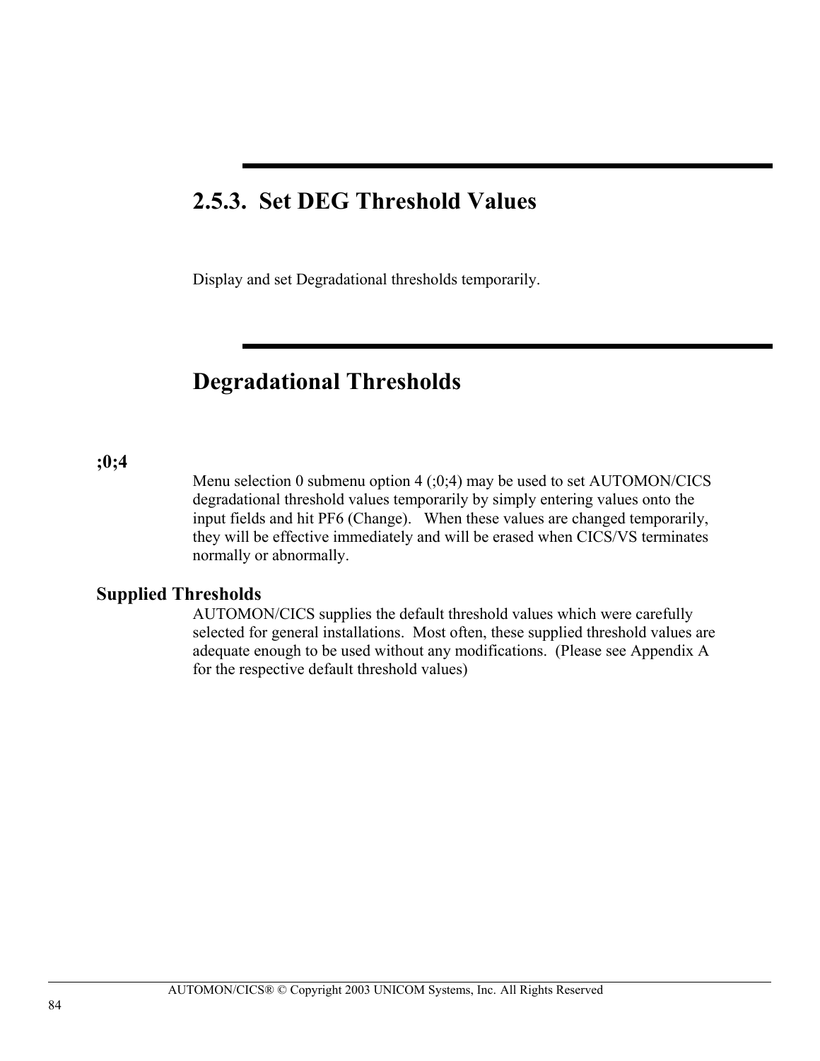## 2.5.3. Set DEG Threshold Values

Display and set Degradational thresholds temporarily.

## Degradational Thresholds

**;0;4**

Menu selection 0 submenu option 4 (;0;4) may be used to set AUTOMON/CICS degradational threshold values temporarily by simply entering values onto the input fields and hit PF6 (Change). When these values are changed temporarily, they will be effective immediately and will be erased when CICS/VS terminates normally or abnormally.

**Supplied Thresholds**

AUTOMON/CICS supplies the default threshold values which were carefully selected for general installations. Most often, these supplied threshold values are adequate enough to be used without any modifications. (Please see Appendix A for the respective default threshold values)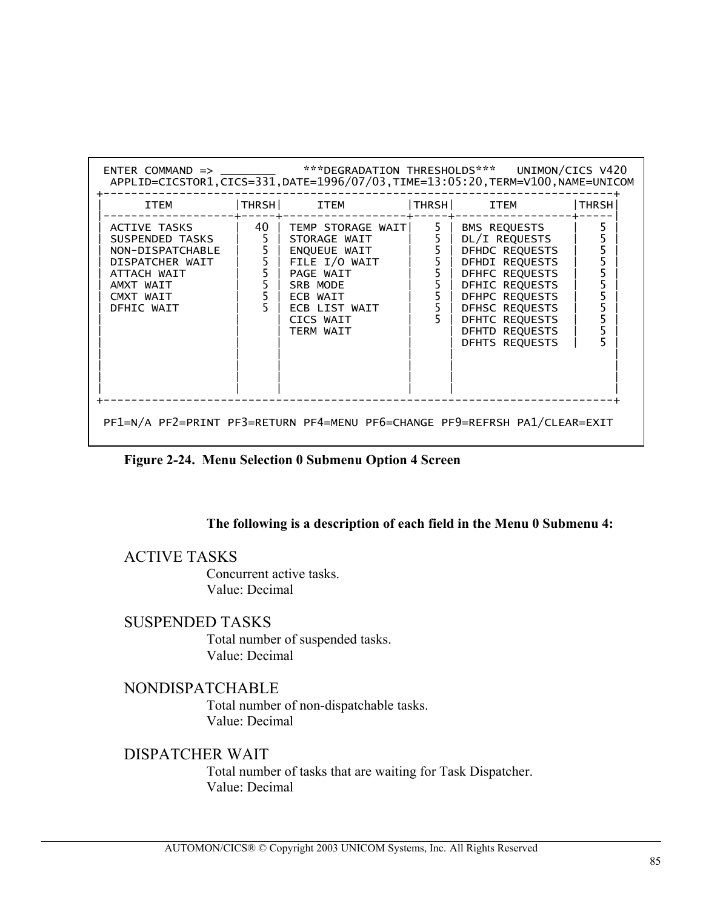```
 ENTER COMMAND => ________    ***DEGRADATION THRESHOLDS***   UNIMON/CICS V420
  APPLID=CICSTOR1,CICS=331,DATE=1996/07/03,TIME=13:05:20,TERM=V100,NAME=UNICOM
+------------------------------------------------------------------------+
|      ITEM         |THRSH|     ITEM         |THRSH|     ITEM        |THRSH|
|-------------------+-----+------------------+-----+-----------------+-----|
| ACTIVE TASKS      |  40 | TEMP STORAGE WAIT|   5 | BMS REQUESTS    |   5 |
| SUSPENDED TASKS   |   5 | STORAGE WAIT     |   5 | DL/I REQUESTS   |   5 |
| NON-DISPATCHABLE  |   5 | ENQUEUE WAIT     |   5 | DFHDC REQUESTS  |   5 |
| DISPATCHER WAIT   |   5 | FILE I/O WAIT    |   5 | DFHDI REQUESTS  |   5 |
| ATTACH WAIT       |   5 | PAGE WAIT        |   5 | DFHFC REQUESTS  |   5 |
| AMXT WAIT         |   5 | SRB MODE         |   5 | DFHIC REQUESTS  |   5 |
| CMXT WAIT         |   5 | ECB WAIT         |   5 | DFHPC REQUESTS  |   5 |
| DFHIC WAIT        |   5 | ECB LIST WAIT    |   5 | DFHSC REQUESTS  |   5 |
|                   |     | CICS WAIT        |   5 | DFHTC REQUESTS  |   5 |
|                   |     | TERM WAIT        |     | DFHTD REQUESTS  |   5 |
|                   |     |                  |     | DFHTS REQUESTS  |   5 |
|                   |     |                  |     |                       |
|                   |     |                  |     |                       |
|                   |     |                  |     |                       |
|                   |     |                  |     |                       |
+------------------------------------------------------------------------+

 PF1=N/A PF2=PRINT PF3=RETURN PF4=MENU PF6=CHANGE PF9=REFRSH PA1/CLEAR=EXIT
```

**Figure 2-24. Menu Selection 0 Submenu Option 4 Screen**

**The following is a description of each field in the Menu 0 Submenu 4:**

ACTIVE TASKS
Concurrent active tasks.
Value: Decimal

SUSPENDED TASKS
Total number of suspended tasks.
Value: Decimal

NONDISPATCHABLE
Total number of non-dispatchable tasks.
Value: Decimal

DISPATCHER WAIT
Total number of tasks that are waiting for Task Dispatcher.
Value: Decimal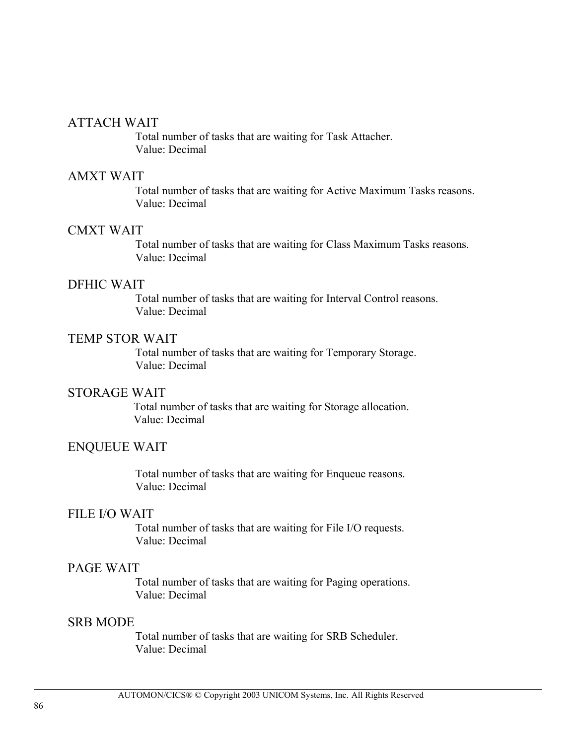ATTACH WAIT

Total number of tasks that are waiting for Task Attacher.
Value: Decimal

AMXT WAIT

Total number of tasks that are waiting for Active Maximum Tasks reasons.
Value: Decimal

CMXT WAIT

Total number of tasks that are waiting for Class Maximum Tasks reasons.
Value: Decimal

DFHIC WAIT

Total number of tasks that are waiting for Interval Control reasons.
Value: Decimal

TEMP STOR WAIT

Total number of tasks that are waiting for Temporary Storage.
Value: Decimal

STORAGE WAIT

Total number of tasks that are waiting for Storage allocation.
Value: Decimal

ENQUEUE WAIT

Total number of tasks that are waiting for Enqueue reasons.
Value: Decimal

FILE I/O WAIT

Total number of tasks that are waiting for File I/O requests.
Value: Decimal

PAGE WAIT

Total number of tasks that are waiting for Paging operations.
Value: Decimal

SRB MODE

Total number of tasks that are waiting for SRB Scheduler.
Value: Decimal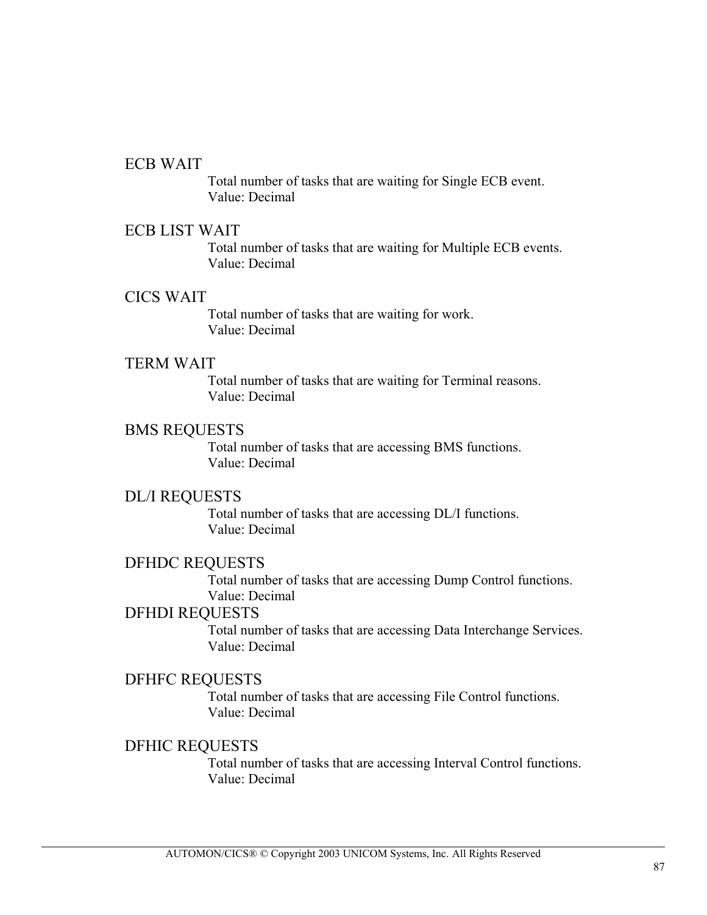ECB WAIT

Total number of tasks that are waiting for Single ECB event.
Value: Decimal

ECB LIST WAIT

Total number of tasks that are waiting for Multiple ECB events.
Value: Decimal

CICS WAIT

Total number of tasks that are waiting for work.
Value: Decimal

TERM WAIT

Total number of tasks that are waiting for Terminal reasons.
Value: Decimal

BMS REQUESTS

Total number of tasks that are accessing BMS functions.
Value: Decimal

DL/I REQUESTS

Total number of tasks that are accessing DL/I functions.
Value: Decimal

DFHDC REQUESTS

Total number of tasks that are accessing Dump Control functions.
Value: Decimal

DFHDI REQUESTS

Total number of tasks that are accessing Data Interchange Services.
Value: Decimal

DFHFC REQUESTS

Total number of tasks that are accessing File Control functions.
Value: Decimal

DFHIC REQUESTS

Total number of tasks that are accessing Interval Control functions.
Value: Decimal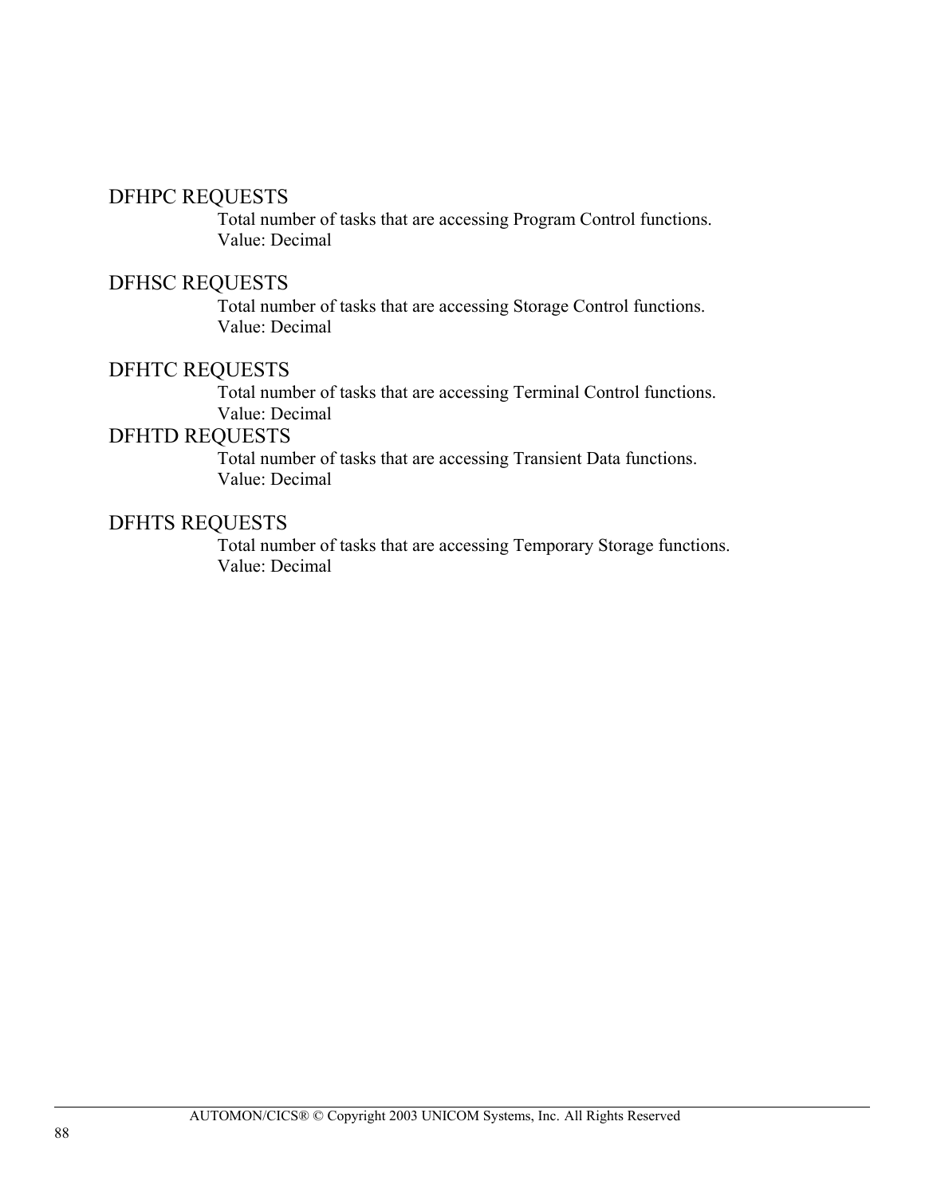### DFHPC REQUESTS

Total number of tasks that are accessing Program Control functions.
Value: Decimal

### DFHSC REQUESTS

Total number of tasks that are accessing Storage Control functions.
Value: Decimal

### DFHTC REQUESTS

Total number of tasks that are accessing Terminal Control functions.
Value: Decimal

### DFHTD REQUESTS

Total number of tasks that are accessing Transient Data functions.
Value: Decimal

### DFHTS REQUESTS

Total number of tasks that are accessing Temporary Storage functions.
Value: Decimal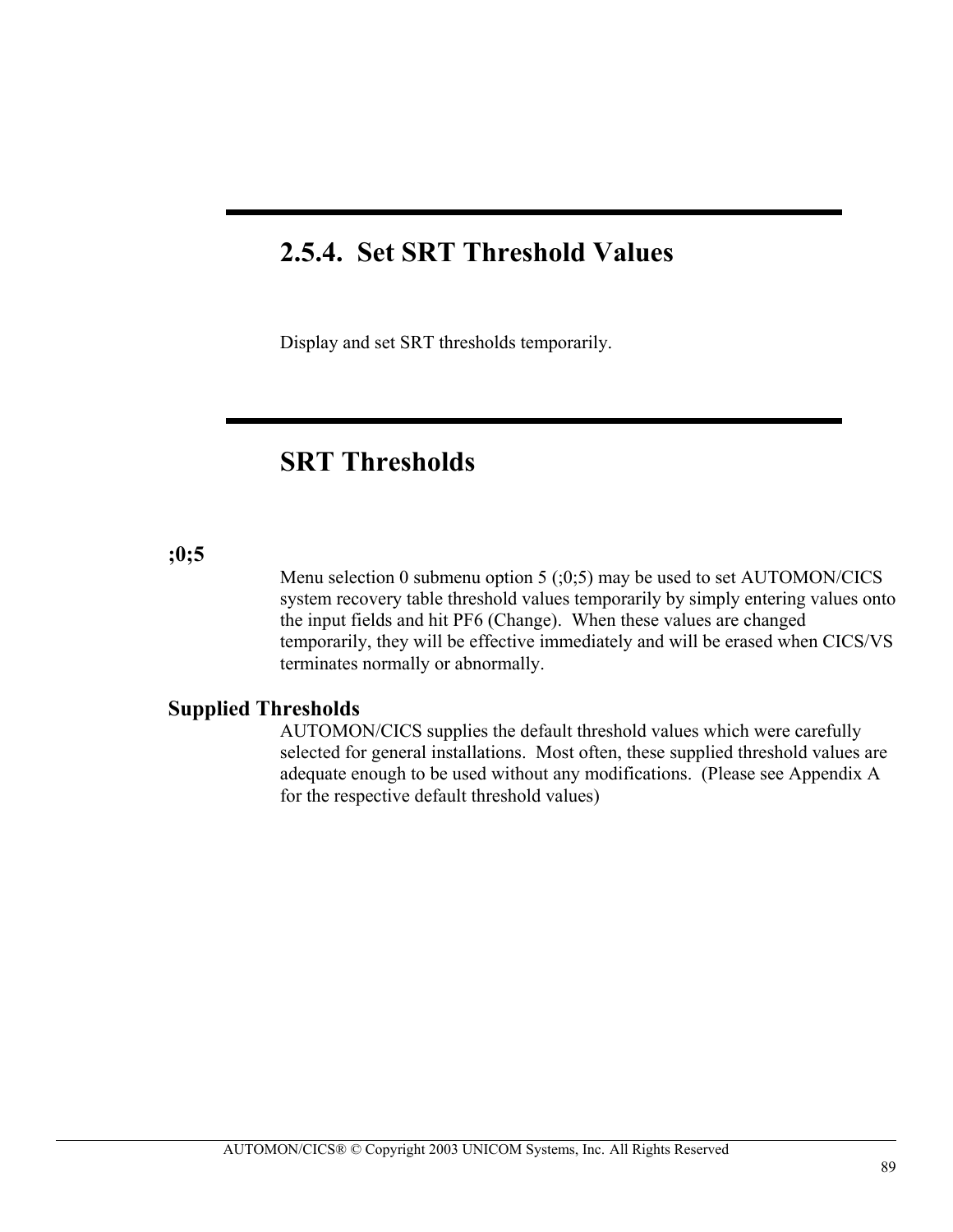## 2.5.4. Set SRT Threshold Values

Display and set SRT thresholds temporarily.

## SRT Thresholds

**;0;5**

Menu selection 0 submenu option 5 (;0;5) may be used to set AUTOMON/CICS system recovery table threshold values temporarily by simply entering values onto the input fields and hit PF6 (Change). When these values are changed temporarily, they will be effective immediately and will be erased when CICS/VS terminates normally or abnormally.

**Supplied Thresholds**

AUTOMON/CICS supplies the default threshold values which were carefully selected for general installations. Most often, these supplied threshold values are adequate enough to be used without any modifications. (Please see Appendix A for the respective default threshold values)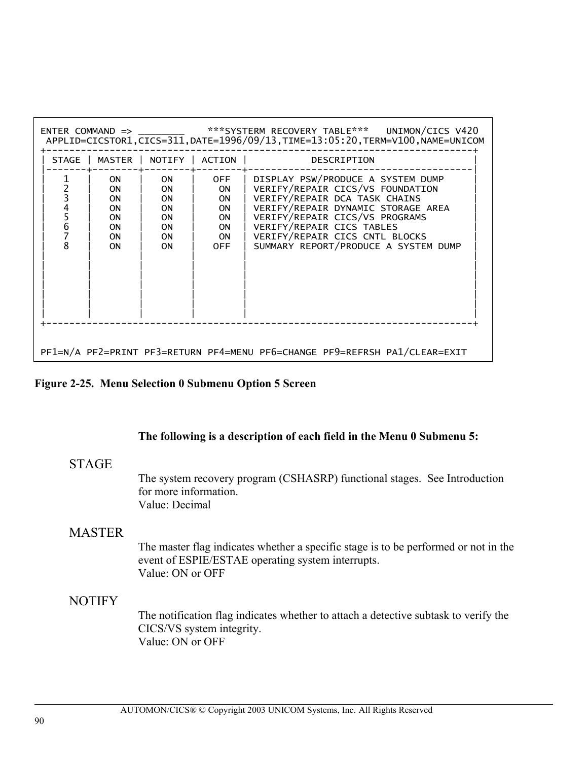```
ENTER COMMAND => ________     ***SYSTERM RECOVERY TABLE***   UNIMON/CICS V420
 APPLID=CICSTOR1,CICS=311,DATE=1996/09/13,TIME=13:05:20,TERM=V100,NAME=UNICOM
+---------------------------------------------------------------------------+
| STAGE | MASTER | NOTIFY | ACTION |            DESCRIPTION                   |
|-------+--------+--------+--------+------------------------------------------|
|   1   |   ON   |   ON   |   OFF  | DISPLAY PSW/PRODUCE A SYSTEM DUMP        |
|   2   |   ON   |   ON   |    ON  | VERIFY/REPAIR CICS/VS FOUNDATION         |
|   3   |   ON   |   ON   |    ON  | VERIFY/REPAIR DCA TASK CHAINS            |
|   4   |   ON   |   ON   |    ON  | VERIFY/REPAIR DYNAMIC STORAGE AREA       |
|   5   |   ON   |   ON   |    ON  | VERIFY/REPAIR CICS/VS PROGRAMS           |
|   6   |   ON   |   ON   |    ON  | VERIFY/REPAIR CICS TABLES                |
|   7   |   ON   |   ON   |    ON  | VERIFY/REPAIR CICS CNTL BLOCKS           |
|   8   |   ON   |   ON   |   OFF  | SUMMARY REPORT/PRODUCE A SYSTEM DUMP     |
|       |        |        |        |                                          |
|       |        |        |        |                                          |
|       |        |        |        |                                          |
|       |        |        |        |                                          |
|       |        |        |        |                                          |
|       |        |        |        |                                          |
|       |        |        |        |                                          |
+---------------------------------------------------------------------------+


PF1=N/A PF2=PRINT PF3=RETURN PF4=MENU PF6=CHANGE PF9=REFRSH PA1/CLEAR=EXIT
```

**Figure 2-25. Menu Selection 0 Submenu Option 5 Screen**

**The following is a description of each field in the Menu 0 Submenu 5:**

STAGE

The system recovery program (CSHASRP) functional stages. See Introduction for more information.
Value: Decimal

MASTER

The master flag indicates whether a specific stage is to be performed or not in the event of ESPIE/ESTAE operating system interrupts.
Value: ON or OFF

NOTIFY

The notification flag indicates whether to attach a detective subtask to verify the CICS/VS system integrity.
Value: ON or OFF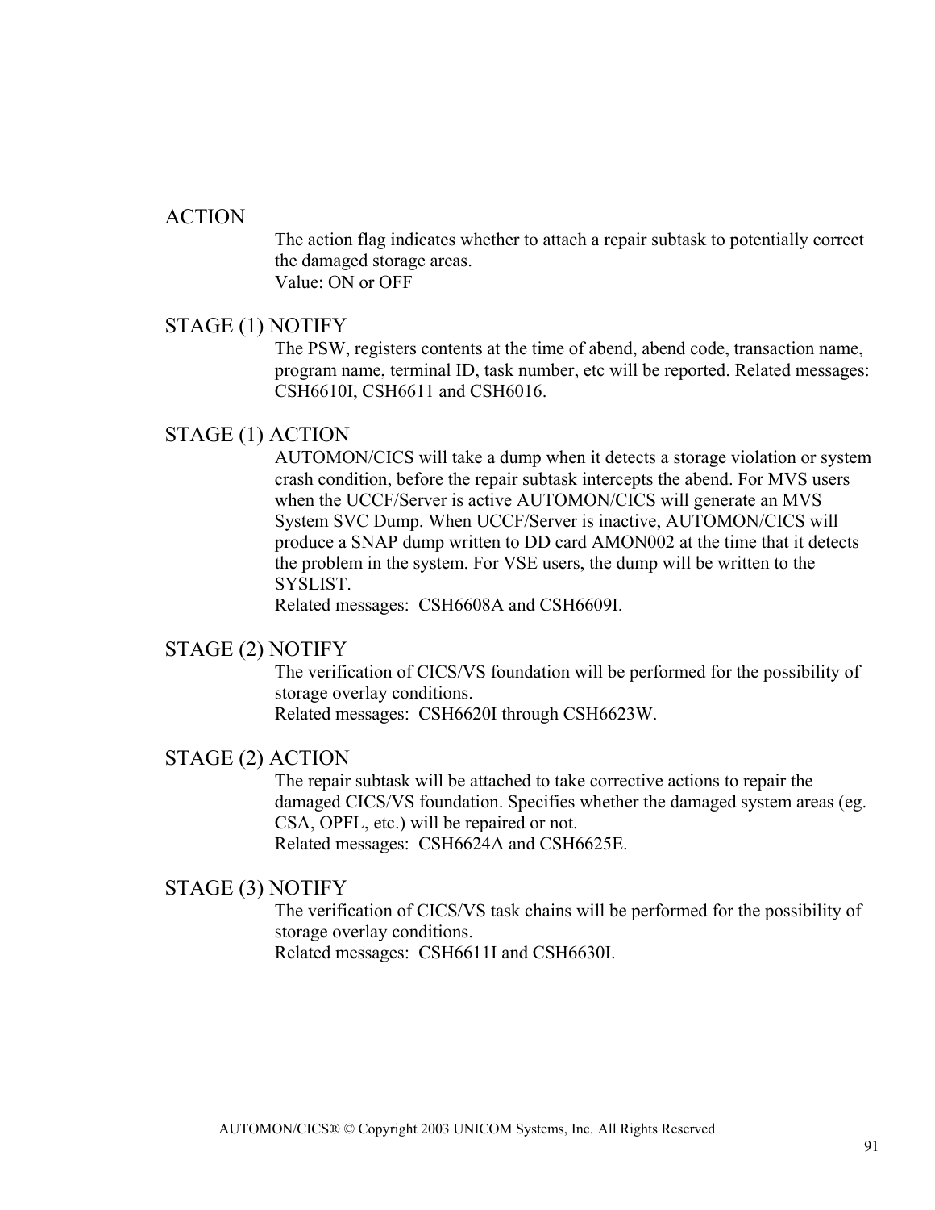### ACTION

The action flag indicates whether to attach a repair subtask to potentially correct the damaged storage areas.
Value: ON or OFF

### STAGE (1) NOTIFY

The PSW, registers contents at the time of abend, abend code, transaction name, program name, terminal ID, task number, etc will be reported. Related messages: CSH6610I, CSH6611 and CSH6016.

### STAGE (1) ACTION

AUTOMON/CICS will take a dump when it detects a storage violation or system crash condition, before the repair subtask intercepts the abend. For MVS users when the UCCF/Server is active AUTOMON/CICS will generate an MVS System SVC Dump. When UCCF/Server is inactive, AUTOMON/CICS will produce a SNAP dump written to DD card AMON002 at the time that it detects the problem in the system. For VSE users, the dump will be written to the SYSLIST.
Related messages: CSH6608A and CSH6609I.

### STAGE (2) NOTIFY

The verification of CICS/VS foundation will be performed for the possibility of storage overlay conditions.
Related messages: CSH6620I through CSH6623W.

### STAGE (2) ACTION

The repair subtask will be attached to take corrective actions to repair the damaged CICS/VS foundation. Specifies whether the damaged system areas (eg. CSA, OPFL, etc.) will be repaired or not.
Related messages: CSH6624A and CSH6625E.

### STAGE (3) NOTIFY

The verification of CICS/VS task chains will be performed for the possibility of storage overlay conditions.
Related messages: CSH6611I and CSH6630I.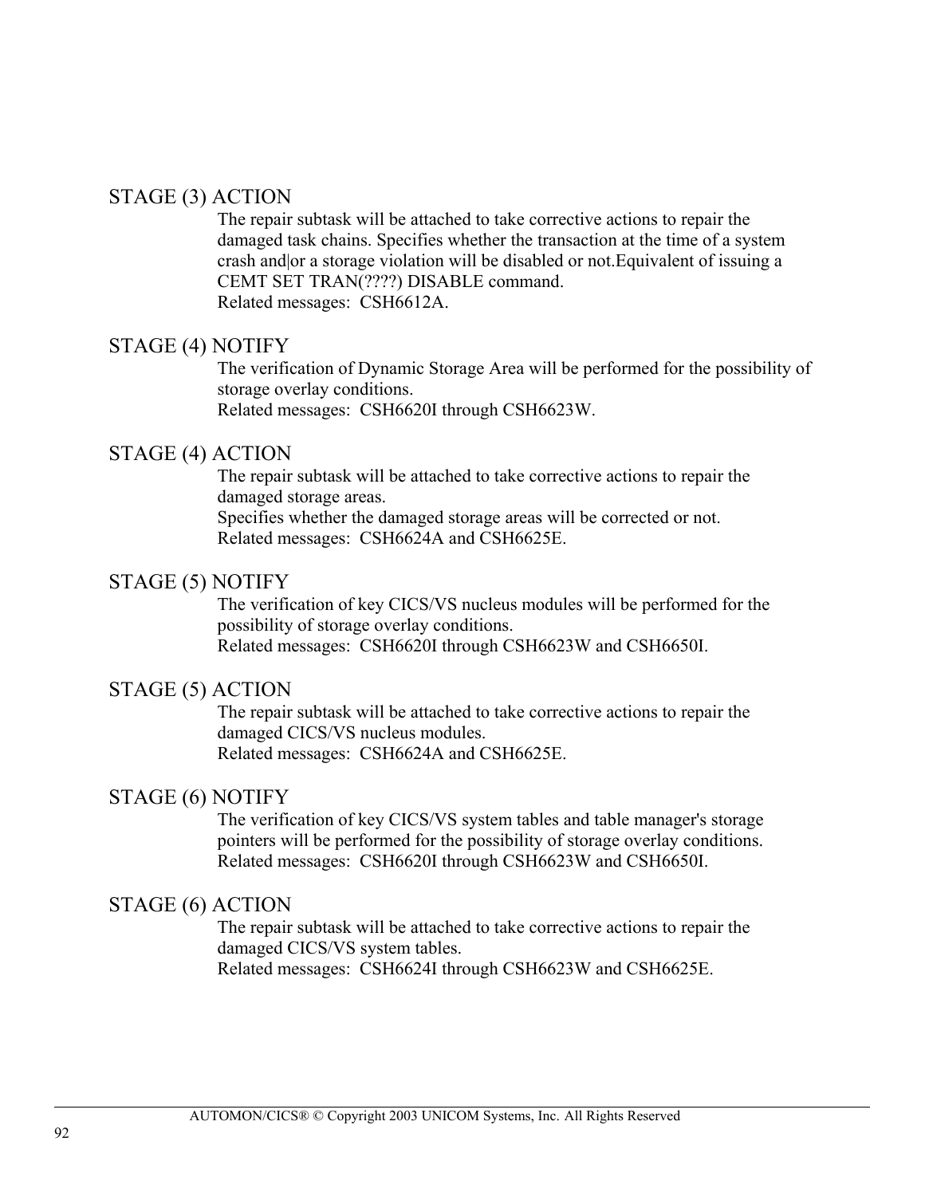STAGE (3) ACTION

The repair subtask will be attached to take corrective actions to repair the damaged task chains. Specifies whether the transaction at the time of a system crash and|or a storage violation will be disabled or not.Equivalent of issuing a CEMT SET TRAN(????) DISABLE command.
Related messages: CSH6612A.

STAGE (4) NOTIFY

The verification of Dynamic Storage Area will be performed for the possibility of storage overlay conditions.
Related messages: CSH6620I through CSH6623W.

STAGE (4) ACTION

The repair subtask will be attached to take corrective actions to repair the damaged storage areas.
Specifies whether the damaged storage areas will be corrected or not.
Related messages: CSH6624A and CSH6625E.

STAGE (5) NOTIFY

The verification of key CICS/VS nucleus modules will be performed for the possibility of storage overlay conditions.
Related messages: CSH6620I through CSH6623W and CSH6650I.

STAGE (5) ACTION

The repair subtask will be attached to take corrective actions to repair the damaged CICS/VS nucleus modules.
Related messages: CSH6624A and CSH6625E.

STAGE (6) NOTIFY

The verification of key CICS/VS system tables and table manager's storage pointers will be performed for the possibility of storage overlay conditions.
Related messages: CSH6620I through CSH6623W and CSH6650I.

STAGE (6) ACTION

The repair subtask will be attached to take corrective actions to repair the damaged CICS/VS system tables.
Related messages: CSH6624I through CSH6623W and CSH6625E.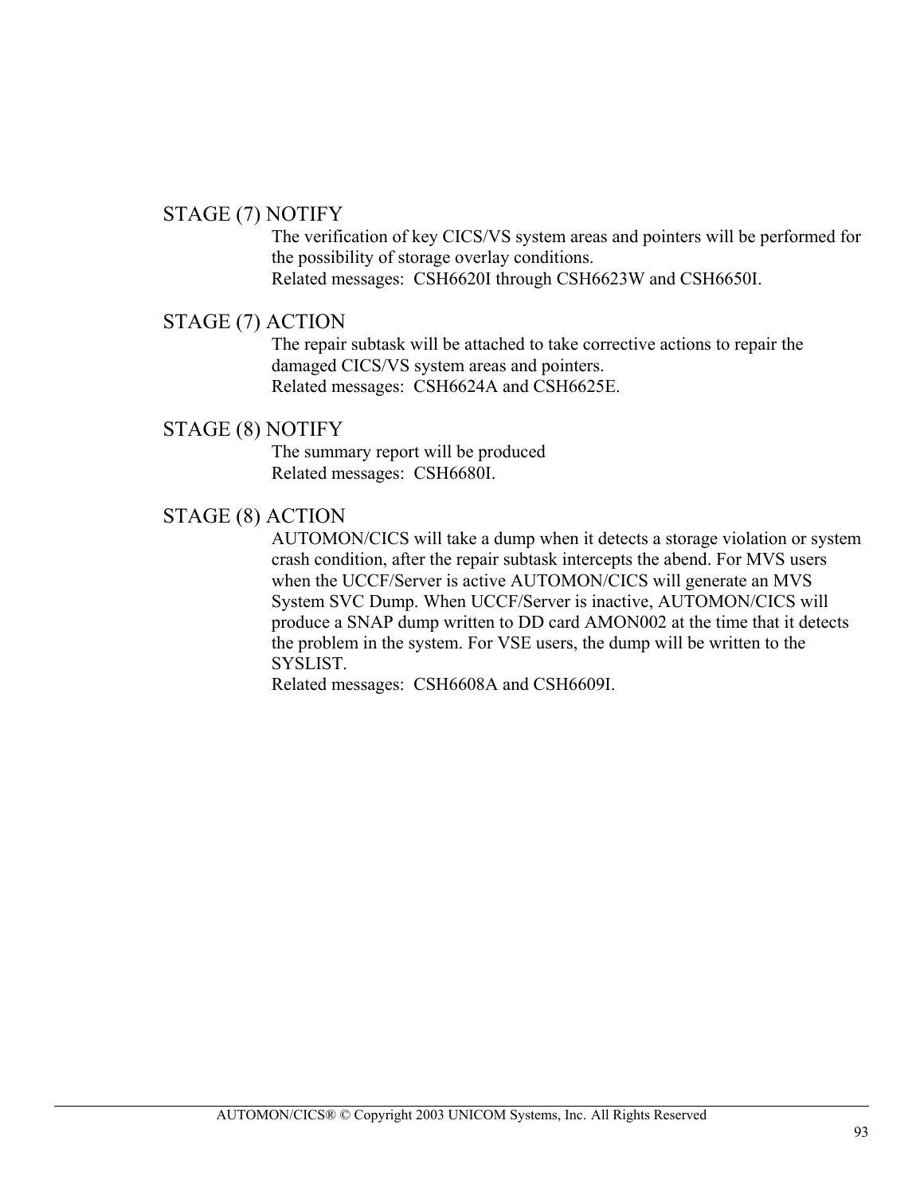STAGE (7) NOTIFY

The verification of key CICS/VS system areas and pointers will be performed for the possibility of storage overlay conditions.
Related messages: CSH6620I through CSH6623W and CSH6650I.

STAGE (7) ACTION

The repair subtask will be attached to take corrective actions to repair the damaged CICS/VS system areas and pointers.
Related messages: CSH6624A and CSH6625E.

STAGE (8) NOTIFY

The summary report will be produced
Related messages: CSH6680I.

STAGE (8) ACTION

AUTOMON/CICS will take a dump when it detects a storage violation or system crash condition, after the repair subtask intercepts the abend. For MVS users when the UCCF/Server is active AUTOMON/CICS will generate an MVS System SVC Dump. When UCCF/Server is inactive, AUTOMON/CICS will produce a SNAP dump written to DD card AMON002 at the time that it detects the problem in the system. For VSE users, the dump will be written to the SYSLIST.
Related messages: CSH6608A and CSH6609I.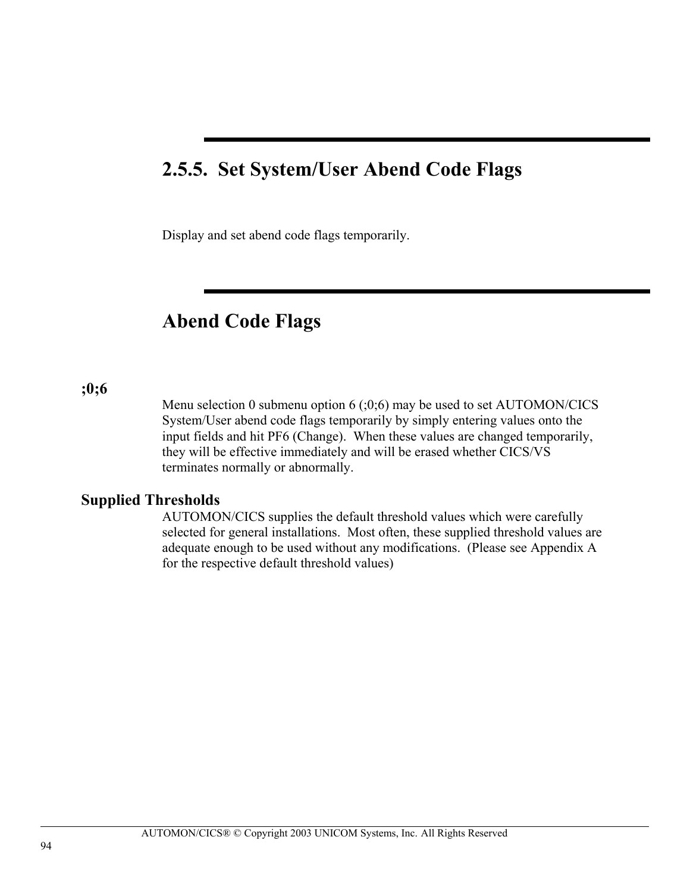## 2.5.5. Set System/User Abend Code Flags

Display and set abend code flags temporarily.

## Abend Code Flags

**;0;6**

Menu selection 0 submenu option 6 (;0;6) may be used to set AUTOMON/CICS System/User abend code flags temporarily by simply entering values onto the input fields and hit PF6 (Change). When these values are changed temporarily, they will be effective immediately and will be erased whether CICS/VS terminates normally or abnormally.

**Supplied Thresholds**

AUTOMON/CICS supplies the default threshold values which were carefully selected for general installations. Most often, these supplied threshold values are adequate enough to be used without any modifications. (Please see Appendix A for the respective default threshold values)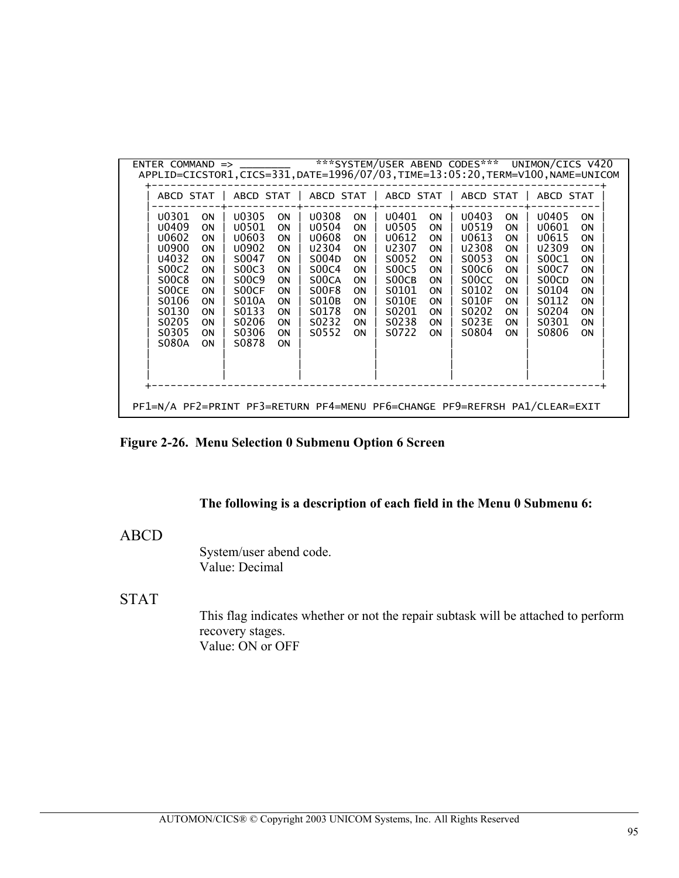```
 ENTER COMMAND => ________    ***SYSTEM/USER ABEND CODES***  UNIMON/CICS V420
  APPLID=CICSTOR1,CICS=331,DATE=1996/07/03,TIME=13:05:20,TERM=V100,NAME=UNICOM
   +----------------------------------------------------------------------+
   | ABCD STAT | ABCD STAT | ABCD STAT | ABCD STAT | ABCD STAT | ABCD STAT |
   |-----------+-----------+-----------+-----------+-----------+-----------|
   | U0301  ON | U0305  ON | U0308  ON | U0401  ON | U0403  ON | U0405  ON |
   | U0409  ON | U0501  ON | U0504  ON | U0505  ON | U0519  ON | U0601  ON |
   | U0602  ON | U0603  ON | U0608  ON | U0612  ON | U0613  ON | U0615  ON |
   | U0900  ON | U0902  ON | U2304  ON | U2307  ON | U2308  ON | U2309  ON |
   | U4032  ON | S0047  ON | S004D  ON | S0052  ON | S0053  ON | S00C1  ON |
   | S00C2  ON | S00C3  ON | S00C4  ON | S00C5  ON | S00C6  ON | S00C7  ON |
   | S00C8  ON | S00C9  ON | S00CA  ON | S00CB  ON | S00CC  ON | S00CD  ON |
   | S00CE  ON | S00CF  ON | S00F8  ON | S0101  ON | S0102  ON | S0104  ON |
   | S0106  ON | S010A  ON | S010B  ON | S010E  ON | S010F  ON | S0112  ON |
   | S0130  ON | S0133  ON | S0178  ON | S0201  ON | S0202  ON | S0204  ON |
   | S0205  ON | S0206  ON | S0232  ON | S0238  ON | S023E  ON | S0301  ON |
   | S0305  ON | S0306  ON | S0552  ON | S0722  ON | S0804  ON | S0806  ON |
   | S080A  ON | S0878  ON |           |           |           |           |
   |           |           |           |           |           |           |
   |           |           |           |           |           |           |
   |           |           |           |           |           |           |
   +----------------------------------------------------------------------+

 PF1=N/A PF2=PRINT PF3=RETURN PF4=MENU PF6=CHANGE PF9=REFRSH PA1/CLEAR=EXIT
```

**Figure 2-26. Menu Selection 0 Submenu Option 6 Screen**

**The following is a description of each field in the Menu 0 Submenu 6:**

ABCD

System/user abend code.
Value: Decimal

STAT

This flag indicates whether or not the repair subtask will be attached to perform recovery stages.
Value: ON or OFF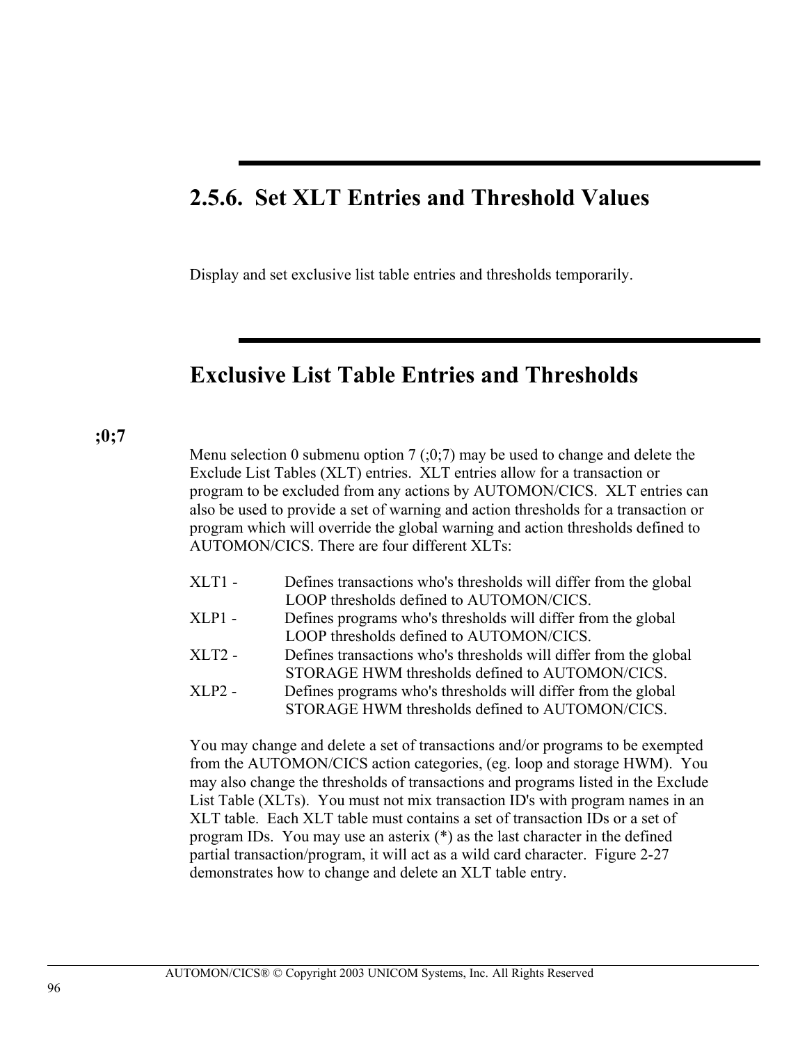## 2.5.6. Set XLT Entries and Threshold Values

Display and set exclusive list table entries and thresholds temporarily.

## Exclusive List Table Entries and Thresholds

**;0;7**

Menu selection 0 submenu option 7 (;0;7) may be used to change and delete the Exclude List Tables (XLT) entries. XLT entries allow for a transaction or program to be excluded from any actions by AUTOMON/CICS. XLT entries can also be used to provide a set of warning and action thresholds for a transaction or program which will override the global warning and action thresholds defined to AUTOMON/CICS. There are four different XLTs:

XLT1 - Defines transactions who's thresholds will differ from the global LOOP thresholds defined to AUTOMON/CICS.
XLP1 - Defines programs who's thresholds will differ from the global LOOP thresholds defined to AUTOMON/CICS.
XLT2 - Defines transactions who's thresholds will differ from the global STORAGE HWM thresholds defined to AUTOMON/CICS.
XLP2 - Defines programs who's thresholds will differ from the global STORAGE HWM thresholds defined to AUTOMON/CICS.

You may change and delete a set of transactions and/or programs to be exempted from the AUTOMON/CICS action categories, (eg. loop and storage HWM). You may also change the thresholds of transactions and programs listed in the Exclude List Table (XLTs). You must not mix transaction ID's with program names in an XLT table. Each XLT table must contains a set of transaction IDs or a set of program IDs. You may use an asterix (*) as the last character in the defined partial transaction/program, it will act as a wild card character. Figure 2-27 demonstrates how to change and delete an XLT table entry.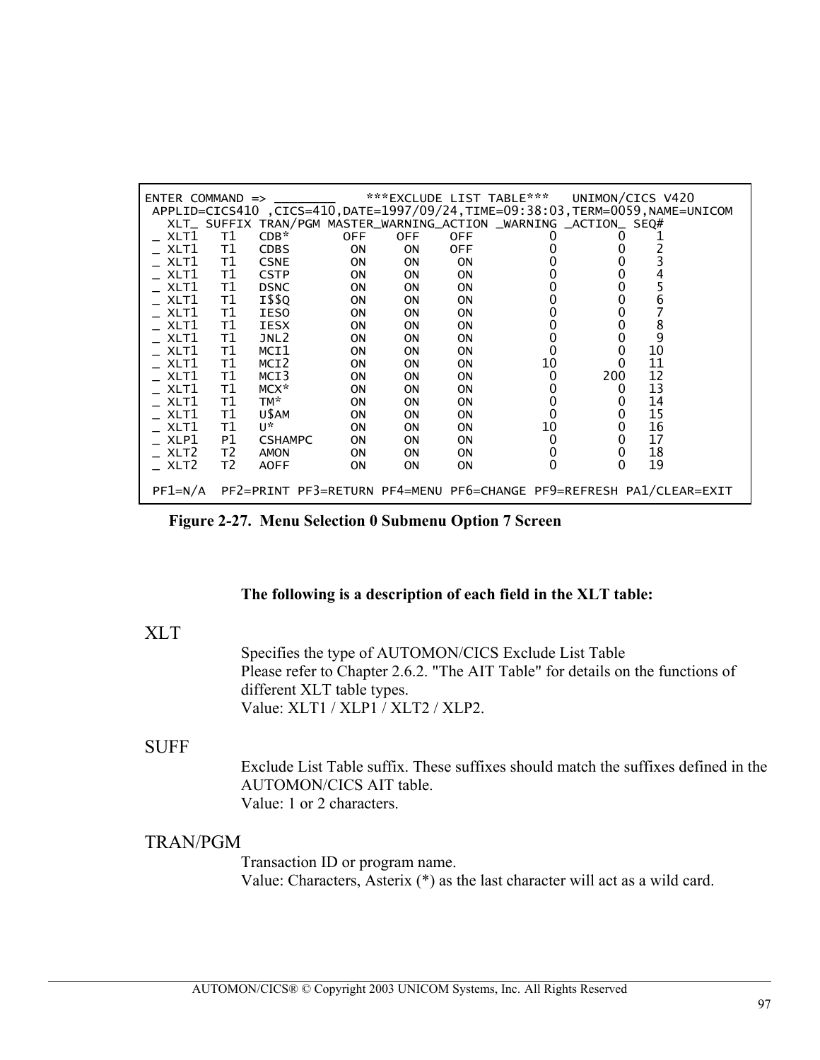```
ENTER COMMAND => ________     ***EXCLUDE LIST TABLE***   UNIMON/CICS V420
 APPLID=CICS410 ,CICS=410,DATE=1997/09/24,TIME=09:38:03,TERM=0059,NAME=UNICOM
   XLT_ SUFFIX TRAN/PGM MASTER_WARNING_ACTION _WARNING _ACTION_ SEQ#
 _ XLT1   T1   CDB*       OFF     OFF    OFF          0        0    1
 _ XLT1   T1   CDBS        ON      ON    OFF          0        0    2
 _ XLT1   T1   CSNE        ON      ON     ON          0        0    3
 _ XLT1   T1   CSTP        ON      ON     ON          0        0    4
 _ XLT1   T1   DSNC        ON      ON     ON          0        0    5
 _ XLT1   T1   I$$Q        ON      ON     ON          0        0    6
 _ XLT1   T1   IESO        ON      ON     ON          0        0    7
 _ XLT1   T1   IESX        ON      ON     ON          0        0    8
 _ XLT1   T1   JNL2        ON      ON     ON          0        0    9
 _ XLT1   T1   MCI1        ON      ON     ON          0        0   10
 _ XLT1   T1   MCI2        ON      ON     ON         10        0   11
 _ XLT1   T1   MCI3        ON      ON     ON          0      200   12
 _ XLT1   T1   MCX*        ON      ON     ON          0        0   13
 _ XLT1   T1   TM*         ON      ON     ON          0        0   14
 _ XLT1   T1   U$AM        ON      ON     ON          0        0   15
 _ XLT1   T1   U*          ON      ON     ON         10        0   16
 _ XLP1   P1   CSHAMPC     ON      ON     ON          0        0   17
 _ XLT2   T2   AMON        ON      ON     ON          0        0   18
 _ XLT2   T2   AOFF        ON      ON     ON          0        0   19

 PF1=N/A  PF2=PRINT PF3=RETURN PF4=MENU PF6=CHANGE PF9=REFRESH PA1/CLEAR=EXIT
```

**Figure 2-27. Menu Selection 0 Submenu Option 7 Screen**

**The following is a description of each field in the XLT table:**

XLT

Specifies the type of AUTOMON/CICS Exclude List Table
Please refer to Chapter 2.6.2. "The AIT Table" for details on the functions of different XLT table types.
Value: XLT1 / XLP1 / XLT2 / XLP2.

SUFF

Exclude List Table suffix. These suffixes should match the suffixes defined in the AUTOMON/CICS AIT table.
Value: 1 or 2 characters.

TRAN/PGM

Transaction ID or program name.
Value: Characters, Asterix (*) as the last character will act as a wild card.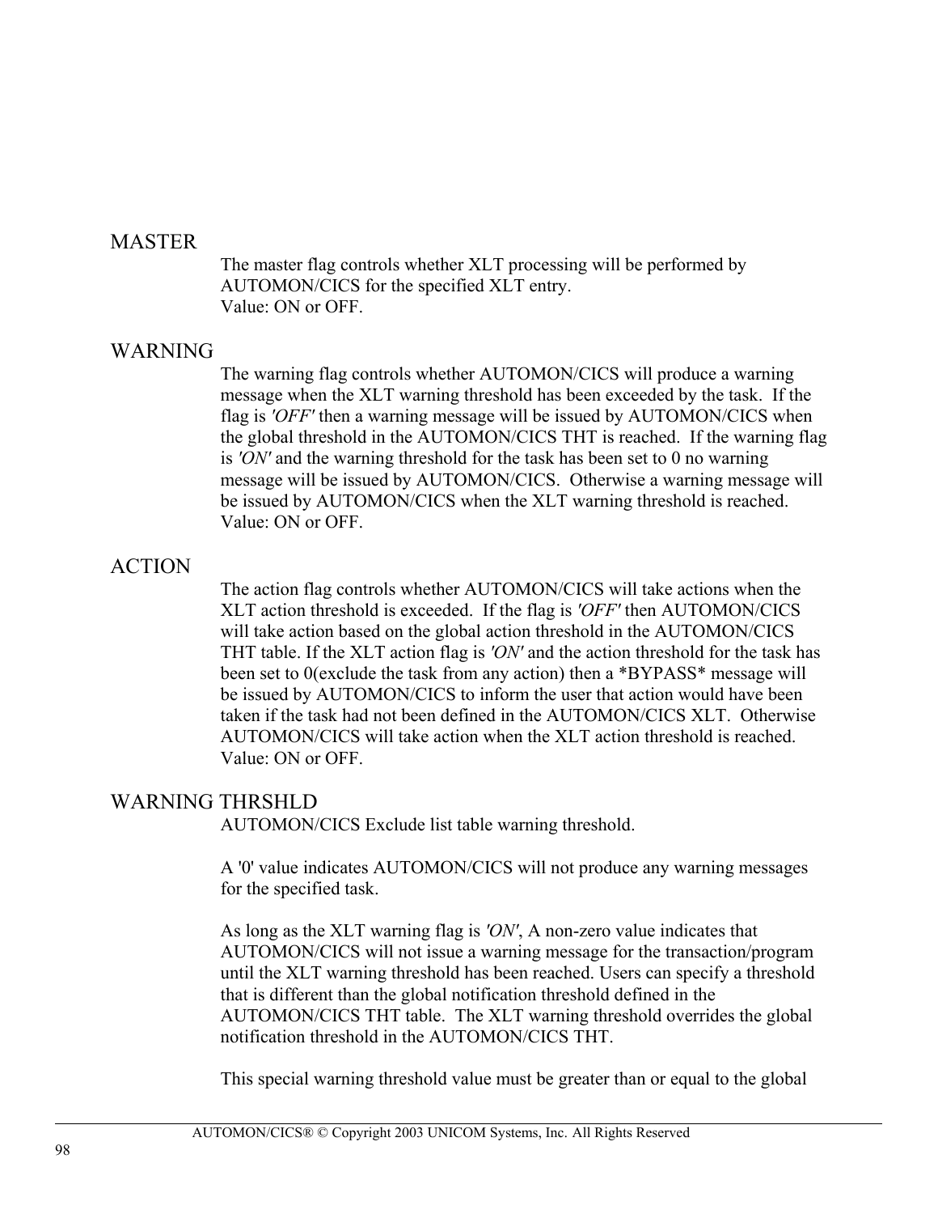### MASTER

The master flag controls whether XLT processing will be performed by AUTOMON/CICS for the specified XLT entry.
Value: ON or OFF.

### WARNING

The warning flag controls whether AUTOMON/CICS will produce a warning message when the XLT warning threshold has been exceeded by the task. If the flag is *'OFF'* then a warning message will be issued by AUTOMON/CICS when the global threshold in the AUTOMON/CICS THT is reached. If the warning flag is *'ON'* and the warning threshold for the task has been set to 0 no warning message will be issued by AUTOMON/CICS. Otherwise a warning message will be issued by AUTOMON/CICS when the XLT warning threshold is reached.
Value: ON or OFF.

### ACTION

The action flag controls whether AUTOMON/CICS will take actions when the XLT action threshold is exceeded. If the flag is *'OFF'* then AUTOMON/CICS will take action based on the global action threshold in the AUTOMON/CICS THT table. If the XLT action flag is *'ON'* and the action threshold for the task has been set to 0(exclude the task from any action) then a *BYPASS* message will be issued by AUTOMON/CICS to inform the user that action would have been taken if the task had not been defined in the AUTOMON/CICS XLT. Otherwise AUTOMON/CICS will take action when the XLT action threshold is reached.
Value: ON or OFF.

### WARNING THRSHLD

AUTOMON/CICS Exclude list table warning threshold.

A '0' value indicates AUTOMON/CICS will not produce any warning messages for the specified task.

As long as the XLT warning flag is *'ON'*, A non-zero value indicates that AUTOMON/CICS will not issue a warning message for the transaction/program until the XLT warning threshold has been reached. Users can specify a threshold that is different than the global notification threshold defined in the AUTOMON/CICS THT table. The XLT warning threshold overrides the global notification threshold in the AUTOMON/CICS THT.

This special warning threshold value must be greater than or equal to the global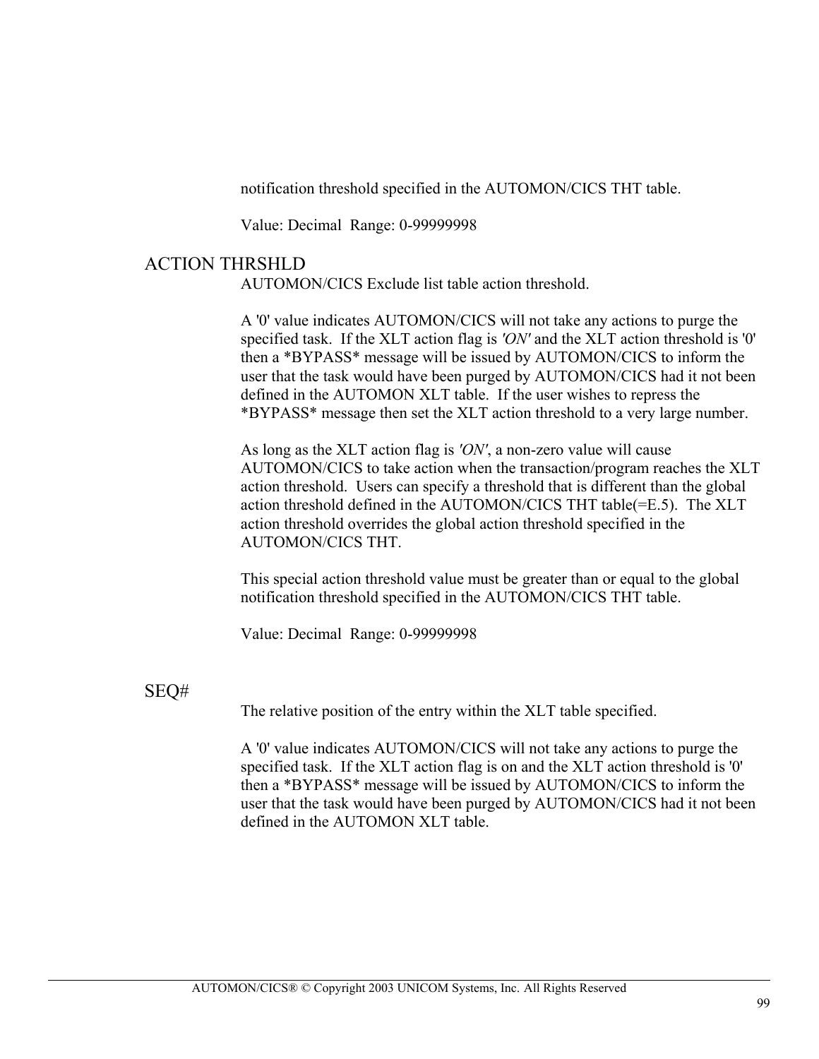notification threshold specified in the AUTOMON/CICS THT table.

Value: Decimal  Range: 0-99999998

## ACTION THRSHLD

AUTOMON/CICS Exclude list table action threshold.

A '0' value indicates AUTOMON/CICS will not take any actions to purge the specified task.  If the XLT action flag is *'ON'* and the XLT action threshold is '0' then a *BYPASS* message will be issued by AUTOMON/CICS to inform the user that the task would have been purged by AUTOMON/CICS had it not been defined in the AUTOMON XLT table.  If the user wishes to repress the *BYPASS* message then set the XLT action threshold to a very large number.

As long as the XLT action flag is *'ON'*, a non-zero value will cause AUTOMON/CICS to take action when the transaction/program reaches the XLT action threshold.  Users can specify a threshold that is different than the global action threshold defined in the AUTOMON/CICS THT table(=E.5).  The XLT action threshold overrides the global action threshold specified in the AUTOMON/CICS THT.

This special action threshold value must be greater than or equal to the global notification threshold specified in the AUTOMON/CICS THT table.

Value: Decimal  Range: 0-99999998

## SEQ#

The relative position of the entry within the XLT table specified.

A '0' value indicates AUTOMON/CICS will not take any actions to purge the specified task.  If the XLT action flag is on and the XLT action threshold is '0' then a *BYPASS* message will be issued by AUTOMON/CICS to inform the user that the task would have been purged by AUTOMON/CICS had it not been defined in the AUTOMON XLT table.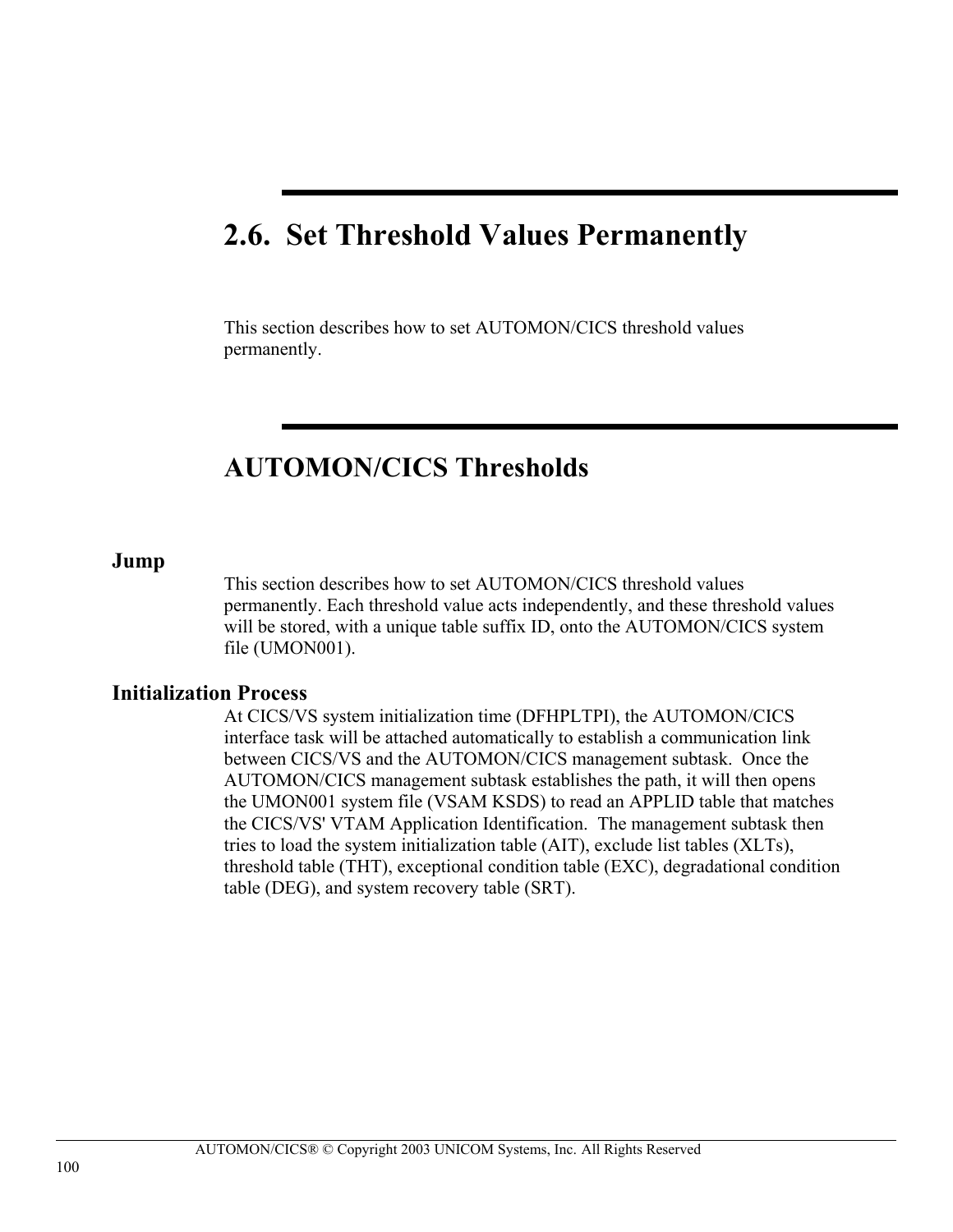## 2.6. Set Threshold Values Permanently

This section describes how to set AUTOMON/CICS threshold values permanently.

## AUTOMON/CICS Thresholds

### Jump

This section describes how to set AUTOMON/CICS threshold values permanently. Each threshold value acts independently, and these threshold values will be stored, with a unique table suffix ID, onto the AUTOMON/CICS system file (UMON001).

### Initialization Process

At CICS/VS system initialization time (DFHPLTPI), the AUTOMON/CICS interface task will be attached automatically to establish a communication link between CICS/VS and the AUTOMON/CICS management subtask. Once the AUTOMON/CICS management subtask establishes the path, it will then opens the UMON001 system file (VSAM KSDS) to read an APPLID table that matches the CICS/VS' VTAM Application Identification. The management subtask then tries to load the system initialization table (AIT), exclude list tables (XLTs), threshold table (THT), exceptional condition table (EXC), degradational condition table (DEG), and system recovery table (SRT).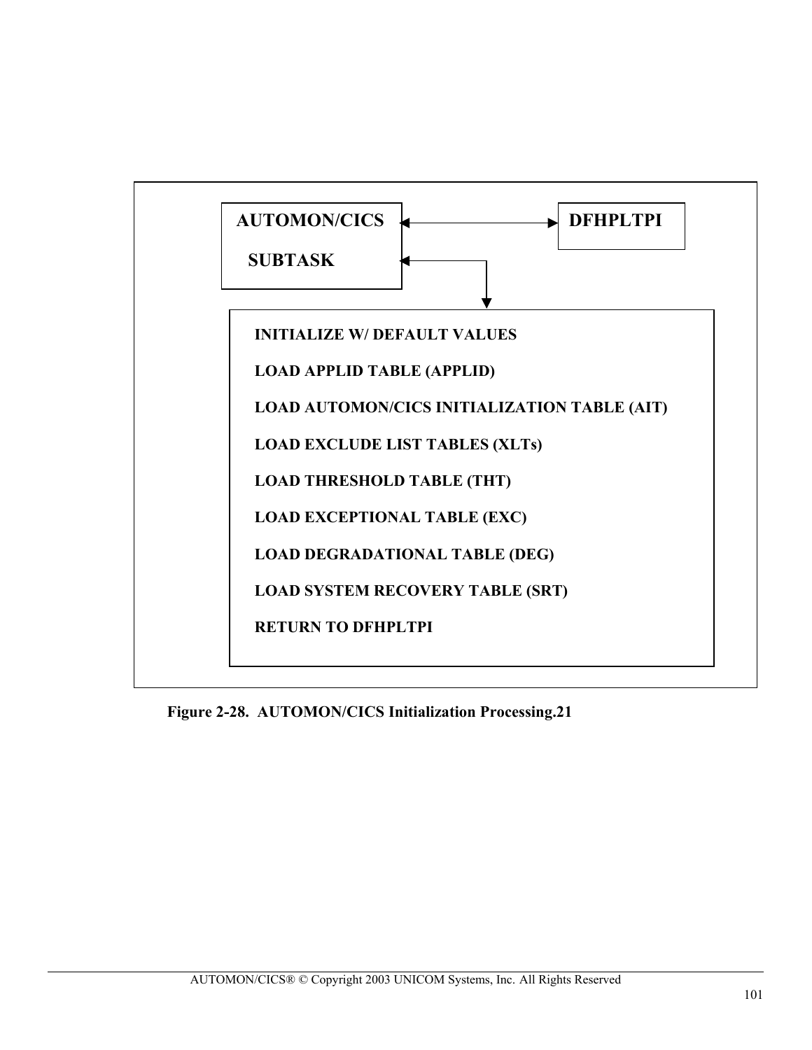AUTOMON/CICS SUBTASK ↔ DFHPLTPI

- INITIALIZE W/ DEFAULT VALUES
- LOAD APPLID TABLE (APPLID)
- LOAD AUTOMON/CICS INITIALIZATION TABLE (AIT)
- LOAD EXCLUDE LIST TABLES (XLTs)
- LOAD THRESHOLD TABLE (THT)
- LOAD EXCEPTIONAL TABLE (EXC)
- LOAD DEGRADATIONAL TABLE (DEG)
- LOAD SYSTEM RECOVERY TABLE (SRT)
- RETURN TO DFHPLTPI

**Figure 2-28. AUTOMON/CICS Initialization Processing.21**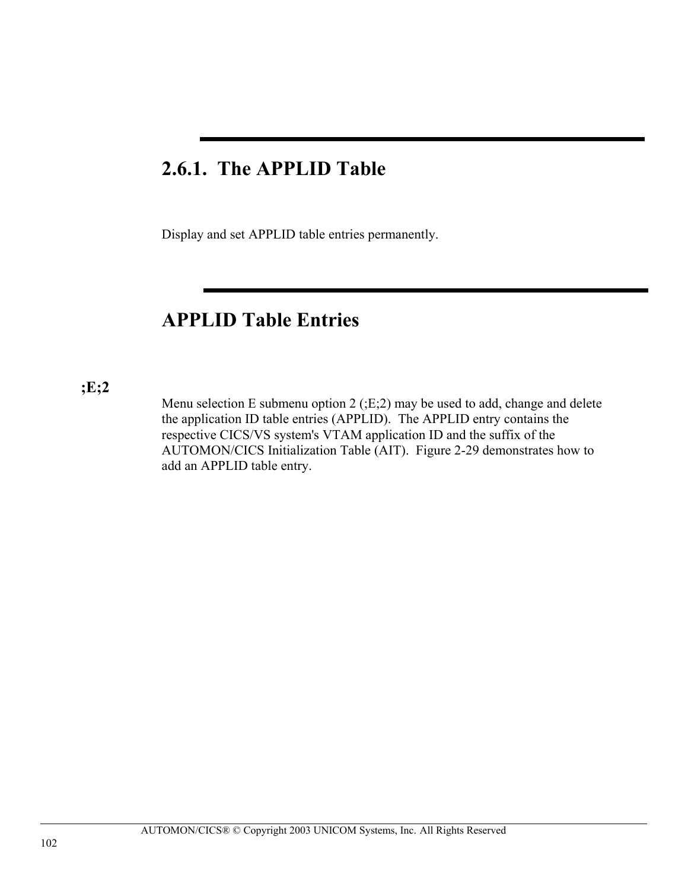## 2.6.1. The APPLID Table

Display and set APPLID table entries permanently.

## APPLID Table Entries

**;E;2**

Menu selection E submenu option 2 (;E;2) may be used to add, change and delete the application ID table entries (APPLID). The APPLID entry contains the respective CICS/VS system's VTAM application ID and the suffix of the AUTOMON/CICS Initialization Table (AIT). Figure 2-29 demonstrates how to add an APPLID table entry.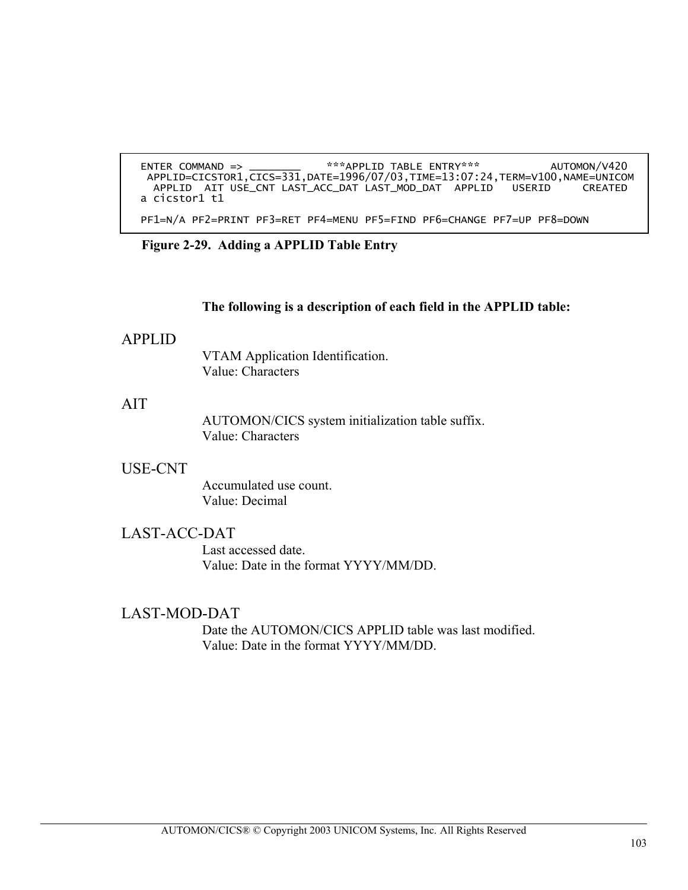```
ENTER COMMAND => ________     ***APPLID TABLE ENTRY***          AUTOMON/V420
 APPLID=CICSTOR1,CICS=331,DATE=1996/07/03,TIME=13:07:24,TERM=V100,NAME=UNICOM
  APPLID  AIT USE_CNT LAST_ACC_DAT LAST_MOD_DAT  APPLID   USERID     CREATED
a cicstor1 t1

PF1=N/A PF2=PRINT PF3=RET PF4=MENU PF5=FIND PF6=CHANGE PF7=UP PF8=DOWN
```

**Figure 2-29. Adding a APPLID Table Entry**

**The following is a description of each field in the APPLID table:**

## APPLID

VTAM Application Identification.
Value: Characters

## AIT

AUTOMON/CICS system initialization table suffix.
Value: Characters

## USE-CNT

Accumulated use count.
Value: Decimal

## LAST-ACC-DAT

Last accessed date.
Value: Date in the format YYYY/MM/DD.

## LAST-MOD-DAT

Date the AUTOMON/CICS APPLID table was last modified.
Value: Date in the format YYYY/MM/DD.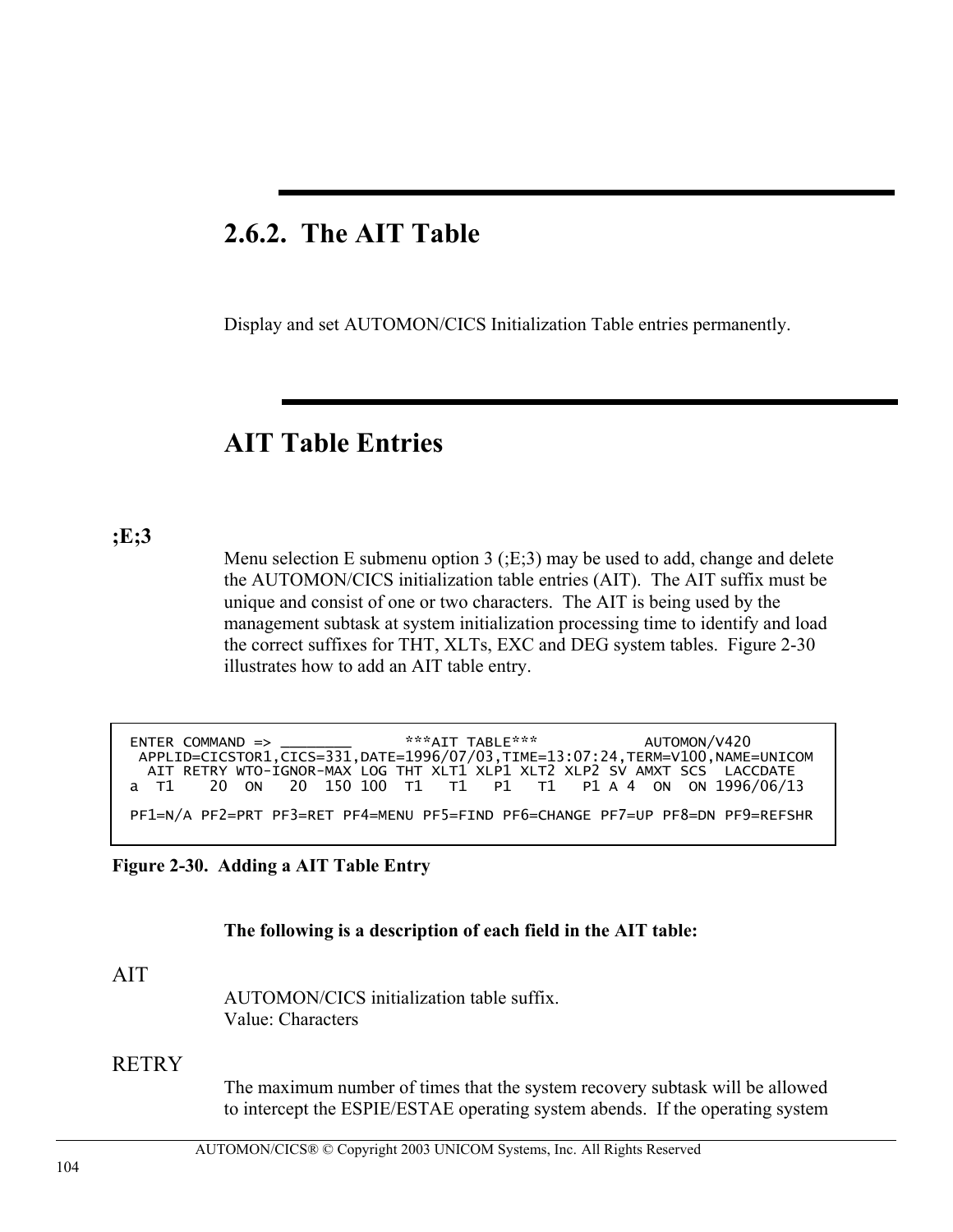## 2.6.2. The AIT Table

Display and set AUTOMON/CICS Initialization Table entries permanently.

## AIT Table Entries

**;E;3**

Menu selection E submenu option 3 (;E;3) may be used to add, change and delete the AUTOMON/CICS initialization table entries (AIT). The AIT suffix must be unique and consist of one or two characters. The AIT is being used by the management subtask at system initialization processing time to identify and load the correct suffixes for THT, XLTs, EXC and DEG system tables. Figure 2-30 illustrates how to add an AIT table entry.

```
 ENTER COMMAND => ________       ***AIT TABLE***           AUTOMON/V420
  APPLID=CICSTOR1,CICS=331,DATE=1996/07/03,TIME=13:07:24,TERM=V100,NAME=UNICOM
   AIT RETRY WTO-IGNOR-MAX LOG THT XLT1 XLP1 XLT2 XLP2 SV AMXT SCS  LACCDATE
a  T1    20  ON   20  150 100  T1   T1   P1   T1   P1 A 4  ON  ON 1996/06/13

 PF1=N/A PF2=PRT PF3=RET PF4=MENU PF5=FIND PF6=CHANGE PF7=UP PF8=DN PF9=REFSHR
```

**Figure 2-30. Adding a AIT Table Entry**

**The following is a description of each field in the AIT table:**

AIT

AUTOMON/CICS initialization table suffix.
Value: Characters

RETRY

The maximum number of times that the system recovery subtask will be allowed to intercept the ESPIE/ESTAE operating system abends. If the operating system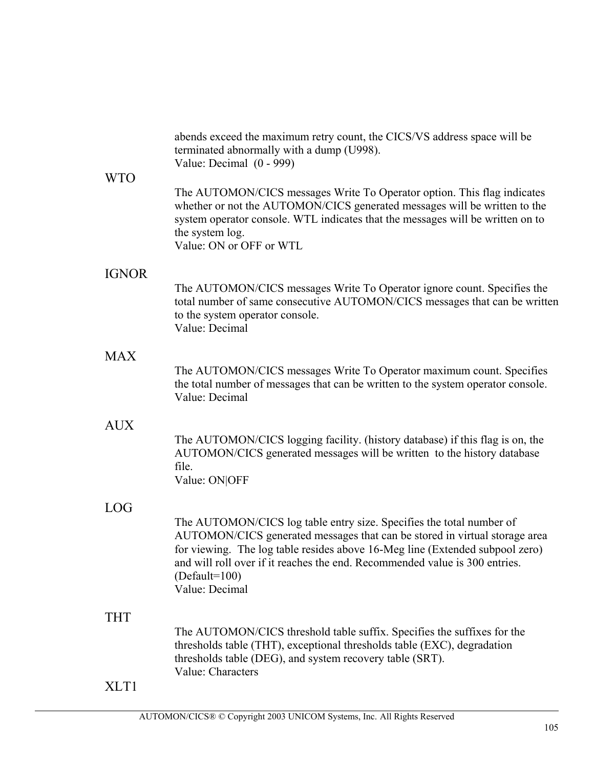abends exceed the maximum retry count, the CICS/VS address space will be terminated abnormally with a dump (U998).
Value: Decimal (0 - 999)

WTO

The AUTOMON/CICS messages Write To Operator option. This flag indicates whether or not the AUTOMON/CICS generated messages will be written to the system operator console. WTL indicates that the messages will be written on to the system log.
Value: ON or OFF or WTL

IGNOR

The AUTOMON/CICS messages Write To Operator ignore count. Specifies the total number of same consecutive AUTOMON/CICS messages that can be written to the system operator console.
Value: Decimal

MAX

The AUTOMON/CICS messages Write To Operator maximum count. Specifies the total number of messages that can be written to the system operator console.
Value: Decimal

AUX

The AUTOMON/CICS logging facility. (history database) if this flag is on, the AUTOMON/CICS generated messages will be written to the history database file.
Value: ON|OFF

LOG

The AUTOMON/CICS log table entry size. Specifies the total number of AUTOMON/CICS generated messages that can be stored in virtual storage area for viewing. The log table resides above 16-Meg line (Extended subpool zero) and will roll over if it reaches the end. Recommended value is 300 entries. (Default=100)
Value: Decimal

THT

The AUTOMON/CICS threshold table suffix. Specifies the suffixes for the thresholds table (THT), exceptional thresholds table (EXC), degradation thresholds table (DEG), and system recovery table (SRT).
Value: Characters

XLT1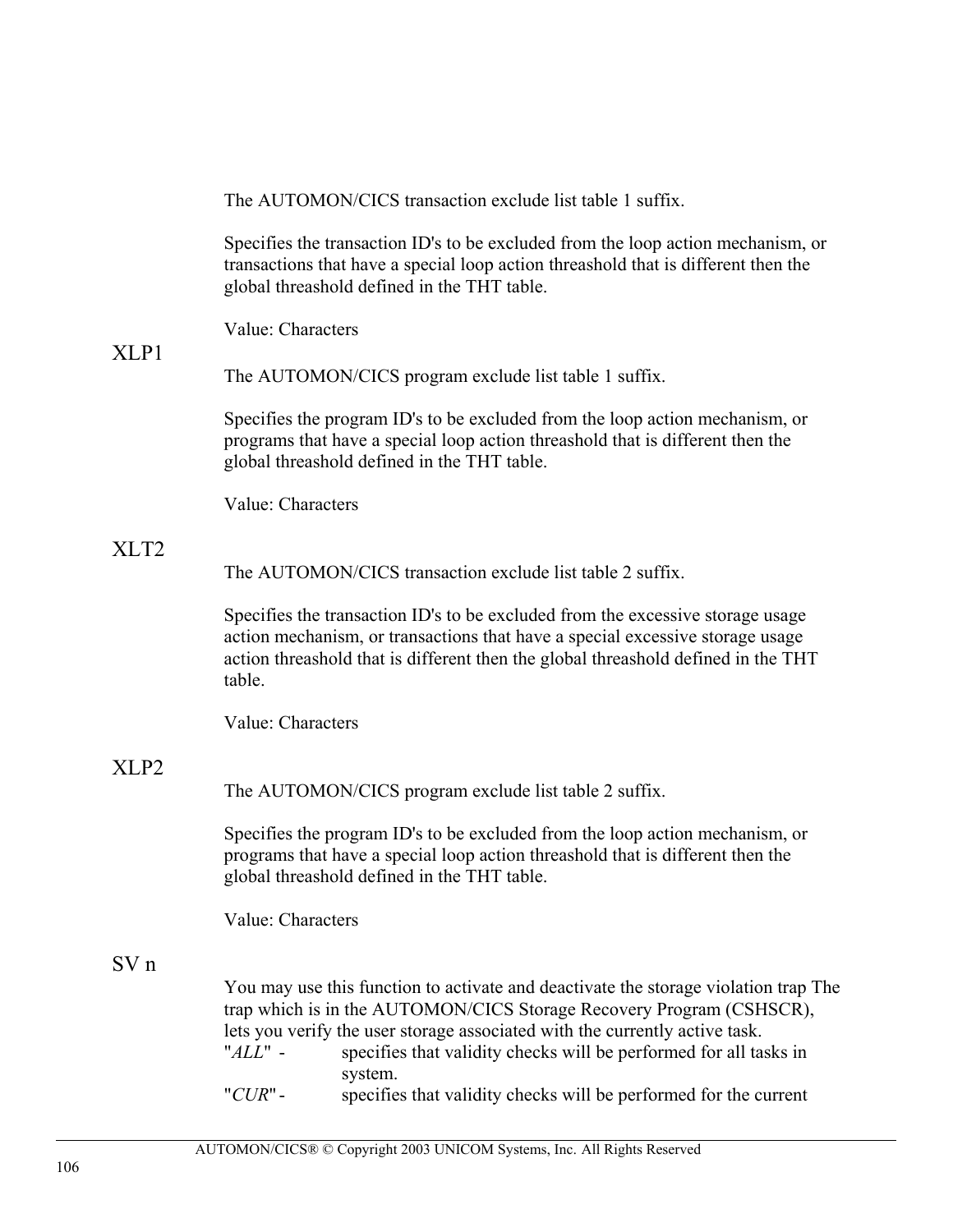The AUTOMON/CICS transaction exclude list table 1 suffix.

Specifies the transaction ID's to be excluded from the loop action mechanism, or transactions that have a special loop action threashold that is different then the global threashold defined in the THT table.

Value: Characters

## XLP1

The AUTOMON/CICS program exclude list table 1 suffix.

Specifies the program ID's to be excluded from the loop action mechanism, or programs that have a special loop action threashold that is different then the global threashold defined in the THT table.

Value: Characters

## XLT2

The AUTOMON/CICS transaction exclude list table 2 suffix.

Specifies the transaction ID's to be excluded from the excessive storage usage action mechanism, or transactions that have a special excessive storage usage action threashold that is different then the global threashold defined in the THT table.

Value: Characters

## XLP2

The AUTOMON/CICS program exclude list table 2 suffix.

Specifies the program ID's to be excluded from the loop action mechanism, or programs that have a special loop action threashold that is different then the global threashold defined in the THT table.

Value: Characters

## SV n

You may use this function to activate and deactivate the storage violation trap The trap which is in the AUTOMON/CICS Storage Recovery Program (CSHSCR), lets you verify the user storage associated with the currently active task.

"*ALL*" - specifies that validity checks will be performed for all tasks in system.

"*CUR*" - specifies that validity checks will be performed for the current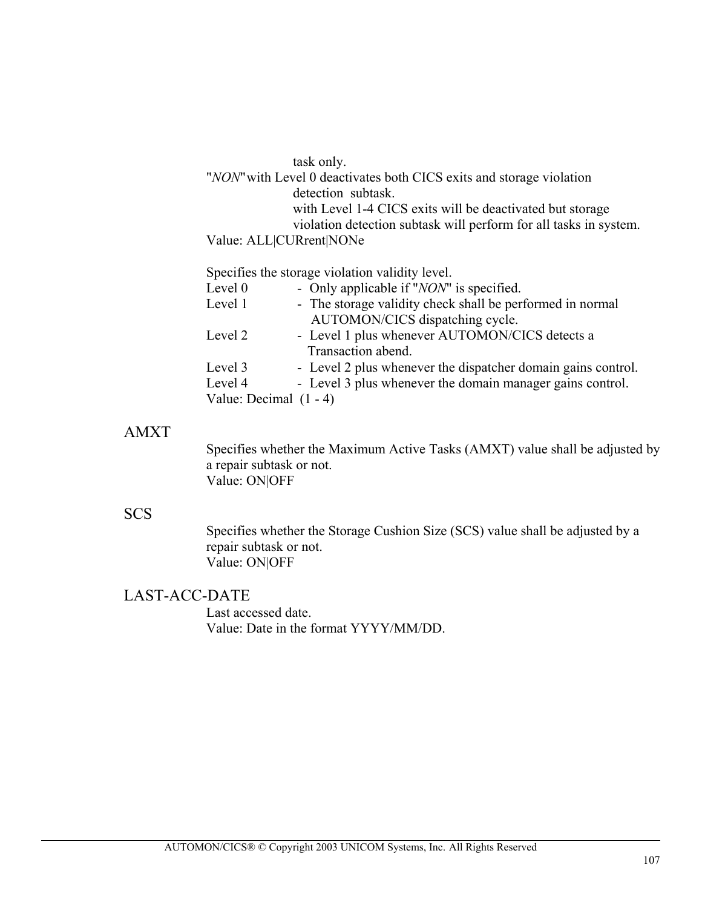task only.

"*NON*" with Level 0 deactivates both CICS exits and storage violation detection subtask.
with Level 1-4 CICS exits will be deactivated but storage violation detection subtask will perform for all tasks in system.

Value: ALL|CURrent|NONe

Specifies the storage violation validity level.

Level 0 - Only applicable if "*NON*" is specified.
Level 1 - The storage validity check shall be performed in normal AUTOMON/CICS dispatching cycle.
Level 2 - Level 1 plus whenever AUTOMON/CICS detects a Transaction abend.
Level 3 - Level 2 plus whenever the dispatcher domain gains control.
Level 4 - Level 3 plus whenever the domain manager gains control.

Value: Decimal (1 - 4)

AMXT

Specifies whether the Maximum Active Tasks (AMXT) value shall be adjusted by a repair subtask or not.
Value: ON|OFF

SCS

Specifies whether the Storage Cushion Size (SCS) value shall be adjusted by a repair subtask or not.
Value: ON|OFF

LAST-ACC-DATE

Last accessed date.
Value: Date in the format YYYY/MM/DD.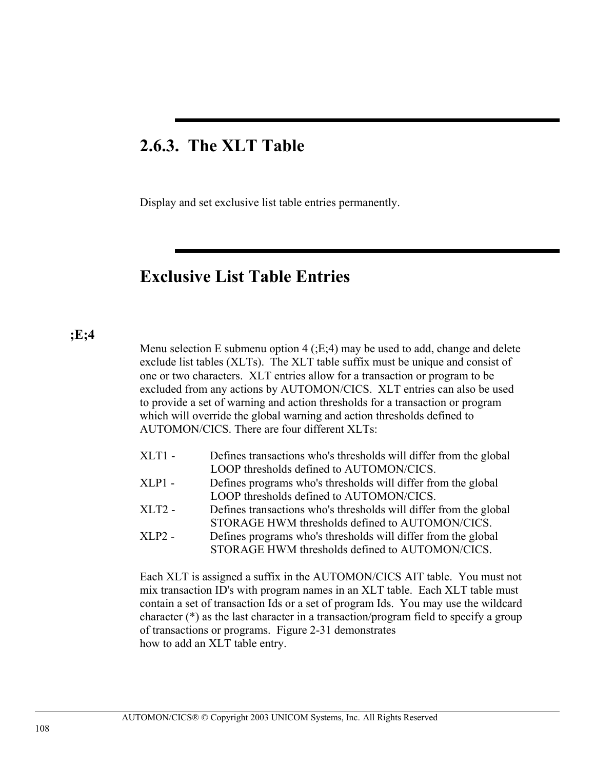## 2.6.3. The XLT Table

Display and set exclusive list table entries permanently.

## Exclusive List Table Entries

**;E;4**

Menu selection E submenu option 4 (;E;4) may be used to add, change and delete exclude list tables (XLTs). The XLT table suffix must be unique and consist of one or two characters. XLT entries allow for a transaction or program to be excluded from any actions by AUTOMON/CICS. XLT entries can also be used to provide a set of warning and action thresholds for a transaction or program which will override the global warning and action thresholds defined to AUTOMON/CICS. There are four different XLTs:

XLT1 - Defines transactions who's thresholds will differ from the global LOOP thresholds defined to AUTOMON/CICS.
XLP1 - Defines programs who's thresholds will differ from the global LOOP thresholds defined to AUTOMON/CICS.
XLT2 - Defines transactions who's thresholds will differ from the global STORAGE HWM thresholds defined to AUTOMON/CICS.
XLP2 - Defines programs who's thresholds will differ from the global STORAGE HWM thresholds defined to AUTOMON/CICS.

Each XLT is assigned a suffix in the AUTOMON/CICS AIT table. You must not mix transaction ID's with program names in an XLT table. Each XLT table must contain a set of transaction Ids or a set of program Ids. You may use the wildcard character (*) as the last character in a transaction/program field to specify a group of transactions or programs. Figure 2-31 demonstrates how to add an XLT table entry.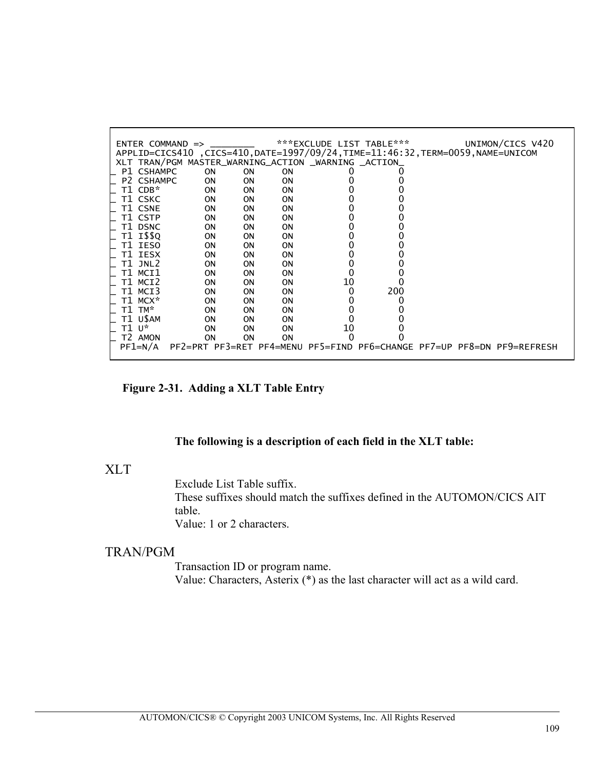```
 ENTER COMMAND => ________     ***EXCLUDE LIST TABLE***          UNIMON/CICS V420
 APPLID=CICS410 ,CICS=410,DATE=1997/09/24,TIME=11:46:32,TERM=0059,NAME=UNICOM
 XLT TRAN/PGM MASTER_WARNING_ACTION _WARNING _ACTION_
_ P1 CSHAMPC     ON     ON     ON          0        0
_ P2 CSHAMPC     ON     ON     ON          0        0
_ T1 CDB*        ON     ON     ON          0        0
_ T1 CSKC        ON     ON     ON          0        0
_ T1 CSNE        ON     ON     ON          0        0
_ T1 CSTP        ON     ON     ON          0        0
_ T1 DSNC        ON     ON     ON          0        0
_ T1 I$$Q        ON     ON     ON          0        0
_ T1 IESO        ON     ON     ON          0        0
_ T1 IESX        ON     ON     ON          0        0
_ T1 JNL2        ON     ON     ON          0        0
_ T1 MCI1        ON     ON     ON          0        0
_ T1 MCI2        ON     ON     ON         10        0
_ T1 MCI3        ON     ON     ON          0      200
_ T1 MCX*        ON     ON     ON          0        0
_ T1 TM*         ON     ON     ON          0        0
_ T1 U$AM        ON     ON     ON          0        0
_ T1 U*          ON     ON     ON         10        0
_ T2 AMON        ON     ON     ON          0        0
 PF1=N/A  PF2=PRT PF3=RET PF4=MENU PF5=FIND PF6=CHANGE PF7=UP PF8=DN PF9=REFRESH
```

**Figure 2-31. Adding a XLT Table Entry**

**The following is a description of each field in the XLT table:**

XLT

Exclude List Table suffix.
These suffixes should match the suffixes defined in the AUTOMON/CICS AIT table.
Value: 1 or 2 characters.

TRAN/PGM

Transaction ID or program name.
Value: Characters, Asterix (*) as the last character will act as a wild card.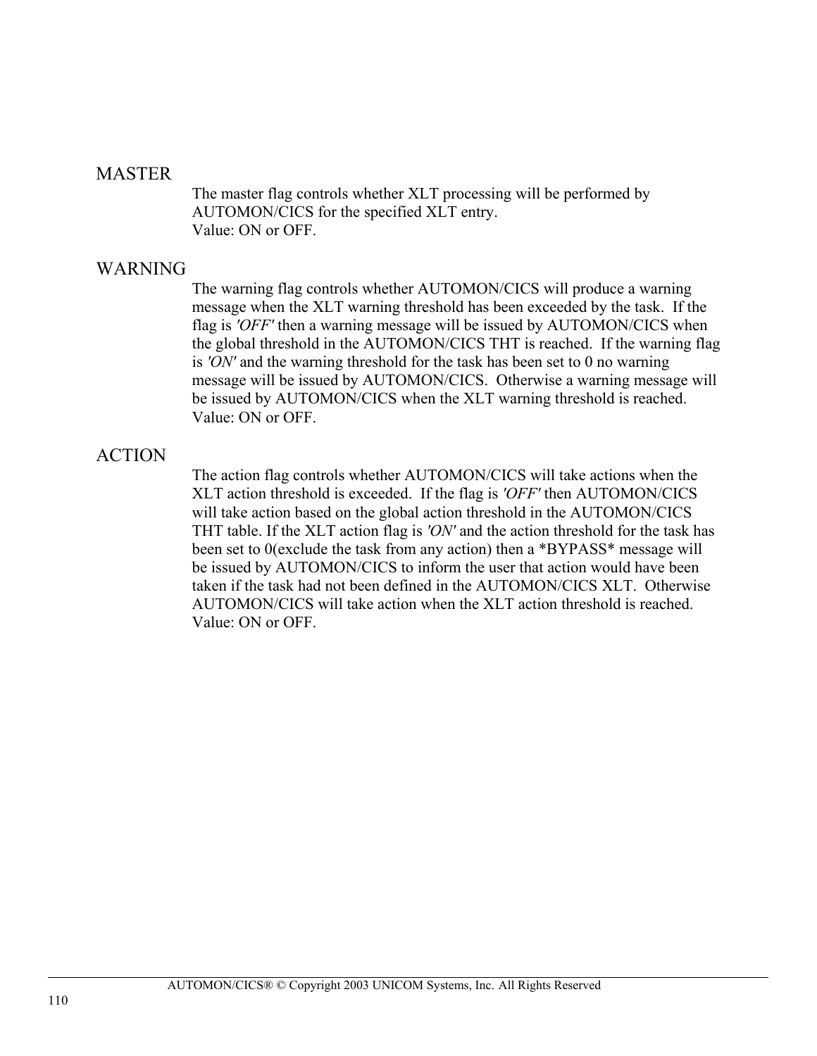### MASTER

The master flag controls whether XLT processing will be performed by AUTOMON/CICS for the specified XLT entry.
Value: ON or OFF.

### WARNING

The warning flag controls whether AUTOMON/CICS will produce a warning message when the XLT warning threshold has been exceeded by the task. If the flag is *'OFF'* then a warning message will be issued by AUTOMON/CICS when the global threshold in the AUTOMON/CICS THT is reached. If the warning flag is *'ON'* and the warning threshold for the task has been set to 0 no warning message will be issued by AUTOMON/CICS. Otherwise a warning message will be issued by AUTOMON/CICS when the XLT warning threshold is reached.
Value: ON or OFF.

### ACTION

The action flag controls whether AUTOMON/CICS will take actions when the XLT action threshold is exceeded. If the flag is *'OFF'* then AUTOMON/CICS will take action based on the global action threshold in the AUTOMON/CICS THT table. If the XLT action flag is *'ON'* and the action threshold for the task has been set to 0(exclude the task from any action) then a *BYPASS* message will be issued by AUTOMON/CICS to inform the user that action would have been taken if the task had not been defined in the AUTOMON/CICS XLT. Otherwise AUTOMON/CICS will take action when the XLT action threshold is reached.
Value: ON or OFF.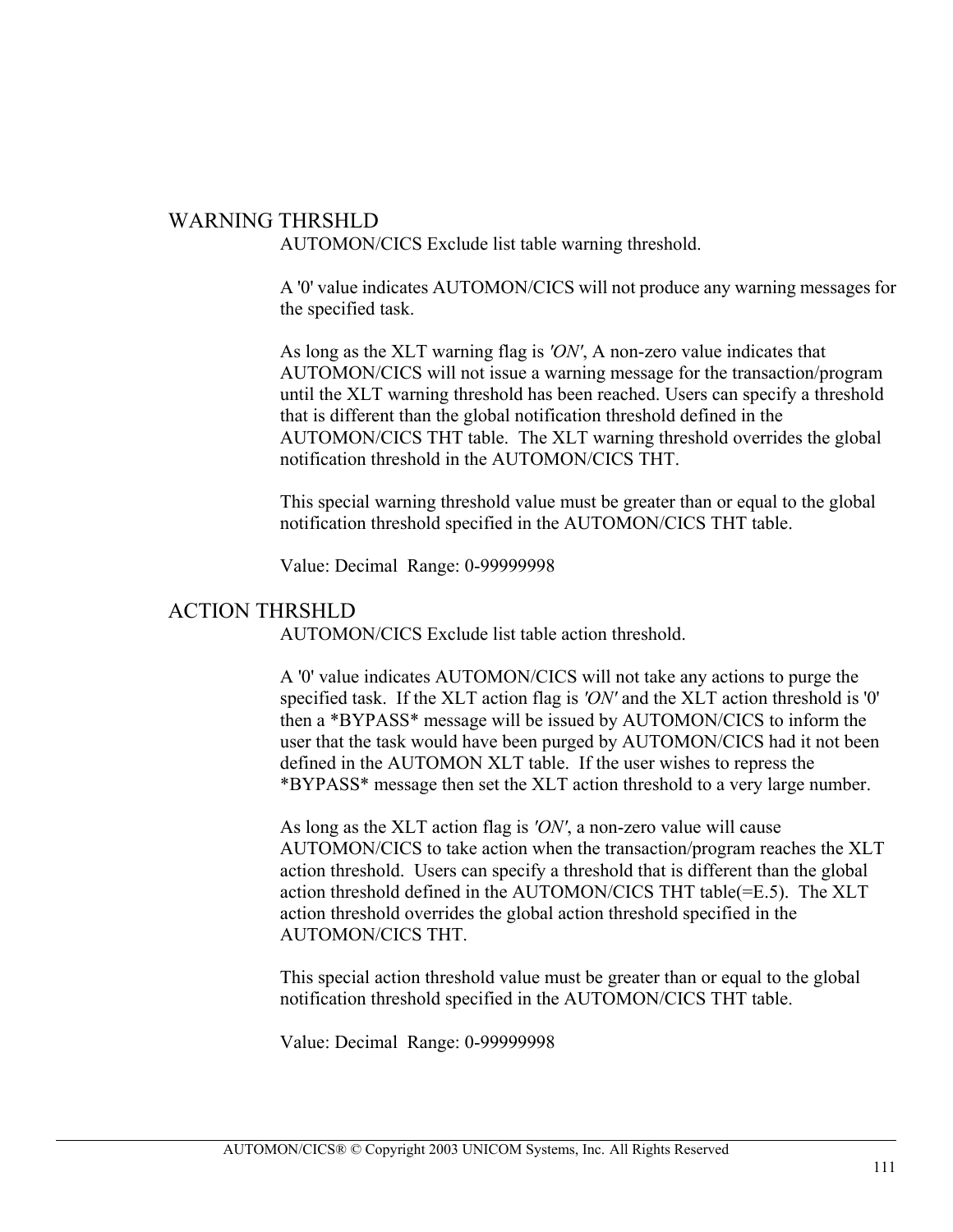## WARNING THRSHLD

AUTOMON/CICS Exclude list table warning threshold.

A '0' value indicates AUTOMON/CICS will not produce any warning messages for the specified task.

As long as the XLT warning flag is *'ON'*, A non-zero value indicates that AUTOMON/CICS will not issue a warning message for the transaction/program until the XLT warning threshold has been reached. Users can specify a threshold that is different than the global notification threshold defined in the AUTOMON/CICS THT table. The XLT warning threshold overrides the global notification threshold in the AUTOMON/CICS THT.

This special warning threshold value must be greater than or equal to the global notification threshold specified in the AUTOMON/CICS THT table.

Value: Decimal Range: 0-99999998

## ACTION THRSHLD

AUTOMON/CICS Exclude list table action threshold.

A '0' value indicates AUTOMON/CICS will not take any actions to purge the specified task. If the XLT action flag is *'ON'* and the XLT action threshold is '0' then a *BYPASS* message will be issued by AUTOMON/CICS to inform the user that the task would have been purged by AUTOMON/CICS had it not been defined in the AUTOMON XLT table. If the user wishes to repress the *BYPASS* message then set the XLT action threshold to a very large number.

As long as the XLT action flag is *'ON'*, a non-zero value will cause AUTOMON/CICS to take action when the transaction/program reaches the XLT action threshold. Users can specify a threshold that is different than the global action threshold defined in the AUTOMON/CICS THT table(=E.5). The XLT action threshold overrides the global action threshold specified in the AUTOMON/CICS THT.

This special action threshold value must be greater than or equal to the global notification threshold specified in the AUTOMON/CICS THT table.

Value: Decimal Range: 0-99999998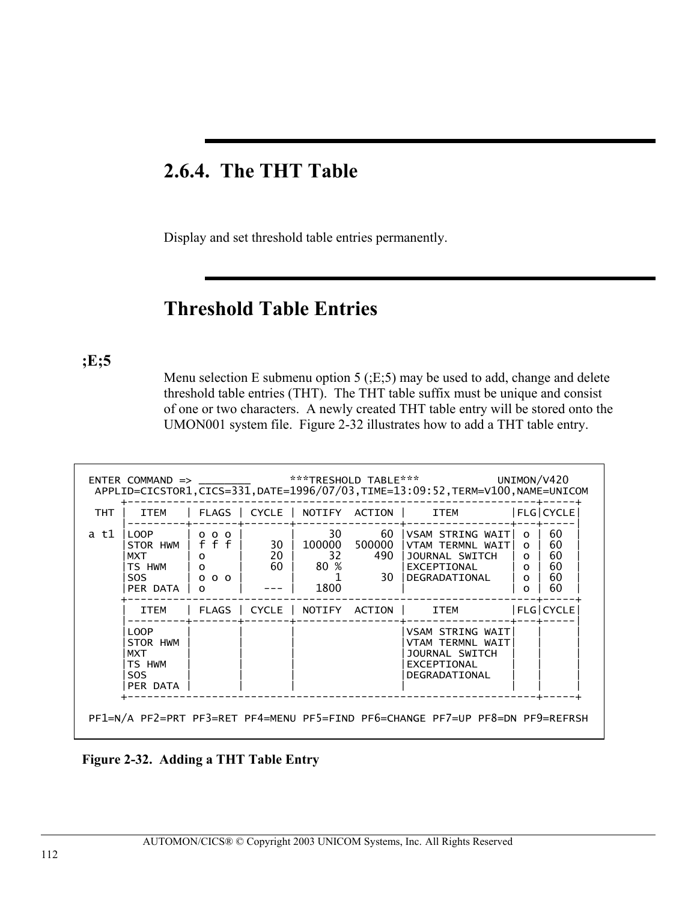## 2.6.4. The THT Table

Display and set threshold table entries permanently.

## Threshold Table Entries

**;E;5**

Menu selection E submenu option 5 (;E;5) may be used to add, change and delete threshold table entries (THT). The THT table suffix must be unique and consist of one or two characters. A newly created THT table entry will be stored onto the UMON001 system file. Figure 2-32 illustrates how to add a THT table entry.

```
ENTER COMMAND => ________      ***TRESHOLD TABLE***          UNIMON/V420
 APPLID=CICSTOR1,CICS=331,DATE=1996/07/03,TIME=13:09:52,TERM=V100,NAME=UNICOM
      +--------------------------------------------------------------+-----+
 THT  |  ITEM    | FLAGS | CYCLE | NOTIFY  ACTION |     ITEM        |FLG|CYCLE|
      |----------+-------+-------+----------------+-----------------+---+-----|
a t1  |LOOP      | o o o |       |    30      60  |VSAM STRING WAIT| o | 60  |
      |STOR HWM  | f f f |    30 | 100000  500000 |VTAM TERMNL WAIT| o | 60  |
      |MXT       | o     |    20 |     32     490 |JOURNAL SWITCH  | o | 60  |
      |TS HWM    | o     |    60 |   80 %         |EXCEPTIONAL     | o | 60  |
      |SOS       | o o o |       |      1      30 |DEGRADATIONAL   | o | 60  |
      |PER DATA  | o     |   --- |   1800         |                | o | 60  |
      +--------------------------------------------------------------+-----+
      |  ITEM    | FLAGS | CYCLE | NOTIFY  ACTION |     ITEM        |FLG|CYCLE|
      |----------+-------+-------+----------------+-----------------+---+-----|
      |LOOP      |       |       |                |VSAM STRING WAIT|   |     |
      |STOR HWM  |       |       |                |VTAM TERMNL WAIT|   |     |
      |MXT       |       |       |                |JOURNAL SWITCH  |   |     |
      |TS HWM    |       |       |                |EXCEPTIONAL     |   |     |
      |SOS       |       |       |                |DEGRADATIONAL   |   |     |
      |PER DATA  |       |       |                |                |   |     |
      +--------------------------------------------------------------+-----+

PF1=N/A PF2=PRT PF3=RET PF4=MENU PF5=FIND PF6=CHANGE PF7=UP PF8=DN PF9=REFRSH
```

**Figure 2-32. Adding a THT Table Entry**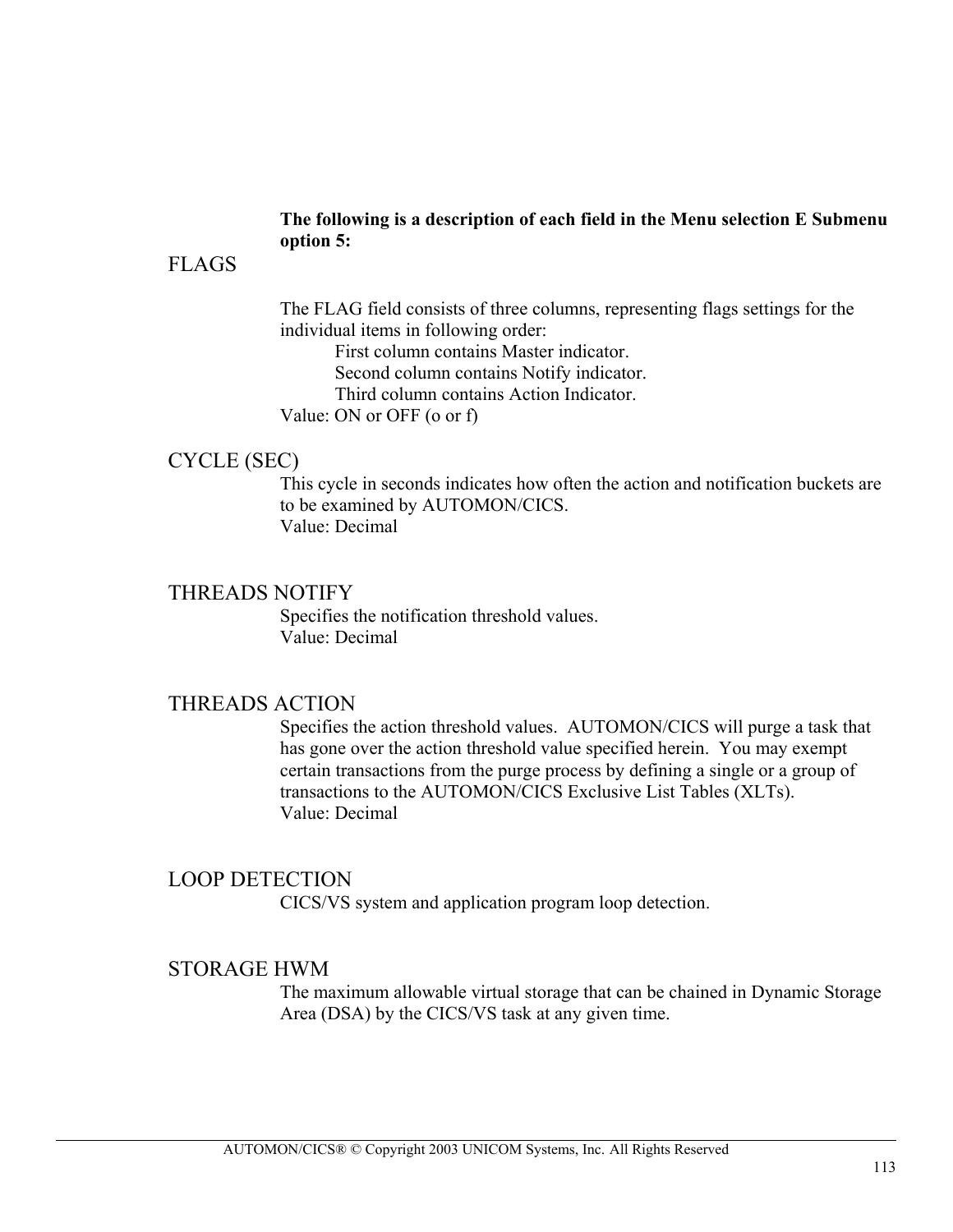**The following is a description of each field in the Menu selection E Submenu option 5:**

## FLAGS

The FLAG field consists of three columns, representing flags settings for the individual items in following order:

First column contains Master indicator.
Second column contains Notify indicator.
Third column contains Action Indicator.

Value: ON or OFF (o or f)

## CYCLE (SEC)

This cycle in seconds indicates how often the action and notification buckets are to be examined by AUTOMON/CICS.
Value: Decimal

## THREADS NOTIFY

Specifies the notification threshold values.
Value: Decimal

## THREADS ACTION

Specifies the action threshold values. AUTOMON/CICS will purge a task that has gone over the action threshold value specified herein. You may exempt certain transactions from the purge process by defining a single or a group of transactions to the AUTOMON/CICS Exclusive List Tables (XLTs).
Value: Decimal

## LOOP DETECTION

CICS/VS system and application program loop detection.

## STORAGE HWM

The maximum allowable virtual storage that can be chained in Dynamic Storage Area (DSA) by the CICS/VS task at any given time.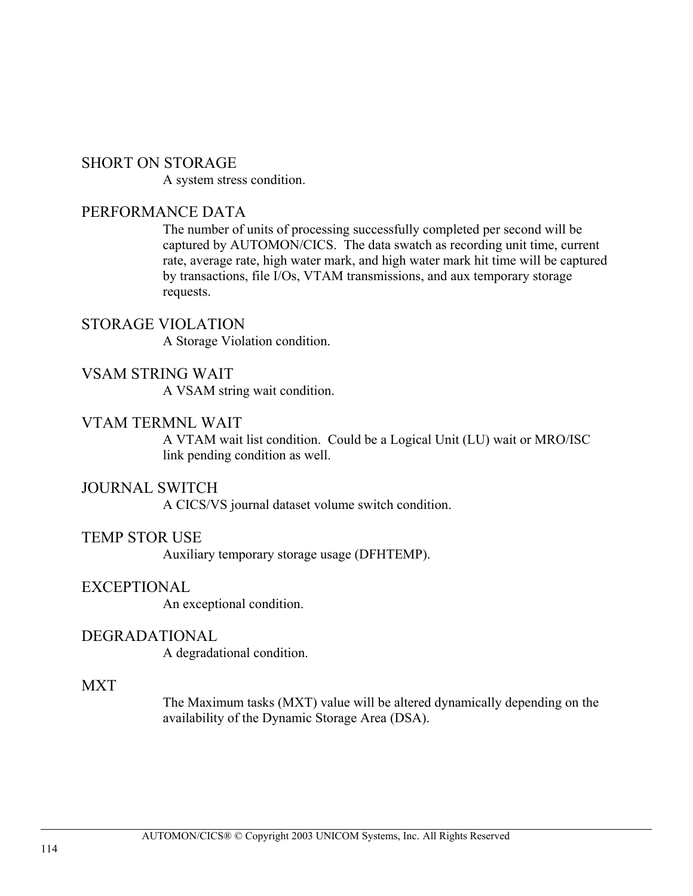SHORT ON STORAGE

A system stress condition.

PERFORMANCE DATA

The number of units of processing successfully completed per second will be captured by AUTOMON/CICS. The data swatch as recording unit time, current rate, average rate, high water mark, and high water mark hit time will be captured by transactions, file I/Os, VTAM transmissions, and aux temporary storage requests.

STORAGE VIOLATION

A Storage Violation condition.

VSAM STRING WAIT

A VSAM string wait condition.

VTAM TERMNL WAIT

A VTAM wait list condition. Could be a Logical Unit (LU) wait or MRO/ISC link pending condition as well.

JOURNAL SWITCH

A CICS/VS journal dataset volume switch condition.

TEMP STOR USE

Auxiliary temporary storage usage (DFHTEMP).

EXCEPTIONAL

An exceptional condition.

DEGRADATIONAL

A degradational condition.

MXT

The Maximum tasks (MXT) value will be altered dynamically depending on the availability of the Dynamic Storage Area (DSA).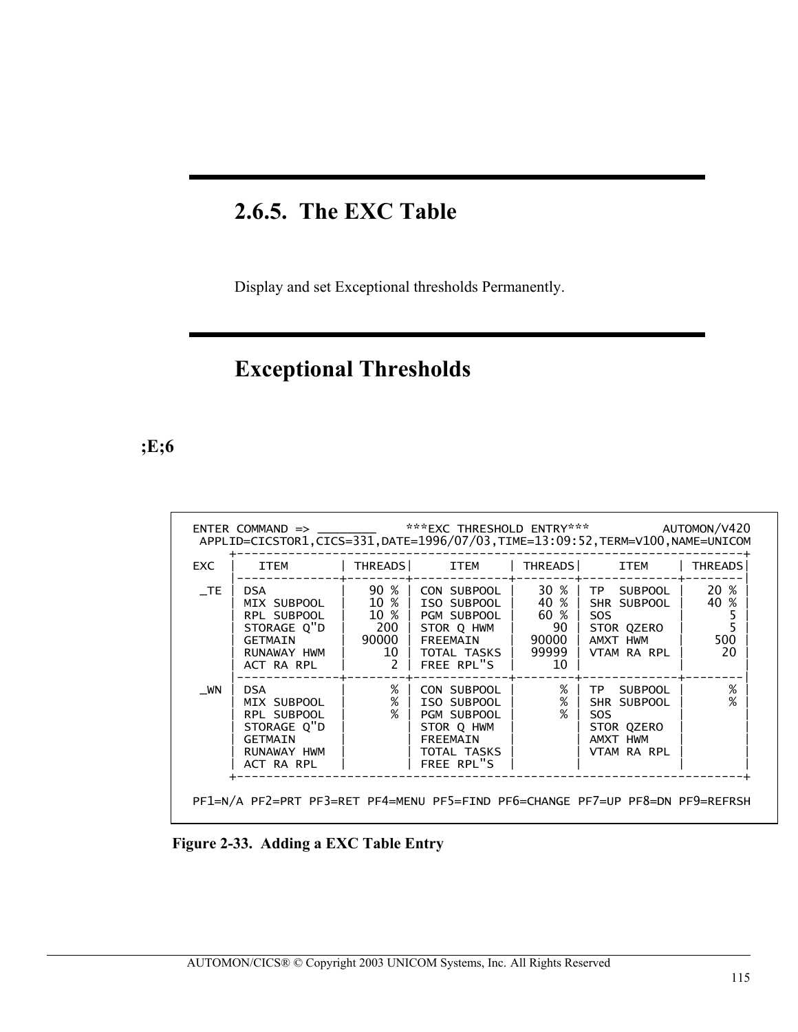## 2.6.5. The EXC Table

Display and set Exceptional thresholds Permanently.

## Exceptional Thresholds

**;E;6**

```
ENTER COMMAND => ________     ***EXC THRESHOLD ENTRY***          AUTOMON/V420
 APPLID=CICSTOR1,CICS=331,DATE=1996/07/03,TIME=13:09:52,TERM=V100,NAME=UNICOM
      +-----------------------------------------------------------------------+
EXC   |    ITEM       | THREADS|     ITEM      | THREADS|     ITEM     | THREADS|
      |---------------+--------+---------------+--------+--------------+--------|
 _TE  | DSA           |   90 % | CON SUBPOOL   |   30 % | TP  SUBPOOL  |   20 % |
      | MIX SUBPOOL   |   10 % | ISO SUBPOOL   |   40 % | SHR SUBPOOL  |   40 % |
      | RPL SUBPOOL   |   10 % | PGM SUBPOOL   |   60 % | SOS          |      5 |
      | STORAGE Q"D   |    200 | STOR Q HWM    |     90 | STOR QZERO   |      5 |
      | GETMAIN       |  90000 | FREEMAIN      |  90000 | AMXT HWM     |    500 |
      | RUNAWAY HWM   |     10 | TOTAL TASKS   |  99999 | VTAM RA RPL  |     20 |
      | ACT RA RPL    |      2 | FREE RPL"S    |     10 |              |        |
      |---------------+--------+---------------+--------+--------------+--------|
 _WN  | DSA           |      % | CON SUBPOOL   |      % | TP  SUBPOOL  |      % |
      | MIX SUBPOOL   |      % | ISO SUBPOOL   |      % | SHR SUBPOOL  |      % |
      | RPL SUBPOOL   |      % | PGM SUBPOOL   |      % | SOS          |        |
      | STORAGE Q"D   |        | STOR Q HWM    |        | STOR QZERO   |        |
      | GETMAIN       |        | FREEMAIN      |        | AMXT HWM     |        |
      | RUNAWAY HWM   |        | TOTAL TASKS   |        | VTAM RA RPL  |        |
      | ACT RA RPL    |        | FREE RPL"S    |        |              |        |
      +-----------------------------------------------------------------------+

PF1=N/A PF2=PRT PF3=RET PF4=MENU PF5=FIND PF6=CHANGE PF7=UP PF8=DN PF9=REFRSH
```

**Figure 2-33. Adding a EXC Table Entry**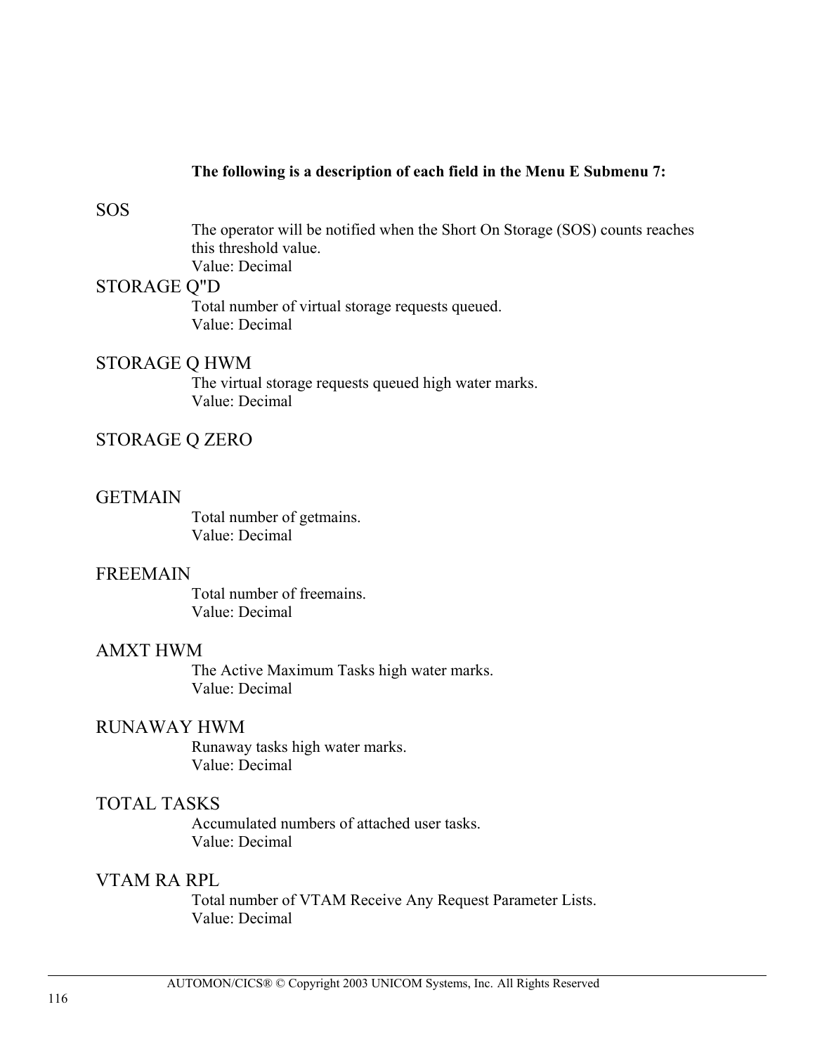**The following is a description of each field in the Menu E Submenu 7:**

SOS

The operator will be notified when the Short On Storage (SOS) counts reaches this threshold value.
Value: Decimal

STORAGE Q"D

Total number of virtual storage requests queued.
Value: Decimal

STORAGE Q HWM

The virtual storage requests queued high water marks.
Value: Decimal

STORAGE Q ZERO

GETMAIN

Total number of getmains.
Value: Decimal

FREEMAIN

Total number of freemains.
Value: Decimal

AMXT HWM

The Active Maximum Tasks high water marks.
Value: Decimal

RUNAWAY HWM

Runaway tasks high water marks.
Value: Decimal

TOTAL TASKS

Accumulated numbers of attached user tasks.
Value: Decimal

VTAM RA RPL

Total number of VTAM Receive Any Request Parameter Lists.
Value: Decimal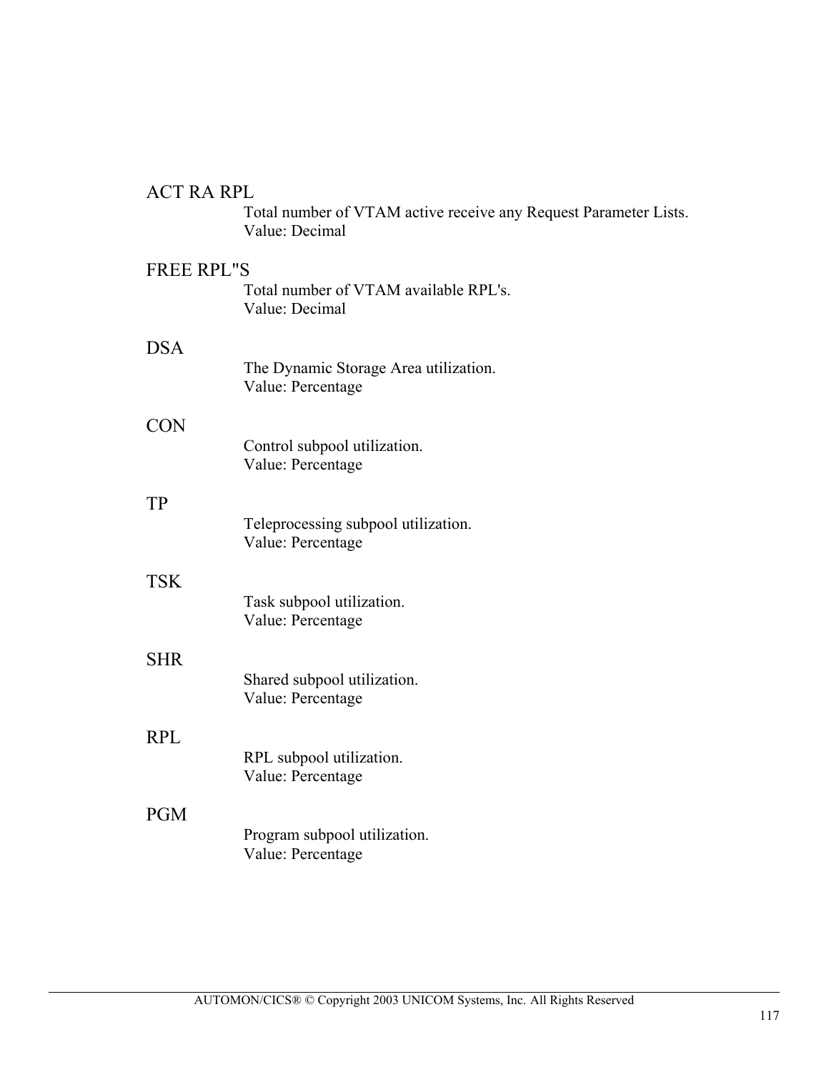ACT RA RPL

Total number of VTAM active receive any Request Parameter Lists.
Value: Decimal

FREE RPL"S

Total number of VTAM available RPL's.
Value: Decimal

DSA

The Dynamic Storage Area utilization.
Value: Percentage

CON

Control subpool utilization.
Value: Percentage

TP

Teleprocessing subpool utilization.
Value: Percentage

TSK

Task subpool utilization.
Value: Percentage

SHR

Shared subpool utilization.
Value: Percentage

RPL

RPL subpool utilization.
Value: Percentage

PGM

Program subpool utilization.
Value: Percentage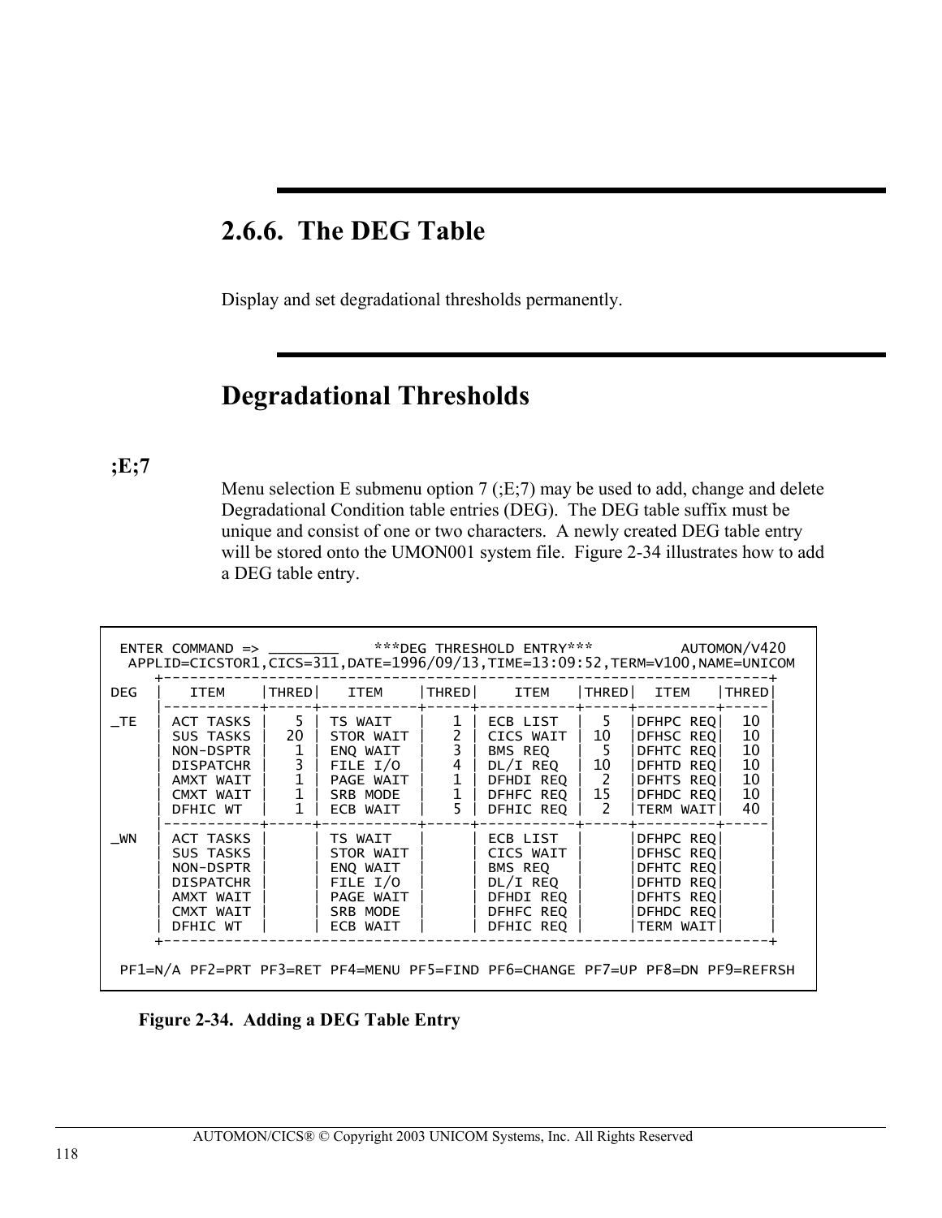## 2.6.6. The DEG Table

Display and set degradational thresholds permanently.

## Degradational Thresholds

**;E;7**

Menu selection E submenu option 7 (;E;7) may be used to add, change and delete Degradational Condition table entries (DEG). The DEG table suffix must be unique and consist of one or two characters. A newly created DEG table entry will be stored onto the UMON001 system file. Figure 2-34 illustrates how to add a DEG table entry.

```
 ENTER COMMAND => ________    ***DEG THRESHOLD ENTRY***         AUTOMON/V420
  APPLID=CICSTOR1,CICS=311,DATE=1996/09/13,TIME=13:09:52,TERM=V100,NAME=UNICOM
      +--------------------------------------------------------------------+
DEG   |   ITEM    |THRED|   ITEM    |THRED|    ITEM    |THRED|  ITEM   |THRED|
      |-----------+-----+-----------+-----+------------+-----+---------+-----|
_TE   | ACT TASKS |   5 | TS WAIT   |   1 | ECB LIST   |  5  |DFHPC REQ|  10 |
      | SUS TASKS |  20 | STOR WAIT |   2 | CICS WAIT  | 10  |DFHSC REQ|  10 |
      | NON-DSPTR |   1 | ENQ WAIT  |   3 | BMS REQ    |  5  |DFHTC REQ|  10 |
      | DISPATCHR |   3 | FILE I/O  |   4 | DL/I REQ   | 10  |DFHTD REQ|  10 |
      | AMXT WAIT |   1 | PAGE WAIT |   1 | DFHDI REQ  |  2  |DFHTS REQ|  10 |
      | CMXT WAIT |   1 | SRB MODE  |   1 | DFHFC REQ  | 15  |DFHDC REQ|  10 |
      | DFHIC WT  |   1 | ECB WAIT  |   5 | DFHIC REQ  |  2  |TERM WAIT|  40 |
      |-----------+-----+-----------+-----+------------+-----+---------+-----|
_WN   | ACT TASKS |     | TS WAIT   |     | ECB LIST   |     |DFHPC REQ|     |
      | SUS TASKS |     | STOR WAIT |     | CICS WAIT  |     |DFHSC REQ|     |
      | NON-DSPTR |     | ENQ WAIT  |     | BMS REQ    |     |DFHTC REQ|     |
      | DISPATCHR |     | FILE I/O  |     | DL/I REQ   |     |DFHTD REQ|     |
      | AMXT WAIT |     | PAGE WAIT |     | DFHDI REQ  |     |DFHTS REQ|     |
      | CMXT WAIT |     | SRB MODE  |     | DFHFC REQ  |     |DFHDC REQ|     |
      | DFHIC WT  |     | ECB WAIT  |     | DFHIC REQ  |     |TERM WAIT|     |
      +--------------------------------------------------------------------+

 PF1=N/A PF2=PRT PF3=RET PF4=MENU PF5=FIND PF6=CHANGE PF7=UP PF8=DN PF9=REFRSH
```

**Figure 2-34. Adding a DEG Table Entry**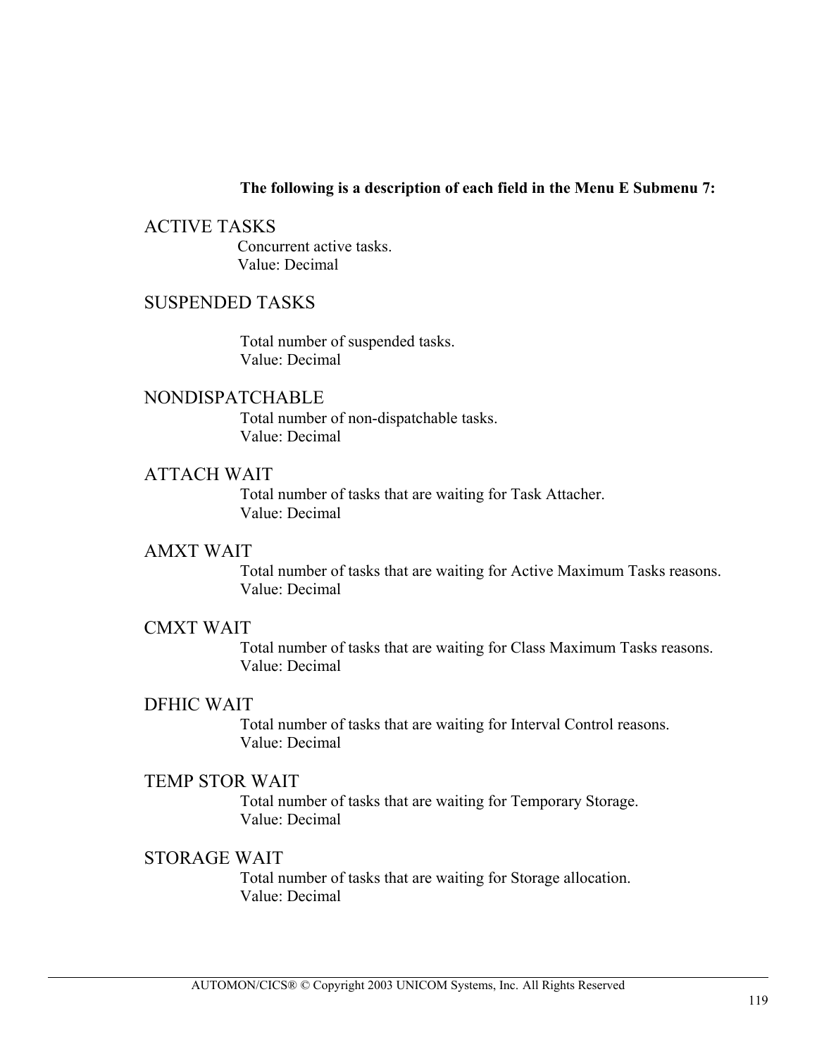**The following is a description of each field in the Menu E Submenu 7:**

## ACTIVE TASKS

Concurrent active tasks.
Value: Decimal

## SUSPENDED TASKS

Total number of suspended tasks.
Value: Decimal

## NONDISPATCHABLE

Total number of non-dispatchable tasks.
Value: Decimal

## ATTACH WAIT

Total number of tasks that are waiting for Task Attacher.
Value: Decimal

## AMXT WAIT

Total number of tasks that are waiting for Active Maximum Tasks reasons.
Value: Decimal

## CMXT WAIT

Total number of tasks that are waiting for Class Maximum Tasks reasons.
Value: Decimal

## DFHIC WAIT

Total number of tasks that are waiting for Interval Control reasons.
Value: Decimal

## TEMP STOR WAIT

Total number of tasks that are waiting for Temporary Storage.
Value: Decimal

## STORAGE WAIT

Total number of tasks that are waiting for Storage allocation.
Value: Decimal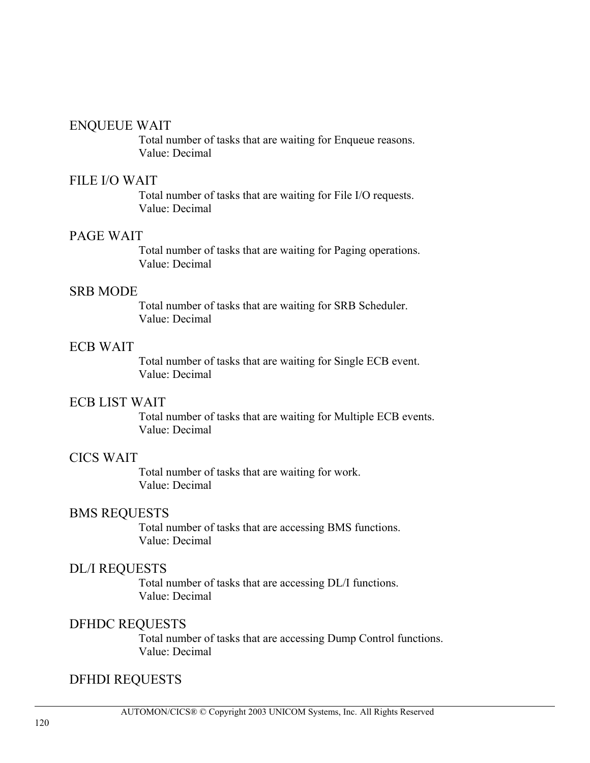ENQUEUE WAIT

Total number of tasks that are waiting for Enqueue reasons.
Value: Decimal

FILE I/O WAIT

Total number of tasks that are waiting for File I/O requests.
Value: Decimal

PAGE WAIT

Total number of tasks that are waiting for Paging operations.
Value: Decimal

SRB MODE

Total number of tasks that are waiting for SRB Scheduler.
Value: Decimal

ECB WAIT

Total number of tasks that are waiting for Single ECB event.
Value: Decimal

ECB LIST WAIT

Total number of tasks that are waiting for Multiple ECB events.
Value: Decimal

CICS WAIT

Total number of tasks that are waiting for work.
Value: Decimal

BMS REQUESTS

Total number of tasks that are accessing BMS functions.
Value: Decimal

DL/I REQUESTS

Total number of tasks that are accessing DL/I functions.
Value: Decimal

DFHDC REQUESTS

Total number of tasks that are accessing Dump Control functions.
Value: Decimal

DFHDI REQUESTS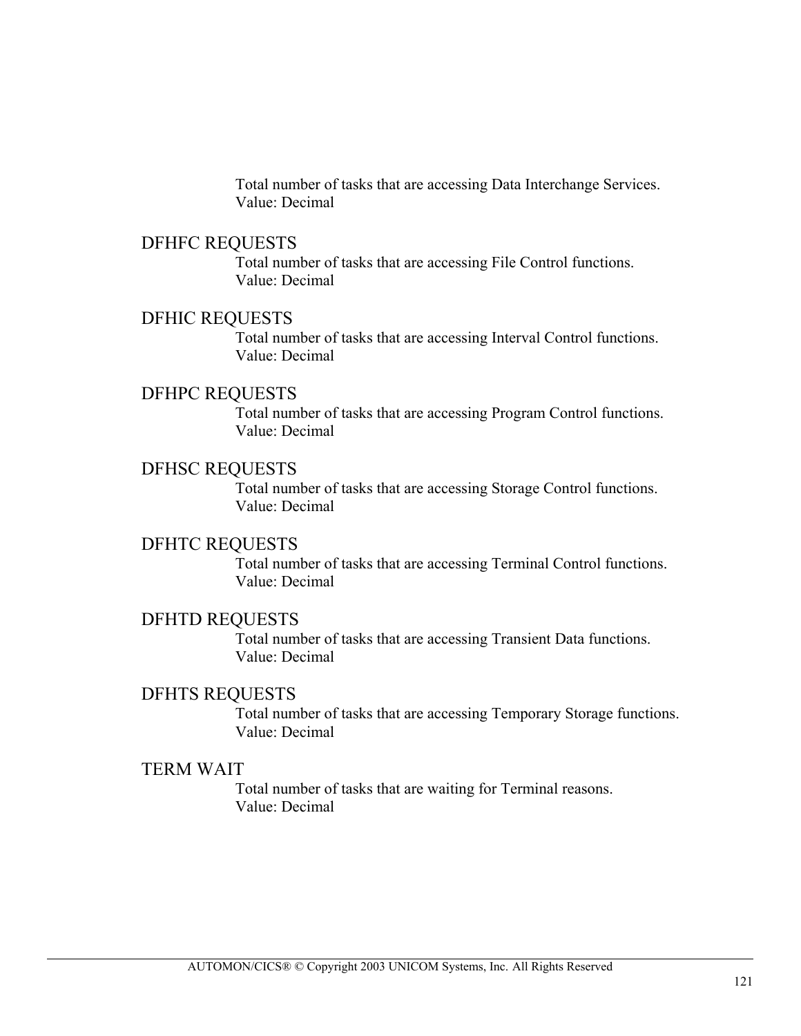Total number of tasks that are accessing Data Interchange Services.
Value: Decimal

### DFHFC REQUESTS

Total number of tasks that are accessing File Control functions.
Value: Decimal

### DFHIC REQUESTS

Total number of tasks that are accessing Interval Control functions.
Value: Decimal

### DFHPC REQUESTS

Total number of tasks that are accessing Program Control functions.
Value: Decimal

### DFHSC REQUESTS

Total number of tasks that are accessing Storage Control functions.
Value: Decimal

### DFHTC REQUESTS

Total number of tasks that are accessing Terminal Control functions.
Value: Decimal

### DFHTD REQUESTS

Total number of tasks that are accessing Transient Data functions.
Value: Decimal

### DFHTS REQUESTS

Total number of tasks that are accessing Temporary Storage functions.
Value: Decimal

### TERM WAIT

Total number of tasks that are waiting for Terminal reasons.
Value: Decimal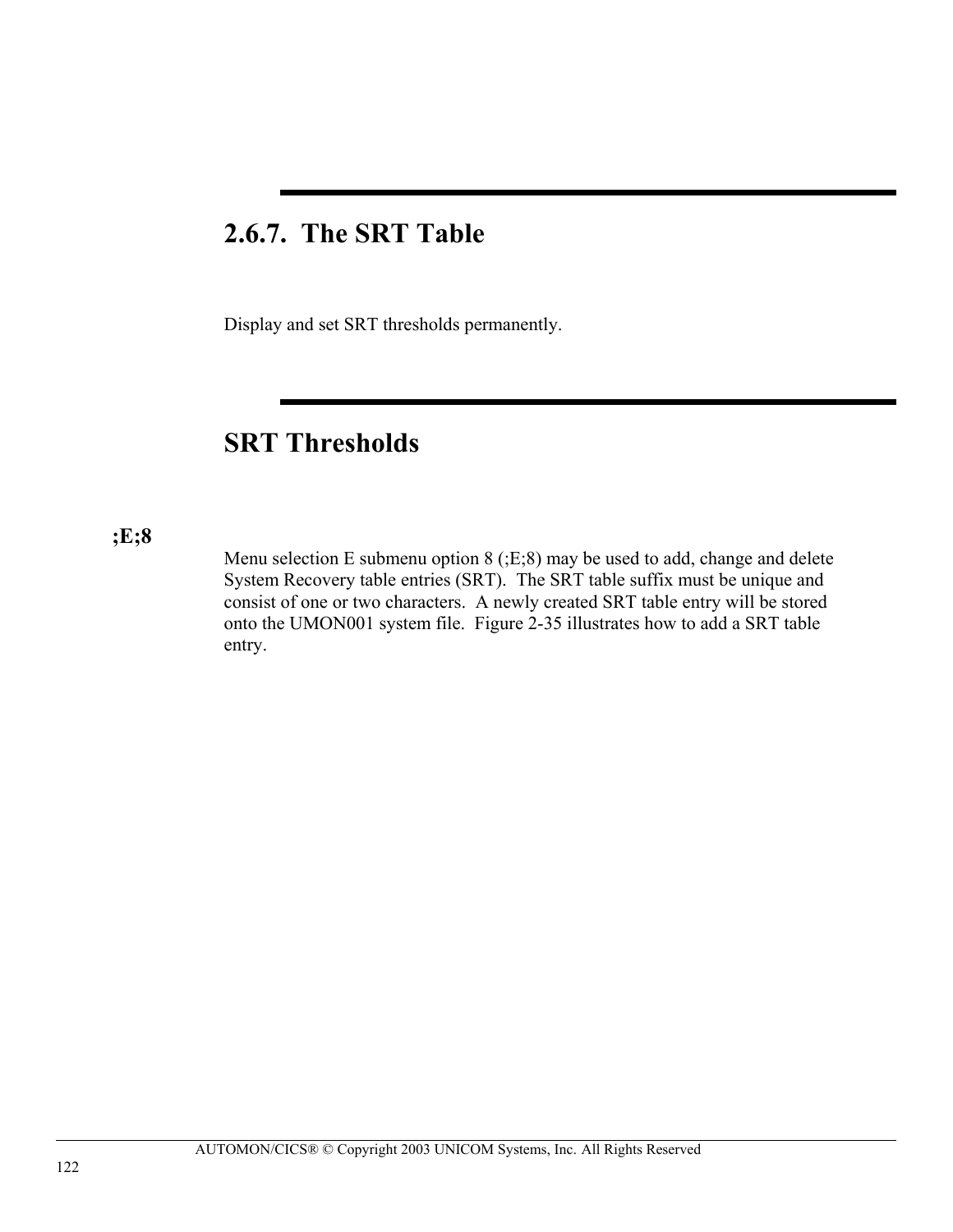## 2.6.7. The SRT Table

Display and set SRT thresholds permanently.

## SRT Thresholds

**;E;8**

Menu selection E submenu option 8 (;E;8) may be used to add, change and delete System Recovery table entries (SRT). The SRT table suffix must be unique and consist of one or two characters. A newly created SRT table entry will be stored onto the UMON001 system file. Figure 2-35 illustrates how to add a SRT table entry.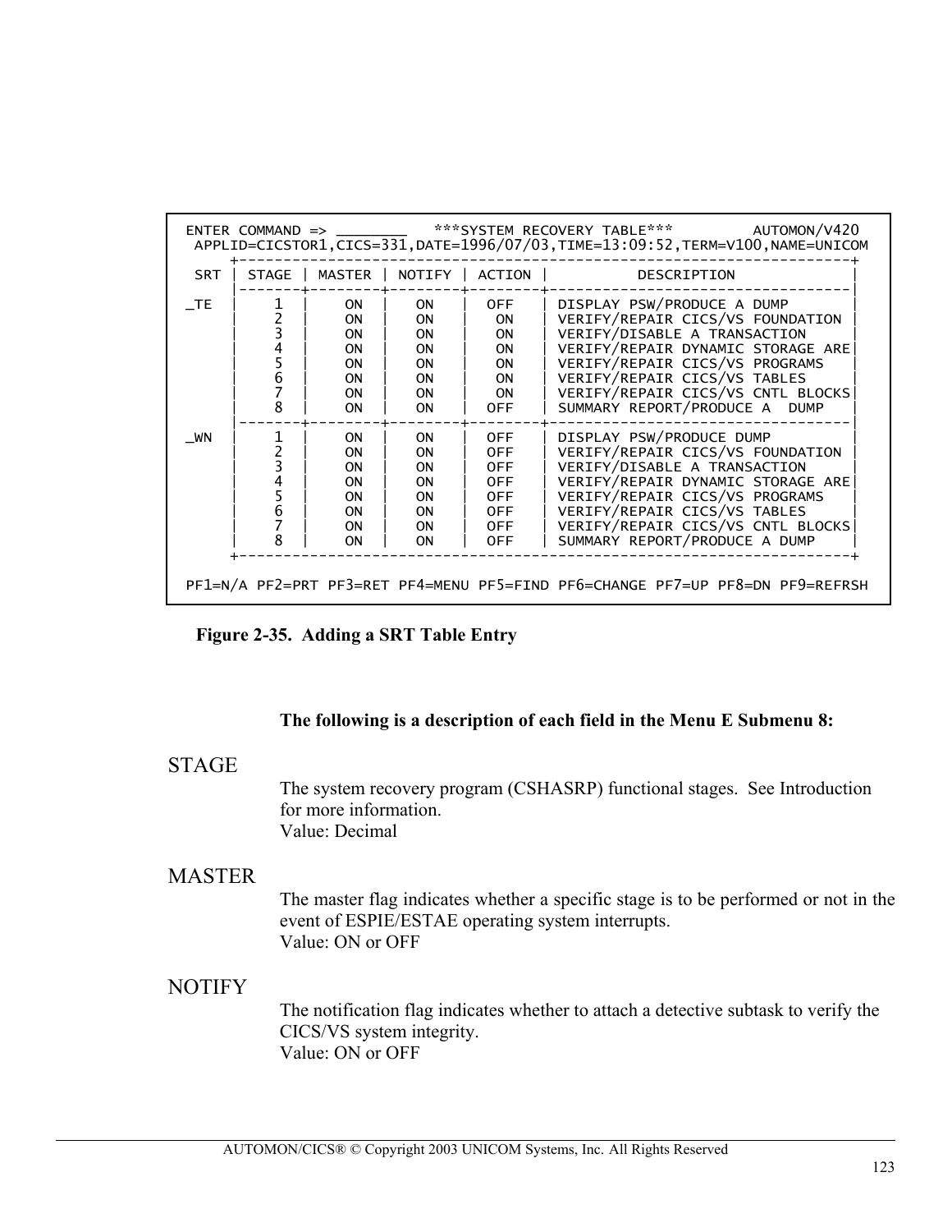```
 ENTER COMMAND => ________    ***SYSTEM RECOVERY TABLE***         AUTOMON/V420
  APPLID=CICSTOR1,CICS=331,DATE=1996/07/03,TIME=13:09:52,TERM=V100,NAME=UNICOM
       +-------------------------------------------------------------------+
  SRT  | STAGE | MASTER | NOTIFY | ACTION |           DESCRIPTION            |
       |-------+--------+--------+--------+----------------------------------|
 _TE   |   1   |   ON   |   ON   |  OFF   | DISPLAY PSW/PRODUCE A DUMP       |
       |   2   |   ON   |   ON   |   ON   | VERIFY/REPAIR CICS/VS FOUNDATION |
       |   3   |   ON   |   ON   |   ON   | VERIFY/DISABLE A TRANSACTION     |
       |   4   |   ON   |   ON   |   ON   | VERIFY/REPAIR DYNAMIC STORAGE ARE|
       |   5   |   ON   |   ON   |   ON   | VERIFY/REPAIR CICS/VS PROGRAMS   |
       |   6   |   ON   |   ON   |   ON   | VERIFY/REPAIR CICS/VS TABLES     |
       |   7   |   ON   |   ON   |   ON   | VERIFY/REPAIR CICS/VS CNTL BLOCKS|
       |   8   |   ON   |   ON   |  OFF   | SUMMARY REPORT/PRODUCE A  DUMP   |
       |-------+--------+--------+--------+----------------------------------|
 _WN   |   1   |   ON   |   ON   |  OFF   | DISPLAY PSW/PRODUCE DUMP         |
       |   2   |   ON   |   ON   |  OFF   | VERIFY/REPAIR CICS/VS FOUNDATION |
       |   3   |   ON   |   ON   |  OFF   | VERIFY/DISABLE A TRANSACTION     |
       |   4   |   ON   |   ON   |  OFF   | VERIFY/REPAIR DYNAMIC STORAGE ARE|
       |   5   |   ON   |   ON   |  OFF   | VERIFY/REPAIR CICS/VS PROGRAMS   |
       |   6   |   ON   |   ON   |  OFF   | VERIFY/REPAIR CICS/VS TABLES     |
       |   7   |   ON   |   ON   |  OFF   | VERIFY/REPAIR CICS/VS CNTL BLOCKS|
       |   8   |   ON   |   ON   |  OFF   | SUMMARY REPORT/PRODUCE A DUMP    |
       +-------------------------------------------------------------------+

 PF1=N/A PF2=PRT PF3=RET PF4=MENU PF5=FIND PF6=CHANGE PF7=UP PF8=DN PF9=REFRSH
```

**Figure 2-35. Adding a SRT Table Entry**

**The following is a description of each field in the Menu E Submenu 8:**

## STAGE

The system recovery program (CSHASRP) functional stages. See Introduction for more information.
Value: Decimal

## MASTER

The master flag indicates whether a specific stage is to be performed or not in the event of ESPIE/ESTAE operating system interrupts.
Value: ON or OFF

## NOTIFY

The notification flag indicates whether to attach a detective subtask to verify the CICS/VS system integrity.
Value: ON or OFF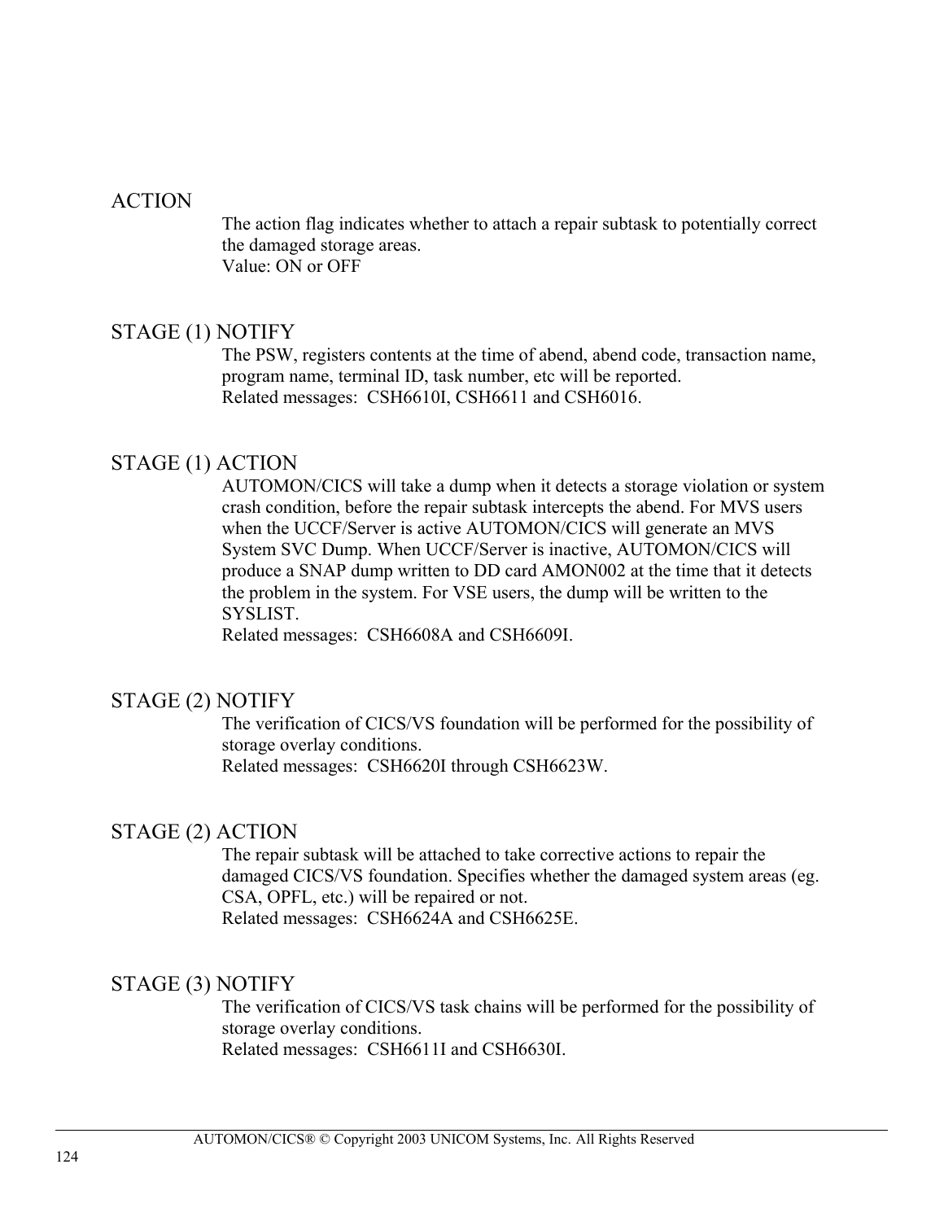**ACTION**

The action flag indicates whether to attach a repair subtask to potentially correct the damaged storage areas.
Value: ON or OFF

**STAGE (1) NOTIFY**

The PSW, registers contents at the time of abend, abend code, transaction name, program name, terminal ID, task number, etc will be reported.
Related messages: CSH6610I, CSH6611 and CSH6016.

**STAGE (1) ACTION**

AUTOMON/CICS will take a dump when it detects a storage violation or system crash condition, before the repair subtask intercepts the abend. For MVS users when the UCCF/Server is active AUTOMON/CICS will generate an MVS System SVC Dump. When UCCF/Server is inactive, AUTOMON/CICS will produce a SNAP dump written to DD card AMON002 at the time that it detects the problem in the system. For VSE users, the dump will be written to the SYSLIST.
Related messages: CSH6608A and CSH6609I.

**STAGE (2) NOTIFY**

The verification of CICS/VS foundation will be performed for the possibility of storage overlay conditions.
Related messages: CSH6620I through CSH6623W.

**STAGE (2) ACTION**

The repair subtask will be attached to take corrective actions to repair the damaged CICS/VS foundation. Specifies whether the damaged system areas (eg. CSA, OPFL, etc.) will be repaired or not.
Related messages: CSH6624A and CSH6625E.

**STAGE (3) NOTIFY**

The verification of CICS/VS task chains will be performed for the possibility of storage overlay conditions.
Related messages: CSH6611I and CSH6630I.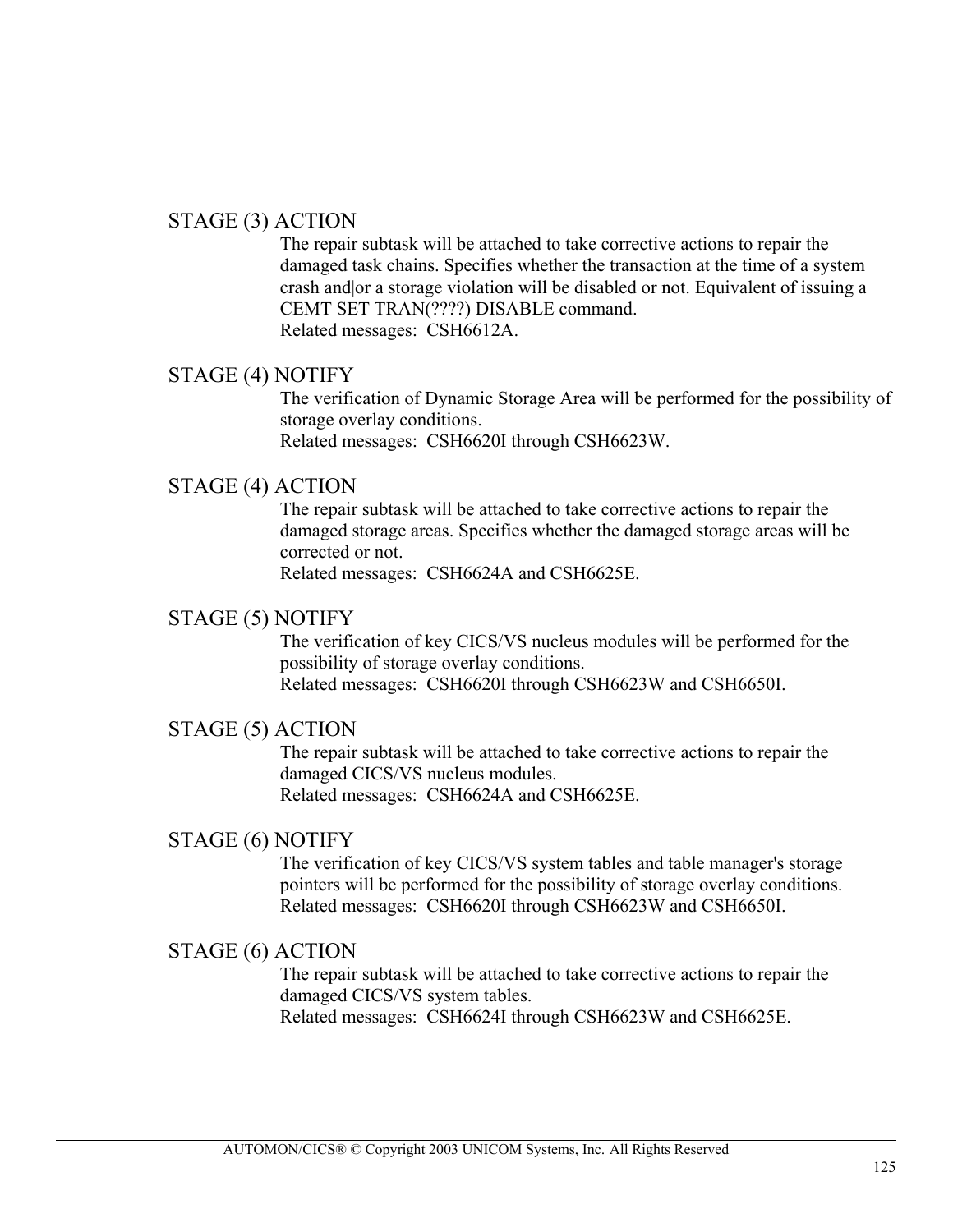STAGE (3) ACTION

The repair subtask will be attached to take corrective actions to repair the damaged task chains. Specifies whether the transaction at the time of a system crash and|or a storage violation will be disabled or not. Equivalent of issuing a CEMT SET TRAN(????) DISABLE command.
Related messages: CSH6612A.

STAGE (4) NOTIFY

The verification of Dynamic Storage Area will be performed for the possibility of storage overlay conditions.
Related messages: CSH6620I through CSH6623W.

STAGE (4) ACTION

The repair subtask will be attached to take corrective actions to repair the damaged storage areas. Specifies whether the damaged storage areas will be corrected or not.
Related messages: CSH6624A and CSH6625E.

STAGE (5) NOTIFY

The verification of key CICS/VS nucleus modules will be performed for the possibility of storage overlay conditions.
Related messages: CSH6620I through CSH6623W and CSH6650I.

STAGE (5) ACTION

The repair subtask will be attached to take corrective actions to repair the damaged CICS/VS nucleus modules.
Related messages: CSH6624A and CSH6625E.

STAGE (6) NOTIFY

The verification of key CICS/VS system tables and table manager's storage pointers will be performed for the possibility of storage overlay conditions.
Related messages: CSH6620I through CSH6623W and CSH6650I.

STAGE (6) ACTION

The repair subtask will be attached to take corrective actions to repair the damaged CICS/VS system tables.
Related messages: CSH6624I through CSH6623W and CSH6625E.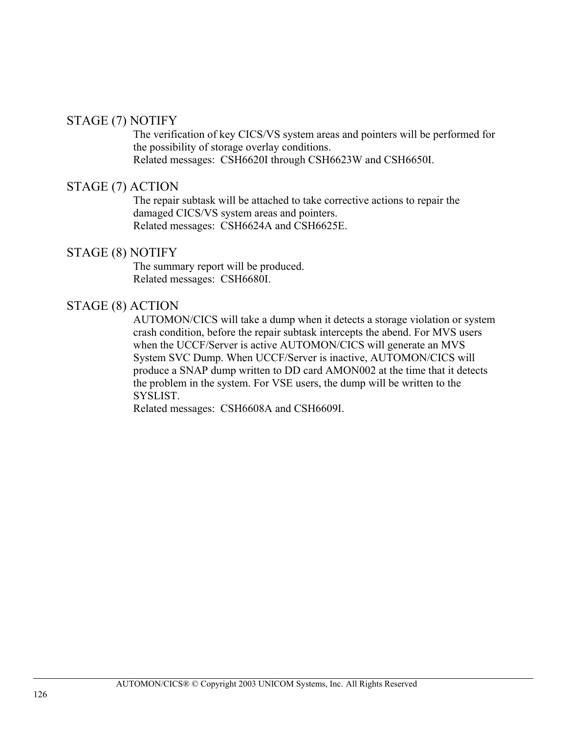### STAGE (7) NOTIFY

The verification of key CICS/VS system areas and pointers will be performed for the possibility of storage overlay conditions.
Related messages: CSH6620I through CSH6623W and CSH6650I.

### STAGE (7) ACTION

The repair subtask will be attached to take corrective actions to repair the damaged CICS/VS system areas and pointers.
Related messages: CSH6624A and CSH6625E.

### STAGE (8) NOTIFY

The summary report will be produced.
Related messages: CSH6680I.

### STAGE (8) ACTION

AUTOMON/CICS will take a dump when it detects a storage violation or system crash condition, before the repair subtask intercepts the abend. For MVS users when the UCCF/Server is active AUTOMON/CICS will generate an MVS System SVC Dump. When UCCF/Server is inactive, AUTOMON/CICS will produce a SNAP dump written to DD card AMON002 at the time that it detects the problem in the system. For VSE users, the dump will be written to the SYSLIST.
Related messages: CSH6608A and CSH6609I.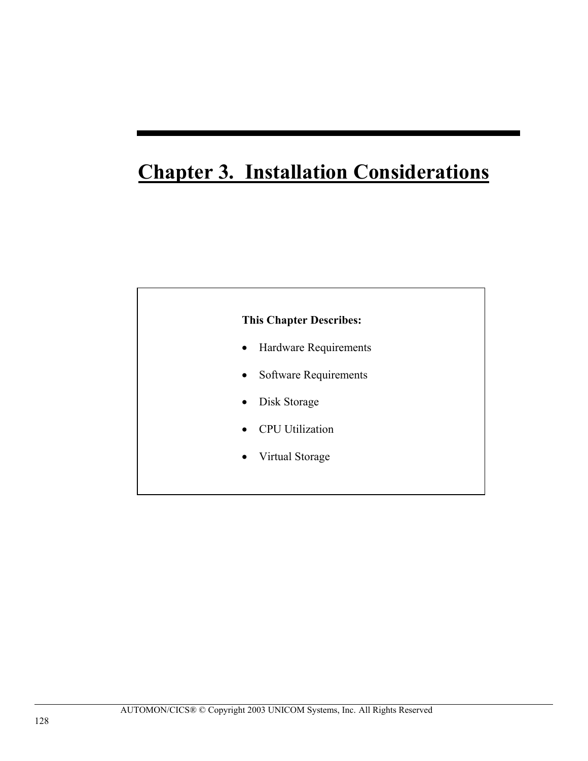# Chapter 3. Installation Considerations

**This Chapter Describes:**

- Hardware Requirements
- Software Requirements
- Disk Storage
- CPU Utilization
- Virtual Storage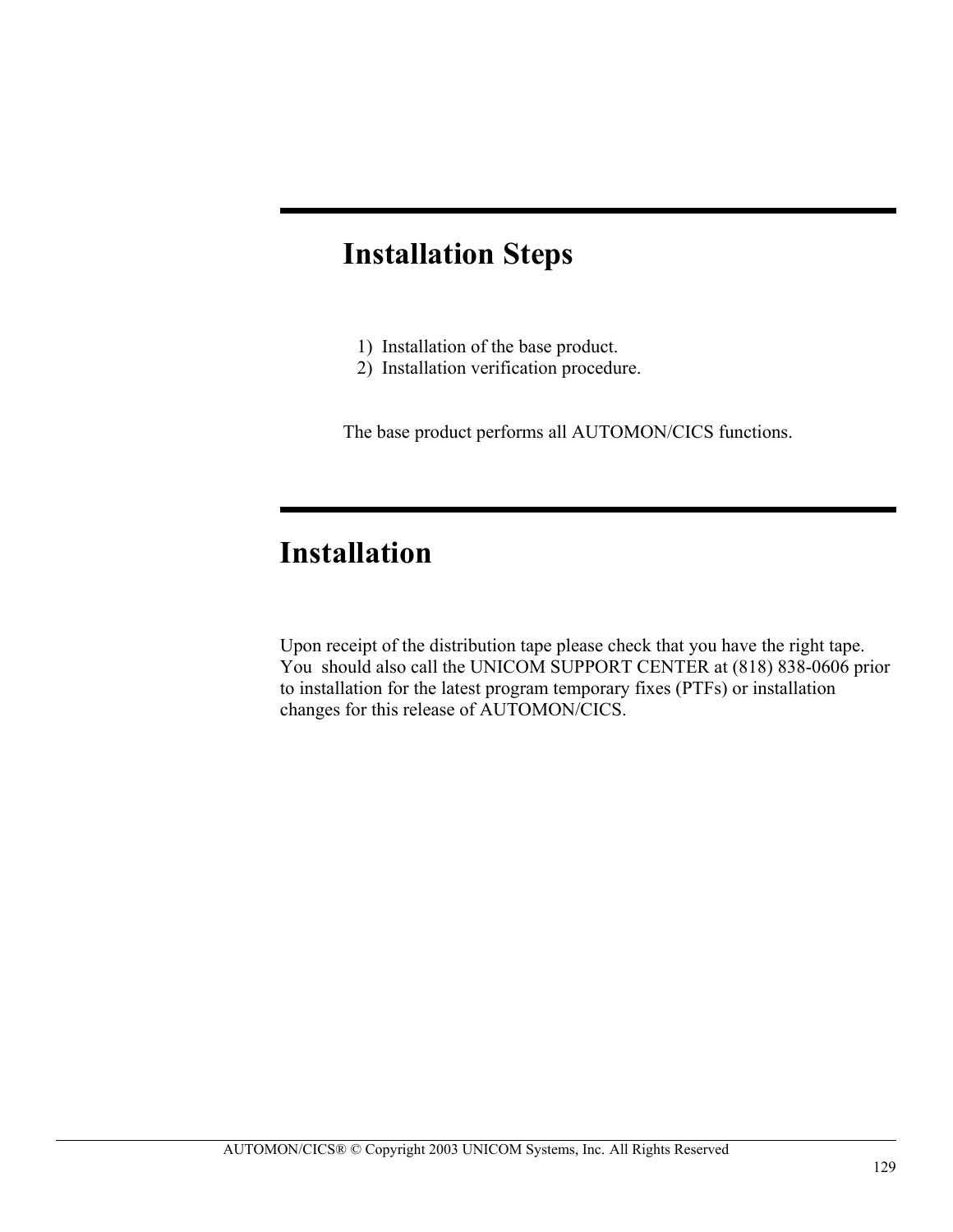## Installation Steps

1) Installation of the base product.
2) Installation verification procedure.

The base product performs all AUTOMON/CICS functions.

# Installation

Upon receipt of the distribution tape please check that you have the right tape. You should also call the UNICOM SUPPORT CENTER at (818) 838-0606 prior to installation for the latest program temporary fixes (PTFs) or installation changes for this release of AUTOMON/CICS.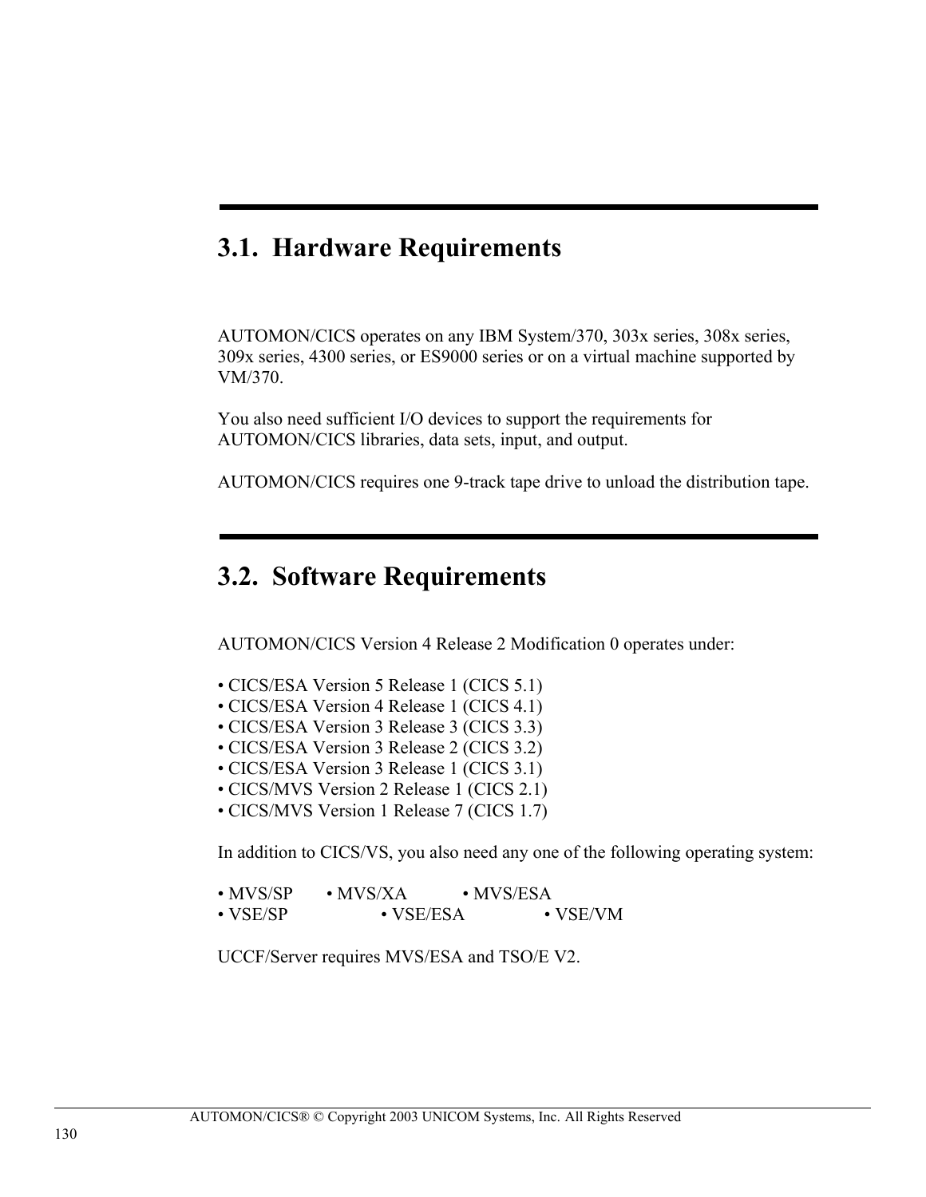## 3.1. Hardware Requirements

AUTOMON/CICS operates on any IBM System/370, 303x series, 308x series, 309x series, 4300 series, or ES9000 series or on a virtual machine supported by VM/370.

You also need sufficient I/O devices to support the requirements for AUTOMON/CICS libraries, data sets, input, and output.

AUTOMON/CICS requires one 9-track tape drive to unload the distribution tape.

## 3.2. Software Requirements

AUTOMON/CICS Version 4 Release 2 Modification 0 operates under:

- CICS/ESA Version 5 Release 1 (CICS 5.1)
- CICS/ESA Version 4 Release 1 (CICS 4.1)
- CICS/ESA Version 3 Release 3 (CICS 3.3)
- CICS/ESA Version 3 Release 2 (CICS 3.2)
- CICS/ESA Version 3 Release 1 (CICS 3.1)
- CICS/MVS Version 2 Release 1 (CICS 2.1)
- CICS/MVS Version 1 Release 7 (CICS 1.7)

In addition to CICS/VS, you also need any one of the following operating system:

- MVS/SP
- MVS/XA
- MVS/ESA
- VSE/SP
- VSE/ESA
- VSE/VM

UCCF/Server requires MVS/ESA and TSO/E V2.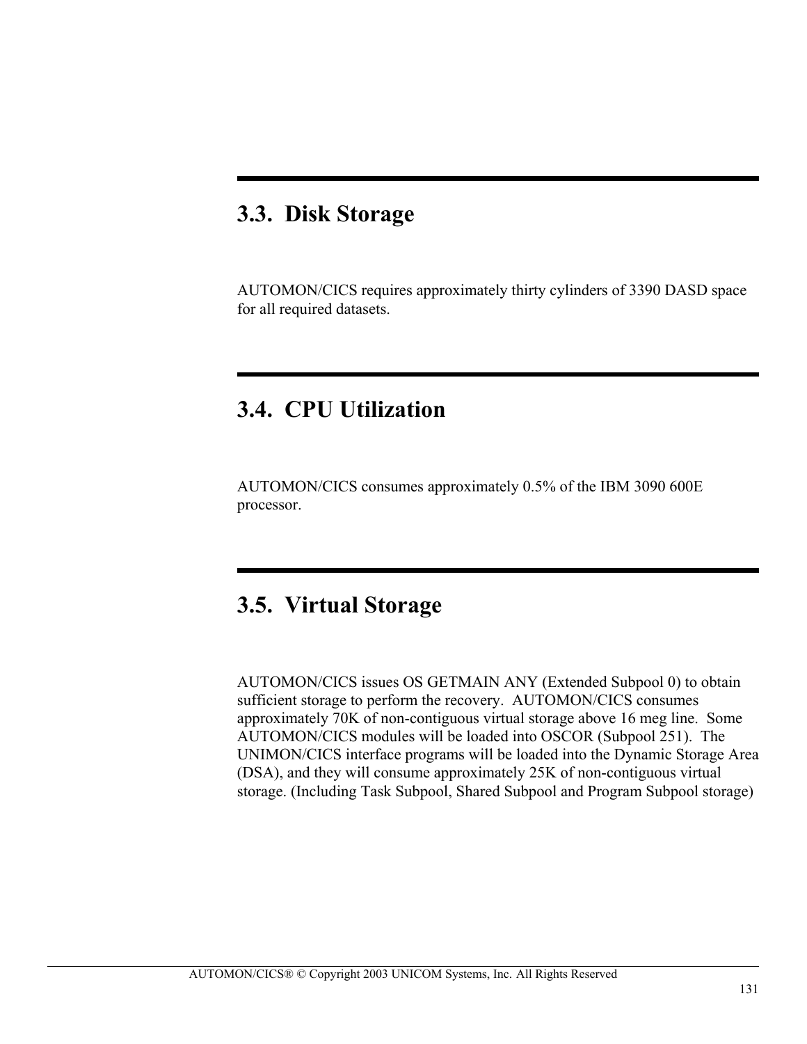## 3.3. Disk Storage

AUTOMON/CICS requires approximately thirty cylinders of 3390 DASD space for all required datasets.

## 3.4. CPU Utilization

AUTOMON/CICS consumes approximately 0.5% of the IBM 3090 600E processor.

## 3.5. Virtual Storage

AUTOMON/CICS issues OS GETMAIN ANY (Extended Subpool 0) to obtain sufficient storage to perform the recovery. AUTOMON/CICS consumes approximately 70K of non-contiguous virtual storage above 16 meg line. Some AUTOMON/CICS modules will be loaded into OSCOR (Subpool 251). The UNIMON/CICS interface programs will be loaded into the Dynamic Storage Area (DSA), and they will consume approximately 25K of non-contiguous virtual storage. (Including Task Subpool, Shared Subpool and Program Subpool storage)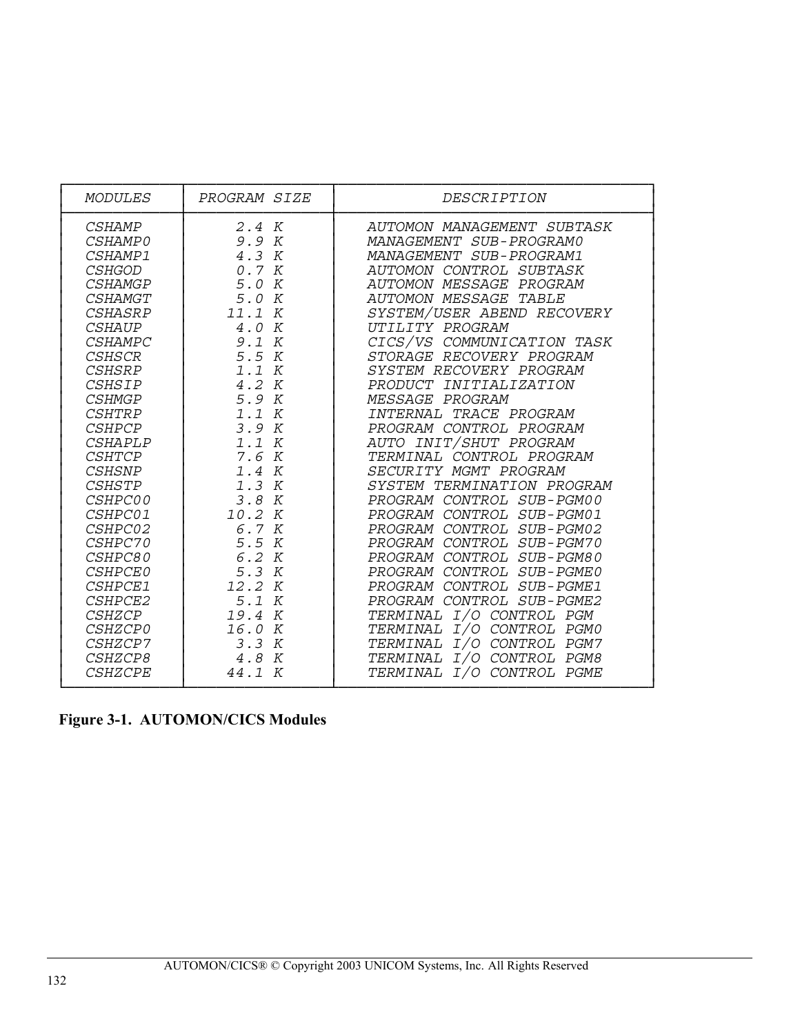| MODULES | PROGRAM SIZE | DESCRIPTION |
|---|---|---|
| CSHAMP | 2.4 K | AUTOMON MANAGEMENT SUBTASK |
| CSHAMP0 | 9.9 K | MANAGEMENT SUB-PROGRAM0 |
| CSHAMP1 | 4.3 K | MANAGEMENT SUB-PROGRAM1 |
| CSHGOD | 0.7 K | AUTOMON CONTROL SUBTASK |
| CSHAMGP | 5.0 K | AUTOMON MESSAGE PROGRAM |
| CSHAMGT | 5.0 K | AUTOMON MESSAGE TABLE |
| CSHASRP | 11.1 K | SYSTEM/USER ABEND RECOVERY |
| CSHAUP | 4.0 K | UTILITY PROGRAM |
| CSHAMPC | 9.1 K | CICS/VS COMMUNICATION TASK |
| CSHSCR | 5.5 K | STORAGE RECOVERY PROGRAM |
| CSHSRP | 1.1 K | SYSTEM RECOVERY PROGRAM |
| CSHSIP | 4.2 K | PRODUCT INITIALIZATION |
| CSHMGP | 5.9 K | MESSAGE PROGRAM |
| CSHTRP | 1.1 K | INTERNAL TRACE PROGRAM |
| CSHPCP | 3.9 K | PROGRAM CONTROL PROGRAM |
| CSHAPLP | 1.1 K | AUTO INIT/SHUT PROGRAM |
| CSHTCP | 7.6 K | TERMINAL CONTROL PROGRAM |
| CSHSNP | 1.4 K | SECURITY MGMT PROGRAM |
| CSHSTP | 1.3 K | SYSTEM TERMINATION PROGRAM |
| CSHPC00 | 3.8 K | PROGRAM CONTROL SUB-PGM00 |
| CSHPC01 | 10.2 K | PROGRAM CONTROL SUB-PGM01 |
| CSHPC02 | 6.7 K | PROGRAM CONTROL SUB-PGM02 |
| CSHPC70 | 5.5 K | PROGRAM CONTROL SUB-PGM70 |
| CSHPC80 | 6.2 K | PROGRAM CONTROL SUB-PGM80 |
| CSHPCE0 | 5.3 K | PROGRAM CONTROL SUB-PGME0 |
| CSHPCE1 | 12.2 K | PROGRAM CONTROL SUB-PGME1 |
| CSHPCE2 | 5.1 K | PROGRAM CONTROL SUB-PGME2 |
| CSHZCP | 19.4 K | TERMINAL I/O CONTROL PGM |
| CSHZCP0 | 16.0 K | TERMINAL I/O CONTROL PGM0 |
| CSHZCP7 | 3.3 K | TERMINAL I/O CONTROL PGM7 |
| CSHZCP8 | 4.8 K | TERMINAL I/O CONTROL PGM8 |
| CSHZCPE | 44.1 K | TERMINAL I/O CONTROL PGME |

**Figure 3-1. AUTOMON/CICS Modules**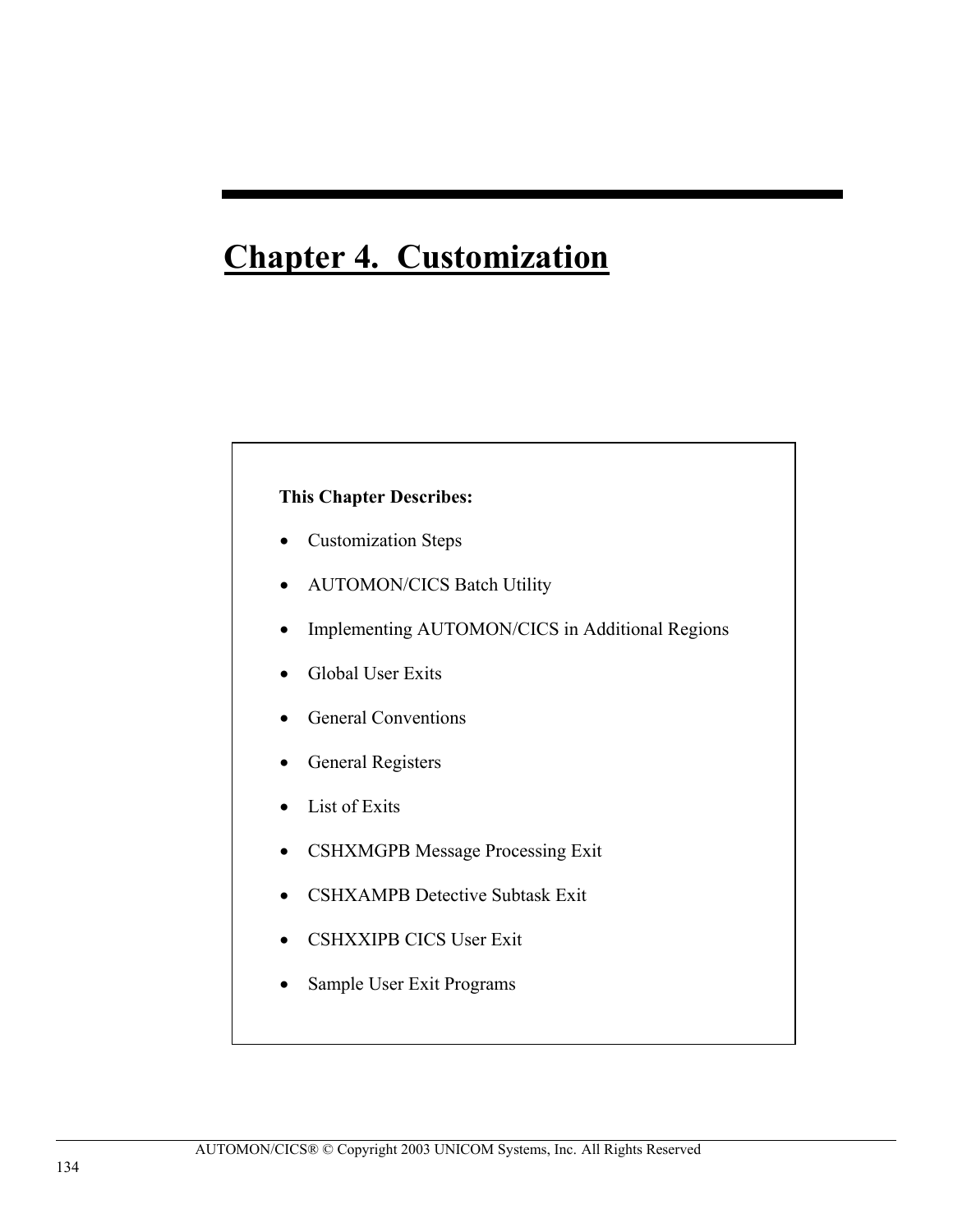# Chapter 4. Customization

**This Chapter Describes:**

- Customization Steps
- AUTOMON/CICS Batch Utility
- Implementing AUTOMON/CICS in Additional Regions
- Global User Exits
- General Conventions
- General Registers
- List of Exits
- CSHXMGPB Message Processing Exit
- CSHXAMPB Detective Subtask Exit
- CSHXXIPB CICS User Exit
- Sample User Exit Programs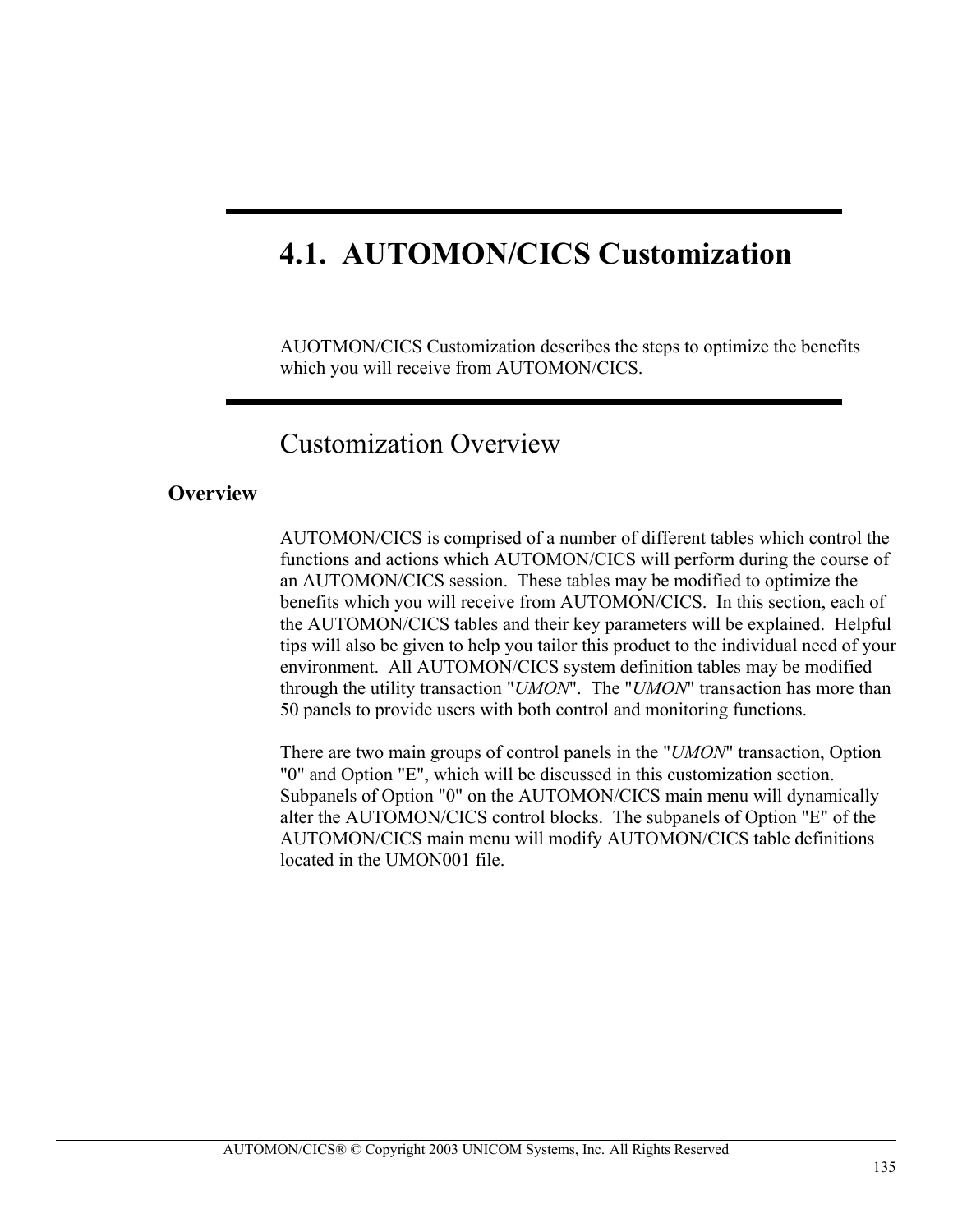# 4.1. AUTOMON/CICS Customization

AUOTMON/CICS Customization describes the steps to optimize the benefits which you will receive from AUTOMON/CICS.

## Customization Overview

### Overview

AUTOMON/CICS is comprised of a number of different tables which control the functions and actions which AUTOMON/CICS will perform during the course of an AUTOMON/CICS session. These tables may be modified to optimize the benefits which you will receive from AUTOMON/CICS. In this section, each of the AUTOMON/CICS tables and their key parameters will be explained. Helpful tips will also be given to help you tailor this product to the individual need of your environment. All AUTOMON/CICS system definition tables may be modified through the utility transaction "*UMON*". The "*UMON*" transaction has more than 50 panels to provide users with both control and monitoring functions.

There are two main groups of control panels in the "*UMON*" transaction, Option "0" and Option "E", which will be discussed in this customization section. Subpanels of Option "0" on the AUTOMON/CICS main menu will dynamically alter the AUTOMON/CICS control blocks. The subpanels of Option "E" of the AUTOMON/CICS main menu will modify AUTOMON/CICS table definitions located in the UMON001 file.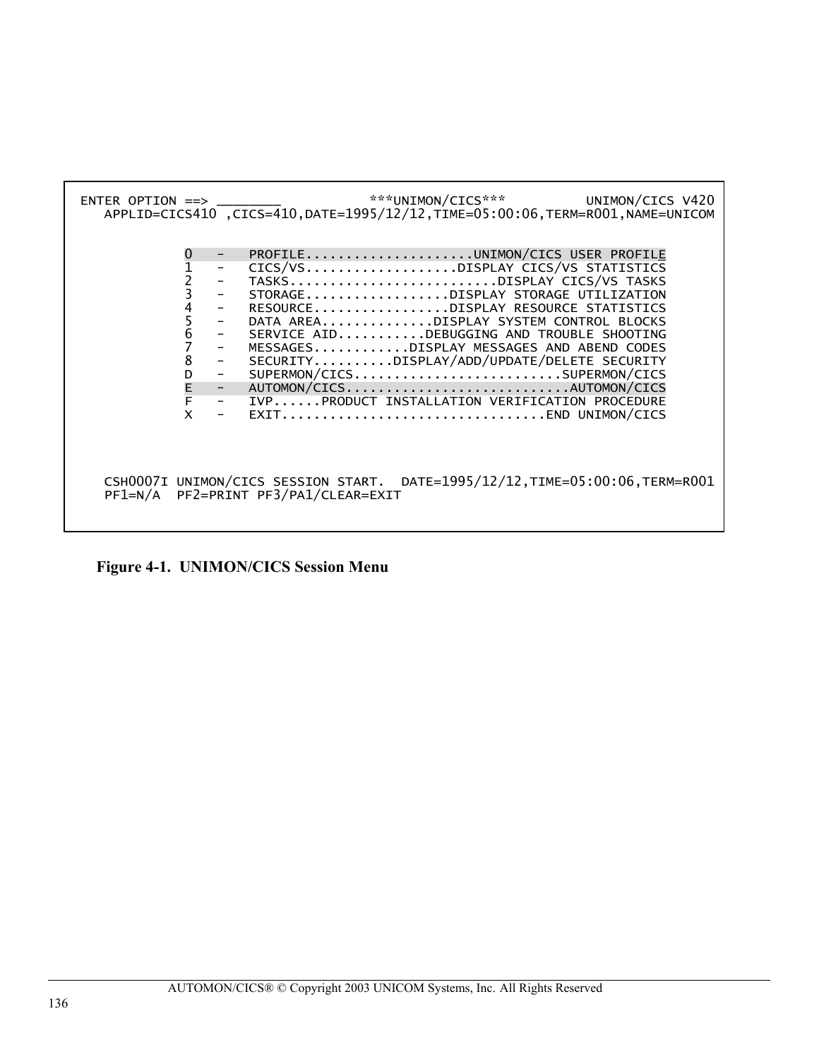```
ENTER OPTION ==> ________            ***UNIMON/CICS***          UNIMON/CICS V420
   APPLID=CICS410 ,CICS=410,DATE=1995/12/12,TIME=05:00:06,TERM=R001,NAME=UNICOM


              0   -   PROFILE.....................UNIMON/CICS USER PROFILE
              1   -   CICS/VS..................DISPLAY CICS/VS STATISTICS
              2   -   TASKS.........................DISPLAY CICS/VS TASKS
              3   -   STORAGE.................DISPLAY STORAGE UTILIZATION
              4   -   RESOURCE................DISPLAY RESOURCE STATISTICS
              5   -   DATA AREA.............DISPLAY SYSTEM CONTROL BLOCKS
              6   -   SERVICE AID..........DEBUGGING AND TROUBLE SHOOTING
              7   -   MESSAGES...........DISPLAY MESSAGES AND ABEND CODES
              8   -   SECURITY.........DISPLAY/ADD/UPDATE/DELETE SECURITY
              D   -   SUPERMON/CICS..........................SUPERMON/CICS
              E   -   AUTOMON/CICS...........................AUTOMON/CICS
              F   -   IVP......PRODUCT INSTALLATION VERIFICATION PROCEDURE
              X   -   EXIT................................END UNIMON/CICS




   CSH0007I UNIMON/CICS SESSION START.  DATE=1995/12/12,TIME=05:00:06,TERM=R001
   PF1=N/A  PF2=PRINT PF3/PA1/CLEAR=EXIT
```

**Figure 4-1. UNIMON/CICS Session Menu**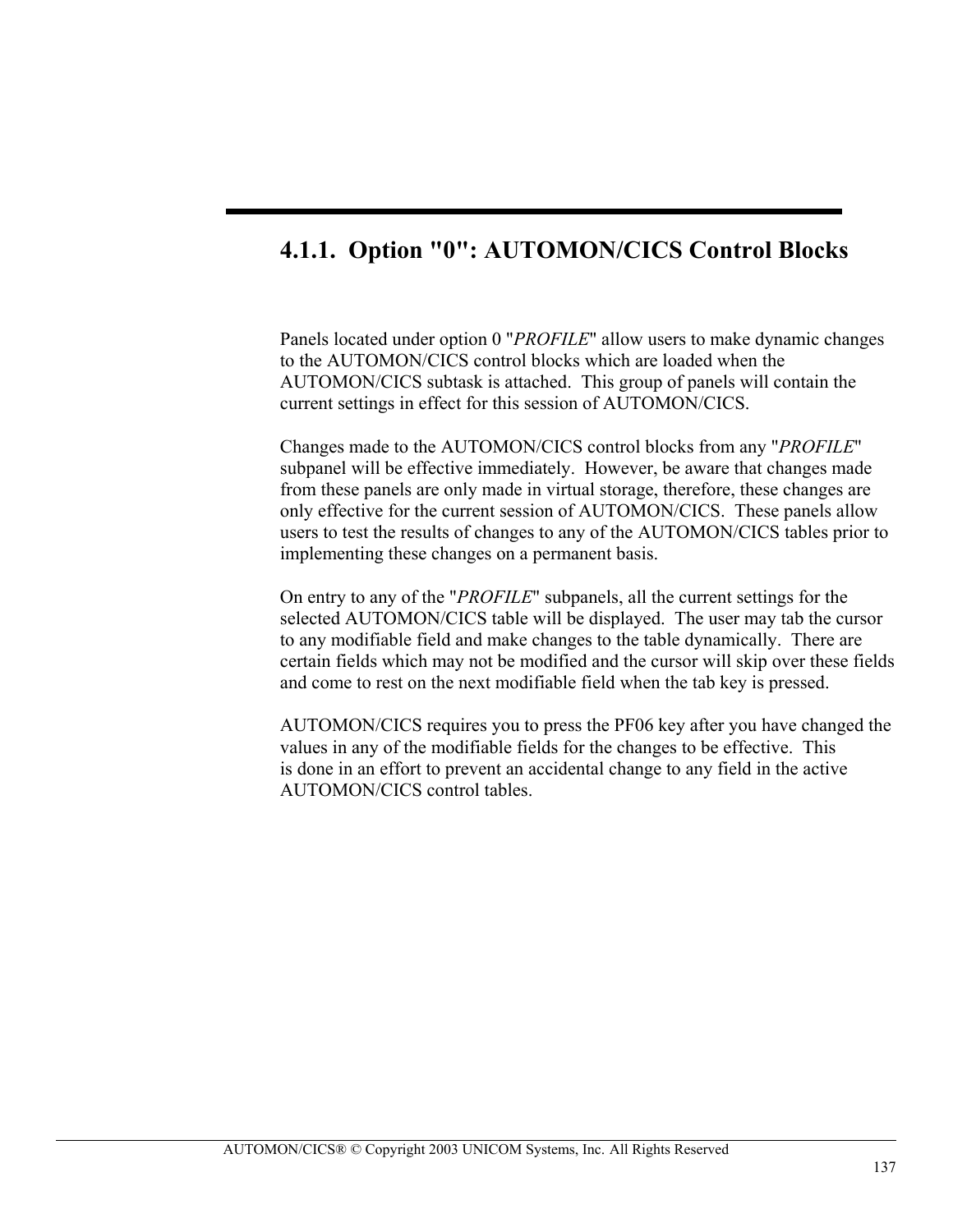### 4.1.1. Option "0": AUTOMON/CICS Control Blocks

Panels located under option 0 "*PROFILE*" allow users to make dynamic changes to the AUTOMON/CICS control blocks which are loaded when the AUTOMON/CICS subtask is attached. This group of panels will contain the current settings in effect for this session of AUTOMON/CICS.

Changes made to the AUTOMON/CICS control blocks from any "*PROFILE*" subpanel will be effective immediately. However, be aware that changes made from these panels are only made in virtual storage, therefore, these changes are only effective for the current session of AUTOMON/CICS. These panels allow users to test the results of changes to any of the AUTOMON/CICS tables prior to implementing these changes on a permanent basis.

On entry to any of the "*PROFILE*" subpanels, all the current settings for the selected AUTOMON/CICS table will be displayed. The user may tab the cursor to any modifiable field and make changes to the table dynamically. There are certain fields which may not be modified and the cursor will skip over these fields and come to rest on the next modifiable field when the tab key is pressed.

AUTOMON/CICS requires you to press the PF06 key after you have changed the values in any of the modifiable fields for the changes to be effective. This is done in an effort to prevent an accidental change to any field in the active AUTOMON/CICS control tables.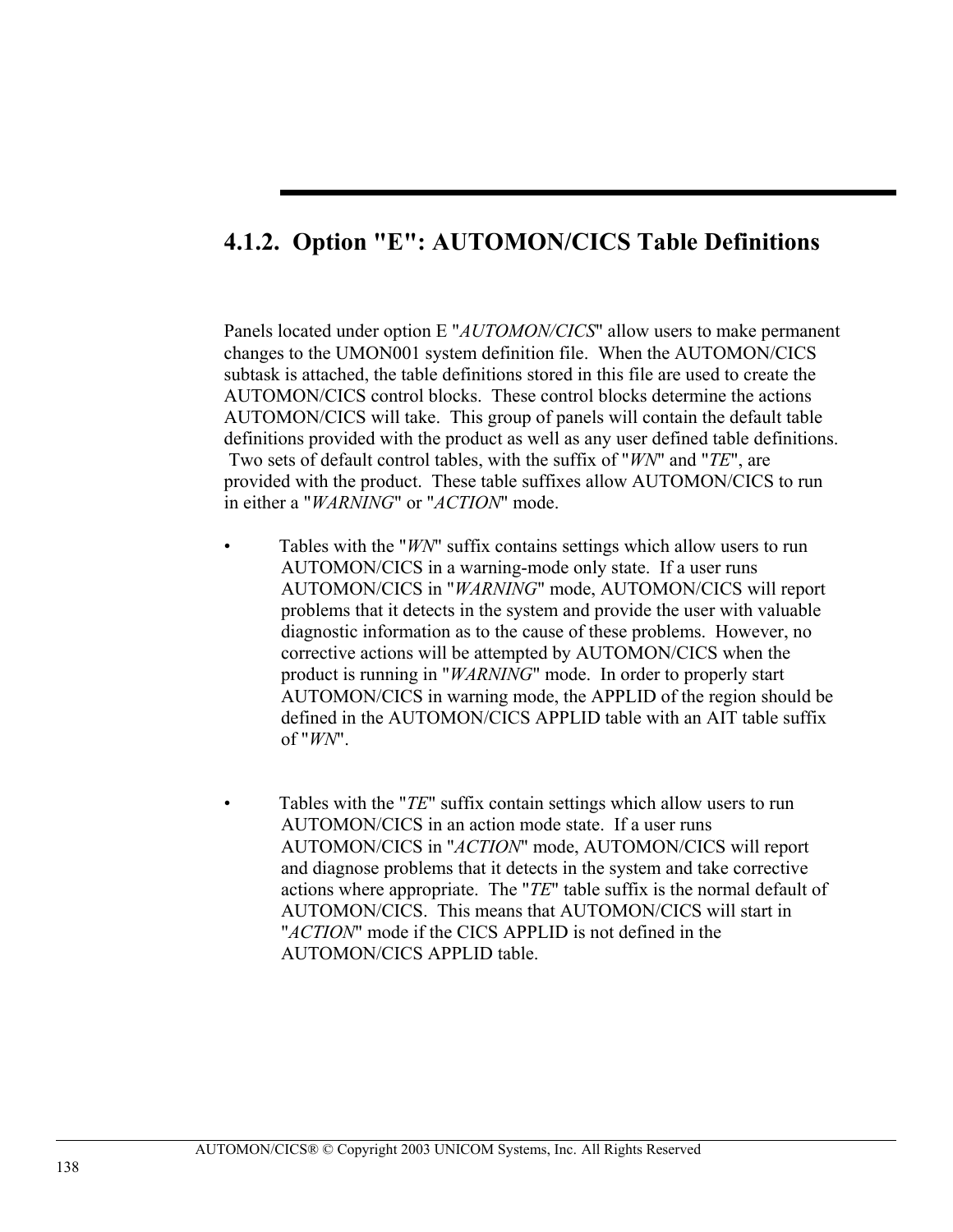## 4.1.2. Option "E": AUTOMON/CICS Table Definitions

Panels located under option E "*AUTOMON/CICS*" allow users to make permanent changes to the UMON001 system definition file. When the AUTOMON/CICS subtask is attached, the table definitions stored in this file are used to create the AUTOMON/CICS control blocks. These control blocks determine the actions AUTOMON/CICS will take. This group of panels will contain the default table definitions provided with the product as well as any user defined table definitions. Two sets of default control tables, with the suffix of "*WN*" and "*TE*", are provided with the product. These table suffixes allow AUTOMON/CICS to run in either a "*WARNING*" or "*ACTION*" mode.

- Tables with the "*WN*" suffix contains settings which allow users to run AUTOMON/CICS in a warning-mode only state. If a user runs AUTOMON/CICS in "*WARNING*" mode, AUTOMON/CICS will report problems that it detects in the system and provide the user with valuable diagnostic information as to the cause of these problems. However, no corrective actions will be attempted by AUTOMON/CICS when the product is running in "*WARNING*" mode. In order to properly start AUTOMON/CICS in warning mode, the APPLID of the region should be defined in the AUTOMON/CICS APPLID table with an AIT table suffix of "*WN*".

- Tables with the "*TE*" suffix contain settings which allow users to run AUTOMON/CICS in an action mode state. If a user runs AUTOMON/CICS in "*ACTION*" mode, AUTOMON/CICS will report and diagnose problems that it detects in the system and take corrective actions where appropriate. The "*TE*" table suffix is the normal default of AUTOMON/CICS. This means that AUTOMON/CICS will start in "*ACTION*" mode if the CICS APPLID is not defined in the AUTOMON/CICS APPLID table.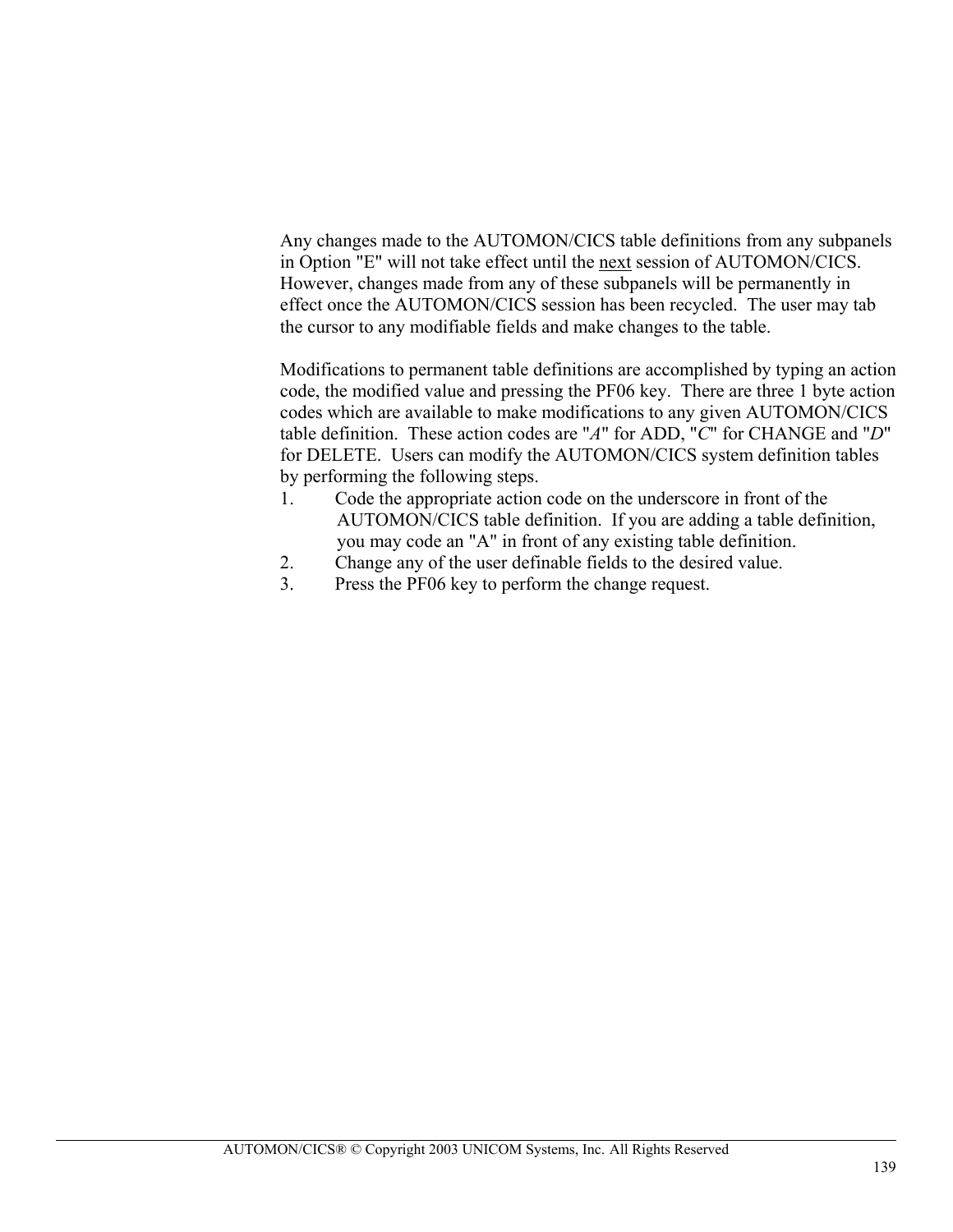Any changes made to the AUTOMON/CICS table definitions from any subpanels in Option "E" will not take effect until the <u>next</u> session of AUTOMON/CICS. However, changes made from any of these subpanels will be permanently in effect once the AUTOMON/CICS session has been recycled. The user may tab the cursor to any modifiable fields and make changes to the table.

Modifications to permanent table definitions are accomplished by typing an action code, the modified value and pressing the PF06 key. There are three 1 byte action codes which are available to make modifications to any given AUTOMON/CICS table definition. These action codes are "*A*" for ADD, "*C*" for CHANGE and "*D*" for DELETE. Users can modify the AUTOMON/CICS system definition tables by performing the following steps.

1. Code the appropriate action code on the underscore in front of the AUTOMON/CICS table definition. If you are adding a table definition, you may code an "A" in front of any existing table definition.
2. Change any of the user definable fields to the desired value.
3. Press the PF06 key to perform the change request.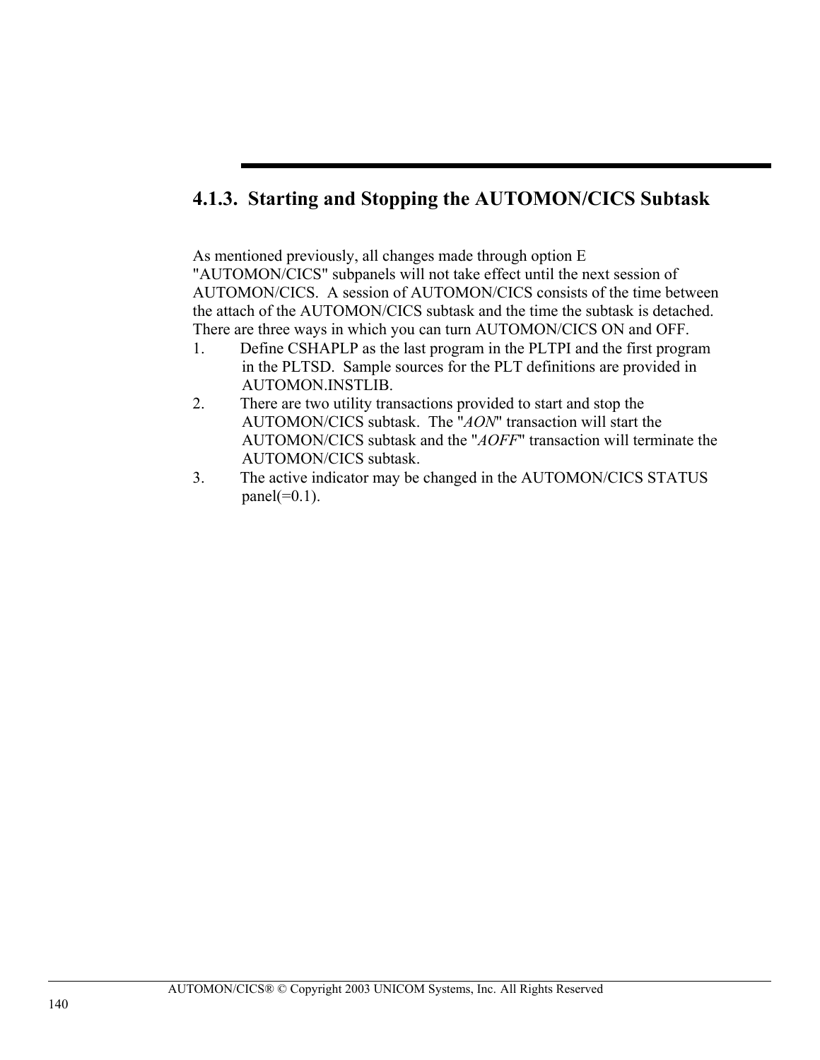### 4.1.3. Starting and Stopping the AUTOMON/CICS Subtask

As mentioned previously, all changes made through option E "AUTOMON/CICS" subpanels will not take effect until the next session of AUTOMON/CICS. A session of AUTOMON/CICS consists of the time between the attach of the AUTOMON/CICS subtask and the time the subtask is detached. There are three ways in which you can turn AUTOMON/CICS ON and OFF.

1. Define CSHAPLP as the last program in the PLTPI and the first program in the PLTSD. Sample sources for the PLT definitions are provided in AUTOMON.INSTLIB.
2. There are two utility transactions provided to start and stop the AUTOMON/CICS subtask. The "*AON*" transaction will start the AUTOMON/CICS subtask and the "*AOFF*" transaction will terminate the AUTOMON/CICS subtask.
3. The active indicator may be changed in the AUTOMON/CICS STATUS panel(=0.1).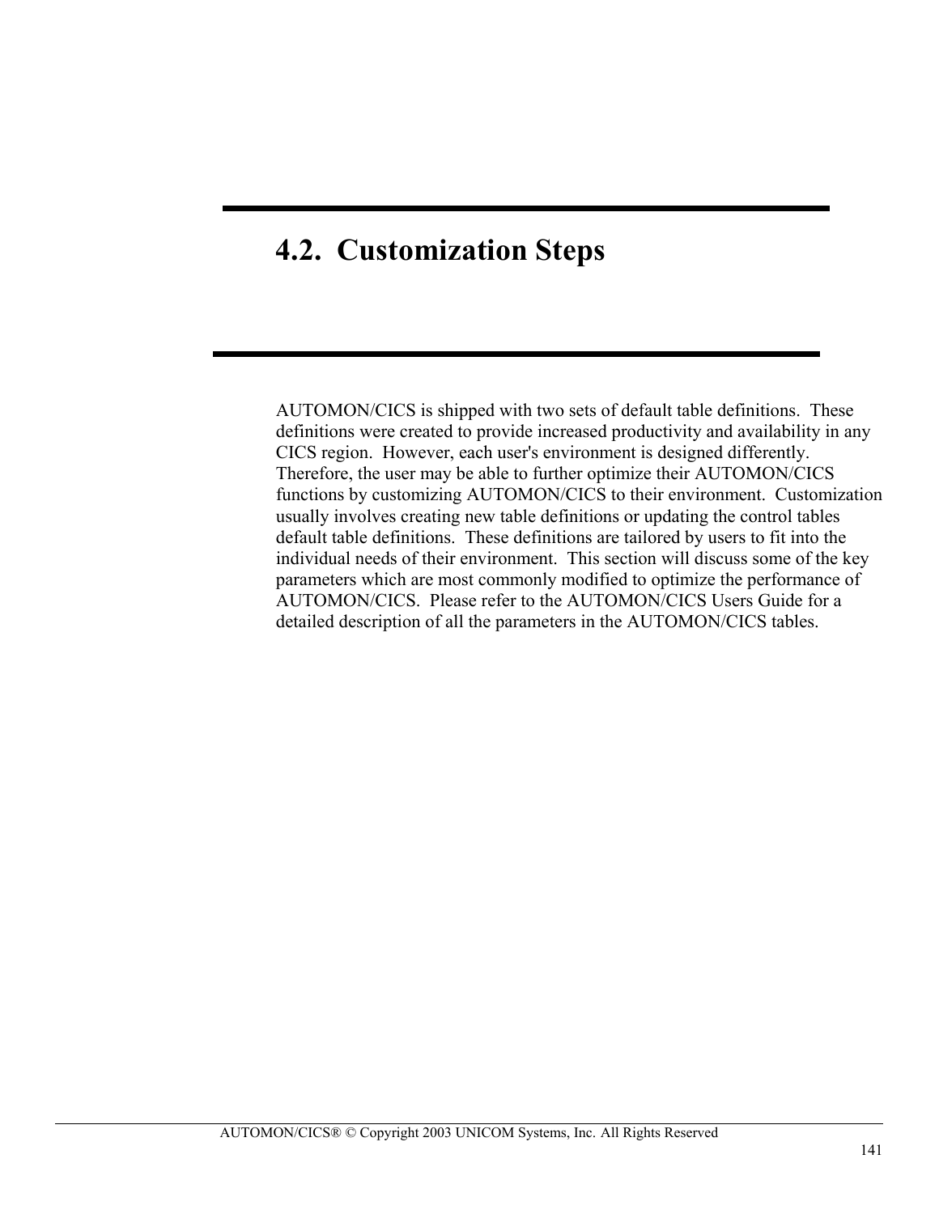## 4.2. Customization Steps

AUTOMON/CICS is shipped with two sets of default table definitions. These definitions were created to provide increased productivity and availability in any CICS region. However, each user's environment is designed differently. Therefore, the user may be able to further optimize their AUTOMON/CICS functions by customizing AUTOMON/CICS to their environment. Customization usually involves creating new table definitions or updating the control tables default table definitions. These definitions are tailored by users to fit into the individual needs of their environment. This section will discuss some of the key parameters which are most commonly modified to optimize the performance of AUTOMON/CICS. Please refer to the AUTOMON/CICS Users Guide for a detailed description of all the parameters in the AUTOMON/CICS tables.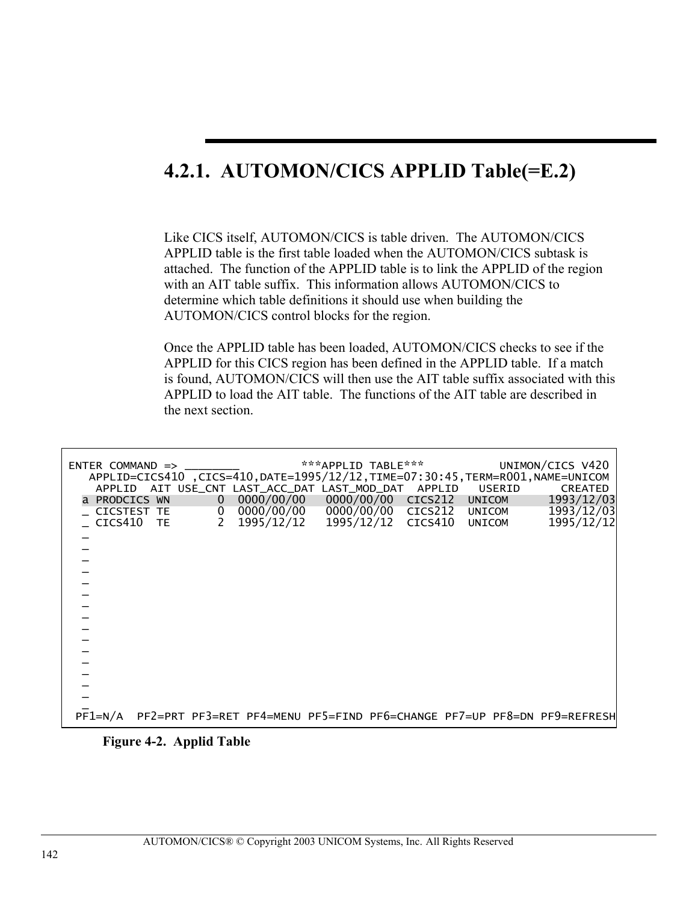## 4.2.1. AUTOMON/CICS APPLID Table(=E.2)

Like CICS itself, AUTOMON/CICS is table driven. The AUTOMON/CICS APPLID table is the first table loaded when the AUTOMON/CICS subtask is attached. The function of the APPLID table is to link the APPLID of the region with an AIT table suffix. This information allows AUTOMON/CICS to determine which table definitions it should use when building the AUTOMON/CICS control blocks for the region.

Once the APPLID table has been loaded, AUTOMON/CICS checks to see if the APPLID for this CICS region has been defined in the APPLID table. If a match is found, AUTOMON/CICS will then use the AIT table suffix associated with this APPLID to load the AIT table. The functions of the AIT table are described in the next section.

```
ENTER COMMAND => ________          ***APPLID TABLE***          UNIMON/CICS V420
   APPLID=CICS410  ,CICS=410,DATE=1995/12/12,TIME=07:30:45,TERM=R001,NAME=UNICOM
    APPLID  AIT USE_CNT LAST_ACC_DAT LAST_MOD_DAT  APPLID   USERID      CREATED
  a PRODCICS WN       0  0000/00/00   0000/00/00  CICS212  UNICOM      1993/12/03
  _ CICSTEST TE       0  0000/00/00   0000/00/00  CICS212  UNICOM      1993/12/03
  _ CICS410  TE       2  1995/12/12   1995/12/12  CICS410  UNICOM      1995/12/12
  _
  _
  _
  _
  _
  _
  _
  _
  _
  _
  _
  _
  _
  _
  _
 PF1=N/A  PF2=PRT PF3=RET PF4=MENU PF5=FIND PF6=CHANGE PF7=UP PF8=DN PF9=REFRESH
```

Figure 4-2. Applid Table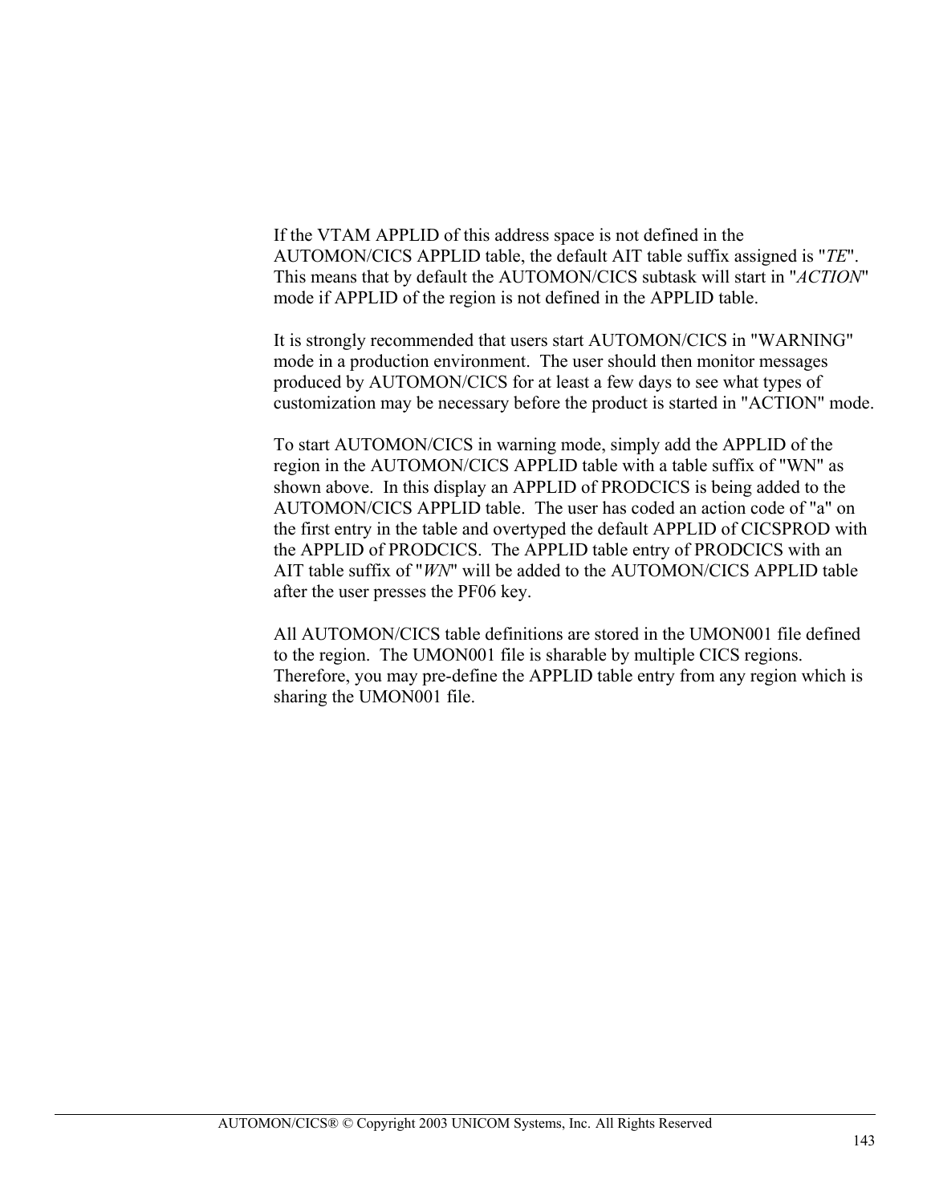If the VTAM APPLID of this address space is not defined in the AUTOMON/CICS APPLID table, the default AIT table suffix assigned is "*TE*". This means that by default the AUTOMON/CICS subtask will start in "*ACTION*" mode if APPLID of the region is not defined in the APPLID table.

It is strongly recommended that users start AUTOMON/CICS in "WARNING" mode in a production environment. The user should then monitor messages produced by AUTOMON/CICS for at least a few days to see what types of customization may be necessary before the product is started in "ACTION" mode.

To start AUTOMON/CICS in warning mode, simply add the APPLID of the region in the AUTOMON/CICS APPLID table with a table suffix of "WN" as shown above. In this display an APPLID of PRODCICS is being added to the AUTOMON/CICS APPLID table. The user has coded an action code of "a" on the first entry in the table and overtyped the default APPLID of CICSPROD with the APPLID of PRODCICS. The APPLID table entry of PRODCICS with an AIT table suffix of "*WN*" will be added to the AUTOMON/CICS APPLID table after the user presses the PF06 key.

All AUTOMON/CICS table definitions are stored in the UMON001 file defined to the region. The UMON001 file is sharable by multiple CICS regions. Therefore, you may pre-define the APPLID table entry from any region which is sharing the UMON001 file.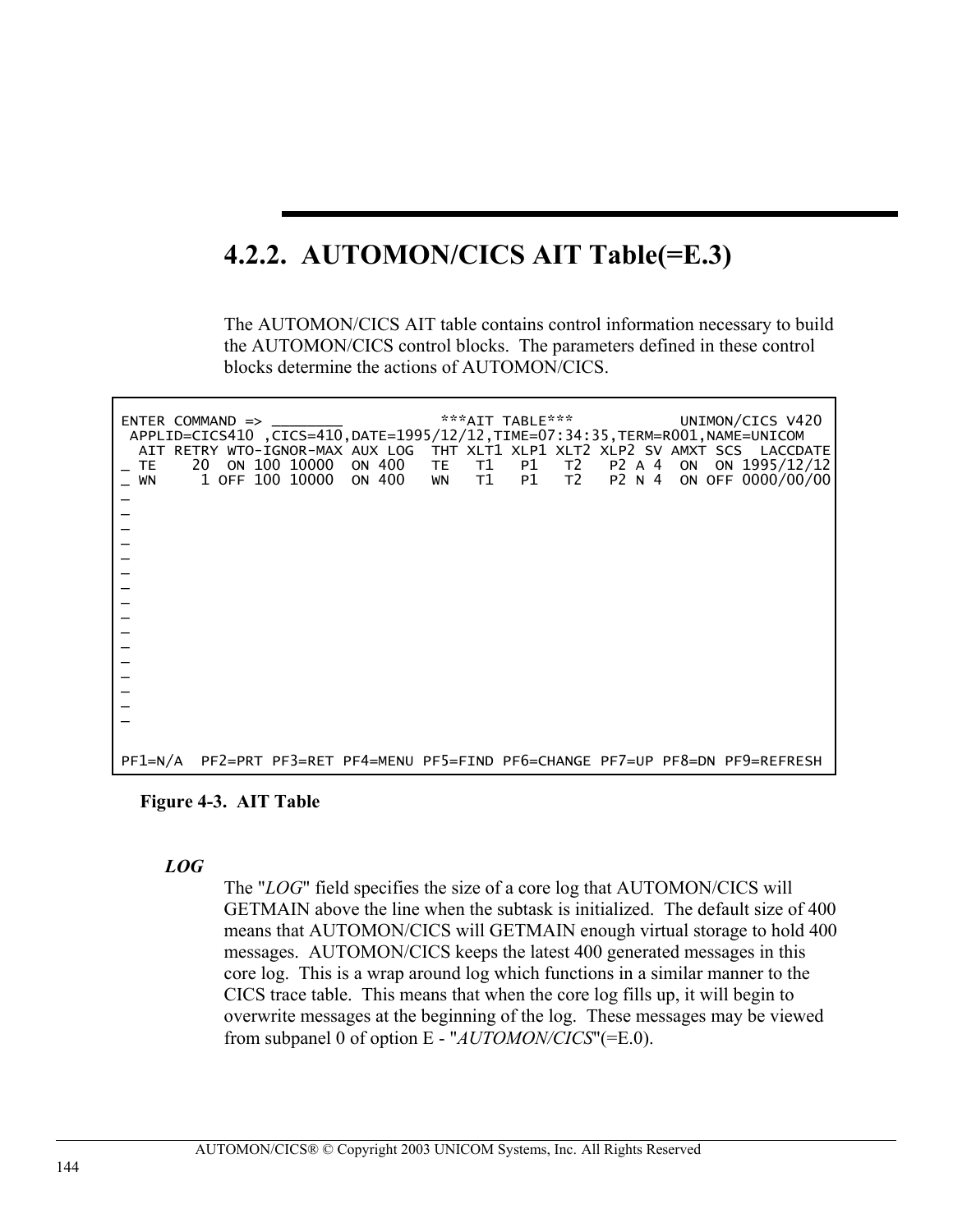## 4.2.2. AUTOMON/CICS AIT Table(=E.3)

The AUTOMON/CICS AIT table contains control information necessary to build the AUTOMON/CICS control blocks. The parameters defined in these control blocks determine the actions of AUTOMON/CICS.

```
ENTER COMMAND => ________          ***AIT TABLE***           UNIMON/CICS V420
 APPLID=CICS410 ,CICS=410,DATE=1995/12/12,TIME=07:34:35,TERM=R001,NAME=UNICOM
  AIT RETRY WTO-IGNOR-MAX AUX LOG  THT XLT1 XLP1 XLT2 XLP2 SV AMXT SCS  LACCDATE
_ TE    20  ON 100 10000  ON 400   TE   T1   P1   T2   P2 A 4  ON  ON 1995/12/12
_ WN     1 OFF 100 10000  ON 400   WN   T1   P1   T2   P2 N 4  ON OFF 0000/00/00
_
_
_
_
_
_
_
_
_
_
_
_
_
_
_
_


PF1=N/A  PF2=PRT PF3=RET PF4=MENU PF5=FIND PF6=CHANGE PF7=UP PF8=DN PF9=REFRESH
```

**Figure 4-3. AIT Table**

***LOG***

The "*LOG*" field specifies the size of a core log that AUTOMON/CICS will GETMAIN above the line when the subtask is initialized. The default size of 400 means that AUTOMON/CICS will GETMAIN enough virtual storage to hold 400 messages. AUTOMON/CICS keeps the latest 400 generated messages in this core log. This is a wrap around log which functions in a similar manner to the CICS trace table. This means that when the core log fills up, it will begin to overwrite messages at the beginning of the log. These messages may be viewed from subpanel 0 of option E - "*AUTOMON/CICS*"(=E.0).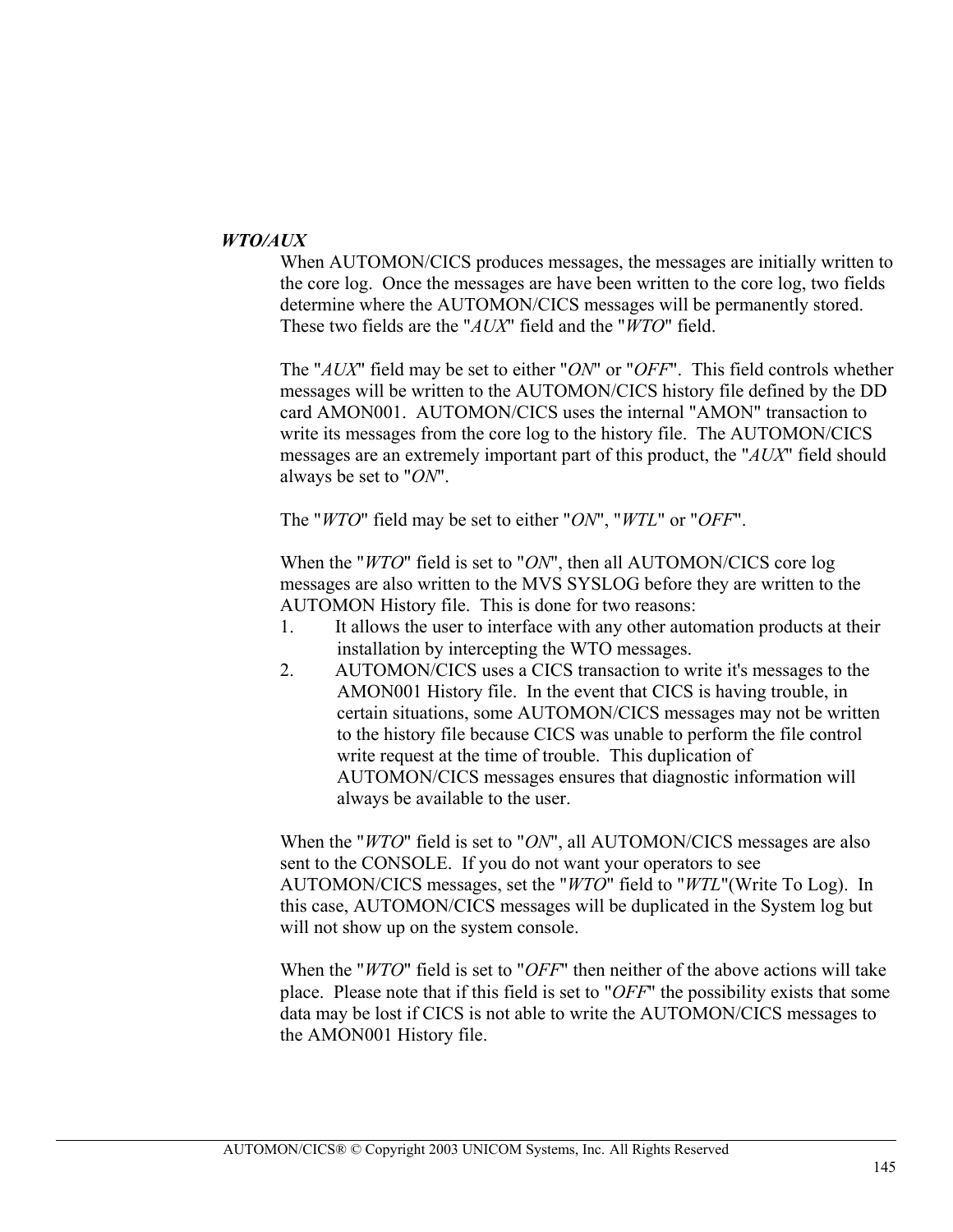***WTO/AUX***

When AUTOMON/CICS produces messages, the messages are initially written to the core log. Once the messages are have been written to the core log, two fields determine where the AUTOMON/CICS messages will be permanently stored. These two fields are the "*AUX*" field and the "*WTO*" field.

The "*AUX*" field may be set to either "*ON*" or "*OFF*". This field controls whether messages will be written to the AUTOMON/CICS history file defined by the DD card AMON001. AUTOMON/CICS uses the internal "AMON" transaction to write its messages from the core log to the history file. The AUTOMON/CICS messages are an extremely important part of this product, the "*AUX*" field should always be set to "*ON*".

The "*WTO*" field may be set to either "*ON*", "*WTL*" or "*OFF*".

When the "*WTO*" field is set to "*ON*", then all AUTOMON/CICS core log messages are also written to the MVS SYSLOG before they are written to the AUTOMON History file. This is done for two reasons:

1. It allows the user to interface with any other automation products at their installation by intercepting the WTO messages.
2. AUTOMON/CICS uses a CICS transaction to write it's messages to the AMON001 History file. In the event that CICS is having trouble, in certain situations, some AUTOMON/CICS messages may not be written to the history file because CICS was unable to perform the file control write request at the time of trouble. This duplication of AUTOMON/CICS messages ensures that diagnostic information will always be available to the user.

When the "*WTO*" field is set to "*ON*", all AUTOMON/CICS messages are also sent to the CONSOLE. If you do not want your operators to see AUTOMON/CICS messages, set the "*WTO*" field to "*WTL*"(Write To Log). In this case, AUTOMON/CICS messages will be duplicated in the System log but will not show up on the system console.

When the "*WTO*" field is set to "*OFF*" then neither of the above actions will take place. Please note that if this field is set to "*OFF*" the possibility exists that some data may be lost if CICS is not able to write the AUTOMON/CICS messages to the AMON001 History file.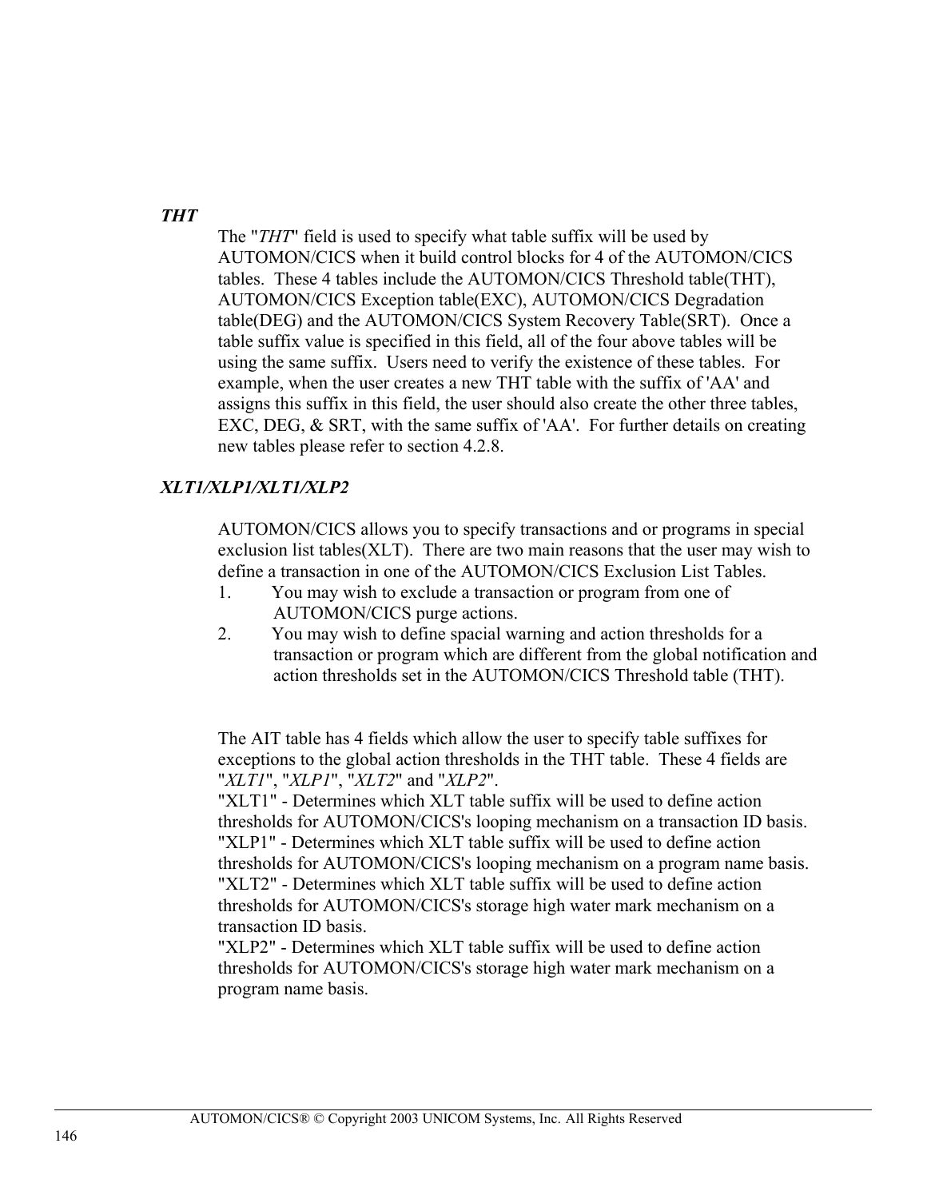***THT***

The "*THT*" field is used to specify what table suffix will be used by AUTOMON/CICS when it build control blocks for 4 of the AUTOMON/CICS tables. These 4 tables include the AUTOMON/CICS Threshold table(THT), AUTOMON/CICS Exception table(EXC), AUTOMON/CICS Degradation table(DEG) and the AUTOMON/CICS System Recovery Table(SRT). Once a table suffix value is specified in this field, all of the four above tables will be using the same suffix. Users need to verify the existence of these tables. For example, when the user creates a new THT table with the suffix of 'AA' and assigns this suffix in this field, the user should also create the other three tables, EXC, DEG, & SRT, with the same suffix of 'AA'. For further details on creating new tables please refer to section 4.2.8.

***XLT1/XLP1/XLT1/XLP2***

AUTOMON/CICS allows you to specify transactions and or programs in special exclusion list tables(XLT). There are two main reasons that the user may wish to define a transaction in one of the AUTOMON/CICS Exclusion List Tables.

1. You may wish to exclude a transaction or program from one of AUTOMON/CICS purge actions.
2. You may wish to define spacial warning and action thresholds for a transaction or program which are different from the global notification and action thresholds set in the AUTOMON/CICS Threshold table (THT).

The AIT table has 4 fields which allow the user to specify table suffixes for exceptions to the global action thresholds in the THT table. These 4 fields are "*XLT1*", "*XLP1*", "*XLT2*" and "*XLP2*".

"XLT1" - Determines which XLT table suffix will be used to define action thresholds for AUTOMON/CICS's looping mechanism on a transaction ID basis.

"XLP1" - Determines which XLT table suffix will be used to define action thresholds for AUTOMON/CICS's looping mechanism on a program name basis.

"XLT2" - Determines which XLT table suffix will be used to define action thresholds for AUTOMON/CICS's storage high water mark mechanism on a transaction ID basis.

"XLP2" - Determines which XLT table suffix will be used to define action thresholds for AUTOMON/CICS's storage high water mark mechanism on a program name basis.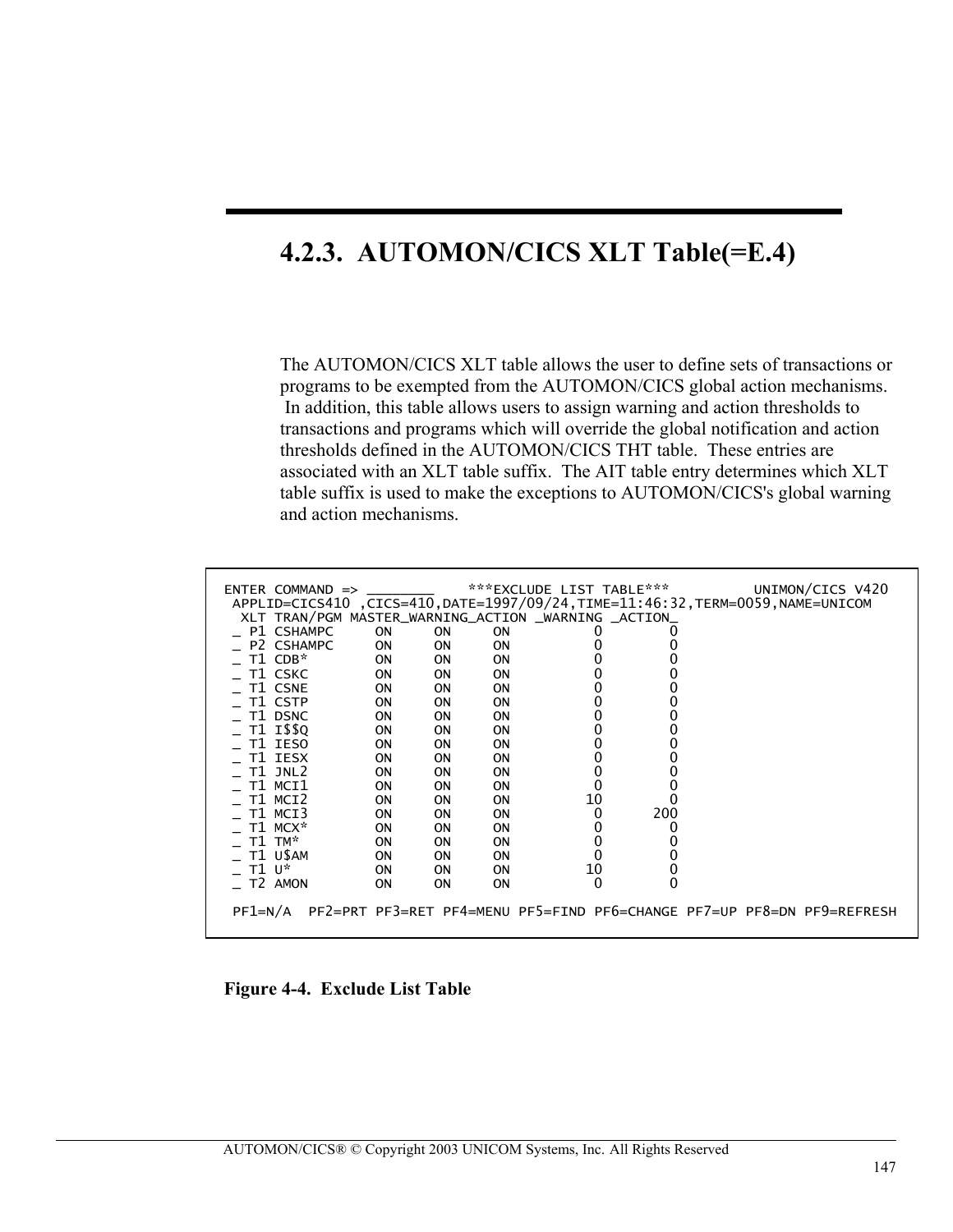## 4.2.3. AUTOMON/CICS XLT Table(=E.4)

The AUTOMON/CICS XLT table allows the user to define sets of transactions or programs to be exempted from the AUTOMON/CICS global action mechanisms. In addition, this table allows users to assign warning and action thresholds to transactions and programs which will override the global notification and action thresholds defined in the AUTOMON/CICS THT table. These entries are associated with an XLT table suffix. The AIT table entry determines which XLT table suffix is used to make the exceptions to AUTOMON/CICS's global warning and action mechanisms.

```
ENTER COMMAND => ________    ***EXCLUDE LIST TABLE***          UNIMON/CICS V420
 APPLID=CICS410 ,CICS=410,DATE=1997/09/24,TIME=11:46:32,TERM=0059,NAME=UNICOM
  XLT TRAN/PGM MASTER_WARNING_ACTION _WARNING _ACTION_
 _ P1 CSHAMPC     ON      ON      ON          0         0
 _ P2 CSHAMPC     ON      ON      ON          0         0
 _ T1 CDB*        ON      ON      ON          0         0
 _ T1 CSKC        ON      ON      ON          0         0
 _ T1 CSNE        ON      ON      ON          0         0
 _ T1 CSTP        ON      ON      ON          0         0
 _ T1 DSNC        ON      ON      ON          0         0
 _ T1 I$$Q        ON      ON      ON          0         0
 _ T1 IESO        ON      ON      ON          0         0
 _ T1 IESX        ON      ON      ON          0         0
 _ T1 JNL2        ON      ON      ON          0         0
 _ T1 MCI1        ON      ON      ON          0         0
 _ T1 MCI2        ON      ON      ON         10         0
 _ T1 MCI3        ON      ON      ON          0       200
 _ T1 MCX*        ON      ON      ON          0         0
 _ T1 TM*         ON      ON      ON          0         0
 _ T1 U$AM        ON      ON      ON          0         0
 _ T1 U*          ON      ON      ON         10         0
 _ T2 AMON        ON      ON      ON          0         0

 PF1=N/A  PF2=PRT PF3=RET PF4=MENU PF5=FIND PF6=CHANGE PF7=UP PF8=DN PF9=REFRESH
```

**Figure 4-4. Exclude List Table**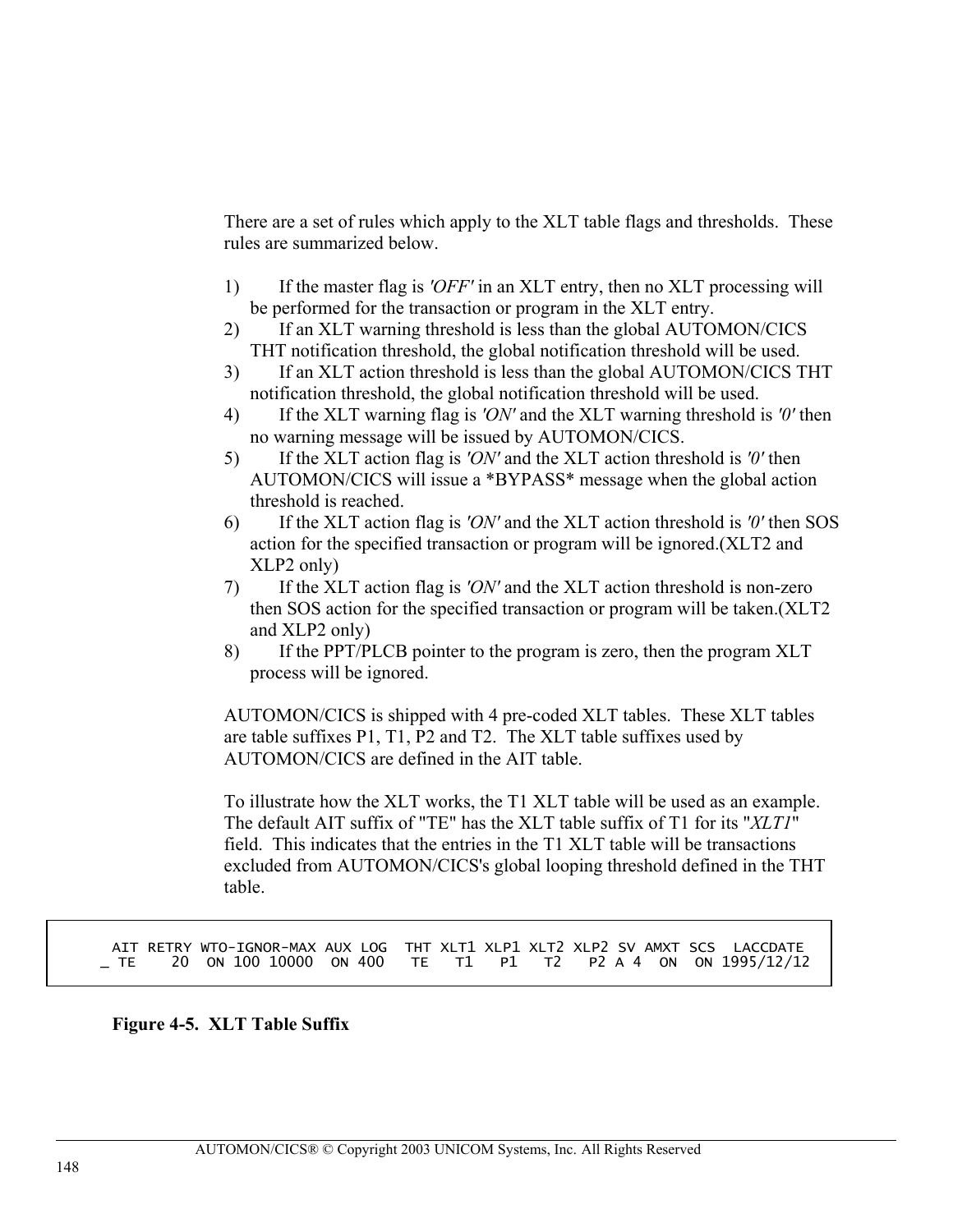There are a set of rules which apply to the XLT table flags and thresholds. These rules are summarized below.

1) If the master flag is *'OFF'* in an XLT entry, then no XLT processing will be performed for the transaction or program in the XLT entry.
2) If an XLT warning threshold is less than the global AUTOMON/CICS THT notification threshold, the global notification threshold will be used.
3) If an XLT action threshold is less than the global AUTOMON/CICS THT notification threshold, the global notification threshold will be used.
4) If the XLT warning flag is *'ON'* and the XLT warning threshold is *'0'* then no warning message will be issued by AUTOMON/CICS.
5) If the XLT action flag is *'ON'* and the XLT action threshold is *'0'* then AUTOMON/CICS will issue a *BYPASS* message when the global action threshold is reached.
6) If the XLT action flag is *'ON'* and the XLT action threshold is *'0'* then SOS action for the specified transaction or program will be ignored.(XLT2 and XLP2 only)
7) If the XLT action flag is *'ON'* and the XLT action threshold is non-zero then SOS action for the specified transaction or program will be taken.(XLT2 and XLP2 only)
8) If the PPT/PLCB pointer to the program is zero, then the program XLT process will be ignored.

AUTOMON/CICS is shipped with 4 pre-coded XLT tables. These XLT tables are table suffixes P1, T1, P2 and T2. The XLT table suffixes used by AUTOMON/CICS are defined in the AIT table.

To illustrate how the XLT works, the T1 XLT table will be used as an example. The default AIT suffix of "TE" has the XLT table suffix of T1 for its "*XLT1*" field. This indicates that the entries in the T1 XLT table will be transactions excluded from AUTOMON/CICS's global looping threshold defined in the THT table.

```
   AIT RETRY WTO-IGNOR-MAX AUX LOG  THT XLT1 XLP1 XLT2 XLP2 SV AMXT SCS  LACCDATE
 _ TE    20  ON 100 10000  ON 400   TE   T1   P1   T2   P2 A 4  ON  ON 1995/12/12
```

**Figure 4-5. XLT Table Suffix**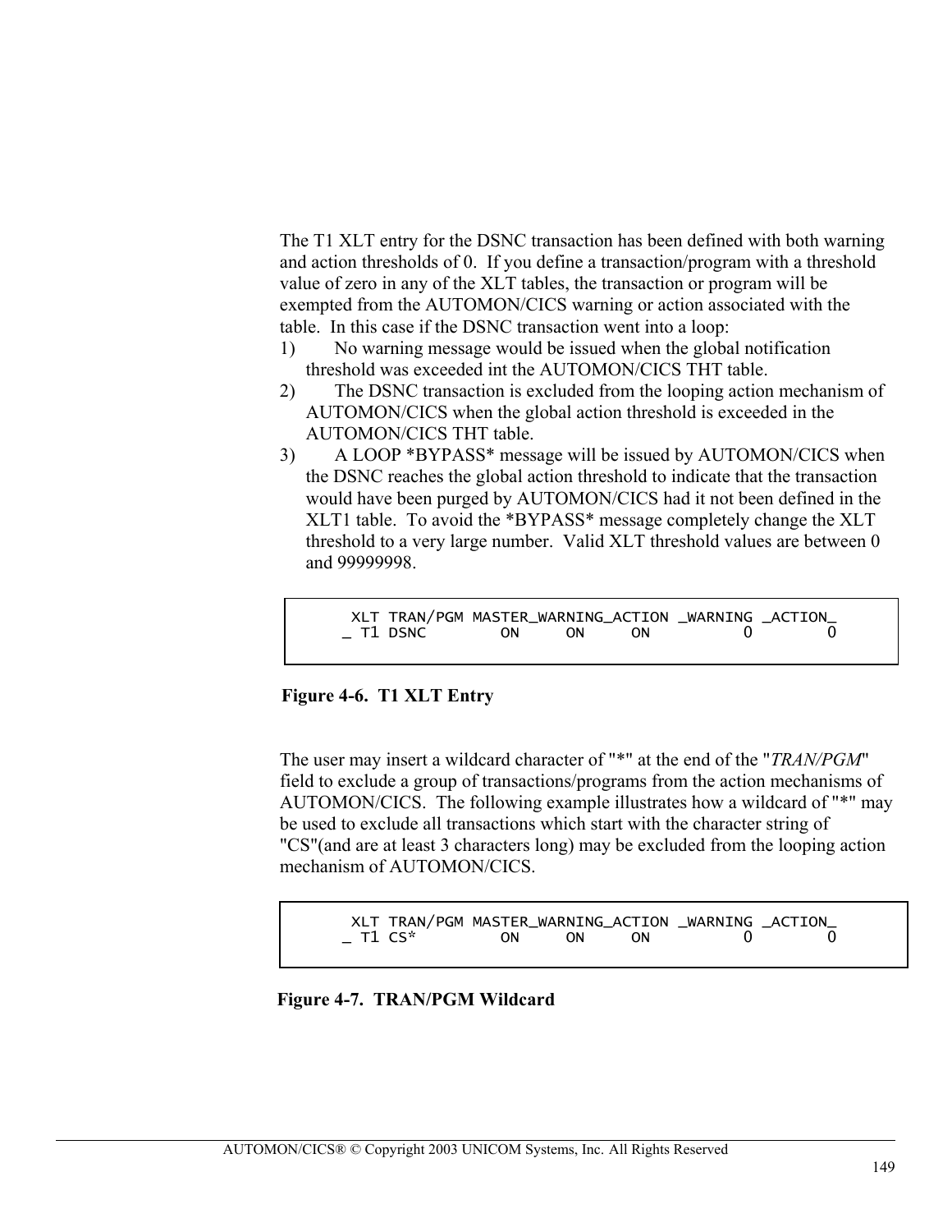The T1 XLT entry for the DSNC transaction has been defined with both warning and action thresholds of 0. If you define a transaction/program with a threshold value of zero in any of the XLT tables, the transaction or program will be exempted from the AUTOMON/CICS warning or action associated with the table. In this case if the DSNC transaction went into a loop:

1) No warning message would be issued when the global notification threshold was exceeded int the AUTOMON/CICS THT table.
2) The DSNC transaction is excluded from the looping action mechanism of AUTOMON/CICS when the global action threshold is exceeded in the AUTOMON/CICS THT table.
3) A LOOP *BYPASS* message will be issued by AUTOMON/CICS when the DSNC reaches the global action threshold to indicate that the transaction would have been purged by AUTOMON/CICS had it not been defined in the XLT1 table. To avoid the *BYPASS* message completely change the XLT threshold to a very large number. Valid XLT threshold values are between 0 and 99999998.

```
  XLT TRAN/PGM MASTER_WARNING_ACTION _WARNING _ACTION_
_ T1 DSNC        ON     ON     ON          0        0
```

**Figure 4-6. T1 XLT Entry**

The user may insert a wildcard character of "*" at the end of the "*TRAN/PGM*" field to exclude a group of transactions/programs from the action mechanisms of AUTOMON/CICS. The following example illustrates how a wildcard of "*" may be used to exclude all transactions which start with the character string of "CS"(and are at least 3 characters long) may be excluded from the looping action mechanism of AUTOMON/CICS.

```
  XLT TRAN/PGM MASTER_WARNING_ACTION _WARNING _ACTION_
_ T1 CS*         ON     ON     ON          0        0
```

**Figure 4-7. TRAN/PGM Wildcard**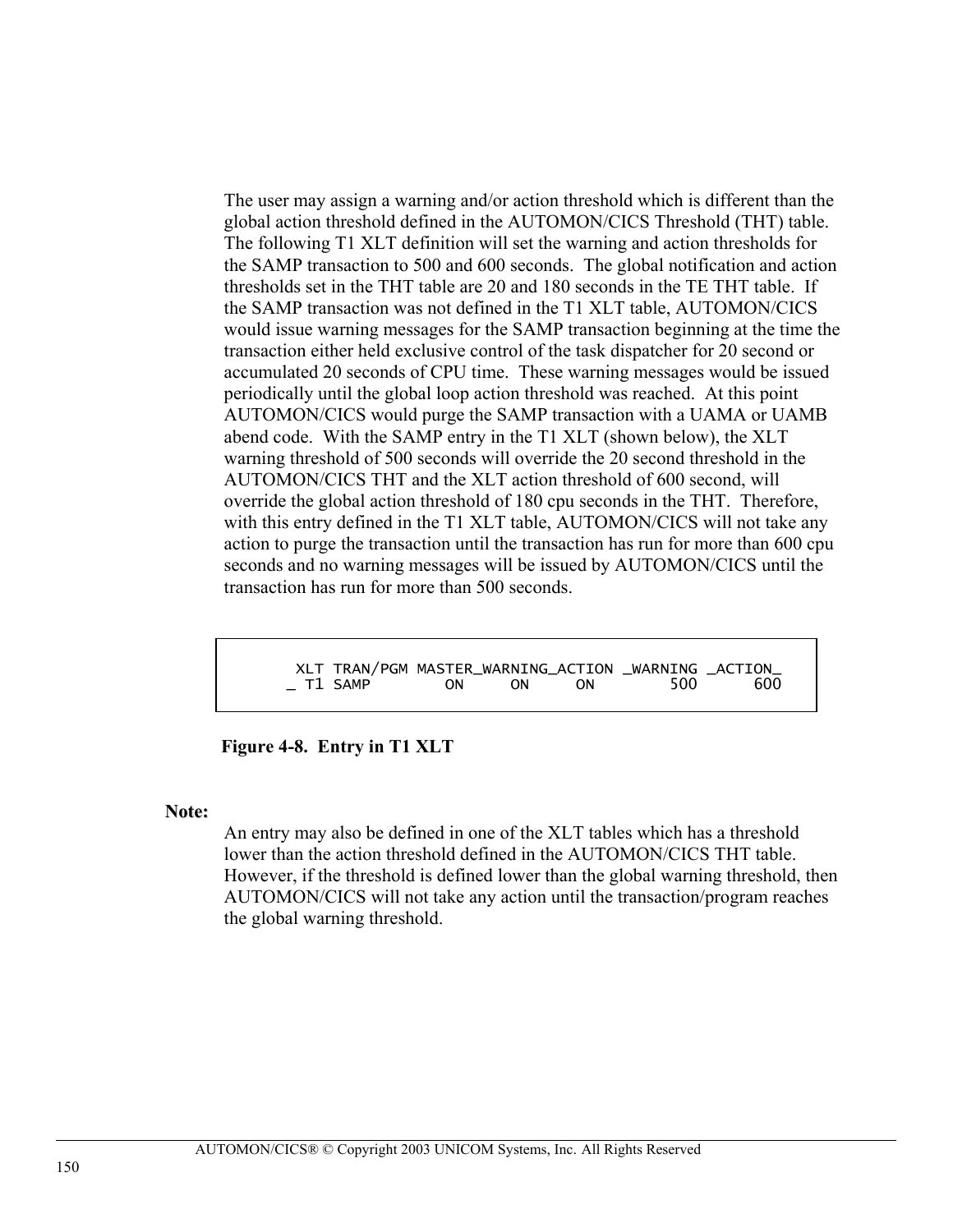The user may assign a warning and/or action threshold which is different than the global action threshold defined in the AUTOMON/CICS Threshold (THT) table. The following T1 XLT definition will set the warning and action thresholds for the SAMP transaction to 500 and 600 seconds. The global notification and action thresholds set in the THT table are 20 and 180 seconds in the TE THT table. If the SAMP transaction was not defined in the T1 XLT table, AUTOMON/CICS would issue warning messages for the SAMP transaction beginning at the time the transaction either held exclusive control of the task dispatcher for 20 second or accumulated 20 seconds of CPU time. These warning messages would be issued periodically until the global loop action threshold was reached. At this point AUTOMON/CICS would purge the SAMP transaction with a UAMA or UAMB abend code. With the SAMP entry in the T1 XLT (shown below), the XLT warning threshold of 500 seconds will override the 20 second threshold in the AUTOMON/CICS THT and the XLT action threshold of 600 second, will override the global action threshold of 180 cpu seconds in the THT. Therefore, with this entry defined in the T1 XLT table, AUTOMON/CICS will not take any action to purge the transaction until the transaction has run for more than 600 cpu seconds and no warning messages will be issued by AUTOMON/CICS until the transaction has run for more than 500 seconds.

```
  XLT TRAN/PGM MASTER_WARNING_ACTION _WARNING _ACTION_
_ T1 SAMP        ON      ON      ON        500      600
```

**Figure 4-8. Entry in T1 XLT**

**Note:**

An entry may also be defined in one of the XLT tables which has a threshold lower than the action threshold defined in the AUTOMON/CICS THT table. However, if the threshold is defined lower than the global warning threshold, then AUTOMON/CICS will not take any action until the transaction/program reaches the global warning threshold.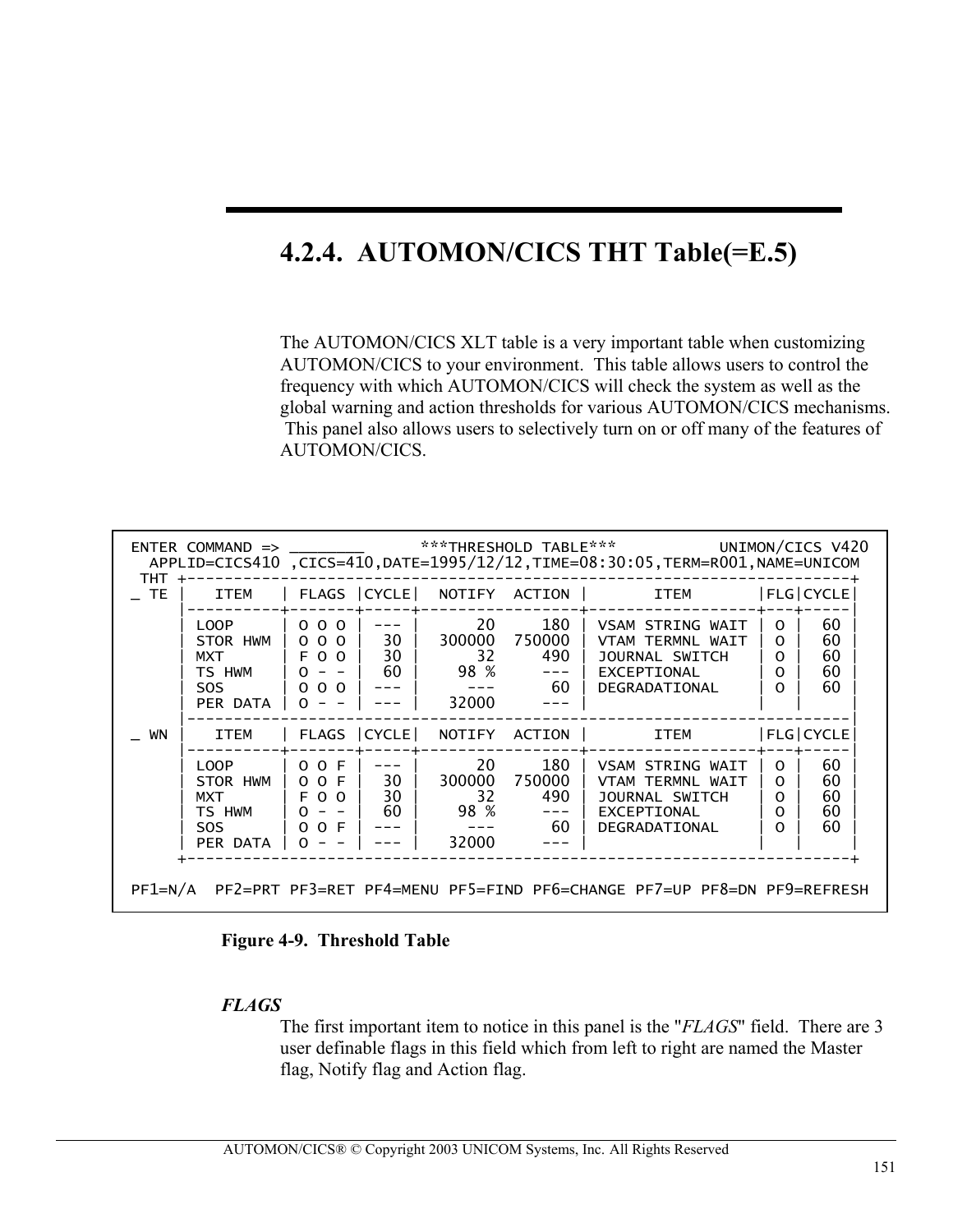## 4.2.4. AUTOMON/CICS THT Table(=E.5)

The AUTOMON/CICS XLT table is a very important table when customizing AUTOMON/CICS to your environment. This table allows users to control the frequency with which AUTOMON/CICS will check the system as well as the global warning and action thresholds for various AUTOMON/CICS mechanisms. This panel also allows users to selectively turn on or off many of the features of AUTOMON/CICS.

```
ENTER COMMAND => ________       ***THRESHOLD TABLE***          UNIMON/CICS V420
  APPLID=CICS410 ,CICS=410,DATE=1995/12/12,TIME=08:30:05,TERM=R001,NAME=UNICOM
 THT +-------------------------------------------------------------------------+
_ TE |   ITEM    | FLAGS |CYCLE|  NOTIFY  ACTION |       ITEM       |FLG|CYCLE|
     |-----------+-------+-----+-----------------+------------------+---+-----|
     | LOOP      | O O O | --- |       20    180 | VSAM STRING WAIT | O |  60 |
     | STOR HWM  | O O O |  30 |   300000 750000 | VTAM TERMNL WAIT | O |  60 |
     | MXT       | F O O |  30 |       32    490 | JOURNAL SWITCH   | O |  60 |
     | TS HWM    | O - - |  60 |     98 %    --- | EXCEPTIONAL      | O |  60 |
     | SOS       | O O O | --- |      ---     60 | DEGRADATIONAL    | O |  60 |
     | PER DATA  | O - - | --- |    32000    --- |                  |   |     |
     |-------------------------------------------------------------------------|
_ WN |   ITEM    | FLAGS |CYCLE|  NOTIFY  ACTION |       ITEM       |FLG|CYCLE|
     |-----------+-------+-----+-----------------+------------------+---+-----|
     | LOOP      | O O F | --- |       20    180 | VSAM STRING WAIT | O |  60 |
     | STOR HWM  | O O F |  30 |   300000 750000 | VTAM TERMNL WAIT | O |  60 |
     | MXT       | F O O |  30 |       32    490 | JOURNAL SWITCH   | O |  60 |
     | TS HWM    | O - - |  60 |     98 %    --- | EXCEPTIONAL      | O |  60 |
     | SOS       | O O F | --- |      ---     60 | DEGRADATIONAL    | O |  60 |
     | PER DATA  | O - - | --- |    32000    --- |                  |   |     |
     +-------------------------------------------------------------------------+

PF1=N/A  PF2=PRT PF3=RET PF4=MENU PF5=FIND PF6=CHANGE PF7=UP PF8=DN PF9=REFRESH
```

**Figure 4-9. Threshold Table**

***FLAGS***

The first important item to notice in this panel is the "*FLAGS*" field. There are 3 user definable flags in this field which from left to right are named the Master flag, Notify flag and Action flag.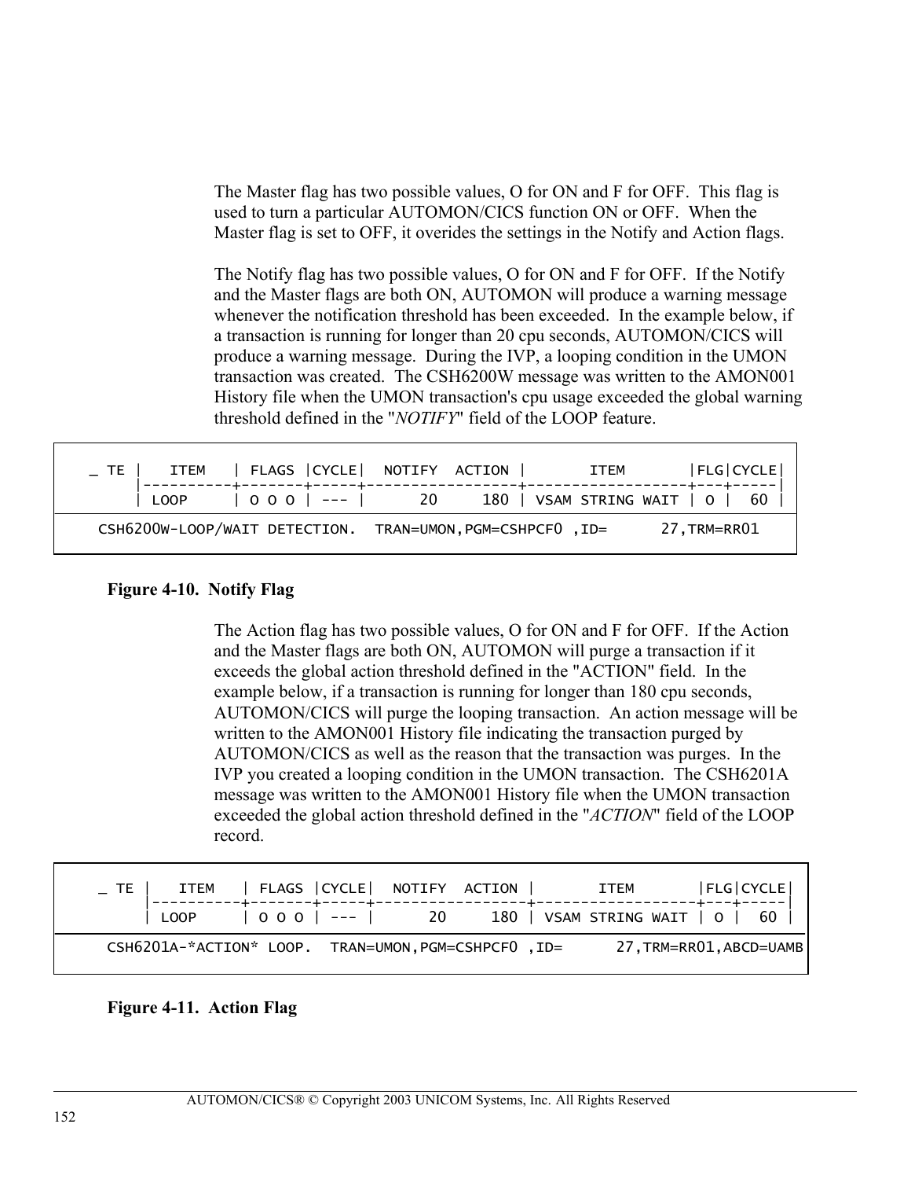The Master flag has two possible values, O for ON and F for OFF. This flag is used to turn a particular AUTOMON/CICS function ON or OFF. When the Master flag is set to OFF, it overides the settings in the Notify and Action flags.

The Notify flag has two possible values, O for ON and F for OFF. If the Notify and the Master flags are both ON, AUTOMON will produce a warning message whenever the notification threshold has been exceeded. In the example below, if a transaction is running for longer than 20 cpu seconds, AUTOMON/CICS will produce a warning message. During the IVP, a looping condition in the UMON transaction was created. The CSH6200W message was written to the AMON001 History file when the UMON transaction's cpu usage exceeded the global warning threshold defined in the "*NOTIFY*" field of the LOOP feature.

```
 _ TE |    ITEM    | FLAGS |CYCLE|  NOTIFY  ACTION |       ITEM       |FLG|CYCLE|
      |----------+-------+-----+-----------------+------------------+---+-----|
      | LOOP     | O O O | --- |      20     180 | VSAM STRING WAIT | O |  60 |

   CSH6200W-LOOP/WAIT DETECTION.  TRAN=UMON,PGM=CSHPCF0 ,ID=      27,TRM=RR01
```

**Figure 4-10. Notify Flag**

The Action flag has two possible values, O for ON and F for OFF. If the Action and the Master flags are both ON, AUTOMON will purge a transaction if it exceeds the global action threshold defined in the "ACTION" field. In the example below, if a transaction is running for longer than 180 cpu seconds, AUTOMON/CICS will purge the looping transaction. An action message will be written to the AMON001 History file indicating the transaction purged by AUTOMON/CICS as well as the reason that the transaction was purges. In the IVP you created a looping condition in the UMON transaction. The CSH6201A message was written to the AMON001 History file when the UMON transaction exceeded the global action threshold defined in the "*ACTION*" field of the LOOP record.

```
 _ TE |    ITEM    | FLAGS |CYCLE|  NOTIFY  ACTION |       ITEM       |FLG|CYCLE|
      |----------+-------+-----+-----------------+------------------+---+-----|
      | LOOP     | O O O | --- |      20     180 | VSAM STRING WAIT | O |  60 |

   CSH6201A-*ACTION* LOOP.  TRAN=UMON,PGM=CSHPCF0 ,ID=      27,TRM=RR01,ABCD=UAMB
```

**Figure 4-11. Action Flag**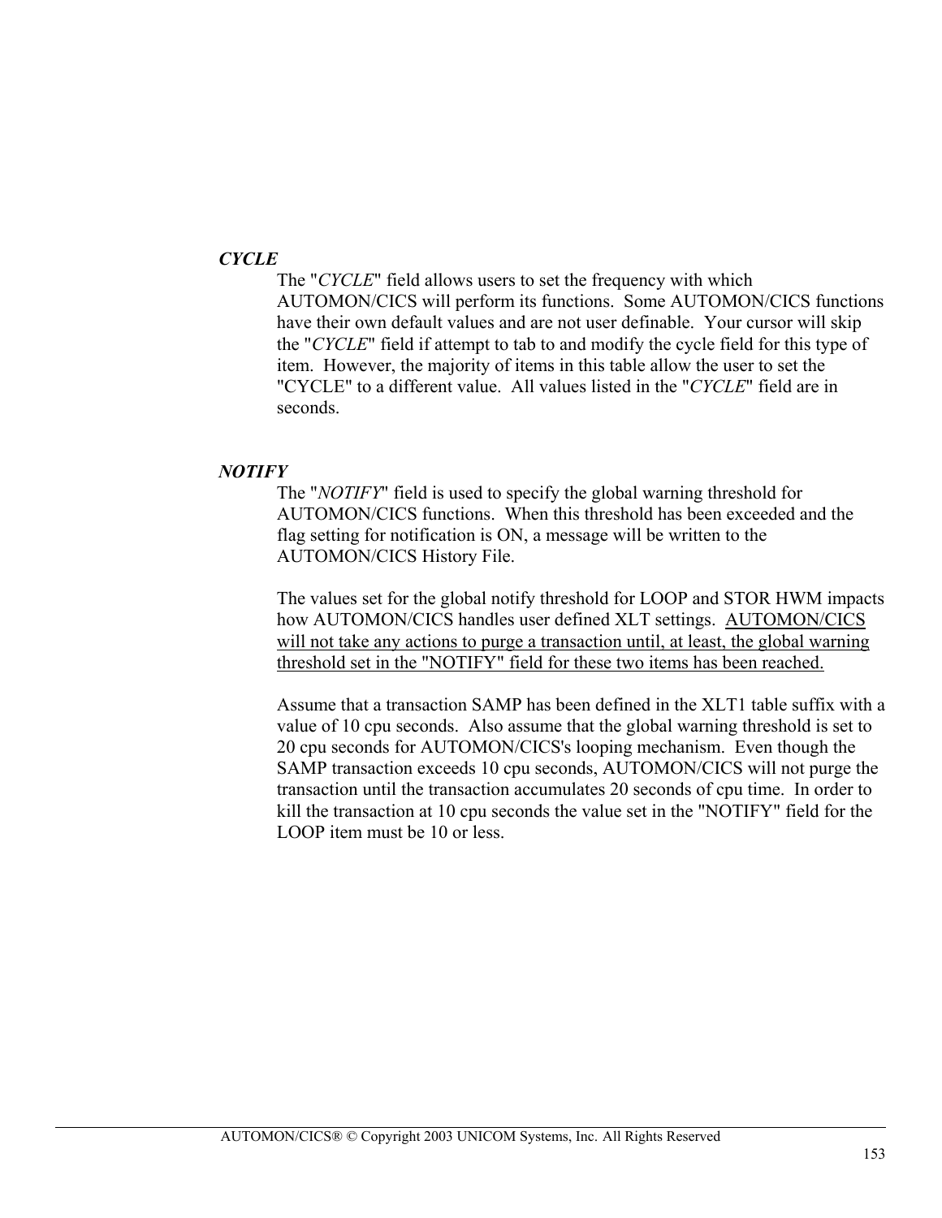***CYCLE***

The "*CYCLE*" field allows users to set the frequency with which AUTOMON/CICS will perform its functions. Some AUTOMON/CICS functions have their own default values and are not user definable. Your cursor will skip the "*CYCLE*" field if attempt to tab to and modify the cycle field for this type of item. However, the majority of items in this table allow the user to set the "CYCLE" to a different value. All values listed in the "*CYCLE*" field are in seconds.

***NOTIFY***

The "*NOTIFY*" field is used to specify the global warning threshold for AUTOMON/CICS functions. When this threshold has been exceeded and the flag setting for notification is ON, a message will be written to the AUTOMON/CICS History File.

The values set for the global notify threshold for LOOP and STOR HWM impacts how AUTOMON/CICS handles user defined XLT settings. <u>AUTOMON/CICS will not take any actions to purge a transaction until, at least, the global warning threshold set in the "NOTIFY" field for these two items has been reached.</u>

Assume that a transaction SAMP has been defined in the XLT1 table suffix with a value of 10 cpu seconds. Also assume that the global warning threshold is set to 20 cpu seconds for AUTOMON/CICS's looping mechanism. Even though the SAMP transaction exceeds 10 cpu seconds, AUTOMON/CICS will not purge the transaction until the transaction accumulates 20 seconds of cpu time. In order to kill the transaction at 10 cpu seconds the value set in the "NOTIFY" field for the LOOP item must be 10 or less.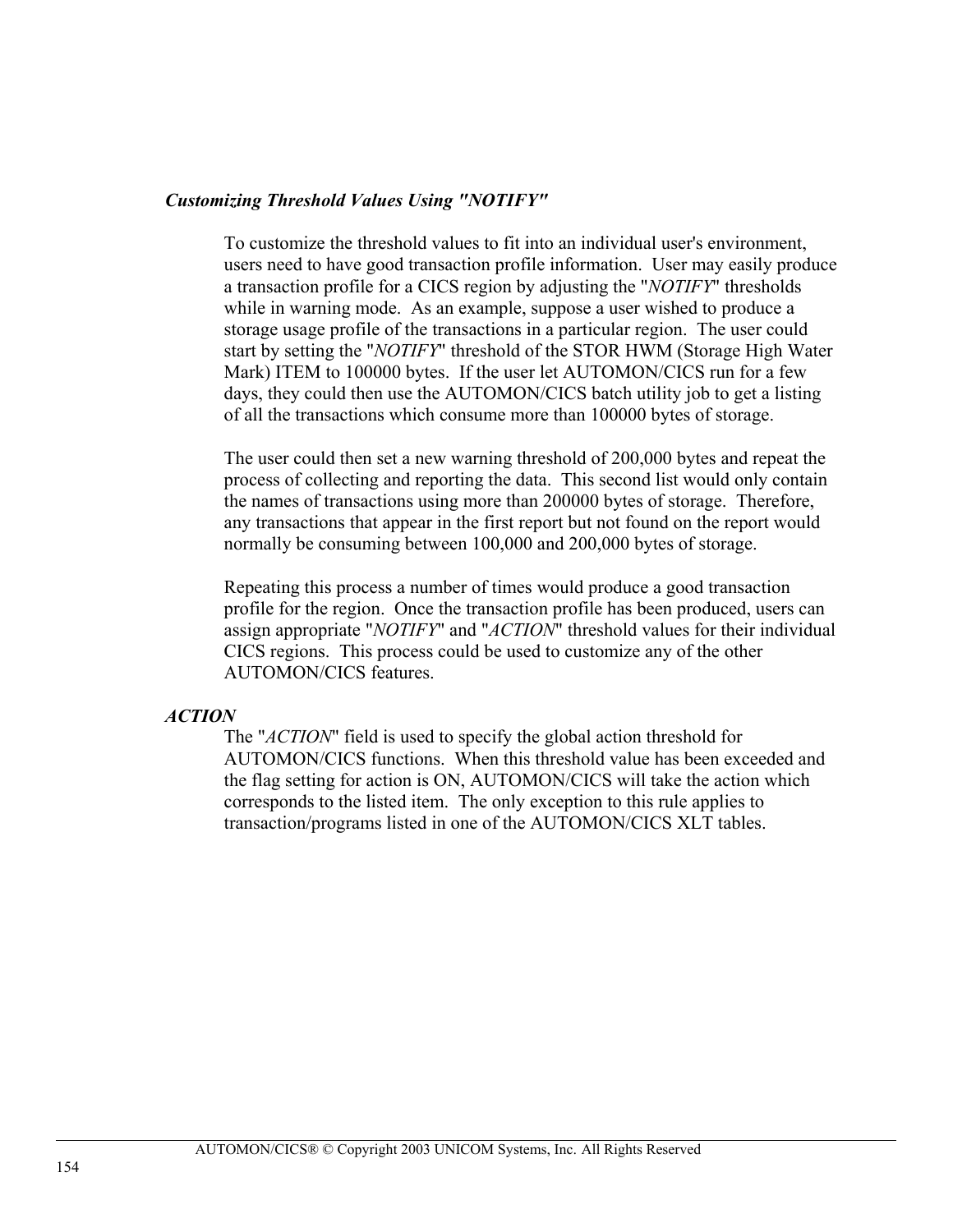### *Customizing Threshold Values Using "NOTIFY"*

To customize the threshold values to fit into an individual user's environment, users need to have good transaction profile information. User may easily produce a transaction profile for a CICS region by adjusting the "*NOTIFY*" thresholds while in warning mode. As an example, suppose a user wished to produce a storage usage profile of the transactions in a particular region. The user could start by setting the "*NOTIFY*" threshold of the STOR HWM (Storage High Water Mark) ITEM to 100000 bytes. If the user let AUTOMON/CICS run for a few days, they could then use the AUTOMON/CICS batch utility job to get a listing of all the transactions which consume more than 100000 bytes of storage.

The user could then set a new warning threshold of 200,000 bytes and repeat the process of collecting and reporting the data. This second list would only contain the names of transactions using more than 200000 bytes of storage. Therefore, any transactions that appear in the first report but not found on the report would normally be consuming between 100,000 and 200,000 bytes of storage.

Repeating this process a number of times would produce a good transaction profile for the region. Once the transaction profile has been produced, users can assign appropriate "*NOTIFY*" and "*ACTION*" threshold values for their individual CICS regions. This process could be used to customize any of the other AUTOMON/CICS features.

### *ACTION*

The "*ACTION*" field is used to specify the global action threshold for AUTOMON/CICS functions. When this threshold value has been exceeded and the flag setting for action is ON, AUTOMON/CICS will take the action which corresponds to the listed item. The only exception to this rule applies to transaction/programs listed in one of the AUTOMON/CICS XLT tables.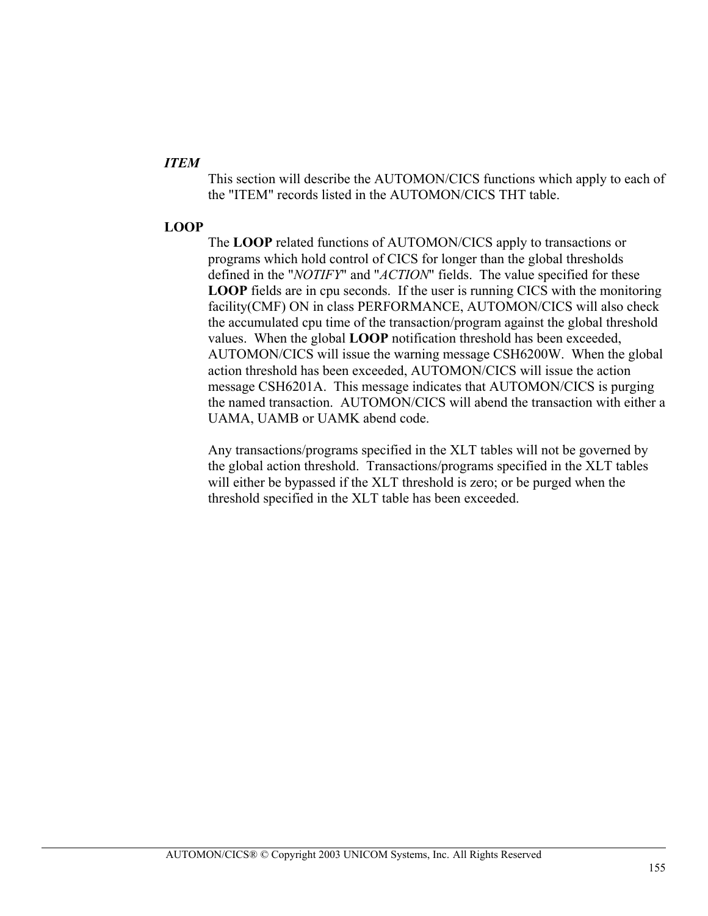### *ITEM*

This section will describe the AUTOMON/CICS functions which apply to each of the "ITEM" records listed in the AUTOMON/CICS THT table.

### LOOP

The **LOOP** related functions of AUTOMON/CICS apply to transactions or programs which hold control of CICS for longer than the global thresholds defined in the "*NOTIFY*" and "*ACTION*" fields. The value specified for these **LOOP** fields are in cpu seconds. If the user is running CICS with the monitoring facility(CMF) ON in class PERFORMANCE, AUTOMON/CICS will also check the accumulated cpu time of the transaction/program against the global threshold values. When the global **LOOP** notification threshold has been exceeded, AUTOMON/CICS will issue the warning message CSH6200W. When the global action threshold has been exceeded, AUTOMON/CICS will issue the action message CSH6201A. This message indicates that AUTOMON/CICS is purging the named transaction. AUTOMON/CICS will abend the transaction with either a UAMA, UAMB or UAMK abend code.

Any transactions/programs specified in the XLT tables will not be governed by the global action threshold. Transactions/programs specified in the XLT tables will either be bypassed if the XLT threshold is zero; or be purged when the threshold specified in the XLT table has been exceeded.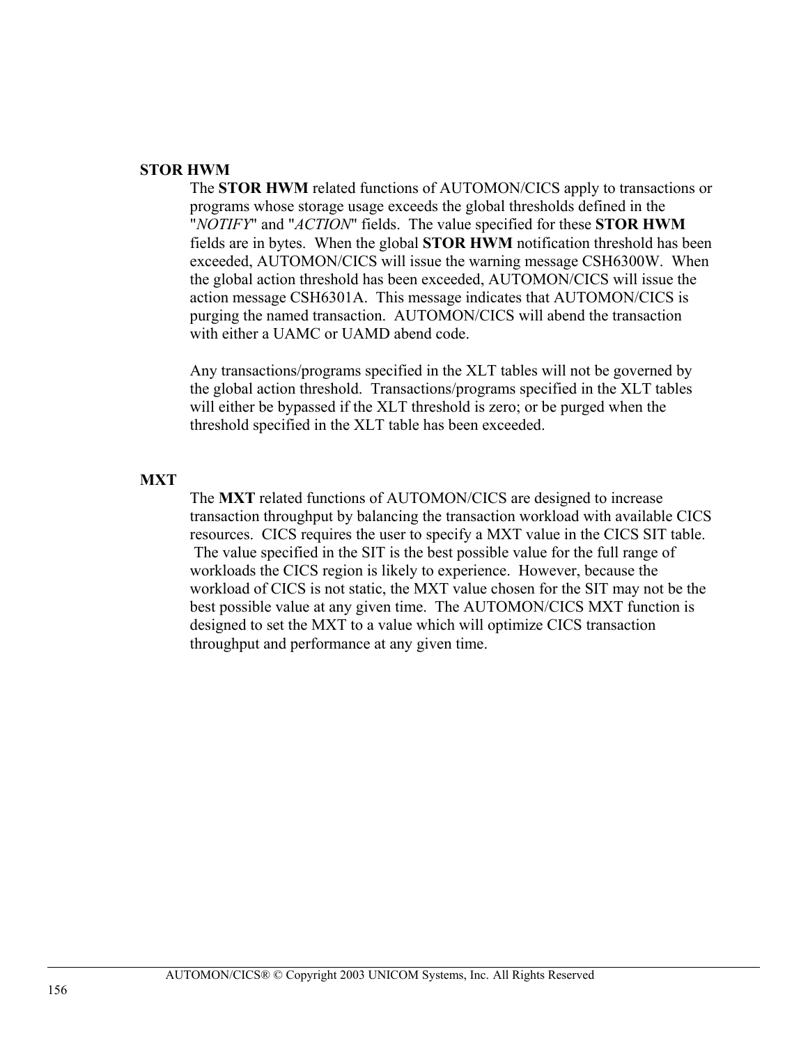### STOR HWM

The **STOR HWM** related functions of AUTOMON/CICS apply to transactions or programs whose storage usage exceeds the global thresholds defined in the "*NOTIFY*" and "*ACTION*" fields. The value specified for these **STOR HWM** fields are in bytes. When the global **STOR HWM** notification threshold has been exceeded, AUTOMON/CICS will issue the warning message CSH6300W. When the global action threshold has been exceeded, AUTOMON/CICS will issue the action message CSH6301A. This message indicates that AUTOMON/CICS is purging the named transaction. AUTOMON/CICS will abend the transaction with either a UAMC or UAMD abend code.

Any transactions/programs specified in the XLT tables will not be governed by the global action threshold. Transactions/programs specified in the XLT tables will either be bypassed if the XLT threshold is zero; or be purged when the threshold specified in the XLT table has been exceeded.

### MXT

The **MXT** related functions of AUTOMON/CICS are designed to increase transaction throughput by balancing the transaction workload with available CICS resources. CICS requires the user to specify a MXT value in the CICS SIT table. The value specified in the SIT is the best possible value for the full range of workloads the CICS region is likely to experience. However, because the workload of CICS is not static, the MXT value chosen for the SIT may not be the best possible value at any given time. The AUTOMON/CICS MXT function is designed to set the MXT to a value which will optimize CICS transaction throughput and performance at any given time.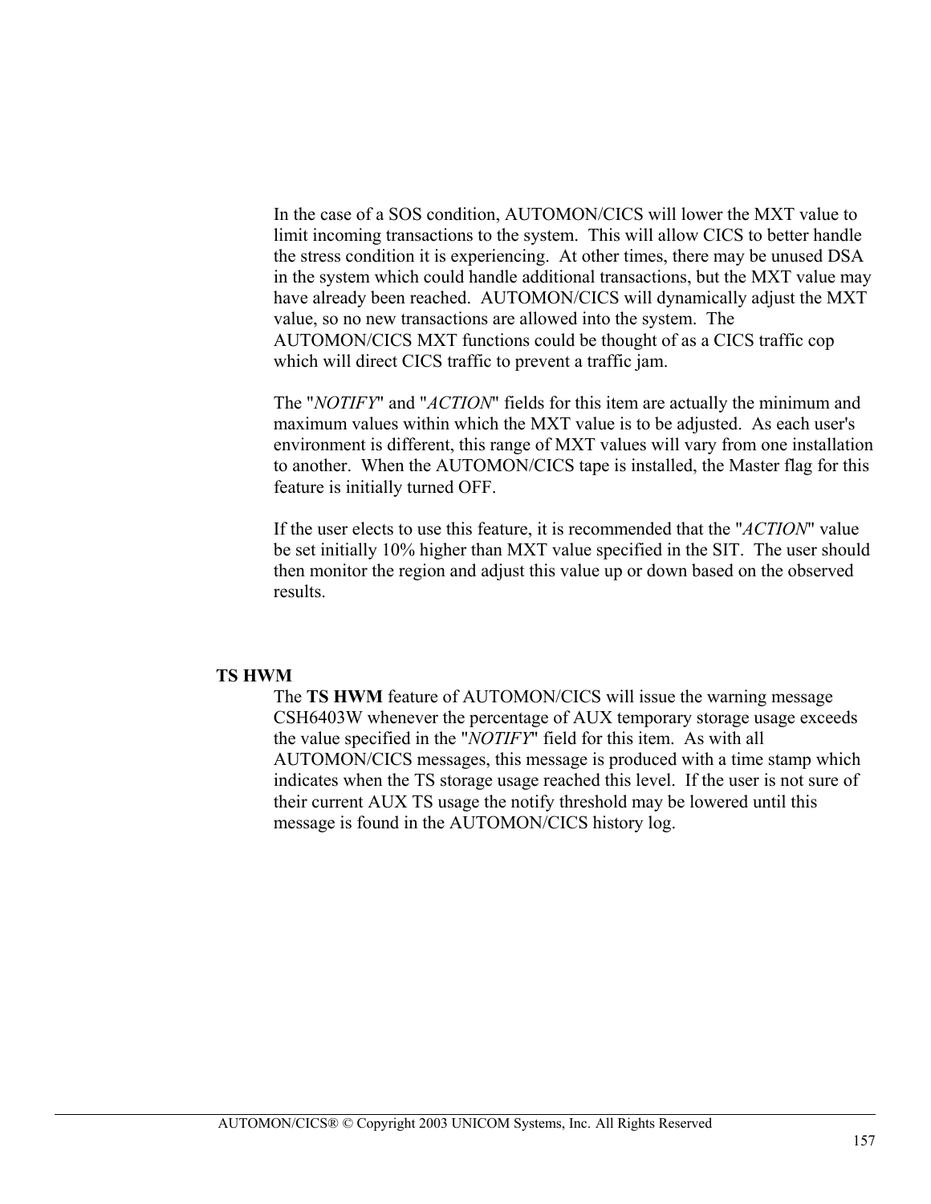In the case of a SOS condition, AUTOMON/CICS will lower the MXT value to limit incoming transactions to the system. This will allow CICS to better handle the stress condition it is experiencing. At other times, there may be unused DSA in the system which could handle additional transactions, but the MXT value may have already been reached. AUTOMON/CICS will dynamically adjust the MXT value, so no new transactions are allowed into the system. The AUTOMON/CICS MXT functions could be thought of as a CICS traffic cop which will direct CICS traffic to prevent a traffic jam.

The "*NOTIFY*" and "*ACTION*" fields for this item are actually the minimum and maximum values within which the MXT value is to be adjusted. As each user's environment is different, this range of MXT values will vary from one installation to another. When the AUTOMON/CICS tape is installed, the Master flag for this feature is initially turned OFF.

If the user elects to use this feature, it is recommended that the "*ACTION*" value be set initially 10% higher than MXT value specified in the SIT. The user should then monitor the region and adjust this value up or down based on the observed results.

**TS HWM**

The **TS HWM** feature of AUTOMON/CICS will issue the warning message CSH6403W whenever the percentage of AUX temporary storage usage exceeds the value specified in the "*NOTIFY*" field for this item. As with all AUTOMON/CICS messages, this message is produced with a time stamp which indicates when the TS storage usage reached this level. If the user is not sure of their current AUX TS usage the notify threshold may be lowered until this message is found in the AUTOMON/CICS history log.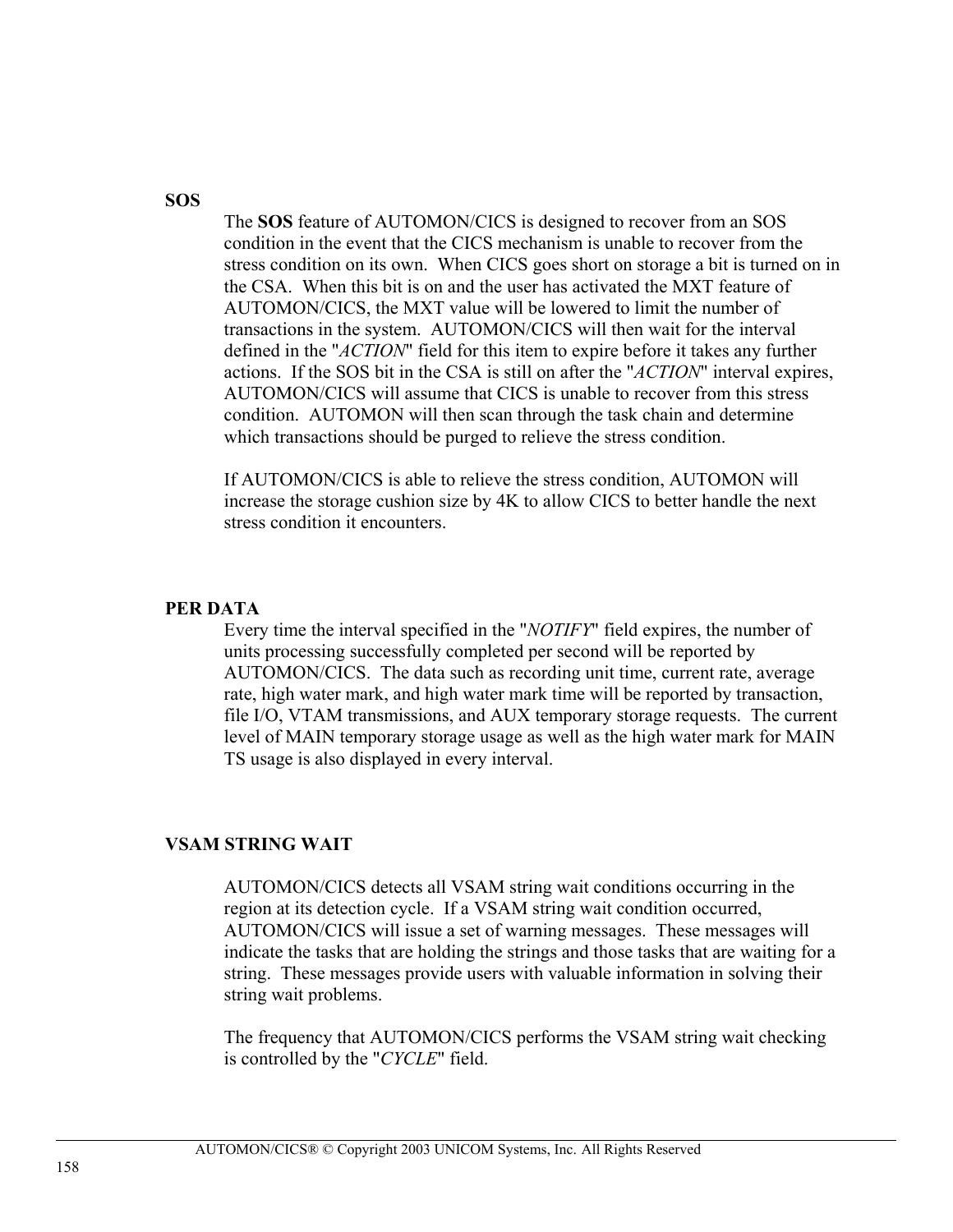### SOS

The **SOS** feature of AUTOMON/CICS is designed to recover from an SOS condition in the event that the CICS mechanism is unable to recover from the stress condition on its own. When CICS goes short on storage a bit is turned on in the CSA. When this bit is on and the user has activated the MXT feature of AUTOMON/CICS, the MXT value will be lowered to limit the number of transactions in the system. AUTOMON/CICS will then wait for the interval defined in the "*ACTION*" field for this item to expire before it takes any further actions. If the SOS bit in the CSA is still on after the "*ACTION*" interval expires, AUTOMON/CICS will assume that CICS is unable to recover from this stress condition. AUTOMON will then scan through the task chain and determine which transactions should be purged to relieve the stress condition.

If AUTOMON/CICS is able to relieve the stress condition, AUTOMON will increase the storage cushion size by 4K to allow CICS to better handle the next stress condition it encounters.

### PER DATA

Every time the interval specified in the "*NOTIFY*" field expires, the number of units processing successfully completed per second will be reported by AUTOMON/CICS. The data such as recording unit time, current rate, average rate, high water mark, and high water mark time will be reported by transaction, file I/O, VTAM transmissions, and AUX temporary storage requests. The current level of MAIN temporary storage usage as well as the high water mark for MAIN TS usage is also displayed in every interval.

### VSAM STRING WAIT

AUTOMON/CICS detects all VSAM string wait conditions occurring in the region at its detection cycle. If a VSAM string wait condition occurred, AUTOMON/CICS will issue a set of warning messages. These messages will indicate the tasks that are holding the strings and those tasks that are waiting for a string. These messages provide users with valuable information in solving their string wait problems.

The frequency that AUTOMON/CICS performs the VSAM string wait checking is controlled by the "*CYCLE*" field.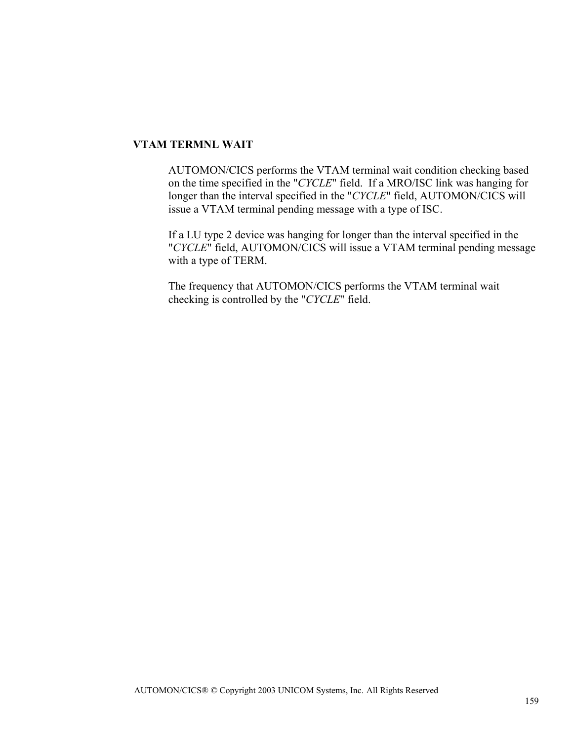### VTAM TERMNL WAIT

AUTOMON/CICS performs the VTAM terminal wait condition checking based on the time specified in the "*CYCLE*" field. If a MRO/ISC link was hanging for longer than the interval specified in the "*CYCLE*" field, AUTOMON/CICS will issue a VTAM terminal pending message with a type of ISC.

If a LU type 2 device was hanging for longer than the interval specified in the "*CYCLE*" field, AUTOMON/CICS will issue a VTAM terminal pending message with a type of TERM.

The frequency that AUTOMON/CICS performs the VTAM terminal wait checking is controlled by the "*CYCLE*" field.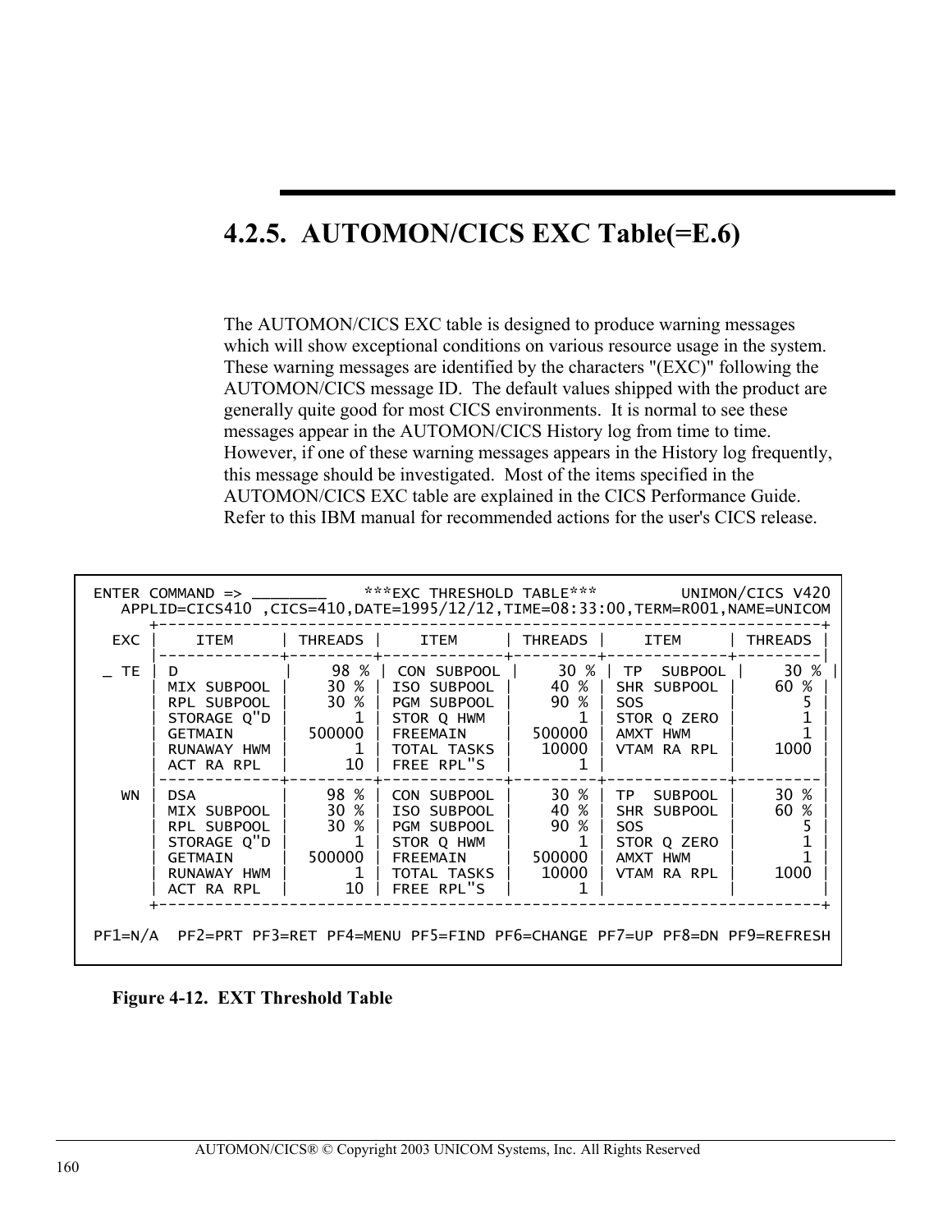## 4.2.5. AUTOMON/CICS EXC Table(=E.6)

The AUTOMON/CICS EXC table is designed to produce warning messages which will show exceptional conditions on various resource usage in the system. These warning messages are identified by the characters "(EXC)" following the AUTOMON/CICS message ID. The default values shipped with the product are generally quite good for most CICS environments. It is normal to see these messages appear in the AUTOMON/CICS History log from time to time. However, if one of these warning messages appears in the History log frequently, this message should be investigated. Most of the items specified in the AUTOMON/CICS EXC table are explained in the CICS Performance Guide. Refer to this IBM manual for recommended actions for the user's CICS release.

```
ENTER COMMAND => ________    ***EXC THRESHOLD TABLE***        UNIMON/CICS V420
   APPLID=CICS410 ,CICS=410,DATE=1995/12/12,TIME=08:33:00,TERM=R001,NAME=UNICOM
      +-----------------------------------------------------------------------+
  EXC |     ITEM     | THREADS |     ITEM     | THREADS |     ITEM     | THREADS |
      |--------------+---------+--------------+---------+--------------+---------|
 _ TE | D            |    98 % | CON SUBPOOL  |    30 % | TP  SUBPOOL  |    30 % |
      | MIX SUBPOOL  |    30 % | ISO SUBPOOL  |    40 % | SHR SUBPOOL  |    60 % |
      | RPL SUBPOOL  |    30 % | PGM SUBPOOL  |    90 % | SOS          |       5 |
      | STORAGE Q"D  |       1 | STOR Q HWM   |       1 | STOR Q ZERO  |       1 |
      | GETMAIN      |  500000 | FREEMAIN     |  500000 | AMXT HWM     |       1 |
      | RUNAWAY HWM  |       1 | TOTAL TASKS  |   10000 | VTAM RA RPL  |    1000 |
      | ACT RA RPL   |      10 | FREE RPL"S   |       1 |              |         |
      |--------------+---------+--------------+---------+--------------+---------|
   WN | DSA          |    98 % | CON SUBPOOL  |    30 % | TP  SUBPOOL  |    30 % |
      | MIX SUBPOOL  |    30 % | ISO SUBPOOL  |    40 % | SHR SUBPOOL  |    60 % |
      | RPL SUBPOOL  |    30 % | PGM SUBPOOL  |    90 % | SOS          |       5 |
      | STORAGE Q"D  |       1 | STOR Q HWM   |       1 | STOR Q ZERO  |       1 |
      | GETMAIN      |  500000 | FREEMAIN     |  500000 | AMXT HWM     |       1 |
      | RUNAWAY HWM  |       1 | TOTAL TASKS  |   10000 | VTAM RA RPL  |    1000 |
      | ACT RA RPL   |      10 | FREE RPL"S   |       1 |              |         |
      +-----------------------------------------------------------------------+

PF1=N/A  PF2=PRT PF3=RET PF4=MENU PF5=FIND PF6=CHANGE PF7=UP PF8=DN PF9=REFRESH
```

**Figure 4-12. EXT Threshold Table**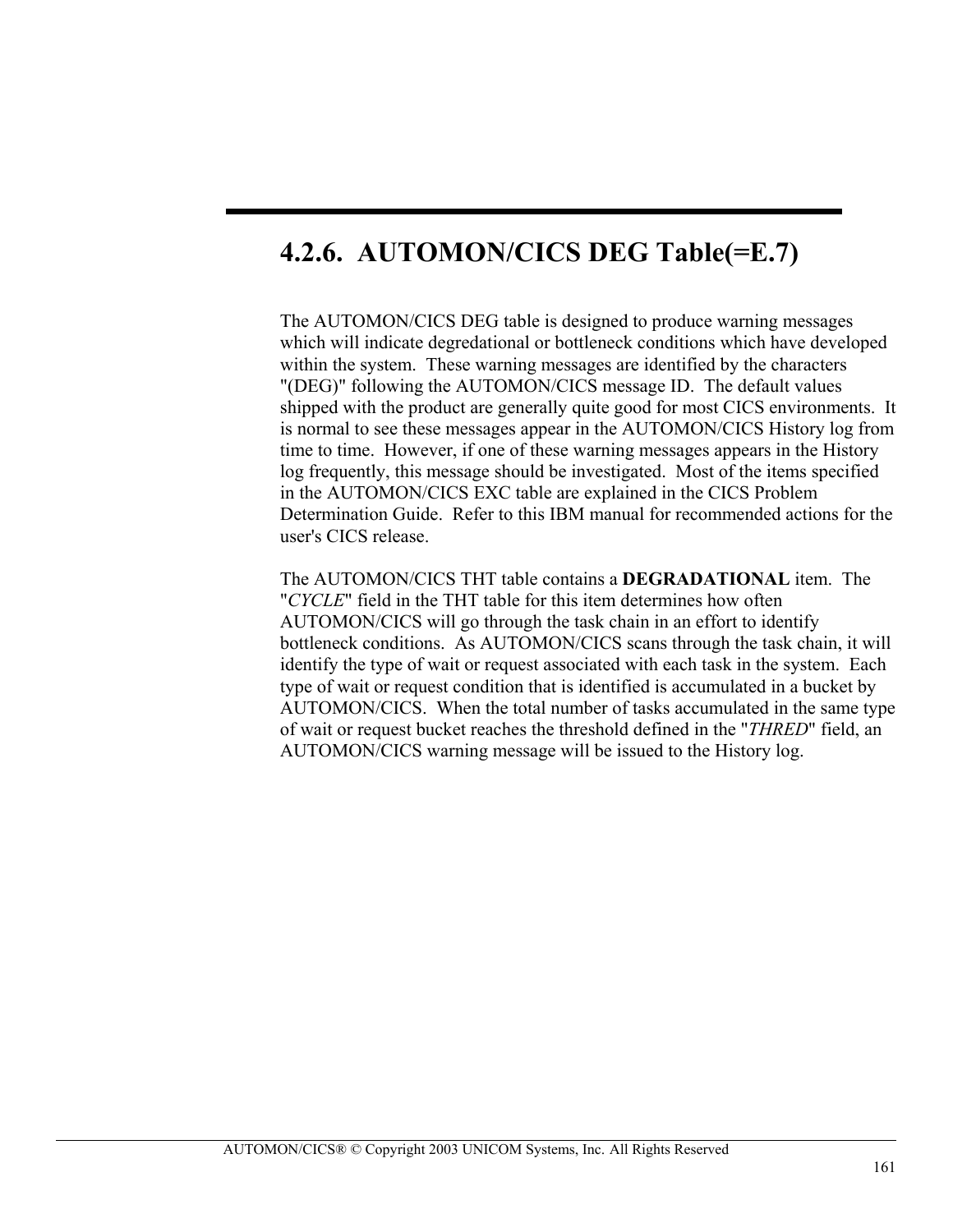## 4.2.6. AUTOMON/CICS DEG Table(=E.7)

The AUTOMON/CICS DEG table is designed to produce warning messages which will indicate degredational or bottleneck conditions which have developed within the system. These warning messages are identified by the characters "(DEG)" following the AUTOMON/CICS message ID. The default values shipped with the product are generally quite good for most CICS environments. It is normal to see these messages appear in the AUTOMON/CICS History log from time to time. However, if one of these warning messages appears in the History log frequently, this message should be investigated. Most of the items specified in the AUTOMON/CICS EXC table are explained in the CICS Problem Determination Guide. Refer to this IBM manual for recommended actions for the user's CICS release.

The AUTOMON/CICS THT table contains a **DEGRADATIONAL** item. The "*CYCLE*" field in the THT table for this item determines how often AUTOMON/CICS will go through the task chain in an effort to identify bottleneck conditions. As AUTOMON/CICS scans through the task chain, it will identify the type of wait or request associated with each task in the system. Each type of wait or request condition that is identified is accumulated in a bucket by AUTOMON/CICS. When the total number of tasks accumulated in the same type of wait or request bucket reaches the threshold defined in the "*THRED*" field, an AUTOMON/CICS warning message will be issued to the History log.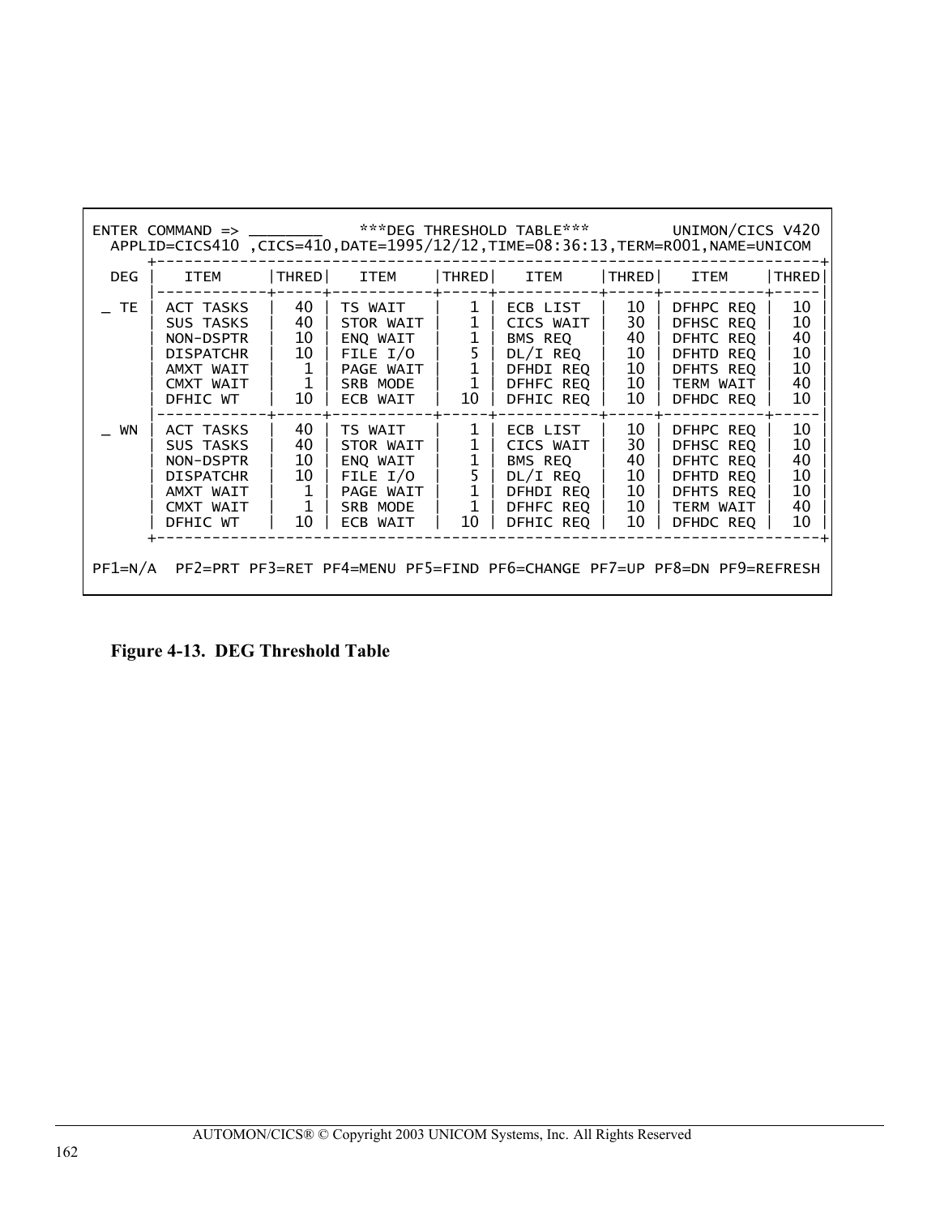```
ENTER COMMAND => ________    ***DEG THRESHOLD TABLE***       UNIMON/CICS V420
  APPLID=CICS410 ,CICS=410,DATE=1995/12/12,TIME=08:36:13,TERM=R001,NAME=UNICOM
      +-----------------------------------------------------------------------+
  DEG |   ITEM     |THRED|   ITEM     |THRED|   ITEM     |THRED|   ITEM     |THRED|
      |------------+-----+------------+-----+------------+-----+------------+-----|
  _ TE | ACT TASKS  |  40 | TS WAIT    |  1  | ECB LIST   |  10 | DFHPC REQ  |  10 |
      | SUS TASKS  |  40 | STOR WAIT  |  1  | CICS WAIT  |  30 | DFHSC REQ  |  10 |
      | NON-DSPTR  |  10 | ENQ WAIT   |  1  | BMS REQ    |  40 | DFHTC REQ  |  40 |
      | DISPATCHR  |  10 | FILE I/O   |  5  | DL/I REQ   |  10 | DFHTD REQ  |  10 |
      | AMXT WAIT  |   1 | PAGE WAIT  |  1  | DFHDI REQ  |  10 | DFHTS REQ  |  10 |
      | CMXT WAIT  |   1 | SRB MODE   |  1  | DFHFC REQ  |  10 | TERM WAIT  |  40 |
      | DFHIC WT   |  10 | ECB WAIT   |  10 | DFHIC REQ  |  10 | DFHDC REQ  |  10 |
      |------------+-----+------------+-----+------------+-----+------------+-----|
  _ WN | ACT TASKS  |  40 | TS WAIT    |  1  | ECB LIST   |  10 | DFHPC REQ  |  10 |
      | SUS TASKS  |  40 | STOR WAIT  |  1  | CICS WAIT  |  30 | DFHSC REQ  |  10 |
      | NON-DSPTR  |  10 | ENQ WAIT   |  1  | BMS REQ    |  40 | DFHTC REQ  |  40 |
      | DISPATCHR  |  10 | FILE I/O   |  5  | DL/I REQ   |  10 | DFHTD REQ  |  10 |
      | AMXT WAIT  |   1 | PAGE WAIT  |  1  | DFHDI REQ  |  10 | DFHTS REQ  |  10 |
      | CMXT WAIT  |   1 | SRB MODE   |  1  | DFHFC REQ  |  10 | TERM WAIT  |  40 |
      | DFHIC WT   |  10 | ECB WAIT   |  10 | DFHIC REQ  |  10 | DFHDC REQ  |  10 |
      +-----------------------------------------------------------------------+

PF1=N/A  PF2=PRT PF3=RET PF4=MENU PF5=FIND PF6=CHANGE PF7=UP PF8=DN PF9=REFRESH
```

**Figure 4-13. DEG Threshold Table**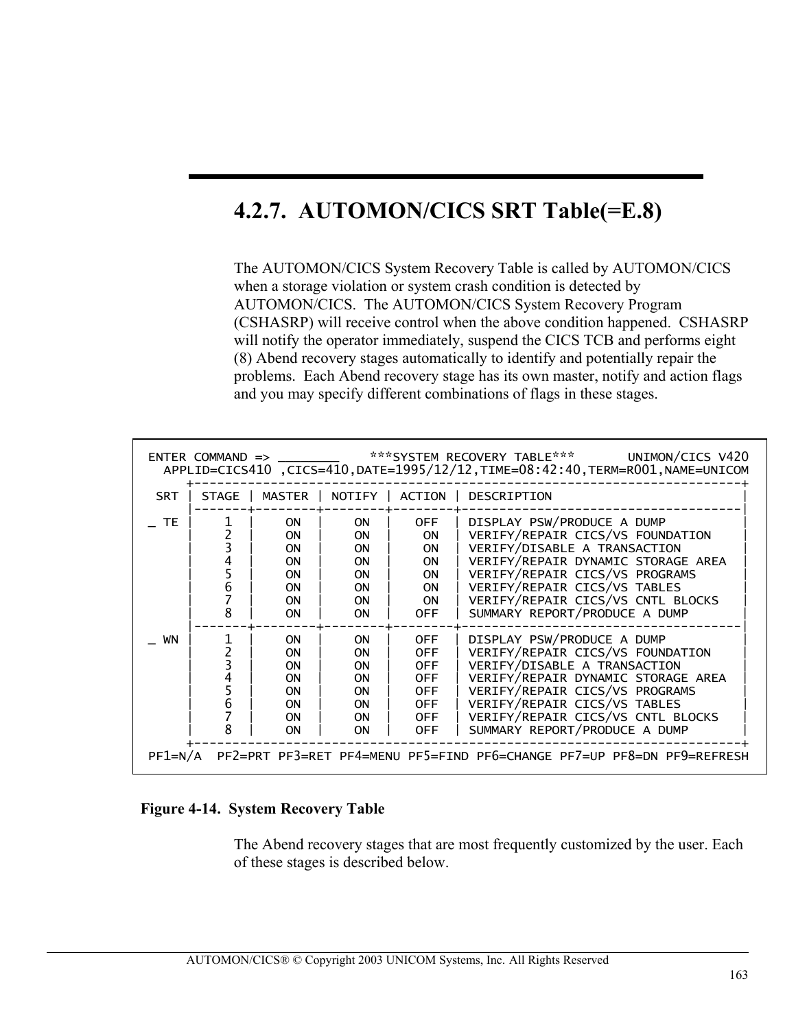## 4.2.7. AUTOMON/CICS SRT Table(=E.8)

The AUTOMON/CICS System Recovery Table is called by AUTOMON/CICS when a storage violation or system crash condition is detected by AUTOMON/CICS. The AUTOMON/CICS System Recovery Program (CSHASRP) will receive control when the above condition happened. CSHASRP will notify the operator immediately, suspend the CICS TCB and performs eight (8) Abend recovery stages automatically to identify and potentially repair the problems. Each Abend recovery stage has its own master, notify and action flags and you may specify different combinations of flags in these stages.

```
ENTER COMMAND => ________     ***SYSTEM RECOVERY TABLE***       UNIMON/CICS V420
  APPLID=CICS410 ,CICS=410,DATE=1995/12/12,TIME=08:42:40,TERM=R001,NAME=UNICOM
      +-----------------------------------------------------------------------+
 SRT  | STAGE | MASTER | NOTIFY | ACTION | DESCRIPTION                        |
      |-------+--------+--------+--------+------------------------------------|
_ TE  |   1   |   ON   |   ON   |  OFF   | DISPLAY PSW/PRODUCE A DUMP         |
      |   2   |   ON   |   ON   |   ON   | VERIFY/REPAIR CICS/VS FOUNDATION   |
      |   3   |   ON   |   ON   |   ON   | VERIFY/DISABLE A TRANSACTION       |
      |   4   |   ON   |   ON   |   ON   | VERIFY/REPAIR DYNAMIC STORAGE AREA |
      |   5   |   ON   |   ON   |   ON   | VERIFY/REPAIR CICS/VS PROGRAMS     |
      |   6   |   ON   |   ON   |   ON   | VERIFY/REPAIR CICS/VS TABLES       |
      |   7   |   ON   |   ON   |   ON   | VERIFY/REPAIR CICS/VS CNTL BLOCKS  |
      |   8   |   ON   |   ON   |  OFF   | SUMMARY REPORT/PRODUCE A DUMP      |
      |-------+--------+--------+--------+------------------------------------|
_ WN  |   1   |   ON   |   ON   |  OFF   | DISPLAY PSW/PRODUCE A DUMP         |
      |   2   |   ON   |   ON   |  OFF   | VERIFY/REPAIR CICS/VS FOUNDATION   |
      |   3   |   ON   |   ON   |  OFF   | VERIFY/DISABLE A TRANSACTION       |
      |   4   |   ON   |   ON   |  OFF   | VERIFY/REPAIR DYNAMIC STORAGE AREA |
      |   5   |   ON   |   ON   |  OFF   | VERIFY/REPAIR CICS/VS PROGRAMS     |
      |   6   |   ON   |   ON   |  OFF   | VERIFY/REPAIR CICS/VS TABLES       |
      |   7   |   ON   |   ON   |  OFF   | VERIFY/REPAIR CICS/VS CNTL BLOCKS  |
      |   8   |   ON   |   ON   |  OFF   | SUMMARY REPORT/PRODUCE A DUMP      |
      +-----------------------------------------------------------------------+
PF1=N/A  PF2=PRT PF3=RET PF4=MENU PF5=FIND PF6=CHANGE PF7=UP PF8=DN PF9=REFRESH
```

**Figure 4-14. System Recovery Table**

The Abend recovery stages that are most frequently customized by the user. Each of these stages is described below.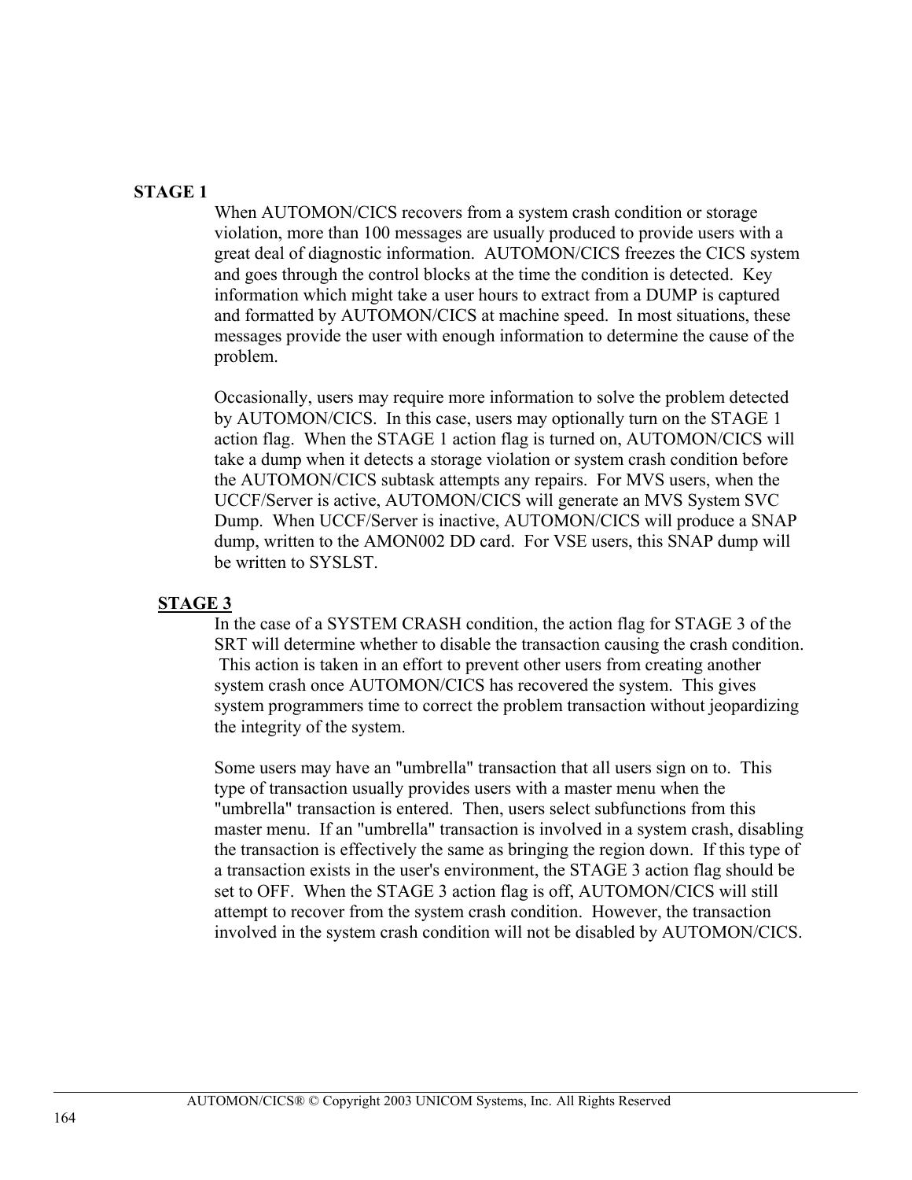**STAGE 1**

When AUTOMON/CICS recovers from a system crash condition or storage violation, more than 100 messages are usually produced to provide users with a great deal of diagnostic information. AUTOMON/CICS freezes the CICS system and goes through the control blocks at the time the condition is detected. Key information which might take a user hours to extract from a DUMP is captured and formatted by AUTOMON/CICS at machine speed. In most situations, these messages provide the user with enough information to determine the cause of the problem.

Occasionally, users may require more information to solve the problem detected by AUTOMON/CICS. In this case, users may optionally turn on the STAGE 1 action flag. When the STAGE 1 action flag is turned on, AUTOMON/CICS will take a dump when it detects a storage violation or system crash condition before the AUTOMON/CICS subtask attempts any repairs. For MVS users, when the UCCF/Server is active, AUTOMON/CICS will generate an MVS System SVC Dump. When UCCF/Server is inactive, AUTOMON/CICS will produce a SNAP dump, written to the AMON002 DD card. For VSE users, this SNAP dump will be written to SYSLST.

**STAGE 3**

In the case of a SYSTEM CRASH condition, the action flag for STAGE 3 of the SRT will determine whether to disable the transaction causing the crash condition. This action is taken in an effort to prevent other users from creating another system crash once AUTOMON/CICS has recovered the system. This gives system programmers time to correct the problem transaction without jeopardizing the integrity of the system.

Some users may have an "umbrella" transaction that all users sign on to. This type of transaction usually provides users with a master menu when the "umbrella" transaction is entered. Then, users select subfunctions from this master menu. If an "umbrella" transaction is involved in a system crash, disabling the transaction is effectively the same as bringing the region down. If this type of a transaction exists in the user's environment, the STAGE 3 action flag should be set to OFF. When the STAGE 3 action flag is off, AUTOMON/CICS will still attempt to recover from the system crash condition. However, the transaction involved in the system crash condition will not be disabled by AUTOMON/CICS.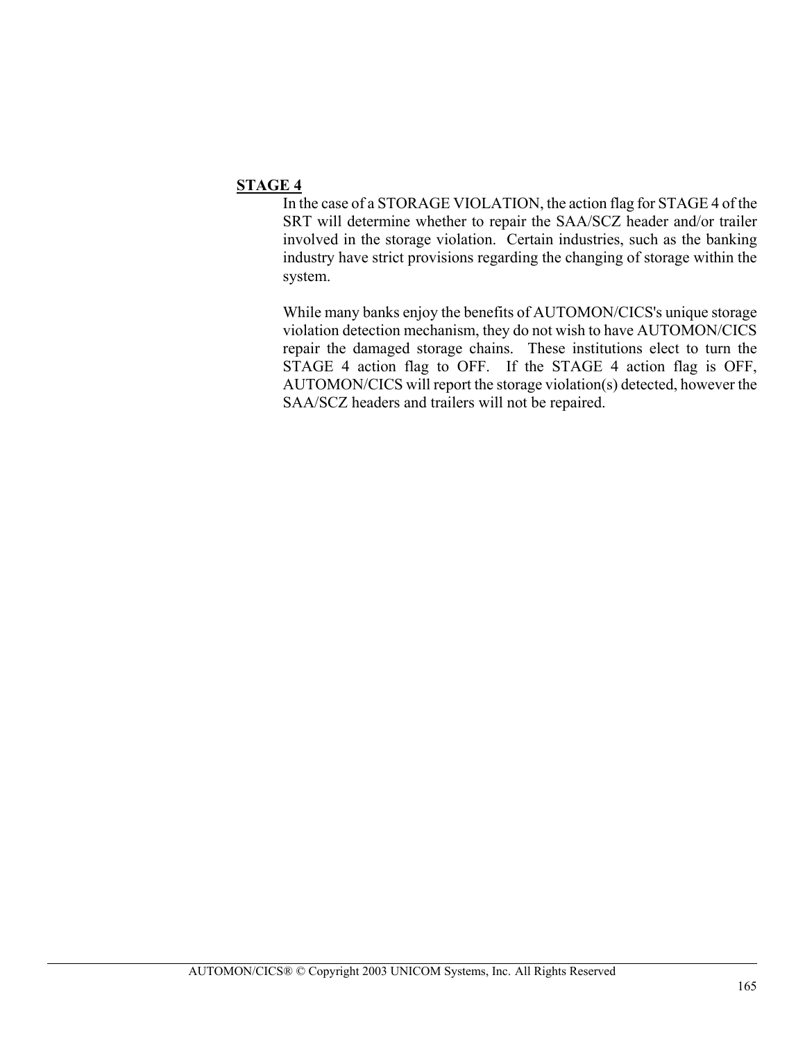**STAGE 4**

In the case of a STORAGE VIOLATION, the action flag for STAGE 4 of the SRT will determine whether to repair the SAA/SCZ header and/or trailer involved in the storage violation. Certain industries, such as the banking industry have strict provisions regarding the changing of storage within the system.

While many banks enjoy the benefits of AUTOMON/CICS's unique storage violation detection mechanism, they do not wish to have AUTOMON/CICS repair the damaged storage chains. These institutions elect to turn the STAGE 4 action flag to OFF. If the STAGE 4 action flag is OFF, AUTOMON/CICS will report the storage violation(s) detected, however the SAA/SCZ headers and trailers will not be repaired.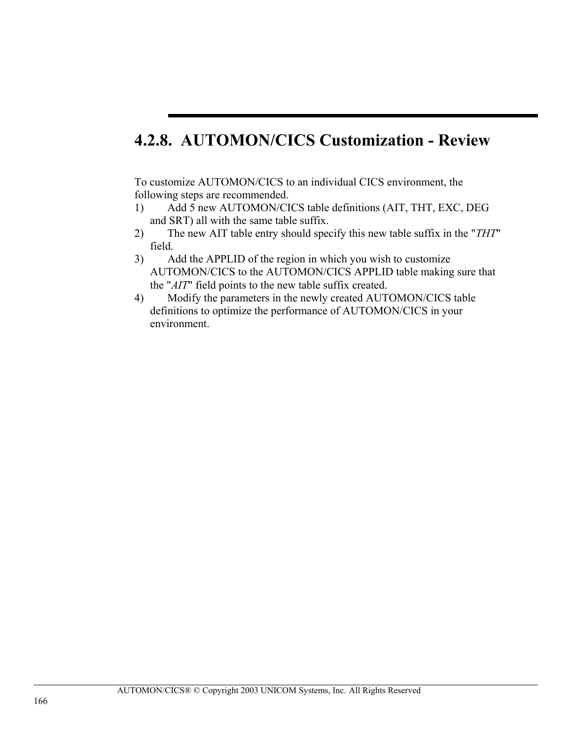## 4.2.8. AUTOMON/CICS Customization - Review

To customize AUTOMON/CICS to an individual CICS environment, the following steps are recommended.

1) Add 5 new AUTOMON/CICS table definitions (AIT, THT, EXC, DEG and SRT) all with the same table suffix.
2) The new AIT table entry should specify this new table suffix in the "*THT*" field.
3) Add the APPLID of the region in which you wish to customize AUTOMON/CICS to the AUTOMON/CICS APPLID table making sure that the "*AIT*" field points to the new table suffix created.
4) Modify the parameters in the newly created AUTOMON/CICS table definitions to optimize the performance of AUTOMON/CICS in your environment.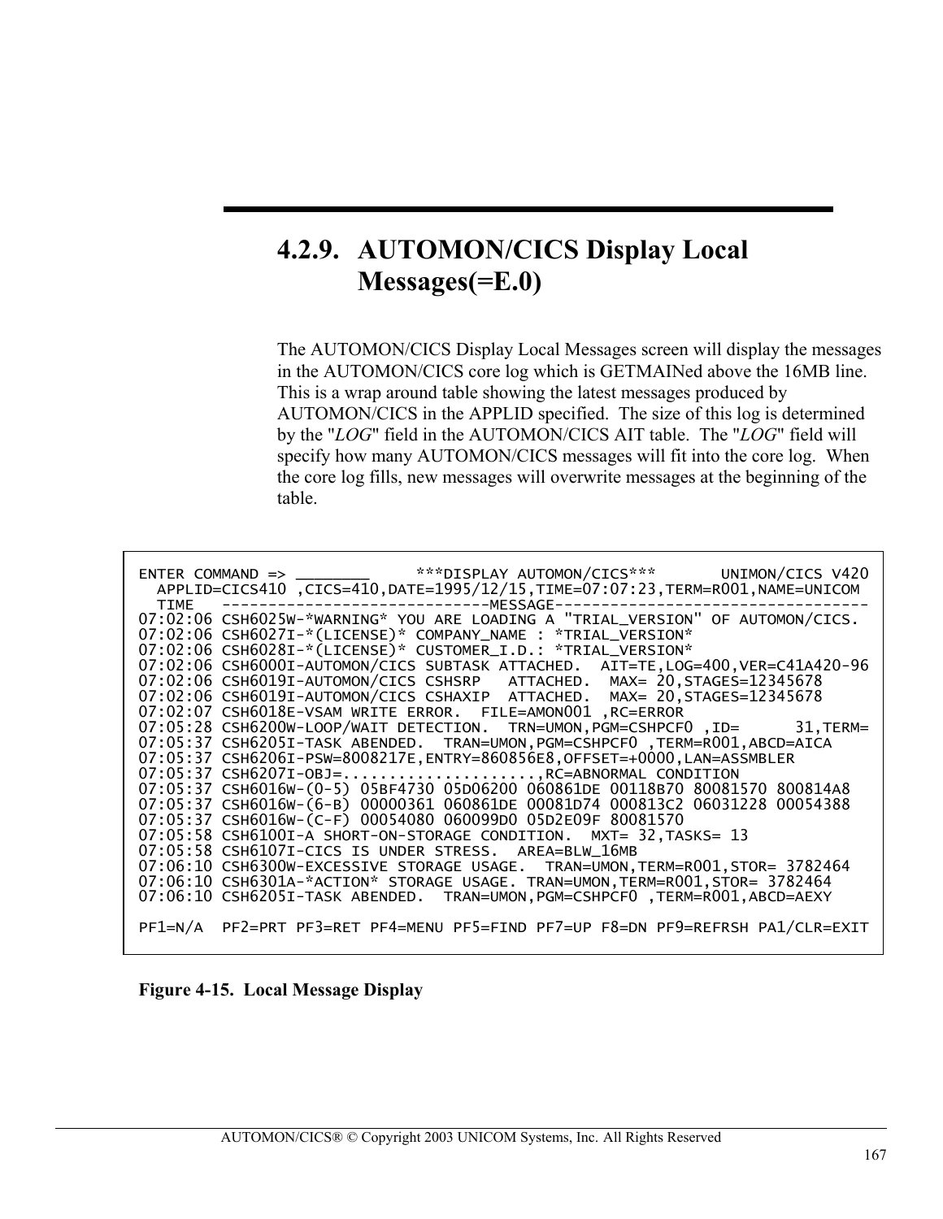## 4.2.9. AUTOMON/CICS Display Local Messages(=E.0)

The AUTOMON/CICS Display Local Messages screen will display the messages in the AUTOMON/CICS core log which is GETMAINed above the 16MB line. This is a wrap around table showing the latest messages produced by AUTOMON/CICS in the APPLID specified. The size of this log is determined by the "*LOG*" field in the AUTOMON/CICS AIT table. The "*LOG*" field will specify how many AUTOMON/CICS messages will fit into the core log. When the core log fills, new messages will overwrite messages at the beginning of the table.

```
ENTER COMMAND => ________      ***DISPLAY AUTOMON/CICS***       UNIMON/CICS V420
  APPLID=CICS410 ,CICS=410,DATE=1995/12/15,TIME=07:07:23,TERM=R001,NAME=UNICOM
  TIME   ----------------------------MESSAGE---------------------------------
07:02:06 CSH6025W-*WARNING* YOU ARE LOADING A "TRIAL_VERSION" OF AUTOMON/CICS.
07:02:06 CSH6027I-*(LICENSE)* COMPANY_NAME : *TRIAL_VERSION*
07:02:06 CSH6028I-*(LICENSE)* CUSTOMER_I.D.: *TRIAL_VERSION*
07:02:06 CSH6000I-AUTOMON/CICS SUBTASK ATTACHED.  AIT=TE,LOG=400,VER=C41A420-96
07:02:06 CSH6019I-AUTOMON/CICS CSHSRP   ATTACHED.  MAX= 20,STAGES=12345678
07:02:06 CSH6019I-AUTOMON/CICS CSHAXIP  ATTACHED.  MAX= 20,STAGES=12345678
07:02:07 CSH6018E-VSAM WRITE ERROR.  FILE=AMON001 ,RC=ERROR
07:05:28 CSH6200W-LOOP/WAIT DETECTION.  TRN=UMON,PGM=CSHPCF0 ,ID=      31,TERM=
07:05:37 CSH6205I-TASK ABENDED.  TRAN=UMON,PGM=CSHPCF0 ,TERM=R001,ABCD=AICA
07:05:37 CSH6206I-PSW=8008217E,ENTRY=860856E8,OFFSET=+0000,LAN=ASSMBLER
07:05:37 CSH6207I-OBJ=......................,RC=ABNORMAL CONDITION
07:05:37 CSH6016W-(0-5) 05BF4730 05D06200 060861DE 00118B70 80081570 800814A8
07:05:37 CSH6016W-(6-B) 00000361 060861DE 00081D74 000813C2 06031228 00054388
07:05:37 CSH6016W-(C-F) 00054080 060099D0 05D2E09F 80081570
07:05:58 CSH6100I-A SHORT-ON-STORAGE CONDITION.  MXT= 32,TASKS= 13
07:05:58 CSH6107I-CICS IS UNDER STRESS.  AREA=BLW_16MB
07:06:10 CSH6300W-EXCESSIVE STORAGE USAGE.  TRAN=UMON,TERM=R001,STOR= 3782464
07:06:10 CSH6301A-*ACTION* STORAGE USAGE. TRAN=UMON,TERM=R001,STOR= 3782464
07:06:10 CSH6205I-TASK ABENDED.  TRAN=UMON,PGM=CSHPCF0 ,TERM=R001,ABCD=AEXY

PF1=N/A  PF2=PRT PF3=RET PF4=MENU PF5=FIND PF7=UP F8=DN PF9=REFRSH PA1/CLR=EXIT
```

**Figure 4-15. Local Message Display**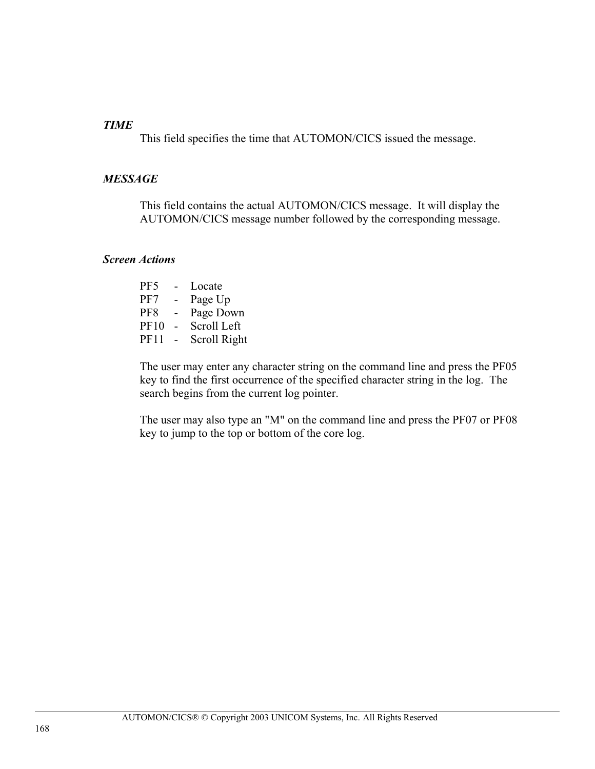***TIME***

This field specifies the time that AUTOMON/CICS issued the message.

***MESSAGE***

This field contains the actual AUTOMON/CICS message. It will display the AUTOMON/CICS message number followed by the corresponding message.

***Screen Actions***

PF5 - Locate
PF7 - Page Up
PF8 - Page Down
PF10 - Scroll Left
PF11 - Scroll Right

The user may enter any character string on the command line and press the PF05 key to find the first occurrence of the specified character string in the log. The search begins from the current log pointer.

The user may also type an "M" on the command line and press the PF07 or PF08 key to jump to the top or bottom of the core log.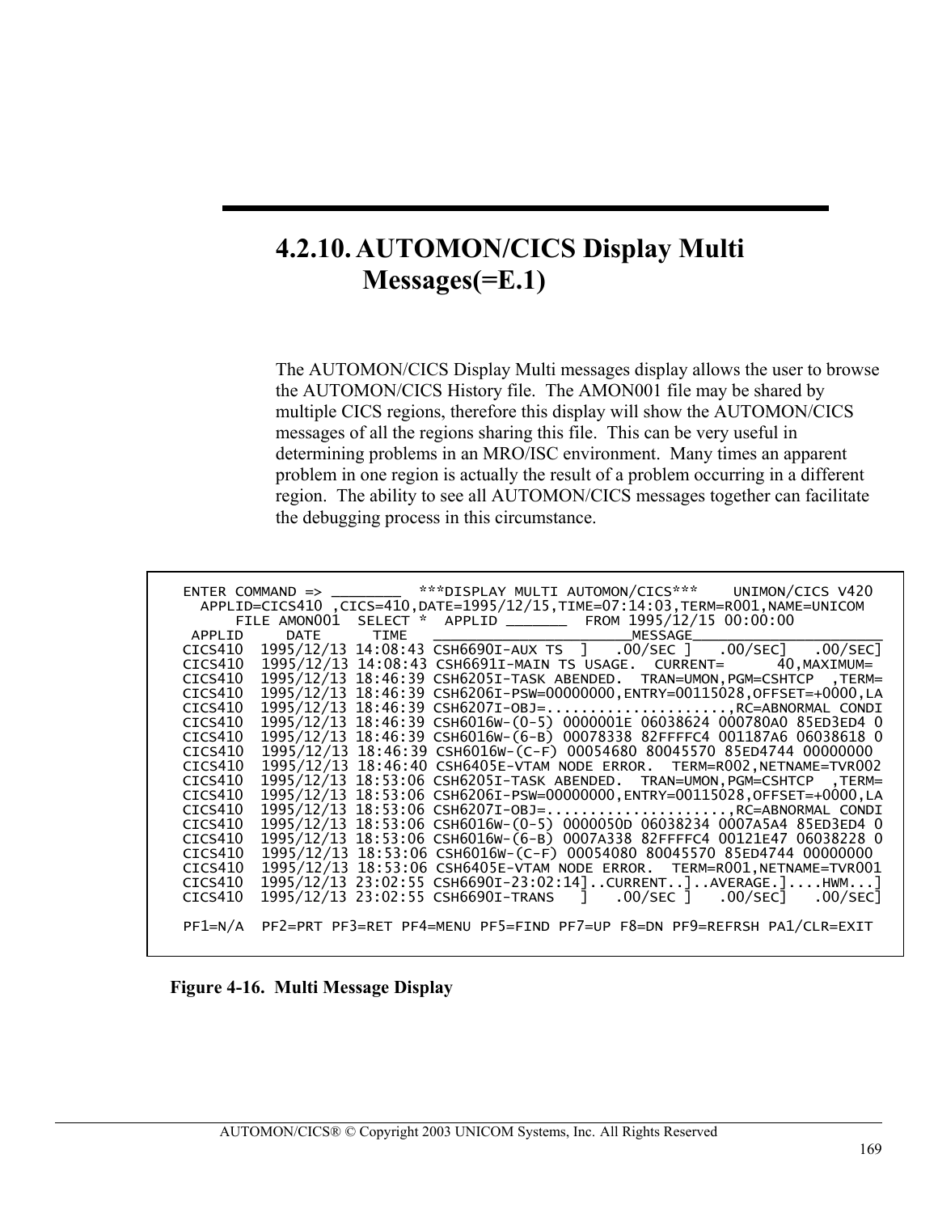## 4.2.10. AUTOMON/CICS Display Multi Messages(=E.1)

The AUTOMON/CICS Display Multi messages display allows the user to browse the AUTOMON/CICS History file. The AMON001 file may be shared by multiple CICS regions, therefore this display will show the AUTOMON/CICS messages of all the regions sharing this file. This can be very useful in determining problems in an MRO/ISC environment. Many times an apparent problem in one region is actually the result of a problem occurring in a different region. The ability to see all AUTOMON/CICS messages together can facilitate the debugging process in this circumstance.

```
ENTER COMMAND => ________  ***DISPLAY MULTI AUTOMON/CICS***    UNIMON/CICS V420
  APPLID=CICS410 ,CICS=410,DATE=1995/12/15,TIME=07:14:03,TERM=R001,NAME=UNICOM
      FILE AMON001  SELECT *  APPLID _______  FROM 1995/12/15 00:00:00
 APPLID     DATE      TIME   _______________________MESSAGE_____________________
CICS410  1995/12/13 14:08:43 CSH6690I-AUX TS  ]   .00/SEC ]   .00/SEC]   .00/SEC]
CICS410  1995/12/13 14:08:43 CSH6691I-MAIN TS USAGE.  CURRENT=      40,MAXIMUM=
CICS410  1995/12/13 18:46:39 CSH6205I-TASK ABENDED.  TRAN=UMON,PGM=CSHTCP  ,TERM=
CICS410  1995/12/13 18:46:39 CSH6206I-PSW=00000000,ENTRY=00115028,OFFSET=+0000,LA
CICS410  1995/12/13 18:46:39 CSH6207I-OBJ=.....................,RC=ABNORMAL CONDI
CICS410  1995/12/13 18:46:39 CSH6016W-(0-5) 0000001E 06038624 000780A0 85ED3ED4 0
CICS410  1995/12/13 18:46:39 CSH6016W-(6-B) 00078338 82FFFFC4 001187A6 06038618 0
CICS410  1995/12/13 18:46:39 CSH6016W-(C-F) 00054680 80045570 85ED4744 00000000
CICS410  1995/12/13 18:46:40 CSH6405E-VTAM NODE ERROR.  TERM=R002,NETNAME=TVR002
CICS410  1995/12/13 18:53:06 CSH6205I-TASK ABENDED.  TRAN=UMON,PGM=CSHTCP  ,TERM=
CICS410  1995/12/13 18:53:06 CSH6206I-PSW=00000000,ENTRY=00115028,OFFSET=+0000,LA
CICS410  1995/12/13 18:53:06 CSH6207I-OBJ=.....................,RC=ABNORMAL CONDI
CICS410  1995/12/13 18:53:06 CSH6016W-(0-5) 0000050D 06038234 0007A5A4 85ED3ED4 0
CICS410  1995/12/13 18:53:06 CSH6016W-(6-B) 0007A338 82FFFFC4 00121E47 06038228 0
CICS410  1995/12/13 18:53:06 CSH6016W-(C-F) 00054080 80045570 85ED4744 00000000
CICS410  1995/12/13 18:53:06 CSH6405E-VTAM NODE ERROR.  TERM=R001,NETNAME=TVR001
CICS410  1995/12/13 23:02:55 CSH6690I-23:02:14]..CURRENT..]..AVERAGE.]....HWM...]
CICS410  1995/12/13 23:02:55 CSH6690I-TRANS   ]   .00/SEC ]   .00/SEC]   .00/SEC]

PF1=N/A  PF2=PRT PF3=RET PF4=MENU PF5=FIND PF7=UP F8=DN PF9=REFRSH PA1/CLR=EXIT
```

**Figure 4-16. Multi Message Display**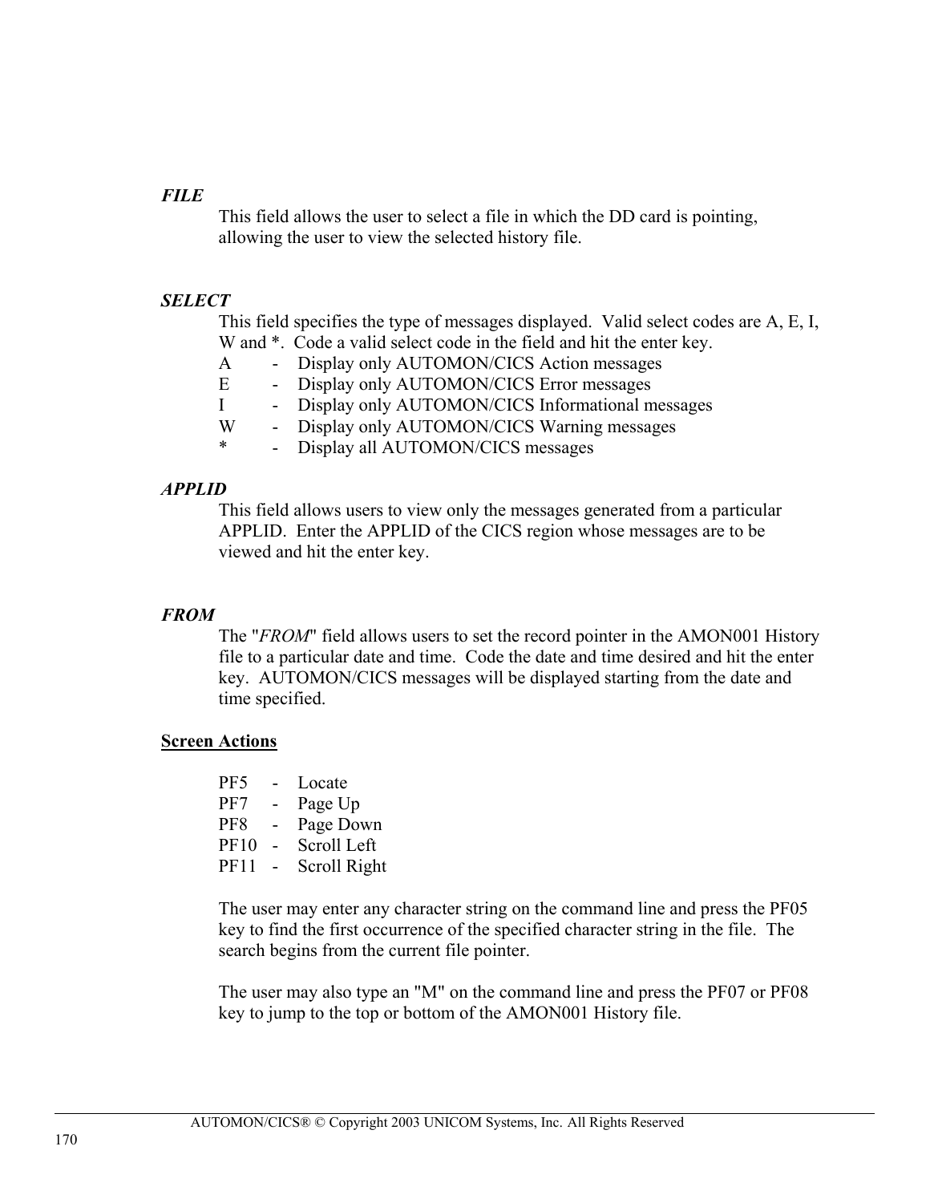***FILE***

This field allows the user to select a file in which the DD card is pointing, allowing the user to view the selected history file.

***SELECT***

This field specifies the type of messages displayed. Valid select codes are A, E, I, W and *. Code a valid select code in the field and hit the enter key.

A - Display only AUTOMON/CICS Action messages
E - Display only AUTOMON/CICS Error messages
I - Display only AUTOMON/CICS Informational messages
W - Display only AUTOMON/CICS Warning messages
* - Display all AUTOMON/CICS messages

***APPLID***

This field allows users to view only the messages generated from a particular APPLID. Enter the APPLID of the CICS region whose messages are to be viewed and hit the enter key.

***FROM***

The "*FROM*" field allows users to set the record pointer in the AMON001 History file to a particular date and time. Code the date and time desired and hit the enter key. AUTOMON/CICS messages will be displayed starting from the date and time specified.

**Screen Actions**

PF5 - Locate
PF7 - Page Up
PF8 - Page Down
PF10 - Scroll Left
PF11 - Scroll Right

The user may enter any character string on the command line and press the PF05 key to find the first occurrence of the specified character string in the file. The search begins from the current file pointer.

The user may also type an "M" on the command line and press the PF07 or PF08 key to jump to the top or bottom of the AMON001 History file.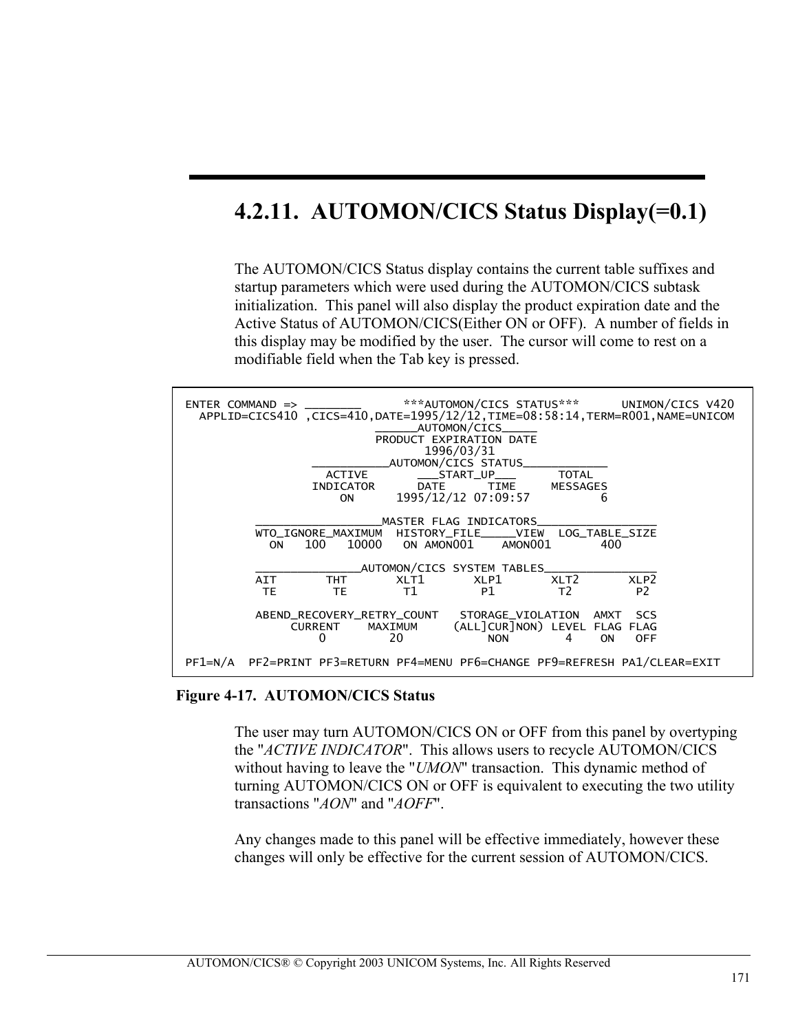## 4.2.11. AUTOMON/CICS Status Display(=0.1)

The AUTOMON/CICS Status display contains the current table suffixes and startup parameters which were used during the AUTOMON/CICS subtask initialization. This panel will also display the product expiration date and the Active Status of AUTOMON/CICS(Either ON or OFF). A number of fields in this display may be modified by the user. The cursor will come to rest on a modifiable field when the Tab key is pressed.

```
ENTER COMMAND => ________      ***AUTOMON/CICS STATUS***      UNIMON/CICS V420
  APPLID=CICS410 ,CICS=410,DATE=1995/12/12,TIME=08:58:14,TERM=R001,NAME=UNICOM
                              ______AUTOMON/CICS_____
                              PRODUCT EXPIRATION DATE
                                     1996/03/31
                  ____________AUTOMON/CICS STATUS_____________
                     ACTIVE        ___START_UP___       TOTAL
                    INDICATOR      DATE      TIME      MESSAGES
                        ON      1995/12/12 07:09:57        6

          ___________________MASTER FLAG INDICATORS__________________
          WTO_IGNORE_MAXIMUM  HISTORY_FILE_____VIEW  LOG_TABLE_SIZE
            ON   100   10000   ON AMON001    AMON001       400

          ________________AUTOMON/CICS SYSTEM TABLES_________________
          AIT        THT        XLT1       XLP1       XLT2       XLP2
           TE         TE         T1         P1         T2         P2

          ABEND_RECOVERY_RETRY_COUNT   STORAGE_VIOLATION  AMXT  SCS
               CURRENT    MAXIMUM     (ALL]CUR]NON) LEVEL FLAG FLAG
                  0          20            NON        4    ON   OFF

PF1=N/A  PF2=PRINT PF3=RETURN PF4=MENU PF6=CHANGE PF9=REFRESH PA1/CLEAR=EXIT
```

**Figure 4-17. AUTOMON/CICS Status**

The user may turn AUTOMON/CICS ON or OFF from this panel by overtyping the "*ACTIVE INDICATOR*". This allows users to recycle AUTOMON/CICS without having to leave the "*UMON*" transaction. This dynamic method of turning AUTOMON/CICS ON or OFF is equivalent to executing the two utility transactions "*AON*" and "*AOFF*".

Any changes made to this panel will be effective immediately, however these changes will only be effective for the current session of AUTOMON/CICS.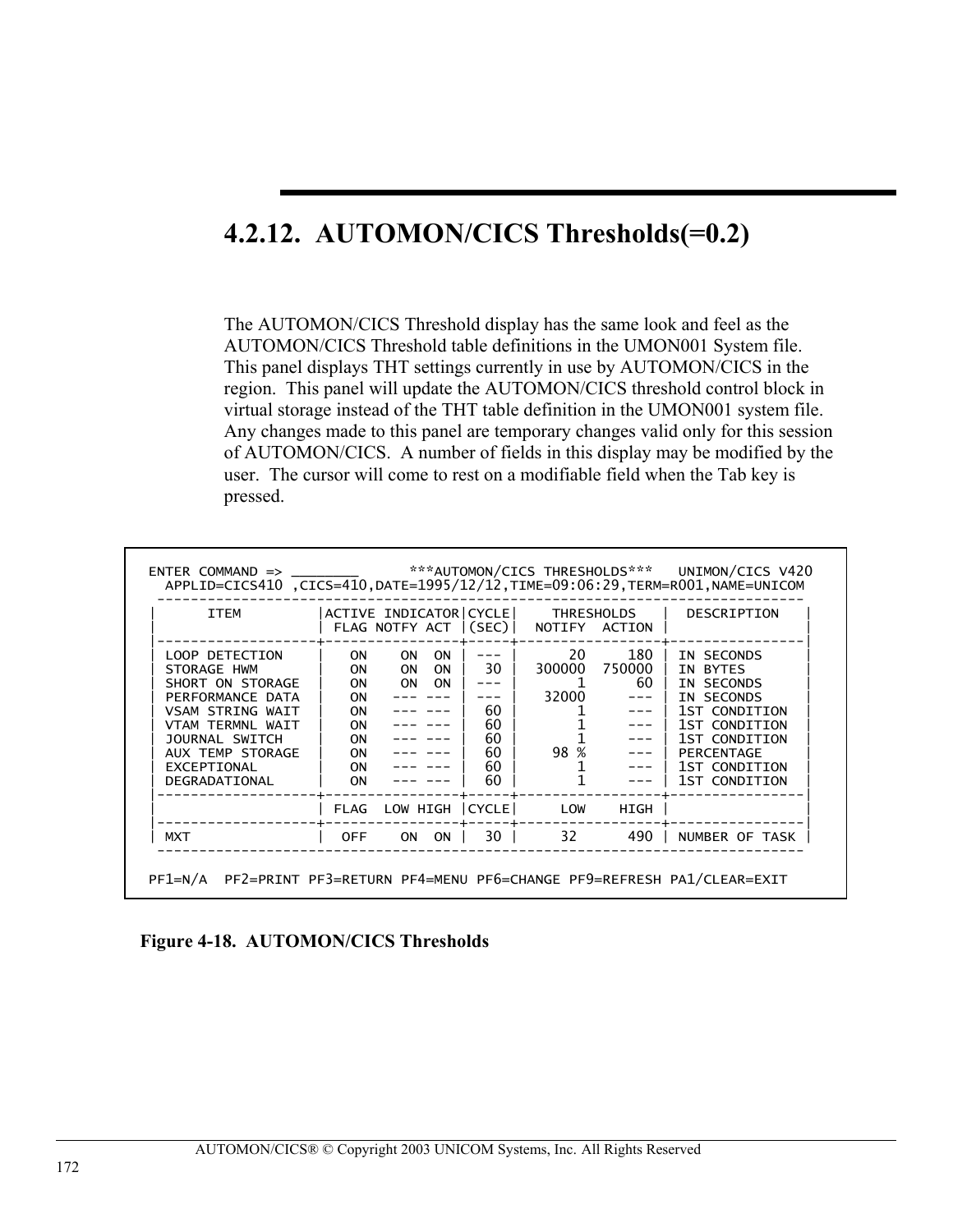## 4.2.12. AUTOMON/CICS Thresholds(=0.2)

The AUTOMON/CICS Threshold display has the same look and feel as the AUTOMON/CICS Threshold table definitions in the UMON001 System file. This panel displays THT settings currently in use by AUTOMON/CICS in the region. This panel will update the AUTOMON/CICS threshold control block in virtual storage instead of the THT table definition in the UMON001 system file. Any changes made to this panel are temporary changes valid only for this session of AUTOMON/CICS. A number of fields in this display may be modified by the user. The cursor will come to rest on a modifiable field when the Tab key is pressed.

```
ENTER COMMAND => ________       ***AUTOMON/CICS THRESHOLDS***   UNIMON/CICS V420
  APPLID=CICS410 ,CICS=410,DATE=1995/12/12,TIME=09:06:29,TERM=R001,NAME=UNICOM
 -----------------------------------------------------------------------------
|       ITEM        |ACTIVE INDICATOR|CYCLE|     THRESHOLDS    |  DESCRIPTION   |
|                   | FLAG NOTFY ACT |(SEC)|   NOTIFY  ACTION  |                |
|-------------------+----------------+-----+-------------------+----------------|
| LOOP DETECTION    |   ON    ON  ON | --- |      20     180   | IN SECONDS     |
| STORAGE HWM       |   ON    ON  ON |  30 |  300000  750000   | IN BYTES       |
| SHORT ON STORAGE  |   ON    ON  ON | --- |       1      60   | IN SECONDS     |
| PERFORMANCE DATA  |   ON   --- --- | --- |   32000     ---   | IN SECONDS     |
| VSAM STRING WAIT  |   ON   --- --- |  60 |       1     ---   | 1ST CONDITION  |
| VTAM TERMNL WAIT  |   ON   --- --- |  60 |       1     ---   | 1ST CONDITION  |
| JOURNAL SWITCH    |   ON   --- --- |  60 |       1     ---   | 1ST CONDITION  |
| AUX TEMP STORAGE  |   ON   --- --- |  60 |    98 %     ---   | PERCENTAGE     |
| EXCEPTIONAL       |   ON   --- --- |  60 |       1     ---   | 1ST CONDITION  |
| DEGRADATIONAL     |   ON   --- --- |  60 |       1     ---   | 1ST CONDITION  |
|-------------------+----------------+-----+-------------------+----------------|
|                   | FLAG  LOW HIGH |CYCLE|      LOW    HIGH  |                |
|-------------------+----------------+-----+-------------------+----------------|
| MXT               |  OFF    ON  ON |  30 |      32      490  | NUMBER OF TASK |
 -----------------------------------------------------------------------------

PF1=N/A  PF2=PRINT PF3=RETURN PF4=MENU PF6=CHANGE PF9=REFRESH PA1/CLEAR=EXIT
```

**Figure 4-18. AUTOMON/CICS Thresholds**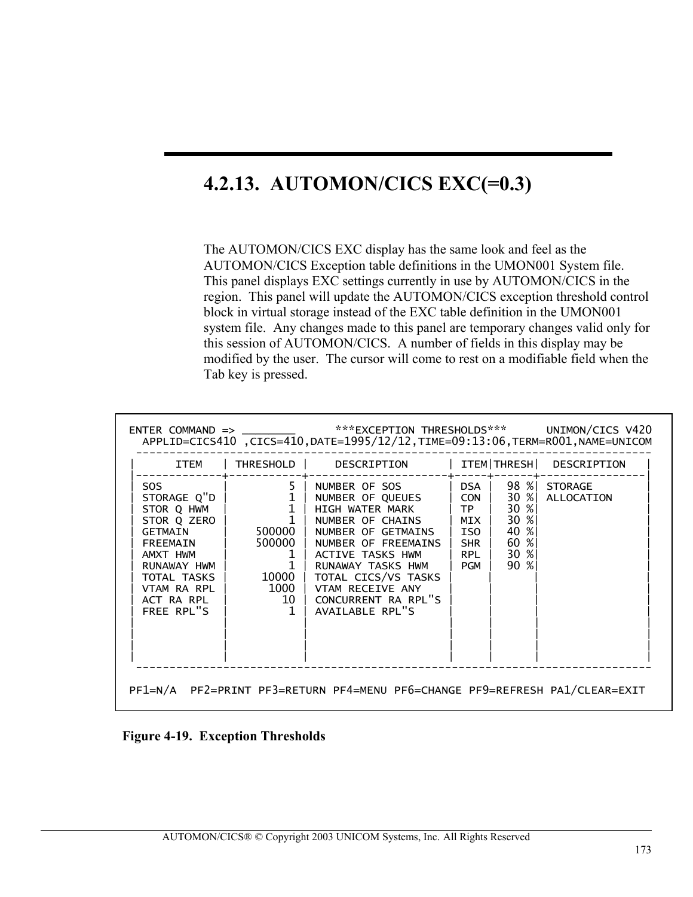## 4.2.13. AUTOMON/CICS EXC(=0.3)

The AUTOMON/CICS EXC display has the same look and feel as the AUTOMON/CICS Exception table definitions in the UMON001 System file. This panel displays EXC settings currently in use by AUTOMON/CICS in the region. This panel will update the AUTOMON/CICS exception threshold control block in virtual storage instead of the EXC table definition in the UMON001 system file. Any changes made to this panel are temporary changes valid only for this session of AUTOMON/CICS. A number of fields in this display may be modified by the user. The cursor will come to rest on a modifiable field when the Tab key is pressed.

```
ENTER COMMAND => ________       ***EXCEPTION THRESHOLDS***      UNIMON/CICS V420
  APPLID=CICS410 ,CICS=410,DATE=1995/12/12,TIME=09:13:06,TERM=R001,NAME=UNICOM
 ------------------------------------------------------------------------------
|     ITEM    | THRESHOLD |     DESCRIPTION      | ITEM|THRESH|  DESCRIPTION    |
|-------------+-----------+----------------------+-----+------+-----------------|
| SOS         |         5 | NUMBER OF SOS        | DSA |  98 %| STORAGE         |
| STORAGE Q"D |         1 | NUMBER OF QUEUES     | CON |  30 %| ALLOCATION      |
| STOR Q HWM  |         1 | HIGH WATER MARK      | TP  |  30 %|                 |
| STOR Q ZERO |         1 | NUMBER OF CHAINS     | MIX |  30 %|                 |
| GETMAIN     |    500000 | NUMBER OF GETMAINS   | ISO |  40 %|                 |
| FREEMAIN    |    500000 | NUMBER OF FREEMAINS  | SHR |  60 %|                 |
| AMXT HWM    |         1 | ACTIVE TASKS HWM     | RPL |  30 %|                 |
| RUNAWAY HWM |         1 | RUNAWAY TASKS HWM    | PGM |  90 %|                 |
| TOTAL TASKS |     10000 | TOTAL CICS/VS TASKS  |     |      |                 |
| VTAM RA RPL |      1000 | VTAM RECEIVE ANY     |     |      |                 |
| ACT RA RPL  |        10 | CONCURRENT RA RPL"S  |     |      |                 |
| FREE RPL"S  |         1 | AVAILABLE RPL"S      |     |      |                 |
|             |           |                      |     |      |                 |
|             |           |                      |     |      |                 |
|             |           |                      |     |      |                 |
|             |           |                      |     |      |                 |
 ------------------------------------------------------------------------------

PF1=N/A  PF2=PRINT PF3=RETURN PF4=MENU PF6=CHANGE PF9=REFRESH PA1/CLEAR=EXIT
```

**Figure 4-19. Exception Thresholds**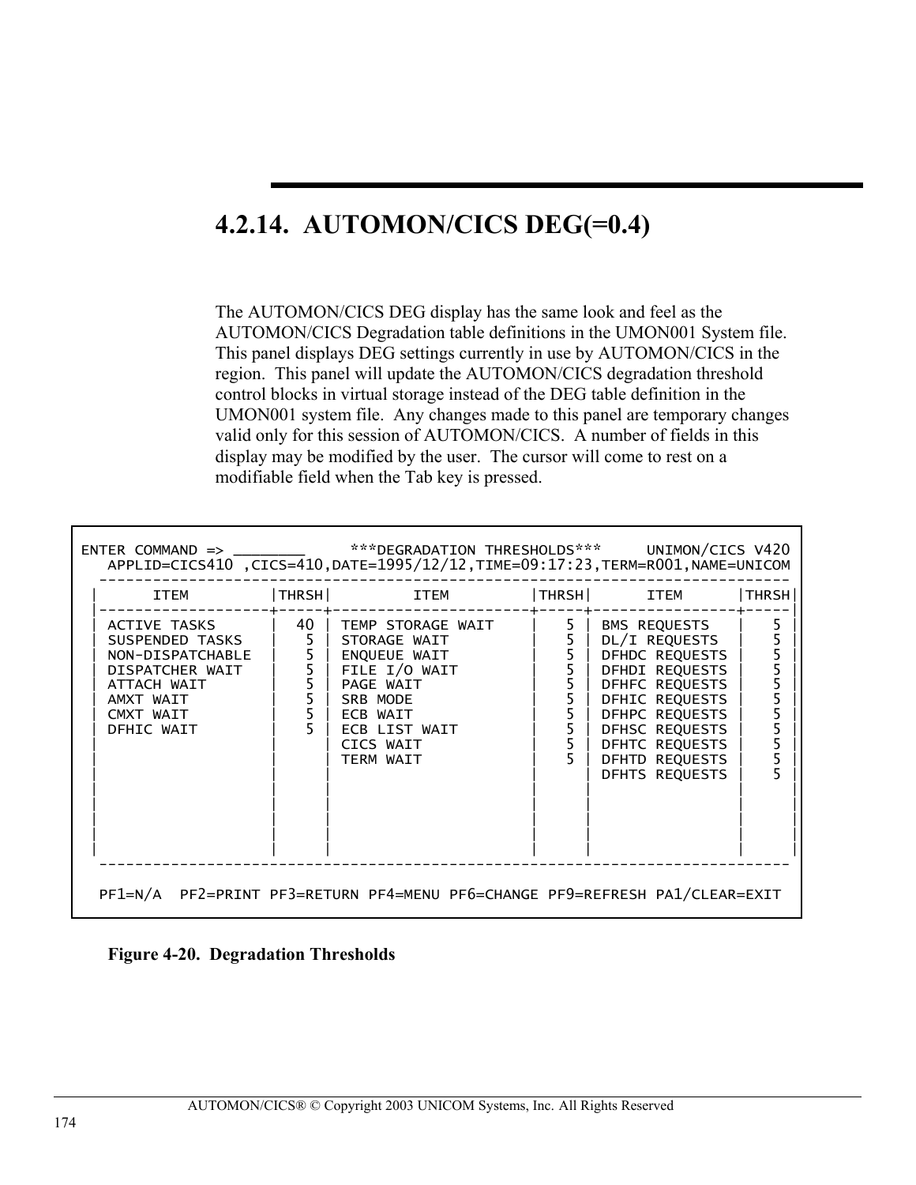## 4.2.14. AUTOMON/CICS DEG(=0.4)

The AUTOMON/CICS DEG display has the same look and feel as the AUTOMON/CICS Degradation table definitions in the UMON001 System file. This panel displays DEG settings currently in use by AUTOMON/CICS in the region. This panel will update the AUTOMON/CICS degradation threshold control blocks in virtual storage instead of the DEG table definition in the UMON001 system file. Any changes made to this panel are temporary changes valid only for this session of AUTOMON/CICS. A number of fields in this display may be modified by the user. The cursor will come to rest on a modifiable field when the Tab key is pressed.

```
ENTER COMMAND => ________     ***DEGRADATION THRESHOLDS***     UNIMON/CICS V420
   APPLID=CICS410 ,CICS=410,DATE=1995/12/12,TIME=09:17:23,TERM=R001,NAME=UNICOM
   ----------------------------------------------------------------------------
  |      ITEM          |THRSH|         ITEM         |THRSH|      ITEM      |THRSH|
  |--------------------+-----+----------------------+-----+----------------+-----|
  | ACTIVE TASKS       |  40 | TEMP STORAGE WAIT    |   5 | BMS REQUESTS   |   5 |
  | SUSPENDED TASKS    |   5 | STORAGE WAIT         |   5 | DL/I REQUESTS  |   5 |
  | NON-DISPATCHABLE   |   5 | ENQUEUE WAIT         |   5 | DFHDC REQUESTS |   5 |
  | DISPATCHER WAIT    |   5 | FILE I/O WAIT        |   5 | DFHDI REQUESTS |   5 |
  | ATTACH WAIT        |   5 | PAGE WAIT            |   5 | DFHFC REQUESTS |   5 |
  | AMXT WAIT          |   5 | SRB MODE             |   5 | DFHIC REQUESTS |   5 |
  | CMXT WAIT          |   5 | ECB WAIT             |   5 | DFHPC REQUESTS |   5 |
  | DFHIC WAIT         |   5 | ECB LIST WAIT        |   5 | DFHSC REQUESTS |   5 |
  |                    |     | CICS WAIT            |   5 | DFHTC REQUESTS |   5 |
  |                    |     | TERM WAIT            |   5 | DFHTD REQUESTS |   5 |
  |                    |     |                      |     | DFHTS REQUESTS |   5 |
  |                    |     |                      |     |                |     |
  |                    |     |                      |     |                |     |
  |                    |     |                      |     |                |     |
  |                    |     |                      |     |                |     |
   ----------------------------------------------------------------------------

   PF1=N/A  PF2=PRINT PF3=RETURN PF4=MENU PF6=CHANGE PF9=REFRESH PA1/CLEAR=EXIT
```

**Figure 4-20. Degradation Thresholds**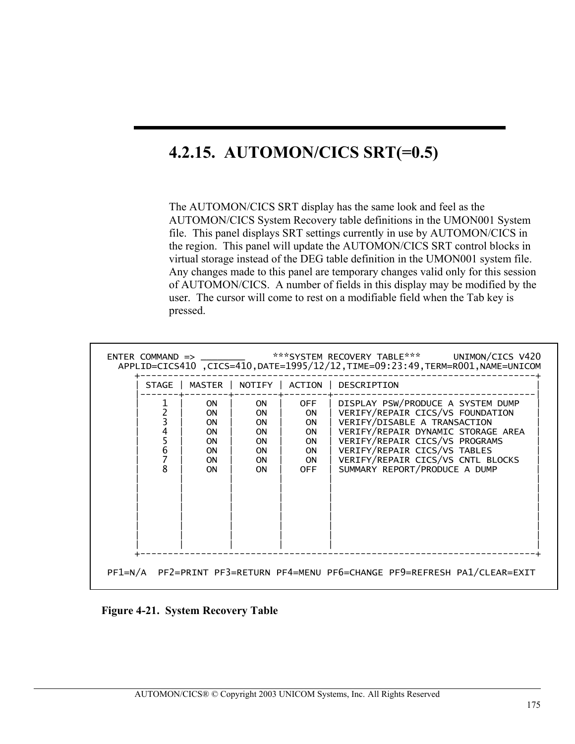## 4.2.15. AUTOMON/CICS SRT(=0.5)

The AUTOMON/CICS SRT display has the same look and feel as the AUTOMON/CICS System Recovery table definitions in the UMON001 System file. This panel displays SRT settings currently in use by AUTOMON/CICS in the region. This panel will update the AUTOMON/CICS SRT control blocks in virtual storage instead of the DEG table definition in the UMON001 system file. Any changes made to this panel are temporary changes valid only for this session of AUTOMON/CICS. A number of fields in this display may be modified by the user. The cursor will come to rest on a modifiable field when the Tab key is pressed.

```
ENTER COMMAND => ________     ***SYSTEM RECOVERY TABLE***      UNIMON/CICS V420
  APPLID=CICS410 ,CICS=410,DATE=1995/12/12,TIME=09:23:49,TERM=R001,NAME=UNICOM
     +----------------------------------------------------------------------+
     | STAGE | MASTER | NOTIFY | ACTION | DESCRIPTION                        |
     |-------+--------+--------+--------+------------------------------------|
     |   1   |   ON   |   ON   |  OFF   | DISPLAY PSW/PRODUCE A SYSTEM DUMP  |
     |   2   |   ON   |   ON   |   ON   | VERIFY/REPAIR CICS/VS FOUNDATION   |
     |   3   |   ON   |   ON   |   ON   | VERIFY/DISABLE A TRANSACTION       |
     |   4   |   ON   |   ON   |   ON   | VERIFY/REPAIR DYNAMIC STORAGE AREA |
     |   5   |   ON   |   ON   |   ON   | VERIFY/REPAIR CICS/VS PROGRAMS     |
     |   6   |   ON   |   ON   |   ON   | VERIFY/REPAIR CICS/VS TABLES       |
     |   7   |   ON   |   ON   |   ON   | VERIFY/REPAIR CICS/VS CNTL BLOCKS  |
     |   8   |   ON   |   ON   |  OFF   | SUMMARY REPORT/PRODUCE A DUMP      |
     |       |        |        |        |                                    |
     |       |        |        |        |                                    |
     |       |        |        |        |                                    |
     |       |        |        |        |                                    |
     |       |        |        |        |                                    |
     |       |        |        |        |                                    |
     |       |        |        |        |                                    |
     +----------------------------------------------------------------------+

PF1=N/A  PF2=PRINT PF3=RETURN PF4=MENU PF6=CHANGE PF9=REFRESH PA1/CLEAR=EXIT
```

**Figure 4-21. System Recovery Table**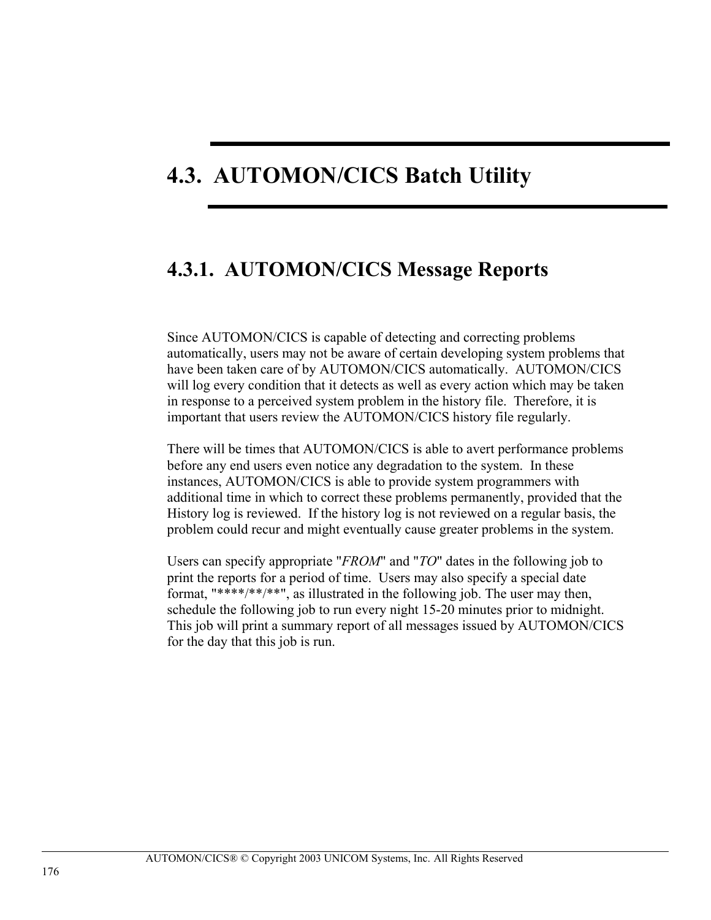# 4.3. AUTOMON/CICS Batch Utility

## 4.3.1. AUTOMON/CICS Message Reports

Since AUTOMON/CICS is capable of detecting and correcting problems automatically, users may not be aware of certain developing system problems that have been taken care of by AUTOMON/CICS automatically. AUTOMON/CICS will log every condition that it detects as well as every action which may be taken in response to a perceived system problem in the history file. Therefore, it is important that users review the AUTOMON/CICS history file regularly.

There will be times that AUTOMON/CICS is able to avert performance problems before any end users even notice any degradation to the system. In these instances, AUTOMON/CICS is able to provide system programmers with additional time in which to correct these problems permanently, provided that the History log is reviewed. If the history log is not reviewed on a regular basis, the problem could recur and might eventually cause greater problems in the system.

Users can specify appropriate "*FROM*" and "*TO*" dates in the following job to print the reports for a period of time. Users may also specify a special date format, "****/**/**", as illustrated in the following job. The user may then, schedule the following job to run every night 15-20 minutes prior to midnight. This job will print a summary report of all messages issued by AUTOMON/CICS for the day that this job is run.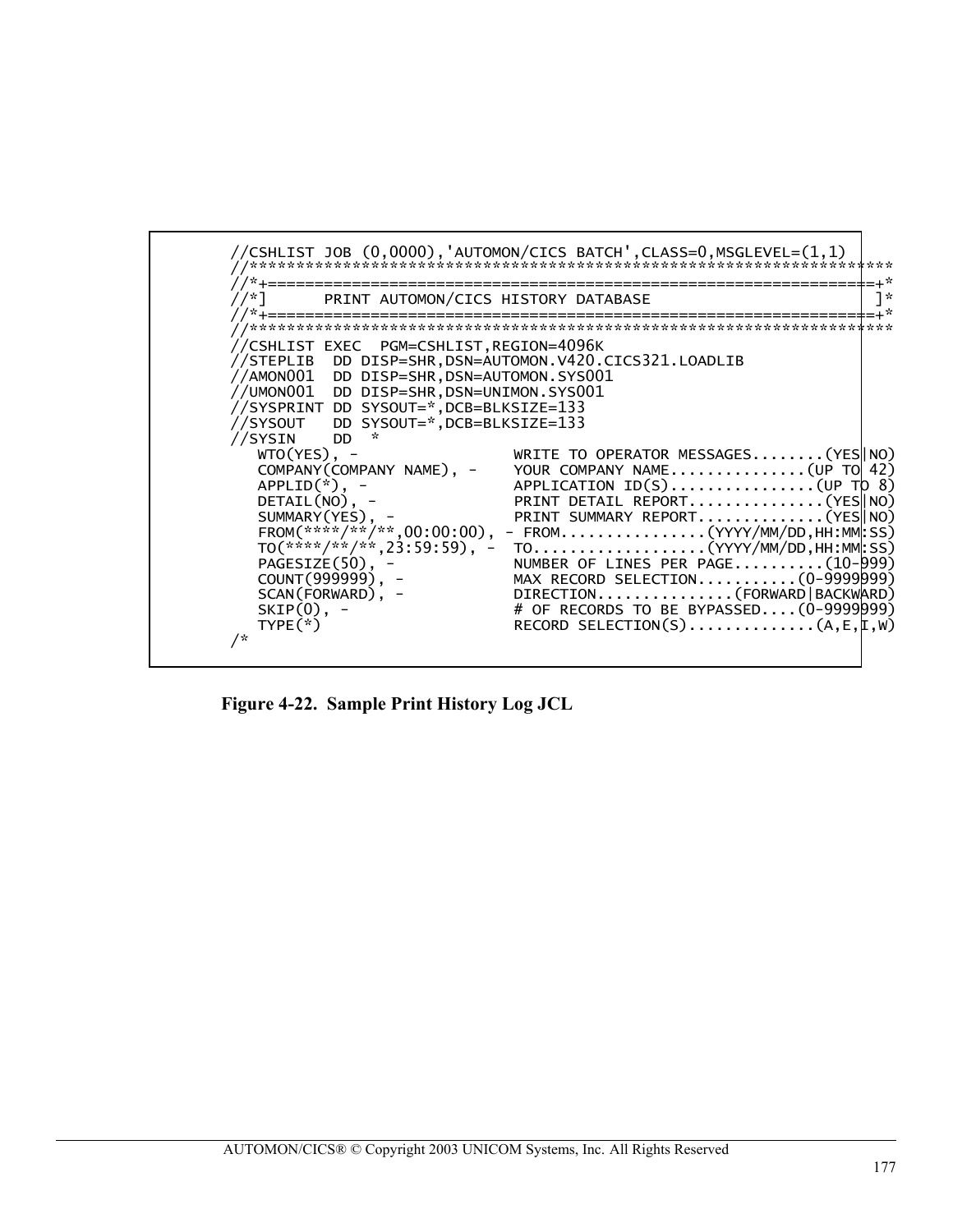```
//CSHLIST JOB (0,0000),'AUTOMON/CICS BATCH',CLASS=0,MSGLEVEL=(1,1)
//**********************************************************************
//*+==================================================================+*
//*]      PRINT AUTOMON/CICS HISTORY DATABASE                         ]*
//*+==================================================================+*
//**********************************************************************
//CSHLIST EXEC  PGM=CSHLIST,REGION=4096K
//STEPLIB  DD DISP=SHR,DSN=AUTOMON.V420.CICS321.LOADLIB
//AMON001  DD DISP=SHR,DSN=AUTOMON.SYS001
//UMON001  DD DISP=SHR,DSN=UNIMON.SYS001
//SYSPRINT DD SYSOUT=*,DCB=BLKSIZE=133
//SYSOUT   DD SYSOUT=*,DCB=BLKSIZE=133
//SYSIN    DD  *
   WTO(YES), -                  WRITE TO OPERATOR MESSAGES........(YES|NO)
   COMPANY(COMPANY NAME), -     YOUR COMPANY NAME...............(UP TO 42)
   APPLID(*), -                 APPLICATION ID(S)................(UP TO 8)
   DETAIL(NO), -                PRINT DETAIL REPORT...............(YES|NO)
   SUMMARY(YES), -              PRINT SUMMARY REPORT..............(YES|NO)
   FROM(****/**/**,00:00:00), - FROM................(YYYY/MM/DD,HH:MM:SS)
   TO(****/**/**,23:59:59), -   TO..................(YYYY/MM/DD,HH:MM:SS)
   PAGESIZE(50), -              NUMBER OF LINES PER PAGE..........(10-999)
   COUNT(999999), -             MAX RECORD SELECTION...........(0-9999999)
   SCAN(FORWARD), -             DIRECTION...............(FORWARD|BACKWARD)
   SKIP(0), -                   # OF RECORDS TO BE BYPASSED....(0-9999999)
   TYPE(*)                      RECORD SELECTION(S)..............(A,E,I,W)
/*
```

**Figure 4-22. Sample Print History Log JCL**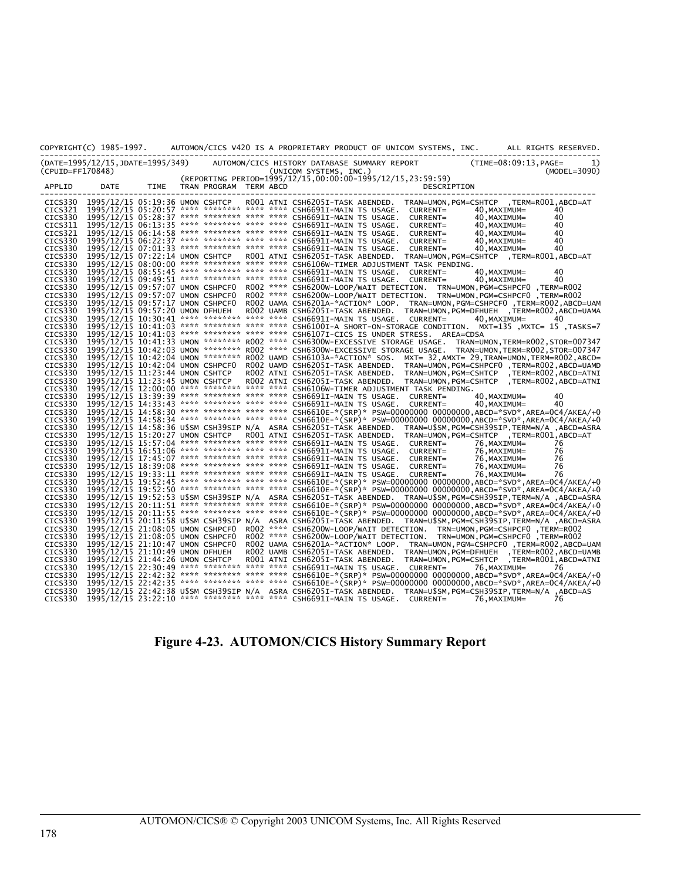```
COPYRIGHT(C) 1985-1997.    AUTOMON/CICS V420 IS A PROPRIETARY PRODUCT OF UNICOM SYSTEMS, INC.    ALL RIGHTS RESERVED.
-----------------------------------------------------------------------------------------------------------------------
(DATE=1995/12/15,JDATE=1995/349)    AUTOMON/CICS HISTORY DATABASE SUMMARY REPORT         (TIME=08:09:13,PAGE=     1)
(CPUID=FF170848)                          (UNICOM SYSTEMS, INC.)                                          (MODEL=3090)
                          (REPORTING PERIOD=1995/12/15,00:00:00-1995/12/15,23:59:59)
 APPLID     DATE      TIME    TRAN PROGRAM  TERM ABCD                            DESCRIPTION
-----------------------------------------------------------------------------------------------------------------------
 CICS330  1995/12/15 05:19:36 UMON CSHTCP   R001 ATNI CSH6205I-TASK ABENDED.  TRAN=UMON,PGM=CSHTCP  ,TERM=R001,ABCD=AT
 CICS321  1995/12/15 05:20:57 **** ******** **** **** CSH6691I-MAIN TS USAGE.  CURRENT=      40,MAXIMUM=       40
 CICS330  1995/12/15 05:28:37 **** ******** **** **** CSH6691I-MAIN TS USAGE.  CURRENT=      40,MAXIMUM=       40
 CICS311  1995/12/15 06:13:35 **** ******** **** **** CSH6691I-MAIN TS USAGE.  CURRENT=      40,MAXIMUM=       40
 CICS321  1995/12/15 06:14:58 **** ******** **** **** CSH6691I-MAIN TS USAGE.  CURRENT=      40,MAXIMUM=       40
 CICS330  1995/12/15 06:22:37 **** ******** **** **** CSH6691I-MAIN TS USAGE.  CURRENT=      40,MAXIMUM=       40
 CICS330  1995/12/15 07:01:33 **** ******** **** **** CSH6691I-MAIN TS USAGE.  CURRENT=      40,MAXIMUM=       40
 CICS330  1995/12/15 07:22:14 UMON CSHTCP   R001 ATNI CSH6205I-TASK ABENDED.  TRAN=UMON,PGM=CSHTCP  ,TERM=R001,ABCD=AT
 CICS330  1995/12/15 08:00:00 **** ******** **** **** CSH6106W-TIMER ADJUSTMENT TASK PENDING.
 CICS330  1995/12/15 08:55:45 **** ******** **** **** CSH6691I-MAIN TS USAGE.  CURRENT=      40,MAXIMUM=       40
 CICS330  1995/12/15 09:49:51 **** ******** **** **** CSH6691I-MAIN TS USAGE.  CURRENT=      40,MAXIMUM=       40
 CICS330  1995/12/15 09:57:07 UMON CSHPCF0  R002 **** CSH6200W-LOOP/WAIT DETECTION.  TRN=UMON,PGM=CSHPCF0 ,TERM=R002
 CICS330  1995/12/15 09:57:07 UMON CSHPCF0  R002 **** CSH6200W-LOOP/WAIT DETECTION.  TRN=UMON,PGM=CSHPCF0 ,TERM=R002
 CICS330  1995/12/15 09:57:17 UMON CSHPCF0  R002 UAMA CSH6201A-*ACTION* LOOP.  TRAN=UMON,PGM=CSHPCF0 ,TERM=R002,ABCD=UAM
 CICS330  1995/12/15 09:57:20 UMON DFHUEH   R002 UAMB CSH6205I-TASK ABENDED.  TRAN=UMON,PGM=DFHUEH  ,TERM=R002,ABCD=UAMA
 CICS330  1995/12/15 10:30:41 **** ******** **** **** CSH6691I-MAIN TS USAGE.  CURRENT=      40,MAXIMUM=       40
 CICS330  1995/12/15 10:41:03 **** ******** **** **** CSH6100I-A SHORT-ON-STORAGE CONDITION.  MXT=135 ,MXTC= 15 ,TASKS=7
 CICS330  1995/12/15 10:41:03 **** ******** **** **** CSH6107I-CICS IS UNDER STRESS.  AREA=CDSA
 CICS330  1995/12/15 10:41:33 UMON ******** R002 **** CSH6300W-EXCESSIVE STORAGE USAGE.  TRAN=UMON,TERM=R002,STOR=007347
 CICS330  1995/12/15 10:42:03 UMON ******** R002 **** CSH6300W-EXCESSIVE STORAGE USAGE.  TRAN=UMON,TERM=R002,STOR=007347
 CICS330  1995/12/15 10:42:04 UMON ******** R002 UAMD CSH6103A-*ACTION* SOS.  MXT= 32,AMXT= 29,TRAN=UMON,TERM=R002,ABCD=
 CICS330  1995/12/15 10:42:04 UMON CSHPCF0  R002 UAMD CSH6205I-TASK ABENDED.  TRAN=UMON,PGM=CSHPCF0 ,TERM=R002,ABCD=UAMD
 CICS330  1995/12/15 11:23:44 UMON CSHTCP   R002 ATNI CSH6205I-TASK ABENDED.  TRAN=UMON,PGM=CSHTCP  ,TERM=R002,ABCD=ATNI
 CICS330  1995/12/15 11:23:45 UMON CSHTCP   R002 ATNI CSH6205I-TASK ABENDED.  TRAN=UMON,PGM=CSHTCP  ,TERM=R002,ABCD=ATNI
 CICS330  1995/12/15 12:00:00 **** ******** **** **** CSH6106W-TIMER ADJUSTMENT TASK PENDING.
 CICS330  1995/12/15 13:39:39 **** ******** **** **** CSH6691I-MAIN TS USAGE.  CURRENT=      40,MAXIMUM=       40
 CICS330  1995/12/15 14:33:43 **** ******** **** **** CSH6691I-MAIN TS USAGE.  CURRENT=      40,MAXIMUM=       40
 CICS330  1995/12/15 14:58:30 **** ******** **** **** CSH6610E-*(SRP)* PSW=00000000 00000000,ABCD=*SVD*,AREA=0C4/AKEA/+0
 CICS330  1995/12/15 14:58:34 **** ******** **** **** CSH6610E-*(SRP)* PSW=00000000 00000000,ABCD=*SVD*,AREA=0C4/AKEA/+0
 CICS330  1995/12/15 14:58:36 U$SM CSH39SIP N/A  ASRA CSH6205I-TASK ABENDED.  TRAN=U$SM,PGM=CSH39SIP,TERM=N/A  ,ABCD=ASRA
 CICS330  1995/12/15 15:20:27 UMON CSHTCP   R001 ATNI CSH6205I-TASK ABENDED.  TRAN=UMON,PGM=CSHTCP  ,TERM=R001,ABCD=AT
 CICS330  1995/12/15 15:57:04 **** ******** **** **** CSH6691I-MAIN TS USAGE.  CURRENT=      76,MAXIMUM=       76
 CICS330  1995/12/15 16:51:06 **** ******** **** **** CSH6691I-MAIN TS USAGE.  CURRENT=      76,MAXIMUM=       76
 CICS330  1995/12/15 17:45:07 **** ******** **** **** CSH6691I-MAIN TS USAGE.  CURRENT=      76,MAXIMUM=       76
 CICS330  1995/12/15 18:39:08 **** ******** **** **** CSH6691I-MAIN TS USAGE.  CURRENT=      76,MAXIMUM=       76
 CICS330  1995/12/15 19:33:11 **** ******** **** **** CSH6691I-MAIN TS USAGE.  CURRENT=      76,MAXIMUM=       76
 CICS330  1995/12/15 19:52:45 **** ******** **** **** CSH6610E-*(SRP)* PSW=00000000 00000000,ABCD=*SVD*,AREA=0C4/AKEA/+0
 CICS330  1995/12/15 19:52:50 **** ******** **** **** CSH6610E-*(SRP)* PSW=00000000 00000000,ABCD=*SVD*,AREA=0C4/AKEA/+0
 CICS330  1995/12/15 19:52:53 U$SM CSH39SIP N/A  ASRA CSH6205I-TASK ABENDED.  TRAN=U$SM,PGM=CSH39SIP,TERM=N/A  ,ABCD=ASRA
 CICS330  1995/12/15 20:11:51 **** ******** **** **** CSH6610E-*(SRP)* PSW=00000000 00000000,ABCD=*SVD*,AREA=0C4/AKEA/+0
 CICS330  1995/12/15 20:11:55 **** ******** **** **** CSH6610E-*(SRP)* PSW=00000000 00000000,ABCD=*SVD*,AREA=0C4/AKEA/+0
 CICS330  1995/12/15 20:11:58 U$SM CSH39SIP N/A  ASRA CSH6205I-TASK ABENDED.  TRAN=U$SM,PGM=CSH39SIP,TERM=N/A  ,ABCD=ASRA
 CICS330  1995/12/15 21:08:05 UMON CSHPCF0  R002 **** CSH6200W-LOOP/WAIT DETECTION.  TRN=UMON,PGM=CSHPCF0 ,TERM=R002
 CICS330  1995/12/15 21:08:05 UMON CSHPCF0  R002 **** CSH6200W-LOOP/WAIT DETECTION.  TRN=UMON,PGM=CSHPCF0 ,TERM=R002
 CICS330  1995/12/15 21:10:47 UMON CSHPCF0  R002 UAMA CSH6201A-*ACTION* LOOP.  TRAN=UMON,PGM=CSHPCF0 ,TERM=R002,ABCD=UAM
 CICS330  1995/12/15 21:10:49 UMON DFHUEH   R002 UAMB CSH6205I-TASK ABENDED.  TRAN=UMON,PGM=DFHUEH  ,TERM=R002,ABCD=UAMB
 CICS330  1995/12/15 21:44:26 UMON CSHTCP   R001 ATNI CSH6205I-TASK ABENDED.  TRAN=UMON,PGM=CSHTCP  ,TERM=R001,ABCD=ATNI
 CICS330  1995/12/15 22:30:49 **** ******** **** **** CSH6691I-MAIN TS USAGE.  CURRENT=      76,MAXIMUM=       76
 CICS330  1995/12/15 22:42:32 **** ******** **** **** CSH6610E-*(SRP)* PSW=00000000 00000000,ABCD=*SVD*,AREA=0C4/AKEA/+0
 CICS330  1995/12/15 22:42:35 **** ******** **** **** CSH6610E-*(SRP)* PSW=00000000 00000000,ABCD=*SVD*,AREA=0C4/AKEA/+0
 CICS330  1995/12/15 22:42:38 U$SM CSH39SIP N/A  ASRA CSH6205I-TASK ABENDED.  TRAN=U$SM,PGM=CSH39SIP,TERM=N/A  ,ABCD=AS
 CICS330  1995/12/15 23:22:10 **** ******** **** **** CSH6691I-MAIN TS USAGE.  CURRENT=      76,MAXIMUM=       76
```

**Figure 4-23. AUTOMON/CICS History Summary Report**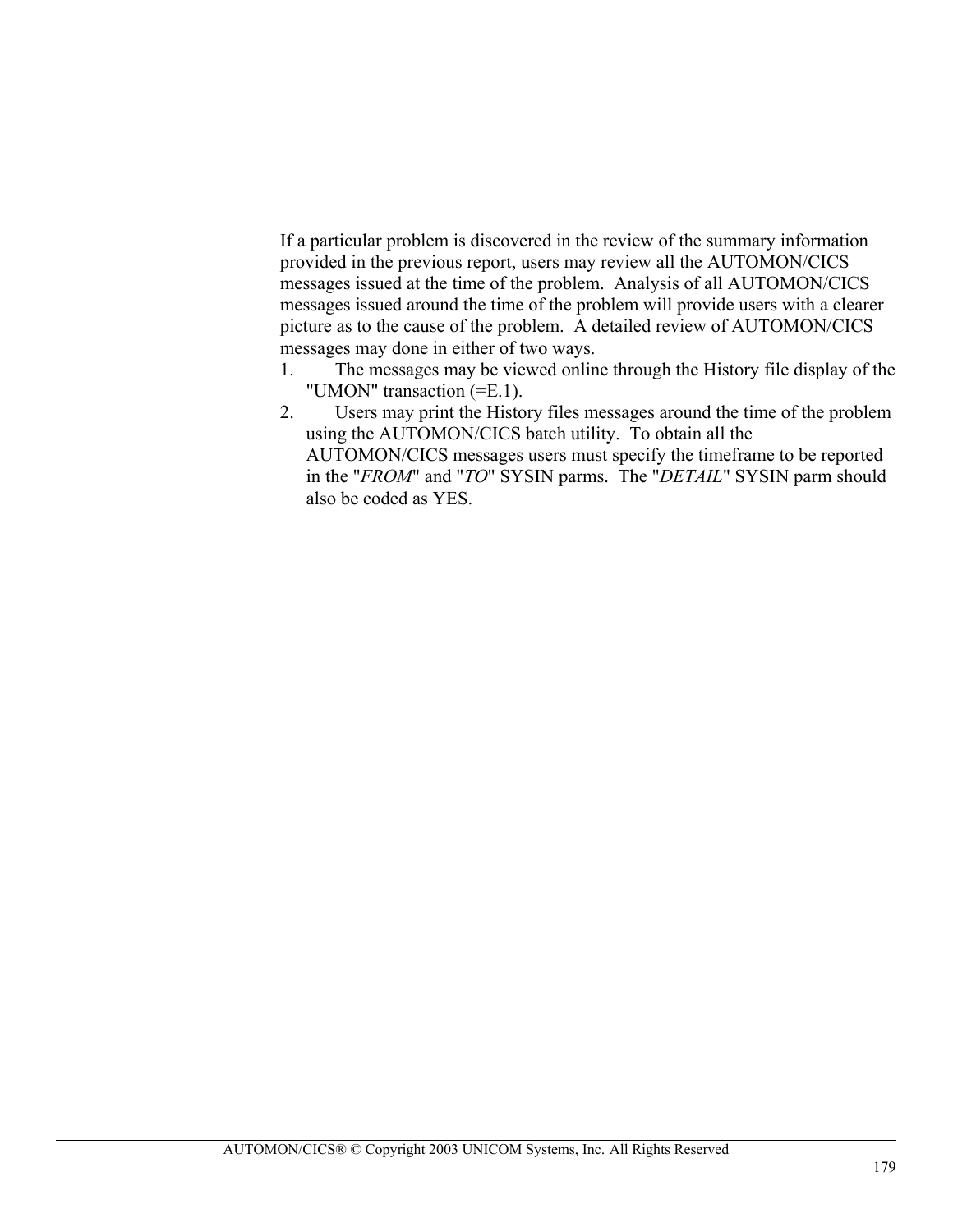If a particular problem is discovered in the review of the summary information provided in the previous report, users may review all the AUTOMON/CICS messages issued at the time of the problem.  Analysis of all AUTOMON/CICS messages issued around the time of the problem will provide users with a clearer picture as to the cause of the problem.  A detailed review of AUTOMON/CICS messages may done in either of two ways.

1. The messages may be viewed online through the History file display of the "UMON" transaction (=E.1).
2. Users may print the History files messages around the time of the problem using the AUTOMON/CICS batch utility.  To obtain all the AUTOMON/CICS messages users must specify the timeframe to be reported in the "*FROM*" and "*TO*" SYSIN parms.  The "*DETAIL*" SYSIN parm should also be coded as YES.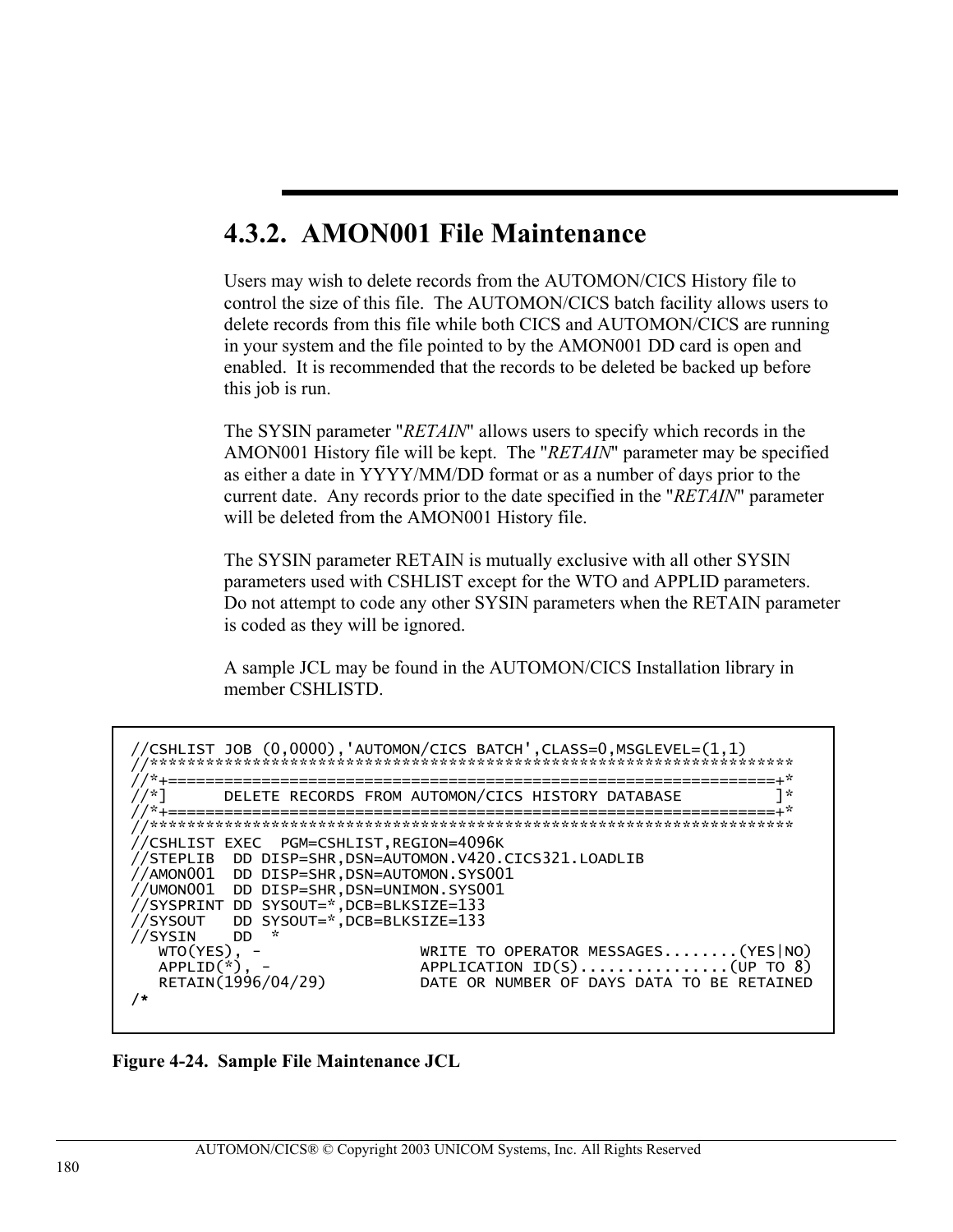## 4.3.2. AMON001 File Maintenance

Users may wish to delete records from the AUTOMON/CICS History file to control the size of this file. The AUTOMON/CICS batch facility allows users to delete records from this file while both CICS and AUTOMON/CICS are running in your system and the file pointed to by the AMON001 DD card is open and enabled. It is recommended that the records to be deleted be backed up before this job is run.

The SYSIN parameter "*RETAIN*" allows users to specify which records in the AMON001 History file will be kept. The "*RETAIN*" parameter may be specified as either a date in YYYY/MM/DD format or as a number of days prior to the current date. Any records prior to the date specified in the "*RETAIN*" parameter will be deleted from the AMON001 History file.

The SYSIN parameter RETAIN is mutually exclusive with all other SYSIN parameters used with CSHLIST except for the WTO and APPLID parameters. Do not attempt to code any other SYSIN parameters when the RETAIN parameter is coded as they will be ignored.

A sample JCL may be found in the AUTOMON/CICS Installation library in member CSHLISTD.

```
//CSHLIST JOB (0,0000),'AUTOMON/CICS BATCH',CLASS=0,MSGLEVEL=(1,1)
//*********************************************************************
//*+=================================================================+*
//*]      DELETE RECORDS FROM AUTOMON/CICS HISTORY DATABASE          ]*
//*+=================================================================+*
//*********************************************************************
//CSHLIST EXEC  PGM=CSHLIST,REGION=4096K
//STEPLIB  DD DISP=SHR,DSN=AUTOMON.V420.CICS321.LOADLIB
//AMON001  DD DISP=SHR,DSN=AUTOMON.SYS001
//UMON001  DD DISP=SHR,DSN=UNIMON.SYS001
//SYSPRINT DD SYSOUT=*,DCB=BLKSIZE=133
//SYSOUT   DD SYSOUT=*,DCB=BLKSIZE=133
//SYSIN    DD  *
   WTO(YES), -                WRITE TO OPERATOR MESSAGES........(YES|NO)
   APPLID(*), -               APPLICATION ID(S)................(UP TO 8)
   RETAIN(1996/04/29)         DATE OR NUMBER OF DAYS DATA TO BE RETAINED
/*
```

**Figure 4-24. Sample File Maintenance JCL**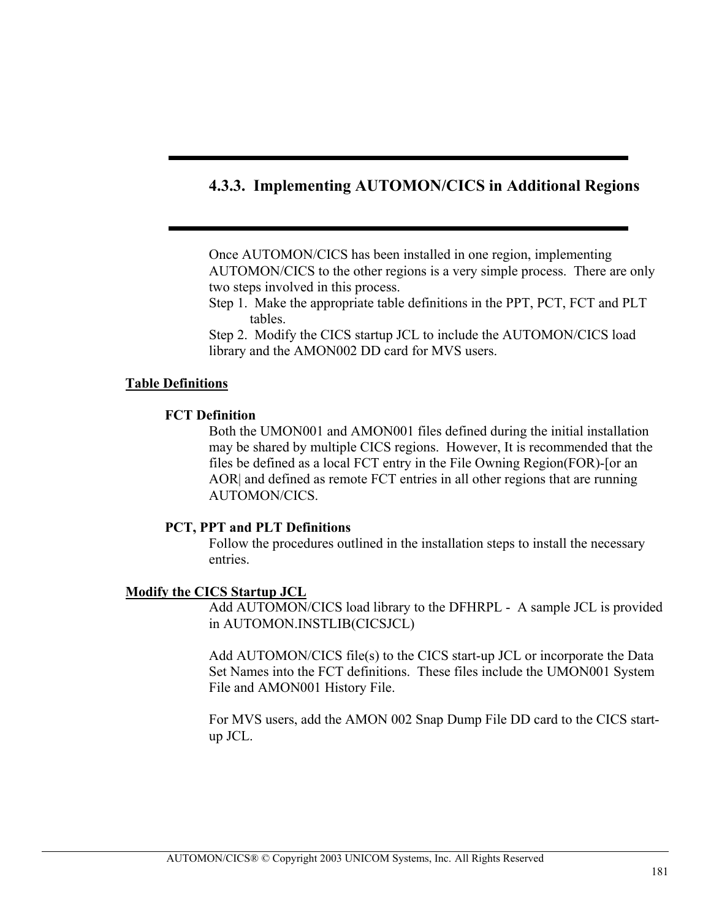## 4.3.3. Implementing AUTOMON/CICS in Additional Regions

Once AUTOMON/CICS has been installed in one region, implementing AUTOMON/CICS to the other regions is a very simple process. There are only two steps involved in this process.

Step 1. Make the appropriate table definitions in the PPT, PCT, FCT and PLT tables.

Step 2. Modify the CICS startup JCL to include the AUTOMON/CICS load library and the AMON002 DD card for MVS users.

**Table Definitions**

**FCT Definition**

Both the UMON001 and AMON001 files defined during the initial installation may be shared by multiple CICS regions. However, It is recommended that the files be defined as a local FCT entry in the File Owning Region(FOR)-[or an AOR| and defined as remote FCT entries in all other regions that are running AUTOMON/CICS.

**PCT, PPT and PLT Definitions**

Follow the procedures outlined in the installation steps to install the necessary entries.

**Modify the CICS Startup JCL**

Add AUTOMON/CICS load library to the DFHRPL - A sample JCL is provided in AUTOMON.INSTLIB(CICSJCL)

Add AUTOMON/CICS file(s) to the CICS start-up JCL or incorporate the Data Set Names into the FCT definitions. These files include the UMON001 System File and AMON001 History File.

For MVS users, add the AMON 002 Snap Dump File DD card to the CICS start-up JCL.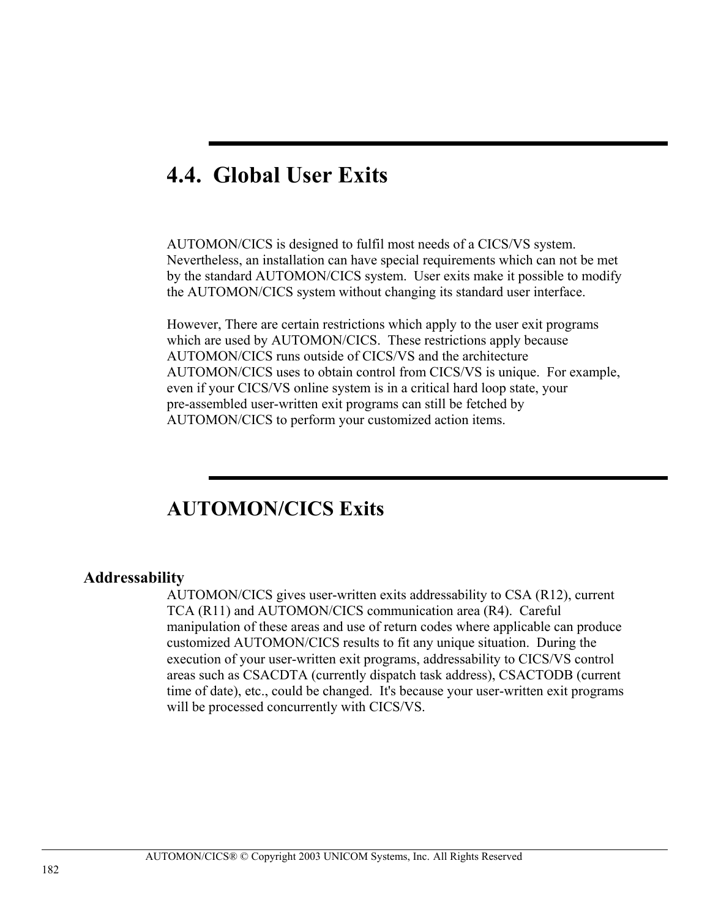# 4.4. Global User Exits

AUTOMON/CICS is designed to fulfil most needs of a CICS/VS system. Nevertheless, an installation can have special requirements which can not be met by the standard AUTOMON/CICS system. User exits make it possible to modify the AUTOMON/CICS system without changing its standard user interface.

However, There are certain restrictions which apply to the user exit programs which are used by AUTOMON/CICS. These restrictions apply because AUTOMON/CICS runs outside of CICS/VS and the architecture AUTOMON/CICS uses to obtain control from CICS/VS is unique. For example, even if your CICS/VS online system is in a critical hard loop state, your pre-assembled user-written exit programs can still be fetched by AUTOMON/CICS to perform your customized action items.

# AUTOMON/CICS Exits

### Addressability

AUTOMON/CICS gives user-written exits addressability to CSA (R12), current TCA (R11) and AUTOMON/CICS communication area (R4). Careful manipulation of these areas and use of return codes where applicable can produce customized AUTOMON/CICS results to fit any unique situation. During the execution of your user-written exit programs, addressability to CICS/VS control areas such as CSACDTA (currently dispatch task address), CSACTODB (current time of date), etc., could be changed. It's because your user-written exit programs will be processed concurrently with CICS/VS.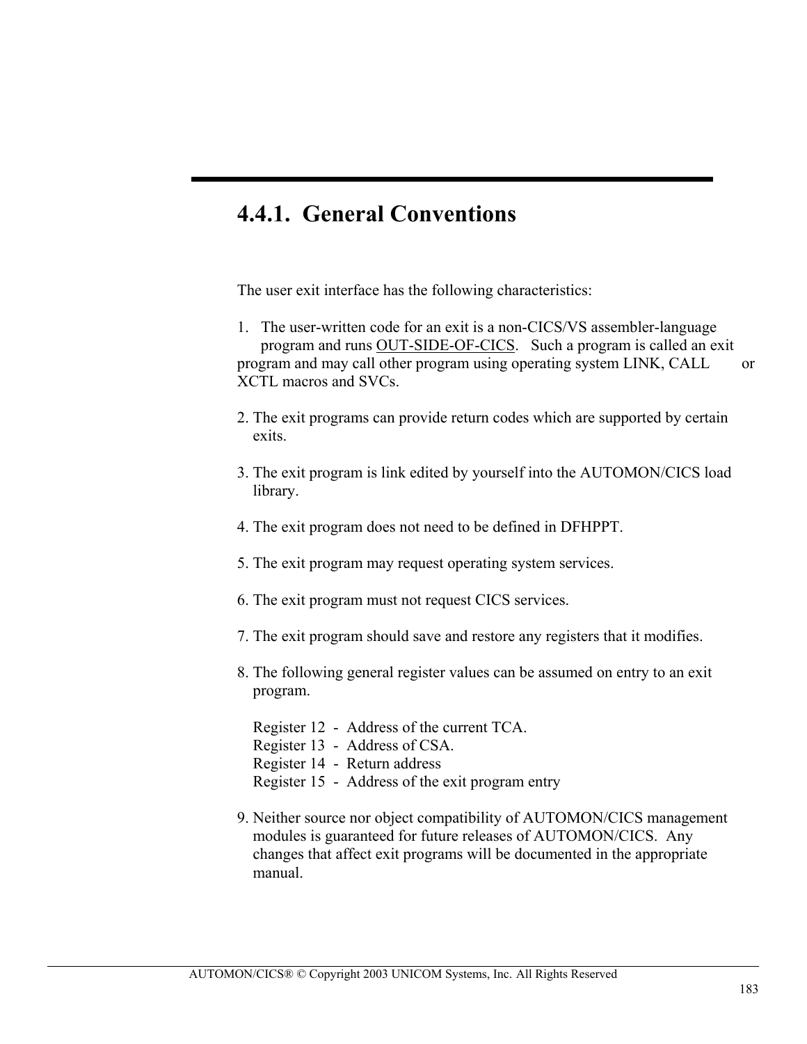# 4.4.1. General Conventions

The user exit interface has the following characteristics:

1. The user-written code for an exit is a non-CICS/VS assembler-language program and runs OUT-SIDE-OF-CICS. Such a program is called an exit program and may call other program using operating system LINK, CALL or XCTL macros and SVCs.

2. The exit programs can provide return codes which are supported by certain exits.

3. The exit program is link edited by yourself into the AUTOMON/CICS load library.

4. The exit program does not need to be defined in DFHPPT.

5. The exit program may request operating system services.

6. The exit program must not request CICS services.

7. The exit program should save and restore any registers that it modifies.

8. The following general register values can be assumed on entry to an exit program.

   Register 12 - Address of the current TCA.
   Register 13 - Address of CSA.
   Register 14 - Return address
   Register 15 - Address of the exit program entry

9. Neither source nor object compatibility of AUTOMON/CICS management modules is guaranteed for future releases of AUTOMON/CICS. Any changes that affect exit programs will be documented in the appropriate manual.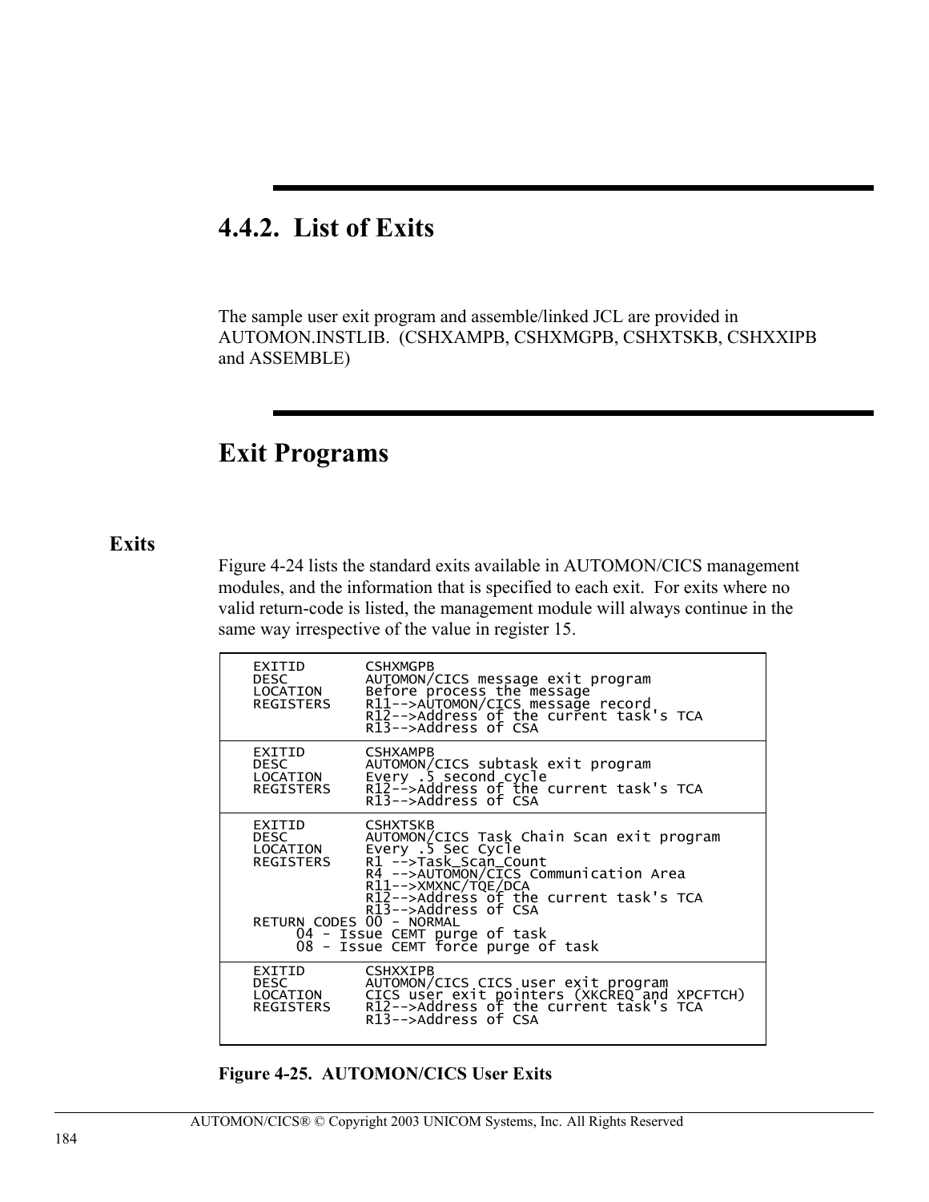## 4.4.2. List of Exits

The sample user exit program and assemble/linked JCL are provided in AUTOMON.INSTLIB. (CSHXAMPB, CSHXMGPB, CSHXTSKB, CSHXXIPB and ASSEMBLE)

## Exit Programs

### Exits

Figure 4-24 lists the standard exits available in AUTOMON/CICS management modules, and the information that is specified to each exit. For exits where no valid return-code is listed, the management module will always continue in the same way irrespective of the value in register 15.

```
EXITID      CSHXMGPB
DESC        AUTOMON/CICS message exit program
LOCATION    Before process the message
REGISTERS   R11-->AUTOMON/CICS message record
            R12-->Address of the current task's TCA
            R13-->Address of CSA
```

```
EXITID      CSHXAMPB
DESC        AUTOMON/CICS subtask exit program
LOCATION    Every .5 second cycle
REGISTERS   R12-->Address of the current task's TCA
            R13-->Address of CSA
```

```
EXITID      CSHXTSKB
DESC        AUTOMON/CICS Task Chain Scan exit program
LOCATION    Every .5 Sec Cycle
REGISTERS   R1 -->Task_Scan_Count
            R4 -->AUTOMON/CICS Communication Area
            R11-->XMXNC/TQE/DCA
            R12-->Address of the current task's TCA
            R13-->Address of CSA
RETURN CODES 00 - NORMAL
     04 - Issue CEMT purge of task
     08 - Issue CEMT force purge of task
```

```
EXITID      CSHXXIPB
DESC        AUTOMON/CICS CICS user exit program
LOCATION    CICS user exit pointers (XKCREQ and XPCFTCH)
REGISTERS   R12-->Address of the current task's TCA
            R13-->Address of CSA
```

**Figure 4-25. AUTOMON/CICS User Exits**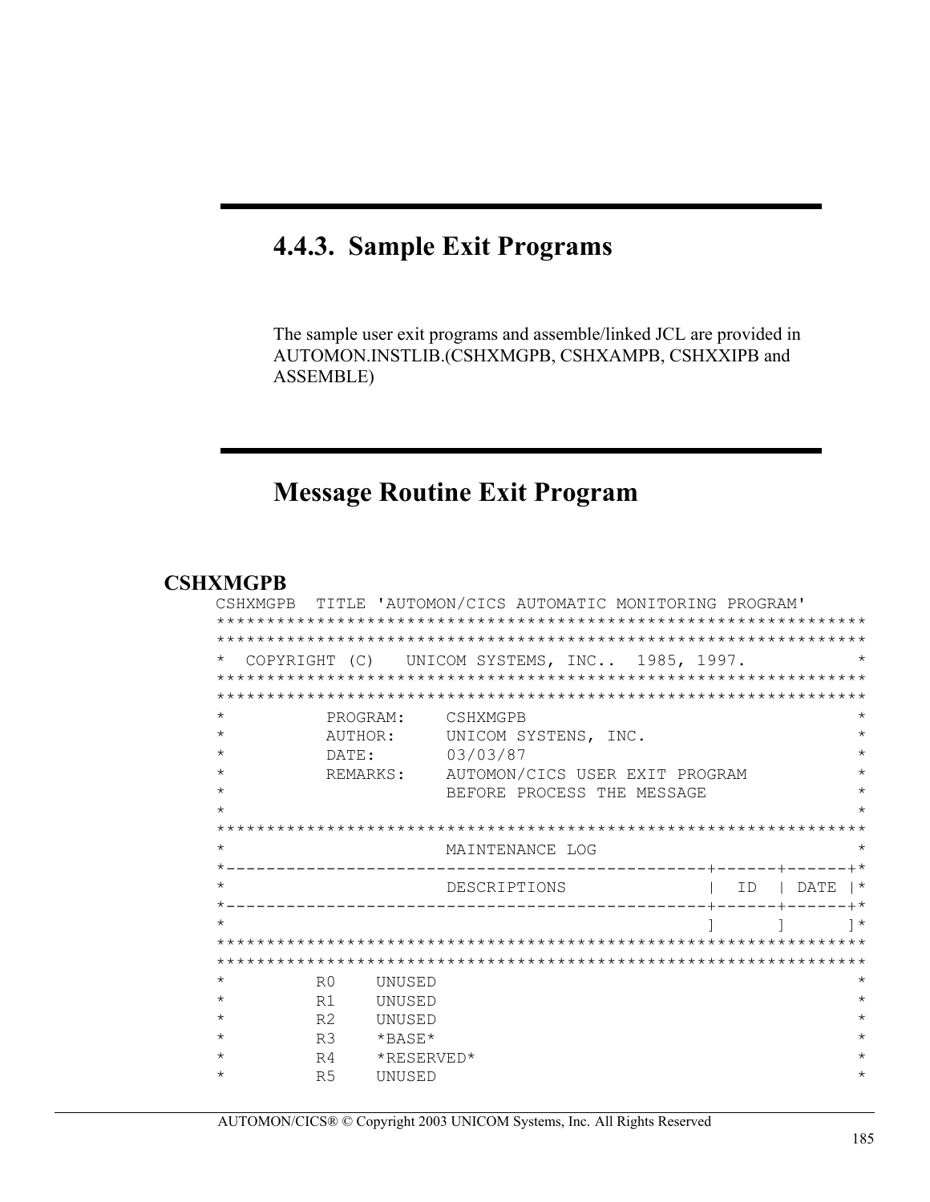## 4.4.3. Sample Exit Programs

The sample user exit programs and assemble/linked JCL are provided in AUTOMON.INSTLIB.(CSHXMGPB, CSHXAMPB, CSHXXIPB and ASSEMBLE)

## Message Routine Exit Program

**CSHXMGPB**

```
CSHXMGPB  TITLE 'AUTOMON/CICS AUTOMATIC MONITORING PROGRAM'
*****************************************************************
*****************************************************************
*  COPYRIGHT (C)   UNICOM SYSTEMS, INC..  1985, 1997.           *
*****************************************************************
*****************************************************************
*          PROGRAM:    CSHXMGPB                                 *
*          AUTHOR:     UNICOM SYSTENS, INC.                     *
*          DATE:       03/03/87                                 *
*          REMARKS:    AUTOMON/CICS USER EXIT PROGRAM           *
*                      BEFORE PROCESS THE MESSAGE               *
*                                                               *
*****************************************************************
*                      MAINTENANCE LOG                          *
*--------------------------------------------+------+------+*
*                      DESCRIPTIONS           |  ID  | DATE |*
*--------------------------------------------+------+------+*
*                                             ]      ]      ]*
*****************************************************************
*****************************************************************
*         R0    UNUSED                                          *
*         R1    UNUSED                                          *
*         R2    UNUSED                                          *
*         R3    *BASE*                                          *
*         R4    *RESERVED*                                      *
*         R5    UNUSED                                          *
```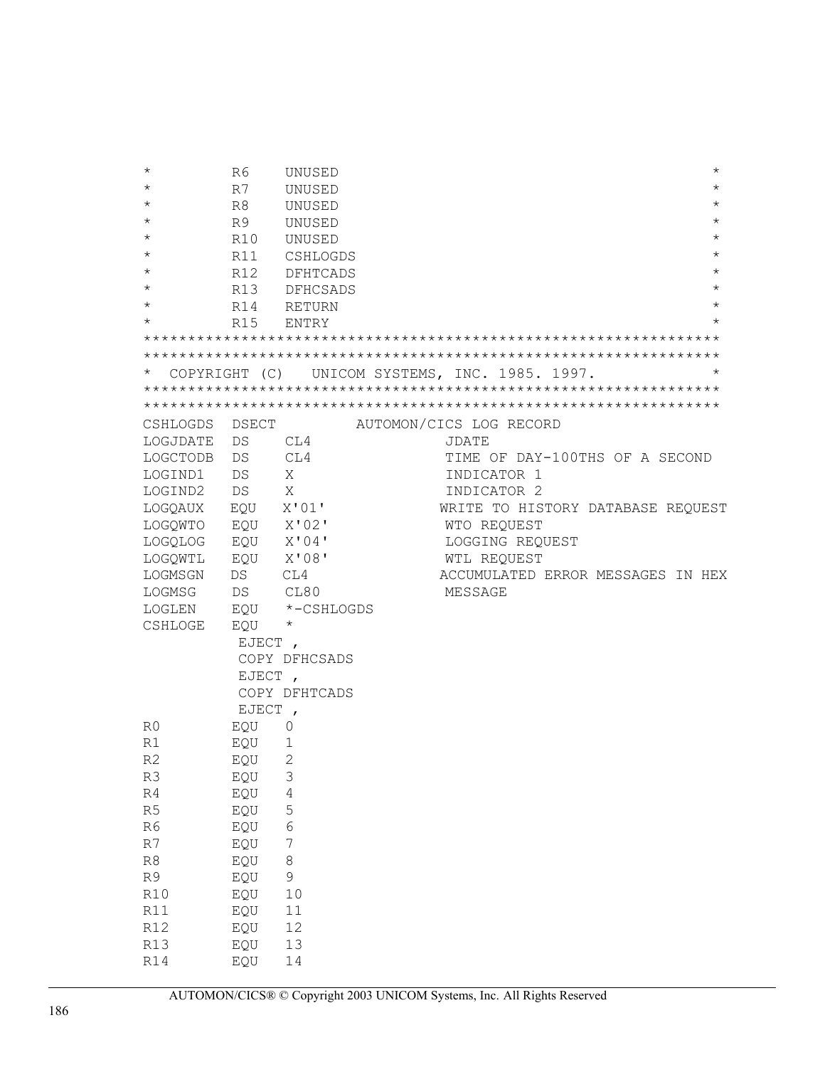```
*          R6    UNUSED                                              *
*          R7    UNUSED                                              *
*          R8    UNUSED                                              *
*          R9    UNUSED                                              *
*          R10   UNUSED                                              *
*          R11   CSHLOGDS                                            *
*          R12   DFHTCADS                                            *
*          R13   DFHCSADS                                            *
*          R14   RETURN                                              *
*          R15   ENTRY                                               *
**********************************************************************
**********************************************************************
*  COPYRIGHT (C)   UNICOM SYSTEMS, INC. 1985. 1997.                  *
**********************************************************************
**********************************************************************
CSHLOGDS  DSECT          AUTOMON/CICS LOG RECORD
LOGJDATE  DS    CL4                JDATE
LOGCTODB  DS    CL4                TIME OF DAY-100THS OF A SECOND
LOGIND1   DS    X                  INDICATOR 1
LOGIND2   DS    X                  INDICATOR 2
LOGQAUX   EQU   X'01'             WRITE TO HISTORY DATABASE REQUEST
LOGQWTO   EQU   X'02'              WTO REQUEST
LOGQLOG   EQU   X'04'              LOGGING REQUEST
LOGQWTL   EQU   X'08'              WTL REQUEST
LOGMSGN   DS    CL4               ACCUMULATED ERROR MESSAGES IN HEX
LOGMSG    DS    CL80               MESSAGE
LOGLEN    EQU   *-CSHLOGDS
CSHLOGE   EQU   *
          EJECT ,
          COPY DFHCSADS
          EJECT ,
          COPY DFHTCADS
          EJECT ,
R0        EQU   0
R1        EQU   1
R2        EQU   2
R3        EQU   3
R4        EQU   4
R5        EQU   5
R6        EQU   6
R7        EQU   7
R8        EQU   8
R9        EQU   9
R10       EQU   10
R11       EQU   11
R12       EQU   12
R13       EQU   13
R14       EQU   14
```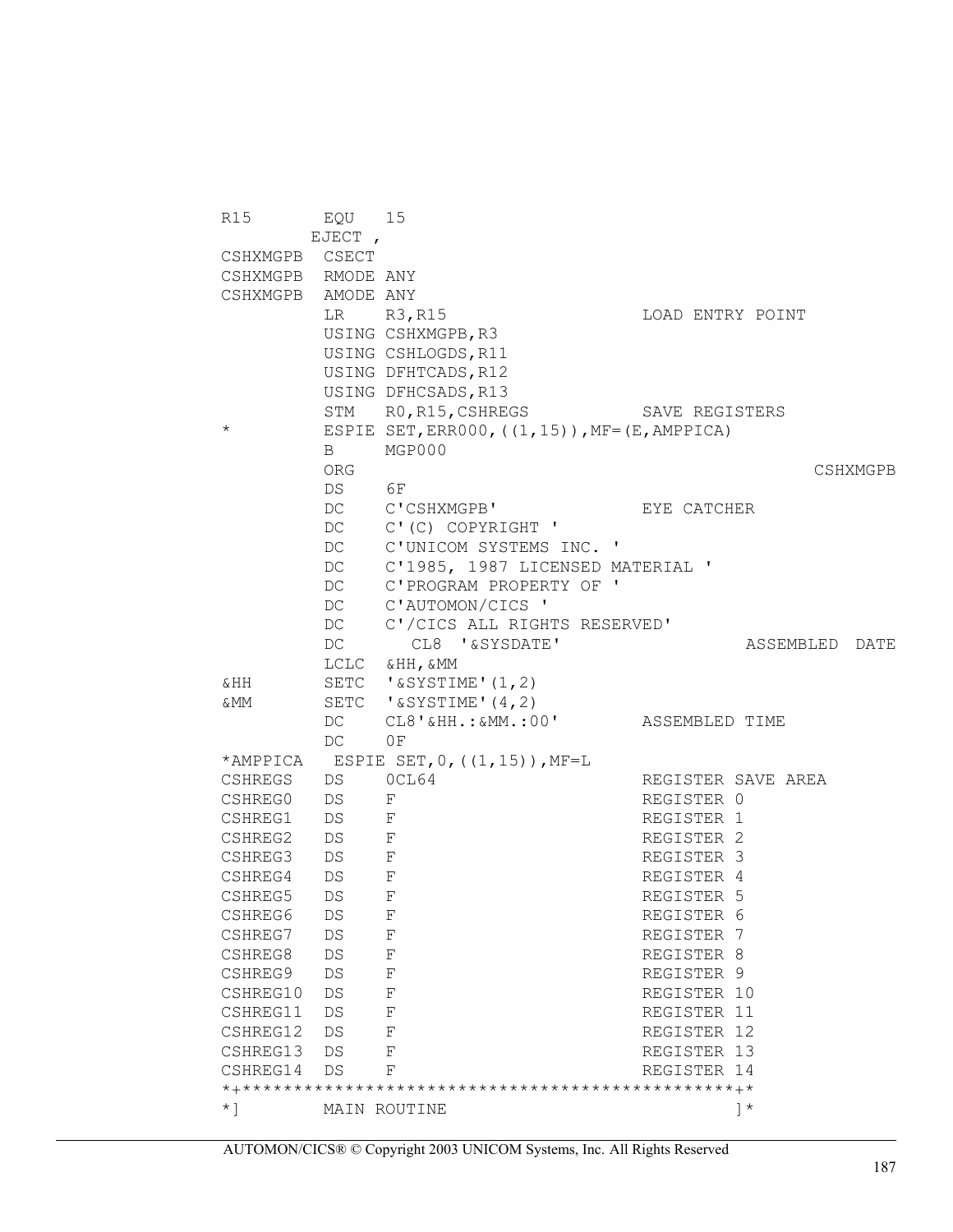```
R15       EQU   15
         EJECT ,
CSHXMGPB  CSECT
CSHXMGPB  RMODE ANY
CSHXMGPB  AMODE ANY
          LR    R3,R15                  LOAD ENTRY POINT
          USING CSHXMGPB,R3
          USING CSHLOGDS,R11
          USING DFHTCADS,R12
          USING DFHCSADS,R13
          STM   R0,R15,CSHREGS          SAVE REGISTERS
*         ESPIE SET,ERR000,((1,15)),MF=(E,AMPPICA)
          B     MGP000
          ORG                                                   CSHXMGPB
          DS    6F
          DC    C'CSHXMGPB'             EYE CATCHER
          DC    C'(C) COPYRIGHT '
          DC    C'UNICOM SYSTEMS INC. '
          DC    C'1985, 1987 LICENSED MATERIAL '
          DC    C'PROGRAM PROPERTY OF '
          DC    C'AUTOMON/CICS '
          DC    C'/CICS ALL RIGHTS RESERVED'
          DC      CL8 '&SYSDATE'                 ASSEMBLED  DATE
          LCLC  &HH,&MM
&HH       SETC  '&SYSTIME'(1,2)
&MM       SETC  '&SYSTIME'(4,2)
          DC    CL8'&HH.:&MM.:00'       ASSEMBLED TIME
          DC    0F
*AMPPICA   ESPIE SET,0,((1,15)),MF=L
CSHREGS   DS    0CL64                   REGISTER SAVE AREA
CSHREG0   DS    F                       REGISTER 0
CSHREG1   DS    F                       REGISTER 1
CSHREG2   DS    F                       REGISTER 2
CSHREG3   DS    F                       REGISTER 3
CSHREG4   DS    F                       REGISTER 4
CSHREG5   DS    F                       REGISTER 5
CSHREG6   DS    F                       REGISTER 6
CSHREG7   DS    F                       REGISTER 7
CSHREG8   DS    F                       REGISTER 8
CSHREG9   DS    F                       REGISTER 9
CSHREG10  DS    F                       REGISTER 10
CSHREG11  DS    F                       REGISTER 11
CSHREG12  DS    F                       REGISTER 12
CSHREG13  DS    F                       REGISTER 13
CSHREG14  DS    F                       REGISTER 14
*+**********************************************+*
*]        MAIN ROUTINE                          ]*
```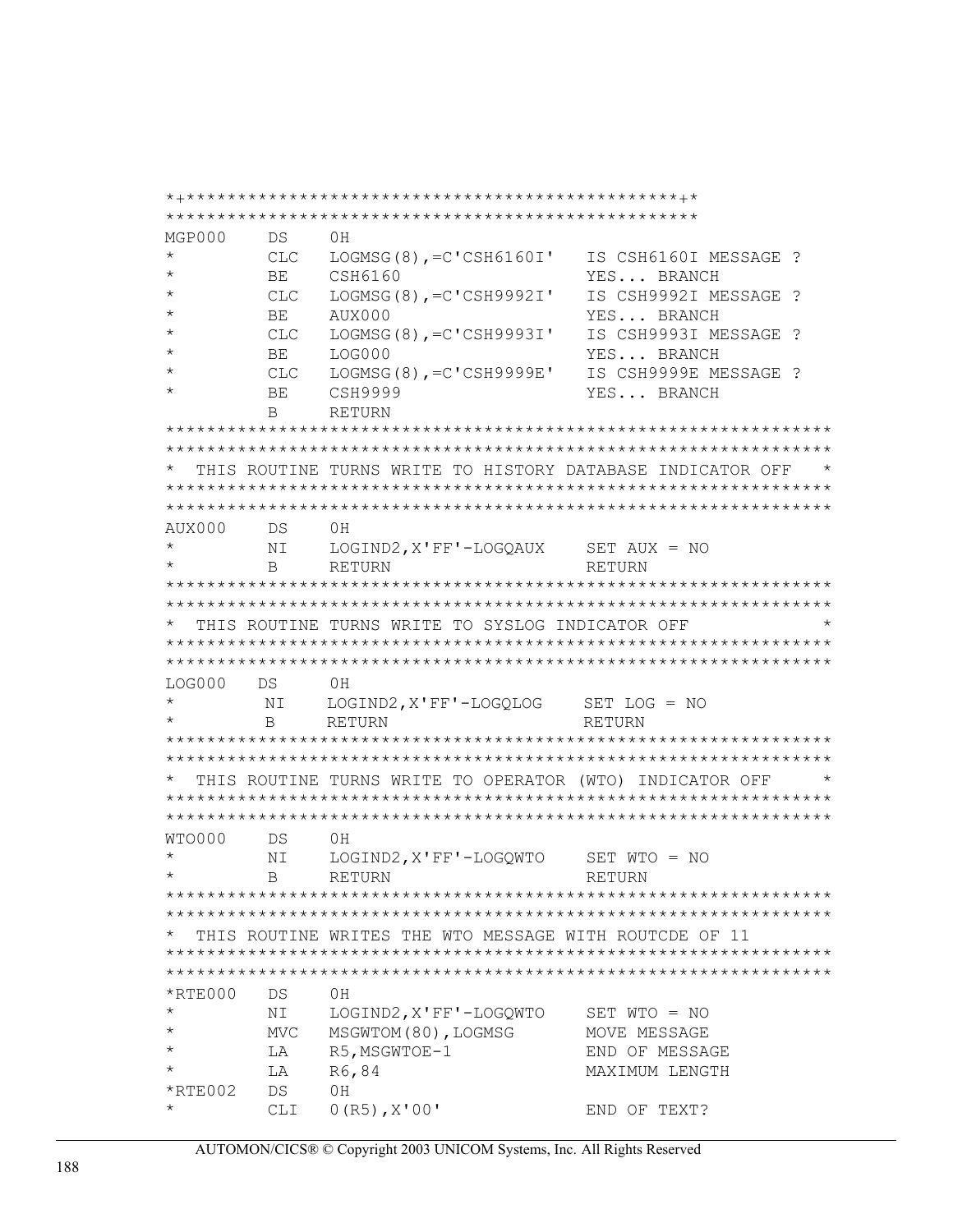```
*+**********************************************+*
**************************************************
MGP000    DS    0H
*         CLC   LOGMSG(8),=C'CSH6160I'   IS CSH6160I MESSAGE ?
*         BE    CSH6160                  YES... BRANCH
*         CLC   LOGMSG(8),=C'CSH9992I'   IS CSH9992I MESSAGE ?
*         BE    AUX000                   YES... BRANCH
*         CLC   LOGMSG(8),=C'CSH9993I'   IS CSH9993I MESSAGE ?
*         BE    LOG000                   YES... BRANCH
*         CLC   LOGMSG(8),=C'CSH9999E'   IS CSH9999E MESSAGE ?
*         BE    CSH9999                  YES... BRANCH
          B     RETURN
***************************************************************
***************************************************************
*  THIS ROUTINE TURNS WRITE TO HISTORY DATABASE INDICATOR OFF   *
***************************************************************
***************************************************************
AUX000    DS    0H
*         NI    LOGIND2,X'FF'-LOGQAUX    SET AUX = NO
*         B     RETURN                   RETURN
***************************************************************
***************************************************************
*  THIS ROUTINE TURNS WRITE TO SYSLOG INDICATOR OFF            *
***************************************************************
***************************************************************
LOG000    DS    0H
*         NI    LOGIND2,X'FF'-LOGQLOG    SET LOG = NO
*         B     RETURN                   RETURN
***************************************************************
***************************************************************
*  THIS ROUTINE TURNS WRITE TO OPERATOR (WTO) INDICATOR OFF     *
***************************************************************
***************************************************************
WTO000    DS    0H
*         NI    LOGIND2,X'FF'-LOGQWTO    SET WTO = NO
*         B     RETURN                   RETURN
***************************************************************
***************************************************************
*  THIS ROUTINE WRITES THE WTO MESSAGE WITH ROUTCDE OF 11
***************************************************************
***************************************************************
*RTE000   DS    0H
*         NI    LOGIND2,X'FF'-LOGQWTO    SET WTO = NO
*         MVC   MSGWTOM(80),LOGMSG       MOVE MESSAGE
*         LA    R5,MSGWTOE-1             END OF MESSAGE
*         LA    R6,84                    MAXIMUM LENGTH
*RTE002   DS    0H
*         CLI   0(R5),X'00'              END OF TEXT?
```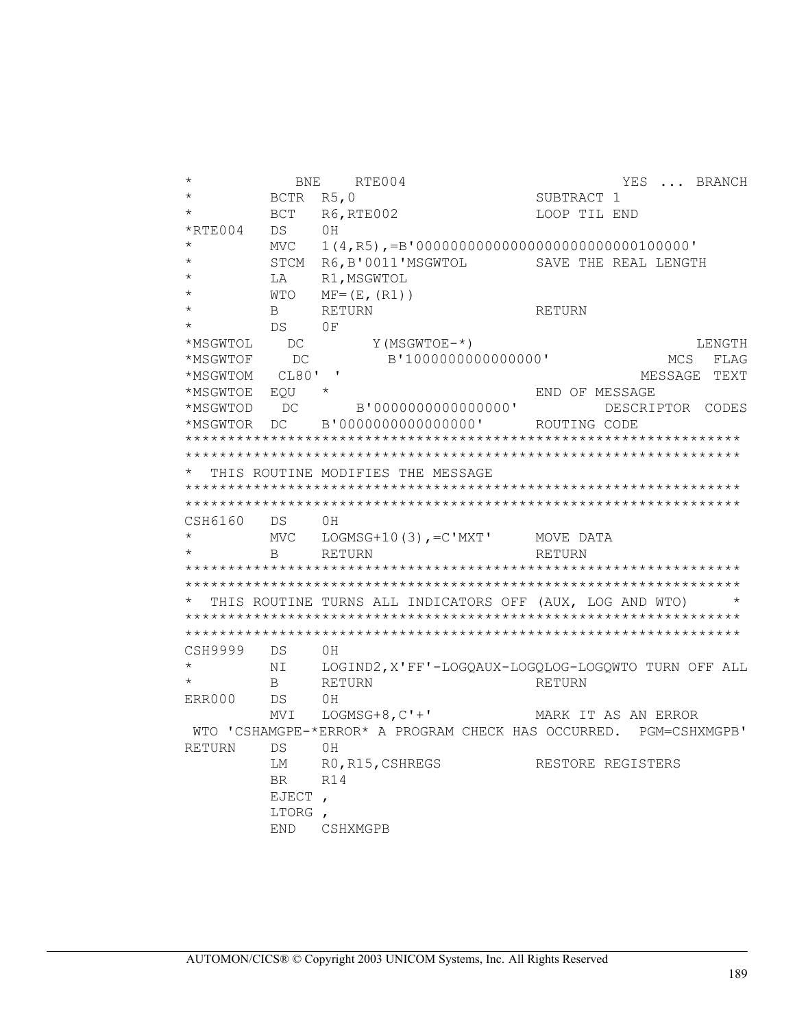```
*           BNE    RTE004                          YES ... BRANCH
*          BCTR  R5,0                    SUBTRACT 1
*          BCT   R6,RTE002               LOOP TIL END
*RTE004    DS    0H
*          MVC   1(4,R5),=B'00000000000000000000000000100000'
*          STCM  R6,B'0011'MSGWTOL       SAVE THE REAL LENGTH
*          LA    R1,MSGWTOL
*          WTO   MF=(E,(R1))
*          B     RETURN                  RETURN
*          DS    0F
*MSGWTOL    DC        Y(MSGWTOE-*)                           LENGTH
*MSGWTOF     DC         B'1000000000000000'             MCS  FLAG
*MSGWTOM   CL80' '                                   MESSAGE  TEXT
*MSGWTOE  EQU   *                        END OF MESSAGE
*MSGWTOD   DC       B'0000000000000000'          DESCRIPTOR  CODES
*MSGWTOR  DC    B'0000000000000000'      ROUTING CODE
*****************************************************************
*****************************************************************
*  THIS ROUTINE MODIFIES THE MESSAGE
*****************************************************************
*****************************************************************
CSH6160   DS    0H
*          MVC   LOGMSG+10(3),=C'MXT'     MOVE DATA
*          B     RETURN                  RETURN
*****************************************************************
*****************************************************************
*  THIS ROUTINE TURNS ALL INDICATORS OFF (AUX, LOG AND WTO)     *
*****************************************************************
*****************************************************************
CSH9999   DS    0H
*          NI    LOGIND2,X'FF'-LOGQAUX-LOGQLOG-LOGQWTO TURN OFF ALL
*          B     RETURN                  RETURN
ERR000    DS    0H
          MVI   LOGMSG+8,C'+'            MARK IT AS AN ERROR
 WTO 'CSHAMGPE-*ERROR* A PROGRAM CHECK HAS OCCURRED.  PGM=CSHXMGPB'
RETURN    DS    0H
          LM    R0,R15,CSHREGS           RESTORE REGISTERS
          BR    R14
          EJECT ,
          LTORG ,
          END   CSHXMGPB
```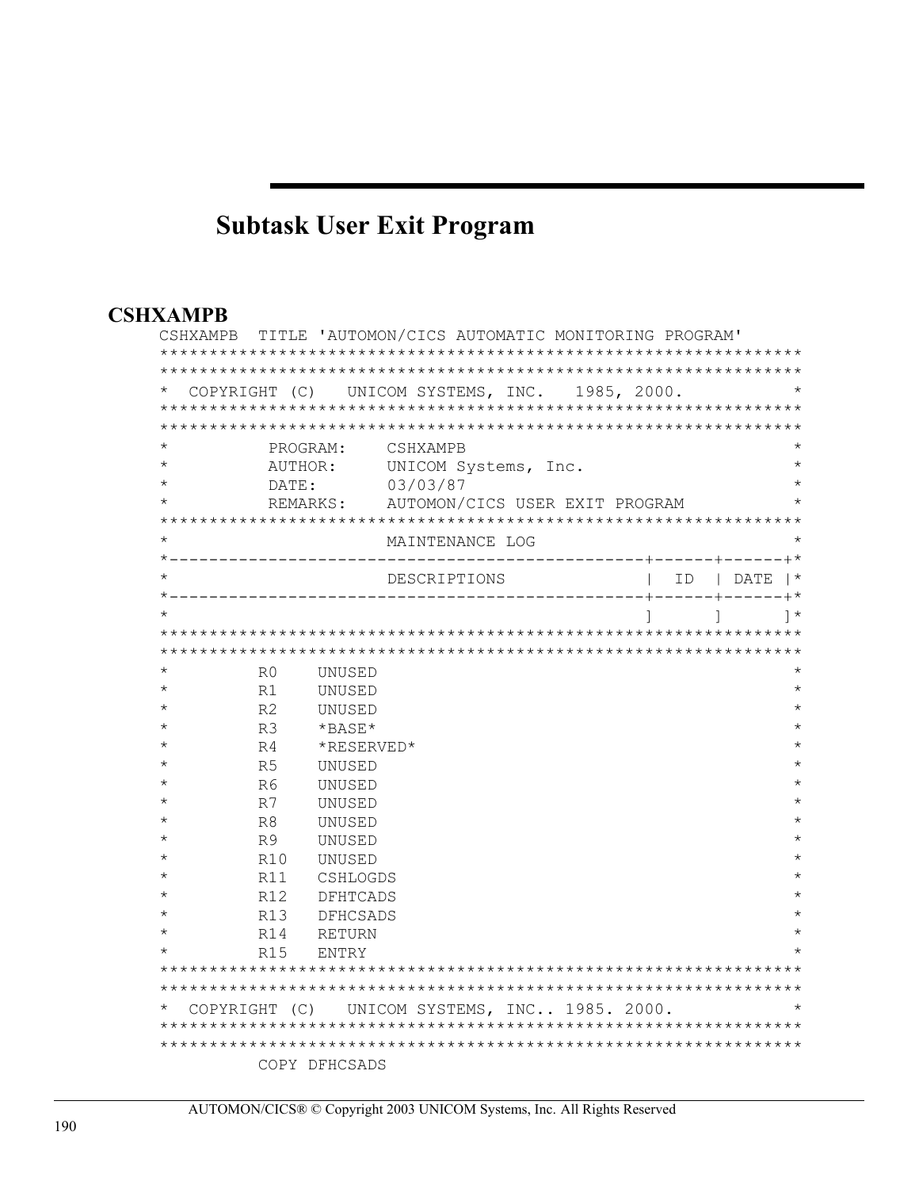# Subtask User Exit Program

## CSHXAMPB

```
CSHXAMPB  TITLE 'AUTOMON/CICS AUTOMATIC MONITORING PROGRAM'
*****************************************************************
*****************************************************************
*  COPYRIGHT (C)   UNICOM SYSTEMS, INC.   1985, 2000.           *
*****************************************************************
*****************************************************************
*          PROGRAM:    CSHXAMPB                                 *
*          AUTHOR:     UNICOM Systems, Inc.                     *
*          DATE:       03/03/87                                 *
*          REMARKS:    AUTOMON/CICS USER EXIT PROGRAM           *
*****************************************************************
*                      MAINTENANCE LOG                          *
*-----------------------------------------------+------+------+*
*                      DESCRIPTIONS             |  ID  | DATE |*
*-----------------------------------------------+------+------+*
*                                               ]      ]      ]*
*****************************************************************
*****************************************************************
*         R0    UNUSED                                          *
*         R1    UNUSED                                          *
*         R2    UNUSED                                          *
*         R3    *BASE*                                          *
*         R4    *RESERVED*                                      *
*         R5    UNUSED                                          *
*         R6    UNUSED                                          *
*         R7    UNUSED                                          *
*         R8    UNUSED                                          *
*         R9    UNUSED                                          *
*         R10   UNUSED                                          *
*         R11   CSHLOGDS                                        *
*         R12   DFHTCADS                                        *
*         R13   DFHCSADS                                        *
*         R14   RETURN                                          *
*         R15   ENTRY                                           *
*****************************************************************
*****************************************************************
*  COPYRIGHT (C)   UNICOM SYSTEMS, INC.. 1985. 2000.            *
*****************************************************************
*****************************************************************
          COPY DFHCSADS
```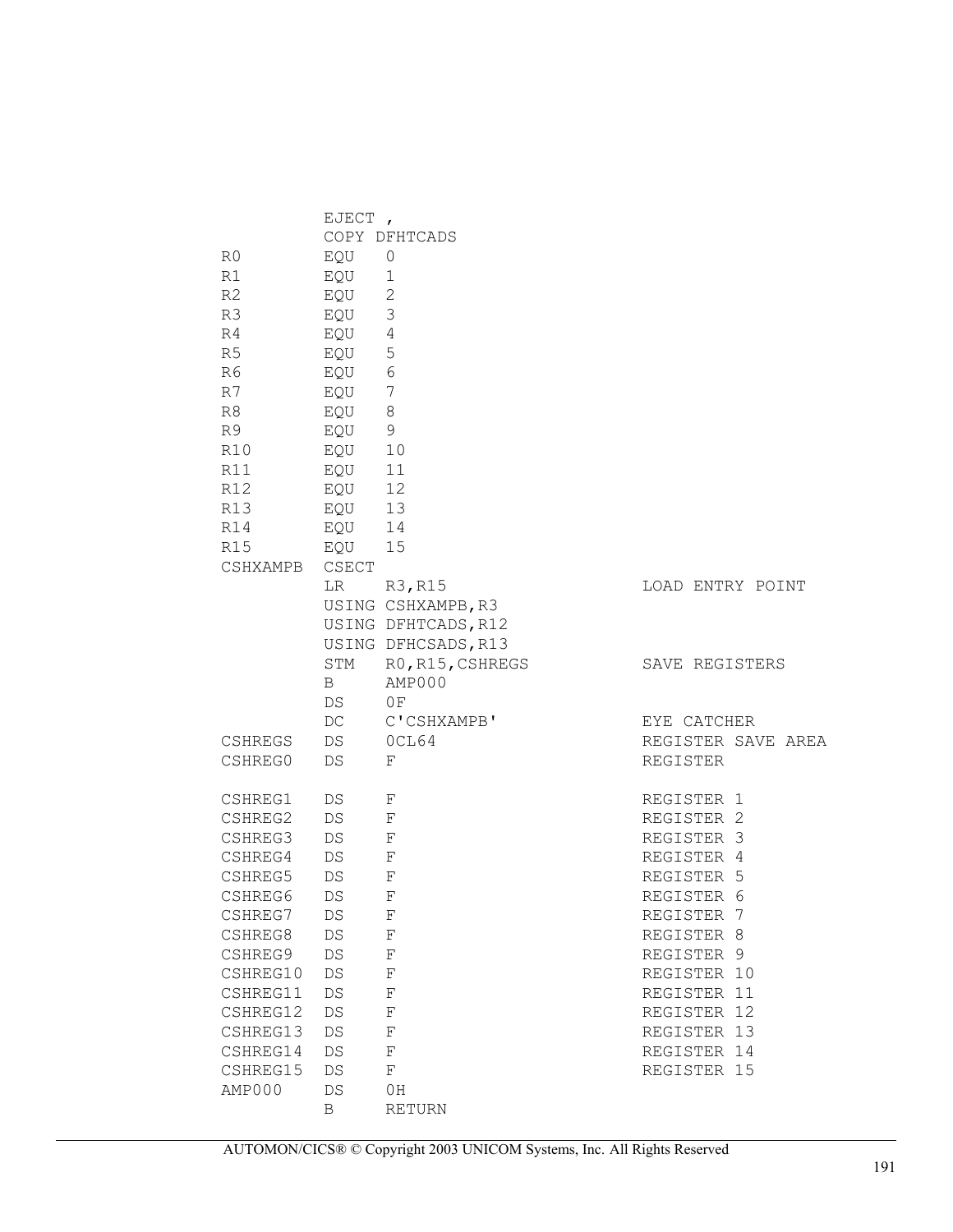```
         EJECT ,
         COPY DFHTCADS
R0       EQU   0
R1       EQU   1
R2       EQU   2
R3       EQU   3
R4       EQU   4
R5       EQU   5
R6       EQU   6
R7       EQU   7
R8       EQU   8
R9       EQU   9
R10      EQU   10
R11      EQU   11
R12      EQU   12
R13      EQU   13
R14      EQU   14
R15      EQU   15
CSHXAMPB CSECT
         LR    R3,R15                 LOAD ENTRY POINT
         USING CSHXAMPB,R3
         USING DFHTCADS,R12
         USING DFHCSADS,R13
         STM   R0,R15,CSHREGS         SAVE REGISTERS
         B     AMP000
         DS    0F
         DC    C'CSHXAMPB'            EYE CATCHER
CSHREGS  DS    0CL64                  REGISTER SAVE AREA
CSHREG0  DS    F                      REGISTER

CSHREG1  DS    F                      REGISTER 1
CSHREG2  DS    F                      REGISTER 2
CSHREG3  DS    F                      REGISTER 3
CSHREG4  DS    F                      REGISTER 4
CSHREG5  DS    F                      REGISTER 5
CSHREG6  DS    F                      REGISTER 6
CSHREG7  DS    F                      REGISTER 7
CSHREG8  DS    F                      REGISTER 8
CSHREG9  DS    F                      REGISTER 9
CSHREG10 DS    F                      REGISTER 10
CSHREG11 DS    F                      REGISTER 11
CSHREG12 DS    F                      REGISTER 12
CSHREG13 DS    F                      REGISTER 13
CSHREG14 DS    F                      REGISTER 14
CSHREG15 DS    F                      REGISTER 15
AMP000   DS    0H
         B     RETURN
```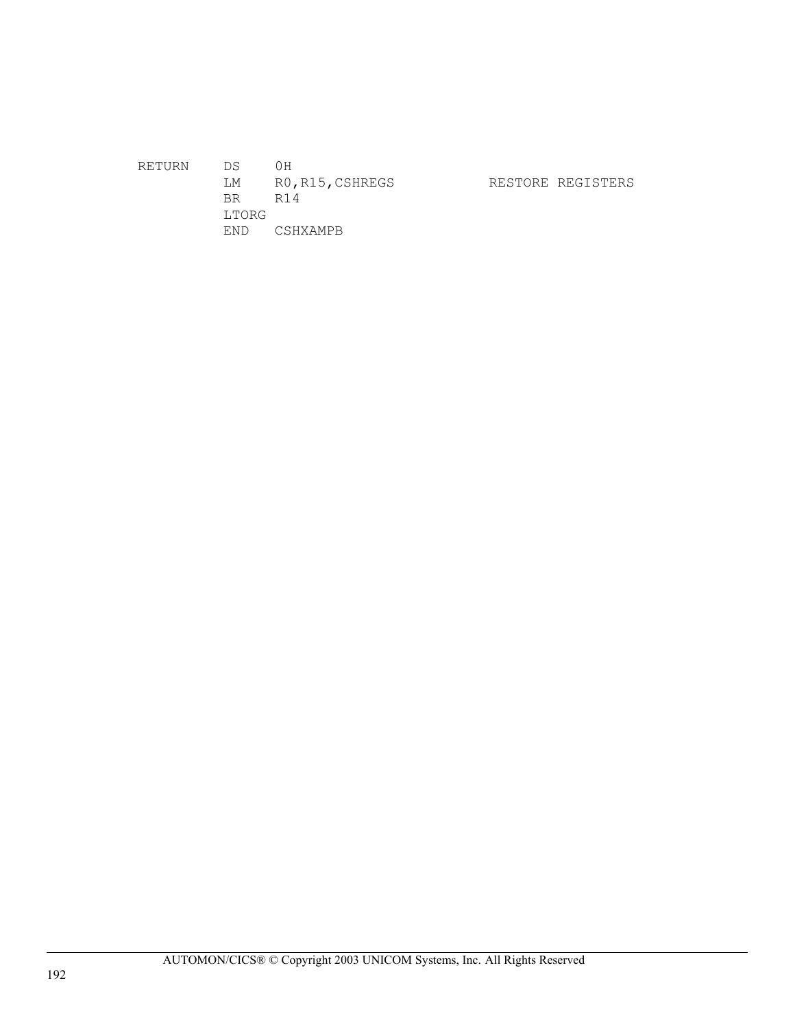```
RETURN   DS    0H
         LM    R0,R15,CSHREGS          RESTORE REGISTERS
         BR    R14
         LTORG
         END   CSHXAMPB
```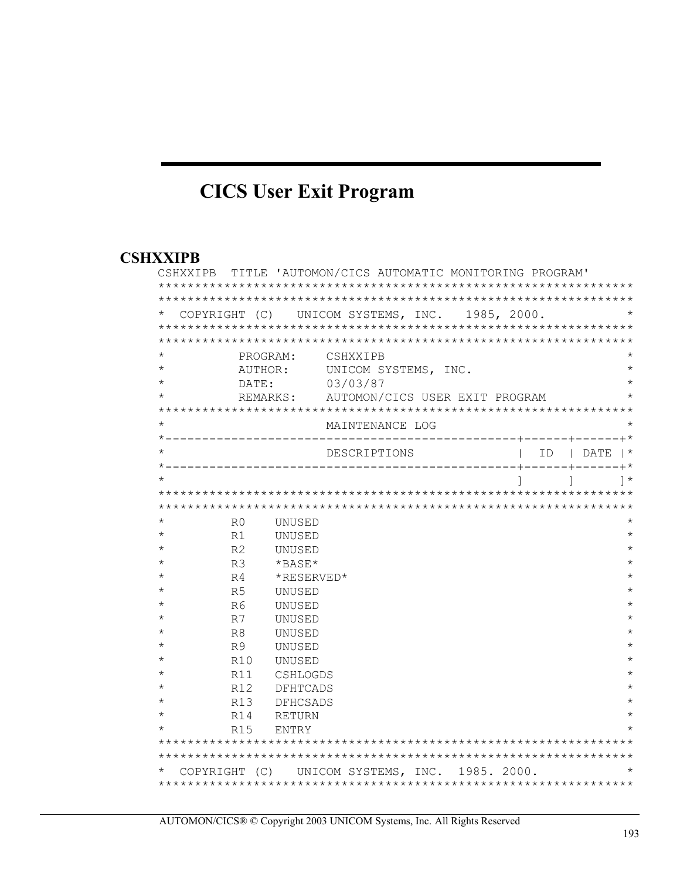# CICS User Exit Program

## CSHXXIPB

```
CSHXXIPB  TITLE 'AUTOMON/CICS AUTOMATIC MONITORING PROGRAM'
*****************************************************************
*****************************************************************
*  COPYRIGHT (C)   UNICOM SYSTEMS, INC.   1985, 2000.           *
*****************************************************************
*****************************************************************
*          PROGRAM:    CSHXXIPB                                 *
*          AUTHOR:     UNICOM SYSTEMS, INC.                     *
*          DATE:       03/03/87                                 *
*          REMARKS:    AUTOMON/CICS USER EXIT PROGRAM           *
*****************************************************************
*                      MAINTENANCE LOG                          *
*---------------------------------------------+------+------+*
*                      DESCRIPTIONS            |  ID  | DATE |*
*---------------------------------------------+------+------+*
*                                             ]      ]      ]*
*****************************************************************
*****************************************************************
*         R0    UNUSED                                          *
*         R1    UNUSED                                          *
*         R2    UNUSED                                          *
*         R3    *BASE*                                          *
*         R4    *RESERVED*                                      *
*         R5    UNUSED                                          *
*         R6    UNUSED                                          *
*         R7    UNUSED                                          *
*         R8    UNUSED                                          *
*         R9    UNUSED                                          *
*         R10   UNUSED                                          *
*         R11   CSHLOGDS                                        *
*         R12   DFHTCADS                                        *
*         R13   DFHCSADS                                        *
*         R14   RETURN                                          *
*         R15   ENTRY                                           *
*****************************************************************
*****************************************************************
*  COPYRIGHT (C)   UNICOM SYSTEMS, INC.  1985. 2000.            *
*****************************************************************
```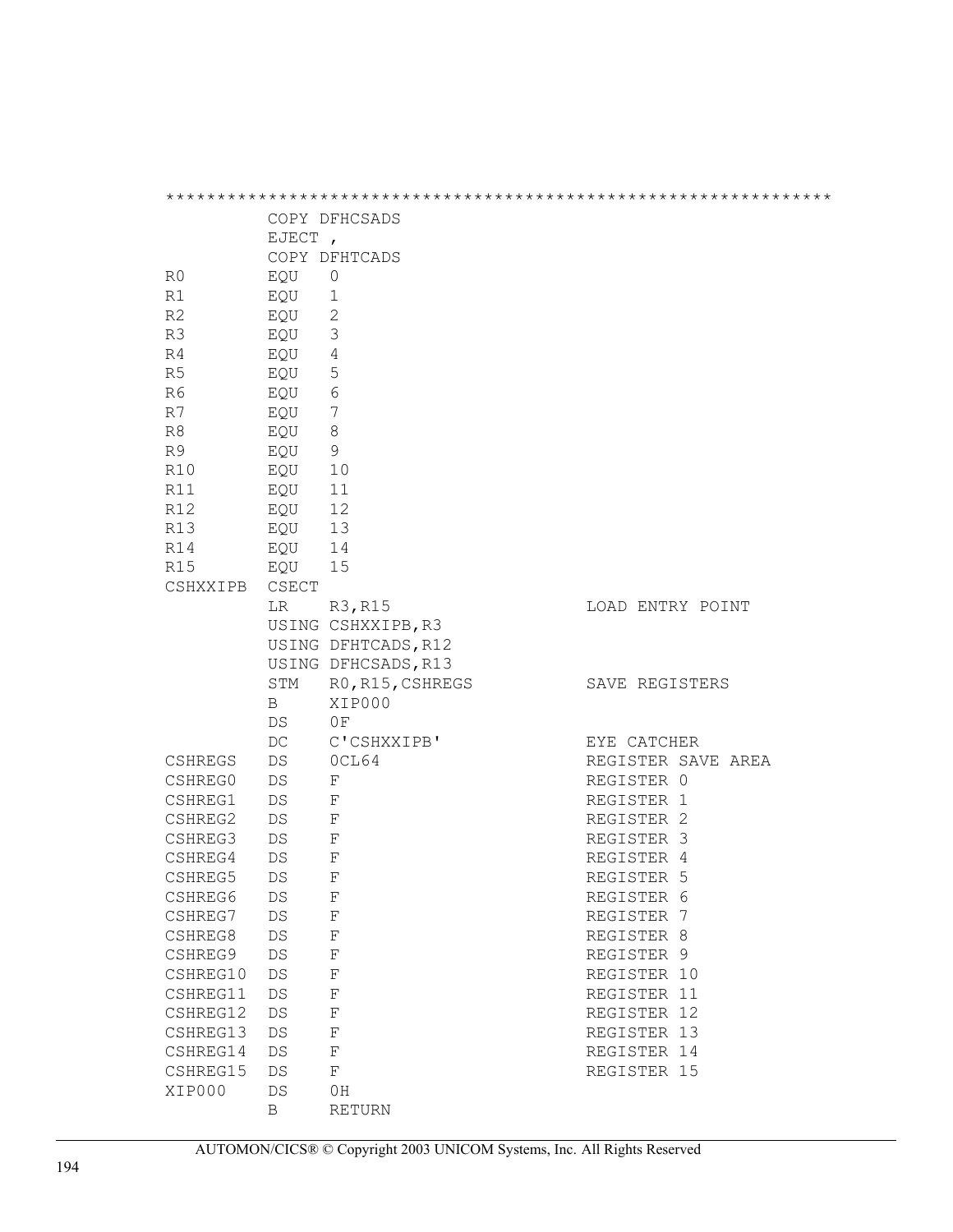```
***************************************************************
         COPY DFHCSADS
         EJECT ,
         COPY DFHTCADS
R0       EQU   0
R1       EQU   1
R2       EQU   2
R3       EQU   3
R4       EQU   4
R5       EQU   5
R6       EQU   6
R7       EQU   7
R8       EQU   8
R9       EQU   9
R10      EQU   10
R11      EQU   11
R12      EQU   12
R13      EQU   13
R14      EQU   14
R15      EQU   15
CSHXXIPB CSECT
         LR    R3,R15                   LOAD ENTRY POINT
         USING CSHXXIPB,R3
         USING DFHTCADS,R12
         USING DFHCSADS,R13
         STM   R0,R15,CSHREGS           SAVE REGISTERS
         B     XIP000
         DS    0F
         DC    C'CSHXXIPB'              EYE CATCHER
CSHREGS  DS    0CL64                    REGISTER SAVE AREA
CSHREG0  DS    F                        REGISTER 0
CSHREG1  DS    F                        REGISTER 1
CSHREG2  DS    F                        REGISTER 2
CSHREG3  DS    F                        REGISTER 3
CSHREG4  DS    F                        REGISTER 4
CSHREG5  DS    F                        REGISTER 5
CSHREG6  DS    F                        REGISTER 6
CSHREG7  DS    F                        REGISTER 7
CSHREG8  DS    F                        REGISTER 8
CSHREG9  DS    F                        REGISTER 9
CSHREG10 DS    F                        REGISTER 10
CSHREG11 DS    F                        REGISTER 11
CSHREG12 DS    F                        REGISTER 12
CSHREG13 DS    F                        REGISTER 13
CSHREG14 DS    F                        REGISTER 14
CSHREG15 DS    F                        REGISTER 15
XIP000   DS    0H
         B     RETURN
```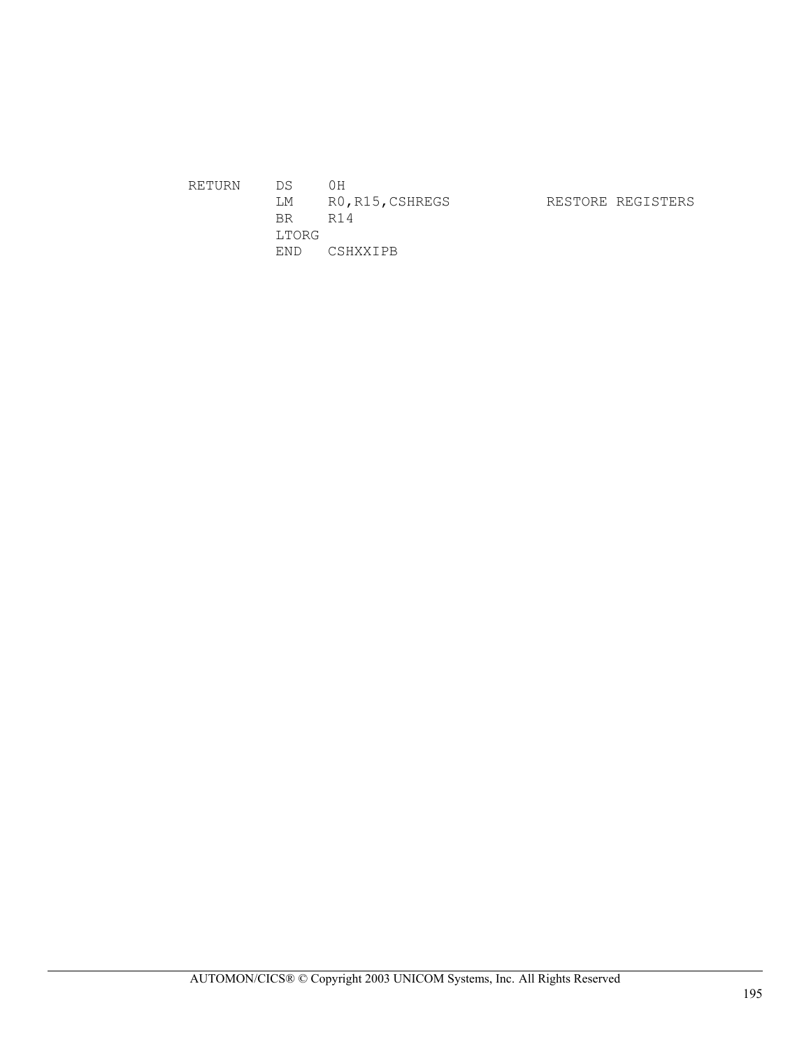```
RETURN   DS    0H
         LM    R0,R15,CSHREGS           RESTORE REGISTERS
         BR    R14
         LTORG
         END   CSHXXIPB
```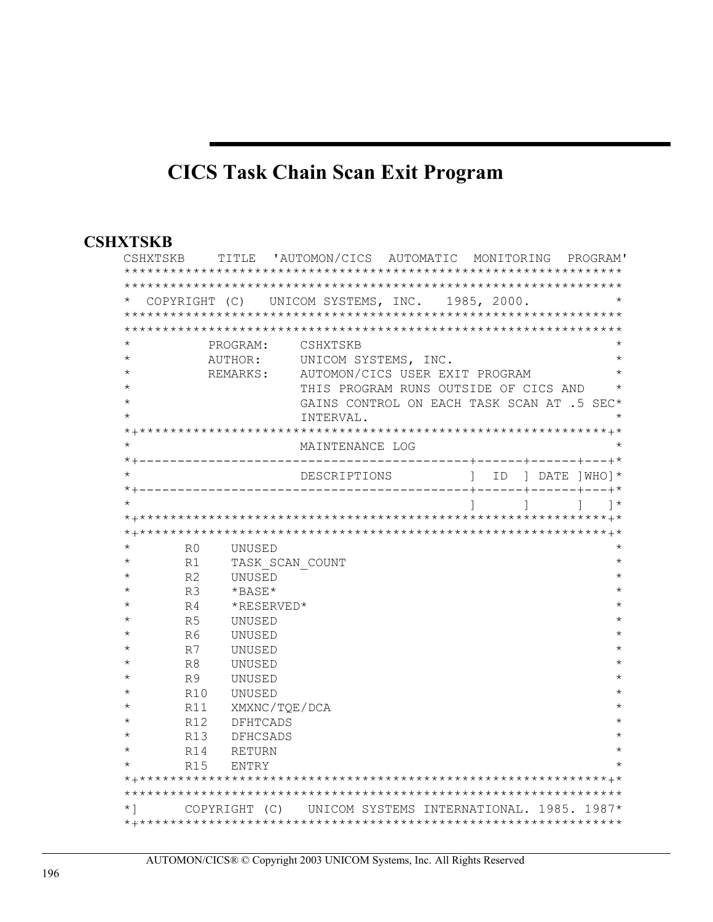# CICS Task Chain Scan Exit Program

## CSHXTSKB

```
CSHXTSKB    TITLE  'AUTOMON/CICS  AUTOMATIC  MONITORING  PROGRAM'
*****************************************************************
*****************************************************************
*  COPYRIGHT (C)   UNICOM SYSTEMS, INC.   1985, 2000.           *
*****************************************************************
*****************************************************************
*          PROGRAM:    CSHXTSKB                                 *
*          AUTHOR:     UNICOM SYSTEMS, INC.                     *
*          REMARKS:    AUTOMON/CICS USER EXIT PROGRAM           *
*                      THIS PROGRAM RUNS OUTSIDE OF CICS AND    *
*                      GAINS CONTROL ON EACH TASK SCAN AT .5 SEC*
*                      INTERVAL.                                *
*+*************************************************************+*
*                      MAINTENANCE LOG                          *
*+---------------------------------------+------+------+---+*
*                      DESCRIPTIONS          ]  ID  ] DATE ]WHO]*
*+---------------------------------------+------+------+---+*
*                                            ]      ]      ]   ]*
*+*************************************************************+*
*+*************************************************************+*
*       R0    UNUSED                                            *
*       R1    TASK_SCAN_COUNT                                   *
*       R2    UNUSED                                            *
*       R3    *BASE*                                            *
*       R4    *RESERVED*                                        *
*       R5    UNUSED                                            *
*       R6    UNUSED                                            *
*       R7    UNUSED                                            *
*       R8    UNUSED                                            *
*       R9    UNUSED                                            *
*       R10   UNUSED                                            *
*       R11   XMXNC/TQE/DCA                                     *
*       R12   DFHTCADS                                          *
*       R13   DFHCSADS                                          *
*       R14   RETURN                                            *
*       R15   ENTRY                                             *
*+*************************************************************+*
*****************************************************************
*]      COPYRIGHT (C)   UNICOM SYSTEMS INTERNATIONAL. 1985. 1987*
*+***************************************************************
```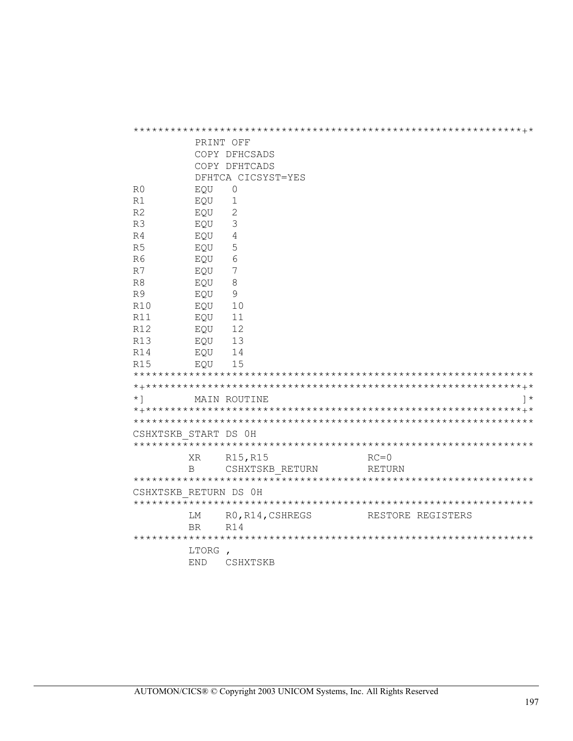```
***************************************************************+*
          PRINT OFF
          COPY DFHCSADS
          COPY DFHTCADS
          DFHTCA CICSYST=YES
R0        EQU   0
R1        EQU   1
R2        EQU   2
R3        EQU   3
R4        EQU   4
R5        EQU   5
R6        EQU   6
R7        EQU   7
R8        EQU   8
R9        EQU   9
R10       EQU   10
R11       EQU   11
R12       EQU   12
R13       EQU   13
R14       EQU   14
R15       EQU   15
*****************************************************************
*+*************************************************************+*
*]        MAIN ROUTINE                                         ]*
*+*************************************************************+*
*****************************************************************
CSHXTSKB_START DS 0H
*****************************************************************
         XR    R15,R15                RC=0
         B     CSHXTSKB_RETURN        RETURN
*****************************************************************
CSHXTSKB_RETURN DS 0H
*****************************************************************
         LM    R0,R14,CSHREGS         RESTORE REGISTERS
         BR    R14
*****************************************************************
         LTORG ,
         END   CSHXTSKB
```

AUTOMON/CICS® © Copyright 2003 UNICOM Systems, Inc. All Rights Reserved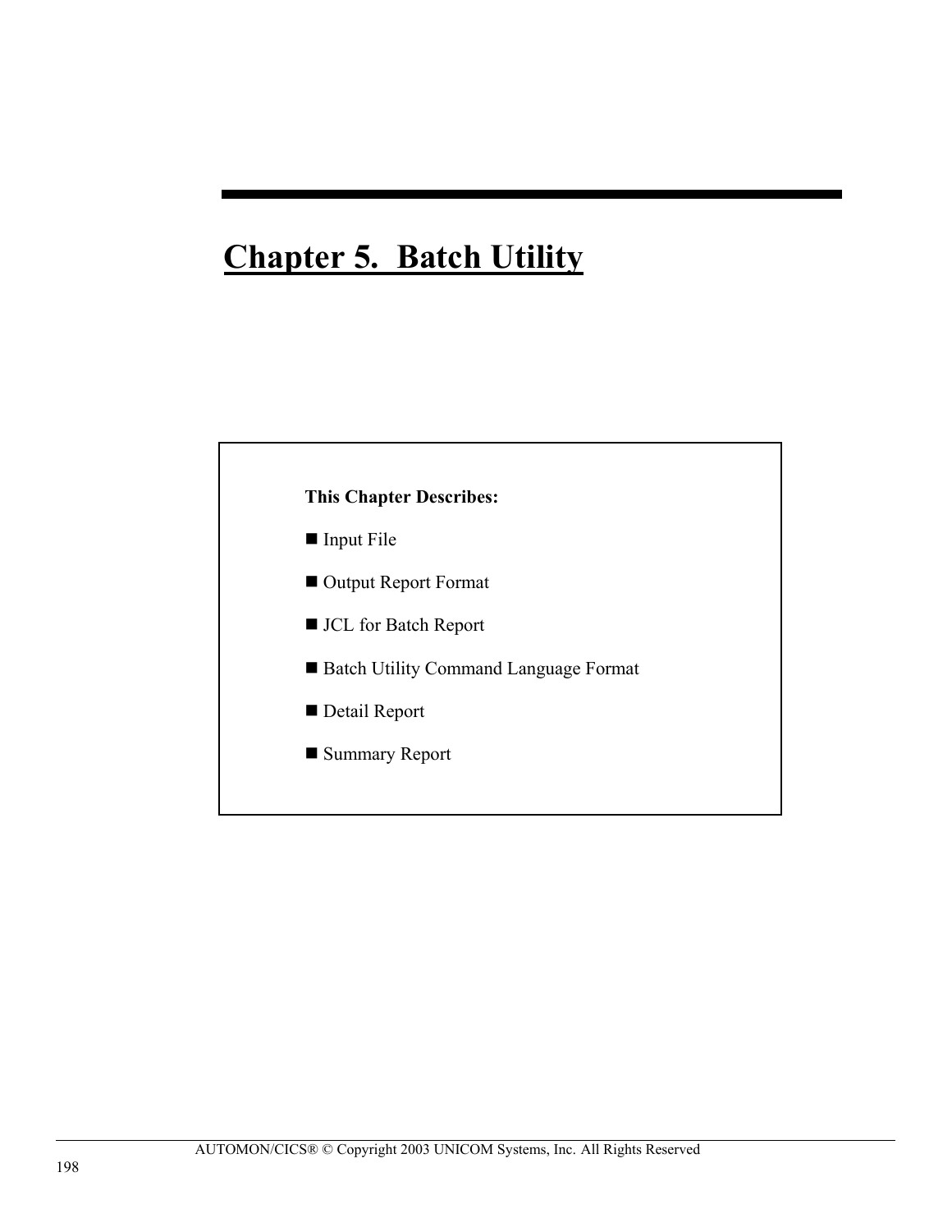# Chapter 5. Batch Utility

**This Chapter Describes:**

- Input File
- Output Report Format
- JCL for Batch Report
- Batch Utility Command Language Format
- Detail Report
- Summary Report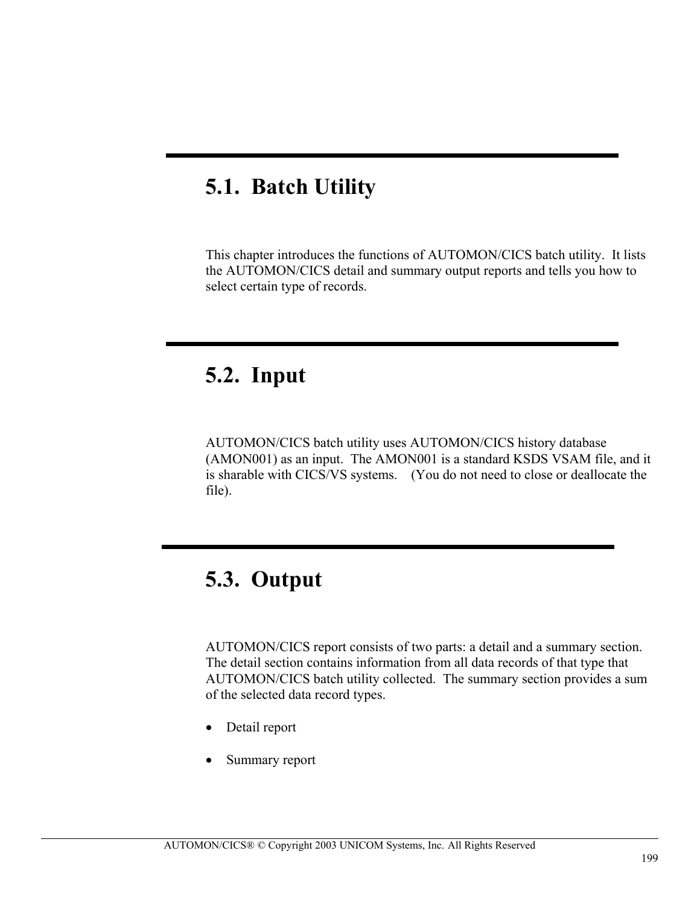## 5.1. Batch Utility

This chapter introduces the functions of AUTOMON/CICS batch utility. It lists the AUTOMON/CICS detail and summary output reports and tells you how to select certain type of records.

## 5.2. Input

AUTOMON/CICS batch utility uses AUTOMON/CICS history database (AMON001) as an input. The AMON001 is a standard KSDS VSAM file, and it is sharable with CICS/VS systems. (You do not need to close or deallocate the file).

## 5.3. Output

AUTOMON/CICS report consists of two parts: a detail and a summary section. The detail section contains information from all data records of that type that AUTOMON/CICS batch utility collected. The summary section provides a sum of the selected data record types.

- Detail report
- Summary report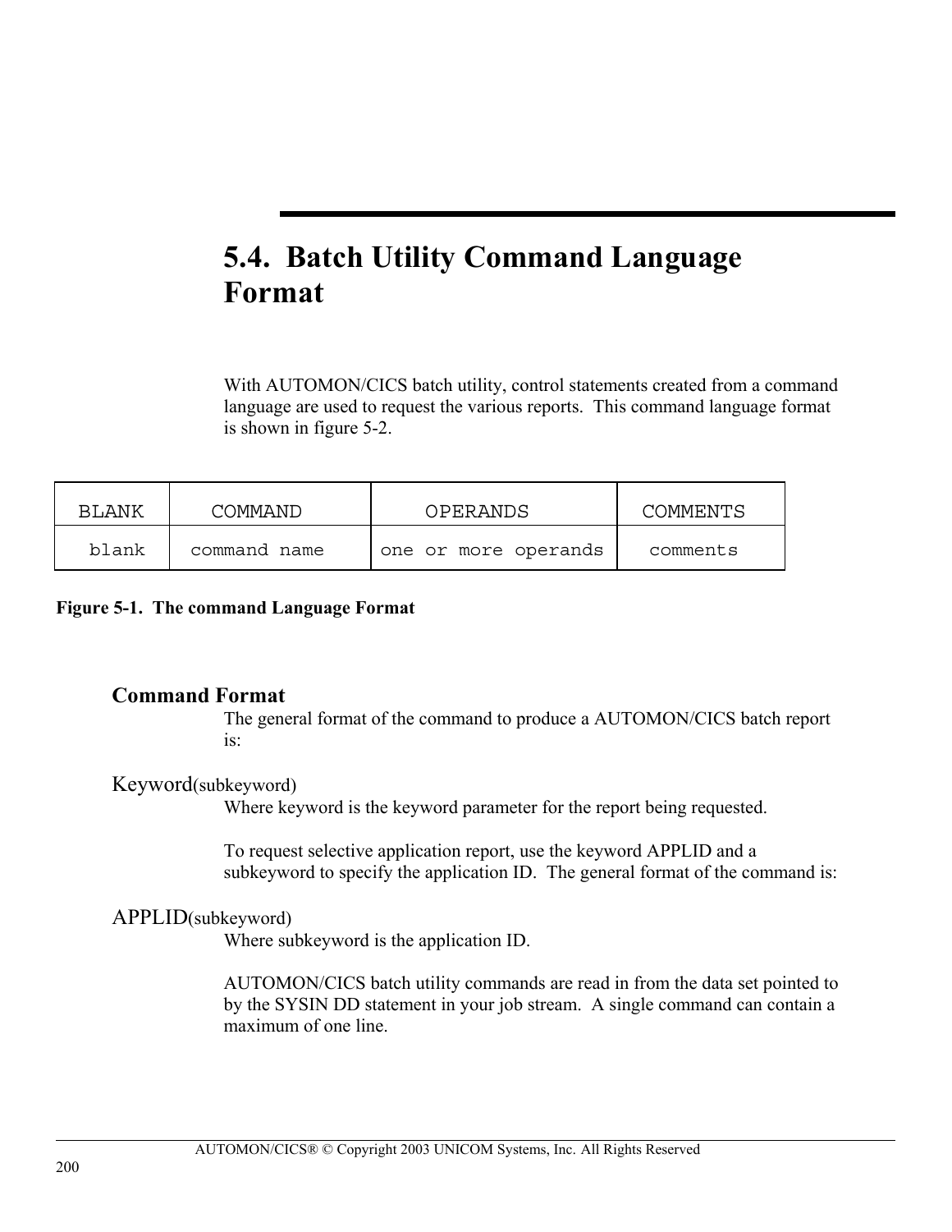# 5.4. Batch Utility Command Language Format

With AUTOMON/CICS batch utility, control statements created from a command language are used to request the various reports. This command language format is shown in figure 5-2.

| BLANK | COMMAND | OPERANDS | COMMENTS |
|---|---|---|---|
| blank | command name | one or more operands | comments |

**Figure 5-1. The command Language Format**

## Command Format

The general format of the command to produce a AUTOMON/CICS batch report is:

Keyword(subkeyword)

Where keyword is the keyword parameter for the report being requested.

To request selective application report, use the keyword APPLID and a subkeyword to specify the application ID. The general format of the command is:

APPLID(subkeyword)

Where subkeyword is the application ID.

AUTOMON/CICS batch utility commands are read in from the data set pointed to by the SYSIN DD statement in your job stream. A single command can contain a maximum of one line.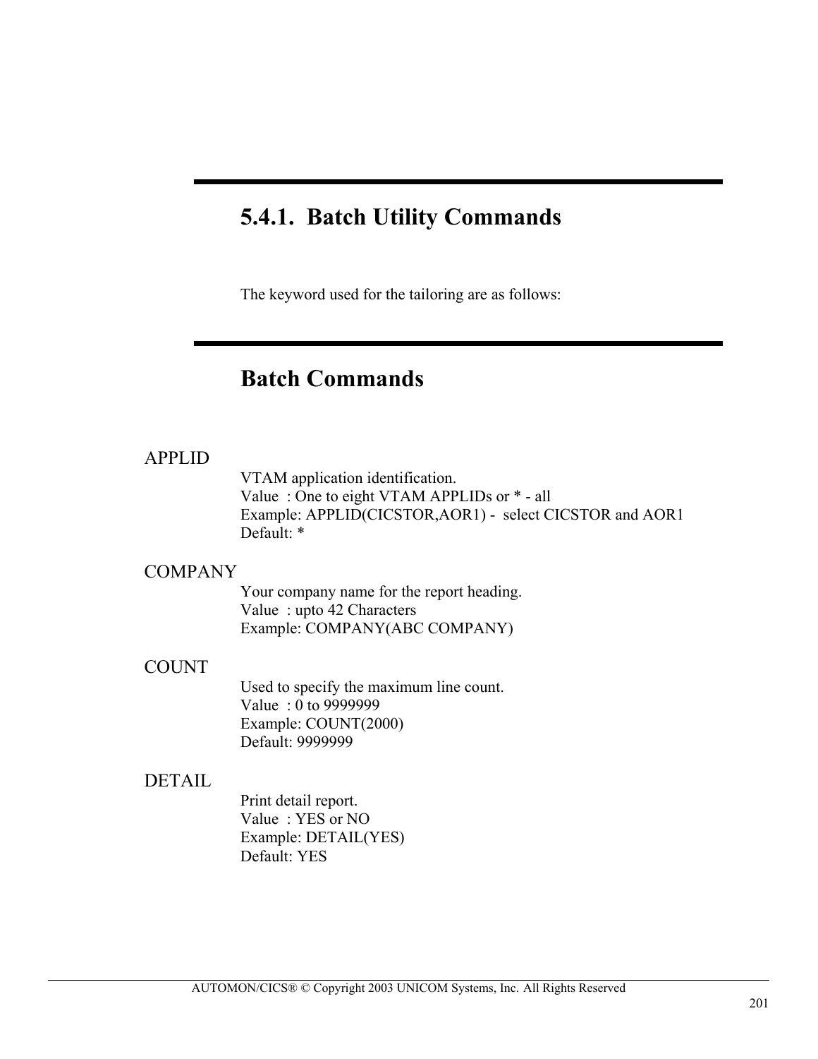## 5.4.1. Batch Utility Commands

The keyword used for the tailoring are as follows:

## Batch Commands

APPLID

VTAM application identification.
Value  : One to eight VTAM APPLIDs or * - all
Example: APPLID(CICSTOR,AOR1) -  select CICSTOR and AOR1
Default: *

COMPANY

Your company name for the report heading.
Value  : upto 42 Characters
Example: COMPANY(ABC COMPANY)

COUNT

Used to specify the maximum line count.
Value  : 0 to 9999999
Example: COUNT(2000)
Default: 9999999

DETAIL

Print detail report.
Value  : YES or NO
Example: DETAIL(YES)
Default: YES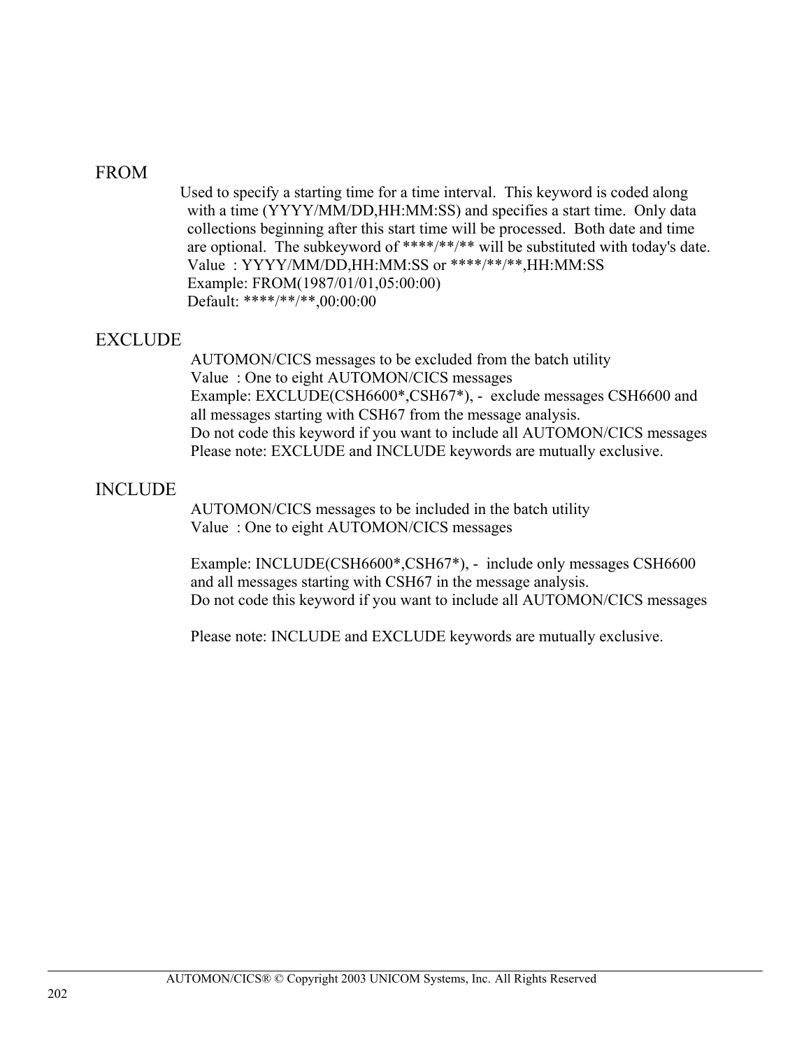### FROM

Used to specify a starting time for a time interval. This keyword is coded along with a time (YYYY/MM/DD,HH:MM:SS) and specifies a start time. Only data collections beginning after this start time will be processed. Both date and time are optional. The subkeyword of ****/**/** will be substituted with today's date.
Value : YYYY/MM/DD,HH:MM:SS or ****/**/**,HH:MM:SS
Example: FROM(1987/01/01,05:00:00)
Default: ****/**/**,00:00:00

### EXCLUDE

AUTOMON/CICS messages to be excluded from the batch utility
Value : One to eight AUTOMON/CICS messages
Example: EXCLUDE(CSH6600*,CSH67*), - exclude messages CSH6600 and all messages starting with CSH67 from the message analysis.
Do not code this keyword if you want to include all AUTOMON/CICS messages
Please note: EXCLUDE and INCLUDE keywords are mutually exclusive.

### INCLUDE

AUTOMON/CICS messages to be included in the batch utility
Value : One to eight AUTOMON/CICS messages

Example: INCLUDE(CSH6600*,CSH67*), - include only messages CSH6600 and all messages starting with CSH67 in the message analysis.
Do not code this keyword if you want to include all AUTOMON/CICS messages

Please note: INCLUDE and EXCLUDE keywords are mutually exclusive.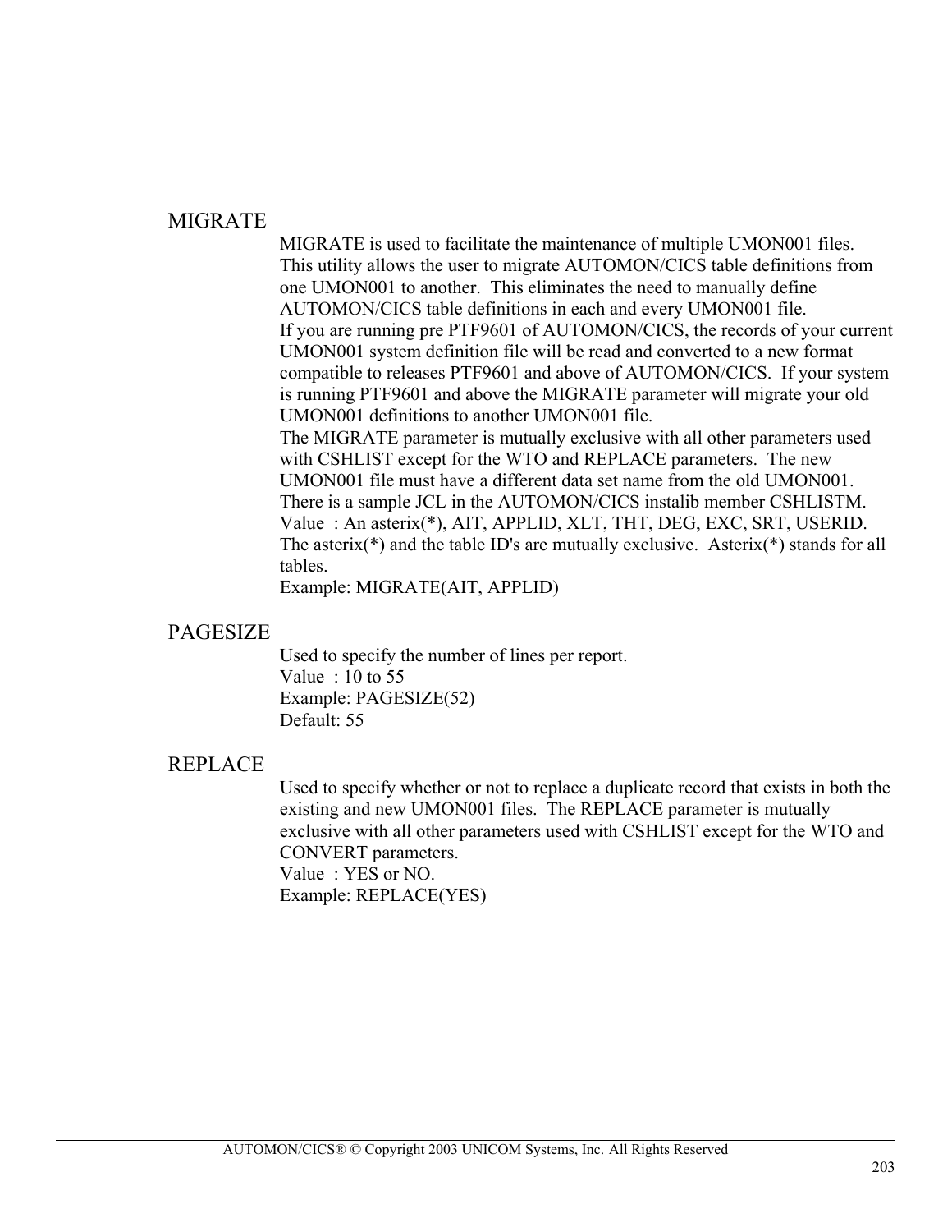### MIGRATE

MIGRATE is used to facilitate the maintenance of multiple UMON001 files. This utility allows the user to migrate AUTOMON/CICS table definitions from one UMON001 to another. This eliminates the need to manually define AUTOMON/CICS table definitions in each and every UMON001 file.
If you are running pre PTF9601 of AUTOMON/CICS, the records of your current UMON001 system definition file will be read and converted to a new format compatible to releases PTF9601 and above of AUTOMON/CICS. If your system is running PTF9601 and above the MIGRATE parameter will migrate your old UMON001 definitions to another UMON001 file.
The MIGRATE parameter is mutually exclusive with all other parameters used with CSHLIST except for the WTO and REPLACE parameters. The new UMON001 file must have a different data set name from the old UMON001.
There is a sample JCL in the AUTOMON/CICS instalib member CSHLISTM.
Value : An asterix(*), AIT, APPLID, XLT, THT, DEG, EXC, SRT, USERID.
The asterix(*) and the table ID's are mutually exclusive. Asterix(*) stands for all tables.
Example: MIGRATE(AIT, APPLID)

### PAGESIZE

Used to specify the number of lines per report.
Value : 10 to 55
Example: PAGESIZE(52)
Default: 55

### REPLACE

Used to specify whether or not to replace a duplicate record that exists in both the existing and new UMON001 files. The REPLACE parameter is mutually exclusive with all other parameters used with CSHLIST except for the WTO and CONVERT parameters.
Value : YES or NO.
Example: REPLACE(YES)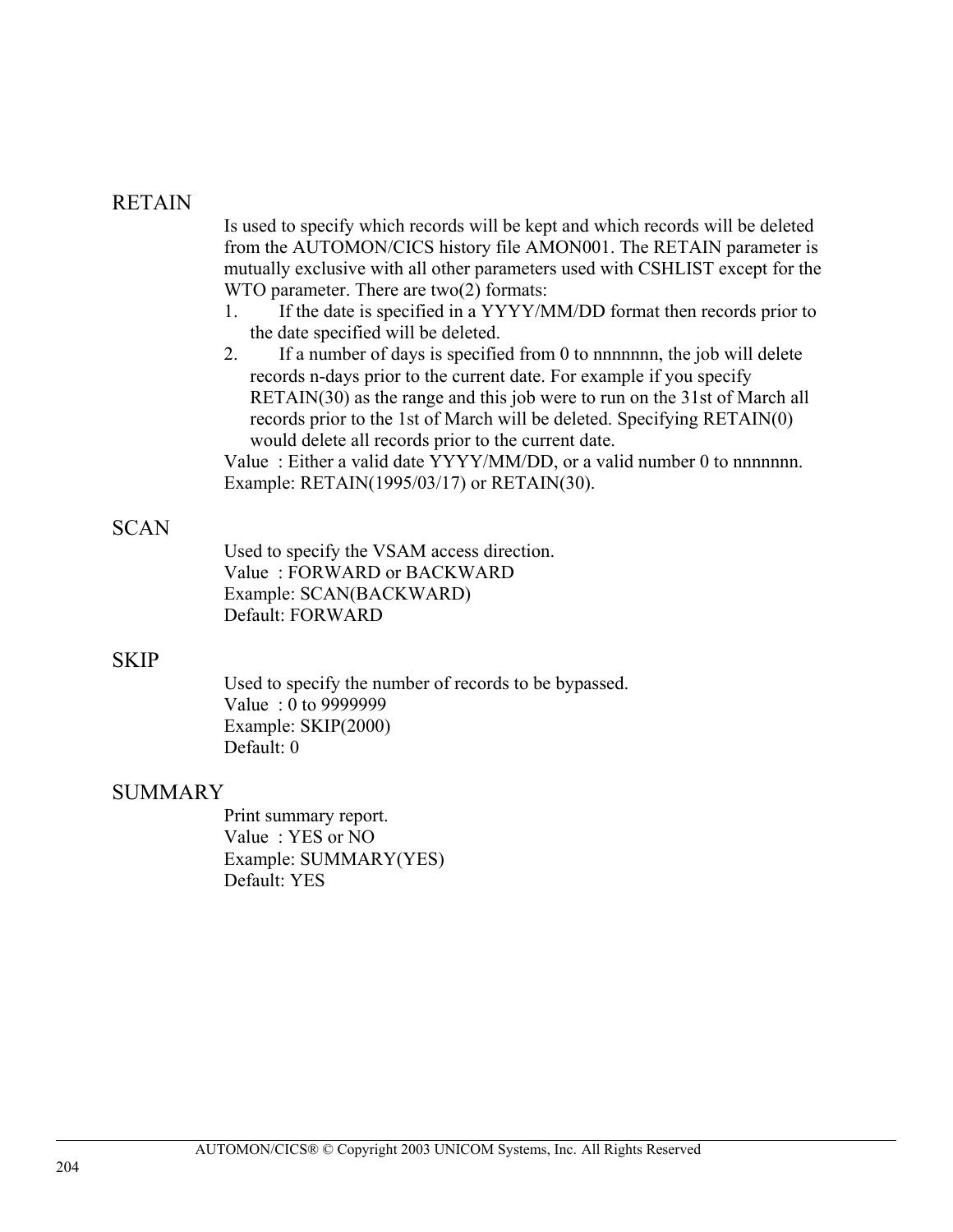## RETAIN

Is used to specify which records will be kept and which records will be deleted from the AUTOMON/CICS history file AMON001. The RETAIN parameter is mutually exclusive with all other parameters used with CSHLIST except for the WTO parameter. There are two(2) formats:

1. If the date is specified in a YYYY/MM/DD format then records prior to the date specified will be deleted.
2. If a number of days is specified from 0 to nnnnnnn, the job will delete records n-days prior to the current date. For example if you specify RETAIN(30) as the range and this job were to run on the 31st of March all records prior to the 1st of March will be deleted. Specifying RETAIN(0) would delete all records prior to the current date.

Value : Either a valid date YYYY/MM/DD, or a valid number 0 to nnnnnnn.
Example: RETAIN(1995/03/17) or RETAIN(30).

## SCAN

Used to specify the VSAM access direction.
Value : FORWARD or BACKWARD
Example: SCAN(BACKWARD)
Default: FORWARD

## SKIP

Used to specify the number of records to be bypassed.
Value : 0 to 9999999
Example: SKIP(2000)
Default: 0

## SUMMARY

Print summary report.
Value : YES or NO
Example: SUMMARY(YES)
Default: YES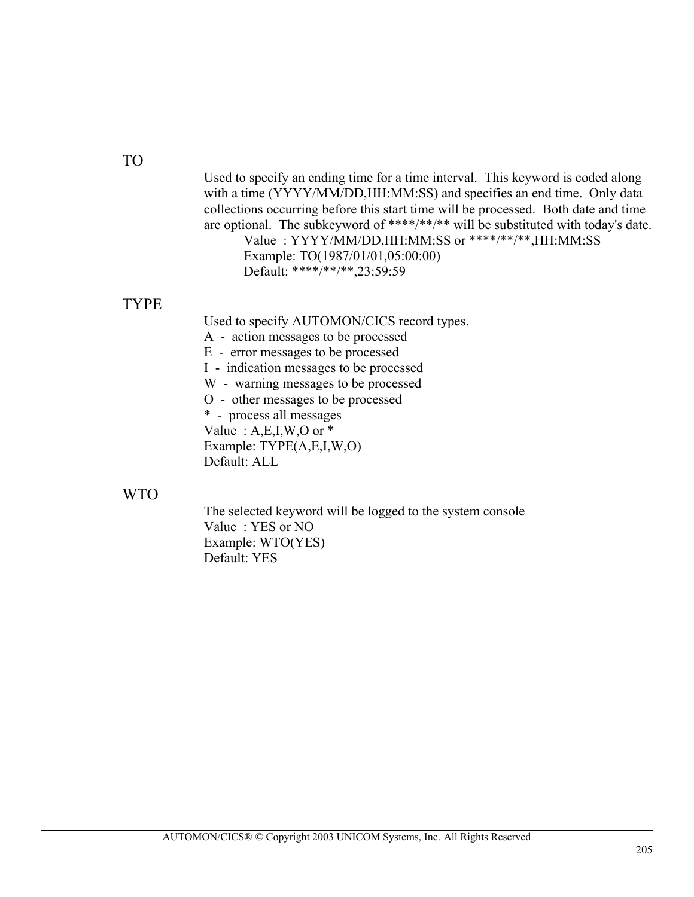## TO

Used to specify an ending time for a time interval.  This keyword is coded along with a time (YYYY/MM/DD,HH:MM:SS) and specifies an end time.  Only data collections occurring before this start time will be processed.  Both date and time are optional.  The subkeyword of ****/**/** will be substituted with today's date.

Value  : YYYY/MM/DD,HH:MM:SS or ****/**/**,HH:MM:SS
Example: TO(1987/01/01,05:00:00)
Default: ****/**/**,23:59:59

## TYPE

Used to specify AUTOMON/CICS record types.
A  -  action messages to be processed
E  -  error messages to be processed
I  -  indication messages to be processed
W  -  warning messages to be processed
O  -  other messages to be processed
*  -  process all messages
Value  : A,E,I,W,O or *
Example: TYPE(A,E,I,W,O)
Default: ALL

## WTO

The selected keyword will be logged to the system console
Value  : YES or NO
Example: WTO(YES)
Default: YES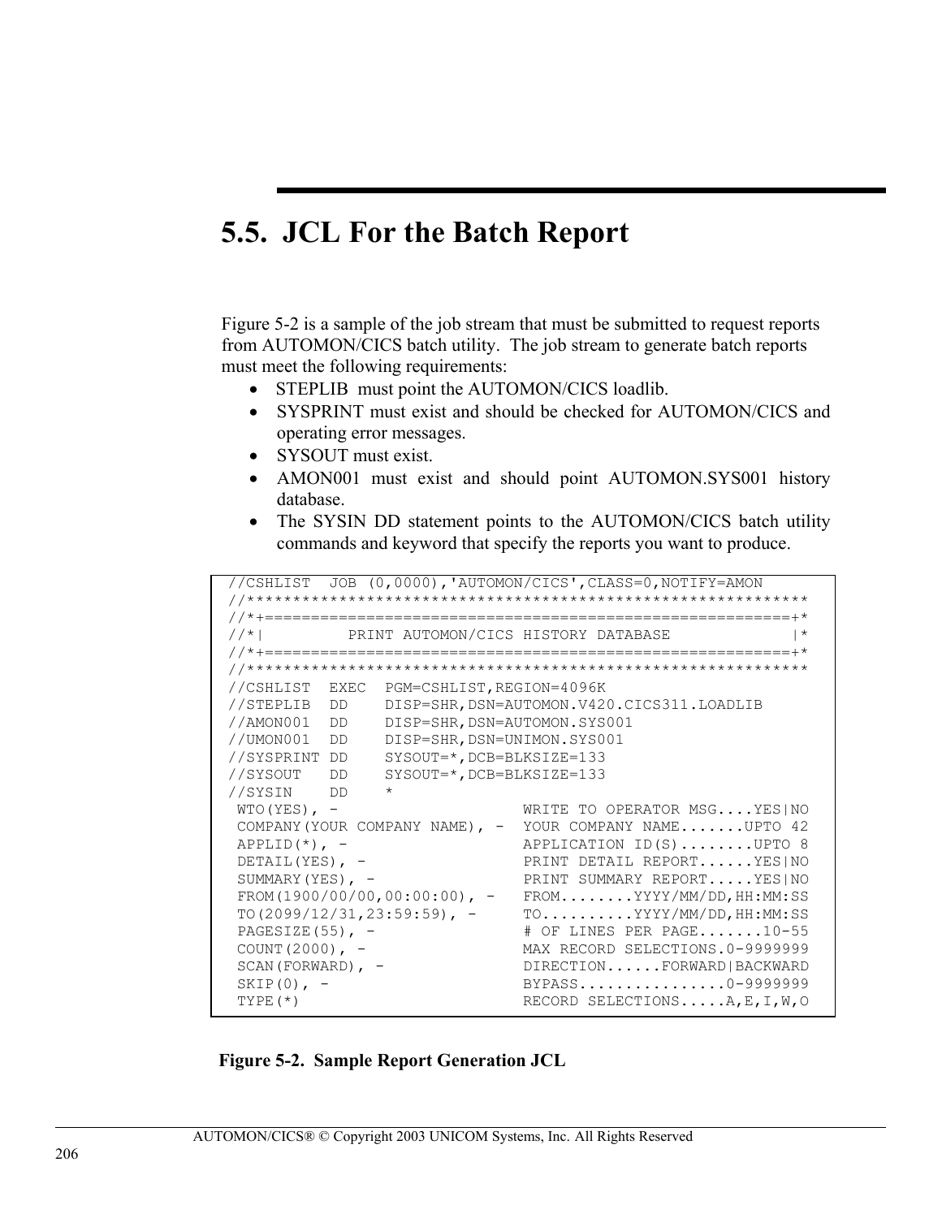## 5.5. JCL For the Batch Report

Figure 5-2 is a sample of the job stream that must be submitted to request reports from AUTOMON/CICS batch utility. The job stream to generate batch reports must meet the following requirements:

- STEPLIB must point the AUTOMON/CICS loadlib.
- SYSPRINT must exist and should be checked for AUTOMON/CICS and operating error messages.
- SYSOUT must exist.
- AMON001 must exist and should point AUTOMON.SYS001 history database.
- The SYSIN DD statement points to the AUTOMON/CICS batch utility commands and keyword that specify the reports you want to produce.

```
//CSHLIST  JOB (0,0000),'AUTOMON/CICS',CLASS=0,NOTIFY=AMON
//**************************************************************
//*+==========================================================+*
//*|         PRINT AUTOMON/CICS HISTORY DATABASE              |*
//*+==========================================================+*
//**************************************************************
//CSHLIST  EXEC  PGM=CSHLIST,REGION=4096K
//STEPLIB  DD    DISP=SHR,DSN=AUTOMON.V420.CICS311.LOADLIB
//AMON001  DD    DISP=SHR,DSN=AUTOMON.SYS001
//UMON001  DD    DISP=SHR,DSN=UNIMON.SYS001
//SYSPRINT DD    SYSOUT=*,DCB=BLKSIZE=133
//SYSOUT   DD    SYSOUT=*,DCB=BLKSIZE=133
//SYSIN    DD    *
 WTO(YES), -                   WRITE TO OPERATOR MSG....YES|NO
 COMPANY(YOUR COMPANY NAME), - YOUR COMPANY NAME.......UPTO 42
 APPLID(*), -                  APPLICATION ID(S)........UPTO 8
 DETAIL(YES), -                PRINT DETAIL REPORT......YES|NO
 SUMMARY(YES), -               PRINT SUMMARY REPORT.....YES|NO
 FROM(1900/00/00,00:00:00), -  FROM........YYYY/MM/DD,HH:MM:SS
 TO(2099/12/31,23:59:59), -    TO..........YYYY/MM/DD,HH:MM:SS
 PAGESIZE(55), -               # OF LINES PER PAGE.......10-55
 COUNT(2000), -                MAX RECORD SELECTIONS.0-9999999
 SCAN(FORWARD), -              DIRECTION......FORWARD|BACKWARD
 SKIP(0), -                    BYPASS................0-9999999
 TYPE(*)                       RECORD SELECTIONS.....A,E,I,W,O
```

**Figure 5-2. Sample Report Generation JCL**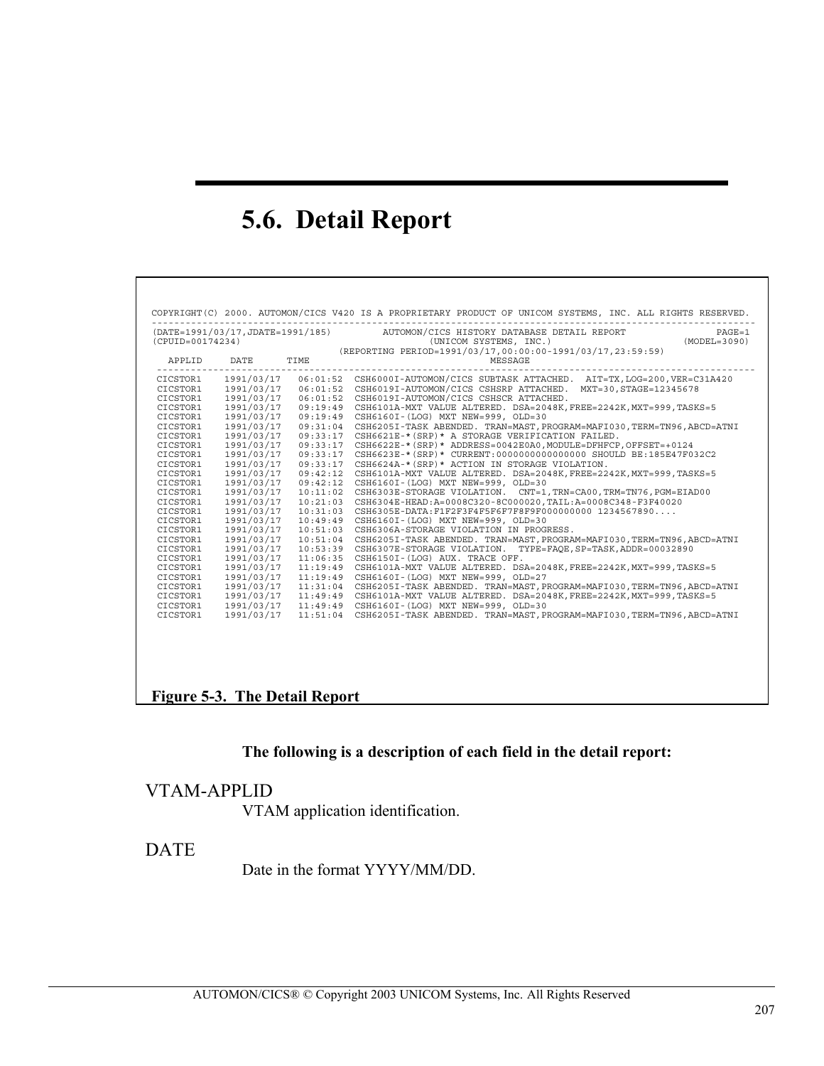# 5.6. Detail Report

```
COPYRIGHT(C) 2000. AUTOMON/CICS V420 IS A PROPRIETARY PRODUCT OF UNICOM SYSTEMS, INC. ALL RIGHTS RESERVED.
-----------------------------------------------------------------------------------------------------------
(DATE=1991/03/17,JDATE=1991/185)         AUTOMON/CICS HISTORY DATABASE DETAIL REPORT              PAGE=1
(CPUID=00174234)                                    (UNICOM SYSTEMS, INC.)                    (MODEL=3090)
                              (REPORTING PERIOD=1991/03/17,00:00:00-1991/03/17,23:59:59)
   APPLID     DATE      TIME                                 MESSAGE
-----------------------------------------------------------------------------------------------------------
 CICSTOR1    1991/03/17   06:01:52  CSH6000I-AUTOMON/CICS SUBTASK ATTACHED.  AIT=TX,LOG=200,VER=C31A420
 CICSTOR1    1991/03/17   06:01:52  CSH6019I-AUTOMON/CICS CSHSRP ATTACHED.  MXT=30,STAGE=12345678
 CICSTOR1    1991/03/17   06:01:52  CSH6019I-AUTOMON/CICS CSHSCR ATTACHED.
 CICSTOR1    1991/03/17   09:19:49  CSH6101A-MXT VALUE ALTERED. DSA=2048K,FREE=2242K,MXT=999,TASKS=5
 CICSTOR1    1991/03/17   09:19:49  CSH6160I-(LOG) MXT NEW=999, OLD=30
 CICSTOR1    1991/03/17   09:31:04  CSH6205I-TASK ABENDED. TRAN=MAST,PROGRAM=MAFI030,TERM=TN96,ABCD=ATNI
 CICSTOR1    1991/03/17   09:33:17  CSH6621E-*(SRP)* A STORAGE VERIFICATION FAILED.
 CICSTOR1    1991/03/17   09:33:17  CSH6622E-*(SRP)* ADDRESS=0042E0A0,MODULE=DFHFCP,OFFSET=+0124
 CICSTOR1    1991/03/17   09:33:17  CSH6623E-*(SRP)* CURRENT:0000000000000000 SHOULD BE:185E47F032C2
 CICSTOR1    1991/03/17   09:33:17  CSH6624A-*(SRP)* ACTION IN STORAGE VIOLATION.
 CICSTOR1    1991/03/17   09:42:12  CSH6101A-MXT VALUE ALTERED. DSA=2048K,FREE=2242K,MXT=999,TASKS=5
 CICSTOR1    1991/03/17   09:42:12  CSH6160I-(LOG) MXT NEW=999, OLD=30
 CICSTOR1    1991/03/17   10:11:02  CSH6303E-STORAGE VIOLATION.  CNT=1,TRN=CA00,TRM=TN76,PGM=EIAD00
 CICSTOR1    1991/03/17   10:21:03  CSH6304E-HEAD:A=0008C320-8C000020,TAIL:A=0008C348-F3F40020
 CICSTOR1    1991/03/17   10:31:03  CSH6305E-DATA:F1F2F3F4F5F6F7F8F9F000000000 1234567890....
 CICSTOR1    1991/03/17   10:49:49  CSH6160I-(LOG) MXT NEW=999, OLD=30
 CICSTOR1    1991/03/17   10:51:03  CSH6306A-STORAGE VIOLATION IN PROGRESS.
 CICSTOR1    1991/03/17   10:51:04  CSH6205I-TASK ABENDED. TRAN=MAST,PROGRAM=MAFI030,TERM=TN96,ABCD=ATNI
 CICSTOR1    1991/03/17   10:53:39  CSH6307E-STORAGE VIOLATION.  TYPE=FAQE,SP=TASK,ADDR=00032890
 CICSTOR1    1991/03/17   11:06:35  CSH6150I-(LOG) AUX. TRACE OFF.
 CICSTOR1    1991/03/17   11:19:49  CSH6101A-MXT VALUE ALTERED. DSA=2048K,FREE=2242K,MXT=999,TASKS=5
 CICSTOR1    1991/03/17   11:19:49  CSH6160I-(LOG) MXT NEW=999, OLD=27
 CICSTOR1    1991/03/17   11:31:04  CSH6205I-TASK ABENDED. TRAN=MAST,PROGRAM=MAFI030,TERM=TN96,ABCD=ATNI
 CICSTOR1    1991/03/17   11:49:49  CSH6101A-MXT VALUE ALTERED. DSA=2048K,FREE=2242K,MXT=999,TASKS=5
 CICSTOR1    1991/03/17   11:49:49  CSH6160I-(LOG) MXT NEW=999, OLD=30
 CICSTOR1    1991/03/17   11:51:04  CSH6205I-TASK ABENDED. TRAN=MAST,PROGRAM=MAFI030,TERM=TN96,ABCD=ATNI
```

**Figure 5-3. The Detail Report**

**The following is a description of each field in the detail report:**

VTAM-APPLID

VTAM application identification.

DATE

Date in the format YYYY/MM/DD.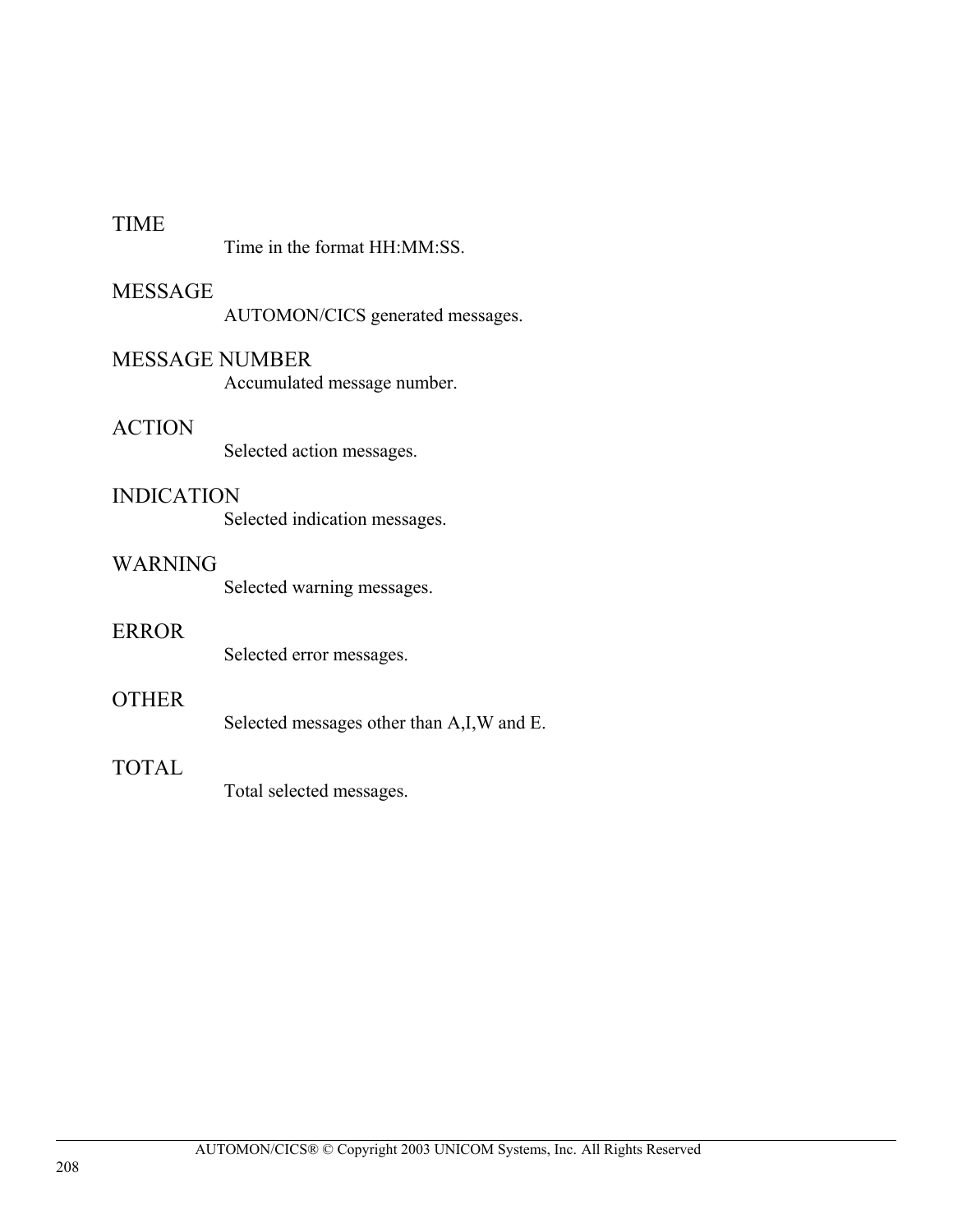TIME

Time in the format HH:MM:SS.

MESSAGE

AUTOMON/CICS generated messages.

MESSAGE NUMBER

Accumulated message number.

ACTION

Selected action messages.

INDICATION

Selected indication messages.

WARNING

Selected warning messages.

ERROR

Selected error messages.

OTHER

Selected messages other than A,I,W and E.

TOTAL

Total selected messages.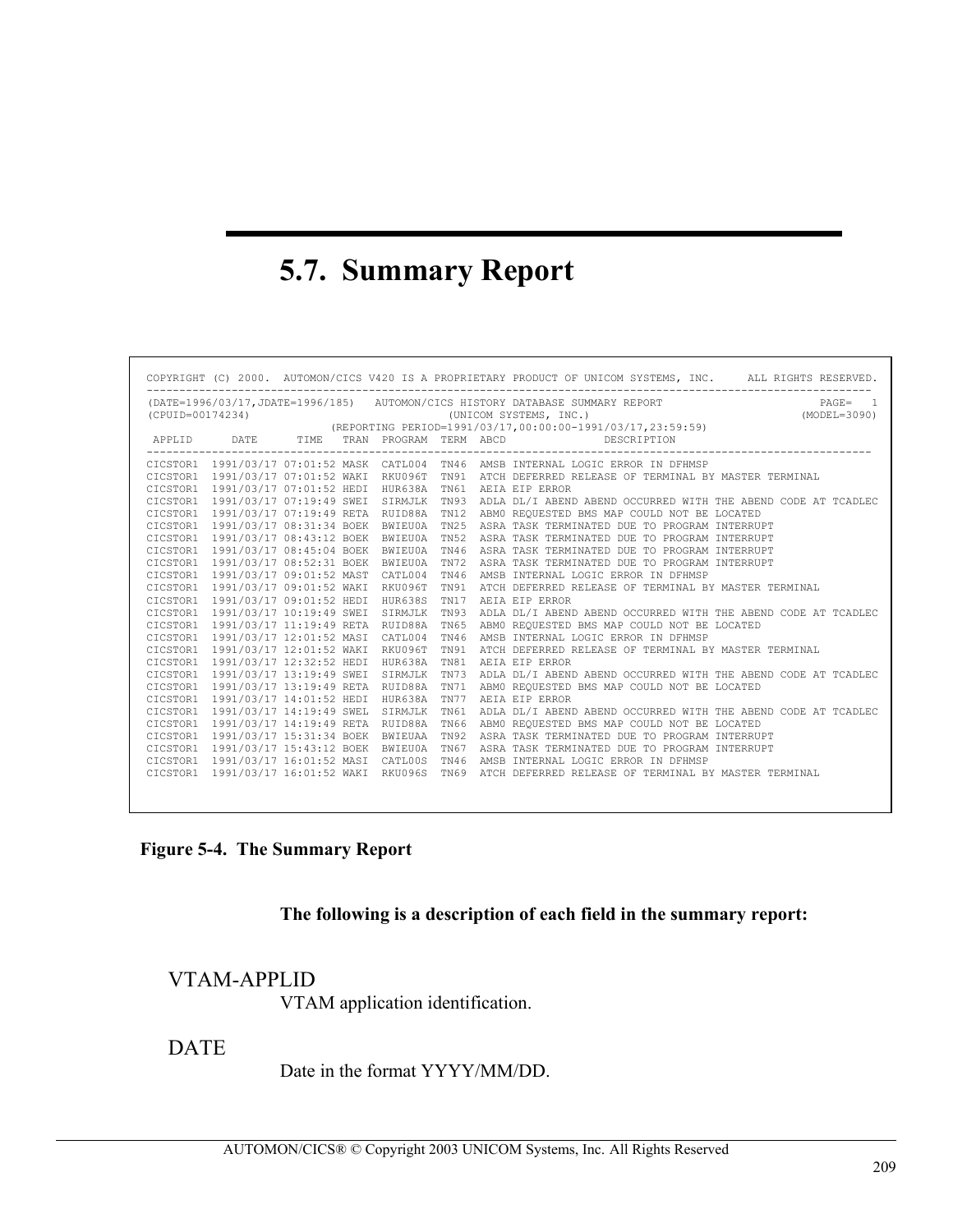## 5.7. Summary Report

```
COPYRIGHT (C) 2000.  AUTOMON/CICS V420 IS A PROPRIETARY PRODUCT OF UNICOM SYSTEMS, INC.     ALL RIGHTS RESERVED.
---------------------------------------------------------------------------------------------------------------
(DATE=1996/03/17,JDATE=1996/185)   AUTOMON/CICS HISTORY DATABASE SUMMARY REPORT                        PAGE=   1
(CPUID=00174234)                              (UNICOM SYSTEMS, INC.)                                 (MODEL=3090)
                            (REPORTING PERIOD=1991/03/17,00:00:00-1991/03/17,23:59:59)
 APPLID      DATE      TIME   TRAN  PROGRAM  TERM  ABCD               DESCRIPTION
---------------------------------------------------------------------------------------------------------------
CICSTOR1  1991/03/17 07:01:52 MASK  CATL004  TN46  AMSB INTERNAL LOGIC ERROR IN DFHMSP
CICSTOR1  1991/03/17 07:01:52 WAKI  RKU096T  TN91  ATCH DEFERRED RELEASE OF TERMINAL BY MASTER TERMINAL
CICSTOR1  1991/03/17 07:01:52 HEDI  HUR638A  TN61  AEIA EIP ERROR
CICSTOR1  1991/03/17 07:19:49 SWEI  SIRMJLK  TN93  ADLA DL/I ABEND ABEND OCCURRED WITH THE ABEND CODE AT TCADLEC
CICSTOR1  1991/03/17 07:19:49 RETA  RUID88A  TN12  ABM0 REQUESTED BMS MAP COULD NOT BE LOCATED
CICSTOR1  1991/03/17 08:31:34 BOEK  BWIEU0A  TN25  ASRA TASK TERMINATED DUE TO PROGRAM INTERRUPT
CICSTOR1  1991/03/17 08:43:12 BOEK  BWIEU0A  TN52  ASRA TASK TERMINATED DUE TO PROGRAM INTERRUPT
CICSTOR1  1991/03/17 08:45:04 BOEK  BWIEU0A  TN46  ASRA TASK TERMINATED DUE TO PROGRAM INTERRUPT
CICSTOR1  1991/03/17 08:52:31 BOEK  BWIEU0A  TN72  ASRA TASK TERMINATED DUE TO PROGRAM INTERRUPT
CICSTOR1  1991/03/17 09:01:52 MAST  CATL004  TN46  AMSB INTERNAL LOGIC ERROR IN DFHMSP
CICSTOR1  1991/03/17 09:01:52 WAKI  RKU096T  TN91  ATCH DEFERRED RELEASE OF TERMINAL BY MASTER TERMINAL
CICSTOR1  1991/03/17 09:01:52 HEDI  HUR638S  TN17  AEIA EIP ERROR
CICSTOR1  1991/03/17 10:19:49 SWEI  SIRMJLK  TN93  ADLA DL/I ABEND ABEND OCCURRED WITH THE ABEND CODE AT TCADLEC
CICSTOR1  1991/03/17 11:19:49 RETA  RUID88A  TN65  ABM0 REQUESTED BMS MAP COULD NOT BE LOCATED
CICSTOR1  1991/03/17 12:01:52 MASI  CATL004  TN46  AMSB INTERNAL LOGIC ERROR IN DFHMSP
CICSTOR1  1991/03/17 12:01:52 WAKI  RKU096T  TN91  ATCH DEFERRED RELEASE OF TERMINAL BY MASTER TERMINAL
CICSTOR1  1991/03/17 12:32:52 HEDI  HUR638A  TN81  AEIA EIP ERROR
CICSTOR1  1991/03/17 13:19:49 SWEI  SIRMJLK  TN73  ADLA DL/I ABEND ABEND OCCURRED WITH THE ABEND CODE AT TCADLEC
CICSTOR1  1991/03/17 13:19:49 RETA  RUID88A  TN71  ABM0 REQUESTED BMS MAP COULD NOT BE LOCATED
CICSTOR1  1991/03/17 14:01:52 HEDI  HUR638A  TN77  AEIA EIP ERROR
CICSTOR1  1991/03/17 14:19:49 SWEL  SIRMJLK  TN61  ADLA DL/I ABEND ABEND OCCURRED WITH THE ABEND CODE AT TCADLEC
CICSTOR1  1991/03/17 14:19:49 RETA  RUID88A  TN66  ABM0 REQUESTED BMS MAP COULD NOT BE LOCATED
CICSTOR1  1991/03/17 15:31:34 BOEK  BWIEUAA  TN92  ASRA TASK TERMINATED DUE TO PROGRAM INTERRUPT
CICSTOR1  1991/03/17 15:43:12 BOEK  BWIEU0A  TN67  ASRA TASK TERMINATED DUE TO PROGRAM INTERRUPT
CICSTOR1  1991/03/17 16:01:52 MASI  CATL00S  TN46  AMSB INTERNAL LOGIC ERROR IN DFHMSP
CICSTOR1  1991/03/17 16:01:52 WAKI  RKU096S  TN69  ATCH DEFERRED RELEASE OF TERMINAL BY MASTER TERMINAL
```

**Figure 5-4. The Summary Report**

**The following is a description of each field in the summary report:**

VTAM-APPLID
: VTAM application identification.

DATE
: Date in the format YYYY/MM/DD.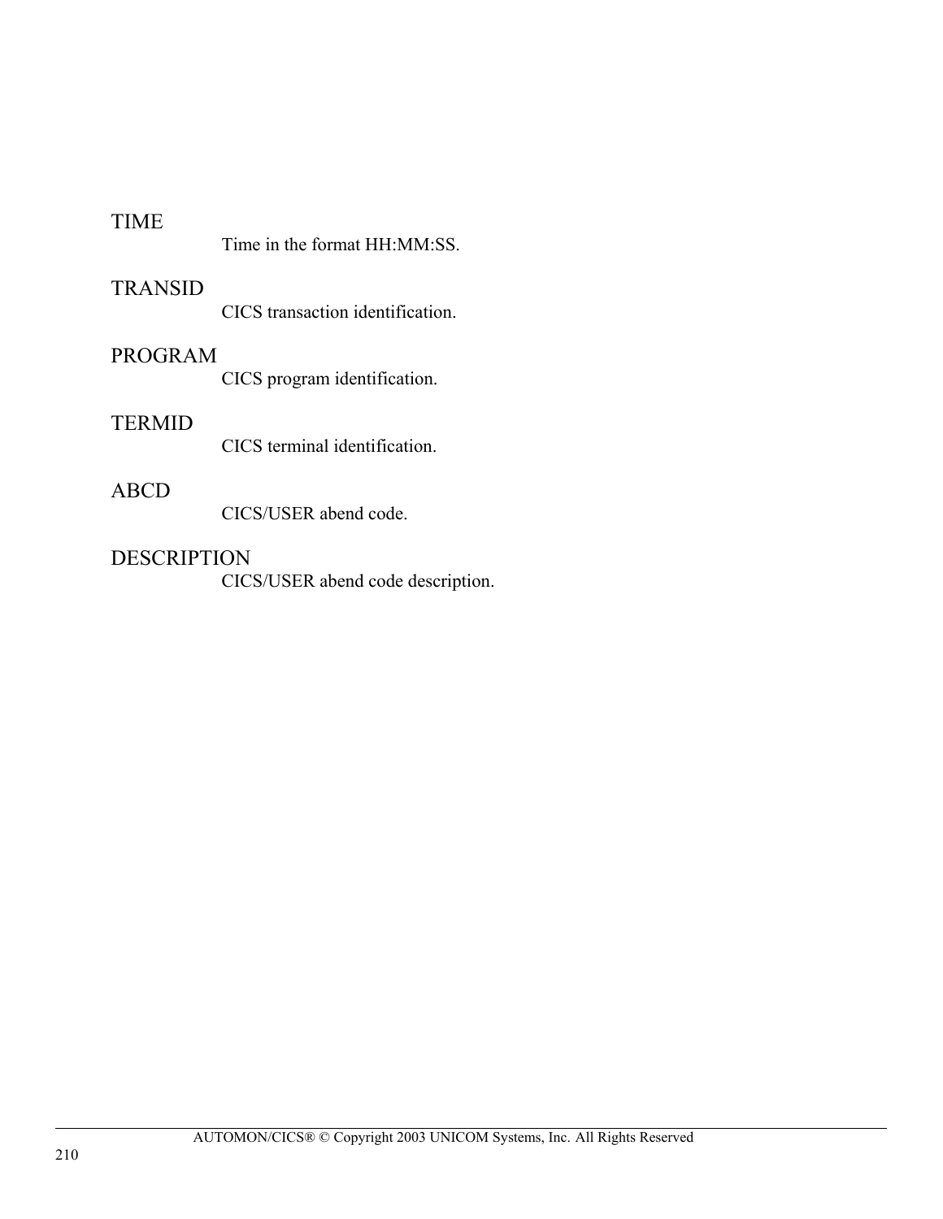TIME
: Time in the format HH:MM:SS.

TRANSID
: CICS transaction identification.

PROGRAM
: CICS program identification.

TERMID
: CICS terminal identification.

ABCD
: CICS/USER abend code.

DESCRIPTION
: CICS/USER abend code description.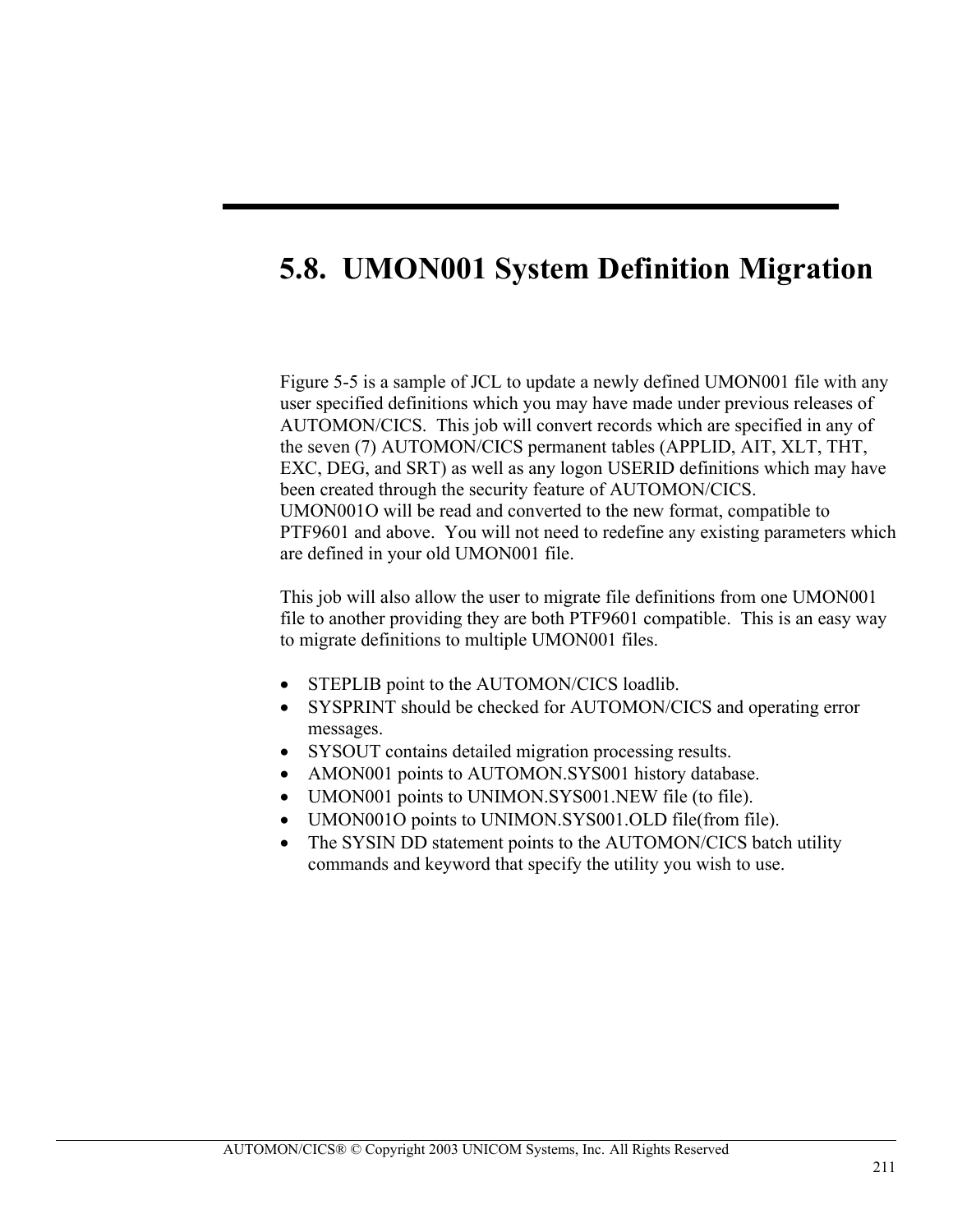# 5.8. UMON001 System Definition Migration

Figure 5-5 is a sample of JCL to update a newly defined UMON001 file with any user specified definitions which you may have made under previous releases of AUTOMON/CICS. This job will convert records which are specified in any of the seven (7) AUTOMON/CICS permanent tables (APPLID, AIT, XLT, THT, EXC, DEG, and SRT) as well as any logon USERID definitions which may have been created through the security feature of AUTOMON/CICS. UMON001O will be read and converted to the new format, compatible to PTF9601 and above. You will not need to redefine any existing parameters which are defined in your old UMON001 file.

This job will also allow the user to migrate file definitions from one UMON001 file to another providing they are both PTF9601 compatible. This is an easy way to migrate definitions to multiple UMON001 files.

- STEPLIB point to the AUTOMON/CICS loadlib.
- SYSPRINT should be checked for AUTOMON/CICS and operating error messages.
- SYSOUT contains detailed migration processing results.
- AMON001 points to AUTOMON.SYS001 history database.
- UMON001 points to UNIMON.SYS001.NEW file (to file).
- UMON001O points to UNIMON.SYS001.OLD file(from file).
- The SYSIN DD statement points to the AUTOMON/CICS batch utility commands and keyword that specify the utility you wish to use.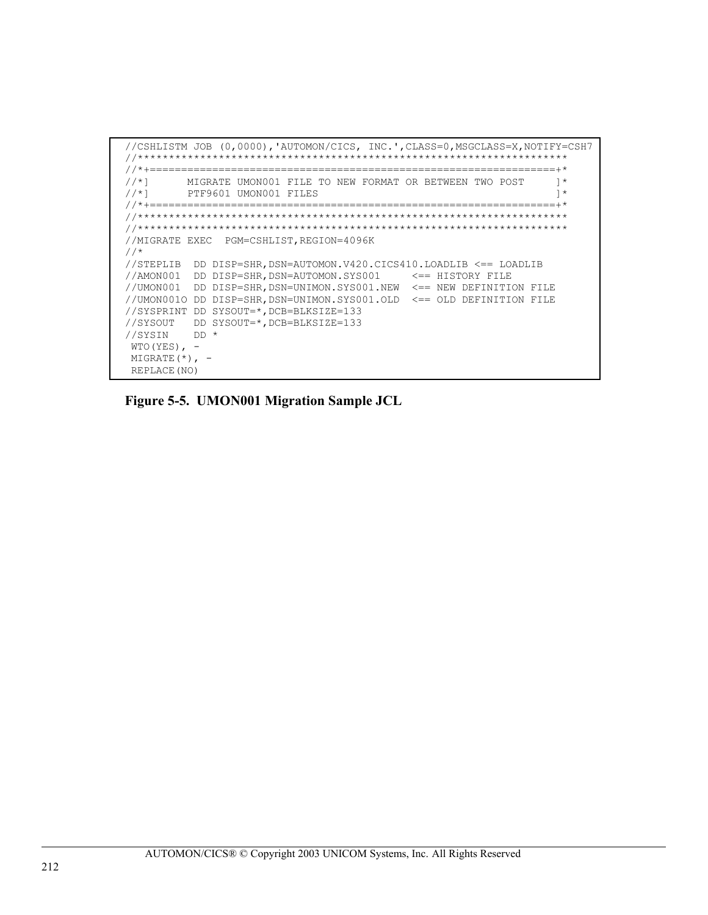```
//CSHLISTM JOB (0,0000),'AUTOMON/CICS, INC.',CLASS=0,MSGCLASS=X,NOTIFY=CSH7
//*******************************************************************
//*+===============================================================+*
//*]      MIGRATE UMON001 FILE TO NEW FORMAT OR BETWEEN TWO POST     ]*
//*]      PTF9601 UMON001 FILES                                      ]*
//*+===============================================================+*
//*******************************************************************
//*******************************************************************
//MIGRATE EXEC  PGM=CSHLIST,REGION=4096K
//*
//STEPLIB  DD DISP=SHR,DSN=AUTOMON.V420.CICS410.LOADLIB <== LOADLIB
//AMON001  DD DISP=SHR,DSN=AUTOMON.SYS001     <== HISTORY FILE
//UMON001  DD DISP=SHR,DSN=UNIMON.SYS001.NEW  <== NEW DEFINITION FILE
//UMON001O DD DISP=SHR,DSN=UNIMON.SYS001.OLD  <== OLD DEFINITION FILE
//SYSPRINT DD SYSOUT=*,DCB=BLKSIZE=133
//SYSOUT   DD SYSOUT=*,DCB=BLKSIZE=133
//SYSIN    DD *
 WTO(YES), -
 MIGRATE(*), -
 REPLACE(NO)
```

**Figure 5-5. UMON001 Migration Sample JCL**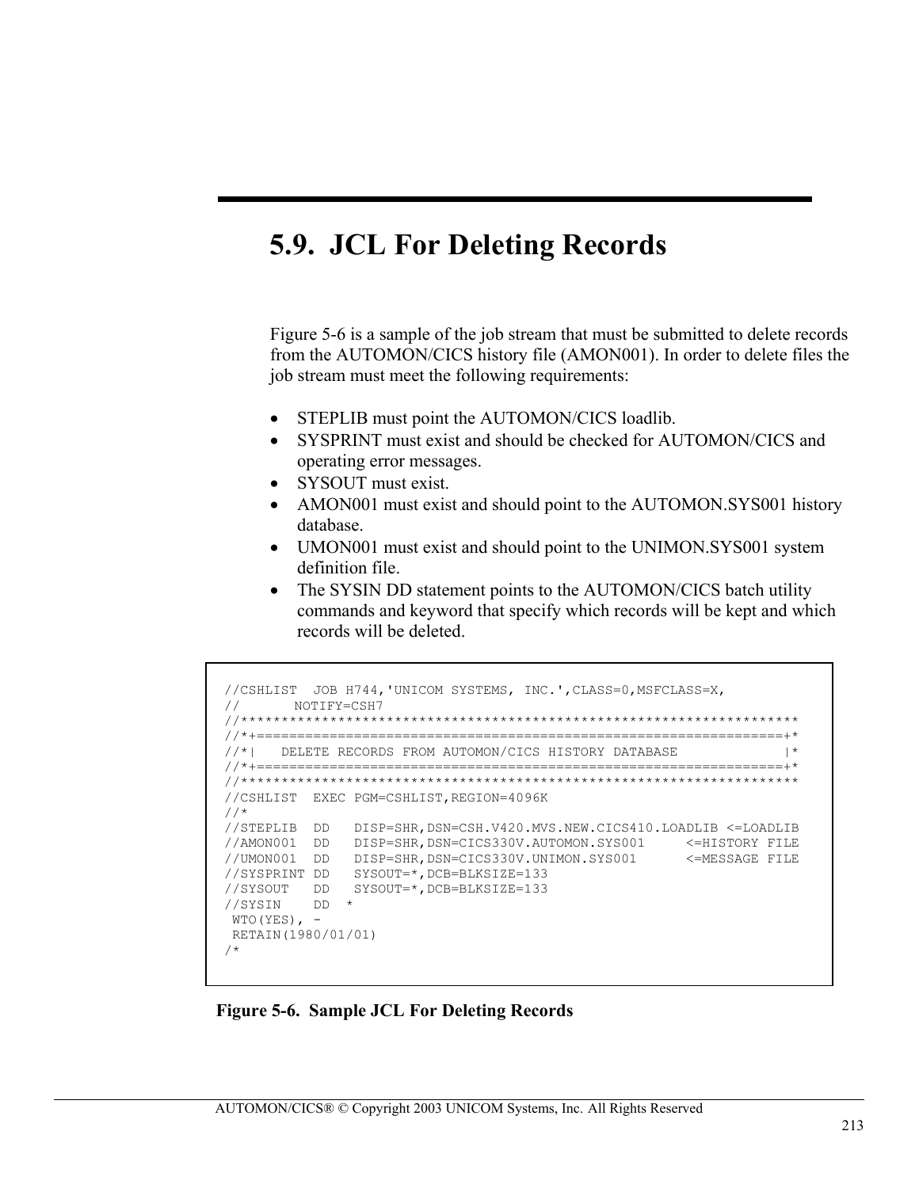## 5.9. JCL For Deleting Records

Figure 5-6 is a sample of the job stream that must be submitted to delete records from the AUTOMON/CICS history file (AMON001). In order to delete files the job stream must meet the following requirements:

- STEPLIB must point the AUTOMON/CICS loadlib.
- SYSPRINT must exist and should be checked for AUTOMON/CICS and operating error messages.
- SYSOUT must exist.
- AMON001 must exist and should point to the AUTOMON.SYS001 history database.
- UMON001 must exist and should point to the UNIMON.SYS001 system definition file.
- The SYSIN DD statement points to the AUTOMON/CICS batch utility commands and keyword that specify which records will be kept and which records will be deleted.

```
//CSHLIST  JOB H744,'UNICOM SYSTEMS, INC.',CLASS=0,MSFCLASS=X,
//       NOTIFY=CSH7
//*********************************************************************
//*+===============================================================+*
//*|   DELETE RECORDS FROM AUTOMON/CICS HISTORY DATABASE            |*
//*+===============================================================+*
//*********************************************************************
//CSHLIST  EXEC PGM=CSHLIST,REGION=4096K
//*
//STEPLIB  DD   DISP=SHR,DSN=CSH.V420.MVS.NEW.CICS410.LOADLIB <=LOADLIB
//AMON001  DD   DISP=SHR,DSN=CICS330V.AUTOMON.SYS001     <=HISTORY FILE
//UMON001  DD   DISP=SHR,DSN=CICS330V.UNIMON.SYS001      <=MESSAGE FILE
//SYSPRINT DD   SYSOUT=*,DCB=BLKSIZE=133
//SYSOUT   DD   SYSOUT=*,DCB=BLKSIZE=133
//SYSIN    DD  *
 WTO(YES), -
 RETAIN(1980/01/01)
/*
```

**Figure 5-6. Sample JCL For Deleting Records**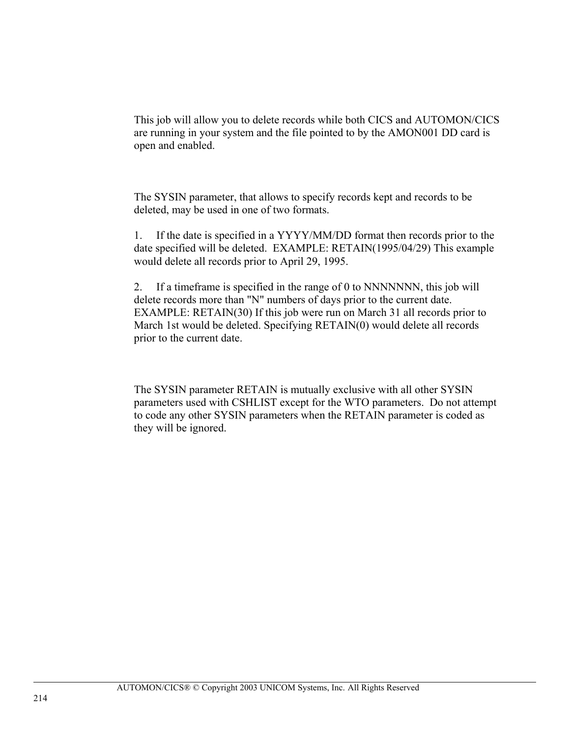This job will allow you to delete records while both CICS and AUTOMON/CICS are running in your system and the file pointed to by the AMON001 DD card is open and enabled.

The SYSIN parameter, that allows to specify records kept and records to be deleted, may be used in one of two formats.

1. If the date is specified in a YYYY/MM/DD format then records prior to the date specified will be deleted. EXAMPLE: RETAIN(1995/04/29) This example would delete all records prior to April 29, 1995.

2. If a timeframe is specified in the range of 0 to NNNNNNN, this job will delete records more than "N" numbers of days prior to the current date. EXAMPLE: RETAIN(30) If this job were run on March 31 all records prior to March 1st would be deleted. Specifying RETAIN(0) would delete all records prior to the current date.

The SYSIN parameter RETAIN is mutually exclusive with all other SYSIN parameters used with CSHLIST except for the WTO parameters. Do not attempt to code any other SYSIN parameters when the RETAIN parameter is coded as they will be ignored.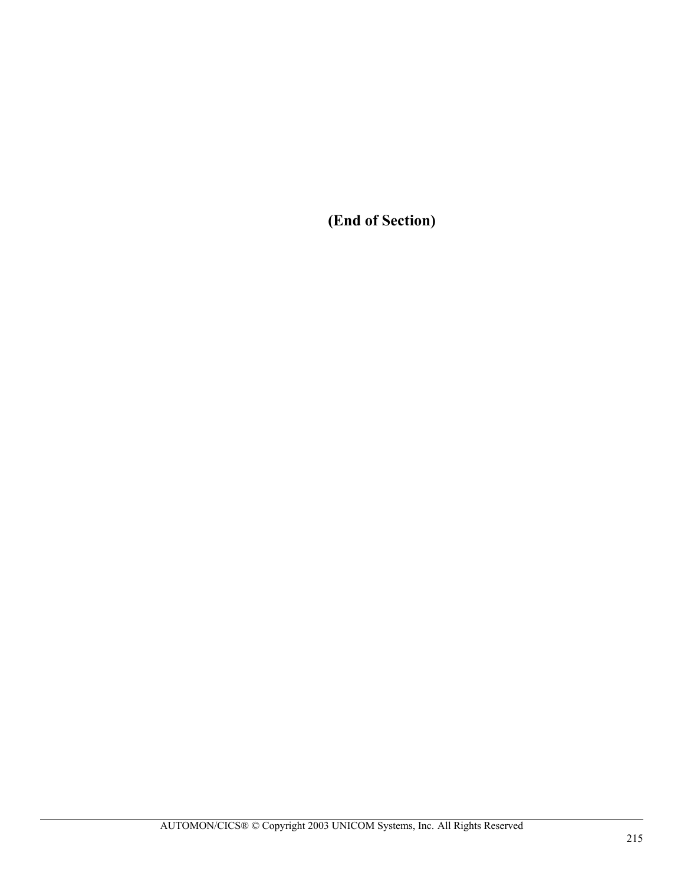**(End of Section)**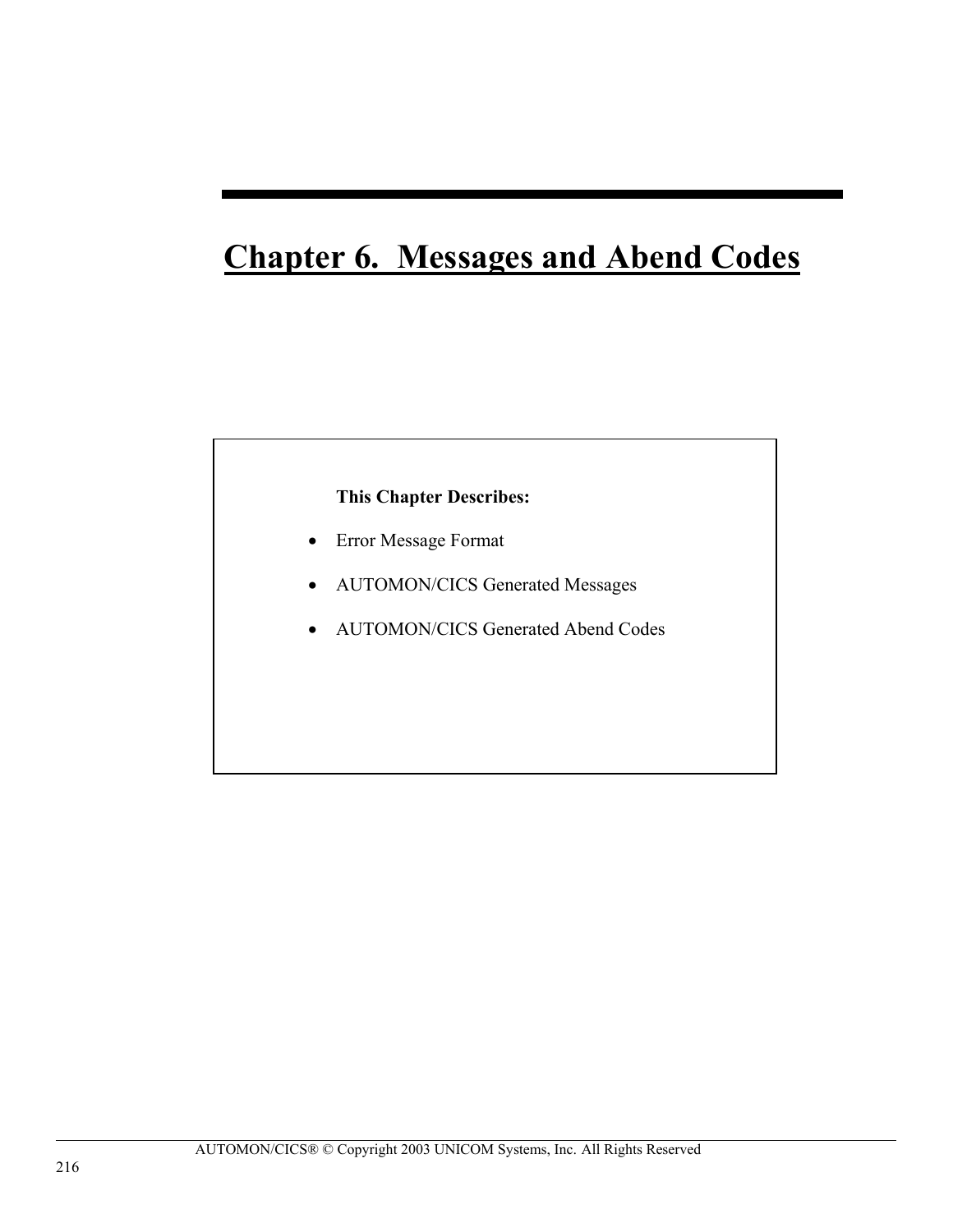# Chapter 6. Messages and Abend Codes

**This Chapter Describes:**

- Error Message Format
- AUTOMON/CICS Generated Messages
- AUTOMON/CICS Generated Abend Codes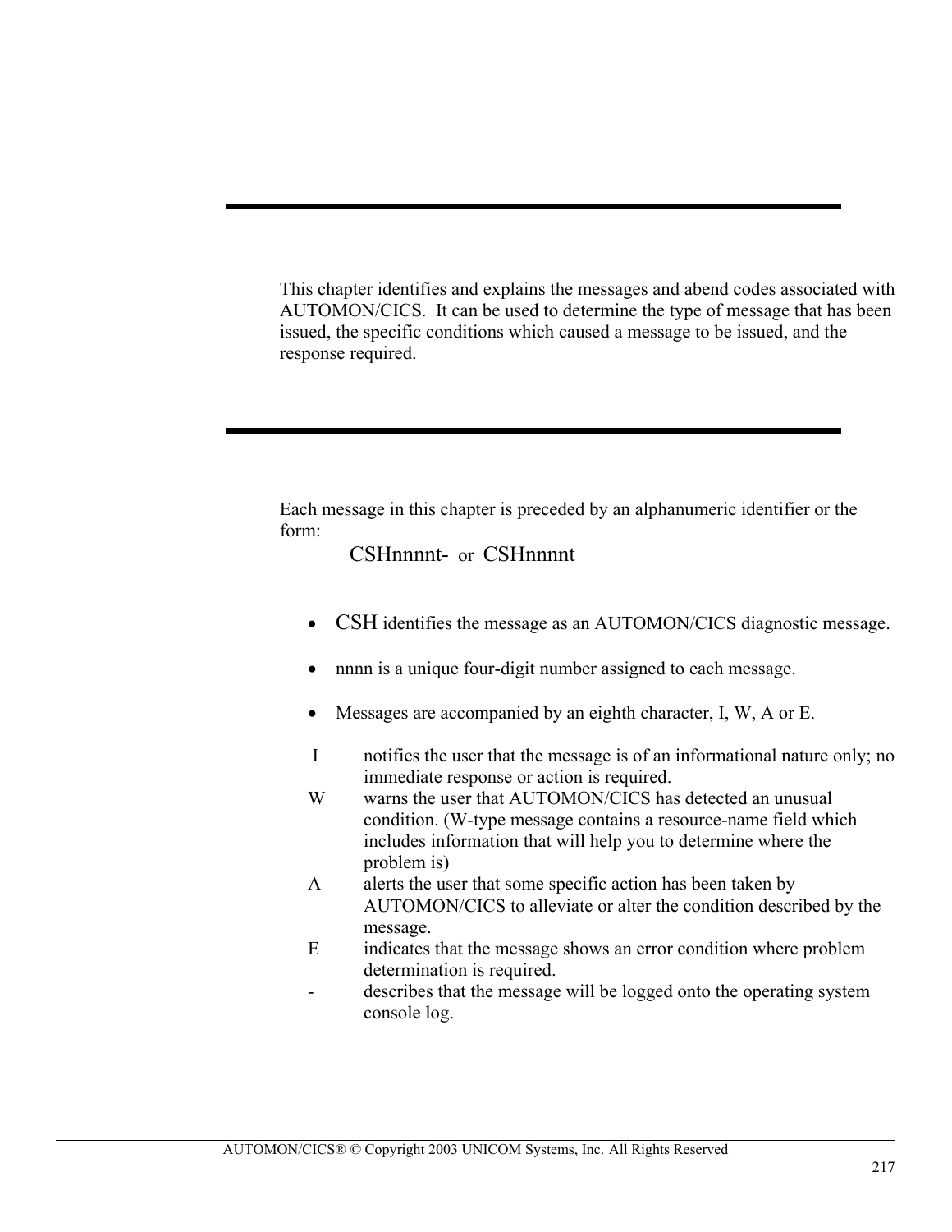This chapter identifies and explains the messages and abend codes associated with AUTOMON/CICS. It can be used to determine the type of message that has been issued, the specific conditions which caused a message to be issued, and the response required.

Each message in this chapter is preceded by an alphanumeric identifier or the form:

CSHnnnnt- or CSHnnnnt

- CSH identifies the message as an AUTOMON/CICS diagnostic message.
- nnnn is a unique four-digit number assigned to each message.
- Messages are accompanied by an eighth character, I, W, A or E.

| | |
|---|---|
| I | notifies the user that the message is of an informational nature only; no immediate response or action is required. |
| W | warns the user that AUTOMON/CICS has detected an unusual condition. (W-type message contains a resource-name field which includes information that will help you to determine where the problem is) |
| A | alerts the user that some specific action has been taken by AUTOMON/CICS to alleviate or alter the condition described by the message. |
| E | indicates that the message shows an error condition where problem determination is required. |
| - | describes that the message will be logged onto the operating system console log. |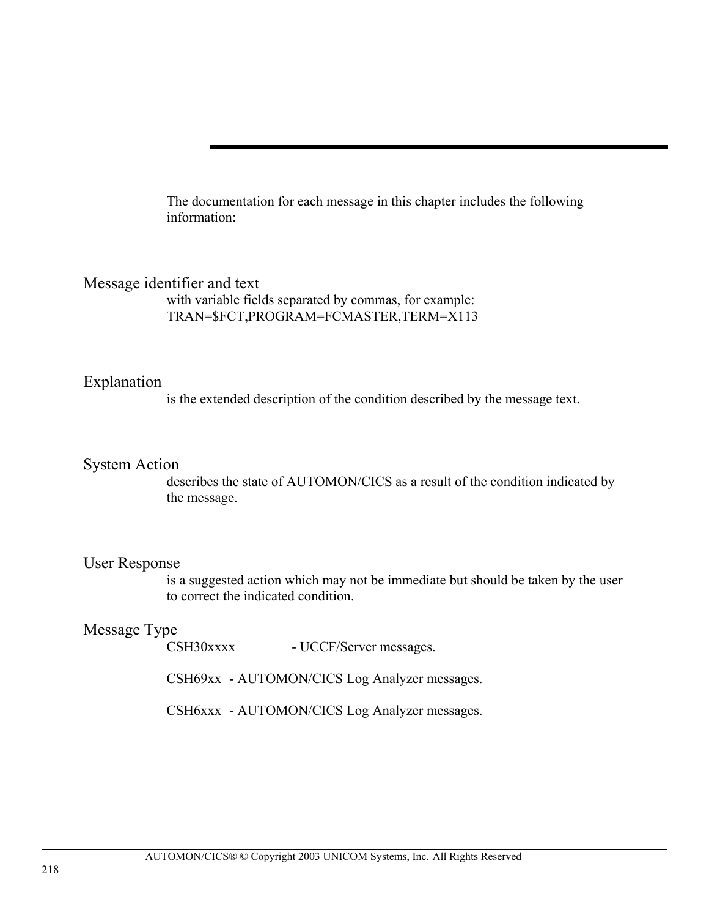The documentation for each message in this chapter includes the following information:

## Message identifier and text

with variable fields separated by commas, for example:
TRAN=$FCT,PROGRAM=FCMASTER,TERM=X113

## Explanation

is the extended description of the condition described by the message text.

## System Action

describes the state of AUTOMON/CICS as a result of the condition indicated by the message.

## User Response

is a suggested action which may not be immediate but should be taken by the user to correct the indicated condition.

## Message Type

CSH30xxxx - UCCF/Server messages.

CSH69xx - AUTOMON/CICS Log Analyzer messages.

CSH6xxx - AUTOMON/CICS Log Analyzer messages.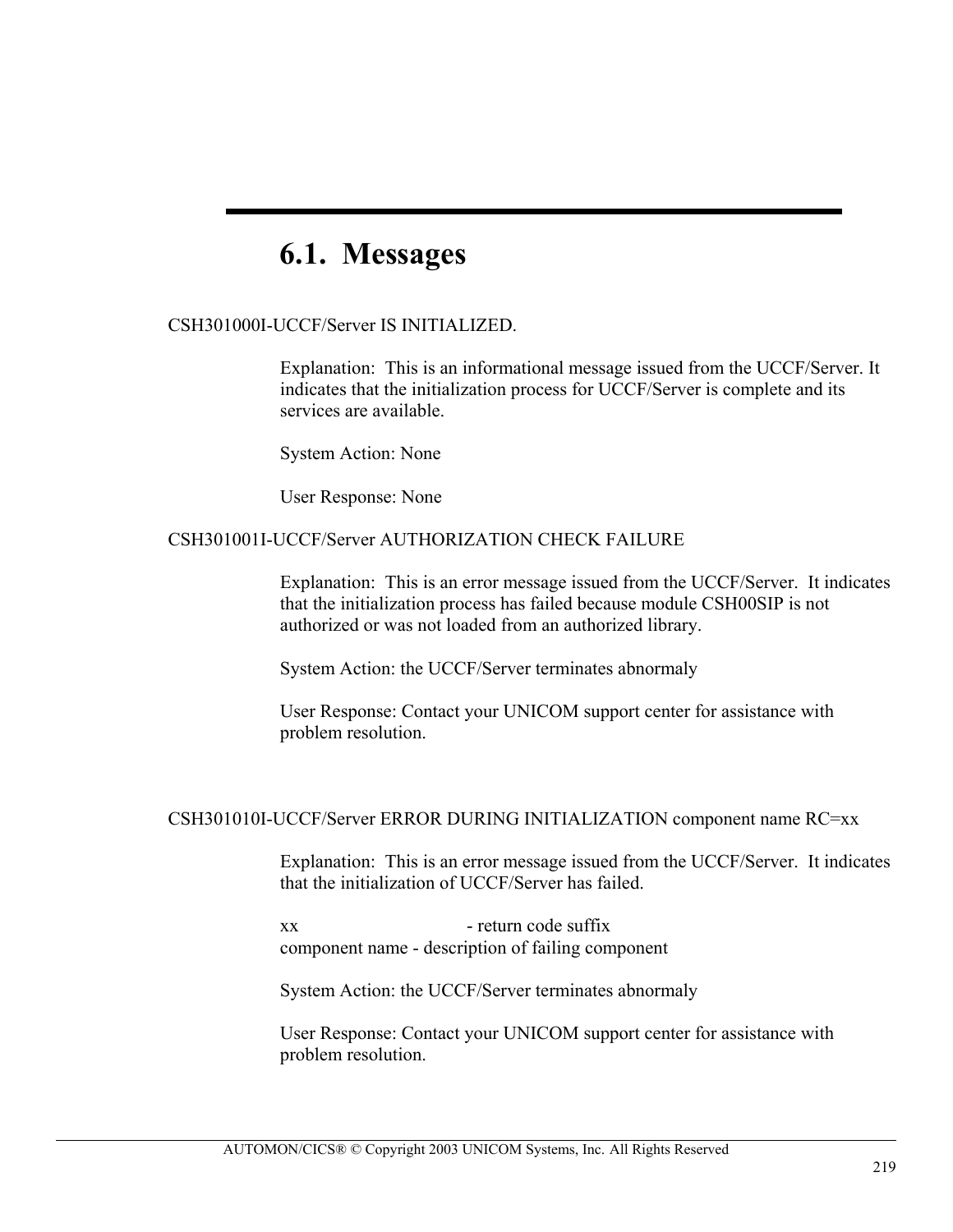## 6.1. Messages

CSH301000I-UCCF/Server IS INITIALIZED.

Explanation: This is an informational message issued from the UCCF/Server. It indicates that the initialization process for UCCF/Server is complete and its services are available.

System Action: None

User Response: None

CSH301001I-UCCF/Server AUTHORIZATION CHECK FAILURE

Explanation: This is an error message issued from the UCCF/Server. It indicates that the initialization process has failed because module CSH00SIP is not authorized or was not loaded from an authorized library.

System Action: the UCCF/Server terminates abnormaly

User Response: Contact your UNICOM support center for assistance with problem resolution.

CSH301010I-UCCF/Server ERROR DURING INITIALIZATION component name RC=xx

Explanation: This is an error message issued from the UCCF/Server. It indicates that the initialization of UCCF/Server has failed.

xx - return code suffix
component name - description of failing component

System Action: the UCCF/Server terminates abnormaly

User Response: Contact your UNICOM support center for assistance with problem resolution.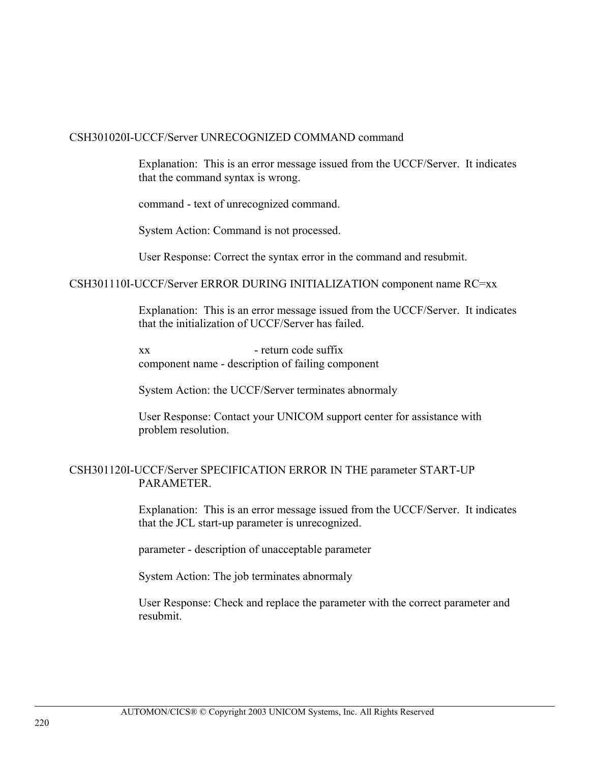CSH301020I-UCCF/Server UNRECOGNIZED COMMAND command

Explanation: This is an error message issued from the UCCF/Server. It indicates that the command syntax is wrong.

command - text of unrecognized command.

System Action: Command is not processed.

User Response: Correct the syntax error in the command and resubmit.

CSH301110I-UCCF/Server ERROR DURING INITIALIZATION component name RC=xx

Explanation: This is an error message issued from the UCCF/Server. It indicates that the initialization of UCCF/Server has failed.

xx - return code suffix
component name - description of failing component

System Action: the UCCF/Server terminates abnormaly

User Response: Contact your UNICOM support center for assistance with problem resolution.

CSH301120I-UCCF/Server SPECIFICATION ERROR IN THE parameter START-UP PARAMETER.

Explanation: This is an error message issued from the UCCF/Server. It indicates that the JCL start-up parameter is unrecognized.

parameter - description of unacceptable parameter

System Action: The job terminates abnormaly

User Response: Check and replace the parameter with the correct parameter and resubmit.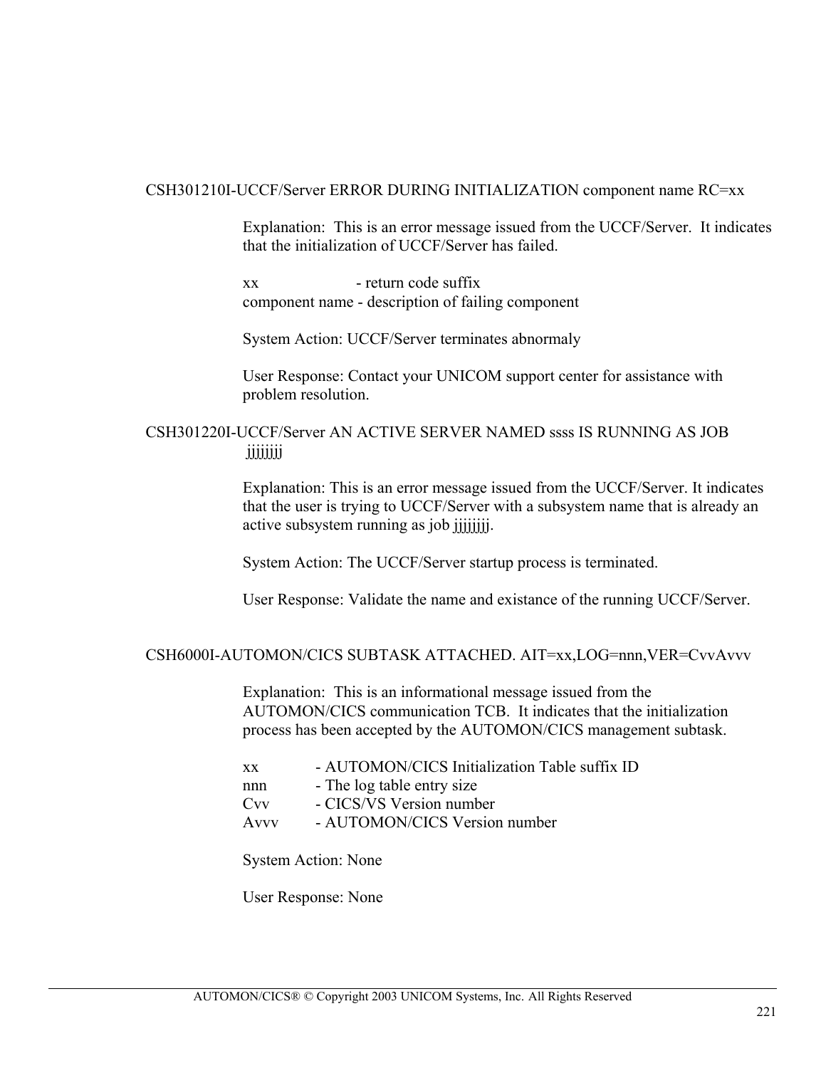CSH301210I-UCCF/Server ERROR DURING INITIALIZATION component name RC=xx

Explanation: This is an error message issued from the UCCF/Server. It indicates that the initialization of UCCF/Server has failed.

xx - return code suffix
component name - description of failing component

System Action: UCCF/Server terminates abnormaly

User Response: Contact your UNICOM support center for assistance with problem resolution.

CSH301220I-UCCF/Server AN ACTIVE SERVER NAMED ssss IS RUNNING AS JOB jjjjjjjj

Explanation: This is an error message issued from the UCCF/Server. It indicates that the user is trying to UCCF/Server with a subsystem name that is already an active subsystem running as job jjjjjjjj.

System Action: The UCCF/Server startup process is terminated.

User Response: Validate the name and existance of the running UCCF/Server.

CSH6000I-AUTOMON/CICS SUBTASK ATTACHED. AIT=xx,LOG=nnn,VER=CvvAvvv

Explanation: This is an informational message issued from the AUTOMON/CICS communication TCB. It indicates that the initialization process has been accepted by the AUTOMON/CICS management subtask.

xx - AUTOMON/CICS Initialization Table suffix ID
nnn - The log table entry size
Cvv - CICS/VS Version number
Avvv - AUTOMON/CICS Version number

System Action: None

User Response: None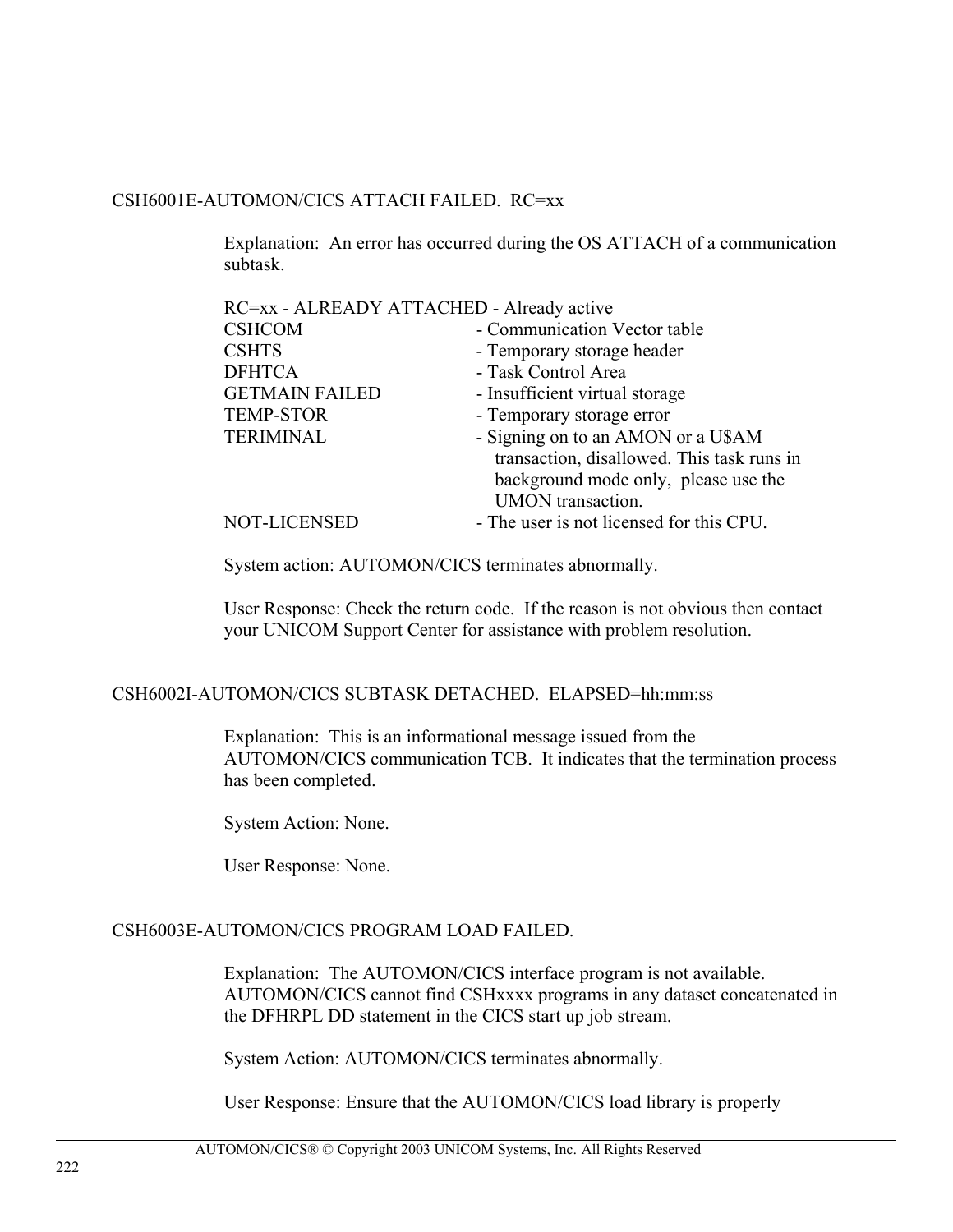CSH6001E-AUTOMON/CICS ATTACH FAILED.  RC=xx

Explanation:  An error has occurred during the OS ATTACH of a communication subtask.

| RC=xx - ALREADY ATTACHED | - Already active |
|---|---|
| CSHCOM | - Communication Vector table |
| CSHTS | - Temporary storage header |
| DFHTCA | - Task Control Area |
| GETMAIN FAILED | - Insufficient virtual storage |
| TEMP-STOR | - Temporary storage error |
| TERIMINAL | - Signing on to an AMON or a U$AM transaction, disallowed. This task runs in background mode only,  please use the UMON transaction. |
| NOT-LICENSED | - The user is not licensed for this CPU. |

System action: AUTOMON/CICS terminates abnormally.

User Response: Check the return code.  If the reason is not obvious then contact your UNICOM Support Center for assistance with problem resolution.

CSH6002I-AUTOMON/CICS SUBTASK DETACHED.  ELAPSED=hh:mm:ss

Explanation:  This is an informational message issued from the AUTOMON/CICS communication TCB.  It indicates that the termination process has been completed.

System Action: None.

User Response: None.

CSH6003E-AUTOMON/CICS PROGRAM LOAD FAILED.

Explanation:  The AUTOMON/CICS interface program is not available. AUTOMON/CICS cannot find CSHxxxx programs in any dataset concatenated in the DFHRPL DD statement in the CICS start up job stream.

System Action: AUTOMON/CICS terminates abnormally.

User Response: Ensure that the AUTOMON/CICS load library is properly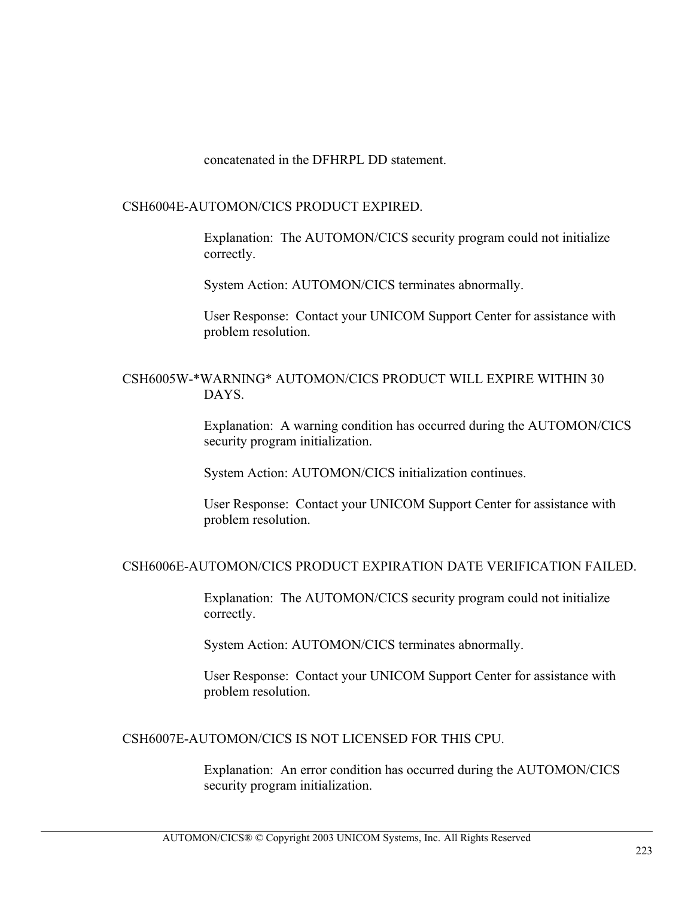concatenated in the DFHRPL DD statement.

CSH6004E-AUTOMON/CICS PRODUCT EXPIRED.

Explanation: The AUTOMON/CICS security program could not initialize correctly.

System Action: AUTOMON/CICS terminates abnormally.

User Response: Contact your UNICOM Support Center for assistance with problem resolution.

CSH6005W-*WARNING* AUTOMON/CICS PRODUCT WILL EXPIRE WITHIN 30 DAYS.

Explanation: A warning condition has occurred during the AUTOMON/CICS security program initialization.

System Action: AUTOMON/CICS initialization continues.

User Response: Contact your UNICOM Support Center for assistance with problem resolution.

CSH6006E-AUTOMON/CICS PRODUCT EXPIRATION DATE VERIFICATION FAILED.

Explanation: The AUTOMON/CICS security program could not initialize correctly.

System Action: AUTOMON/CICS terminates abnormally.

User Response: Contact your UNICOM Support Center for assistance with problem resolution.

CSH6007E-AUTOMON/CICS IS NOT LICENSED FOR THIS CPU.

Explanation: An error condition has occurred during the AUTOMON/CICS security program initialization.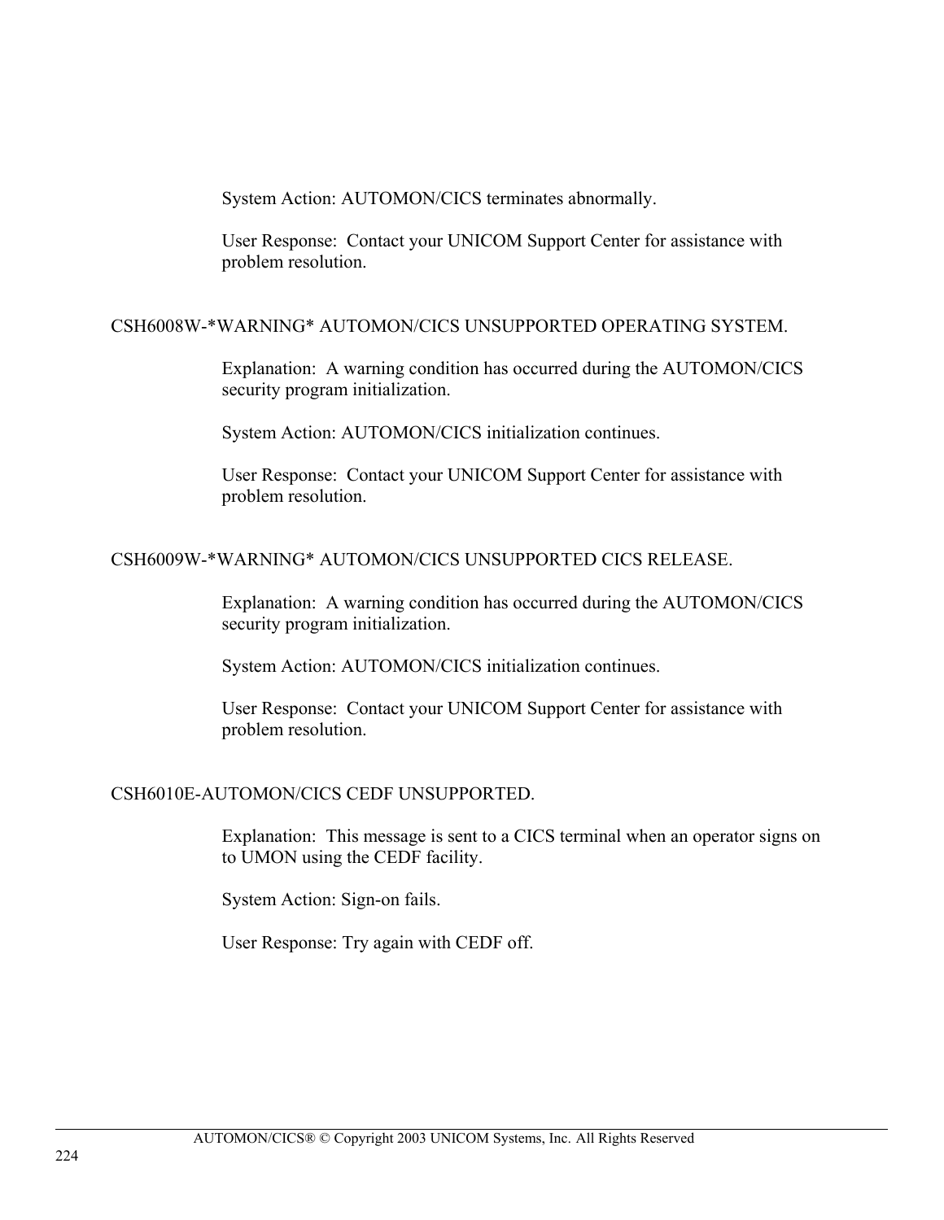System Action: AUTOMON/CICS terminates abnormally.

User Response:  Contact your UNICOM Support Center for assistance with problem resolution.

CSH6008W-*WARNING* AUTOMON/CICS UNSUPPORTED OPERATING SYSTEM.

Explanation:  A warning condition has occurred during the AUTOMON/CICS security program initialization.

System Action: AUTOMON/CICS initialization continues.

User Response:  Contact your UNICOM Support Center for assistance with problem resolution.

CSH6009W-*WARNING* AUTOMON/CICS UNSUPPORTED CICS RELEASE.

Explanation:  A warning condition has occurred during the AUTOMON/CICS security program initialization.

System Action: AUTOMON/CICS initialization continues.

User Response:  Contact your UNICOM Support Center for assistance with problem resolution.

CSH6010E-AUTOMON/CICS CEDF UNSUPPORTED.

Explanation:  This message is sent to a CICS terminal when an operator signs on to UMON using the CEDF facility.

System Action: Sign-on fails.

User Response: Try again with CEDF off.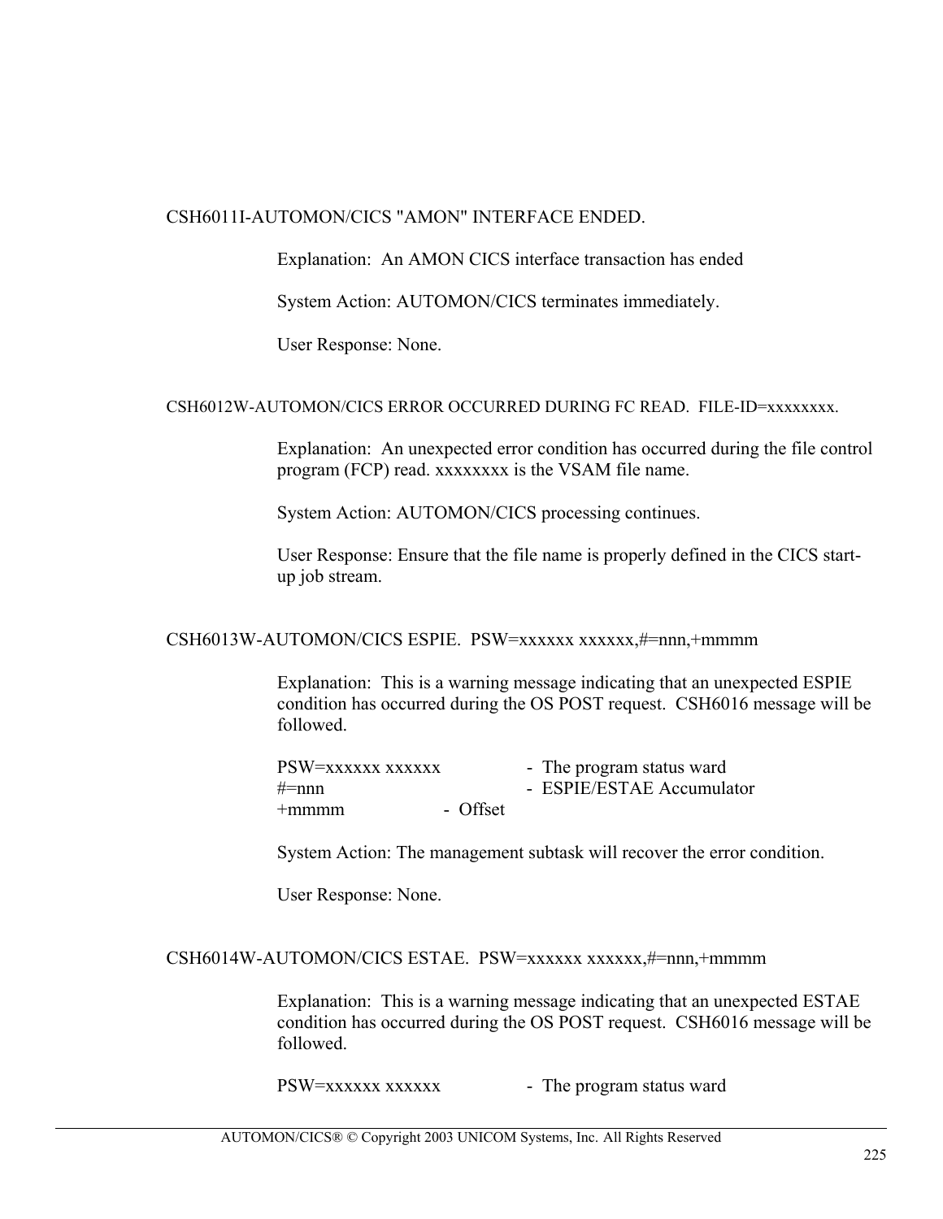CSH6011I-AUTOMON/CICS "AMON" INTERFACE ENDED.

Explanation: An AMON CICS interface transaction has ended

System Action: AUTOMON/CICS terminates immediately.

User Response: None.

CSH6012W-AUTOMON/CICS ERROR OCCURRED DURING FC READ. FILE-ID=xxxxxxxx.

Explanation: An unexpected error condition has occurred during the file control program (FCP) read. xxxxxxxx is the VSAM file name.

System Action: AUTOMON/CICS processing continues.

User Response: Ensure that the file name is properly defined in the CICS start-up job stream.

CSH6013W-AUTOMON/CICS ESPIE. PSW=xxxxxx xxxxxx,#=nnn,+mmmm

Explanation: This is a warning message indicating that an unexpected ESPIE condition has occurred during the OS POST request. CSH6016 message will be followed.

PSW=xxxxxx xxxxxx - The program status ward
#=nnn - ESPIE/ESTAE Accumulator
+mmmm - Offset

System Action: The management subtask will recover the error condition.

User Response: None.

CSH6014W-AUTOMON/CICS ESTAE. PSW=xxxxxx xxxxxx,#=nnn,+mmmm

Explanation: This is a warning message indicating that an unexpected ESTAE condition has occurred during the OS POST request. CSH6016 message will be followed.

PSW=xxxxxx xxxxxx - The program status ward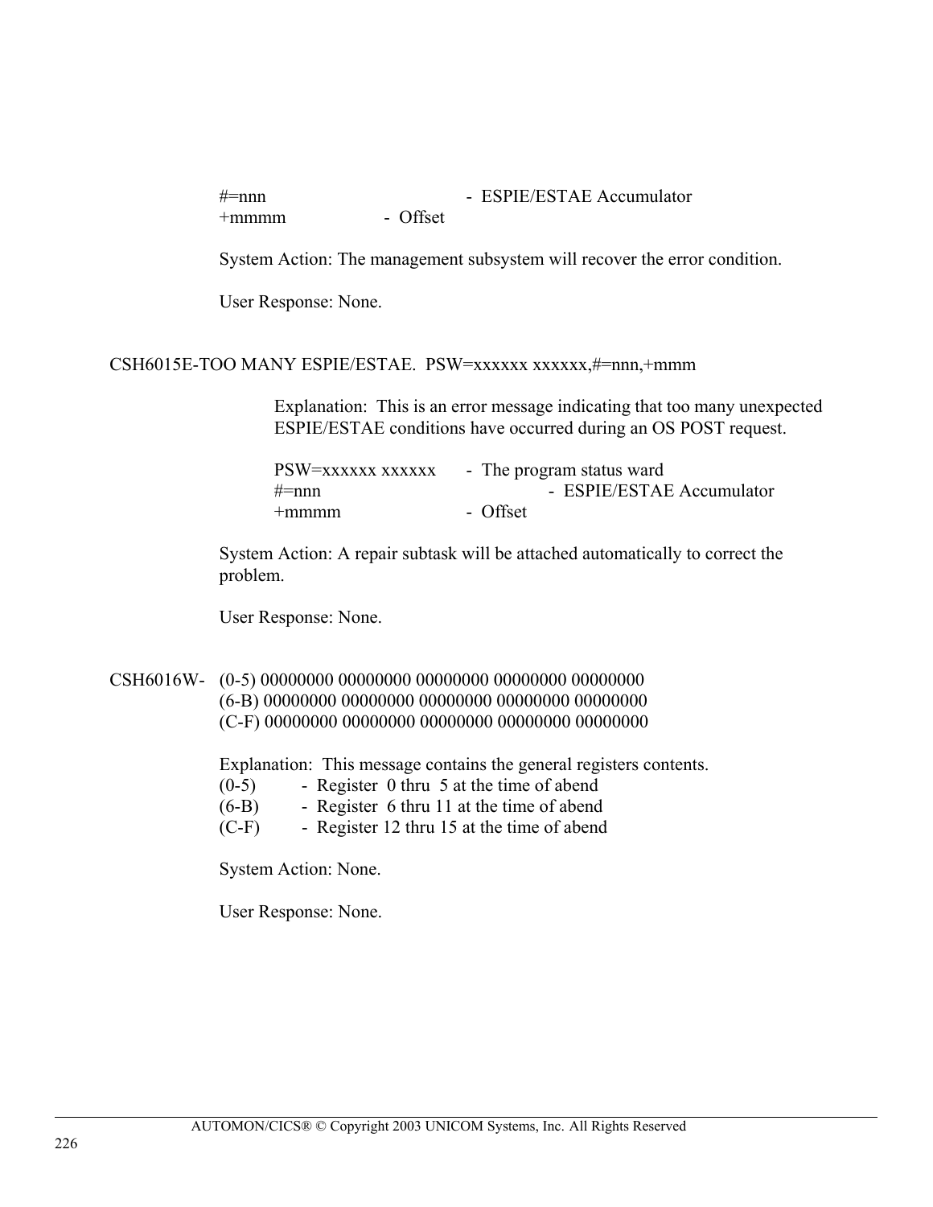#=nnn - ESPIE/ESTAE Accumulator
+mmmm - Offset

System Action: The management subsystem will recover the error condition.

User Response: None.

CSH6015E-TOO MANY ESPIE/ESTAE. PSW=xxxxxx xxxxxx,#=nnn,+mmm

Explanation: This is an error message indicating that too many unexpected ESPIE/ESTAE conditions have occurred during an OS POST request.

PSW=xxxxxx xxxxxx - The program status ward
#=nnn - ESPIE/ESTAE Accumulator
+mmmm - Offset

System Action: A repair subtask will be attached automatically to correct the problem.

User Response: None.

CSH6016W- (0-5) 00000000 00000000 00000000 00000000 00000000
(6-B) 00000000 00000000 00000000 00000000 00000000
(C-F) 00000000 00000000 00000000 00000000 00000000

Explanation: This message contains the general registers contents.
(0-5) - Register 0 thru 5 at the time of abend
(6-B) - Register 6 thru 11 at the time of abend
(C-F) - Register 12 thru 15 at the time of abend

System Action: None.

User Response: None.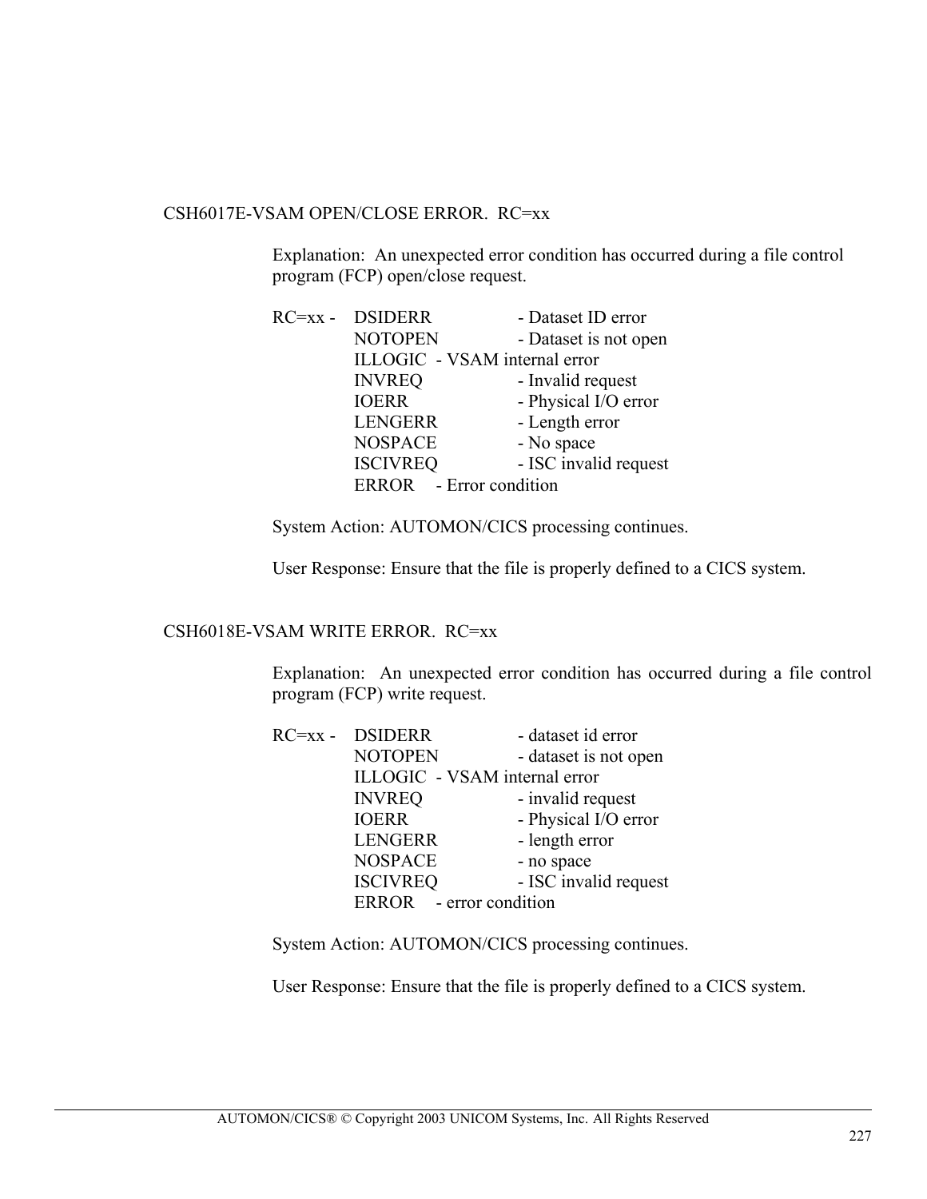CSH6017E-VSAM OPEN/CLOSE ERROR.  RC=xx

Explanation:  An unexpected error condition has occurred during a file control program (FCP) open/close request.

RC=xx -

| | |
|---|---|
| DSIDERR | - Dataset ID error |
| NOTOPEN | - Dataset is not open |
| ILLOGIC | - VSAM internal error |
| INVREQ | - Invalid request |
| IOERR | - Physical I/O error |
| LENGERR | - Length error |
| NOSPACE | - No space |
| ISCIVREQ | - ISC invalid request |
| ERROR | - Error condition |

System Action: AUTOMON/CICS processing continues.

User Response: Ensure that the file is properly defined to a CICS system.

CSH6018E-VSAM WRITE ERROR.  RC=xx

Explanation:  An unexpected error condition has occurred during a file control program (FCP) write request.

RC=xx -

| | |
|---|---|
| DSIDERR | - dataset id error |
| NOTOPEN | - dataset is not open |
| ILLOGIC | - VSAM internal error |
| INVREQ | - invalid request |
| IOERR | - Physical I/O error |
| LENGERR | - length error |
| NOSPACE | - no space |
| ISCIVREQ | - ISC invalid request |
| ERROR | - error condition |

System Action: AUTOMON/CICS processing continues.

User Response: Ensure that the file is properly defined to a CICS system.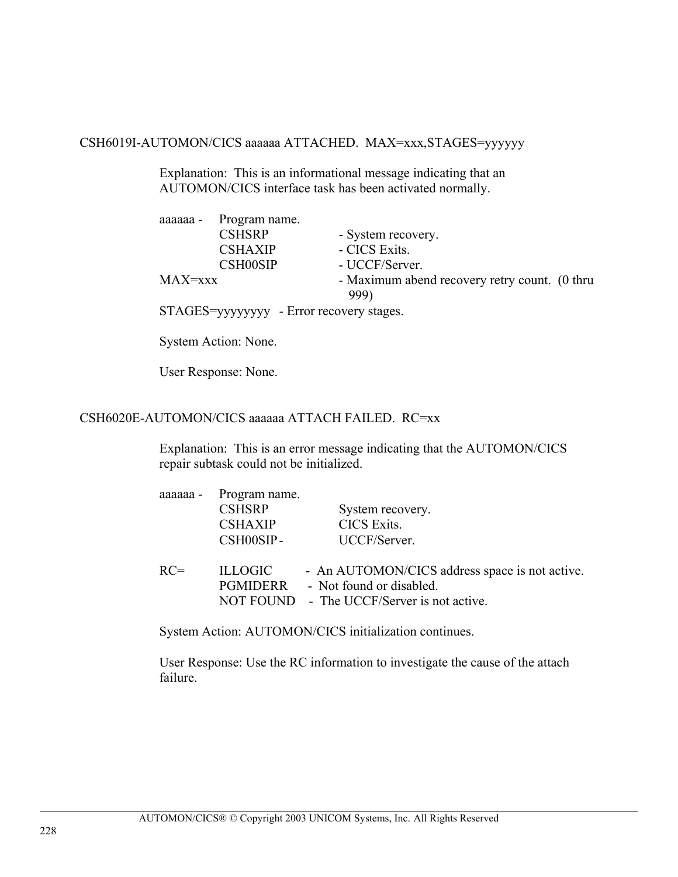CSH6019I-AUTOMON/CICS aaaaaa ATTACHED.  MAX=xxx,STAGES=yyyyyy

Explanation:  This is an informational message indicating that an AUTOMON/CICS interface task has been activated normally.

aaaaaa -  Program name.

| | | |
|---|---|---|
| | CSHSRP | - System recovery. |
| | CSHAXIP | - CICS Exits. |
| | CSH00SIP | - UCCF/Server. |
| MAX=xxx | | - Maximum abend recovery retry count.  (0 thru 999) |

STAGES=yyyyyyyy   - Error recovery stages.

System Action: None.

User Response: None.

CSH6020E-AUTOMON/CICS aaaaaa ATTACH FAILED.  RC=xx

Explanation:  This is an error message indicating that the AUTOMON/CICS repair subtask could not be initialized.

aaaaaa -  Program name.

| | |
|---|---|
| CSHSRP | System recovery. |
| CSHAXIP | CICS Exits. |
| CSH00SIP - | UCCF/Server. |

| RC= | | |
|---|---|---|
| | ILLOGIC | - An AUTOMON/CICS address space is not active. |
| | PGMIDERR | - Not found or disabled. |
| | NOT FOUND | - The UCCF/Server is not active. |

System Action: AUTOMON/CICS initialization continues.

User Response: Use the RC information to investigate the cause of the attach failure.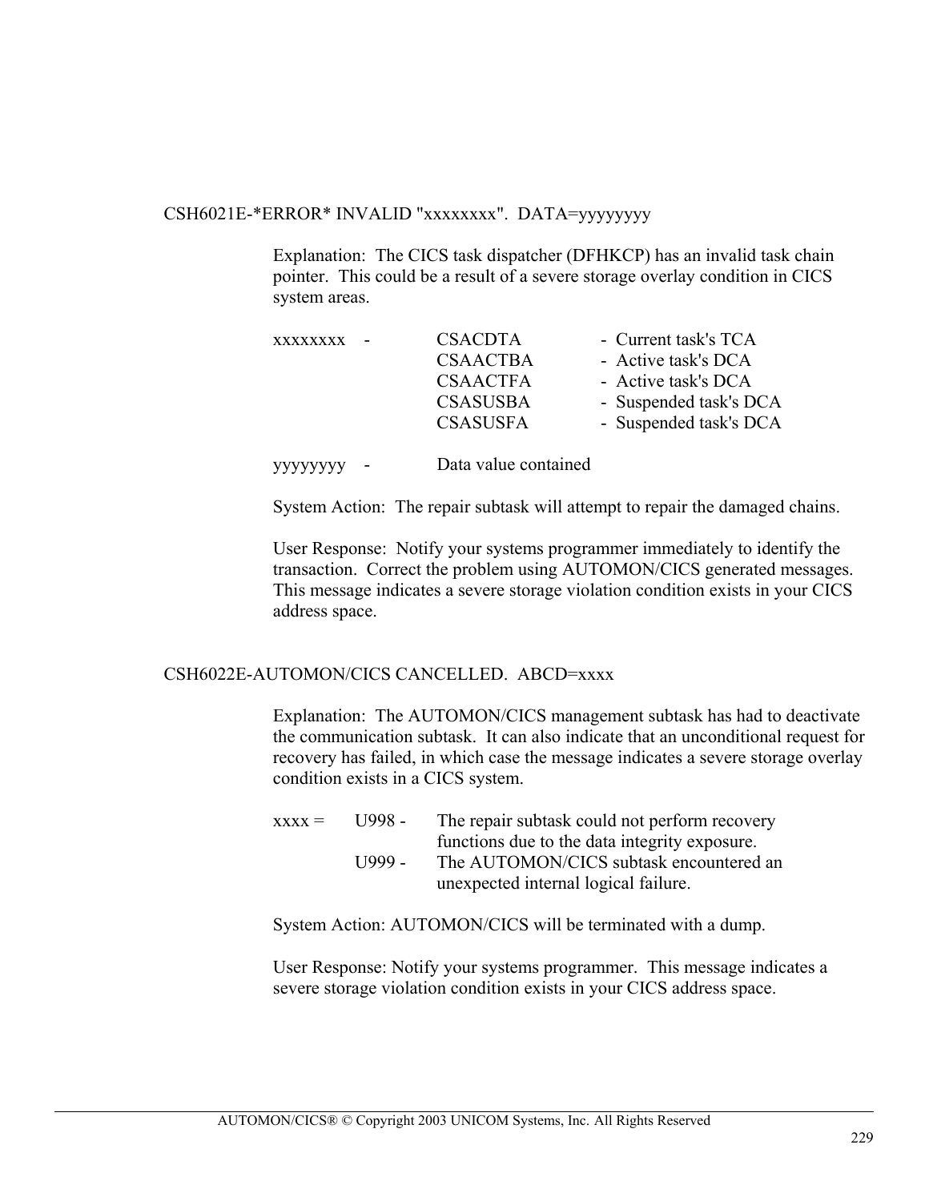CSH6021E-*ERROR* INVALID "xxxxxxxx".  DATA=yyyyyyyy

Explanation:  The CICS task dispatcher (DFHKCP) has an invalid task chain pointer.  This could be a result of a severe storage overlay condition in CICS system areas.

| | | |
|---|---|---|
| xxxxxxxx - | CSACDTA | - Current task's TCA |
| | CSAACTBA | - Active task's DCA |
| | CSAACTFA | - Active task's DCA |
| | CSASUSBA | - Suspended task's DCA |
| | CSASUSFA | - Suspended task's DCA |

yyyyyyyy - Data value contained

System Action:  The repair subtask will attempt to repair the damaged chains.

User Response:  Notify your systems programmer immediately to identify the transaction.  Correct the problem using AUTOMON/CICS generated messages. This message indicates a severe storage violation condition exists in your CICS address space.

CSH6022E-AUTOMON/CICS CANCELLED.  ABCD=xxxx

Explanation:  The AUTOMON/CICS management subtask has had to deactivate the communication subtask.  It can also indicate that an unconditional request for recovery has failed, in which case the message indicates a severe storage overlay condition exists in a CICS system.

| | | |
|---|---|---|
| xxxx = | U998 - | The repair subtask could not perform recovery functions due to the data integrity exposure. |
| | U999 - | The AUTOMON/CICS subtask encountered an unexpected internal logical failure. |

System Action: AUTOMON/CICS will be terminated with a dump.

User Response: Notify your systems programmer.  This message indicates a severe storage violation condition exists in your CICS address space.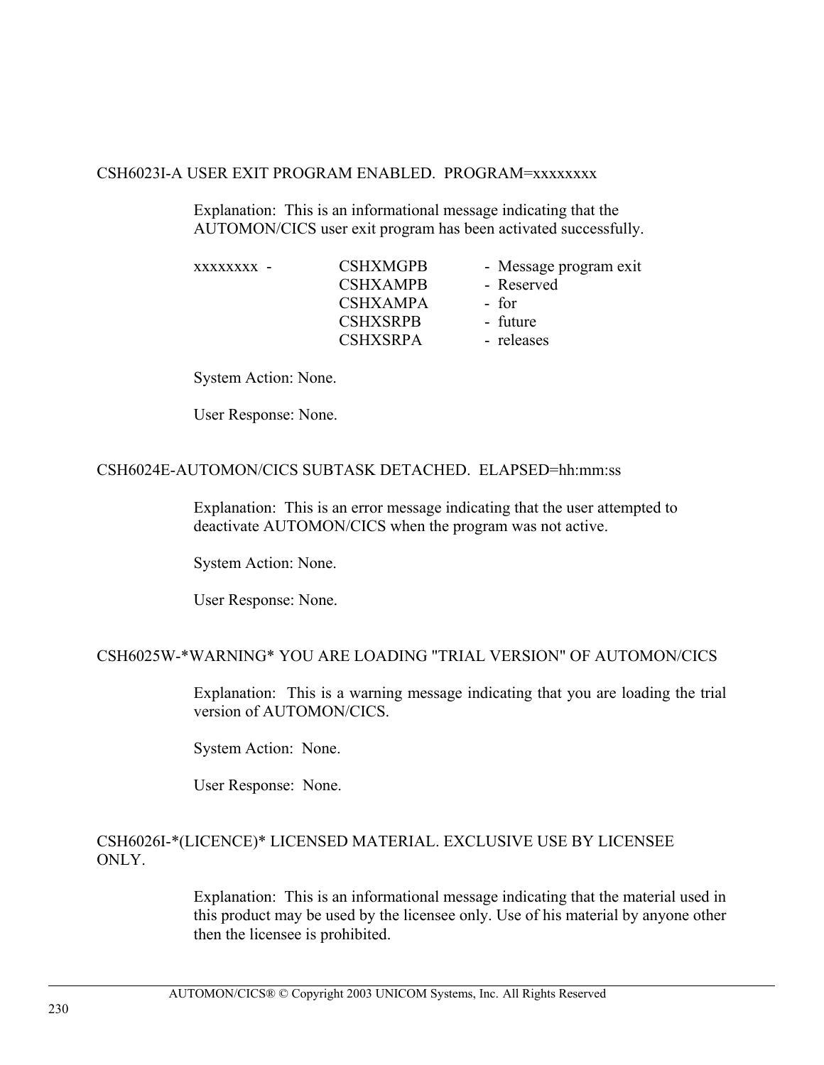CSH6023I-A USER EXIT PROGRAM ENABLED.  PROGRAM=xxxxxxxx

Explanation:  This is an informational message indicating that the AUTOMON/CICS user exit program has been activated successfully.

| | | |
|---|---|---|
| xxxxxxxx - | CSHXMGPB | - Message program exit |
| | CSHXAMPB | - Reserved |
| | CSHXAMPA | - for |
| | CSHXSRPB | - future |
| | CSHXSRPA | - releases |

System Action: None.

User Response: None.

CSH6024E-AUTOMON/CICS SUBTASK DETACHED.  ELAPSED=hh:mm:ss

Explanation:  This is an error message indicating that the user attempted to deactivate AUTOMON/CICS when the program was not active.

System Action: None.

User Response: None.

CSH6025W-*WARNING* YOU ARE LOADING "TRIAL VERSION" OF AUTOMON/CICS

Explanation:  This is a warning message indicating that you are loading the trial version of AUTOMON/CICS.

System Action:  None.

User Response:  None.

CSH6026I-*(LICENCE)* LICENSED MATERIAL. EXCLUSIVE USE BY LICENSEE ONLY.

Explanation:  This is an informational message indicating that the material used in this product may be used by the licensee only. Use of his material by anyone other then the licensee is prohibited.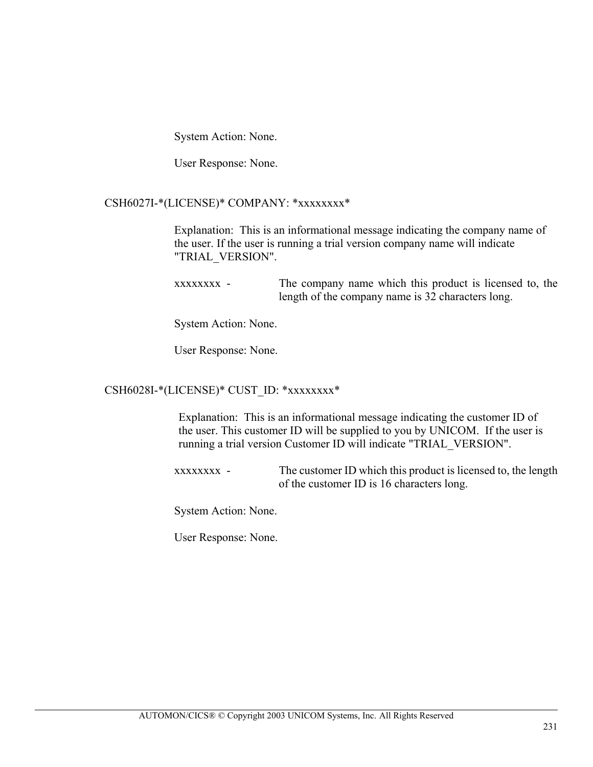System Action: None.

User Response: None.

CSH6027I-*(LICENSE)* COMPANY: *xxxxxxxx*

Explanation: This is an informational message indicating the company name of the user. If the user is running a trial version company name will indicate "TRIAL_VERSION".

xxxxxxxx - The company name which this product is licensed to, the length of the company name is 32 characters long.

System Action: None.

User Response: None.

CSH6028I-*(LICENSE)* CUST_ID: *xxxxxxxx*

Explanation: This is an informational message indicating the customer ID of the user. This customer ID will be supplied to you by UNICOM. If the user is running a trial version Customer ID will indicate "TRIAL_VERSION".

xxxxxxxx - The customer ID which this product is licensed to, the length of the customer ID is 16 characters long.

System Action: None.

User Response: None.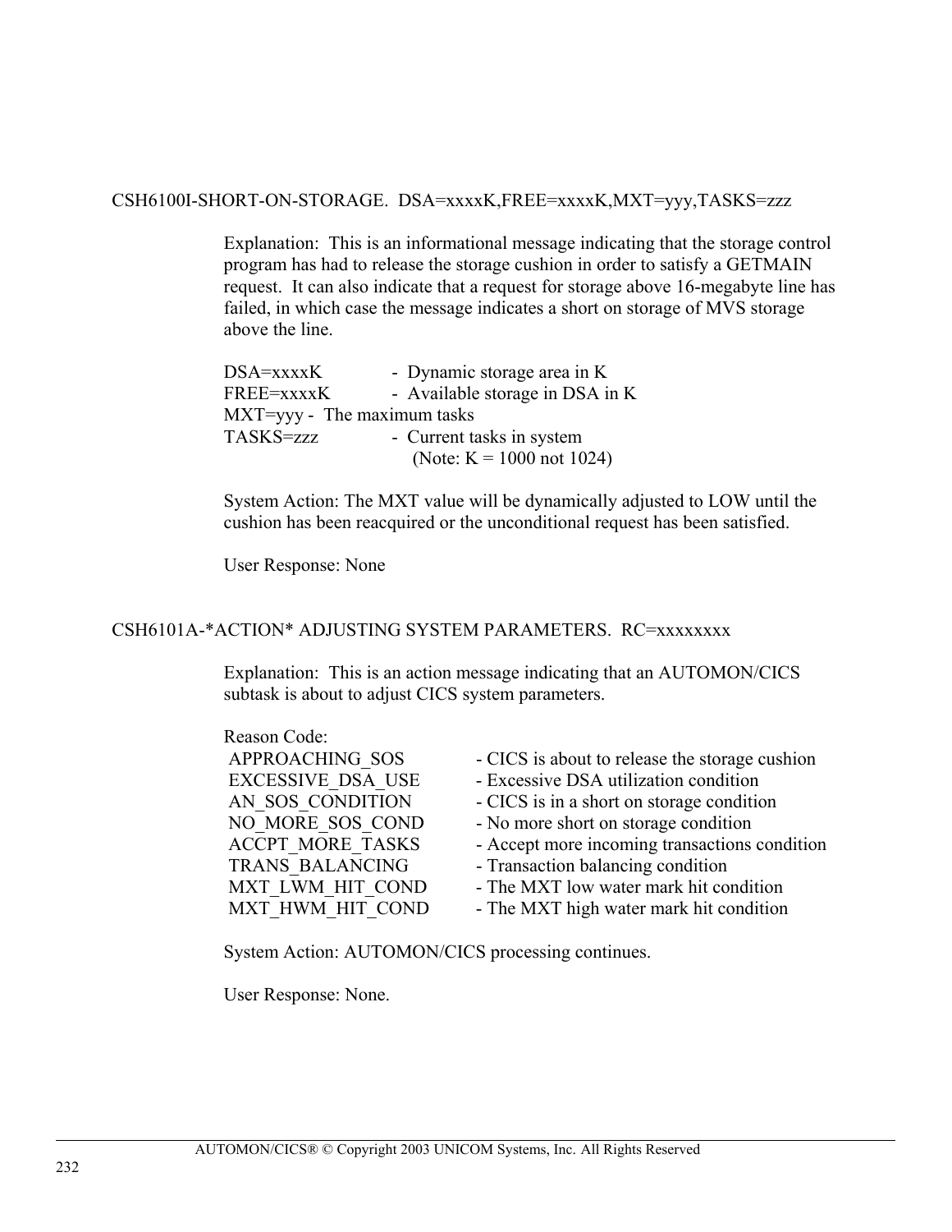CSH6100I-SHORT-ON-STORAGE.  DSA=xxxxK,FREE=xxxxK,MXT=yyy,TASKS=zzz

Explanation:  This is an informational message indicating that the storage control program has had to release the storage cushion in order to satisfy a GETMAIN request.  It can also indicate that a request for storage above 16-megabyte line has failed, in which case the message indicates a short on storage of MVS storage above the line.

DSA=xxxxK - Dynamic storage area in K
FREE=xxxxK - Available storage in DSA in K
MXT=yyy - The maximum tasks
TASKS=zzz - Current tasks in system
(Note: K = 1000 not 1024)

System Action: The MXT value will be dynamically adjusted to LOW until the cushion has been reacquired or the unconditional request has been satisfied.

User Response: None

CSH6101A-*ACTION* ADJUSTING SYSTEM PARAMETERS.  RC=xxxxxxxx

Explanation:  This is an action message indicating that an AUTOMON/CICS subtask is about to adjust CICS system parameters.

Reason Code:

| | |
|---|---|
| APPROACHING_SOS | - CICS is about to release the storage cushion |
| EXCESSIVE_DSA_USE | - Excessive DSA utilization condition |
| AN_SOS_CONDITION | - CICS is in a short on storage condition |
| NO_MORE_SOS_COND | - No more short on storage condition |
| ACCPT_MORE_TASKS | - Accept more incoming transactions condition |
| TRANS_BALANCING | - Transaction balancing condition |
| MXT_LWM_HIT_COND | - The MXT low water mark hit condition |
| MXT_HWM_HIT_COND | - The MXT high water mark hit condition |

System Action: AUTOMON/CICS processing continues.

User Response: None.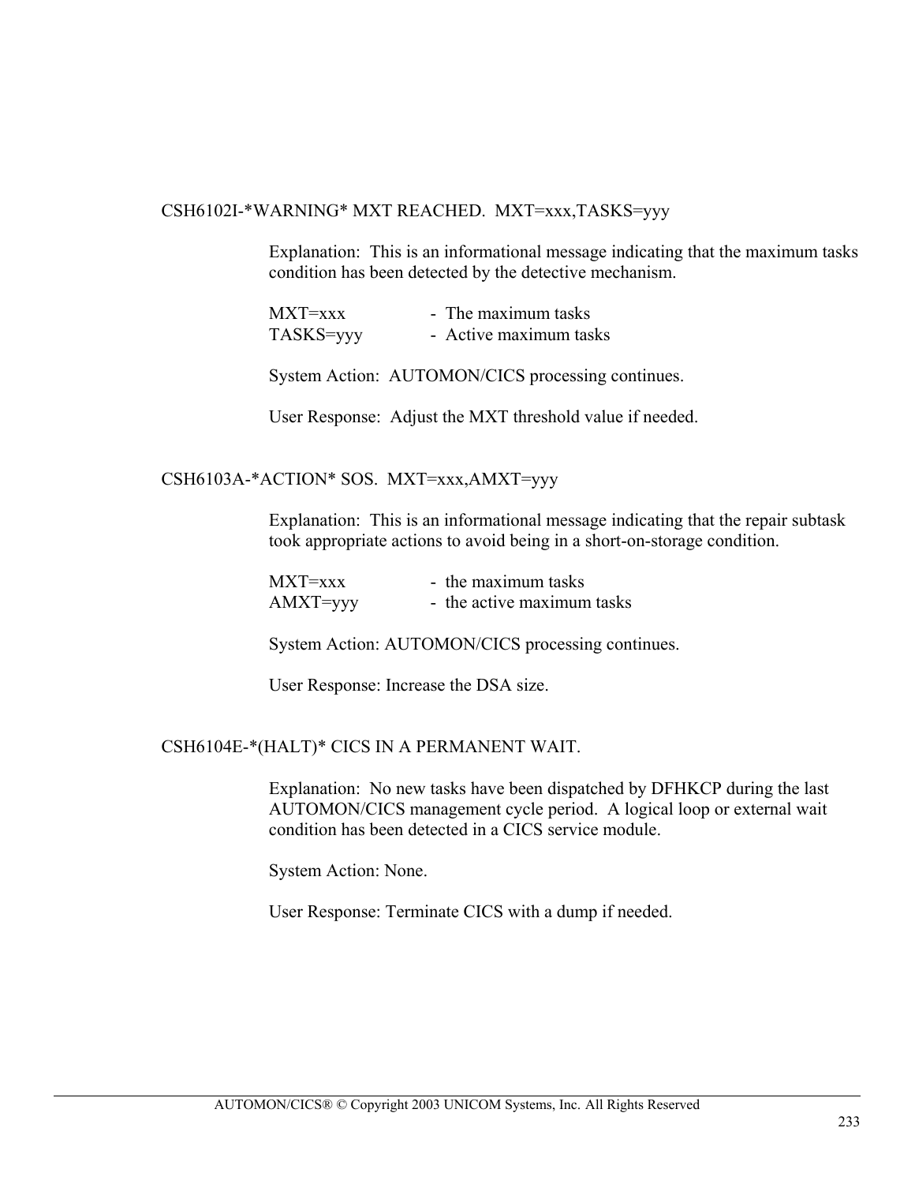CSH6102I-*WARNING* MXT REACHED.  MXT=xxx,TASKS=yyy

Explanation:  This is an informational message indicating that the maximum tasks condition has been detected by the detective mechanism.

MXT=xxx - The maximum tasks
TASKS=yyy - Active maximum tasks

System Action:  AUTOMON/CICS processing continues.

User Response:  Adjust the MXT threshold value if needed.

CSH6103A-*ACTION* SOS.  MXT=xxx,AMXT=yyy

Explanation:  This is an informational message indicating that the repair subtask took appropriate actions to avoid being in a short-on-storage condition.

MXT=xxx - the maximum tasks
AMXT=yyy - the active maximum tasks

System Action: AUTOMON/CICS processing continues.

User Response: Increase the DSA size.

CSH6104E-*(HALT)* CICS IN A PERMANENT WAIT.

Explanation:  No new tasks have been dispatched by DFHKCP during the last AUTOMON/CICS management cycle period.  A logical loop or external wait condition has been detected in a CICS service module.

System Action: None.

User Response: Terminate CICS with a dump if needed.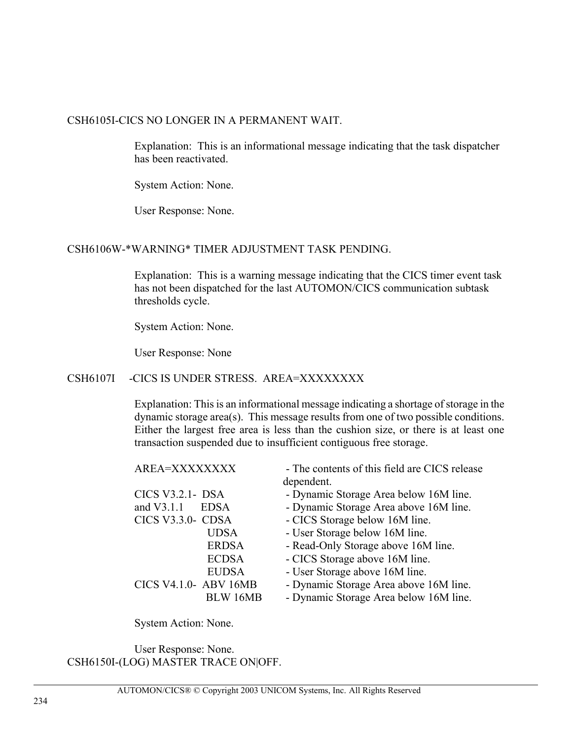CSH6105I-CICS NO LONGER IN A PERMANENT WAIT.

Explanation: This is an informational message indicating that the task dispatcher has been reactivated.

System Action: None.

User Response: None.

CSH6106W-*WARNING* TIMER ADJUSTMENT TASK PENDING.

Explanation: This is a warning message indicating that the CICS timer event task has not been dispatched for the last AUTOMON/CICS communication subtask thresholds cycle.

System Action: None.

User Response: None

CSH6107I -CICS IS UNDER STRESS. AREA=XXXXXXXX

Explanation: This is an informational message indicating a shortage of storage in the dynamic storage area(s). This message results from one of two possible conditions. Either the largest free area is less than the cushion size, or there is at least one transaction suspended due to insufficient contiguous free storage.

| | | |
|---|---|---|
| AREA=XXXXXXXX | | - The contents of this field are CICS release dependent. |
| CICS V3.2.1- and V3.1.1 | DSA | - Dynamic Storage Area below 16M line. |
| | EDSA | - Dynamic Storage Area above 16M line. |
| CICS V3.3.0- | CDSA | - CICS Storage below 16M line. |
| | UDSA | - User Storage below 16M line. |
| | ERDSA | - Read-Only Storage above 16M line. |
| | ECDSA | - CICS Storage above 16M line. |
| | EUDSA | - User Storage above 16M line. |
| CICS V4.1.0- | ABV 16MB | - Dynamic Storage Area above 16M line. |
| | BLW 16MB | - Dynamic Storage Area below 16M line. |

System Action: None.

User Response: None.

CSH6150I-(LOG) MASTER TRACE ON|OFF.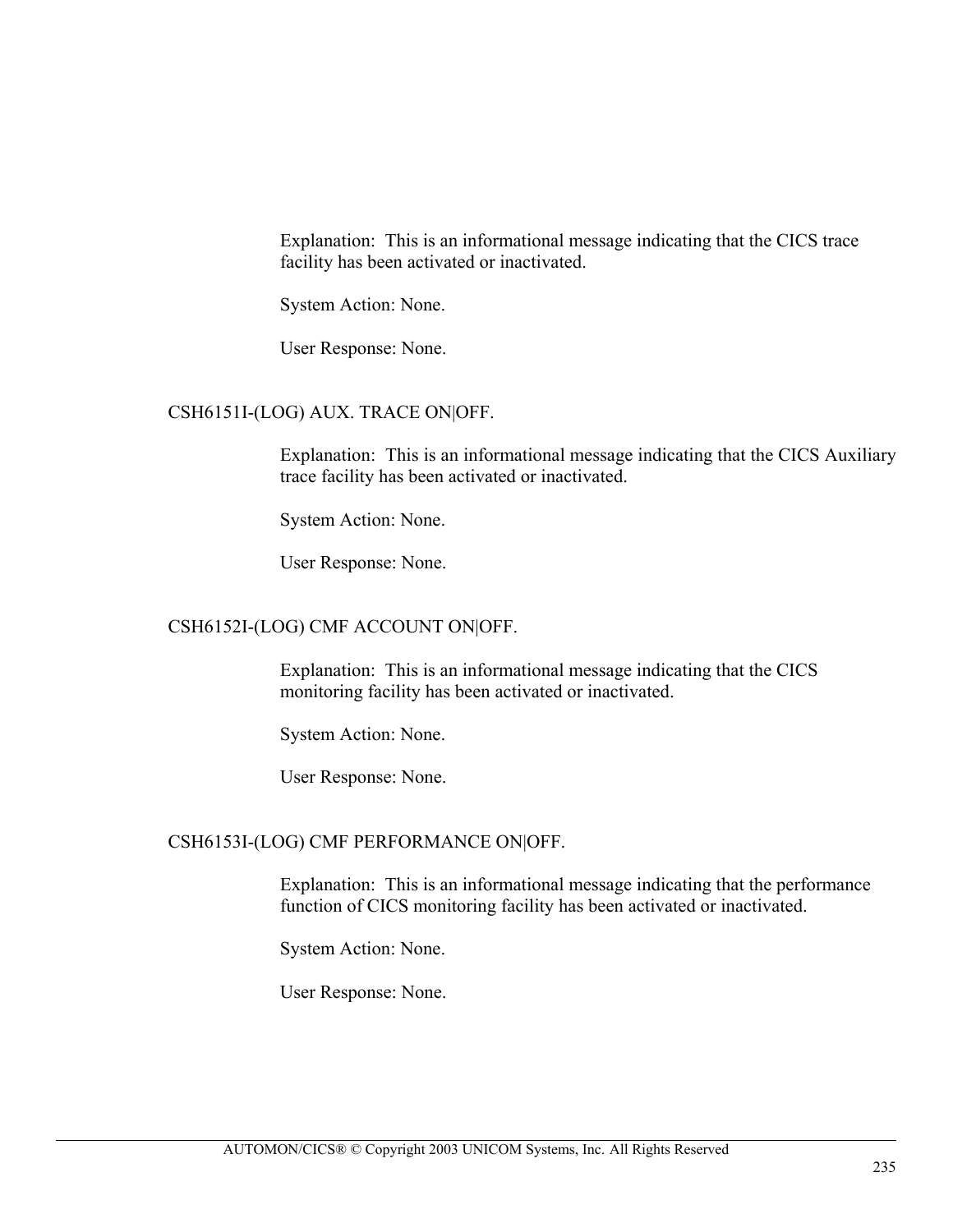Explanation:  This is an informational message indicating that the CICS trace facility has been activated or inactivated.

System Action: None.

User Response: None.

CSH6151I-(LOG) AUX. TRACE ON|OFF.

Explanation:  This is an informational message indicating that the CICS Auxiliary trace facility has been activated or inactivated.

System Action: None.

User Response: None.

CSH6152I-(LOG) CMF ACCOUNT ON|OFF.

Explanation:  This is an informational message indicating that the CICS monitoring facility has been activated or inactivated.

System Action: None.

User Response: None.

CSH6153I-(LOG) CMF PERFORMANCE ON|OFF.

Explanation:  This is an informational message indicating that the performance function of CICS monitoring facility has been activated or inactivated.

System Action: None.

User Response: None.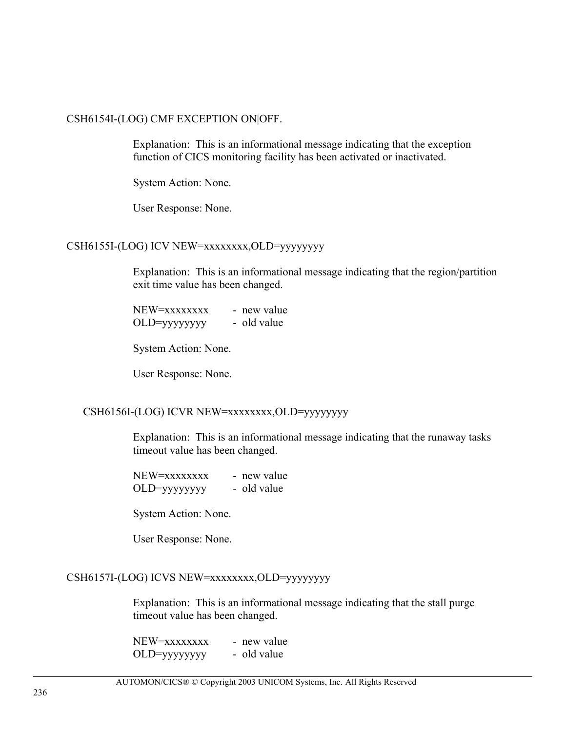CSH6154I-(LOG) CMF EXCEPTION ON|OFF.

Explanation:  This is an informational message indicating that the exception function of CICS monitoring facility has been activated or inactivated.

System Action: None.

User Response: None.

CSH6155I-(LOG) ICV NEW=xxxxxxxx,OLD=yyyyyyyy

Explanation:  This is an informational message indicating that the region/partition exit time value has been changed.

NEW=xxxxxxxx - new value
OLD=yyyyyyyy - old value

System Action: None.

User Response: None.

CSH6156I-(LOG) ICVR NEW=xxxxxxxx,OLD=yyyyyyyy

Explanation:  This is an informational message indicating that the runaway tasks timeout value has been changed.

NEW=xxxxxxxx - new value
OLD=yyyyyyyy - old value

System Action: None.

User Response: None.

CSH6157I-(LOG) ICVS NEW=xxxxxxxx,OLD=yyyyyyyy

Explanation:  This is an informational message indicating that the stall purge timeout value has been changed.

NEW=xxxxxxxx - new value
OLD=yyyyyyyy - old value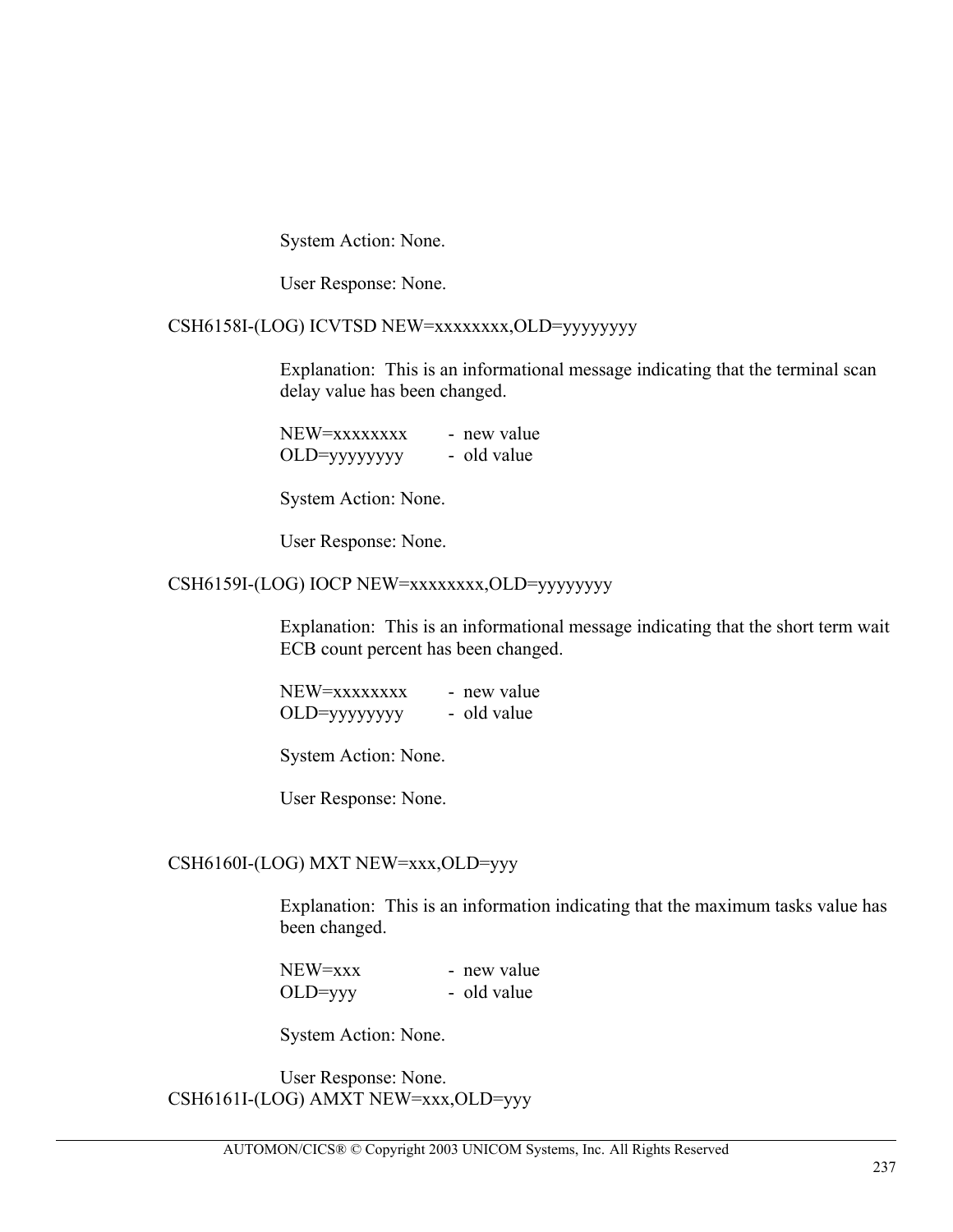System Action: None.

User Response: None.

CSH6158I-(LOG) ICVTSD NEW=xxxxxxxx,OLD=yyyyyyyy

Explanation: This is an informational message indicating that the terminal scan delay value has been changed.

NEW=xxxxxxxx - new value
OLD=yyyyyyyy - old value

System Action: None.

User Response: None.

CSH6159I-(LOG) IOCP NEW=xxxxxxxx,OLD=yyyyyyyy

Explanation: This is an informational message indicating that the short term wait ECB count percent has been changed.

NEW=xxxxxxxx - new value
OLD=yyyyyyyy - old value

System Action: None.

User Response: None.

CSH6160I-(LOG) MXT NEW=xxx,OLD=yyy

Explanation: This is an information indicating that the maximum tasks value has been changed.

NEW=xxx - new value
OLD=yyy - old value

System Action: None.

User Response: None.

CSH6161I-(LOG) AMXT NEW=xxx,OLD=yyy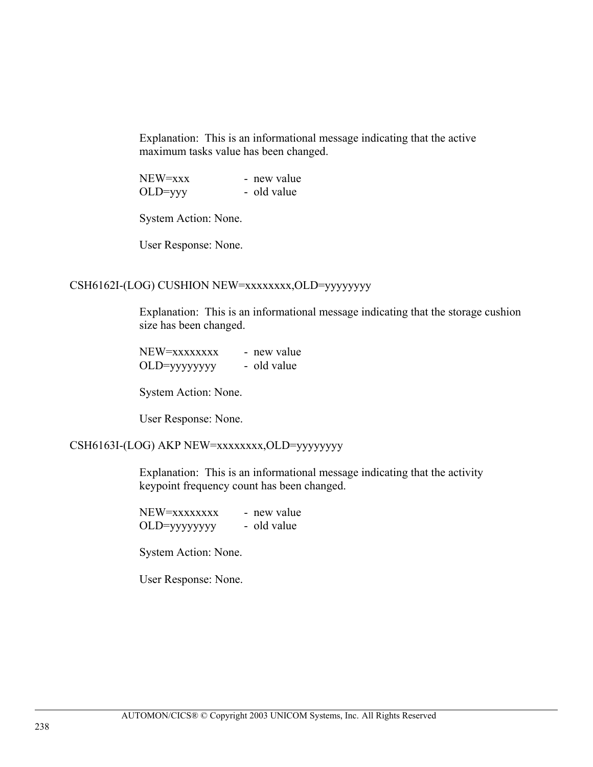Explanation: This is an informational message indicating that the active maximum tasks value has been changed.

NEW=xxx - new value  
OLD=yyy - old value

System Action: None.

User Response: None.

CSH6162I-(LOG) CUSHION NEW=xxxxxxxx,OLD=yyyyyyyy

Explanation: This is an informational message indicating that the storage cushion size has been changed.

NEW=xxxxxxxx - new value  
OLD=yyyyyyyy - old value

System Action: None.

User Response: None.

CSH6163I-(LOG) AKP NEW=xxxxxxxx,OLD=yyyyyyyy

Explanation: This is an informational message indicating that the activity keypoint frequency count has been changed.

NEW=xxxxxxxx - new value  
OLD=yyyyyyyy - old value

System Action: None.

User Response: None.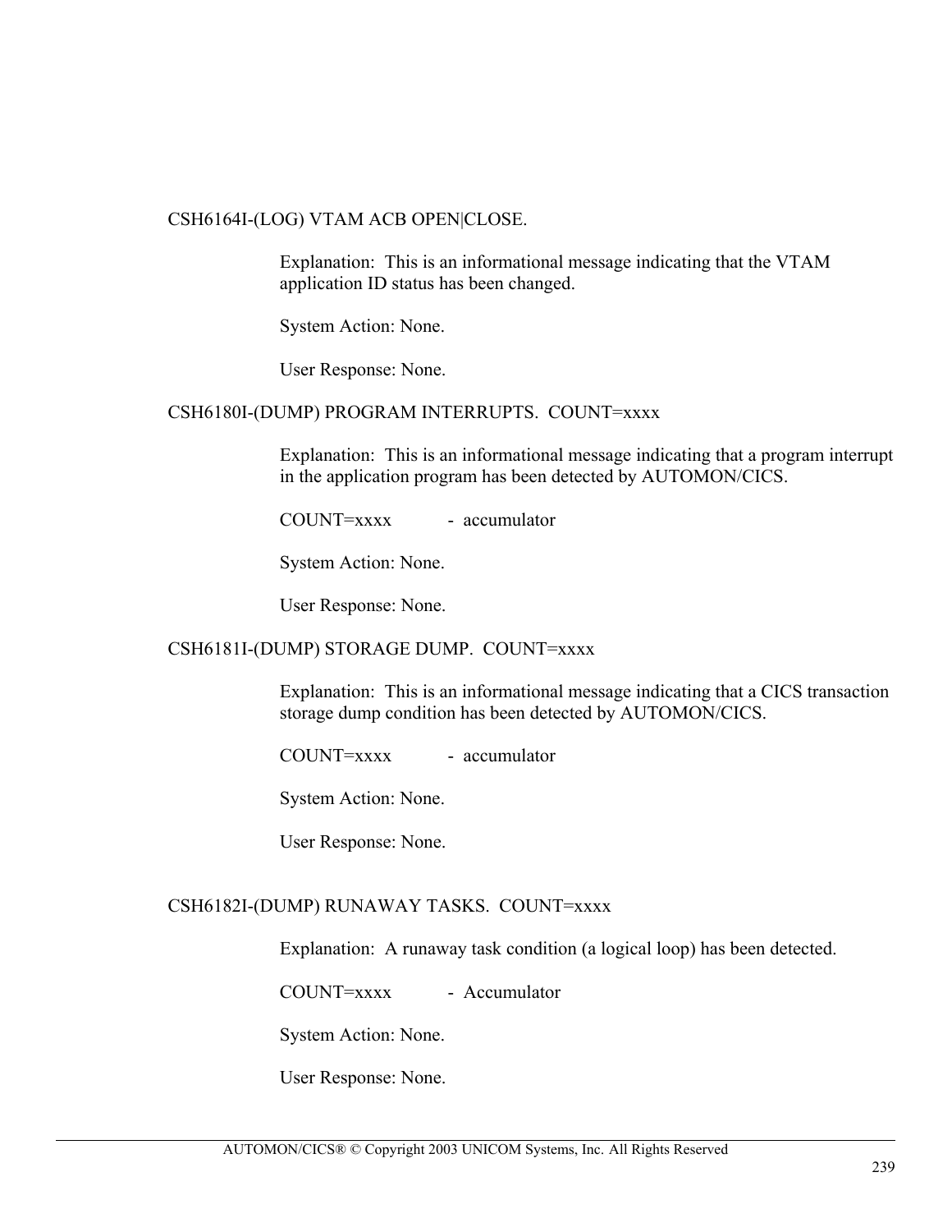CSH6164I-(LOG) VTAM ACB OPEN|CLOSE.

Explanation: This is an informational message indicating that the VTAM application ID status has been changed.

System Action: None.

User Response: None.

CSH6180I-(DUMP) PROGRAM INTERRUPTS. COUNT=xxxx

Explanation: This is an informational message indicating that a program interrupt in the application program has been detected by AUTOMON/CICS.

COUNT=xxxx - accumulator

System Action: None.

User Response: None.

CSH6181I-(DUMP) STORAGE DUMP. COUNT=xxxx

Explanation: This is an informational message indicating that a CICS transaction storage dump condition has been detected by AUTOMON/CICS.

COUNT=xxxx - accumulator

System Action: None.

User Response: None.

CSH6182I-(DUMP) RUNAWAY TASKS. COUNT=xxxx

Explanation: A runaway task condition (a logical loop) has been detected.

COUNT=xxxx - Accumulator

System Action: None.

User Response: None.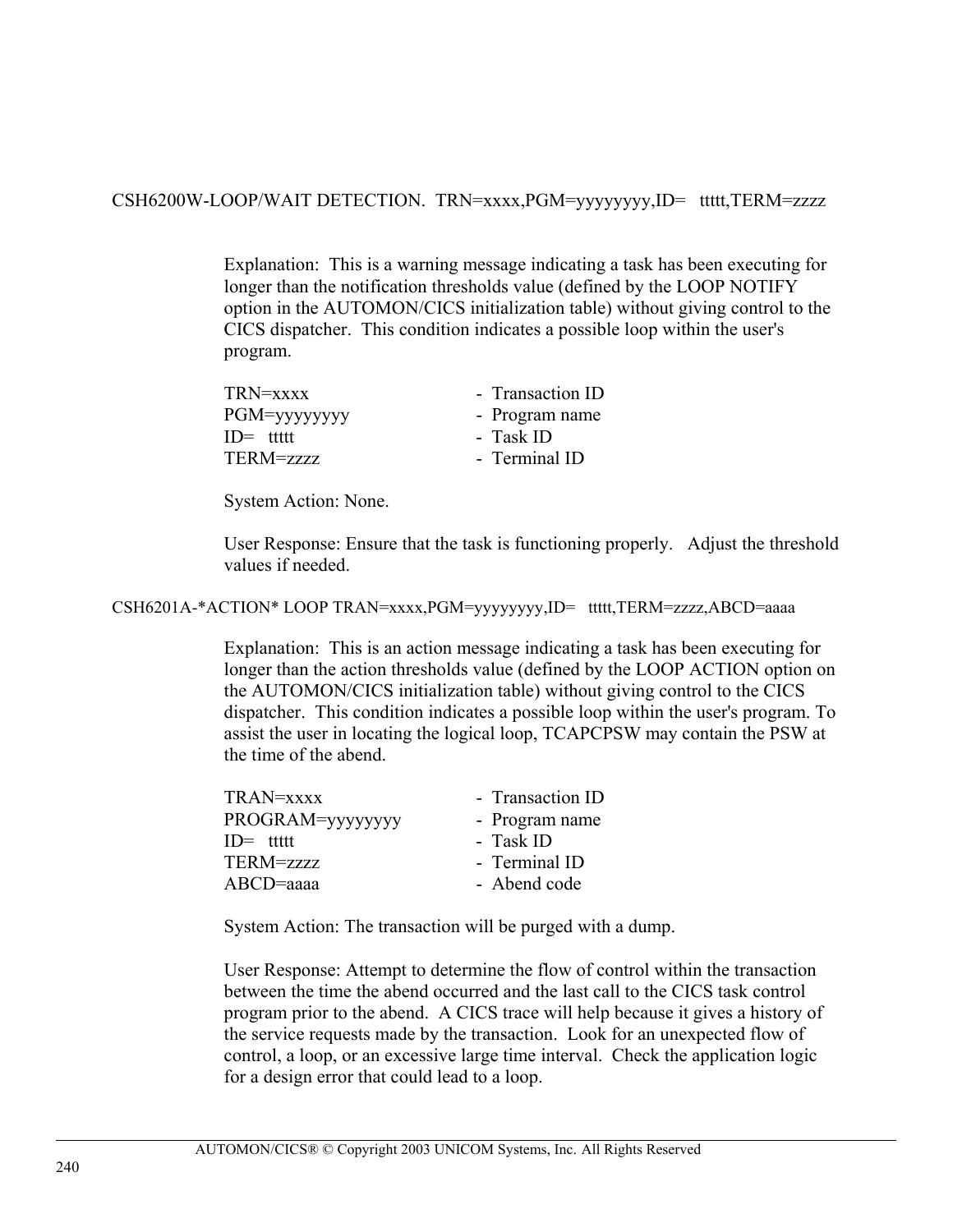CSH6200W-LOOP/WAIT DETECTION.  TRN=xxxx,PGM=yyyyyyyy,ID=   ttttt,TERM=zzzz

Explanation:  This is a warning message indicating a task has been executing for longer than the notification thresholds value (defined by the LOOP NOTIFY option in the AUTOMON/CICS initialization table) without giving control to the CICS dispatcher.  This condition indicates a possible loop within the user's program.

| | |
|---|---|
| TRN=xxxx | -  Transaction ID |
| PGM=yyyyyyyy | -  Program name |
| ID=   ttttt | -  Task ID |
| TERM=zzzz | -  Terminal ID |

System Action: None.

User Response: Ensure that the task is functioning properly.   Adjust the threshold values if needed.

CSH6201A-*ACTION* LOOP TRAN=xxxx,PGM=yyyyyyyy,ID=   ttttt,TERM=zzzz,ABCD=aaaa

Explanation:  This is an action message indicating a task has been executing for longer than the action thresholds value (defined by the LOOP ACTION option on the AUTOMON/CICS initialization table) without giving control to the CICS dispatcher.  This condition indicates a possible loop within the user's program. To assist the user in locating the logical loop, TCAPCPSW may contain the PSW at the time of the abend.

| | |
|---|---|
| TRAN=xxxx | -  Transaction ID |
| PROGRAM=yyyyyyyy | -  Program name |
| ID=   ttttt | -  Task ID |
| TERM=zzzz | -  Terminal ID |
| ABCD=aaaa | -  Abend code |

System Action: The transaction will be purged with a dump.

User Response: Attempt to determine the flow of control within the transaction between the time the abend occurred and the last call to the CICS task control program prior to the abend.  A CICS trace will help because it gives a history of the service requests made by the transaction.  Look for an unexpected flow of control, a loop, or an excessive large time interval.  Check the application logic for a design error that could lead to a loop.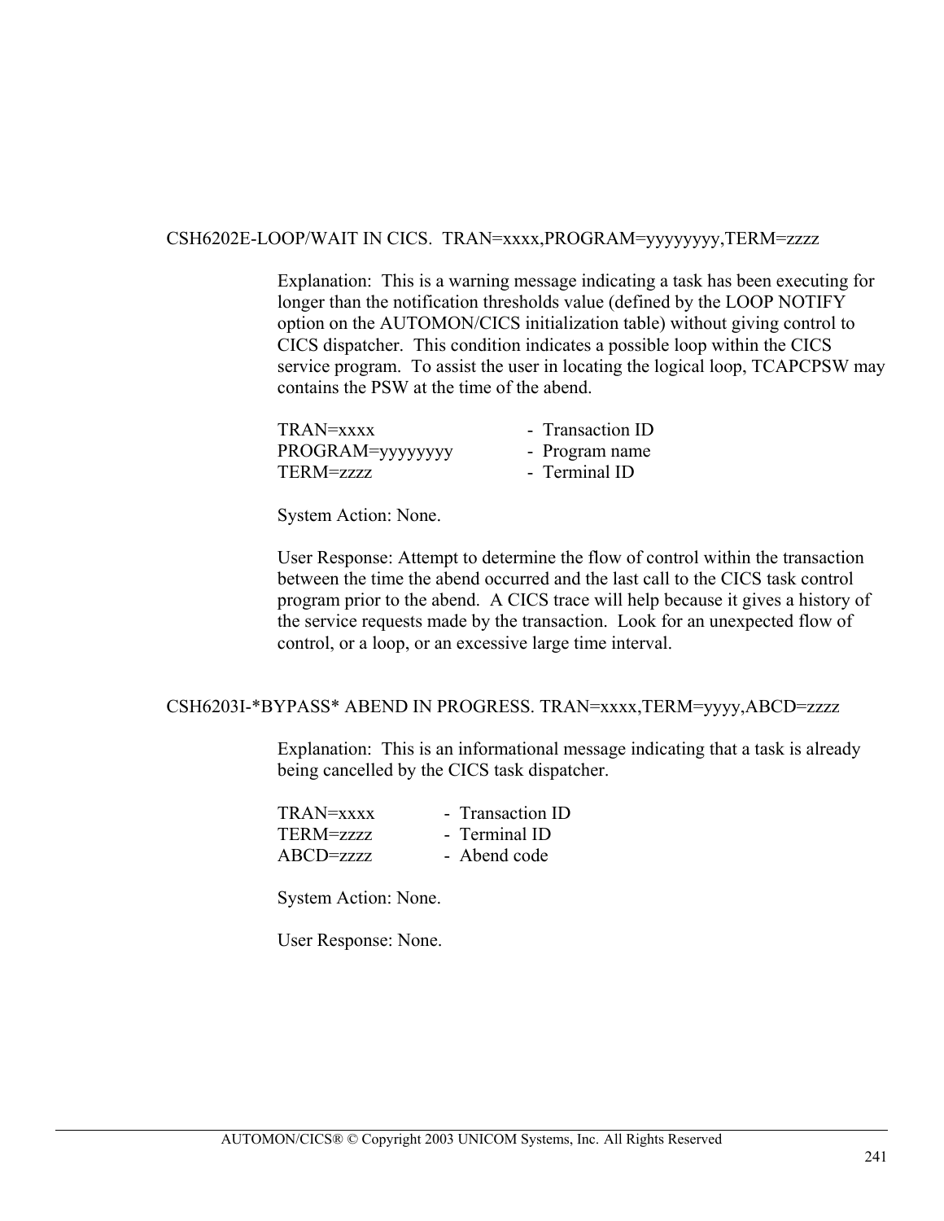CSH6202E-LOOP/WAIT IN CICS.  TRAN=xxxx,PROGRAM=yyyyyyyy,TERM=zzzz

Explanation:  This is a warning message indicating a task has been executing for longer than the notification thresholds value (defined by the LOOP NOTIFY option on the AUTOMON/CICS initialization table) without giving control to CICS dispatcher.  This condition indicates a possible loop within the CICS service program.  To assist the user in locating the logical loop, TCAPCPSW may contains the PSW at the time of the abend.

| | |
|---|---|
| TRAN=xxxx | -  Transaction ID |
| PROGRAM=yyyyyyyy | -  Program name |
| TERM=zzzz | -  Terminal ID |

System Action: None.

User Response: Attempt to determine the flow of control within the transaction between the time the abend occurred and the last call to the CICS task control program prior to the abend.  A CICS trace will help because it gives a history of the service requests made by the transaction.  Look for an unexpected flow of control, or a loop, or an excessive large time interval.

CSH6203I-*BYPASS* ABEND IN PROGRESS. TRAN=xxxx,TERM=yyyy,ABCD=zzzz

Explanation:  This is an informational message indicating that a task is already being cancelled by the CICS task dispatcher.

| | |
|---|---|
| TRAN=xxxx | -  Transaction ID |
| TERM=zzzz | -  Terminal ID |
| ABCD=zzzz | -  Abend code |

System Action: None.

User Response: None.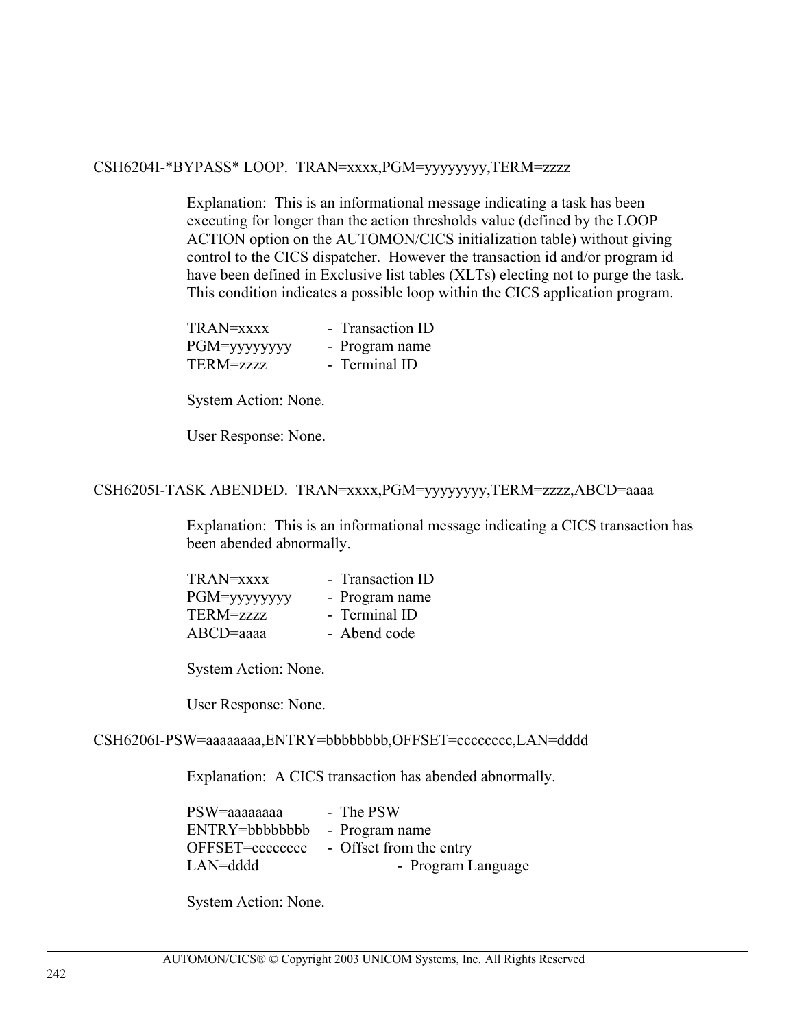CSH6204I-*BYPASS* LOOP.  TRAN=xxxx,PGM=yyyyyyyy,TERM=zzzz

Explanation:  This is an informational message indicating a task has been executing for longer than the action thresholds value (defined by the LOOP ACTION option on the AUTOMON/CICS initialization table) without giving control to the CICS dispatcher.  However the transaction id and/or program id have been defined in Exclusive list tables (XLTs) electing not to purge the task. This condition indicates a possible loop within the CICS application program.

TRAN=xxxx - Transaction ID
PGM=yyyyyyyy - Program name
TERM=zzzz - Terminal ID

System Action: None.

User Response: None.

CSH6205I-TASK ABENDED.  TRAN=xxxx,PGM=yyyyyyyy,TERM=zzzz,ABCD=aaaa

Explanation:  This is an informational message indicating a CICS transaction has been abended abnormally.

TRAN=xxxx - Transaction ID
PGM=yyyyyyyy - Program name
TERM=zzzz - Terminal ID
ABCD=aaaa - Abend code

System Action: None.

User Response: None.

CSH6206I-PSW=aaaaaaaa,ENTRY=bbbbbbbb,OFFSET=cccccccc,LAN=dddd

Explanation:  A CICS transaction has abended abnormally.

PSW=aaaaaaaa - The PSW
ENTRY=bbbbbbbb - Program name
OFFSET=cccccccc - Offset from the entry
LAN=dddd - Program Language

System Action: None.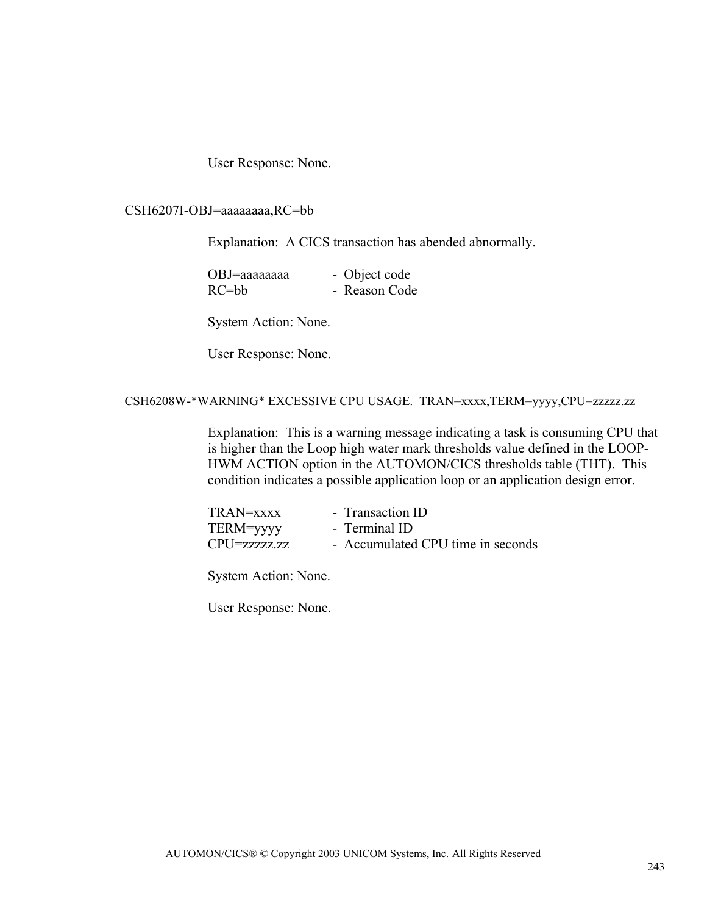User Response: None.

CSH6207I-OBJ=aaaaaaaa,RC=bb

Explanation: A CICS transaction has abended abnormally.

| | |
|---|---|
| OBJ=aaaaaaaa | - Object code |
| RC=bb | - Reason Code |

System Action: None.

User Response: None.

CSH6208W-*WARNING* EXCESSIVE CPU USAGE. TRAN=xxxx,TERM=yyyy,CPU=zzzzz.zz

Explanation: This is a warning message indicating a task is consuming CPU that is higher than the Loop high water mark thresholds value defined in the LOOP-HWM ACTION option in the AUTOMON/CICS thresholds table (THT). This condition indicates a possible application loop or an application design error.

| | |
|---|---|
| TRAN=xxxx | - Transaction ID |
| TERM=yyyy | - Terminal ID |
| CPU=zzzzz.zz | - Accumulated CPU time in seconds |

System Action: None.

User Response: None.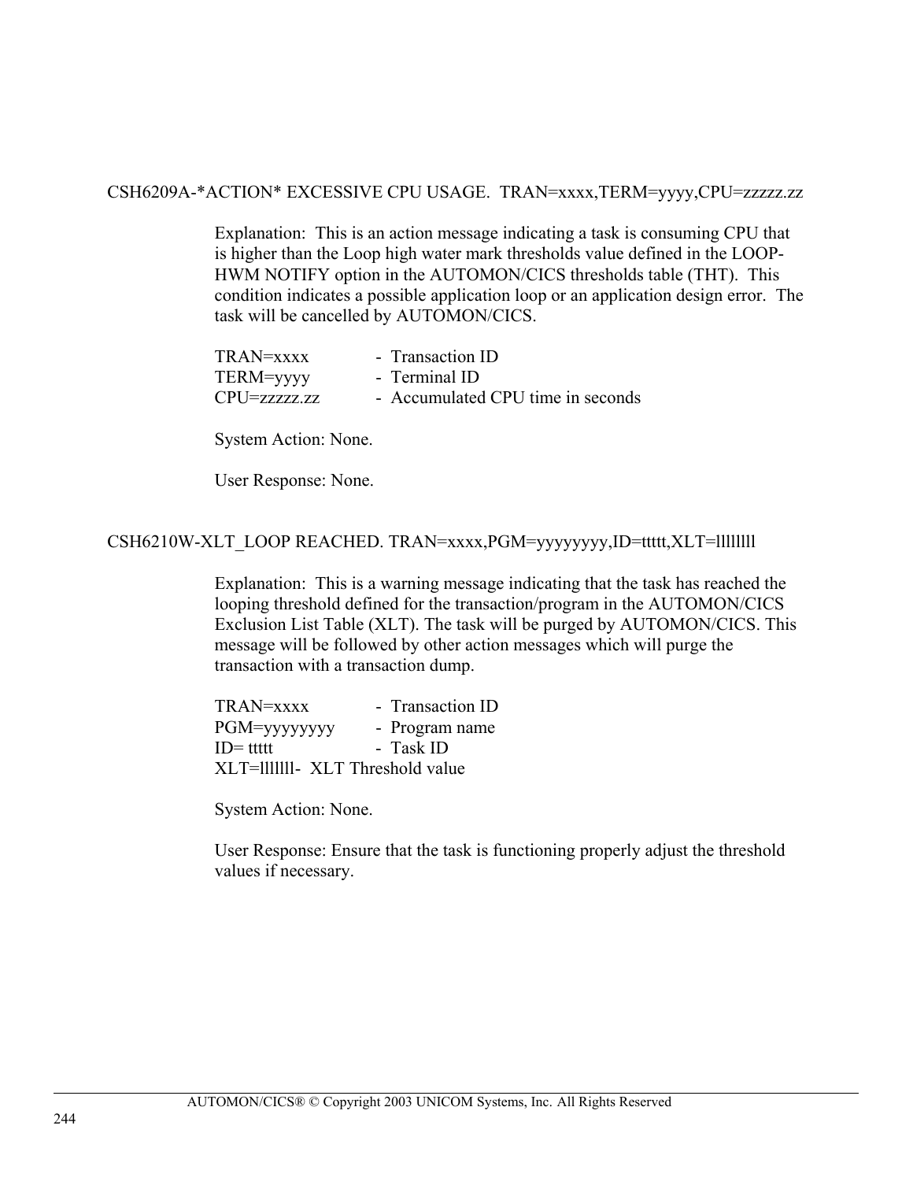CSH6209A-*ACTION* EXCESSIVE CPU USAGE.  TRAN=xxxx,TERM=yyyy,CPU=zzzzz.zz

Explanation:  This is an action message indicating a task is consuming CPU that is higher than the Loop high water mark thresholds value defined in the LOOP-HWM NOTIFY option in the AUTOMON/CICS thresholds table (THT).  This condition indicates a possible application loop or an application design error.  The task will be cancelled by AUTOMON/CICS.

TRAN=xxxx - Transaction ID
TERM=yyyy - Terminal ID
CPU=zzzzz.zz - Accumulated CPU time in seconds

System Action: None.

User Response: None.

CSH6210W-XLT_LOOP REACHED. TRAN=xxxx,PGM=yyyyyyyy,ID=ttttt,XLT=llllllll

Explanation:  This is a warning message indicating that the task has reached the looping threshold defined for the transaction/program in the AUTOMON/CICS Exclusion List Table (XLT). The task will be purged by AUTOMON/CICS. This message will be followed by other action messages which will purge the transaction with a transaction dump.

TRAN=xxxx - Transaction ID
PGM=yyyyyyyy - Program name
ID= ttttt - Task ID
XLT=lllllll-  XLT Threshold value

System Action: None.

User Response: Ensure that the task is functioning properly adjust the threshold values if necessary.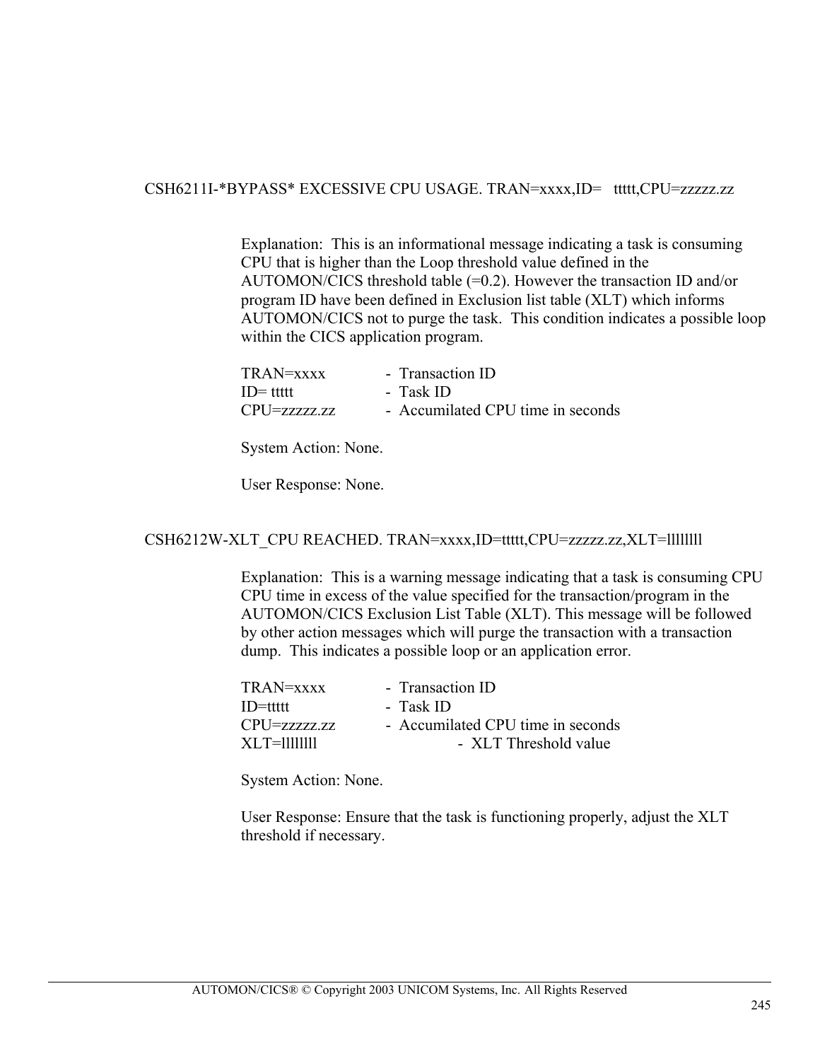CSH6211I-*BYPASS* EXCESSIVE CPU USAGE. TRAN=xxxx,ID=   ttttt,CPU=zzzzz.zz

Explanation:  This is an informational message indicating a task is consuming CPU that is higher than the Loop threshold value defined in the AUTOMON/CICS threshold table (=0.2). However the transaction ID and/or program ID have been defined in Exclusion list table (XLT) which informs AUTOMON/CICS not to purge the task.  This condition indicates a possible loop within the CICS application program.

| | |
|---|---|
| TRAN=xxxx | - Transaction ID |
| ID= ttttt | - Task ID |
| CPU=zzzzz.zz | - Accumilated CPU time in seconds |

System Action: None.

User Response: None.

CSH6212W-XLT_CPU REACHED. TRAN=xxxx,ID=ttttt,CPU=zzzzz.zz,XLT=llllllll

Explanation:  This is a warning message indicating that a task is consuming CPU CPU time in excess of the value specified for the transaction/program in the AUTOMON/CICS Exclusion List Table (XLT). This message will be followed by other action messages which will purge the transaction with a transaction dump.  This indicates a possible loop or an application error.

| | |
|---|---|
| TRAN=xxxx | - Transaction ID |
| ID=ttttt | - Task ID |
| CPU=zzzzz.zz | - Accumilated CPU time in seconds |
| XLT=llllllll | - XLT Threshold value |

System Action: None.

User Response: Ensure that the task is functioning properly, adjust the XLT threshold if necessary.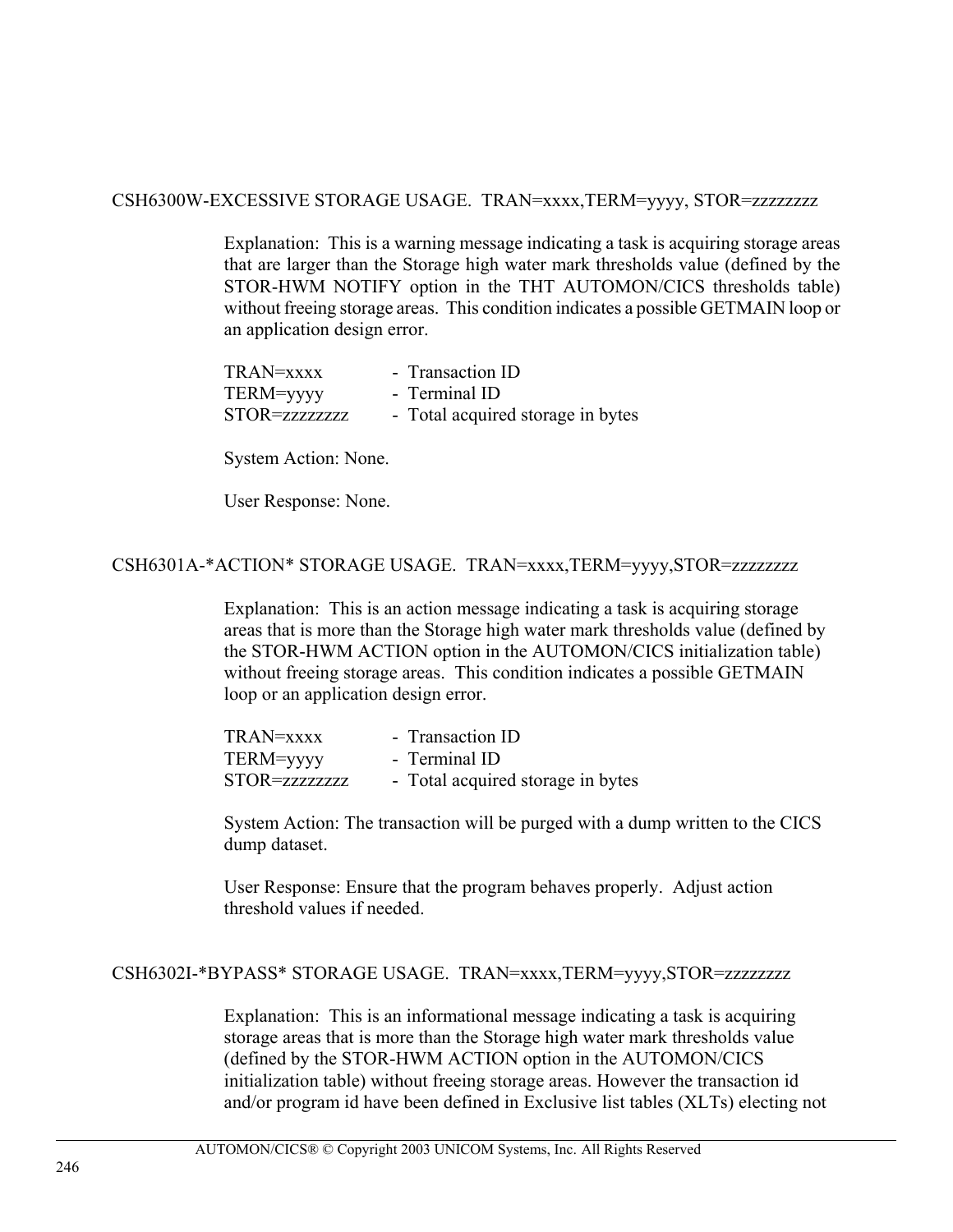### CSH6300W-EXCESSIVE STORAGE USAGE.  TRAN=xxxx,TERM=yyyy, STOR=zzzzzzzz

Explanation:  This is a warning message indicating a task is acquiring storage areas that are larger than the Storage high water mark thresholds value (defined by the STOR-HWM NOTIFY option in the THT AUTOMON/CICS thresholds table) without freeing storage areas.  This condition indicates a possible GETMAIN loop or an application design error.

| | |
|---|---|
| TRAN=xxxx | - Transaction ID |
| TERM=yyyy | - Terminal ID |
| STOR=zzzzzzzz | - Total acquired storage in bytes |

System Action: None.

User Response: None.

### CSH6301A-*ACTION* STORAGE USAGE.  TRAN=xxxx,TERM=yyyy,STOR=zzzzzzzz

Explanation:  This is an action message indicating a task is acquiring storage areas that is more than the Storage high water mark thresholds value (defined by the STOR-HWM ACTION option in the AUTOMON/CICS initialization table) without freeing storage areas.  This condition indicates a possible GETMAIN loop or an application design error.

| | |
|---|---|
| TRAN=xxxx | - Transaction ID |
| TERM=yyyy | - Terminal ID |
| STOR=zzzzzzzz | - Total acquired storage in bytes |

System Action: The transaction will be purged with a dump written to the CICS dump dataset.

User Response: Ensure that the program behaves properly.  Adjust action threshold values if needed.

### CSH6302I-*BYPASS* STORAGE USAGE.  TRAN=xxxx,TERM=yyyy,STOR=zzzzzzzz

Explanation:  This is an informational message indicating a task is acquiring storage areas that is more than the Storage high water mark thresholds value (defined by the STOR-HWM ACTION option in the AUTOMON/CICS initialization table) without freeing storage areas. However the transaction id and/or program id have been defined in Exclusive list tables (XLTs) electing not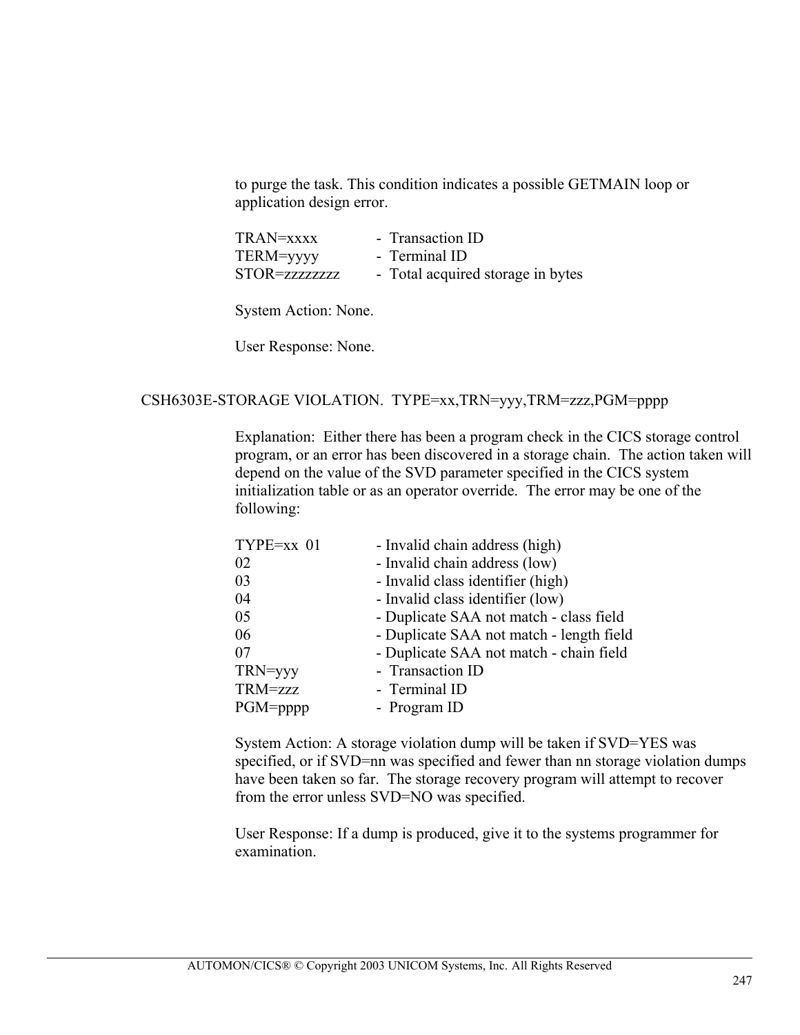to purge the task. This condition indicates a possible GETMAIN loop or application design error.

| | |
|---|---|
| TRAN=xxxx | - Transaction ID |
| TERM=yyyy | - Terminal ID |
| STOR=zzzzzzzz | - Total acquired storage in bytes |

System Action: None.

User Response: None.

CSH6303E-STORAGE VIOLATION.  TYPE=xx,TRN=yyy,TRM=zzz,PGM=pppp

Explanation:  Either there has been a program check in the CICS storage control program, or an error has been discovered in a storage chain.  The action taken will depend on the value of the SVD parameter specified in the CICS system initialization table or as an operator override.  The error may be one of the following:

| | |
|---|---|
| TYPE=xx  01 | - Invalid chain address (high) |
| 02 | - Invalid chain address (low) |
| 03 | - Invalid class identifier (high) |
| 04 | - Invalid class identifier (low) |
| 05 | - Duplicate SAA not match - class field |
| 06 | - Duplicate SAA not match - length field |
| 07 | - Duplicate SAA not match - chain field |
| TRN=yyy | - Transaction ID |
| TRM=zzz | - Terminal ID |
| PGM=pppp | - Program ID |

System Action: A storage violation dump will be taken if SVD=YES was specified, or if SVD=nn was specified and fewer than nn storage violation dumps have been taken so far.  The storage recovery program will attempt to recover from the error unless SVD=NO was specified.

User Response: If a dump is produced, give it to the systems programmer for examination.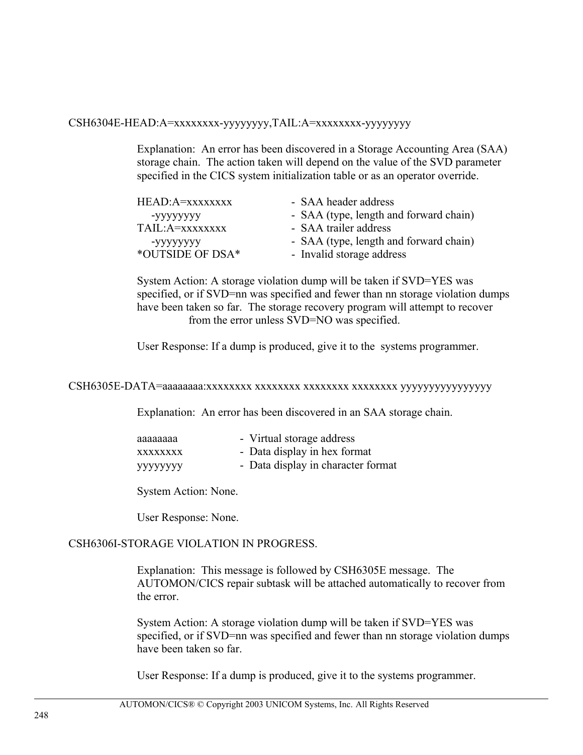### CSH6304E-HEAD:A=xxxxxxxx-yyyyyyyy,TAIL:A=xxxxxxxx-yyyyyyyy

Explanation: An error has been discovered in a Storage Accounting Area (SAA) storage chain. The action taken will depend on the value of the SVD parameter specified in the CICS system initialization table or as an operator override.

| | |
|---|---|
| HEAD:A=xxxxxxxx | - SAA header address |
| -yyyyyyyy | - SAA (type, length and forward chain) |
| TAIL:A=xxxxxxxx | - SAA trailer address |
| -yyyyyyyy | - SAA (type, length and forward chain) |
| *OUTSIDE OF DSA* | - Invalid storage address |

System Action: A storage violation dump will be taken if SVD=YES was specified, or if SVD=nn was specified and fewer than nn storage violation dumps have been taken so far. The storage recovery program will attempt to recover from the error unless SVD=NO was specified.

User Response: If a dump is produced, give it to the systems programmer.

### CSH6305E-DATA=aaaaaaaa:xxxxxxxx xxxxxxxx xxxxxxxx xxxxxxxx yyyyyyyyyyyyyyyy

Explanation: An error has been discovered in an SAA storage chain.

| | |
|---|---|
| aaaaaaaa | - Virtual storage address |
| xxxxxxxx | - Data display in hex format |
| yyyyyyyy | - Data display in character format |

System Action: None.

User Response: None.

### CSH6306I-STORAGE VIOLATION IN PROGRESS.

Explanation: This message is followed by CSH6305E message. The AUTOMON/CICS repair subtask will be attached automatically to recover from the error.

System Action: A storage violation dump will be taken if SVD=YES was specified, or if SVD=nn was specified and fewer than nn storage violation dumps have been taken so far.

User Response: If a dump is produced, give it to the systems programmer.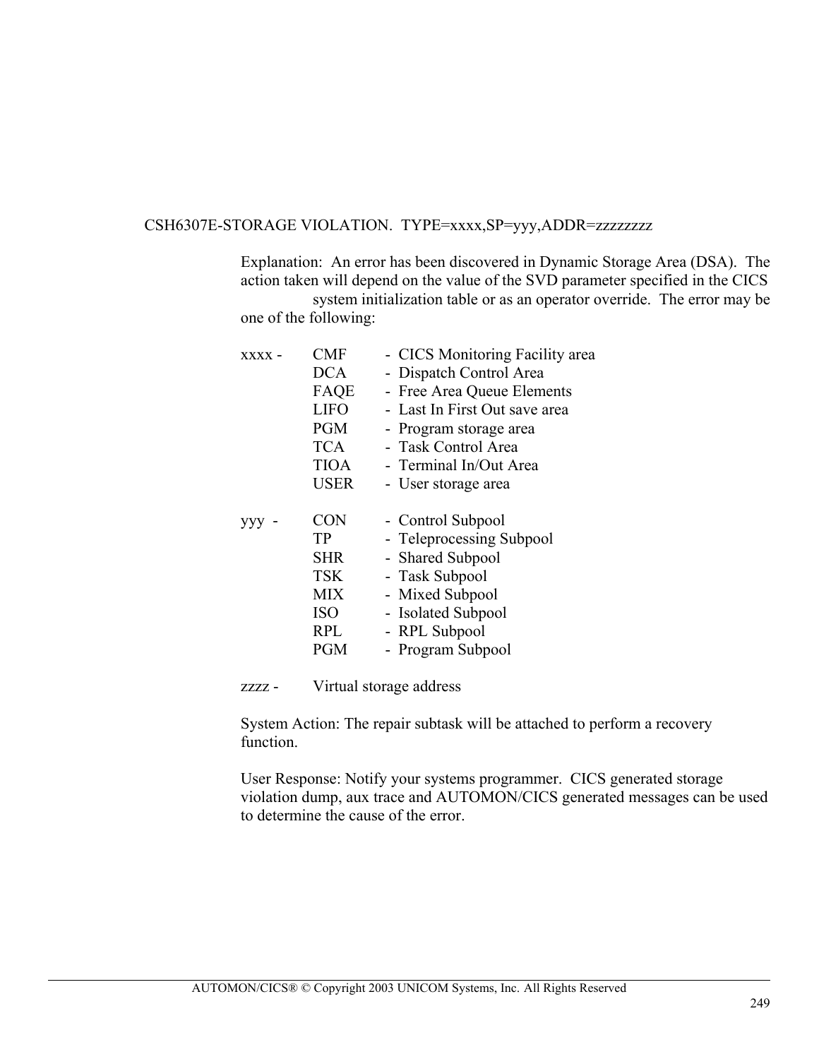CSH6307E-STORAGE VIOLATION.  TYPE=xxxx,SP=yyy,ADDR=zzzzzzzz

Explanation:  An error has been discovered in Dynamic Storage Area (DSA).  The action taken will depend on the value of the SVD parameter specified in the CICS system initialization table or as an operator override.  The error may be one of the following:

| | | |
|---|---|---|
| xxxx - | CMF | - CICS Monitoring Facility area |
| | DCA | - Dispatch Control Area |
| | FAQE | - Free Area Queue Elements |
| | LIFO | - Last In First Out save area |
| | PGM | - Program storage area |
| | TCA | - Task Control Area |
| | TIOA | - Terminal In/Out Area |
| | USER | - User storage area |

| | | |
|---|---|---|
| yyy - | CON | - Control Subpool |
| | TP | - Teleprocessing Subpool |
| | SHR | - Shared Subpool |
| | TSK | - Task Subpool |
| | MIX | - Mixed Subpool |
| | ISO | - Isolated Subpool |
| | RPL | - RPL Subpool |
| | PGM | - Program Subpool |

zzzz - Virtual storage address

System Action: The repair subtask will be attached to perform a recovery function.

User Response: Notify your systems programmer.  CICS generated storage violation dump, aux trace and AUTOMON/CICS generated messages can be used to determine the cause of the error.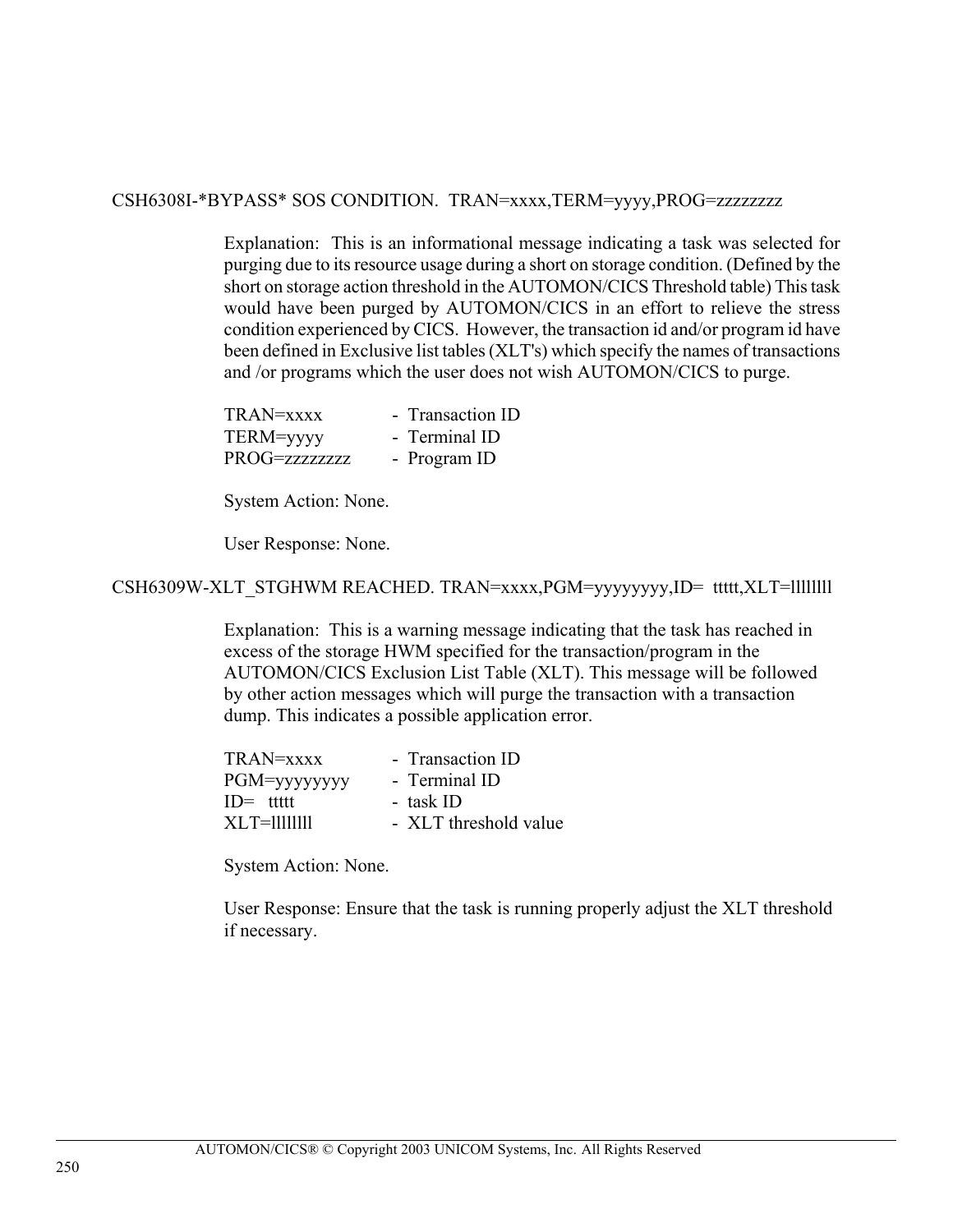CSH6308I-*BYPASS* SOS CONDITION.  TRAN=xxxx,TERM=yyyy,PROG=zzzzzzzz

Explanation:  This is an informational message indicating a task was selected for purging due to its resource usage during a short on storage condition. (Defined by the short on storage action threshold in the AUTOMON/CICS Threshold table) This task would have been purged by AUTOMON/CICS in an effort to relieve the stress condition experienced by CICS.  However, the transaction id and/or program id have been defined in Exclusive list tables (XLT's) which specify the names of transactions and /or programs which the user does not wish AUTOMON/CICS to purge.

| | |
|---|---|
| TRAN=xxxx | - Transaction ID |
| TERM=yyyy | - Terminal ID |
| PROG=zzzzzzzz | - Program ID |

System Action: None.

User Response: None.

CSH6309W-XLT_STGHWM REACHED. TRAN=xxxx,PGM=yyyyyyyy,ID=  ttttt,XLT=llllllll

Explanation:  This is a warning message indicating that the task has reached in excess of the storage HWM specified for the transaction/program in the AUTOMON/CICS Exclusion List Table (XLT). This message will be followed by other action messages which will purge the transaction with a transaction dump. This indicates a possible application error.

| | |
|---|---|
| TRAN=xxxx | - Transaction ID |
| PGM=yyyyyyyy | - Terminal ID |
| ID=   ttttt | - task ID |
| XLT=llllllll | - XLT threshold value |

System Action: None.

User Response: Ensure that the task is running properly adjust the XLT threshold if necessary.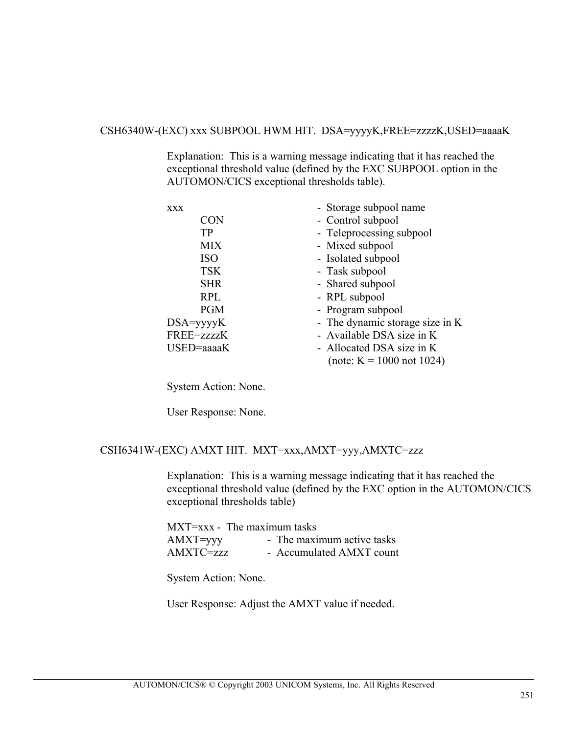CSH6340W-(EXC) xxx SUBPOOL HWM HIT.  DSA=yyyyK,FREE=zzzzK,USED=aaaaK

Explanation:  This is a warning message indicating that it has reached the exceptional threshold value (defined by the EXC SUBPOOL option in the AUTOMON/CICS exceptional thresholds table).

| | |
|---|---|
| xxx | - Storage subpool name |
| CON | - Control subpool |
| TP | - Teleprocessing subpool |
| MIX | - Mixed subpool |
| ISO | - Isolated subpool |
| TSK | - Task subpool |
| SHR | - Shared subpool |
| RPL | - RPL subpool |
| PGM | - Program subpool |
| DSA=yyyyK | - The dynamic storage size in K |
| FREE=zzzzK | - Available DSA size in K |
| USED=aaaaK | - Allocated DSA size in K (note: K = 1000 not 1024) |

System Action: None.

User Response: None.

CSH6341W-(EXC) AMXT HIT.  MXT=xxx,AMXT=yyy,AMXTC=zzz

Explanation:  This is a warning message indicating that it has reached the exceptional threshold value (defined by the EXC option in the AUTOMON/CICS exceptional thresholds table)

| | |
|---|---|
| MXT=xxx | - The maximum tasks |
| AMXT=yyy | - The maximum active tasks |
| AMXTC=zzz | - Accumulated AMXT count |

System Action: None.

User Response: Adjust the AMXT value if needed.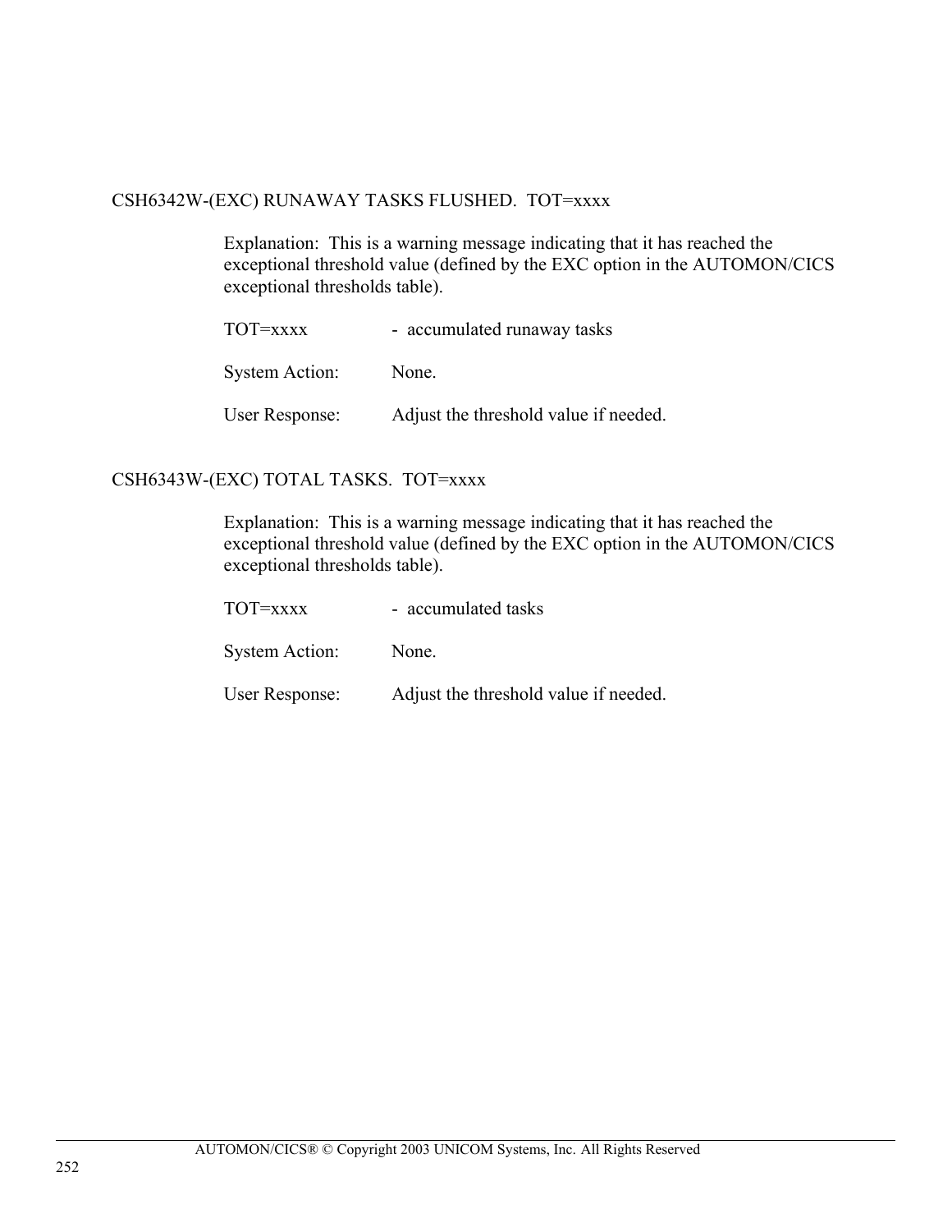CSH6342W-(EXC) RUNAWAY TASKS FLUSHED.  TOT=xxxx

Explanation:  This is a warning message indicating that it has reached the exceptional threshold value (defined by the EXC option in the AUTOMON/CICS exceptional thresholds table).

TOT=xxxx - accumulated runaway tasks

System Action: None.

User Response: Adjust the threshold value if needed.

CSH6343W-(EXC) TOTAL TASKS.  TOT=xxxx

Explanation:  This is a warning message indicating that it has reached the exceptional threshold value (defined by the EXC option in the AUTOMON/CICS exceptional thresholds table).

TOT=xxxx - accumulated tasks

System Action: None.

User Response: Adjust the threshold value if needed.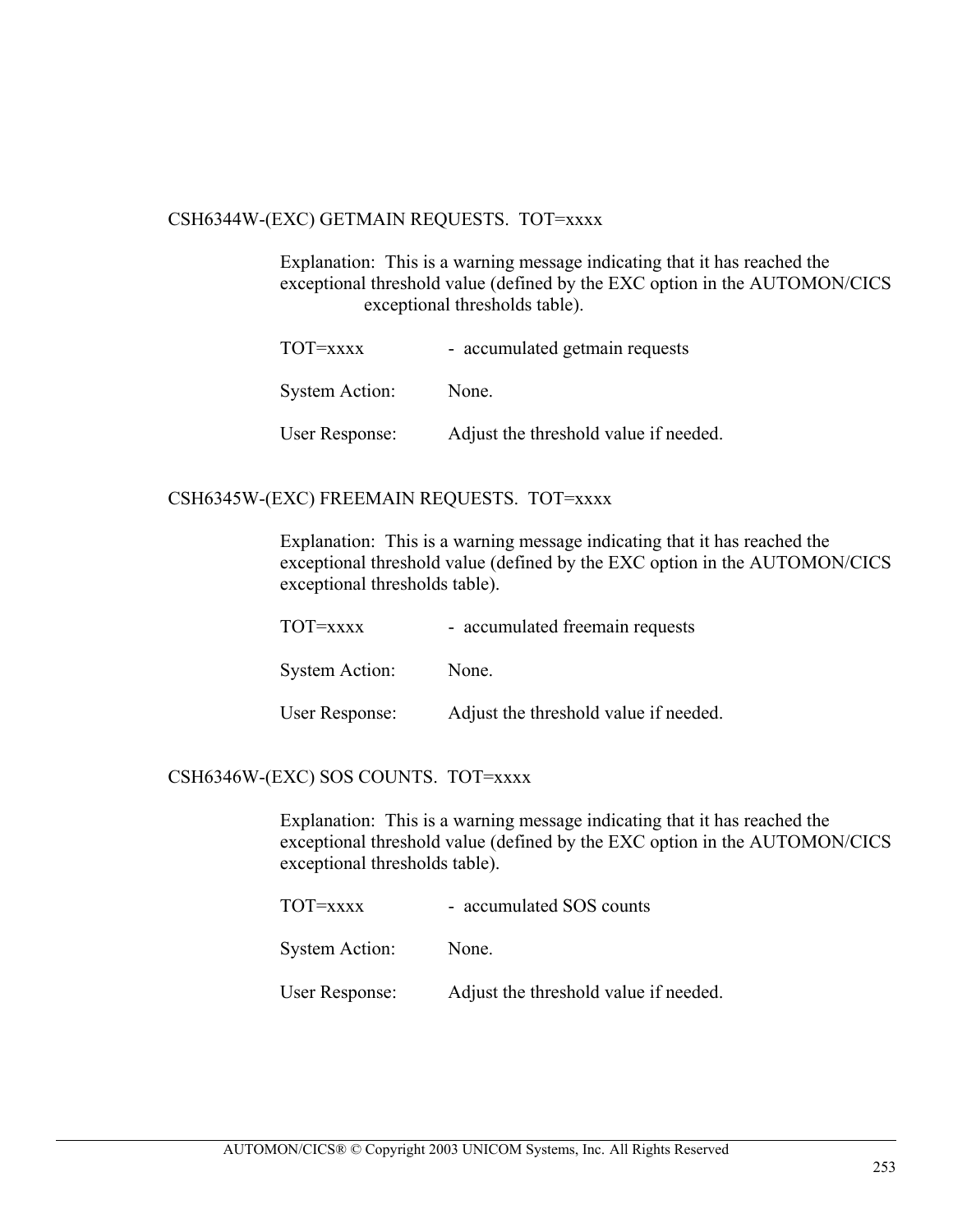CSH6344W-(EXC) GETMAIN REQUESTS.  TOT=xxxx

Explanation:  This is a warning message indicating that it has reached the exceptional threshold value (defined by the EXC option in the AUTOMON/CICS exceptional thresholds table).

TOT=xxxx - accumulated getmain requests

System Action: None.

User Response: Adjust the threshold value if needed.

CSH6345W-(EXC) FREEMAIN REQUESTS.  TOT=xxxx

Explanation:  This is a warning message indicating that it has reached the exceptional threshold value (defined by the EXC option in the AUTOMON/CICS exceptional thresholds table).

TOT=xxxx - accumulated freemain requests

System Action: None.

User Response: Adjust the threshold value if needed.

CSH6346W-(EXC) SOS COUNTS.  TOT=xxxx

Explanation:  This is a warning message indicating that it has reached the exceptional threshold value (defined by the EXC option in the AUTOMON/CICS exceptional thresholds table).

TOT=xxxx - accumulated SOS counts

System Action: None.

User Response: Adjust the threshold value if needed.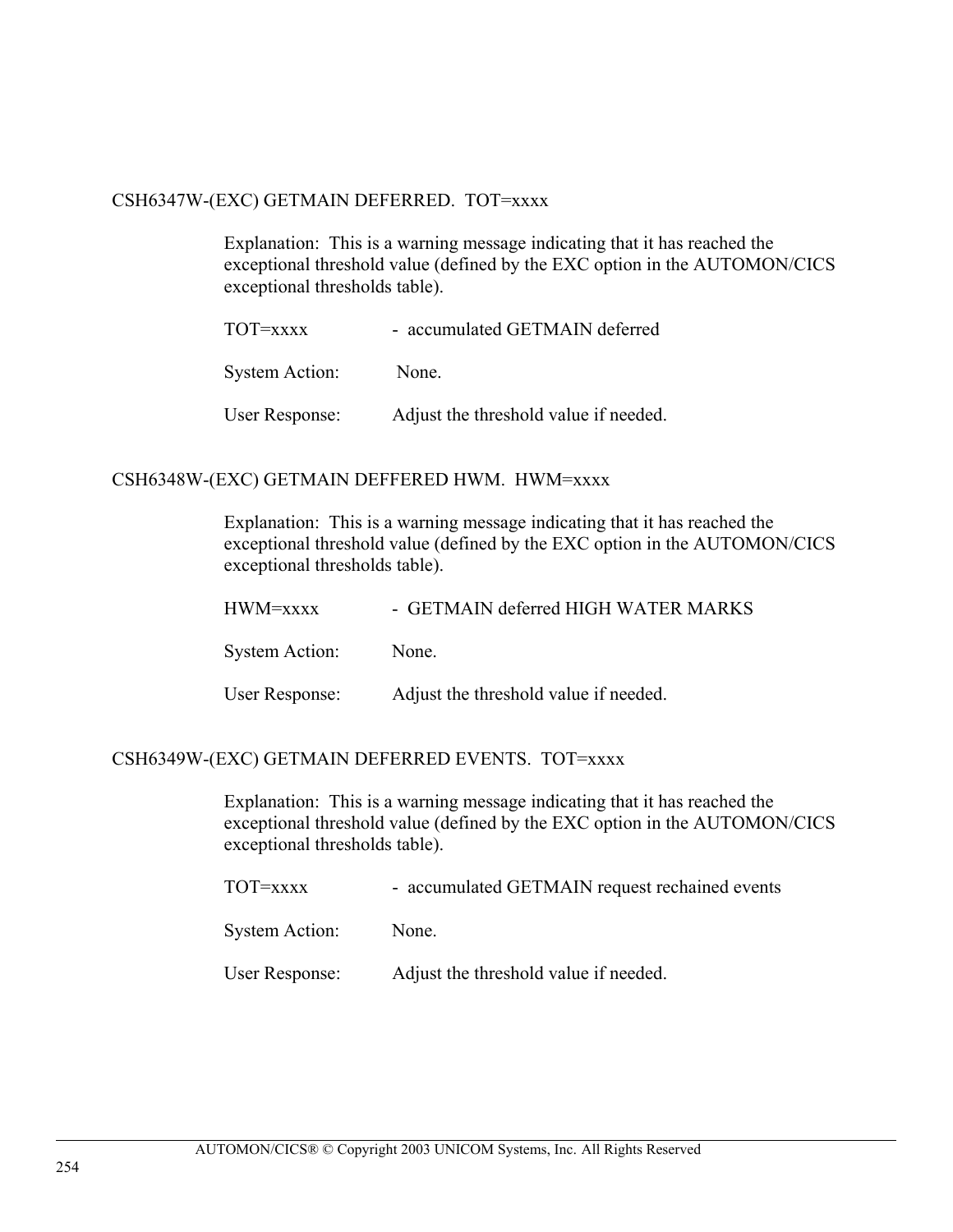CSH6347W-(EXC) GETMAIN DEFERRED.  TOT=xxxx

Explanation:  This is a warning message indicating that it has reached the exceptional threshold value (defined by the EXC option in the AUTOMON/CICS exceptional thresholds table).

TOT=xxxx - accumulated GETMAIN deferred

System Action: None.

User Response: Adjust the threshold value if needed.

CSH6348W-(EXC) GETMAIN DEFFERED HWM.  HWM=xxxx

Explanation:  This is a warning message indicating that it has reached the exceptional threshold value (defined by the EXC option in the AUTOMON/CICS exceptional thresholds table).

HWM=xxxx - GETMAIN deferred HIGH WATER MARKS

System Action: None.

User Response: Adjust the threshold value if needed.

CSH6349W-(EXC) GETMAIN DEFERRED EVENTS.  TOT=xxxx

Explanation:  This is a warning message indicating that it has reached the exceptional threshold value (defined by the EXC option in the AUTOMON/CICS exceptional thresholds table).

TOT=xxxx - accumulated GETMAIN request rechained events

System Action: None.

User Response: Adjust the threshold value if needed.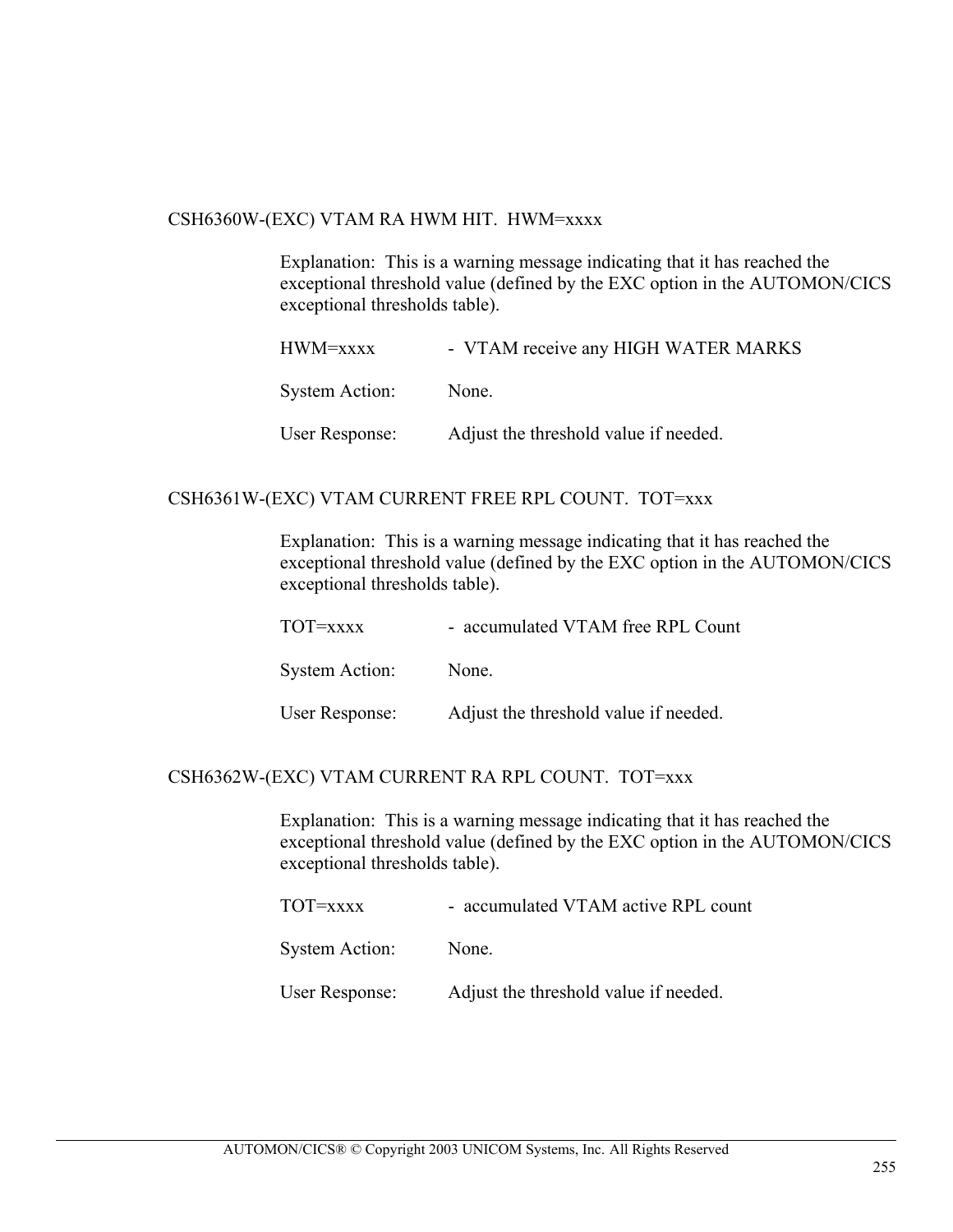CSH6360W-(EXC) VTAM RA HWM HIT.  HWM=xxxx

Explanation:  This is a warning message indicating that it has reached the exceptional threshold value (defined by the EXC option in the AUTOMON/CICS exceptional thresholds table).

HWM=xxxx - VTAM receive any HIGH WATER MARKS

System Action: None.

User Response: Adjust the threshold value if needed.

CSH6361W-(EXC) VTAM CURRENT FREE RPL COUNT.  TOT=xxx

Explanation:  This is a warning message indicating that it has reached the exceptional threshold value (defined by the EXC option in the AUTOMON/CICS exceptional thresholds table).

TOT=xxxx - accumulated VTAM free RPL Count

System Action: None.

User Response: Adjust the threshold value if needed.

CSH6362W-(EXC) VTAM CURRENT RA RPL COUNT.  TOT=xxx

Explanation:  This is a warning message indicating that it has reached the exceptional threshold value (defined by the EXC option in the AUTOMON/CICS exceptional thresholds table).

TOT=xxxx - accumulated VTAM active RPL count

System Action: None.

User Response: Adjust the threshold value if needed.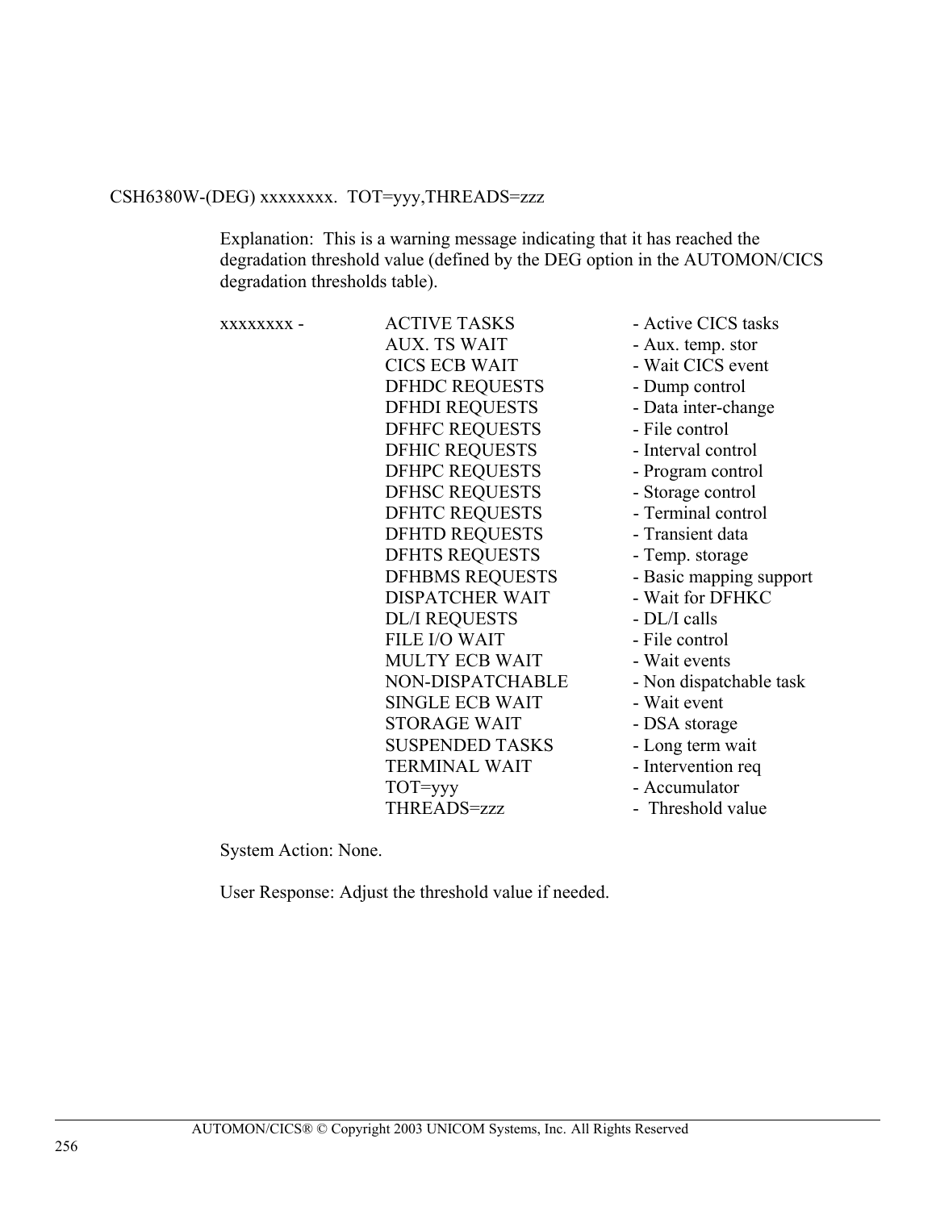CSH6380W-(DEG) xxxxxxxx.  TOT=yyy,THREADS=zzz

Explanation:  This is a warning message indicating that it has reached the degradation threshold value (defined by the DEG option in the AUTOMON/CICS degradation thresholds table).

| | | |
|---|---|---|
| xxxxxxxx - | ACTIVE TASKS | - Active CICS tasks |
| | AUX. TS WAIT | - Aux. temp. stor |
| | CICS ECB WAIT | - Wait CICS event |
| | DFHDC REQUESTS | - Dump control |
| | DFHDI REQUESTS | - Data inter-change |
| | DFHFC REQUESTS | - File control |
| | DFHIC REQUESTS | - Interval control |
| | DFHPC REQUESTS | - Program control |
| | DFHSC REQUESTS | - Storage control |
| | DFHTC REQUESTS | - Terminal control |
| | DFHTD REQUESTS | - Transient data |
| | DFHTS REQUESTS | - Temp. storage |
| | DFHBMS REQUESTS | - Basic mapping support |
| | DISPATCHER WAIT | - Wait for DFHKC |
| | DL/I REQUESTS | - DL/I calls |
| | FILE I/O WAIT | - File control |
| | MULTY ECB WAIT | - Wait events |
| | NON-DISPATCHABLE | - Non dispatchable task |
| | SINGLE ECB WAIT | - Wait event |
| | STORAGE WAIT | - DSA storage |
| | SUSPENDED TASKS | - Long term wait |
| | TERMINAL WAIT | - Intervention req |
| | TOT=yyy | - Accumulator |
| | THREADS=zzz | - Threshold value |

System Action: None.

User Response: Adjust the threshold value if needed.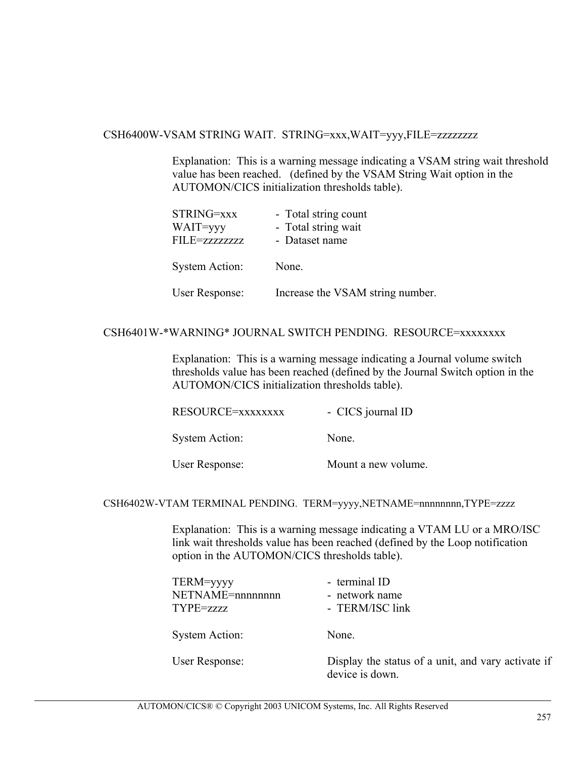### CSH6400W-VSAM STRING WAIT.  STRING=xxx,WAIT=yyy,FILE=zzzzzzzz

Explanation:  This is a warning message indicating a VSAM string wait threshold value has been reached.   (defined by the VSAM String Wait option in the AUTOMON/CICS initialization thresholds table).

| | |
|---|---|
| STRING=xxx | -  Total string count |
| WAIT=yyy | -  Total string wait |
| FILE=zzzzzzzz | -  Dataset name |

System Action: None.

User Response: Increase the VSAM string number.

### CSH6401W-*WARNING* JOURNAL SWITCH PENDING.  RESOURCE=xxxxxxxx

Explanation:  This is a warning message indicating a Journal volume switch thresholds value has been reached (defined by the Journal Switch option in the AUTOMON/CICS initialization thresholds table).

| | |
|---|---|
| RESOURCE=xxxxxxxx | -  CICS journal ID |

System Action: None.

User Response: Mount a new volume.

### CSH6402W-VTAM TERMINAL PENDING.  TERM=yyyy,NETNAME=nnnnnnnn,TYPE=zzzz

Explanation:  This is a warning message indicating a VTAM LU or a MRO/ISC link wait thresholds value has been reached (defined by the Loop notification option in the AUTOMON/CICS thresholds table).

| | |
|---|---|
| TERM=yyyy | -  terminal ID |
| NETNAME=nnnnnnnn | -  network name |
| TYPE=zzzz | -  TERM/ISC link |

System Action: None.

User Response: Display the status of a unit, and vary activate if device is down.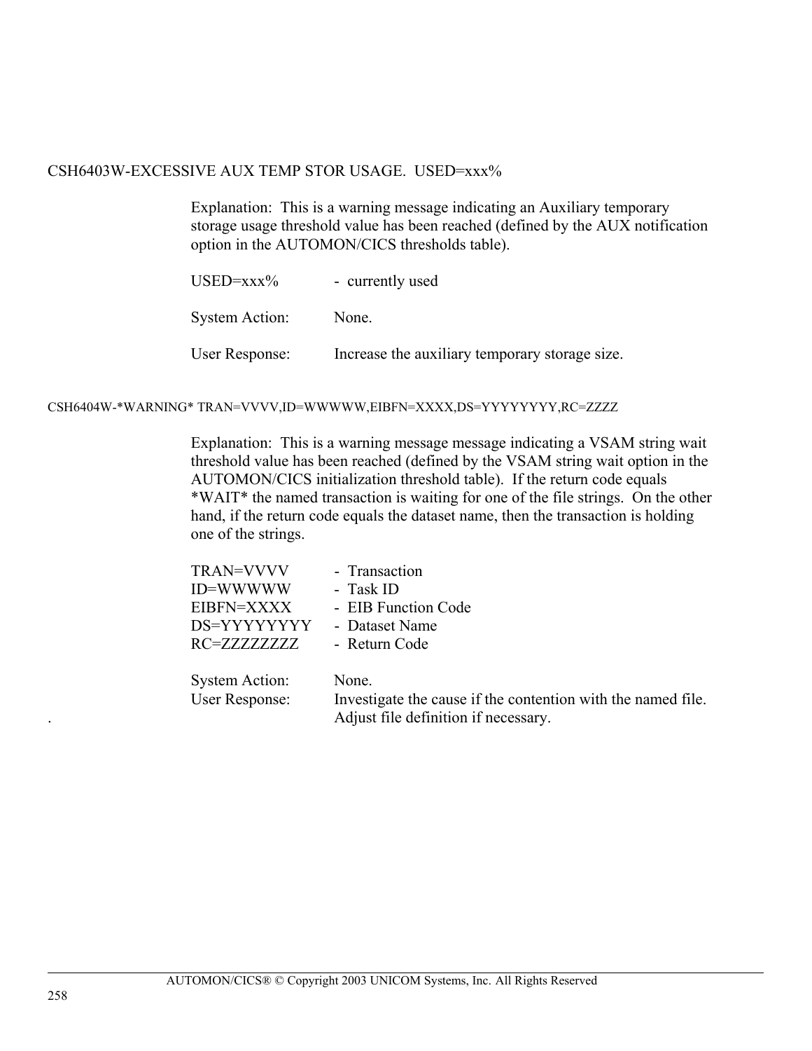CSH6403W-EXCESSIVE AUX TEMP STOR USAGE.  USED=xxx%

Explanation:  This is a warning message indicating an Auxiliary temporary storage usage threshold value has been reached (defined by the AUX notification option in the AUTOMON/CICS thresholds table).

USED=xxx% - currently used

System Action: None.

User Response: Increase the auxiliary temporary storage size.

CSH6404W-*WARNING* TRAN=VVVV,ID=WWWWW,EIBFN=XXXX,DS=YYYYYYYY,RC=ZZZZ

Explanation:  This is a warning message message indicating a VSAM string wait threshold value has been reached (defined by the VSAM string wait option in the AUTOMON/CICS initialization threshold table).  If the return code equals *WAIT* the named transaction is waiting for one of the file strings.  On the other hand, if the return code equals the dataset name, then the transaction is holding one of the strings.

TRAN=VVVV - Transaction
ID=WWWWW - Task ID
EIBFN=XXXX - EIB Function Code
DS=YYYYYYYY - Dataset Name
RC=ZZZZZZZZ - Return Code

System Action: None.
User Response: Investigate the cause if the contention with the named file. Adjust file definition if necessary.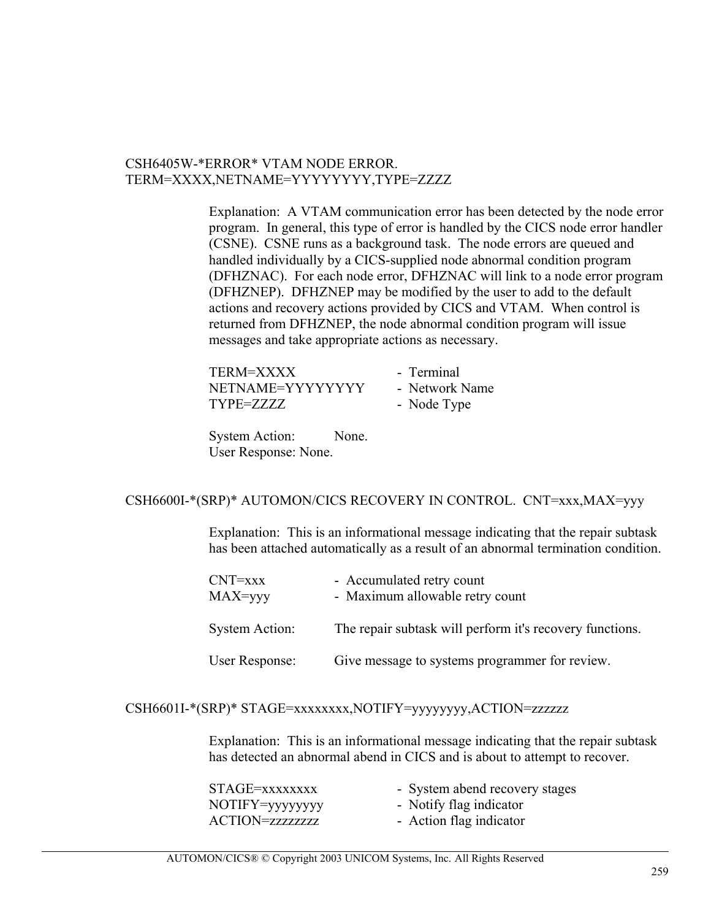CSH6405W-*ERROR* VTAM NODE ERROR.
TERM=XXXX,NETNAME=YYYYYYYY,TYPE=ZZZZ

Explanation: A VTAM communication error has been detected by the node error program. In general, this type of error is handled by the CICS node error handler (CSNE). CSNE runs as a background task. The node errors are queued and handled individually by a CICS-supplied node abnormal condition program (DFHZNAC). For each node error, DFHZNAC will link to a node error program (DFHZNEP). DFHZNEP may be modified by the user to add to the default actions and recovery actions provided by CICS and VTAM. When control is returned from DFHZNEP, the node abnormal condition program will issue messages and take appropriate actions as necessary.

| | |
|---|---|
| TERM=XXXX | - Terminal |
| NETNAME=YYYYYYYY | - Network Name |
| TYPE=ZZZZ | - Node Type |

System Action: None.
User Response: None.

CSH6600I-*(SRP)* AUTOMON/CICS RECOVERY IN CONTROL. CNT=xxx,MAX=yyy

Explanation: This is an informational message indicating that the repair subtask has been attached automatically as a result of an abnormal termination condition.

| | |
|---|---|
| CNT=xxx | - Accumulated retry count |
| MAX=yyy | - Maximum allowable retry count |

System Action: The repair subtask will perform it's recovery functions.

User Response: Give message to systems programmer for review.

CSH6601I-*(SRP)* STAGE=xxxxxxxx,NOTIFY=yyyyyyyy,ACTION=zzzzzz

Explanation: This is an informational message indicating that the repair subtask has detected an abnormal abend in CICS and is about to attempt to recover.

| | |
|---|---|
| STAGE=xxxxxxxx | - System abend recovery stages |
| NOTIFY=yyyyyyyy | - Notify flag indicator |
| ACTION=zzzzzzzz | - Action flag indicator |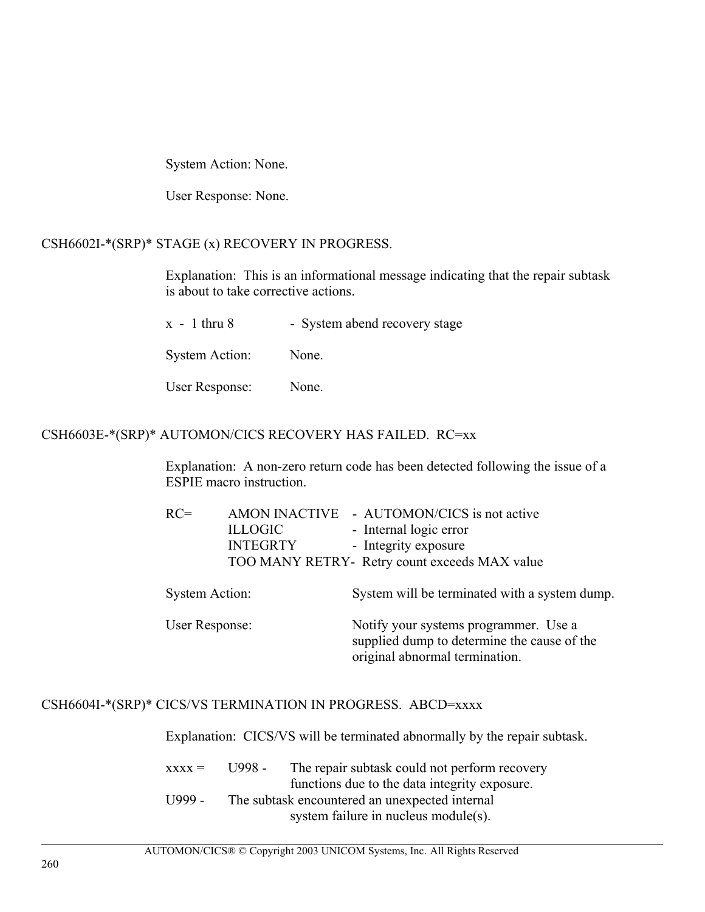System Action: None.

User Response: None.

CSH6602I-*(SRP)* STAGE (x) RECOVERY IN PROGRESS.

Explanation: This is an informational message indicating that the repair subtask is about to take corrective actions.

x - 1 thru 8 - System abend recovery stage

System Action: None.

User Response: None.

CSH6603E-*(SRP)* AUTOMON/CICS RECOVERY HAS FAILED. RC=xx

Explanation: A non-zero return code has been detected following the issue of a ESPIE macro instruction.

| RC= | | |
|---|---|---|
| | AMON INACTIVE | - AUTOMON/CICS is not active |
| | ILLOGIC | - Internal logic error |
| | INTEGRTY | - Integrity exposure |
| | TOO MANY RETRY | - Retry count exceeds MAX value |

System Action: System will be terminated with a system dump.

User Response: Notify your systems programmer. Use a supplied dump to determine the cause of the original abnormal termination.

CSH6604I-*(SRP)* CICS/VS TERMINATION IN PROGRESS. ABCD=xxxx

Explanation: CICS/VS will be terminated abnormally by the repair subtask.

xxxx =
- U998 - The repair subtask could not perform recovery functions due to the data integrity exposure.
- U999 - The subtask encountered an unexpected internal system failure in nucleus module(s).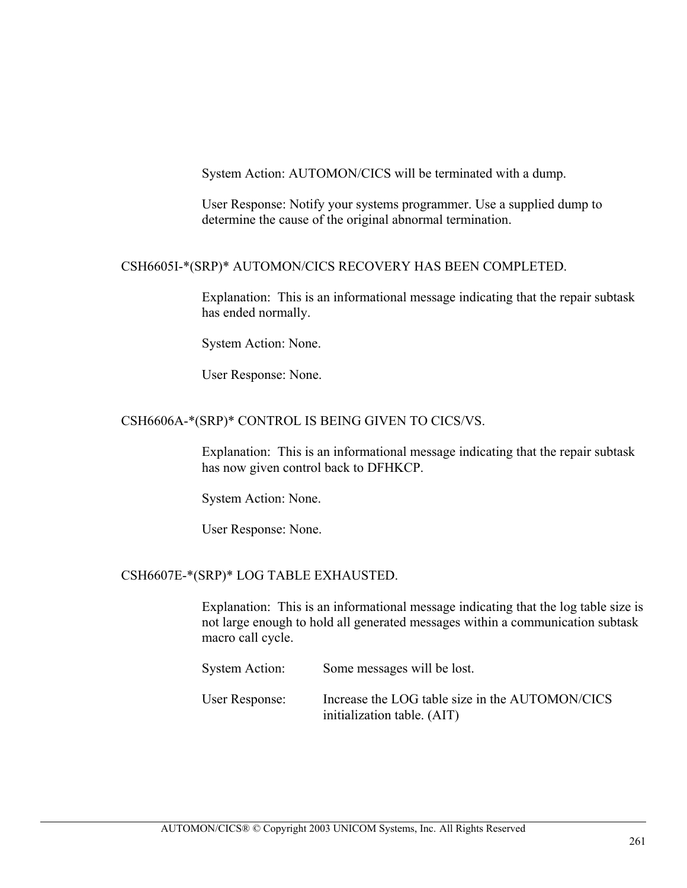System Action: AUTOMON/CICS will be terminated with a dump.

User Response: Notify your systems programmer. Use a supplied dump to determine the cause of the original abnormal termination.

CSH6605I-*(SRP)* AUTOMON/CICS RECOVERY HAS BEEN COMPLETED.

Explanation: This is an informational message indicating that the repair subtask has ended normally.

System Action: None.

User Response: None.

CSH6606A-*(SRP)* CONTROL IS BEING GIVEN TO CICS/VS.

Explanation: This is an informational message indicating that the repair subtask has now given control back to DFHKCP.

System Action: None.

User Response: None.

CSH6607E-*(SRP)* LOG TABLE EXHAUSTED.

Explanation: This is an informational message indicating that the log table size is not large enough to hold all generated messages within a communication subtask macro call cycle.

System Action: Some messages will be lost.

User Response: Increase the LOG table size in the AUTOMON/CICS initialization table. (AIT)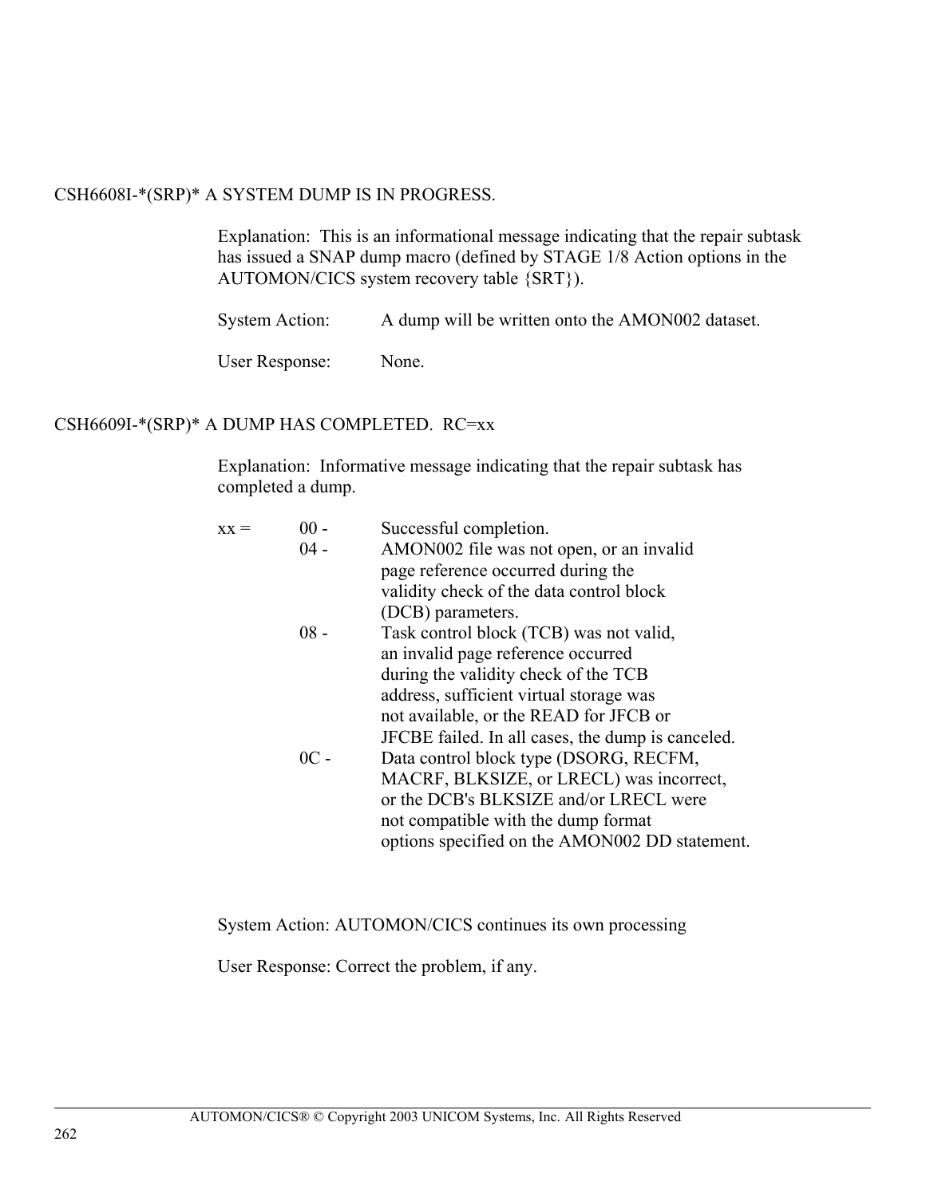CSH6608I-*(SRP)* A SYSTEM DUMP IS IN PROGRESS.

Explanation: This is an informational message indicating that the repair subtask has issued a SNAP dump macro (defined by STAGE 1/8 Action options in the AUTOMON/CICS system recovery table {SRT}).

System Action: A dump will be written onto the AMON002 dataset.

User Response: None.

CSH6609I-*(SRP)* A DUMP HAS COMPLETED. RC=xx

Explanation: Informative message indicating that the repair subtask has completed a dump.

| xx = | | |
|---|---|---|
| | 00 - | Successful completion. |
| | 04 - | AMON002 file was not open, or an invalid page reference occurred during the validity check of the data control block (DCB) parameters. |
| | 08 - | Task control block (TCB) was not valid, an invalid page reference occurred during the validity check of the TCB address, sufficient virtual storage was not available, or the READ for JFCB or JFCBE failed. In all cases, the dump is canceled. |
| | 0C - | Data control block type (DSORG, RECFM, MACRF, BLKSIZE, or LRECL) was incorrect, or the DCB's BLKSIZE and/or LRECL were not compatible with the dump format options specified on the AMON002 DD statement. |

System Action: AUTOMON/CICS continues its own processing

User Response: Correct the problem, if any.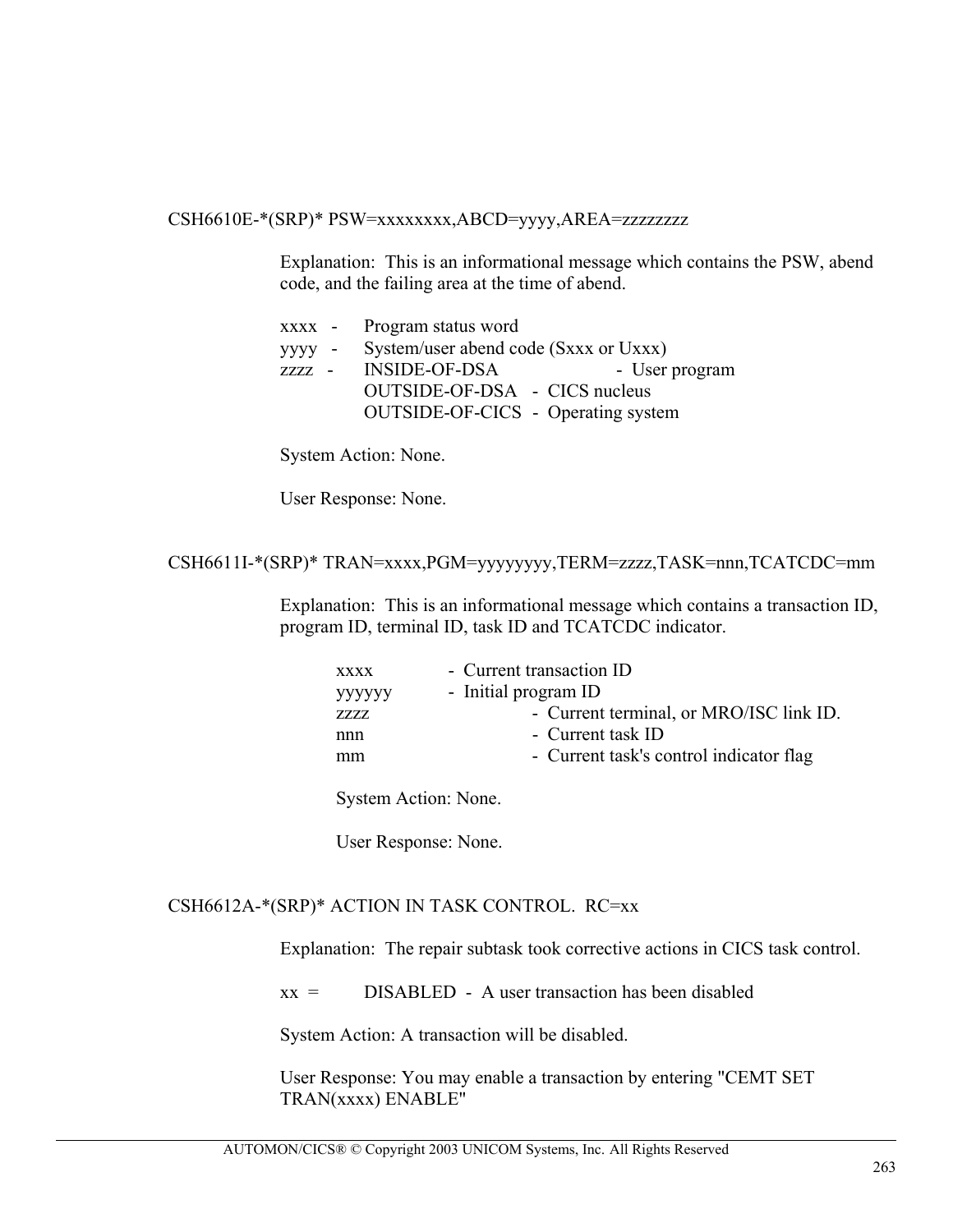## CSH6610E-*(SRP)* PSW=xxxxxxxx,ABCD=yyyy,AREA=zzzzzzzz

Explanation: This is an informational message which contains the PSW, abend code, and the failing area at the time of abend.

| | | | |
|---|---|---|---|
| xxxx | - | Program status word | |
| yyyy | - | System/user abend code (Sxxx or Uxxx) | |
| zzzz | - | INSIDE-OF-DSA | - User program |
| | | OUTSIDE-OF-DSA | - CICS nucleus |
| | | OUTSIDE-OF-CICS | - Operating system |

System Action: None.

User Response: None.

## CSH6611I-*(SRP)* TRAN=xxxx,PGM=yyyyyyyy,TERM=zzzz,TASK=nnn,TCATCDC=mm

Explanation: This is an informational message which contains a transaction ID, program ID, terminal ID, task ID and TCATCDC indicator.

| | |
|---|---|
| xxxx | - Current transaction ID |
| yyyyyy | - Initial program ID |
| zzzz | - Current terminal, or MRO/ISC link ID. |
| nnn | - Current task ID |
| mm | - Current task's control indicator flag |

System Action: None.

User Response: None.

## CSH6612A-*(SRP)* ACTION IN TASK CONTROL. RC=xx

Explanation: The repair subtask took corrective actions in CICS task control.

xx = DISABLED - A user transaction has been disabled

System Action: A transaction will be disabled.

User Response: You may enable a transaction by entering "CEMT SET TRAN(xxxx) ENABLE"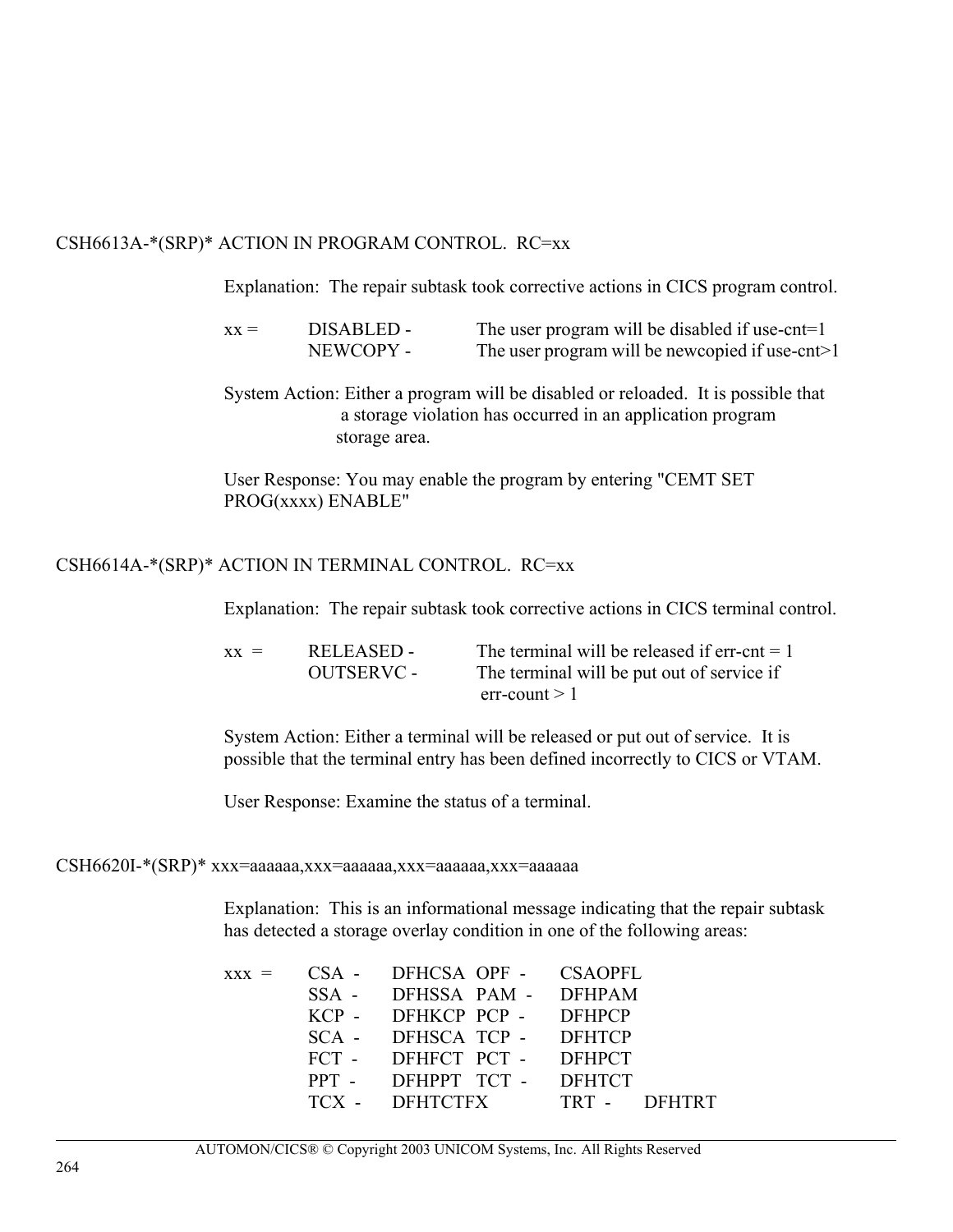CSH6613A-*(SRP)* ACTION IN PROGRAM CONTROL.  RC=xx

Explanation:  The repair subtask took corrective actions in CICS program control.

| xx = | | |
|---|---|---|
| | DISABLED - | The user program will be disabled if use-cnt=1 |
| | NEWCOPY - | The user program will be newcopied if use-cnt>1 |

System Action: Either a program will be disabled or reloaded.  It is possible that a storage violation has occurred in an application program storage area.

User Response: You may enable the program by entering "CEMT SET PROG(xxxx) ENABLE"

CSH6614A-*(SRP)* ACTION IN TERMINAL CONTROL.  RC=xx

Explanation:  The repair subtask took corrective actions in CICS terminal control.

| xx = | | |
|---|---|---|
| | RELEASED - | The terminal will be released if err-cnt = 1 |
| | OUTSERVC - | The terminal will be put out of service if err-count > 1 |

System Action: Either a terminal will be released or put out of service.  It is possible that the terminal entry has been defined incorrectly to CICS or VTAM.

User Response: Examine the status of a terminal.

CSH6620I-*(SRP)* xxx=aaaaaa,xxx=aaaaaa,xxx=aaaaaa,xxx=aaaaaa

Explanation:  This is an informational message indicating that the repair subtask has detected a storage overlay condition in one of the following areas:

| xxx = | | | | |
|---|---|---|---|---|
| | CSA - | DFHCSA | OPF - | CSAOPFL |
| | SSA - | DFHSSA | PAM - | DFHPAM |
| | KCP - | DFHKCP | PCP - | DFHPCP |
| | SCA - | DFHSCA | TCP - | DFHTCP |
| | FCT - | DFHFCT | PCT - | DFHPCT |
| | PPT - | DFHPPT | TCT - | DFHTCT |
| | TCX - | DFHTCTFX | TRT - | DFHTRT |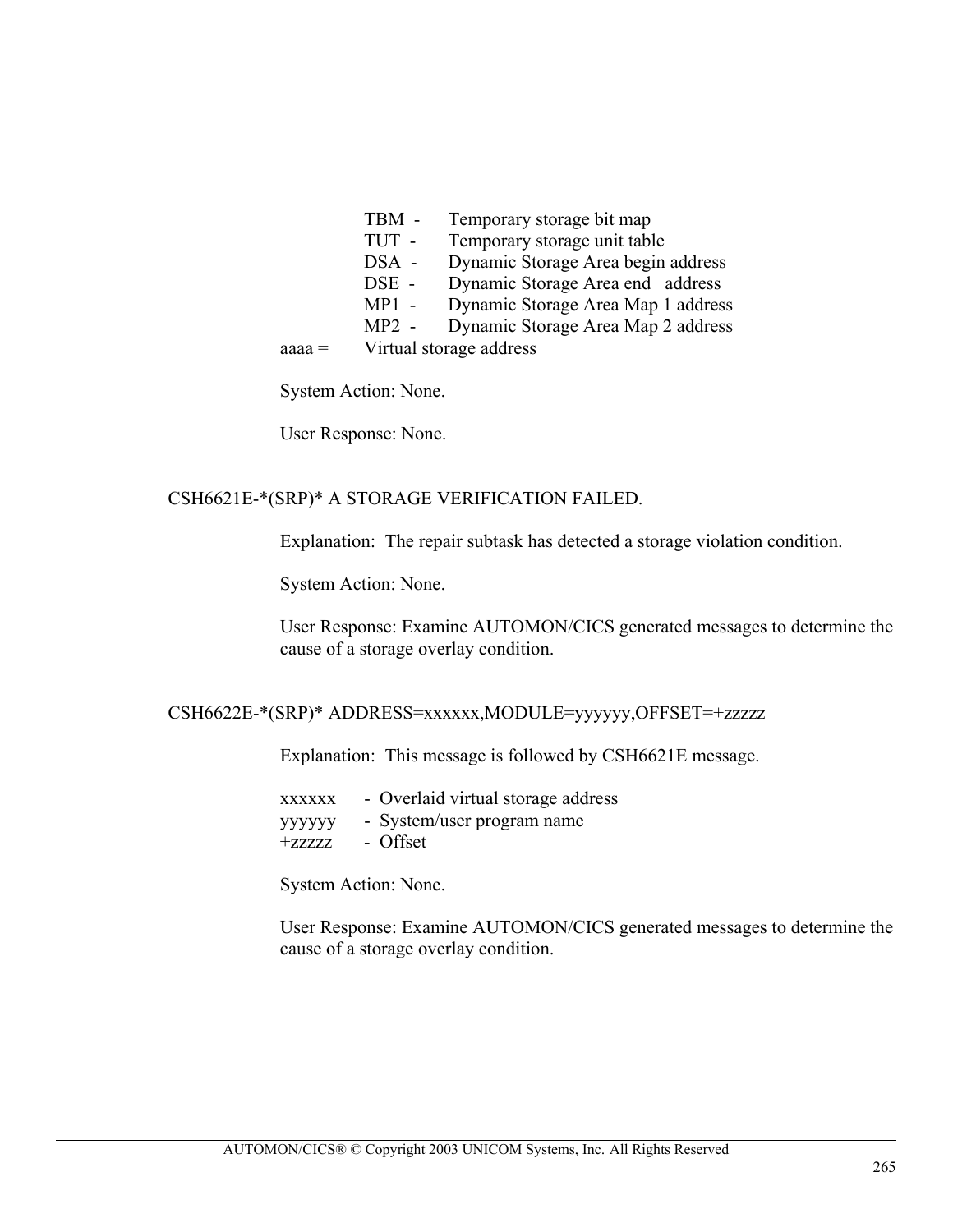TBM - Temporary storage bit map
TUT - Temporary storage unit table
DSA - Dynamic Storage Area begin address
DSE - Dynamic Storage Area end address
MP1 - Dynamic Storage Area Map 1 address
MP2 - Dynamic Storage Area Map 2 address

aaaa = Virtual storage address

System Action: None.

User Response: None.

CSH6621E-*(SRP)* A STORAGE VERIFICATION FAILED.

Explanation: The repair subtask has detected a storage violation condition.

System Action: None.

User Response: Examine AUTOMON/CICS generated messages to determine the cause of a storage overlay condition.

CSH6622E-*(SRP)* ADDRESS=xxxxxx,MODULE=yyyyyy,OFFSET=+zzzzz

Explanation: This message is followed by CSH6621E message.

xxxxxx - Overlaid virtual storage address
yyyyyy - System/user program name
+zzzzz - Offset

System Action: None.

User Response: Examine AUTOMON/CICS generated messages to determine the cause of a storage overlay condition.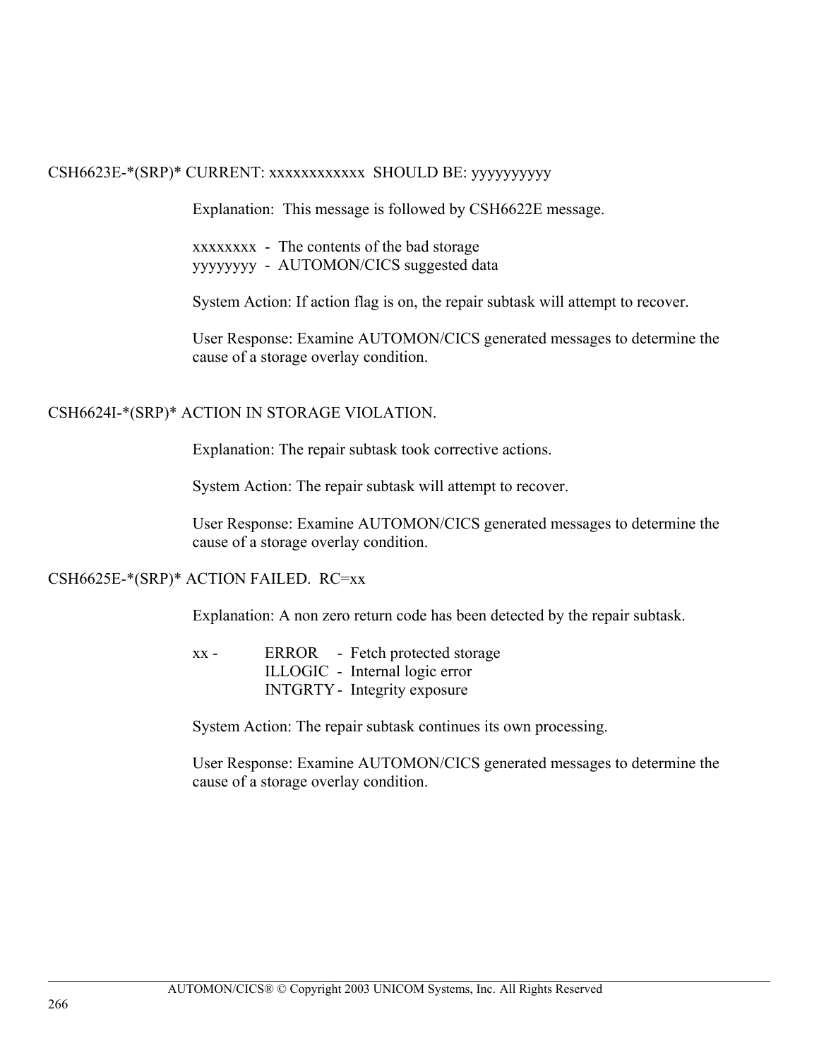CSH6623E-*(SRP)* CURRENT: xxxxxxxxxxxx SHOULD BE: yyyyyyyyyy

Explanation: This message is followed by CSH6622E message.

xxxxxxxx - The contents of the bad storage
yyyyyyyy - AUTOMON/CICS suggested data

System Action: If action flag is on, the repair subtask will attempt to recover.

User Response: Examine AUTOMON/CICS generated messages to determine the cause of a storage overlay condition.

CSH6624I-*(SRP)* ACTION IN STORAGE VIOLATION.

Explanation: The repair subtask took corrective actions.

System Action: The repair subtask will attempt to recover.

User Response: Examine AUTOMON/CICS generated messages to determine the cause of a storage overlay condition.

CSH6625E-*(SRP)* ACTION FAILED. RC=xx

Explanation: A non zero return code has been detected by the repair subtask.

xx - ERROR - Fetch protected storage
ILLOGIC - Internal logic error
INTGRTY - Integrity exposure

System Action: The repair subtask continues its own processing.

User Response: Examine AUTOMON/CICS generated messages to determine the cause of a storage overlay condition.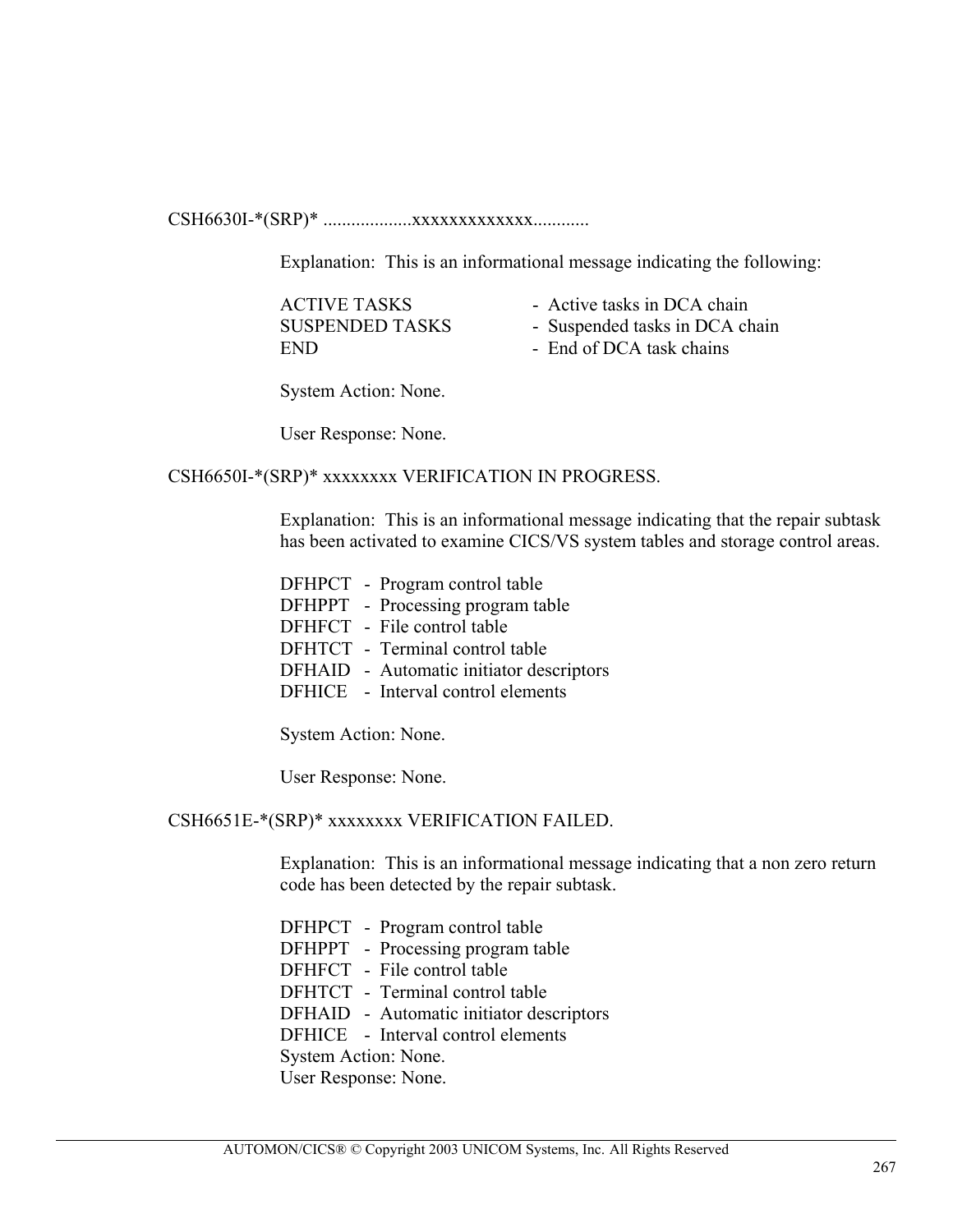CSH6630I-*(SRP)* ...................xxxxxxxxxxxxx............

Explanation: This is an informational message indicating the following:

| | |
|---|---|
| ACTIVE TASKS | - Active tasks in DCA chain |
| SUSPENDED TASKS | - Suspended tasks in DCA chain |
| END | - End of DCA task chains |

System Action: None.

User Response: None.

CSH6650I-*(SRP)* xxxxxxxx VERIFICATION IN PROGRESS.

Explanation: This is an informational message indicating that the repair subtask has been activated to examine CICS/VS system tables and storage control areas.

| | |
|---|---|
| DFHPCT | - Program control table |
| DFHPPT | - Processing program table |
| DFHFCT | - File control table |
| DFHTCT | - Terminal control table |
| DFHAID | - Automatic initiator descriptors |
| DFHICE | - Interval control elements |

System Action: None.

User Response: None.

CSH6651E-*(SRP)* xxxxxxxx VERIFICATION FAILED.

Explanation: This is an informational message indicating that a non zero return code has been detected by the repair subtask.

| | |
|---|---|
| DFHPCT | - Program control table |
| DFHPPT | - Processing program table |
| DFHFCT | - File control table |
| DFHTCT | - Terminal control table |
| DFHAID | - Automatic initiator descriptors |
| DFHICE | - Interval control elements |

System Action: None.
User Response: None.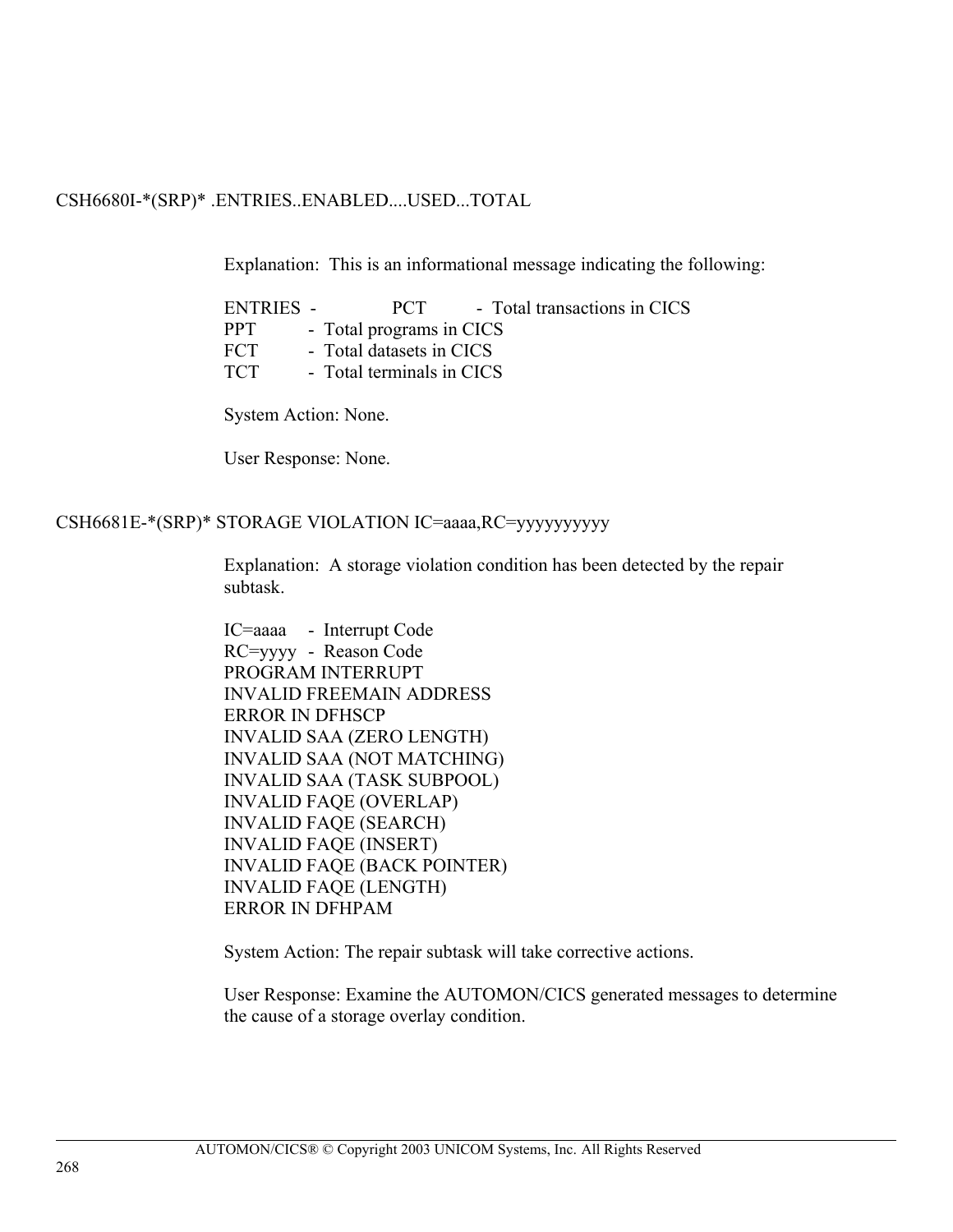CSH6680I-*(SRP)* .ENTRIES..ENABLED....USED...TOTAL

Explanation: This is an informational message indicating the following:

ENTRIES - PCT - Total transactions in CICS
PPT - Total programs in CICS
FCT - Total datasets in CICS
TCT - Total terminals in CICS

System Action: None.

User Response: None.

CSH6681E-*(SRP)* STORAGE VIOLATION IC=aaaa,RC=yyyyyyyyyy

Explanation: A storage violation condition has been detected by the repair subtask.

IC=aaaa - Interrupt Code
RC=yyyy - Reason Code
PROGRAM INTERRUPT
INVALID FREEMAIN ADDRESS
ERROR IN DFHSCP
INVALID SAA (ZERO LENGTH)
INVALID SAA (NOT MATCHING)
INVALID SAA (TASK SUBPOOL)
INVALID FAQE (OVERLAP)
INVALID FAQE (SEARCH)
INVALID FAQE (INSERT)
INVALID FAQE (BACK POINTER)
INVALID FAQE (LENGTH)
ERROR IN DFHPAM

System Action: The repair subtask will take corrective actions.

User Response: Examine the AUTOMON/CICS generated messages to determine the cause of a storage overlay condition.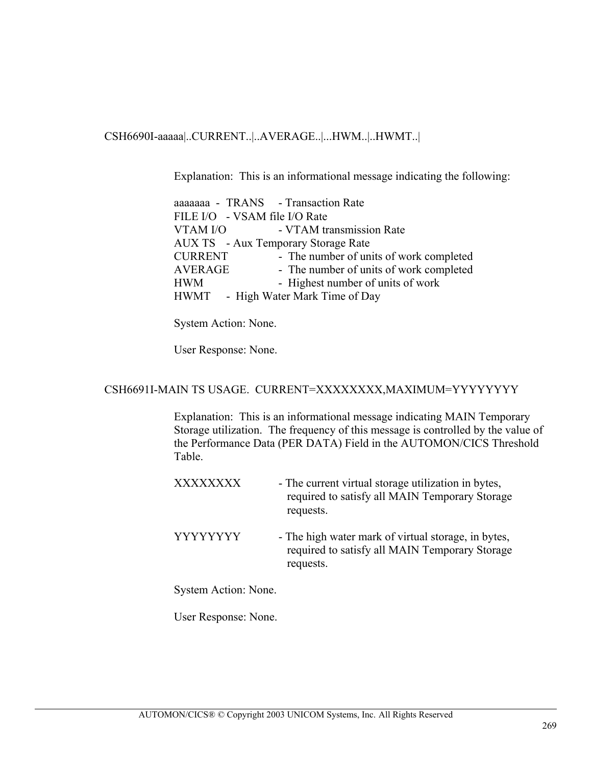CSH6690I-aaaaa|..CURRENT..|..AVERAGE..|...HWM..|..HWMT..|

Explanation: This is an informational message indicating the following:

aaaaaaa - TRANS - Transaction Rate
FILE I/O - VSAM file I/O Rate
VTAM I/O - VTAM transmission Rate
AUX TS - Aux Temporary Storage Rate
CURRENT - The number of units of work completed
AVERAGE - The number of units of work completed
HWM - Highest number of units of work
HWMT - High Water Mark Time of Day

System Action: None.

User Response: None.

CSH6691I-MAIN TS USAGE. CURRENT=XXXXXXXX,MAXIMUM=YYYYYYYY

Explanation: This is an informational message indicating MAIN Temporary Storage utilization. The frequency of this message is controlled by the value of the Performance Data (PER DATA) Field in the AUTOMON/CICS Threshold Table.

XXXXXXXX - The current virtual storage utilization in bytes, required to satisfy all MAIN Temporary Storage requests.

YYYYYYYY - The high water mark of virtual storage, in bytes, required to satisfy all MAIN Temporary Storage requests.

System Action: None.

User Response: None.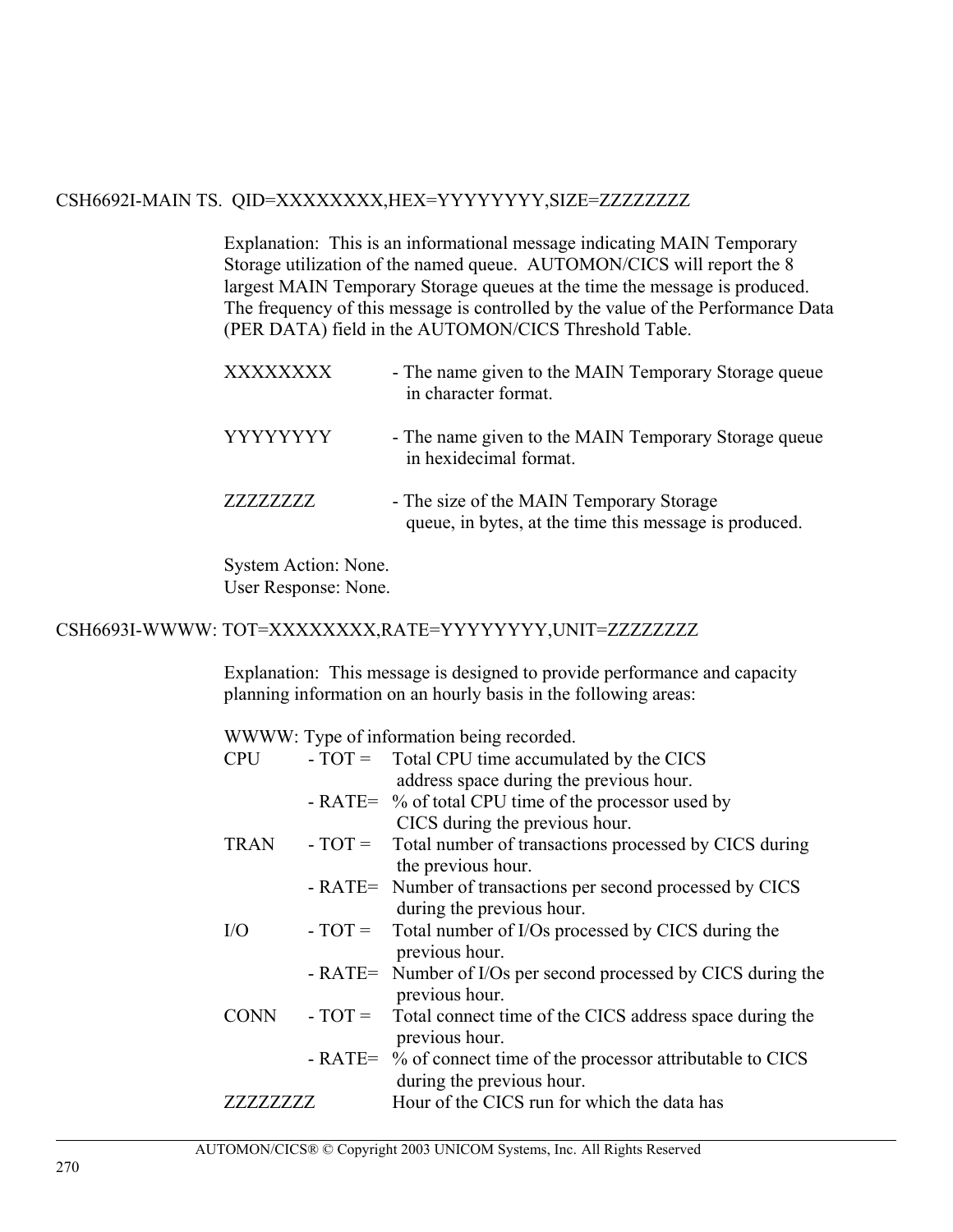CSH6692I-MAIN TS.  QID=XXXXXXXX,HEX=YYYYYYYY,SIZE=ZZZZZZZZ

Explanation:  This is an informational message indicating MAIN Temporary Storage utilization of the named queue.  AUTOMON/CICS will report the 8 largest MAIN Temporary Storage queues at the time the message is produced. The frequency of this message is controlled by the value of the Performance Data (PER DATA) field in the AUTOMON/CICS Threshold Table.

| | |
|---|---|
| XXXXXXXX | - The name given to the MAIN Temporary Storage queue in character format. |
| YYYYYYYY | - The name given to the MAIN Temporary Storage queue in hexidecimal format. |
| ZZZZZZZZ | - The size of the MAIN Temporary Storage queue, in bytes, at the time this message is produced. |

System Action: None.
User Response: None.

CSH6693I-WWWW: TOT=XXXXXXXX,RATE=YYYYYYYY,UNIT=ZZZZZZZZ

Explanation:  This message is designed to provide performance and capacity planning information on an hourly basis in the following areas:

WWWW: Type of information being recorded.

| | | |
|---|---|---|
| CPU | - TOT = | Total CPU time accumulated by the CICS address space during the previous hour. |
| | - RATE= | % of total CPU time of the processor used by CICS during the previous hour. |
| TRAN | - TOT = | Total number of transactions processed by CICS during the previous hour. |
| | - RATE= | Number of transactions per second processed by CICS during the previous hour. |
| I/O | - TOT = | Total number of I/Os processed by CICS during the previous hour. |
| | - RATE= | Number of I/Os per second processed by CICS during the previous hour. |
| CONN | - TOT = | Total connect time of the CICS address space during the previous hour. |
| | - RATE= | % of connect time of the processor attributable to CICS during the previous hour. |
| ZZZZZZZZ | | Hour of the CICS run for which the data has |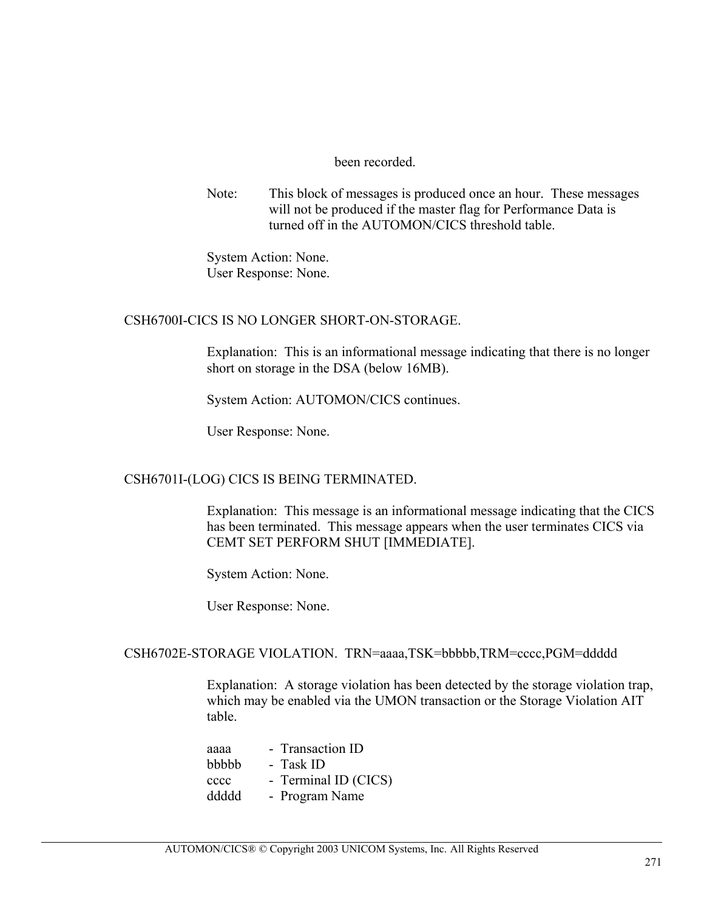been recorded.

Note: This block of messages is produced once an hour. These messages will not be produced if the master flag for Performance Data is turned off in the AUTOMON/CICS threshold table.

System Action: None.
User Response: None.

CSH6700I-CICS IS NO LONGER SHORT-ON-STORAGE.

Explanation: This is an informational message indicating that there is no longer short on storage in the DSA (below 16MB).

System Action: AUTOMON/CICS continues.

User Response: None.

CSH6701I-(LOG) CICS IS BEING TERMINATED.

Explanation: This message is an informational message indicating that the CICS has been terminated. This message appears when the user terminates CICS via CEMT SET PERFORM SHUT [IMMEDIATE].

System Action: None.

User Response: None.

CSH6702E-STORAGE VIOLATION. TRN=aaaa,TSK=bbbbb,TRM=cccc,PGM=ddddd

Explanation: A storage violation has been detected by the storage violation trap, which may be enabled via the UMON transaction or the Storage Violation AIT table.

aaaa - Transaction ID
bbbbb - Task ID
cccc - Terminal ID (CICS)
ddddd - Program Name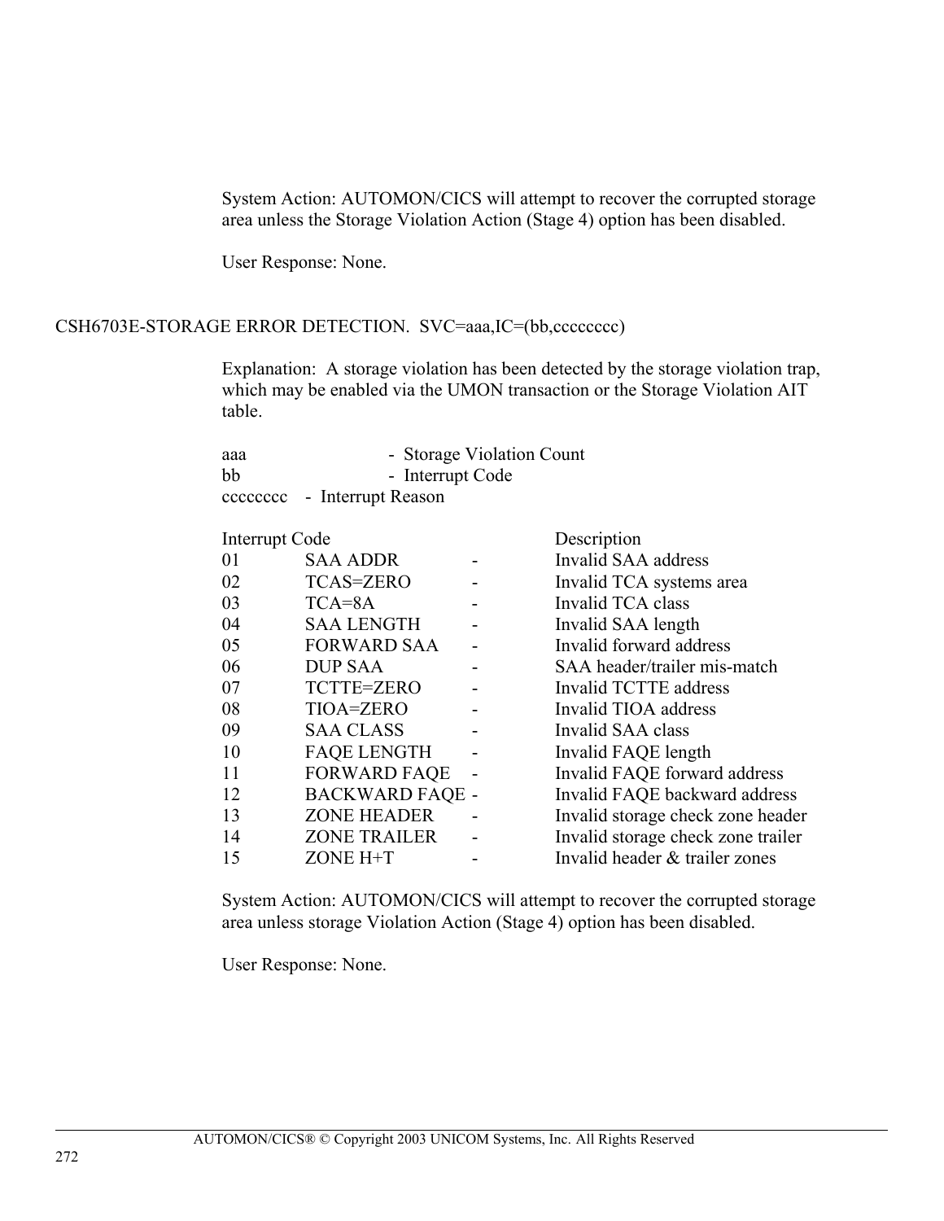System Action: AUTOMON/CICS will attempt to recover the corrupted storage area unless the Storage Violation Action (Stage 4) option has been disabled.

User Response: None.

CSH6703E-STORAGE ERROR DETECTION. SVC=aaa,IC=(bb,cccccccc)

Explanation: A storage violation has been detected by the storage violation trap, which may be enabled via the UMON transaction or the Storage Violation AIT table.

aaa - Storage Violation Count
bb - Interrupt Code
cccccccc - Interrupt Reason

| Interrupt Code | | | Description |
|---|---|---|---|
| 01 | SAA ADDR | - | Invalid SAA address |
| 02 | TCAS=ZERO | - | Invalid TCA systems area |
| 03 | TCA=8A | - | Invalid TCA class |
| 04 | SAA LENGTH | - | Invalid SAA length |
| 05 | FORWARD SAA | - | Invalid forward address |
| 06 | DUP SAA | - | SAA header/trailer mis-match |
| 07 | TCTTE=ZERO | - | Invalid TCTTE address |
| 08 | TIOA=ZERO | - | Invalid TIOA address |
| 09 | SAA CLASS | - | Invalid SAA class |
| 10 | FAQE LENGTH | - | Invalid FAQE length |
| 11 | FORWARD FAQE | - | Invalid FAQE forward address |
| 12 | BACKWARD FAQE | - | Invalid FAQE backward address |
| 13 | ZONE HEADER | - | Invalid storage check zone header |
| 14 | ZONE TRAILER | - | Invalid storage check zone trailer |
| 15 | ZONE H+T | - | Invalid header & trailer zones |

System Action: AUTOMON/CICS will attempt to recover the corrupted storage area unless storage Violation Action (Stage 4) option has been disabled.

User Response: None.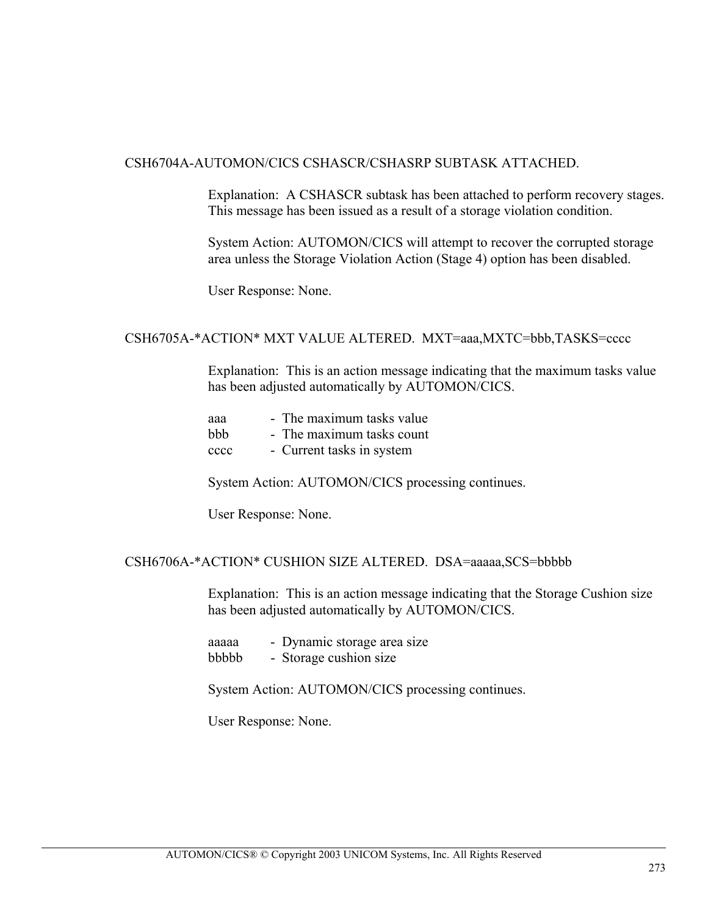CSH6704A-AUTOMON/CICS CSHASCR/CSHASRP SUBTASK ATTACHED.

Explanation: A CSHASCR subtask has been attached to perform recovery stages. This message has been issued as a result of a storage violation condition.

System Action: AUTOMON/CICS will attempt to recover the corrupted storage area unless the Storage Violation Action (Stage 4) option has been disabled.

User Response: None.

CSH6705A-*ACTION* MXT VALUE ALTERED. MXT=aaa,MXTC=bbb,TASKS=cccc

Explanation: This is an action message indicating that the maximum tasks value has been adjusted automatically by AUTOMON/CICS.

aaa - The maximum tasks value
bbb - The maximum tasks count
cccc - Current tasks in system

System Action: AUTOMON/CICS processing continues.

User Response: None.

CSH6706A-*ACTION* CUSHION SIZE ALTERED. DSA=aaaaa,SCS=bbbbb

Explanation: This is an action message indicating that the Storage Cushion size has been adjusted automatically by AUTOMON/CICS.

aaaaa - Dynamic storage area size
bbbbb - Storage cushion size

System Action: AUTOMON/CICS processing continues.

User Response: None.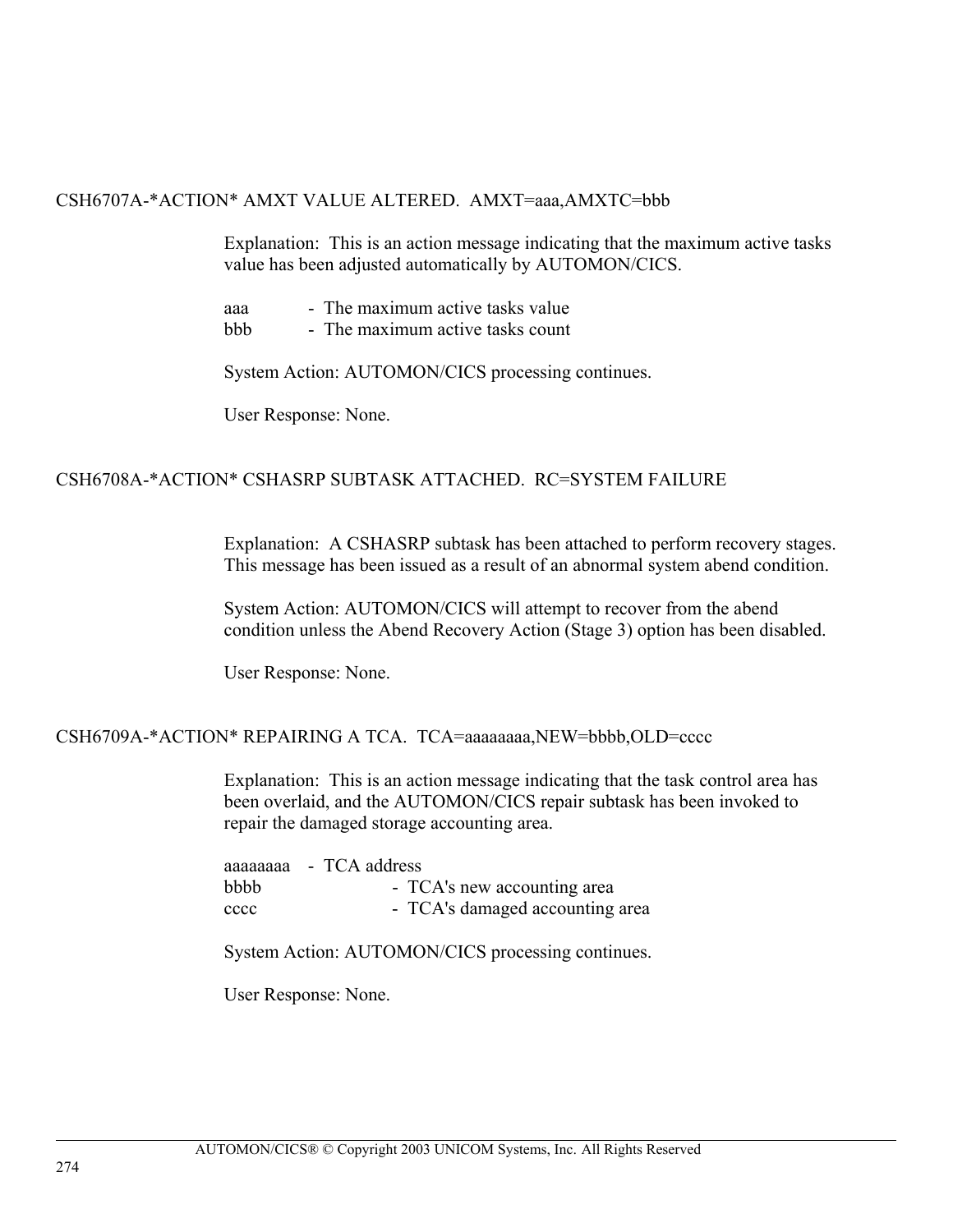CSH6707A-*ACTION* AMXT VALUE ALTERED.  AMXT=aaa,AMXTC=bbb

Explanation:  This is an action message indicating that the maximum active tasks value has been adjusted automatically by AUTOMON/CICS.

aaa - The maximum active tasks value
bbb - The maximum active tasks count

System Action: AUTOMON/CICS processing continues.

User Response: None.

CSH6708A-*ACTION* CSHASRP SUBTASK ATTACHED.  RC=SYSTEM FAILURE

Explanation:  A CSHASRP subtask has been attached to perform recovery stages. This message has been issued as a result of an abnormal system abend condition.

System Action: AUTOMON/CICS will attempt to recover from the abend condition unless the Abend Recovery Action (Stage 3) option has been disabled.

User Response: None.

CSH6709A-*ACTION* REPAIRING A TCA.  TCA=aaaaaaaa,NEW=bbbb,OLD=cccc

Explanation:  This is an action message indicating that the task control area has been overlaid, and the AUTOMON/CICS repair subtask has been invoked to repair the damaged storage accounting area.

aaaaaaaa - TCA address
bbbb - TCA's new accounting area
cccc - TCA's damaged accounting area

System Action: AUTOMON/CICS processing continues.

User Response: None.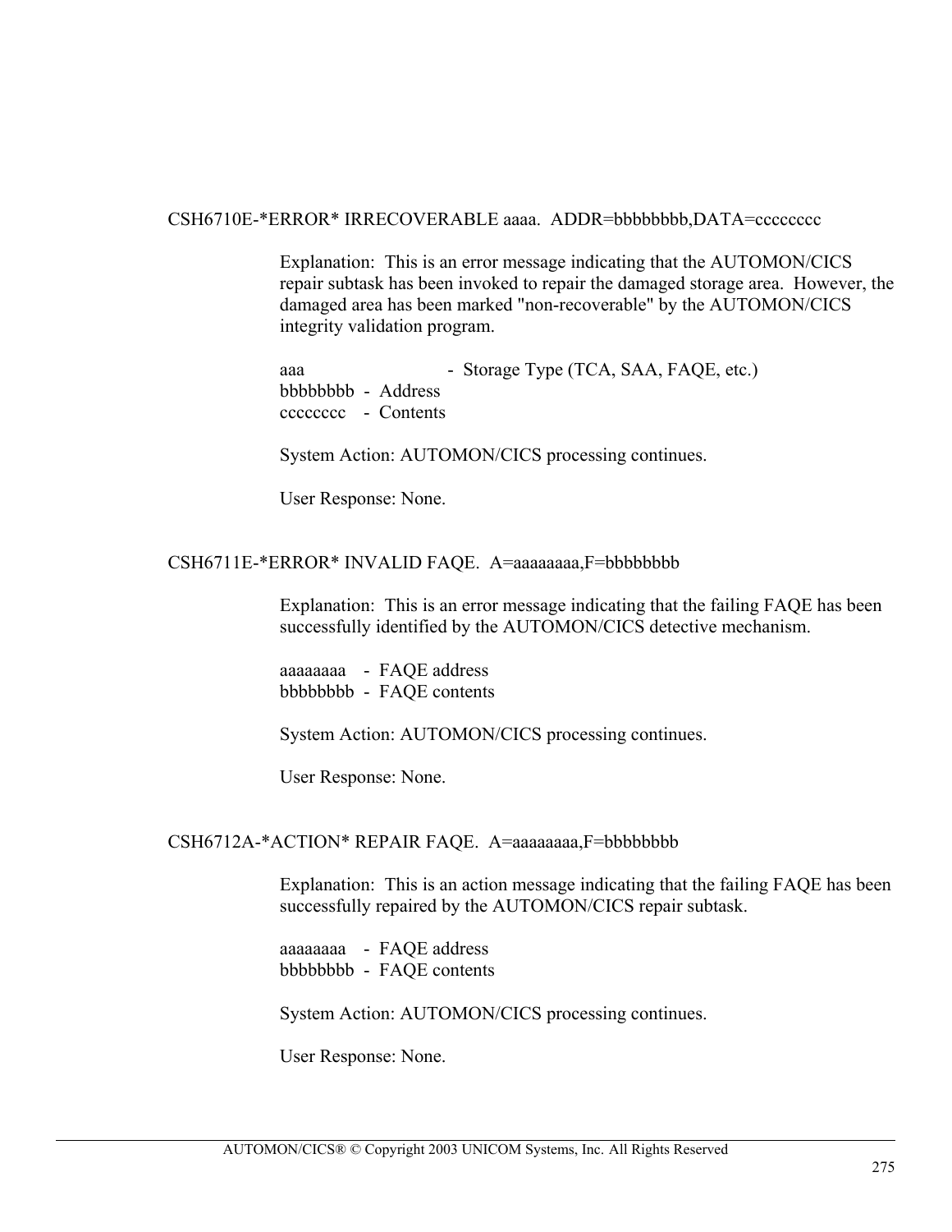CSH6710E-*ERROR* IRRECOVERABLE aaaa.  ADDR=bbbbbbbb,DATA=cccccccc

Explanation:  This is an error message indicating that the AUTOMON/CICS repair subtask has been invoked to repair the damaged storage area.  However, the damaged area has been marked "non-recoverable" by the AUTOMON/CICS integrity validation program.

aaa - Storage Type (TCA, SAA, FAQE, etc.)
bbbbbbbb - Address
cccccccc - Contents

System Action: AUTOMON/CICS processing continues.

User Response: None.

CSH6711E-*ERROR* INVALID FAQE.  A=aaaaaaaa,F=bbbbbbbb

Explanation:  This is an error message indicating that the failing FAQE has been successfully identified by the AUTOMON/CICS detective mechanism.

aaaaaaaa - FAQE address
bbbbbbbb - FAQE contents

System Action: AUTOMON/CICS processing continues.

User Response: None.

CSH6712A-*ACTION* REPAIR FAQE.  A=aaaaaaaa,F=bbbbbbbb

Explanation:  This is an action message indicating that the failing FAQE has been successfully repaired by the AUTOMON/CICS repair subtask.

aaaaaaaa - FAQE address
bbbbbbbb - FAQE contents

System Action: AUTOMON/CICS processing continues.

User Response: None.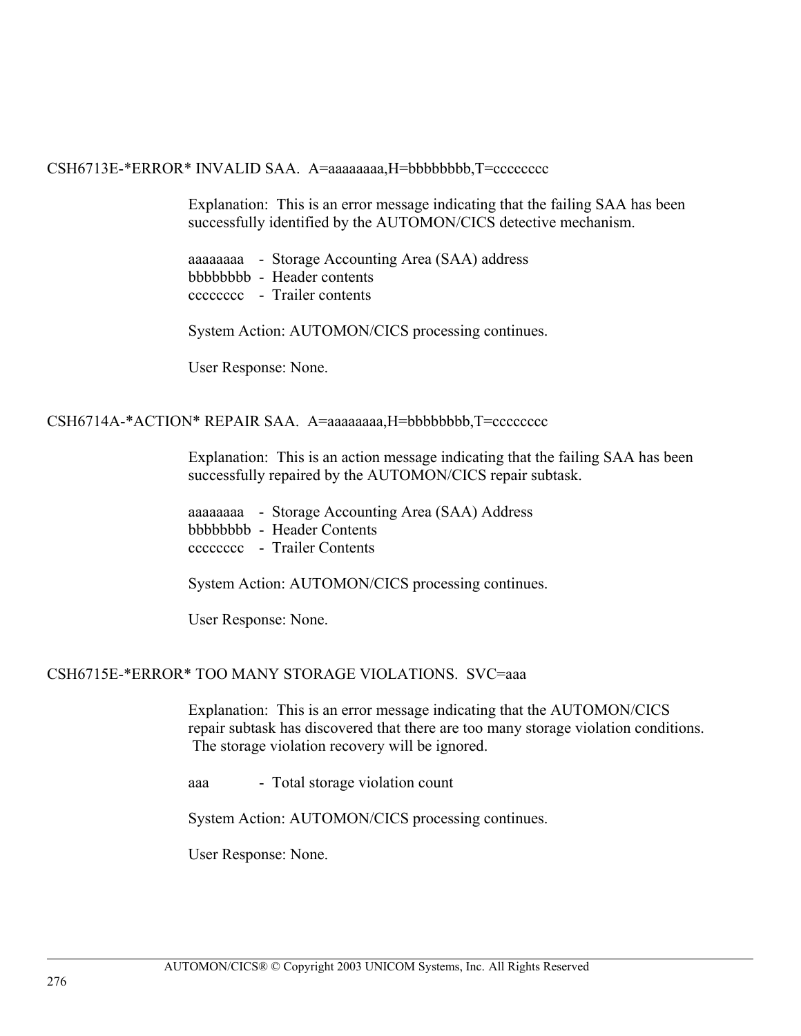CSH6713E-*ERROR* INVALID SAA.  A=aaaaaaaa,H=bbbbbbbb,T=cccccccc

Explanation:  This is an error message indicating that the failing SAA has been successfully identified by the AUTOMON/CICS detective mechanism.

aaaaaaaa - Storage Accounting Area (SAA) address
bbbbbbbb - Header contents
cccccccc - Trailer contents

System Action: AUTOMON/CICS processing continues.

User Response: None.

CSH6714A-*ACTION* REPAIR SAA.  A=aaaaaaaa,H=bbbbbbbb,T=cccccccc

Explanation:  This is an action message indicating that the failing SAA has been successfully repaired by the AUTOMON/CICS repair subtask.

aaaaaaaa - Storage Accounting Area (SAA) Address
bbbbbbbb - Header Contents
cccccccc - Trailer Contents

System Action: AUTOMON/CICS processing continues.

User Response: None.

CSH6715E-*ERROR* TOO MANY STORAGE VIOLATIONS.  SVC=aaa

Explanation:  This is an error message indicating that the AUTOMON/CICS repair subtask has discovered that there are too many storage violation conditions. The storage violation recovery will be ignored.

aaa - Total storage violation count

System Action: AUTOMON/CICS processing continues.

User Response: None.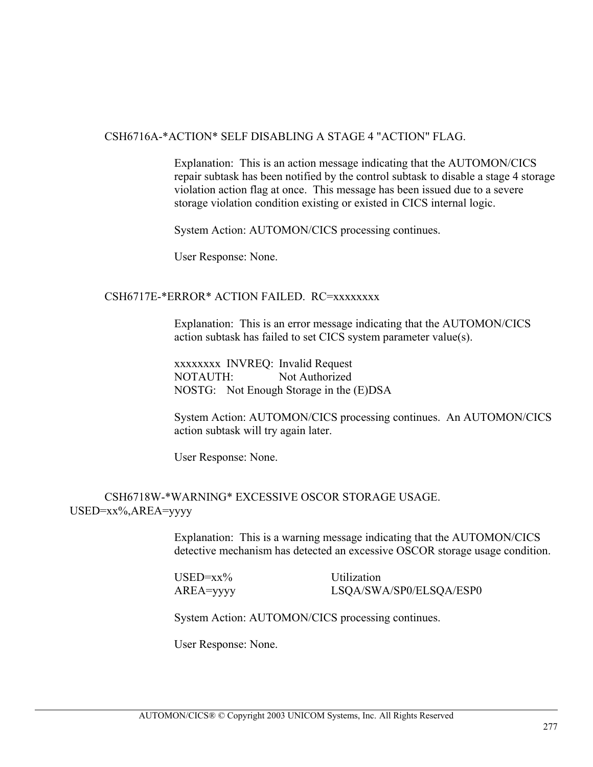CSH6716A-*ACTION* SELF DISABLING A STAGE 4 "ACTION" FLAG.

Explanation: This is an action message indicating that the AUTOMON/CICS repair subtask has been notified by the control subtask to disable a stage 4 storage violation action flag at once. This message has been issued due to a severe storage violation condition existing or existed in CICS internal logic.

System Action: AUTOMON/CICS processing continues.

User Response: None.

CSH6717E-*ERROR* ACTION FAILED. RC=xxxxxxxx

Explanation: This is an error message indicating that the AUTOMON/CICS action subtask has failed to set CICS system parameter value(s).

xxxxxxxx INVREQ: Invalid Request
NOTAUTH: Not Authorized
NOSTG: Not Enough Storage in the (E)DSA

System Action: AUTOMON/CICS processing continues. An AUTOMON/CICS action subtask will try again later.

User Response: None.

CSH6718W-*WARNING* EXCESSIVE OSCOR STORAGE USAGE.
USED=xx%,AREA=yyyy

Explanation: This is a warning message indicating that the AUTOMON/CICS detective mechanism has detected an excessive OSCOR storage usage condition.

USED=xx% Utilization
AREA=yyyy LSQA/SWA/SP0/ELSQA/ESP0

System Action: AUTOMON/CICS processing continues.

User Response: None.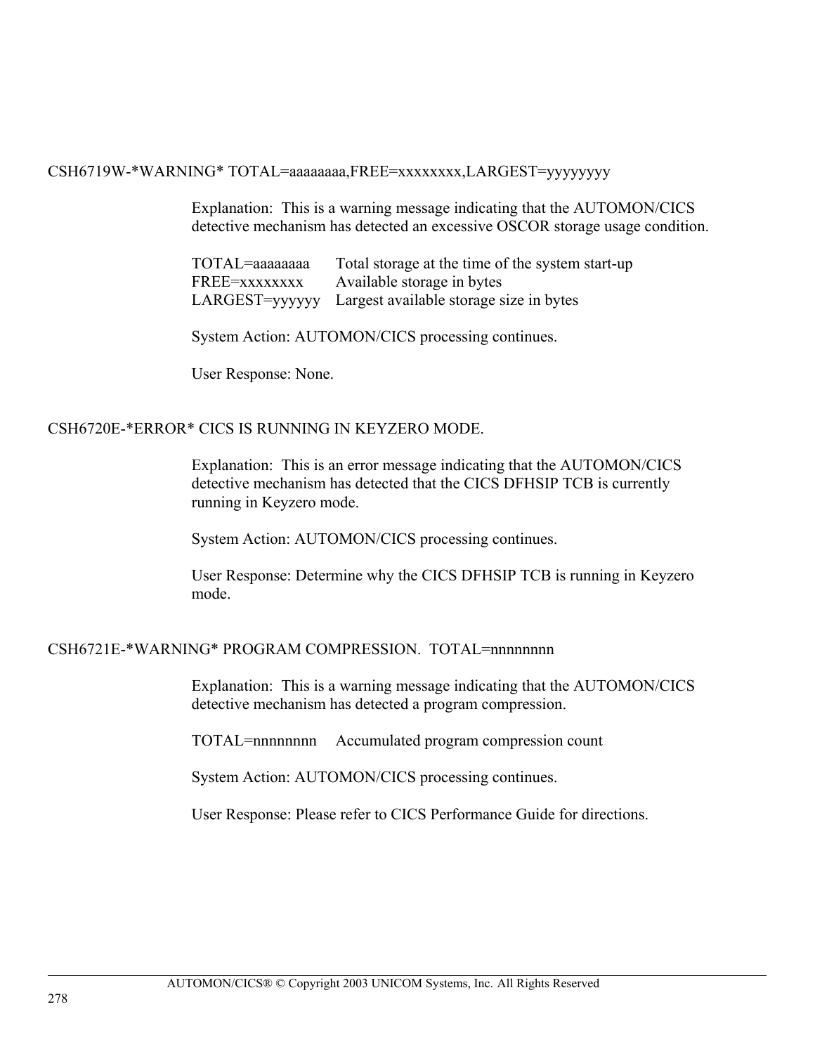CSH6719W-*WARNING* TOTAL=aaaaaaaa,FREE=xxxxxxxx,LARGEST=yyyyyyyy

Explanation: This is a warning message indicating that the AUTOMON/CICS detective mechanism has detected an excessive OSCOR storage usage condition.

| | |
|---|---|
| TOTAL=aaaaaaaa | Total storage at the time of the system start-up |
| FREE=xxxxxxxx | Available storage in bytes |
| LARGEST=yyyyyy | Largest available storage size in bytes |

System Action: AUTOMON/CICS processing continues.

User Response: None.

CSH6720E-*ERROR* CICS IS RUNNING IN KEYZERO MODE.

Explanation: This is an error message indicating that the AUTOMON/CICS detective mechanism has detected that the CICS DFHSIP TCB is currently running in Keyzero mode.

System Action: AUTOMON/CICS processing continues.

User Response: Determine why the CICS DFHSIP TCB is running in Keyzero mode.

CSH6721E-*WARNING* PROGRAM COMPRESSION. TOTAL=nnnnnnnn

Explanation: This is a warning message indicating that the AUTOMON/CICS detective mechanism has detected a program compression.

| | |
|---|---|
| TOTAL=nnnnnnnn | Accumulated program compression count |

System Action: AUTOMON/CICS processing continues.

User Response: Please refer to CICS Performance Guide for directions.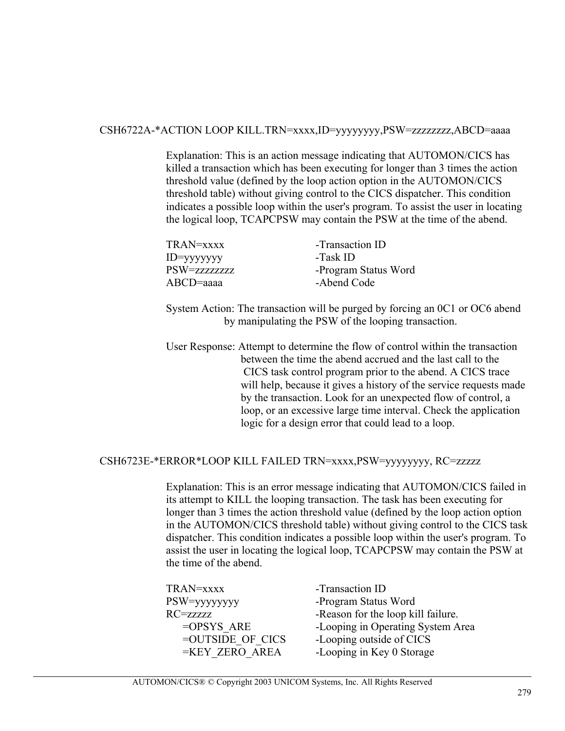CSH6722A-*ACTION LOOP KILL.TRN=xxxx,ID=yyyyyyyy,PSW=zzzzzzzz,ABCD=aaaa

Explanation: This is an action message indicating that AUTOMON/CICS has killed a transaction which has been executing for longer than 3 times the action threshold value (defined by the loop action option in the AUTOMON/CICS threshold table) without giving control to the CICS dispatcher. This condition indicates a possible loop within the user's program. To assist the user in locating the logical loop, TCAPCPSW may contain the PSW at the time of the abend.

| | |
|---|---|
| TRAN=xxxx | -Transaction ID |
| ID=yyyyyyy | -Task ID |
| PSW=zzzzzzzz | -Program Status Word |
| ABCD=aaaa | -Abend Code |

System Action: The transaction will be purged by forcing an 0C1 or OC6 abend by manipulating the PSW of the looping transaction.

User Response: Attempt to determine the flow of control within the transaction between the time the abend accrued and the last call to the CICS task control program prior to the abend. A CICS trace will help, because it gives a history of the service requests made by the transaction. Look for an unexpected flow of control, a loop, or an excessive large time interval. Check the application logic for a design error that could lead to a loop.

CSH6723E-*ERROR*LOOP KILL FAILED TRN=xxxx,PSW=yyyyyyyy, RC=zzzzz

Explanation: This is an error message indicating that AUTOMON/CICS failed in its attempt to KILL the looping transaction. The task has been executing for longer than 3 times the action threshold value (defined by the loop action option in the AUTOMON/CICS threshold table) without giving control to the CICS task dispatcher. This condition indicates a possible loop within the user's program. To assist the user in locating the logical loop, TCAPCPSW may contain the PSW at the time of the abend.

| | |
|---|---|
| TRAN=xxxx | -Transaction ID |
| PSW=yyyyyyyy | -Program Status Word |
| RC=zzzzz | -Reason for the loop kill failure. |
| =OPSYS_ARE | -Looping in Operating System Area |
| =OUTSIDE_OF_CICS | -Looping outside of CICS |
| =KEY_ZERO_AREA | -Looping in Key 0 Storage |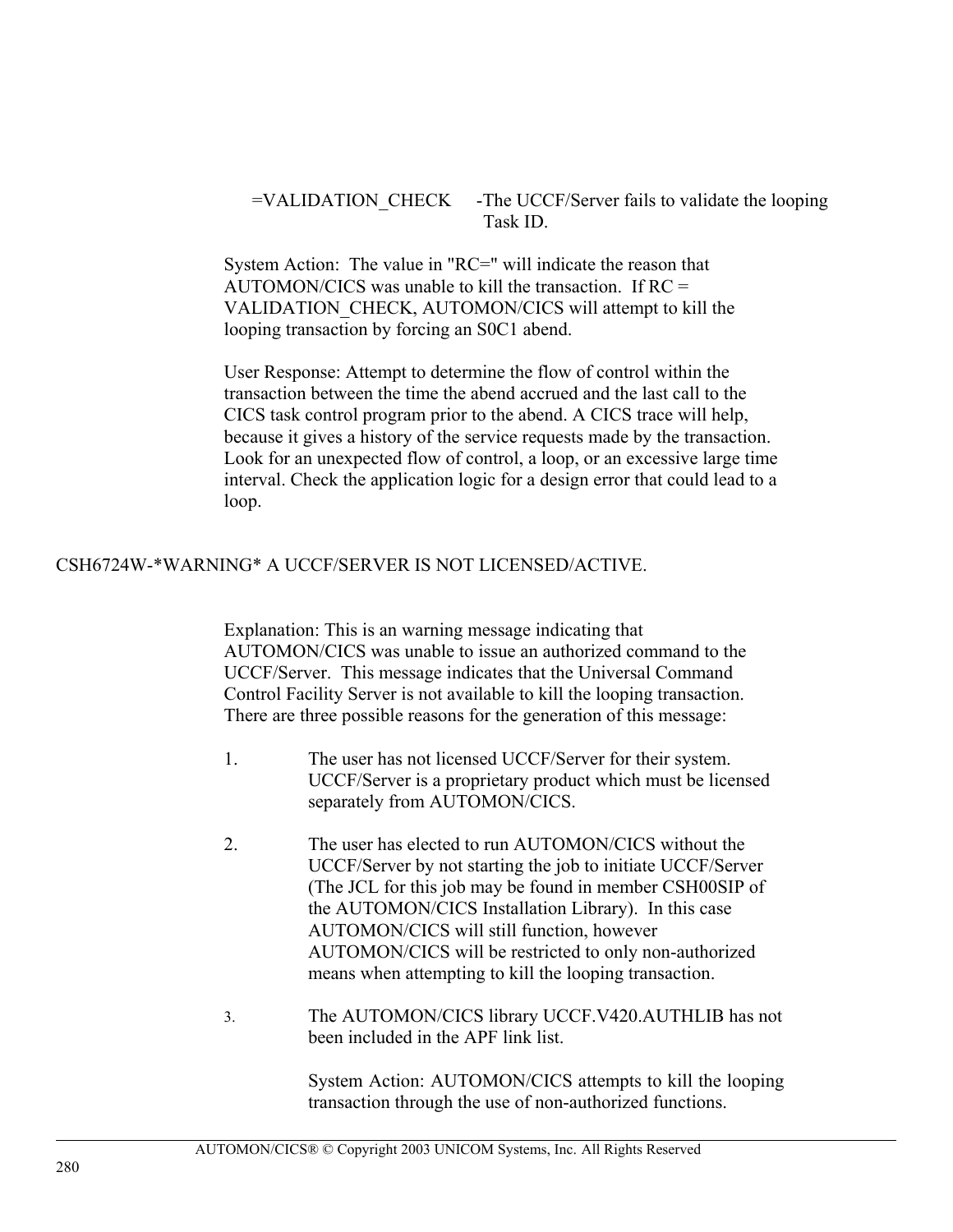=VALIDATION_CHECK -The UCCF/Server fails to validate the looping Task ID.

System Action: The value in "RC=" will indicate the reason that AUTOMON/CICS was unable to kill the transaction. If RC = VALIDATION_CHECK, AUTOMON/CICS will attempt to kill the looping transaction by forcing an S0C1 abend.

User Response: Attempt to determine the flow of control within the transaction between the time the abend accrued and the last call to the CICS task control program prior to the abend. A CICS trace will help, because it gives a history of the service requests made by the transaction. Look for an unexpected flow of control, a loop, or an excessive large time interval. Check the application logic for a design error that could lead to a loop.

CSH6724W-*WARNING* A UCCF/SERVER IS NOT LICENSED/ACTIVE.

Explanation: This is an warning message indicating that AUTOMON/CICS was unable to issue an authorized command to the UCCF/Server. This message indicates that the Universal Command Control Facility Server is not available to kill the looping transaction. There are three possible reasons for the generation of this message:

1. The user has not licensed UCCF/Server for their system. UCCF/Server is a proprietary product which must be licensed separately from AUTOMON/CICS.

2. The user has elected to run AUTOMON/CICS without the UCCF/Server by not starting the job to initiate UCCF/Server (The JCL for this job may be found in member CSH00SIP of the AUTOMON/CICS Installation Library). In this case AUTOMON/CICS will still function, however AUTOMON/CICS will be restricted to only non-authorized means when attempting to kill the looping transaction.

3. The AUTOMON/CICS library UCCF.V420.AUTHLIB has not been included in the APF link list.

   System Action: AUTOMON/CICS attempts to kill the looping transaction through the use of non-authorized functions.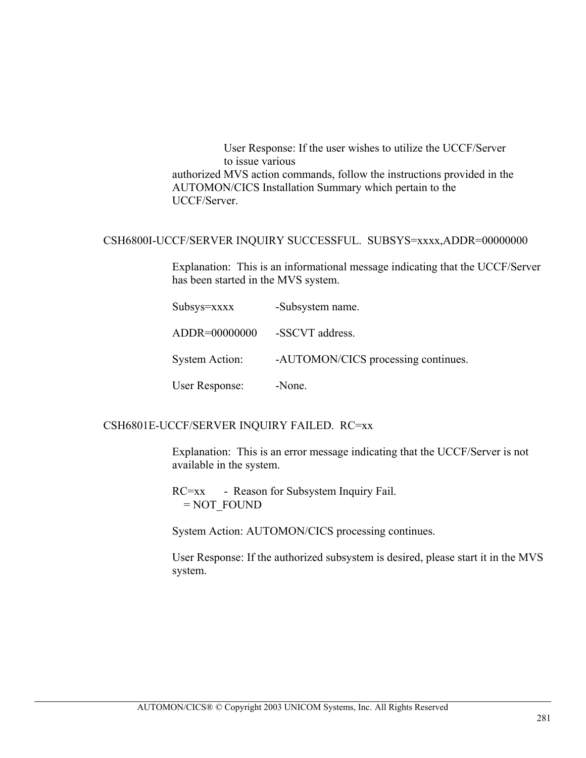User Response: If the user wishes to utilize the UCCF/Server to issue various authorized MVS action commands, follow the instructions provided in the AUTOMON/CICS Installation Summary which pertain to the UCCF/Server.

CSH6800I-UCCF/SERVER INQUIRY SUCCESSFUL. SUBSYS=xxxx,ADDR=00000000

Explanation: This is an informational message indicating that the UCCF/Server has been started in the MVS system.

Subsys=xxxx -Subsystem name.

ADDR=00000000 -SSCVT address.

System Action: -AUTOMON/CICS processing continues.

User Response: -None.

CSH6801E-UCCF/SERVER INQUIRY FAILED. RC=xx

Explanation: This is an error message indicating that the UCCF/Server is not available in the system.

RC=xx - Reason for Subsystem Inquiry Fail.
= NOT_FOUND

System Action: AUTOMON/CICS processing continues.

User Response: If the authorized subsystem is desired, please start it in the MVS system.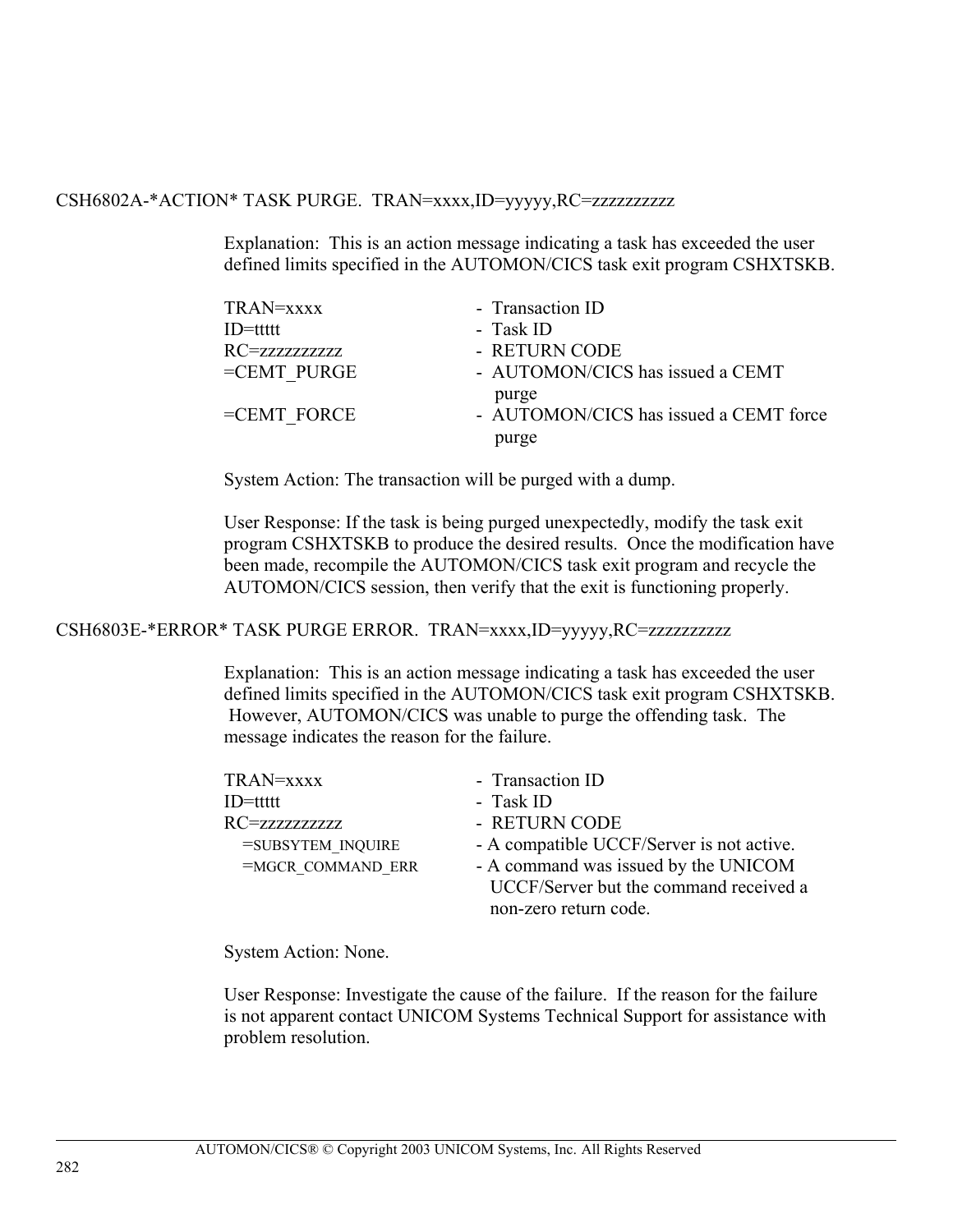CSH6802A-*ACTION* TASK PURGE.  TRAN=xxxx,ID=yyyyy,RC=zzzzzzzzzz

Explanation:  This is an action message indicating a task has exceeded the user defined limits specified in the AUTOMON/CICS task exit program CSHXTSKB.

| | |
|---|---|
| TRAN=xxxx | -  Transaction ID |
| ID=ttttt | -  Task ID |
| RC=zzzzzzzzzz | -  RETURN CODE |
| =CEMT_PURGE | -  AUTOMON/CICS has issued a CEMT purge |
| =CEMT_FORCE | -  AUTOMON/CICS has issued a CEMT force purge |

System Action: The transaction will be purged with a dump.

User Response: If the task is being purged unexpectedly, modify the task exit program CSHXTSKB to produce the desired results.  Once the modification have been made, recompile the AUTOMON/CICS task exit program and recycle the AUTOMON/CICS session, then verify that the exit is functioning properly.

CSH6803E-*ERROR* TASK PURGE ERROR.  TRAN=xxxx,ID=yyyyy,RC=zzzzzzzzzz

Explanation:  This is an action message indicating a task has exceeded the user defined limits specified in the AUTOMON/CICS task exit program CSHXTSKB. However, AUTOMON/CICS was unable to purge the offending task.  The message indicates the reason for the failure.

| | |
|---|---|
| TRAN=xxxx | -  Transaction ID |
| ID=ttttt | -  Task ID |
| RC=zzzzzzzzzz | -  RETURN CODE |
| =SUBSYTEM_INQUIRE | - A compatible UCCF/Server is not active. |
| =MGCR_COMMAND_ERR | - A command was issued by the UNICOM UCCF/Server but the command received a non-zero return code. |

System Action: None.

User Response: Investigate the cause of the failure.  If the reason for the failure is not apparent contact UNICOM Systems Technical Support for assistance with problem resolution.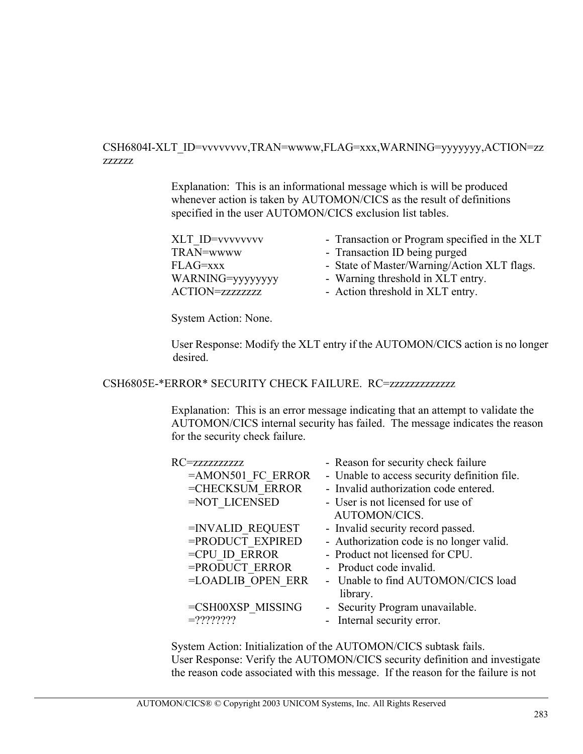CSH6804I-XLT_ID=vvvvvvvv,TRAN=wwww,FLAG=xxx,WARNING=yyyyyyy,ACTION=zzzzzzzz

Explanation: This is an informational message which is will be produced whenever action is taken by AUTOMON/CICS as the result of definitions specified in the user AUTOMON/CICS exclusion list tables.

| | |
|---|---|
| XLT_ID=vvvvvvvv | - Transaction or Program specified in the XLT |
| TRAN=wwww | - Transaction ID being purged |
| FLAG=xxx | - State of Master/Warning/Action XLT flags. |
| WARNING=yyyyyyyy | - Warning threshold in XLT entry. |
| ACTION=zzzzzzzz | - Action threshold in XLT entry. |

System Action: None.

User Response: Modify the XLT entry if the AUTOMON/CICS action is no longer desired.

CSH6805E-*ERROR* SECURITY CHECK FAILURE. RC=zzzzzzzzzzzzz

Explanation: This is an error message indicating that an attempt to validate the AUTOMON/CICS internal security has failed. The message indicates the reason for the security check failure.

| | |
|---|---|
| RC=zzzzzzzzzz | - Reason for security check failure |
| =AMON501_FC_ERROR | - Unable to access security definition file. |
| =CHECKSUM_ERROR | - Invalid authorization code entered. |
| =NOT_LICENSED | - User is not licensed for use of AUTOMON/CICS. |
| =INVALID_REQUEST | - Invalid security record passed. |
| =PRODUCT_EXPIRED | - Authorization code is no longer valid. |
| =CPU_ID_ERROR | - Product not licensed for CPU. |
| =PRODUCT_ERROR | - Product code invalid. |
| =LOADLIB_OPEN_ERR | - Unable to find AUTOMON/CICS load library. |
| =CSH00XSP_MISSING | - Security Program unavailable. |
| =???????? | - Internal security error. |

System Action: Initialization of the AUTOMON/CICS subtask fails.
User Response: Verify the AUTOMON/CICS security definition and investigate the reason code associated with this message. If the reason for the failure is not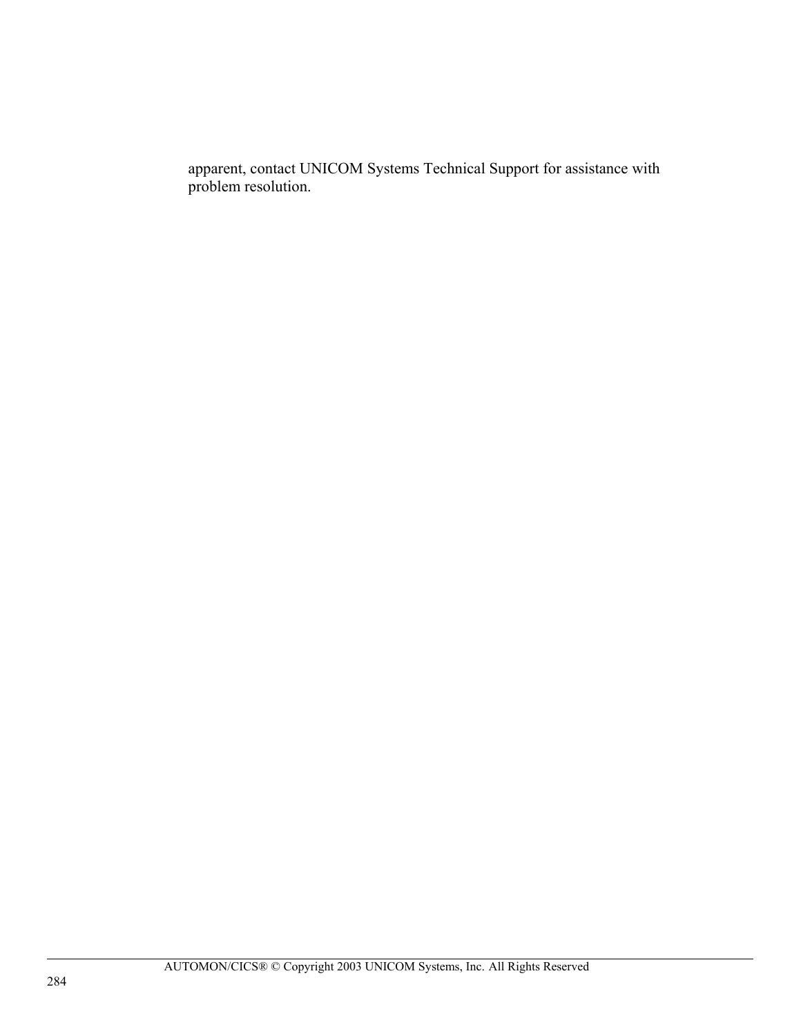apparent, contact UNICOM Systems Technical Support for assistance with problem resolution.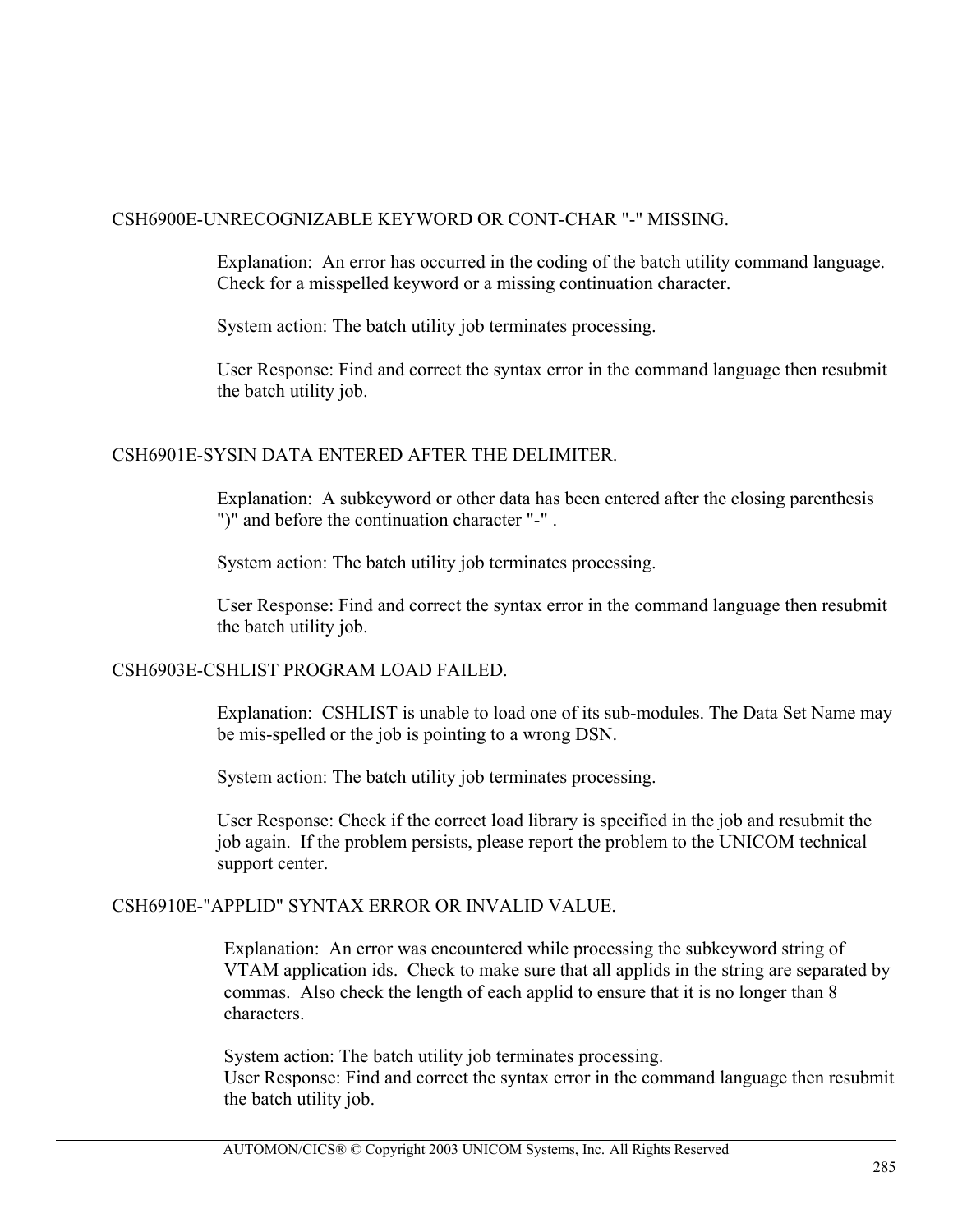CSH6900E-UNRECOGNIZABLE KEYWORD OR CONT-CHAR "-" MISSING.

Explanation: An error has occurred in the coding of the batch utility command language. Check for a misspelled keyword or a missing continuation character.

System action: The batch utility job terminates processing.

User Response: Find and correct the syntax error in the command language then resubmit the batch utility job.

CSH6901E-SYSIN DATA ENTERED AFTER THE DELIMITER.

Explanation: A subkeyword or other data has been entered after the closing parenthesis ")" and before the continuation character "-" .

System action: The batch utility job terminates processing.

User Response: Find and correct the syntax error in the command language then resubmit the batch utility job.

CSH6903E-CSHLIST PROGRAM LOAD FAILED.

Explanation: CSHLIST is unable to load one of its sub-modules. The Data Set Name may be mis-spelled or the job is pointing to a wrong DSN.

System action: The batch utility job terminates processing.

User Response: Check if the correct load library is specified in the job and resubmit the job again. If the problem persists, please report the problem to the UNICOM technical support center.

CSH6910E-"APPLID" SYNTAX ERROR OR INVALID VALUE.

Explanation: An error was encountered while processing the subkeyword string of VTAM application ids. Check to make sure that all applids in the string are separated by commas. Also check the length of each applid to ensure that it is no longer than 8 characters.

System action: The batch utility job terminates processing.
User Response: Find and correct the syntax error in the command language then resubmit the batch utility job.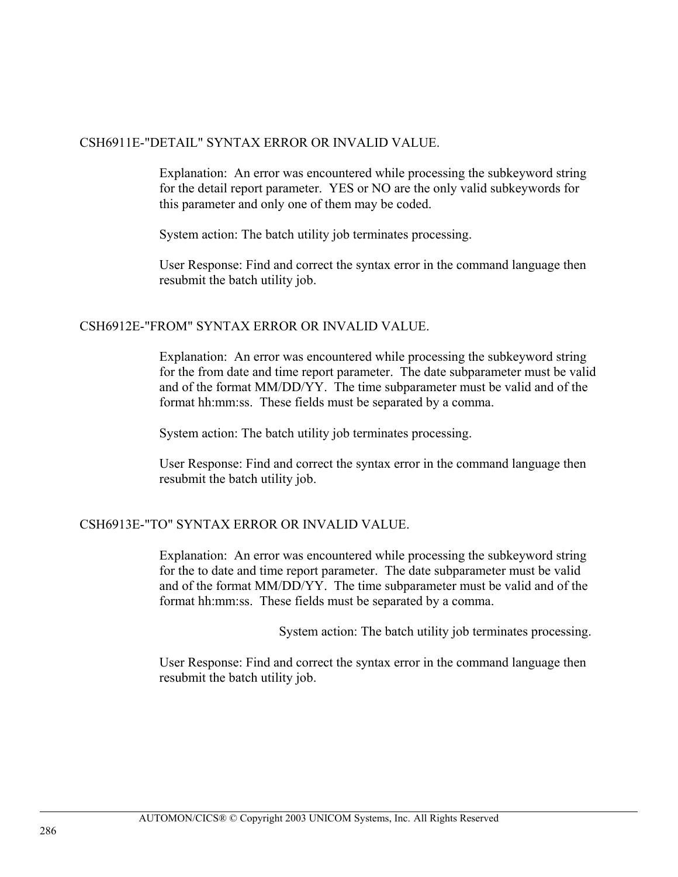CSH6911E-"DETAIL" SYNTAX ERROR OR INVALID VALUE.

Explanation: An error was encountered while processing the subkeyword string for the detail report parameter. YES or NO are the only valid subkeywords for this parameter and only one of them may be coded.

System action: The batch utility job terminates processing.

User Response: Find and correct the syntax error in the command language then resubmit the batch utility job.

CSH6912E-"FROM" SYNTAX ERROR OR INVALID VALUE.

Explanation: An error was encountered while processing the subkeyword string for the from date and time report parameter. The date subparameter must be valid and of the format MM/DD/YY. The time subparameter must be valid and of the format hh:mm:ss. These fields must be separated by a comma.

System action: The batch utility job terminates processing.

User Response: Find and correct the syntax error in the command language then resubmit the batch utility job.

CSH6913E-"TO" SYNTAX ERROR OR INVALID VALUE.

Explanation: An error was encountered while processing the subkeyword string for the to date and time report parameter. The date subparameter must be valid and of the format MM/DD/YY. The time subparameter must be valid and of the format hh:mm:ss. These fields must be separated by a comma.

System action: The batch utility job terminates processing.

User Response: Find and correct the syntax error in the command language then resubmit the batch utility job.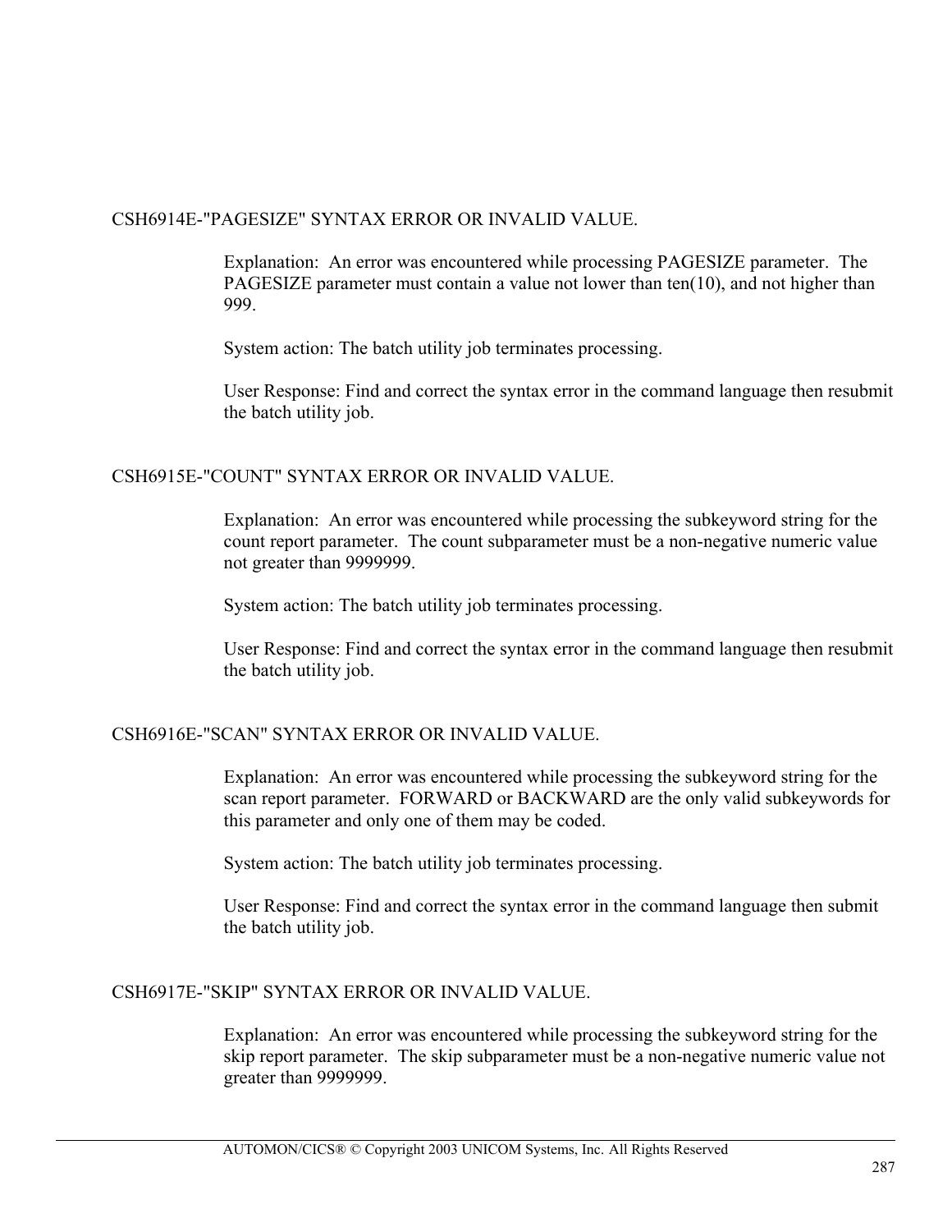CSH6914E-"PAGESIZE" SYNTAX ERROR OR INVALID VALUE.

Explanation: An error was encountered while processing PAGESIZE parameter. The PAGESIZE parameter must contain a value not lower than ten(10), and not higher than 999.

System action: The batch utility job terminates processing.

User Response: Find and correct the syntax error in the command language then resubmit the batch utility job.

CSH6915E-"COUNT" SYNTAX ERROR OR INVALID VALUE.

Explanation: An error was encountered while processing the subkeyword string for the count report parameter. The count subparameter must be a non-negative numeric value not greater than 9999999.

System action: The batch utility job terminates processing.

User Response: Find and correct the syntax error in the command language then resubmit the batch utility job.

CSH6916E-"SCAN" SYNTAX ERROR OR INVALID VALUE.

Explanation: An error was encountered while processing the subkeyword string for the scan report parameter. FORWARD or BACKWARD are the only valid subkeywords for this parameter and only one of them may be coded.

System action: The batch utility job terminates processing.

User Response: Find and correct the syntax error in the command language then submit the batch utility job.

CSH6917E-"SKIP" SYNTAX ERROR OR INVALID VALUE.

Explanation: An error was encountered while processing the subkeyword string for the skip report parameter. The skip subparameter must be a non-negative numeric value not greater than 9999999.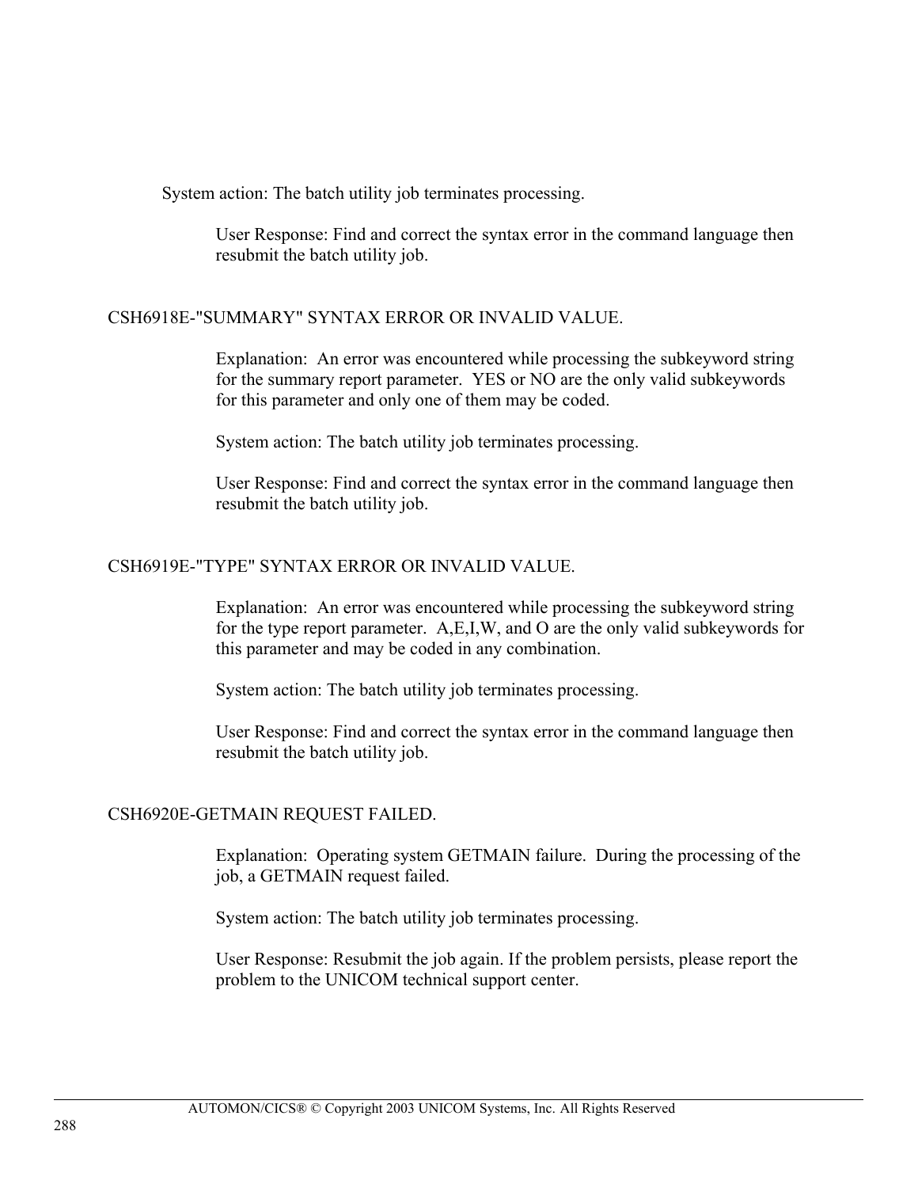System action: The batch utility job terminates processing.

User Response: Find and correct the syntax error in the command language then resubmit the batch utility job.

CSH6918E-"SUMMARY" SYNTAX ERROR OR INVALID VALUE.

Explanation: An error was encountered while processing the subkeyword string for the summary report parameter. YES or NO are the only valid subkeywords for this parameter and only one of them may be coded.

System action: The batch utility job terminates processing.

User Response: Find and correct the syntax error in the command language then resubmit the batch utility job.

CSH6919E-"TYPE" SYNTAX ERROR OR INVALID VALUE.

Explanation: An error was encountered while processing the subkeyword string for the type report parameter. A,E,I,W, and O are the only valid subkeywords for this parameter and may be coded in any combination.

System action: The batch utility job terminates processing.

User Response: Find and correct the syntax error in the command language then resubmit the batch utility job.

CSH6920E-GETMAIN REQUEST FAILED.

Explanation: Operating system GETMAIN failure. During the processing of the job, a GETMAIN request failed.

System action: The batch utility job terminates processing.

User Response: Resubmit the job again. If the problem persists, please report the problem to the UNICOM technical support center.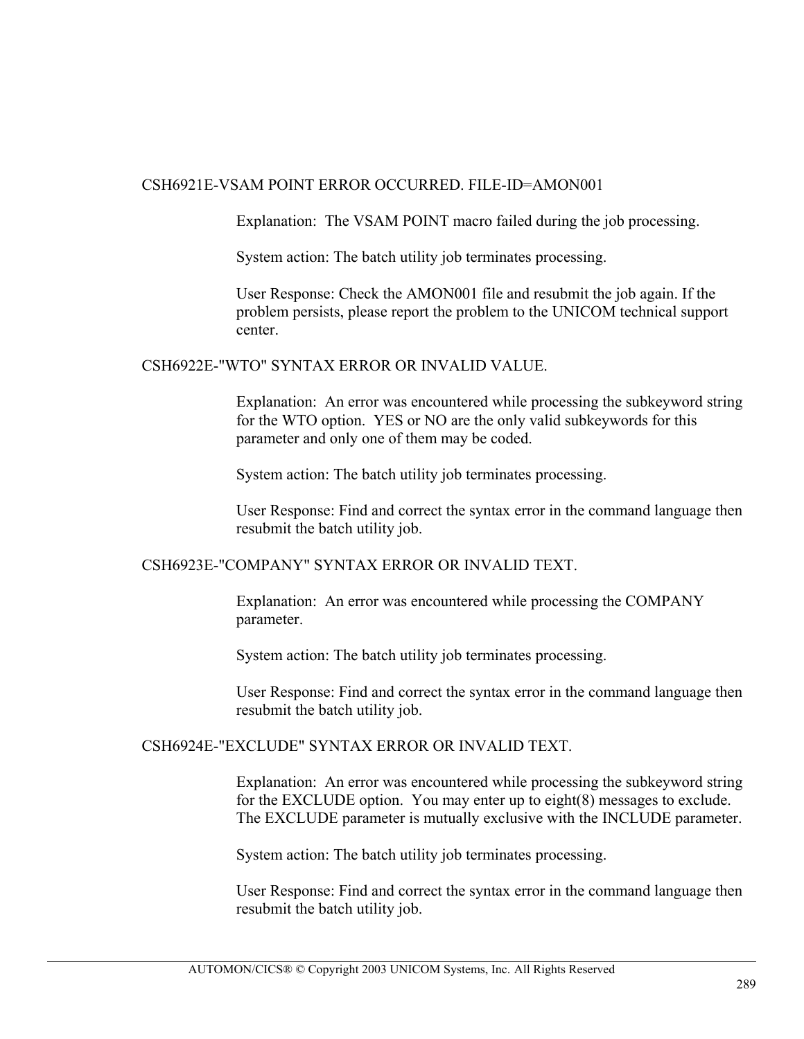CSH6921E-VSAM POINT ERROR OCCURRED. FILE-ID=AMON001

Explanation: The VSAM POINT macro failed during the job processing.

System action: The batch utility job terminates processing.

User Response: Check the AMON001 file and resubmit the job again. If the problem persists, please report the problem to the UNICOM technical support center.

CSH6922E-"WTO" SYNTAX ERROR OR INVALID VALUE.

Explanation: An error was encountered while processing the subkeyword string for the WTO option. YES or NO are the only valid subkeywords for this parameter and only one of them may be coded.

System action: The batch utility job terminates processing.

User Response: Find and correct the syntax error in the command language then resubmit the batch utility job.

CSH6923E-"COMPANY" SYNTAX ERROR OR INVALID TEXT.

Explanation: An error was encountered while processing the COMPANY parameter.

System action: The batch utility job terminates processing.

User Response: Find and correct the syntax error in the command language then resubmit the batch utility job.

CSH6924E-"EXCLUDE" SYNTAX ERROR OR INVALID TEXT.

Explanation: An error was encountered while processing the subkeyword string for the EXCLUDE option. You may enter up to eight(8) messages to exclude. The EXCLUDE parameter is mutually exclusive with the INCLUDE parameter.

System action: The batch utility job terminates processing.

User Response: Find and correct the syntax error in the command language then resubmit the batch utility job.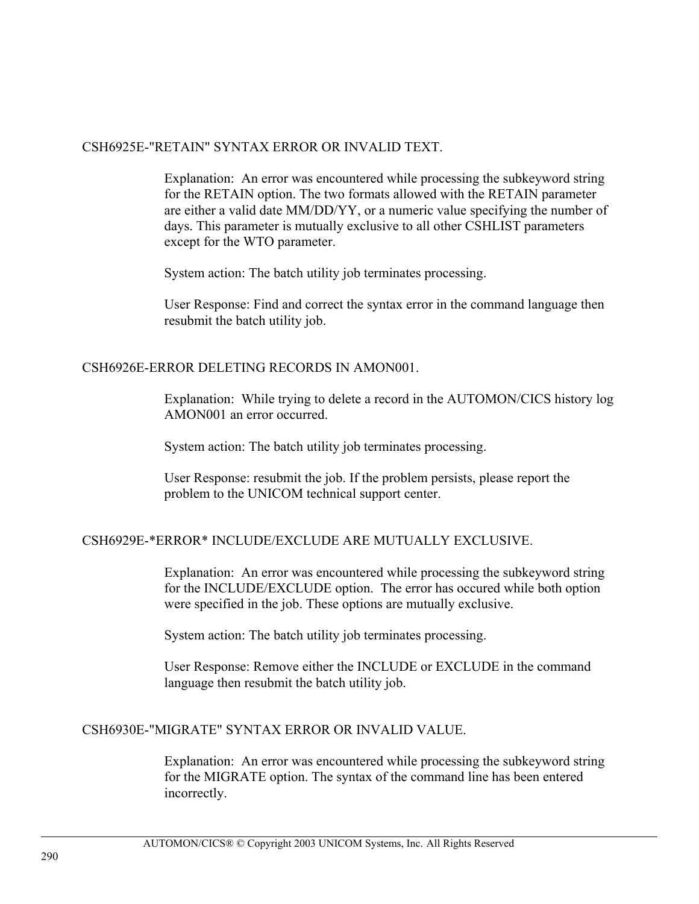CSH6925E-"RETAIN" SYNTAX ERROR OR INVALID TEXT.

Explanation: An error was encountered while processing the subkeyword string for the RETAIN option. The two formats allowed with the RETAIN parameter are either a valid date MM/DD/YY, or a numeric value specifying the number of days. This parameter is mutually exclusive to all other CSHLIST parameters except for the WTO parameter.

System action: The batch utility job terminates processing.

User Response: Find and correct the syntax error in the command language then resubmit the batch utility job.

CSH6926E-ERROR DELETING RECORDS IN AMON001.

Explanation: While trying to delete a record in the AUTOMON/CICS history log AMON001 an error occurred.

System action: The batch utility job terminates processing.

User Response: resubmit the job. If the problem persists, please report the problem to the UNICOM technical support center.

CSH6929E-*ERROR* INCLUDE/EXCLUDE ARE MUTUALLY EXCLUSIVE.

Explanation: An error was encountered while processing the subkeyword string for the INCLUDE/EXCLUDE option. The error has occured while both option were specified in the job. These options are mutually exclusive.

System action: The batch utility job terminates processing.

User Response: Remove either the INCLUDE or EXCLUDE in the command language then resubmit the batch utility job.

CSH6930E-"MIGRATE" SYNTAX ERROR OR INVALID VALUE.

Explanation: An error was encountered while processing the subkeyword string for the MIGRATE option. The syntax of the command line has been entered incorrectly.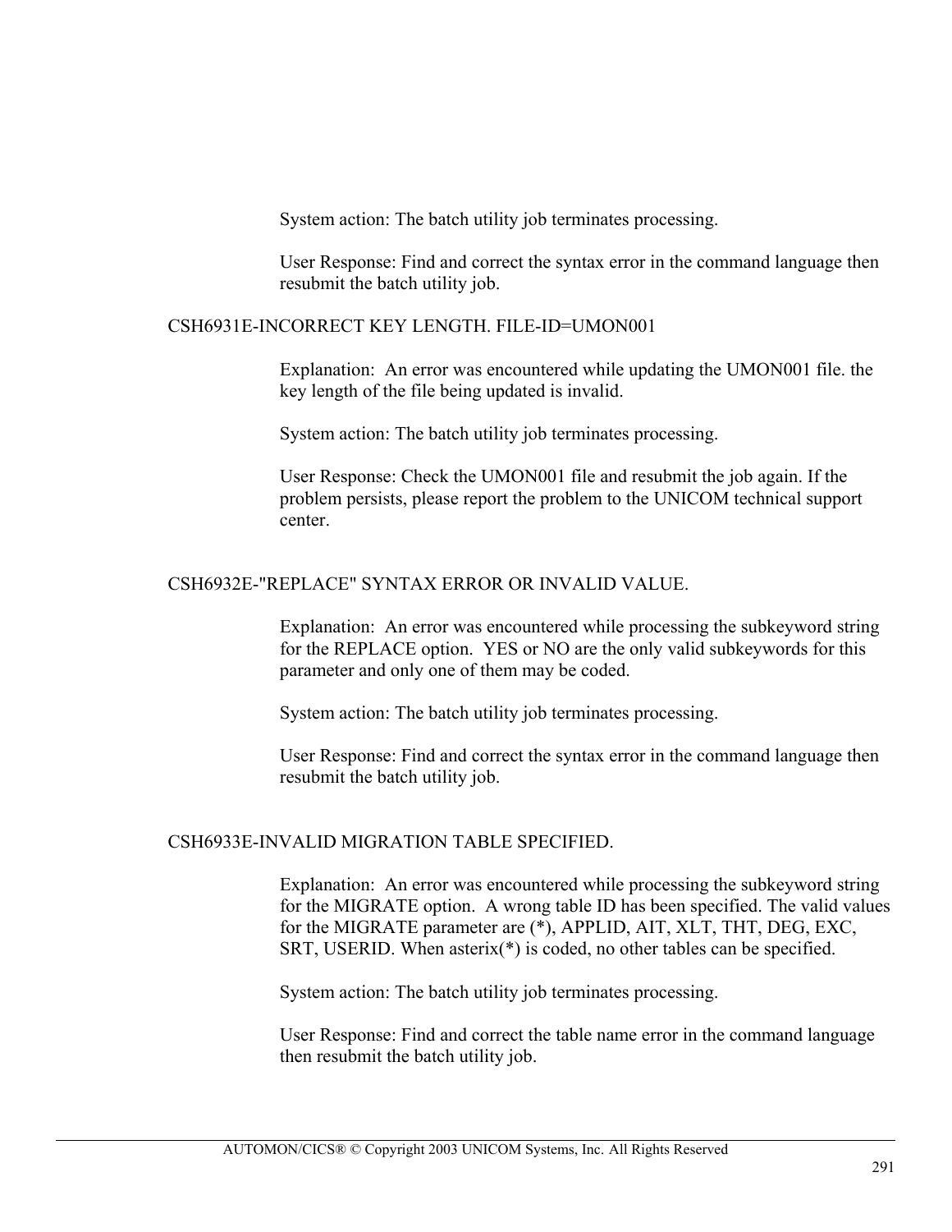System action: The batch utility job terminates processing.

User Response: Find and correct the syntax error in the command language then resubmit the batch utility job.

### CSH6931E-INCORRECT KEY LENGTH. FILE-ID=UMON001

Explanation: An error was encountered while updating the UMON001 file. the key length of the file being updated is invalid.

System action: The batch utility job terminates processing.

User Response: Check the UMON001 file and resubmit the job again. If the problem persists, please report the problem to the UNICOM technical support center.

### CSH6932E-"REPLACE" SYNTAX ERROR OR INVALID VALUE.

Explanation: An error was encountered while processing the subkeyword string for the REPLACE option. YES or NO are the only valid subkeywords for this parameter and only one of them may be coded.

System action: The batch utility job terminates processing.

User Response: Find and correct the syntax error in the command language then resubmit the batch utility job.

### CSH6933E-INVALID MIGRATION TABLE SPECIFIED.

Explanation: An error was encountered while processing the subkeyword string for the MIGRATE option. A wrong table ID has been specified. The valid values for the MIGRATE parameter are (*), APPLID, AIT, XLT, THT, DEG, EXC, SRT, USERID. When asterix(*) is coded, no other tables can be specified.

System action: The batch utility job terminates processing.

User Response: Find and correct the table name error in the command language then resubmit the batch utility job.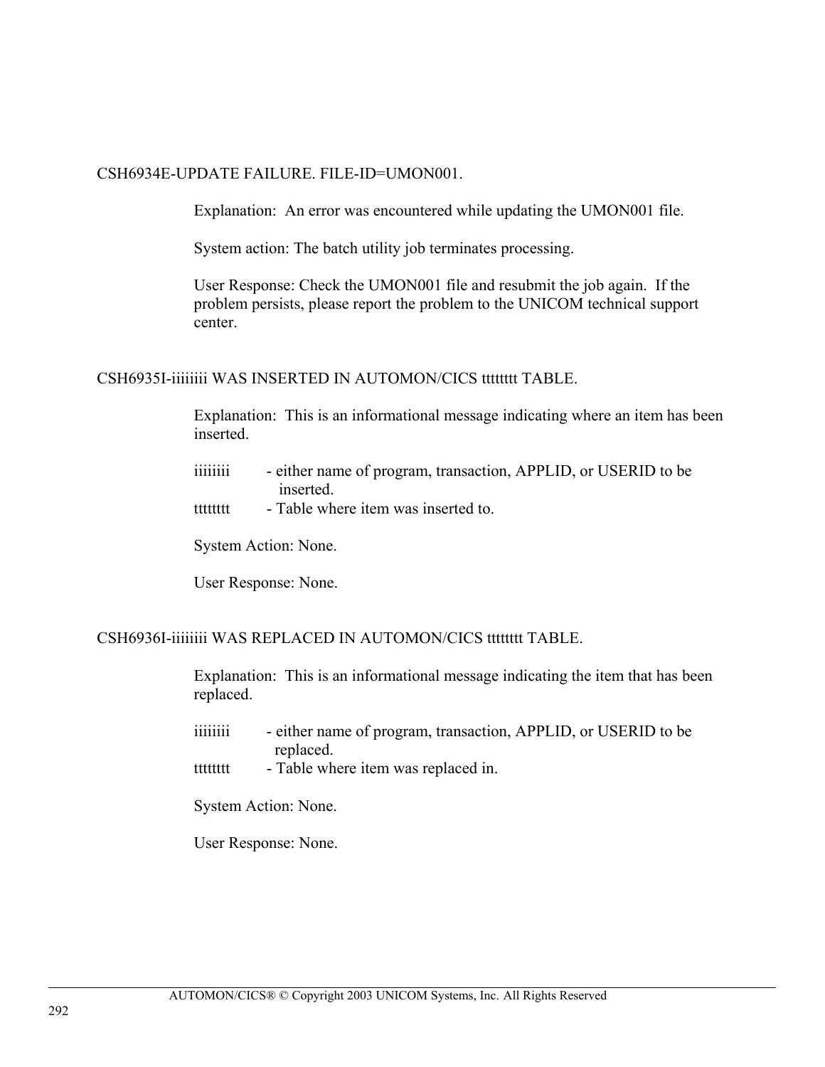CSH6934E-UPDATE FAILURE. FILE-ID=UMON001.

Explanation: An error was encountered while updating the UMON001 file.

System action: The batch utility job terminates processing.

User Response: Check the UMON001 file and resubmit the job again. If the problem persists, please report the problem to the UNICOM technical support center.

CSH6935I-iiiiiii WAS INSERTED IN AUTOMON/CICS ttttttt TABLE.

Explanation: This is an informational message indicating where an item has been inserted.

iiiiiii - either name of program, transaction, APPLID, or USERID to be inserted.
ttttttt - Table where item was inserted to.

System Action: None.

User Response: None.

CSH6936I-iiiiiii WAS REPLACED IN AUTOMON/CICS ttttttt TABLE.

Explanation: This is an informational message indicating the item that has been replaced.

iiiiiii - either name of program, transaction, APPLID, or USERID to be replaced.
ttttttt - Table where item was replaced in.

System Action: None.

User Response: None.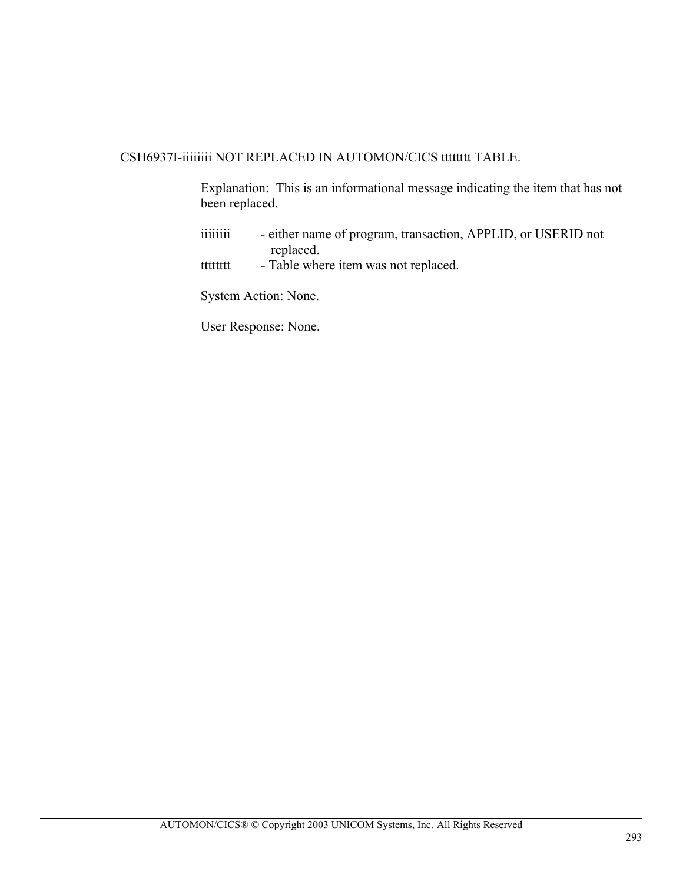CSH6937I-iiiiiii NOT REPLACED IN AUTOMON/CICS ttttttt TABLE.

Explanation: This is an informational message indicating the item that has not been replaced.

iiiiiii - either name of program, transaction, APPLID, or USERID not replaced.
ttttttt - Table where item was not replaced.

System Action: None.

User Response: None.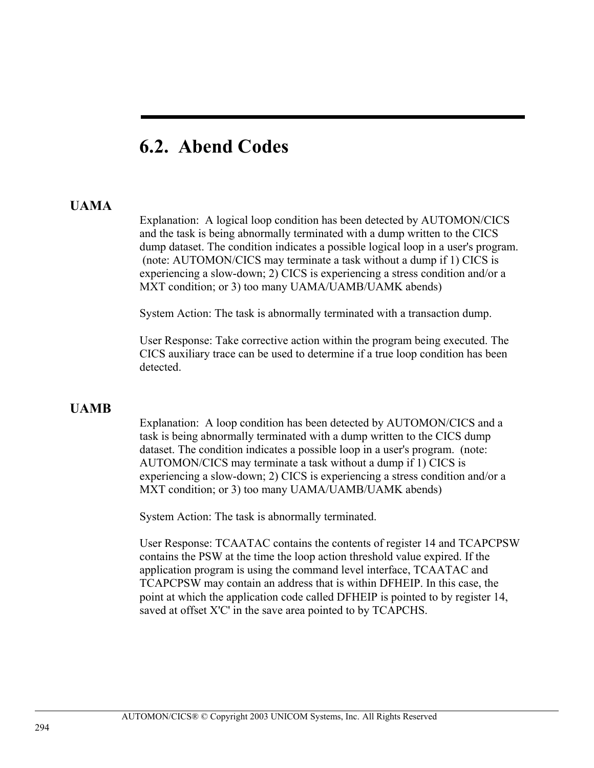## 6.2. Abend Codes

### UAMA

Explanation: A logical loop condition has been detected by AUTOMON/CICS and the task is being abnormally terminated with a dump written to the CICS dump dataset. The condition indicates a possible logical loop in a user's program. (note: AUTOMON/CICS may terminate a task without a dump if 1) CICS is experiencing a slow-down; 2) CICS is experiencing a stress condition and/or a MXT condition; or 3) too many UAMA/UAMB/UAMK abends)

System Action: The task is abnormally terminated with a transaction dump.

User Response: Take corrective action within the program being executed. The CICS auxiliary trace can be used to determine if a true loop condition has been detected.

### UAMB

Explanation: A loop condition has been detected by AUTOMON/CICS and a task is being abnormally terminated with a dump written to the CICS dump dataset. The condition indicates a possible loop in a user's program. (note: AUTOMON/CICS may terminate a task without a dump if 1) CICS is experiencing a slow-down; 2) CICS is experiencing a stress condition and/or a MXT condition; or 3) too many UAMA/UAMB/UAMK abends)

System Action: The task is abnormally terminated.

User Response: TCAATAC contains the contents of register 14 and TCAPCPSW contains the PSW at the time the loop action threshold value expired. If the application program is using the command level interface, TCAATAC and TCAPCPSW may contain an address that is within DFHEIP. In this case, the point at which the application code called DFHEIP is pointed to by register 14, saved at offset X'C' in the save area pointed to by TCAPCHS.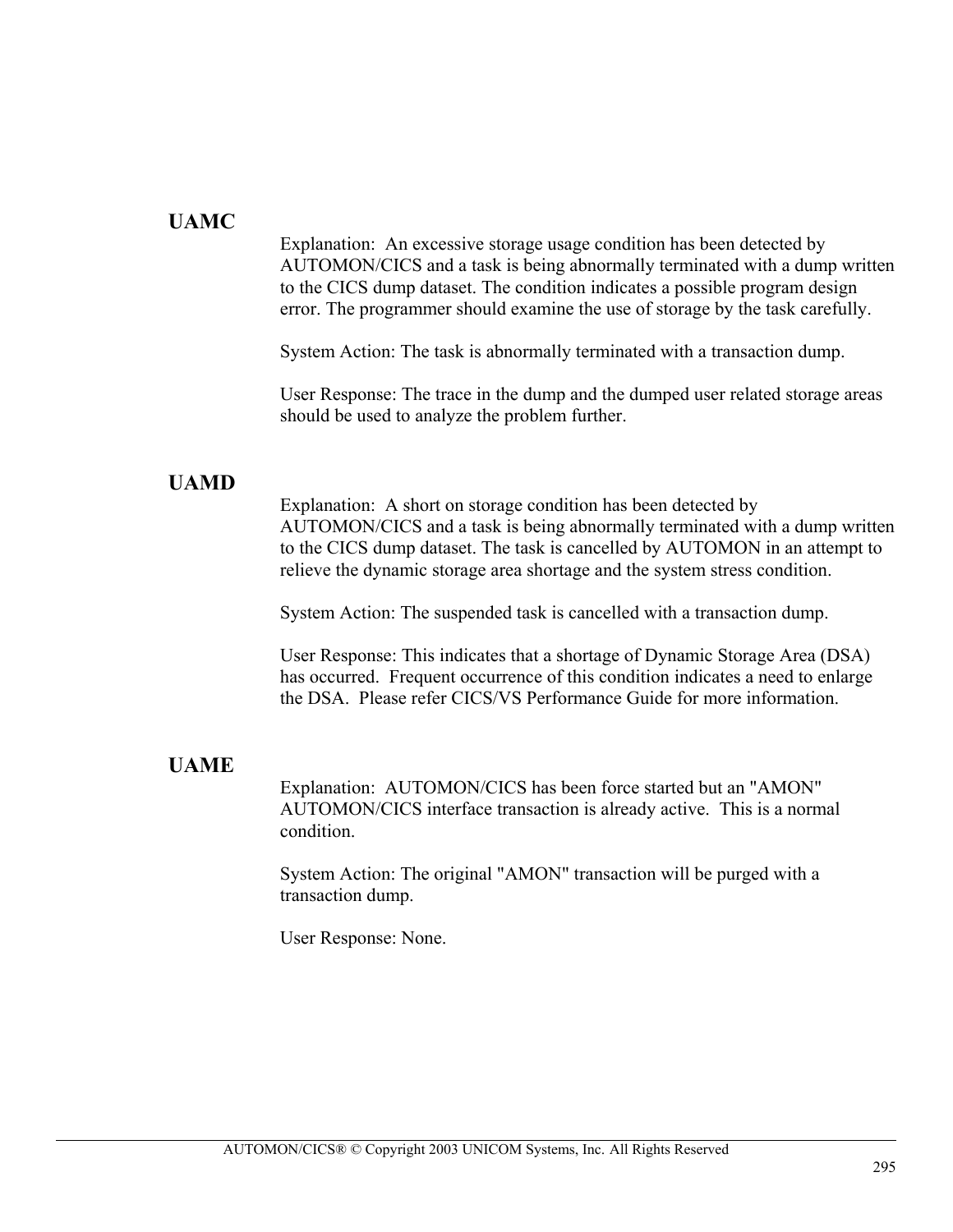## UAMC

Explanation: An excessive storage usage condition has been detected by AUTOMON/CICS and a task is being abnormally terminated with a dump written to the CICS dump dataset. The condition indicates a possible program design error. The programmer should examine the use of storage by the task carefully.

System Action: The task is abnormally terminated with a transaction dump.

User Response: The trace in the dump and the dumped user related storage areas should be used to analyze the problem further.

## UAMD

Explanation: A short on storage condition has been detected by AUTOMON/CICS and a task is being abnormally terminated with a dump written to the CICS dump dataset. The task is cancelled by AUTOMON in an attempt to relieve the dynamic storage area shortage and the system stress condition.

System Action: The suspended task is cancelled with a transaction dump.

User Response: This indicates that a shortage of Dynamic Storage Area (DSA) has occurred. Frequent occurrence of this condition indicates a need to enlarge the DSA. Please refer CICS/VS Performance Guide for more information.

## UAME

Explanation: AUTOMON/CICS has been force started but an "AMON" AUTOMON/CICS interface transaction is already active. This is a normal condition.

System Action: The original "AMON" transaction will be purged with a transaction dump.

User Response: None.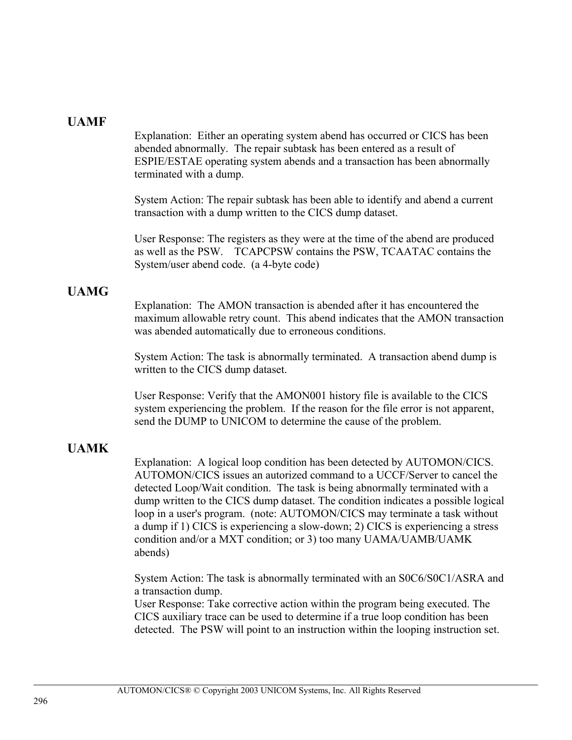## UAMF

Explanation: Either an operating system abend has occurred or CICS has been abended abnormally. The repair subtask has been entered as a result of ESPIE/ESTAE operating system abends and a transaction has been abnormally terminated with a dump.

System Action: The repair subtask has been able to identify and abend a current transaction with a dump written to the CICS dump dataset.

User Response: The registers as they were at the time of the abend are produced as well as the PSW. TCAPCPSW contains the PSW, TCAATAC contains the System/user abend code. (a 4-byte code)

## UAMG

Explanation: The AMON transaction is abended after it has encountered the maximum allowable retry count. This abend indicates that the AMON transaction was abended automatically due to erroneous conditions.

System Action: The task is abnormally terminated. A transaction abend dump is written to the CICS dump dataset.

User Response: Verify that the AMON001 history file is available to the CICS system experiencing the problem. If the reason for the file error is not apparent, send the DUMP to UNICOM to determine the cause of the problem.

## UAMK

Explanation: A logical loop condition has been detected by AUTOMON/CICS. AUTOMON/CICS issues an autorized command to a UCCF/Server to cancel the detected Loop/Wait condition. The task is being abnormally terminated with a dump written to the CICS dump dataset. The condition indicates a possible logical loop in a user's program. (note: AUTOMON/CICS may terminate a task without a dump if 1) CICS is experiencing a slow-down; 2) CICS is experiencing a stress condition and/or a MXT condition; or 3) too many UAMA/UAMB/UAMK abends)

System Action: The task is abnormally terminated with an S0C6/S0C1/ASRA and a transaction dump.

User Response: Take corrective action within the program being executed. The CICS auxiliary trace can be used to determine if a true loop condition has been detected. The PSW will point to an instruction within the looping instruction set.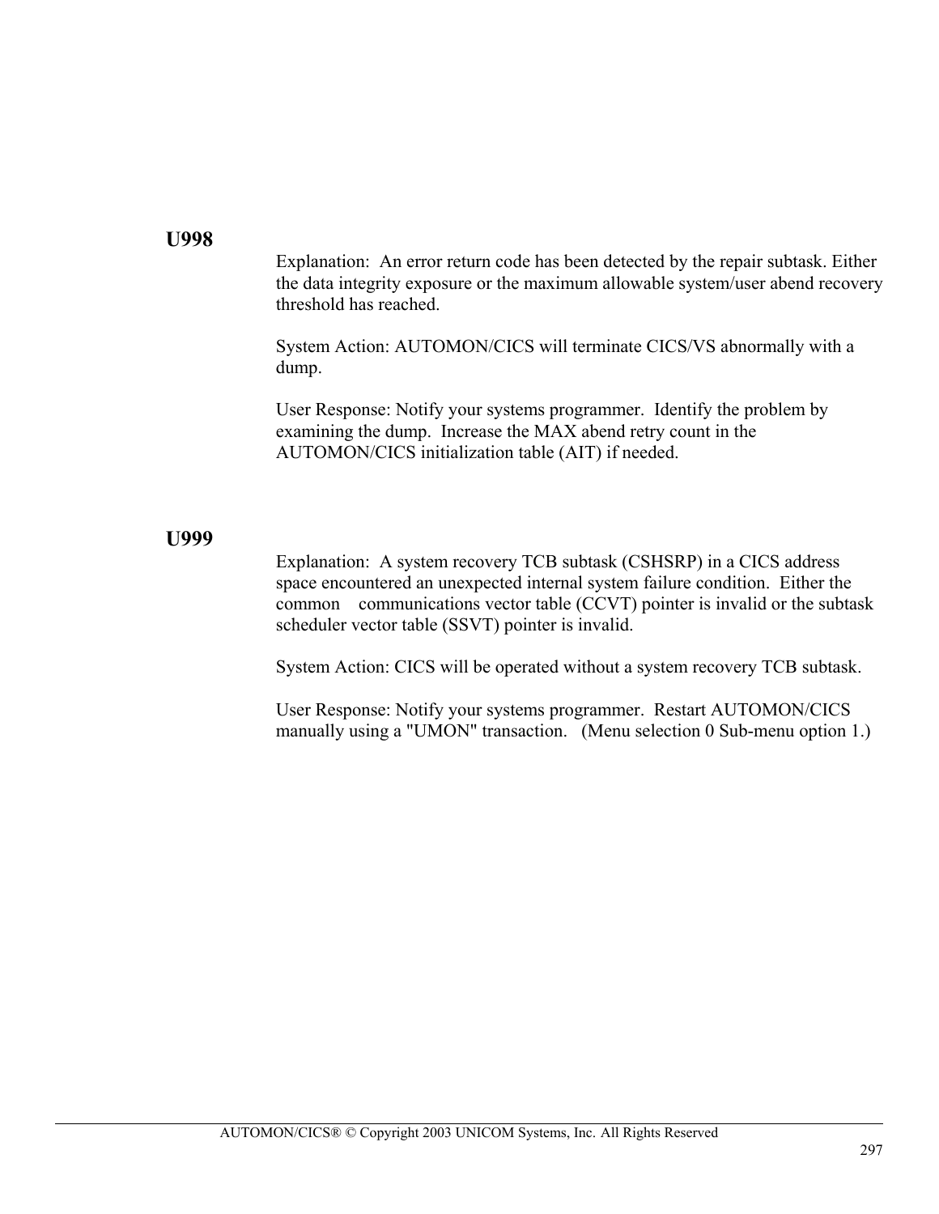**U998**

Explanation: An error return code has been detected by the repair subtask. Either the data integrity exposure or the maximum allowable system/user abend recovery threshold has reached.

System Action: AUTOMON/CICS will terminate CICS/VS abnormally with a dump.

User Response: Notify your systems programmer. Identify the problem by examining the dump. Increase the MAX abend retry count in the AUTOMON/CICS initialization table (AIT) if needed.

**U999**

Explanation: A system recovery TCB subtask (CSHSRP) in a CICS address space encountered an unexpected internal system failure condition. Either the common communications vector table (CCVT) pointer is invalid or the subtask scheduler vector table (SSVT) pointer is invalid.

System Action: CICS will be operated without a system recovery TCB subtask.

User Response: Notify your systems programmer. Restart AUTOMON/CICS manually using a "UMON" transaction. (Menu selection 0 Sub-menu option 1.)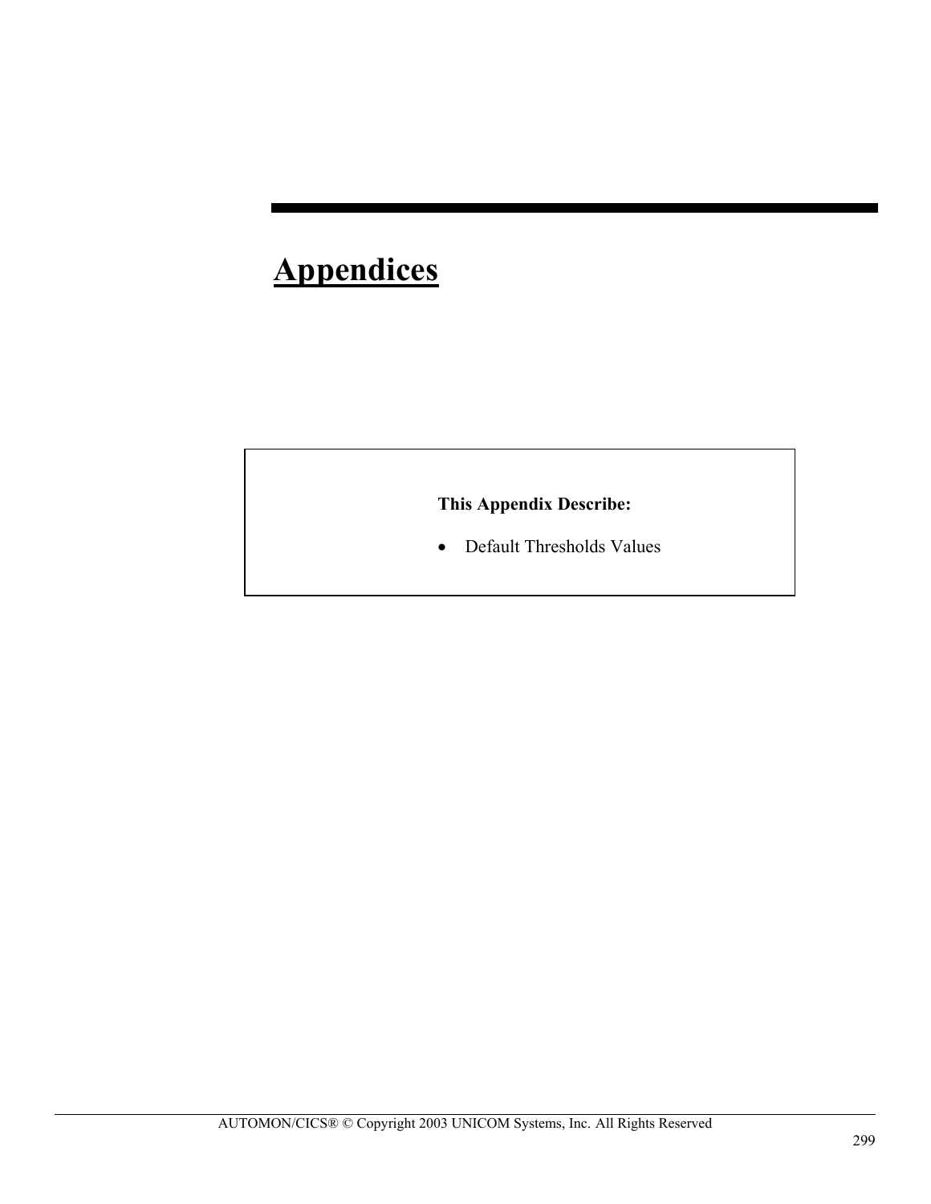# Appendices

**This Appendix Describe:**

- Default Thresholds Values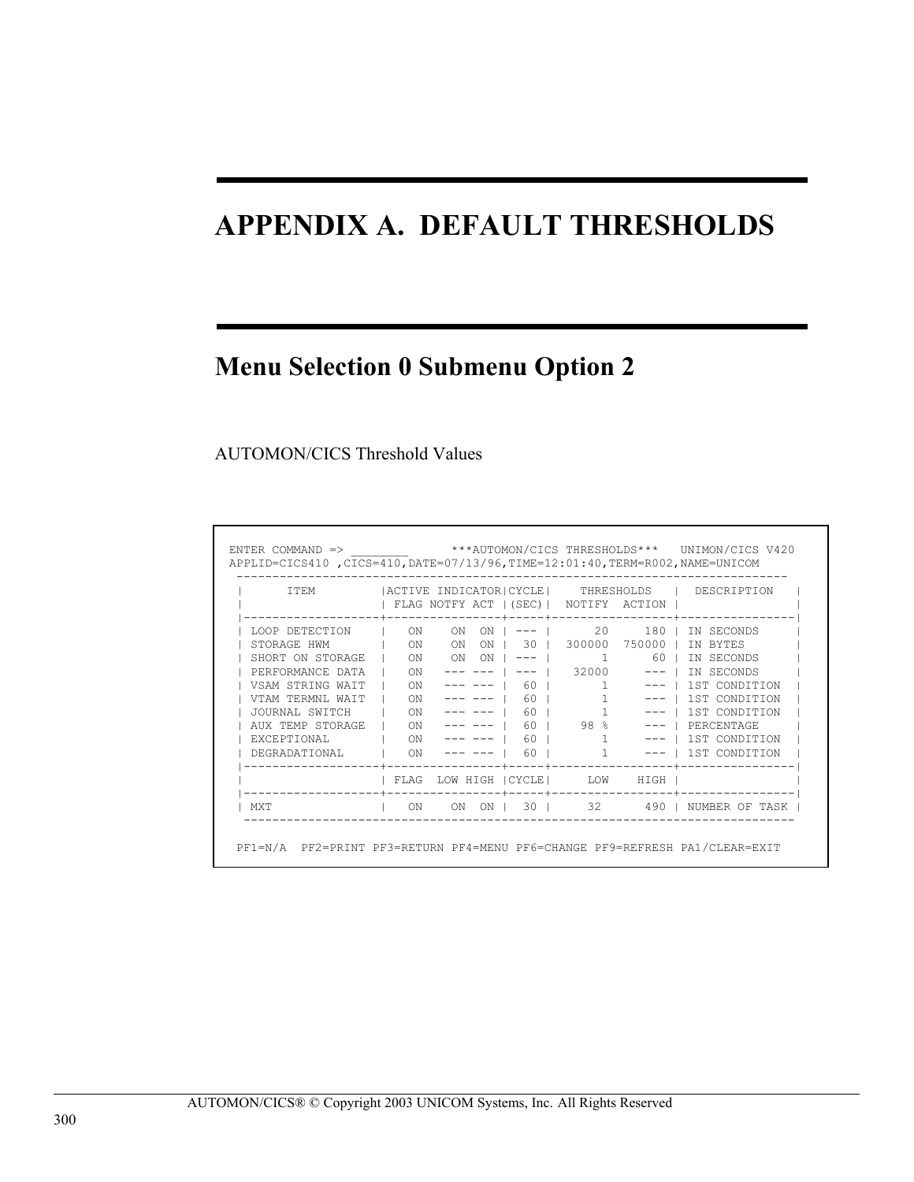# APPENDIX A.  DEFAULT THRESHOLDS

## Menu Selection 0 Submenu Option 2

AUTOMON/CICS Threshold Values

```
ENTER COMMAND => ________       ***AUTOMON/CICS THRESHOLDS***   UNIMON/CICS V420
APPLID=CICS410 ,CICS=410,DATE=07/13/96,TIME=12:01:40,TERM=R002,NAME=UNICOM
 ------------------------------------------------------------------------------
 |      ITEM         |ACTIVE INDICATOR|CYCLE|    THRESHOLDS    |  DESCRIPTION   |
 |                   | FLAG NOTFY ACT |(SEC)|  NOTIFY  ACTION  |                |
 |-------------------+----------------+-----+------------------+----------------|
 | LOOP DETECTION    |   ON    ON  ON | --- |      20     180  | IN SECONDS     |
 | STORAGE HWM       |   ON    ON  ON |  30 |  300000  750000  | IN BYTES       |
 | SHORT ON STORAGE  |   ON    ON  ON | --- |       1      60  | IN SECONDS     |
 | PERFORMANCE DATA  |   ON   --- --- | --- |   32000     ---  | IN SECONDS     |
 | VSAM STRING WAIT  |   ON   --- --- |  60 |       1     ---  | 1ST CONDITION  |
 | VTAM TERMNL WAIT  |   ON   --- --- |  60 |       1     ---  | 1ST CONDITION  |
 | JOURNAL SWITCH    |   ON   --- --- |  60 |       1     ---  | 1ST CONDITION  |
 | AUX TEMP STORAGE  |   ON   --- --- |  60 |    98 %     ---  | PERCENTAGE     |
 | EXCEPTIONAL       |   ON   --- --- |  60 |       1     ---  | 1ST CONDITION  |
 | DEGRADATIONAL     |   ON   --- --- |  60 |       1     ---  | 1ST CONDITION  |
 |-------------------+----------------+-----+------------------+----------------|
 |                   | FLAG  LOW HIGH |CYCLE|     LOW    HIGH  |                |
 |-------------------+----------------+-----+------------------+----------------|
 | MXT               |   ON    ON  ON |  30 |     32      490  | NUMBER OF TASK |
 ------------------------------------------------------------------------------

  PF1=N/A  PF2=PRINT PF3=RETURN PF4=MENU PF6=CHANGE PF9=REFRESH PA1/CLEAR=EXIT
```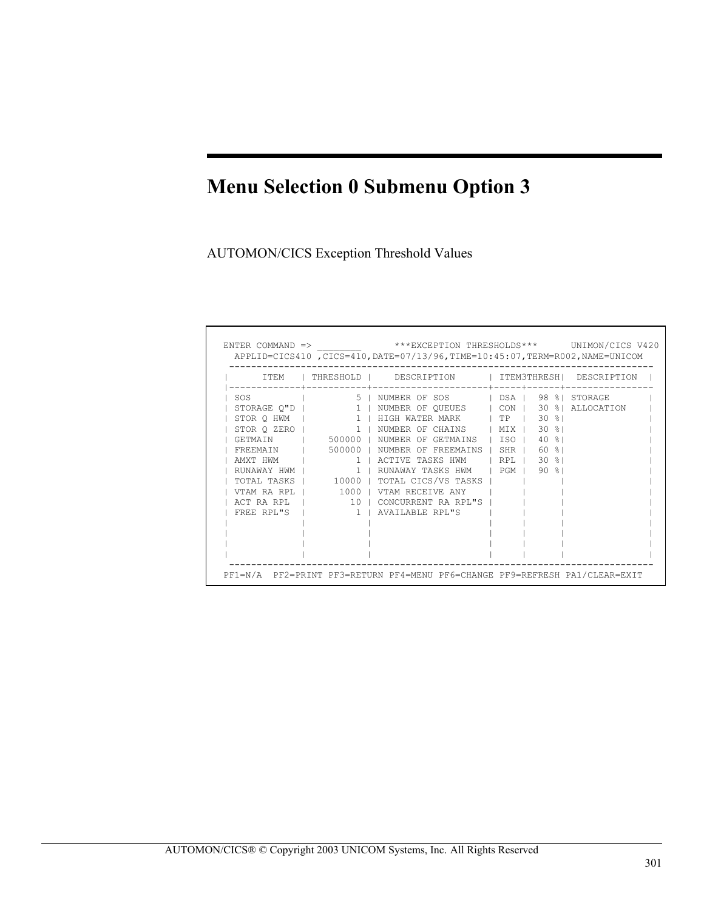# Menu Selection 0 Submenu Option 3

AUTOMON/CICS Exception Threshold Values

```
ENTER COMMAND => ________        ***EXCEPTION THRESHOLDS***      UNIMON/CICS V420
  APPLID=CICS410 ,CICS=410,DATE=07/13/96,TIME=10:45:07,TERM=R002,NAME=UNICOM
 -----------------------------------------------------------------------------
|     ITEM    | THRESHOLD |     DESCRIPTION      | ITEM3THRESH|  DESCRIPTION  |
|-------------+-----------+----------------------+-----+------+---------------
| SOS         |         5 | NUMBER OF SOS        | DSA |  98 %| STORAGE       |
| STORAGE Q"D |         1 | NUMBER OF QUEUES     | CON |  30 %| ALLOCATION    |
| STOR Q HWM  |         1 | HIGH WATER MARK      | TP  |  30 %|               |
| STOR Q ZERO |         1 | NUMBER OF CHAINS     | MIX |  30 %|               |
| GETMAIN     |    500000 | NUMBER OF GETMAINS   | ISO |  40 %|               |
| FREEMAIN    |    500000 | NUMBER OF FREEMAINS  | SHR |  60 %|               |
| AMXT HWM    |         1 | ACTIVE TASKS HWM     | RPL |  30 %|               |
| RUNAWAY HWM |         1 | RUNAWAY TASKS HWM    | PGM |  90 %|               |
| TOTAL TASKS |     10000 | TOTAL CICS/VS TASKS  |     |      |               |
| VTAM RA RPL |      1000 | VTAM RECEIVE ANY     |     |      |               |
| ACT RA RPL  |        10 | CONCURRENT RA RPL"S  |     |      |               |
| FREE RPL"S  |         1 | AVAILABLE RPL"S      |     |      |               |
|             |           |                      |     |      |               |
|             |           |                      |     |      |               |
|             |           |                      |     |      |               |
|             |           |                      |     |      |               |
 -----------------------------------------------------------------------------
PF1=N/A  PF2=PRINT PF3=RETURN PF4=MENU PF6=CHANGE PF9=REFRESH PA1/CLEAR=EXIT
```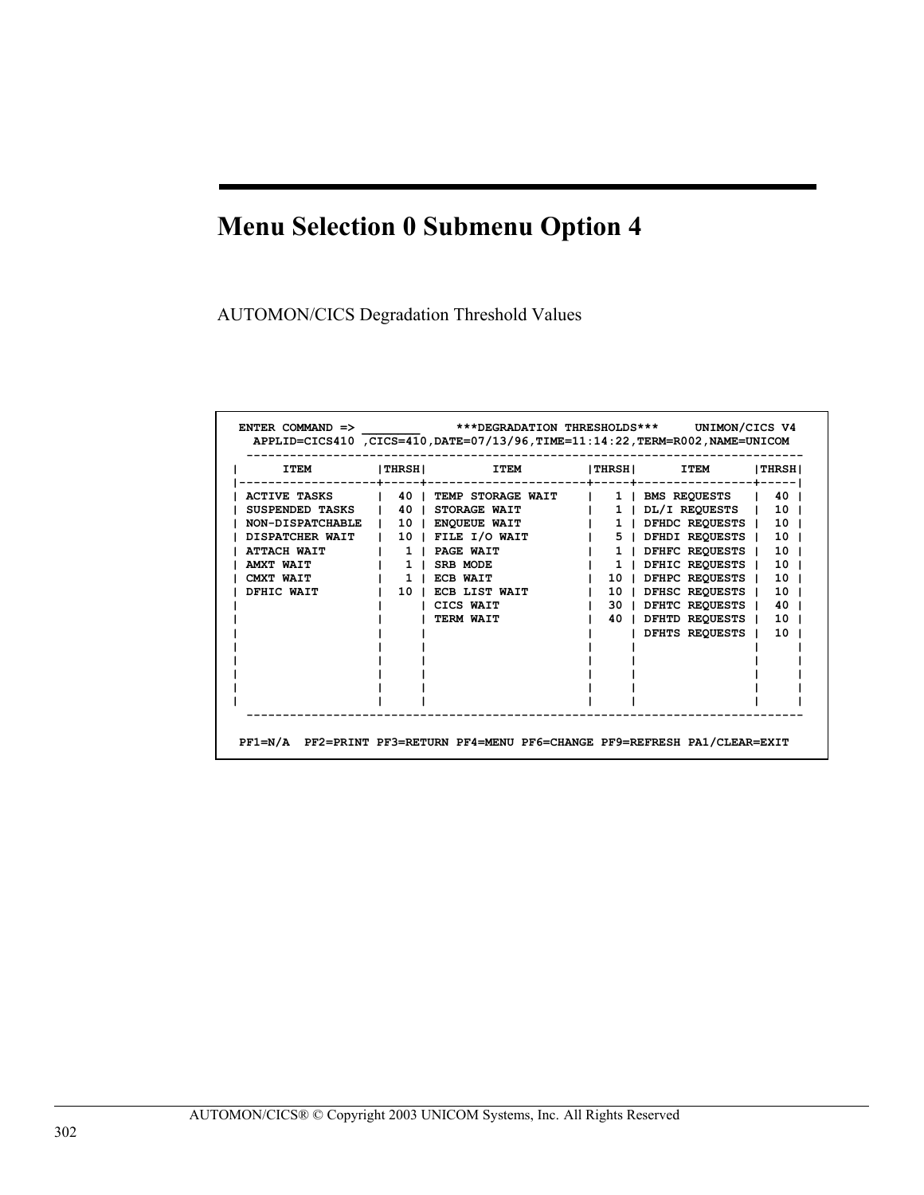# Menu Selection 0 Submenu Option 4

AUTOMON/CICS Degradation Threshold Values

```
 ENTER COMMAND => ________      ***DEGRADATION THRESHOLDS***     UNIMON/CICS V4
   APPLID=CICS410 ,CICS=410,DATE=07/13/96,TIME=11:14:22,TERM=R002,NAME=UNICOM
  -------------------------------------------------------------------------------
|      ITEM         |THRSH|         ITEM          |THRSH|      ITEM       |THRSH|
|-------------------+-----+-----------------------+-----+-----------------+-----|
| ACTIVE TASKS      |  40 | TEMP STORAGE WAIT     |   1 | BMS REQUESTS    |  40 |
| SUSPENDED TASKS   |  40 | STORAGE WAIT          |   1 | DL/I REQUESTS   |  10 |
| NON-DISPATCHABLE  |  10 | ENQUEUE WAIT          |   1 | DFHDC REQUESTS  |  10 |
| DISPATCHER WAIT   |  10 | FILE I/O WAIT         |   5 | DFHDI REQUESTS  |  10 |
| ATTACH WAIT       |   1 | PAGE WAIT             |   1 | DFHFC REQUESTS  |  10 |
| AMXT WAIT         |   1 | SRB MODE              |   1 | DFHIC REQUESTS  |  10 |
| CMXT WAIT         |   1 | ECB WAIT              |  10 | DFHPC REQUESTS  |  10 |
| DFHIC WAIT        |  10 | ECB LIST WAIT         |  10 | DFHSC REQUESTS  |  10 |
|                   |     | CICS WAIT             |  30 | DFHTC REQUESTS  |  40 |
|                   |     | TERM WAIT             |  40 | DFHTD REQUESTS  |  10 |
|                   |     |                       |     | DFHTS REQUESTS  |  10 |
|                   |     |                       |     |                 |     |
|                   |     |                       |     |                 |     |
|                   |     |                       |     |                 |     |
|                   |     |                       |     |                 |     |
|                   |     |                       |     |                 |     |
  -------------------------------------------------------------------------------

 PF1=N/A  PF2=PRINT PF3=RETURN PF4=MENU PF6=CHANGE PF9=REFRESH PA1/CLEAR=EXIT
```

AUTOMON/CICS® © Copyright 2003 UNICOM Systems, Inc. All Rights Reserved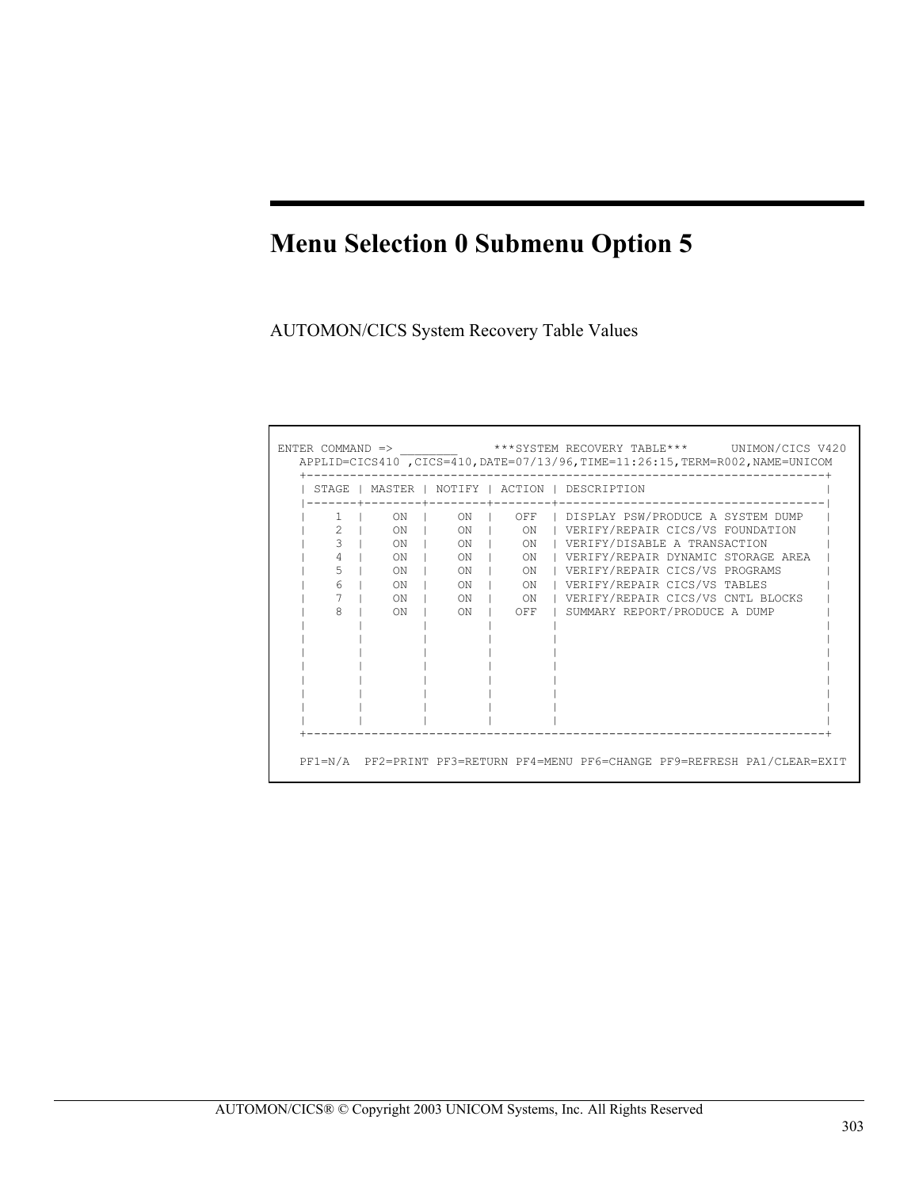# Menu Selection 0 Submenu Option 5

AUTOMON/CICS System Recovery Table Values

```
ENTER COMMAND => ________      ***SYSTEM RECOVERY TABLE***      UNIMON/CICS V420
   APPLID=CICS410 ,CICS=410,DATE=07/13/96,TIME=11:26:15,TERM=R002,NAME=UNICOM
   +------------------------------------------------------------------------+
   | STAGE | MASTER | NOTIFY | ACTION | DESCRIPTION                         |
   |-------+--------+--------+--------+-------------------------------------|
   |     1 |    ON  |    ON  |   OFF  | DISPLAY PSW/PRODUCE A SYSTEM DUMP   |
   |     2 |    ON  |    ON  |    ON  | VERIFY/REPAIR CICS/VS FOUNDATION    |
   |     3 |    ON  |    ON  |    ON  | VERIFY/DISABLE A TRANSACTION        |
   |     4 |    ON  |    ON  |    ON  | VERIFY/REPAIR DYNAMIC STORAGE AREA  |
   |     5 |    ON  |    ON  |    ON  | VERIFY/REPAIR CICS/VS PROGRAMS      |
   |     6 |    ON  |    ON  |    ON  | VERIFY/REPAIR CICS/VS TABLES        |
   |     7 |    ON  |    ON  |    ON  | VERIFY/REPAIR CICS/VS CNTL BLOCKS   |
   |     8 |    ON  |    ON  |   OFF  | SUMMARY REPORT/PRODUCE A DUMP       |
   |       |        |        |        |                                     |
   |       |        |        |        |                                     |
   |       |        |        |        |                                     |
   |       |        |        |        |                                     |
   |       |        |        |        |                                     |
   |       |        |        |        |                                     |
   |       |        |        |        |                                     |
   |       |        |        |        |                                     |
   +------------------------------------------------------------------------+

   PF1=N/A  PF2=PRINT PF3=RETURN PF4=MENU PF6=CHANGE PF9=REFRESH PA1/CLEAR=EXIT
```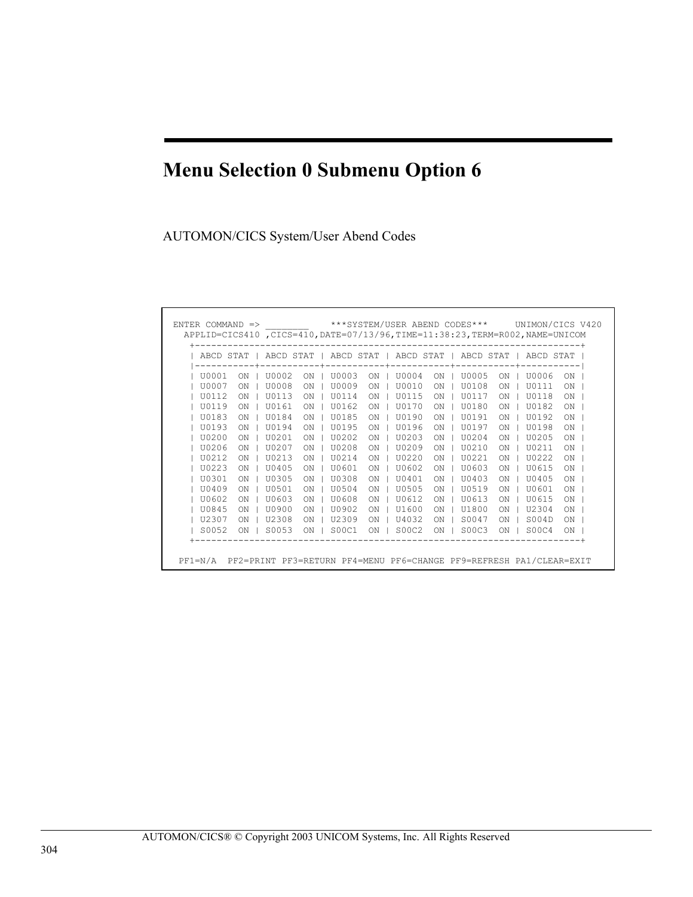# Menu Selection 0 Submenu Option 6

AUTOMON/CICS System/User Abend Codes

```
ENTER COMMAND => ________     ***SYSTEM/USER ABEND CODES***     UNIMON/CICS V420
  APPLID=CICS410 ,CICS=410,DATE=07/13/96,TIME=11:38:23,TERM=R002,NAME=UNICOM
   +-----------------------------------------------------------------------+
   | ABCD STAT | ABCD STAT | ABCD STAT | ABCD STAT | ABCD STAT | ABCD STAT |
   |-----------+-----------+-----------+-----------+-----------+-----------|
   | U0001  ON | U0002  ON | U0003  ON | U0004  ON | U0005  ON | U0006  ON |
   | U0007  ON | U0008  ON | U0009  ON | U0010  ON | U0108  ON | U0111  ON |
   | U0112  ON | U0113  ON | U0114  ON | U0115  ON | U0117  ON | U0118  ON |
   | U0119  ON | U0161  ON | U0162  ON | U0170  ON | U0180  ON | U0182  ON |
   | U0183  ON | U0184  ON | U0185  ON | U0190  ON | U0191  ON | U0192  ON |
   | U0193  ON | U0194  ON | U0195  ON | U0196  ON | U0197  ON | U0198  ON |
   | U0200  ON | U0201  ON | U0202  ON | U0203  ON | U0204  ON | U0205  ON |
   | U0206  ON | U0207  ON | U0208  ON | U0209  ON | U0210  ON | U0211  ON |
   | U0212  ON | U0213  ON | U0214  ON | U0220  ON | U0221  ON | U0222  ON |
   | U0223  ON | U0405  ON | U0601  ON | U0602  ON | U0603  ON | U0615  ON |
   | U0301  ON | U0305  ON | U0308  ON | U0401  ON | U0403  ON | U0405  ON |
   | U0409  ON | U0501  ON | U0504  ON | U0505  ON | U0519  ON | U0601  ON |
   | U0602  ON | U0603  ON | U0608  ON | U0612  ON | U0613  ON | U0615  ON |
   | U0845  ON | U0900  ON | U0902  ON | U1600  ON | U1800  ON | U2304  ON |
   | U2307  ON | U2308  ON | U2309  ON | U4032  ON | S0047  ON | S004D  ON |
   | S0052  ON | S0053  ON | S00C1  ON | S00C2  ON | S00C3  ON | S00C4  ON |
   +-----------------------------------------------------------------------+

 PF1=N/A  PF2=PRINT PF3=RETURN PF4=MENU PF6=CHANGE PF9=REFRESH PA1/CLEAR=EXIT
```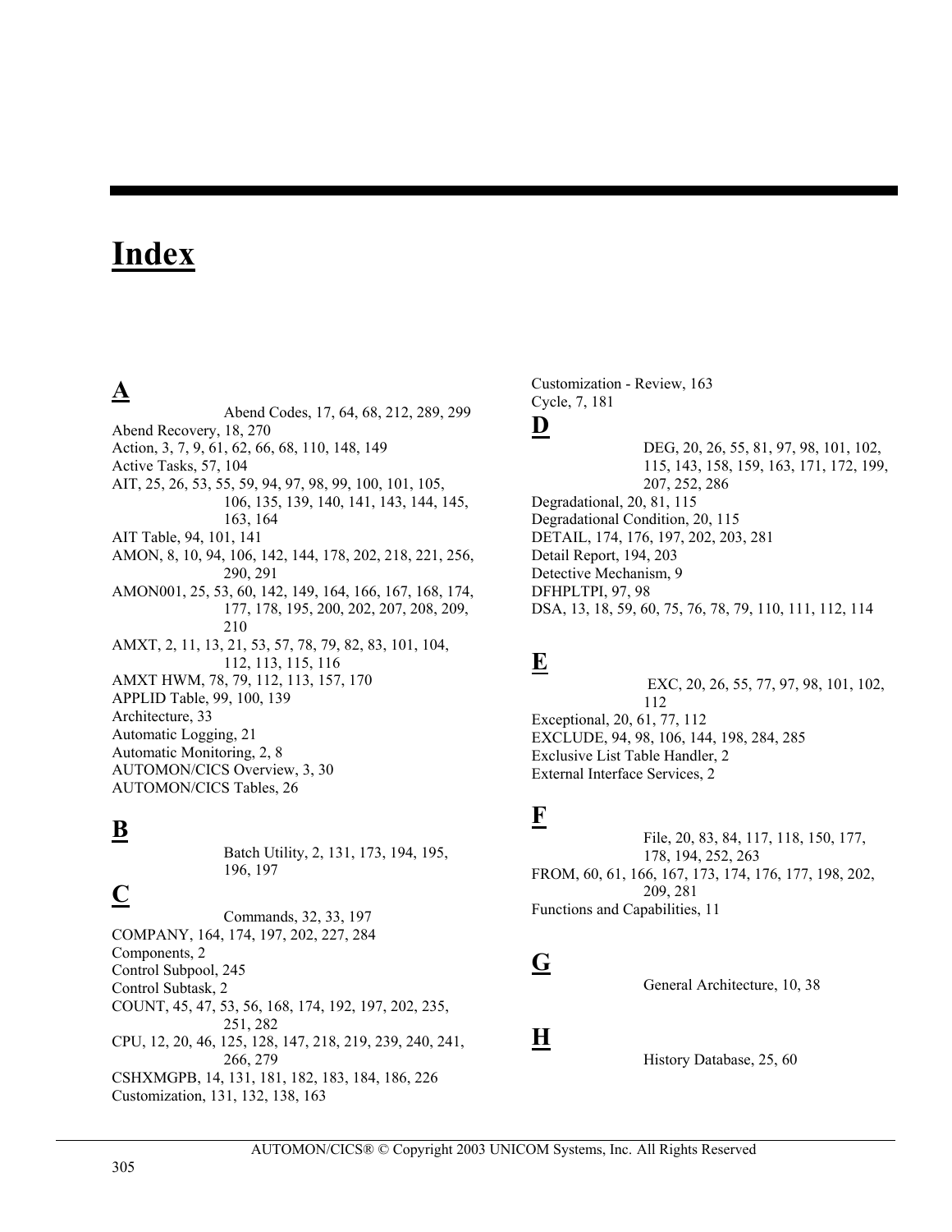# Index

## A

Abend Codes, 17, 64, 68, 212, 289, 299
Abend Recovery, 18, 270
Action, 3, 7, 9, 61, 62, 66, 68, 110, 148, 149
Active Tasks, 57, 104
AIT, 25, 26, 53, 55, 59, 94, 97, 98, 99, 100, 101, 105, 106, 135, 139, 140, 141, 143, 144, 145, 163, 164
AIT Table, 94, 101, 141
AMON, 8, 10, 94, 106, 142, 144, 178, 202, 218, 221, 256, 290, 291
AMON001, 25, 53, 60, 142, 149, 164, 166, 167, 168, 174, 177, 178, 195, 200, 202, 207, 208, 209, 210
AMXT, 2, 11, 13, 21, 53, 57, 78, 79, 82, 83, 101, 104, 112, 113, 115, 116
AMXT HWM, 78, 79, 112, 113, 157, 170
APPLID Table, 99, 100, 139
Architecture, 33
Automatic Logging, 21
Automatic Monitoring, 2, 8
AUTOMON/CICS Overview, 3, 30
AUTOMON/CICS Tables, 26

## B

Batch Utility, 2, 131, 173, 194, 195, 196, 197

## C

Commands, 32, 33, 197
COMPANY, 164, 174, 197, 202, 227, 284
Components, 2
Control Subpool, 245
Control Subtask, 2
COUNT, 45, 47, 53, 56, 168, 174, 192, 197, 202, 235, 251, 282
CPU, 12, 20, 46, 125, 128, 147, 218, 219, 239, 240, 241, 266, 279
CSHXMGPB, 14, 131, 181, 182, 183, 184, 186, 226
Customization, 131, 132, 138, 163
Customization - Review, 163
Cycle, 7, 181

## D

DEG, 20, 26, 55, 81, 97, 98, 101, 102, 115, 143, 158, 159, 163, 171, 172, 199, 207, 252, 286
Degradational, 20, 81, 115
Degradational Condition, 20, 115
DETAIL, 174, 176, 197, 202, 203, 281
Detail Report, 194, 203
Detective Mechanism, 9
DFHPLTPI, 97, 98
DSA, 13, 18, 59, 60, 75, 76, 78, 79, 110, 111, 112, 114

## E

EXC, 20, 26, 55, 77, 97, 98, 101, 102, 112
Exceptional, 20, 61, 77, 112
EXCLUDE, 94, 98, 106, 144, 198, 284, 285
Exclusive List Table Handler, 2
External Interface Services, 2

## F

File, 20, 83, 84, 117, 118, 150, 177, 178, 194, 252, 263
FROM, 60, 61, 166, 167, 173, 174, 176, 177, 198, 202, 209, 281
Functions and Capabilities, 11

## G

General Architecture, 10, 38

## H

History Database, 25, 60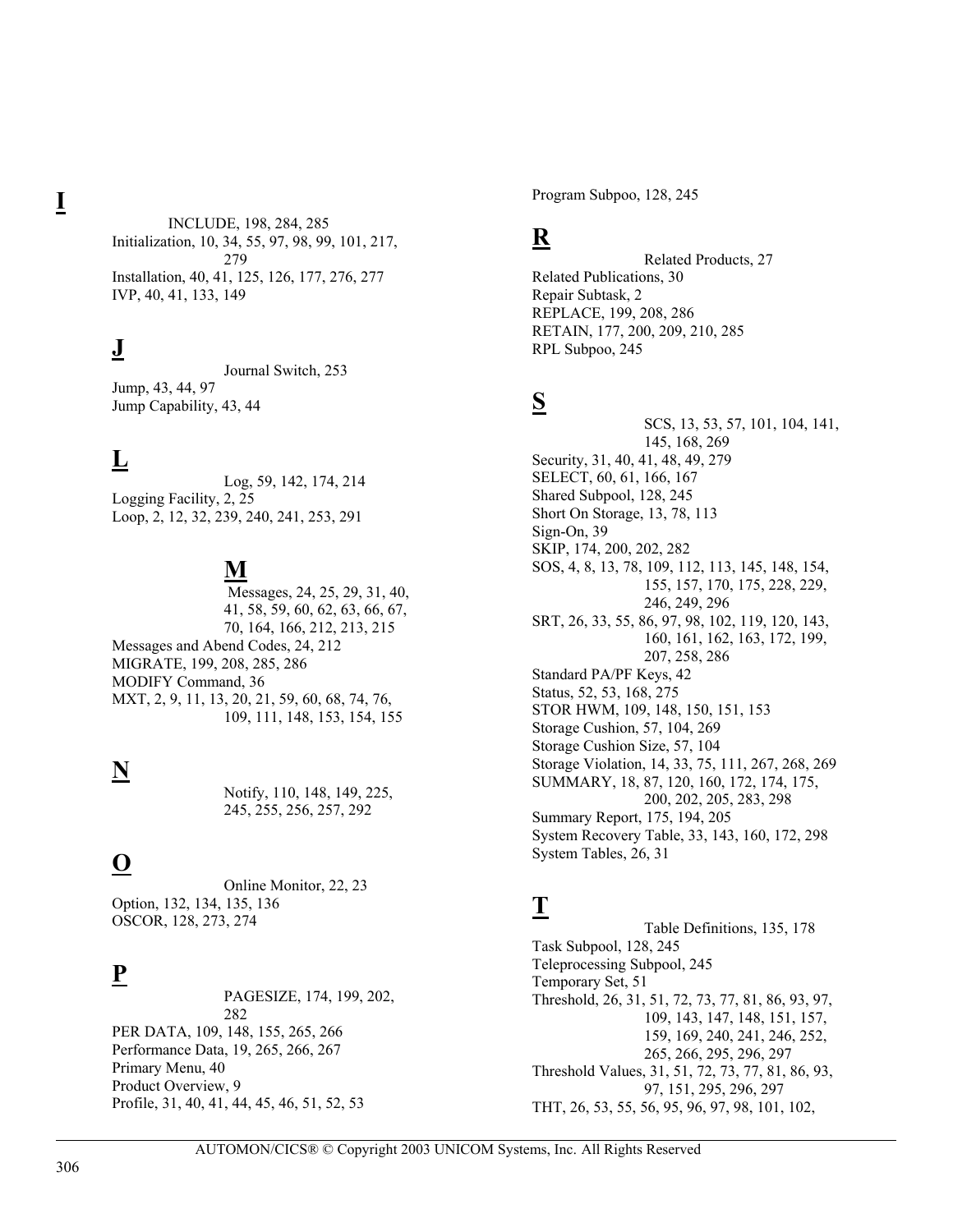## I

INCLUDE, 198, 284, 285
Initialization, 10, 34, 55, 97, 98, 99, 101, 217, 279
Installation, 40, 41, 125, 126, 177, 276, 277
IVP, 40, 41, 133, 149

## J

Journal Switch, 253
Jump, 43, 44, 97
Jump Capability, 43, 44

## L

Log, 59, 142, 174, 214
Logging Facility, 2, 25
Loop, 2, 12, 32, 239, 240, 241, 253, 291

## M

Messages, 24, 25, 29, 31, 40, 41, 58, 59, 60, 62, 63, 66, 67, 70, 164, 166, 212, 213, 215
Messages and Abend Codes, 24, 212
MIGRATE, 199, 208, 285, 286
MODIFY Command, 36
MXT, 2, 9, 11, 13, 20, 21, 59, 60, 68, 74, 76, 109, 111, 148, 153, 154, 155

## N

Notify, 110, 148, 149, 225, 245, 255, 256, 257, 292

## O

Online Monitor, 22, 23
Option, 132, 134, 135, 136
OSCOR, 128, 273, 274

## P

PAGESIZE, 174, 199, 202, 282
PER DATA, 109, 148, 155, 265, 266
Performance Data, 19, 265, 266, 267
Primary Menu, 40
Product Overview, 9
Profile, 31, 40, 41, 44, 45, 46, 51, 52, 53
Program Subpoo, 128, 245

## R

Related Products, 27
Related Publications, 30
Repair Subtask, 2
REPLACE, 199, 208, 286
RETAIN, 177, 200, 209, 210, 285
RPL Subpoo, 245

## S

SCS, 13, 53, 57, 101, 104, 141, 145, 168, 269
Security, 31, 40, 41, 48, 49, 279
SELECT, 60, 61, 166, 167
Shared Subpool, 128, 245
Short On Storage, 13, 78, 113
Sign-On, 39
SKIP, 174, 200, 202, 282
SOS, 4, 8, 13, 78, 109, 112, 113, 145, 148, 154, 155, 157, 170, 175, 228, 229, 246, 249, 296
SRT, 26, 33, 55, 86, 97, 98, 102, 119, 120, 143, 160, 161, 162, 163, 172, 199, 207, 258, 286
Standard PA/PF Keys, 42
Status, 52, 53, 168, 275
STOR HWM, 109, 148, 150, 151, 153
Storage Cushion, 57, 104, 269
Storage Cushion Size, 57, 104
Storage Violation, 14, 33, 75, 111, 267, 268, 269
SUMMARY, 18, 87, 120, 160, 172, 174, 175, 200, 202, 205, 283, 298
Summary Report, 175, 194, 205
System Recovery Table, 33, 143, 160, 172, 298
System Tables, 26, 31

## T

Table Definitions, 135, 178
Task Subpool, 128, 245
Teleprocessing Subpool, 245
Temporary Set, 51
Threshold, 26, 31, 51, 72, 73, 77, 81, 86, 93, 97, 109, 143, 147, 148, 151, 157, 159, 169, 240, 241, 246, 252, 265, 266, 295, 296, 297
Threshold Values, 31, 51, 72, 73, 77, 81, 86, 93, 97, 151, 295, 296, 297
THT, 26, 53, 55, 56, 95, 96, 97, 98, 101, 102,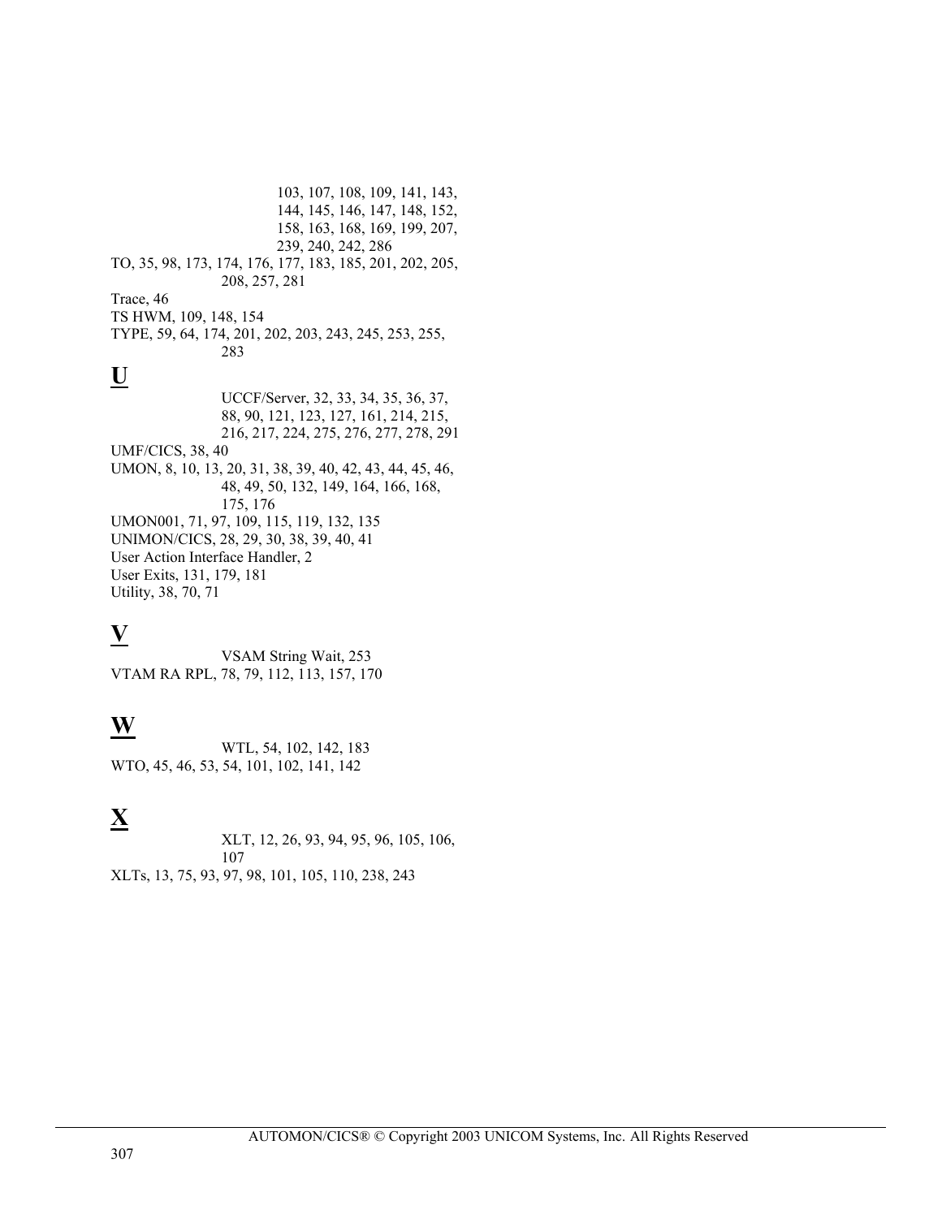103, 107, 108, 109, 141, 143, 144, 145, 146, 147, 148, 152, 158, 163, 168, 169, 199, 207, 239, 240, 242, 286

TO, 35, 98, 173, 174, 176, 177, 183, 185, 201, 202, 205, 208, 257, 281

Trace, 46

TS HWM, 109, 148, 154

TYPE, 59, 64, 174, 201, 202, 203, 243, 245, 253, 255, 283

## U

UCCF/Server, 32, 33, 34, 35, 36, 37, 88, 90, 121, 123, 127, 161, 214, 215, 216, 217, 224, 275, 276, 277, 278, 291

UMF/CICS, 38, 40

UMON, 8, 10, 13, 20, 31, 38, 39, 40, 42, 43, 44, 45, 46, 48, 49, 50, 132, 149, 164, 166, 168, 175, 176

UMON001, 71, 97, 109, 115, 119, 132, 135

UNIMON/CICS, 28, 29, 30, 38, 39, 40, 41

User Action Interface Handler, 2

User Exits, 131, 179, 181

Utility, 38, 70, 71

## V

VSAM String Wait, 253

VTAM RA RPL, 78, 79, 112, 113, 157, 170

## W

WTL, 54, 102, 142, 183

WTO, 45, 46, 53, 54, 101, 102, 141, 142

## X

XLT, 12, 26, 93, 94, 95, 96, 105, 106, 107

XLTs, 13, 75, 93, 97, 98, 101, 105, 110, 238, 243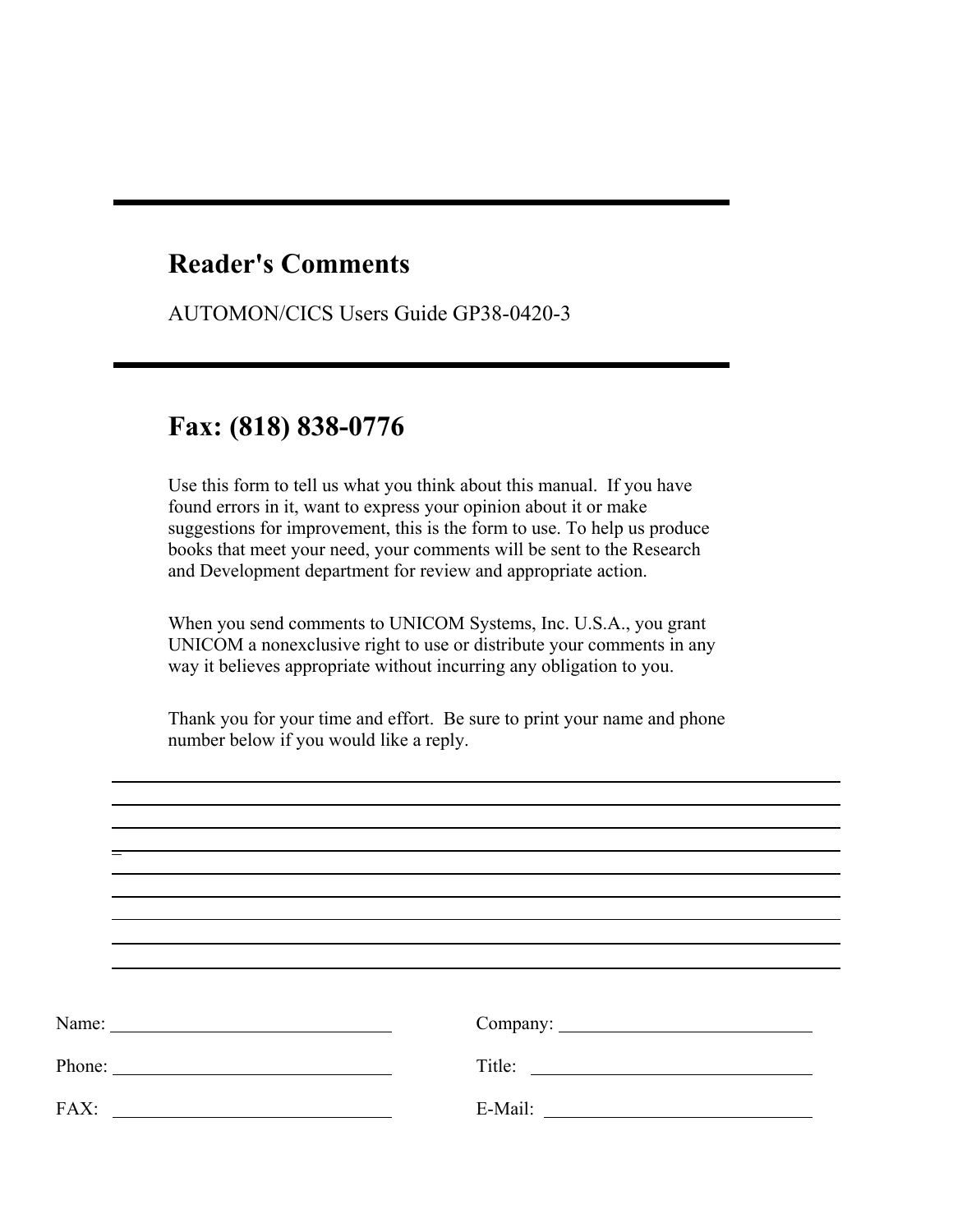## Reader's Comments

AUTOMON/CICS Users Guide GP38-0420-3

## Fax: (818) 838-0776

Use this form to tell us what you think about this manual. If you have found errors in it, want to express your opinion about it or make suggestions for improvement, this is the form to use. To help us produce books that meet your need, your comments will be sent to the Research and Development department for review and appropriate action.

When you send comments to UNICOM Systems, Inc. U.S.A., you grant UNICOM a nonexclusive right to use or distribute your comments in any way it believes appropriate without incurring any obligation to you.

Thank you for your time and effort. Be sure to print your name and phone number below if you would like a reply.

Name: ______________________________ Company: ______________________________

Phone: ______________________________ Title: ______________________________

FAX: ______________________________ E-Mail: ______________________________